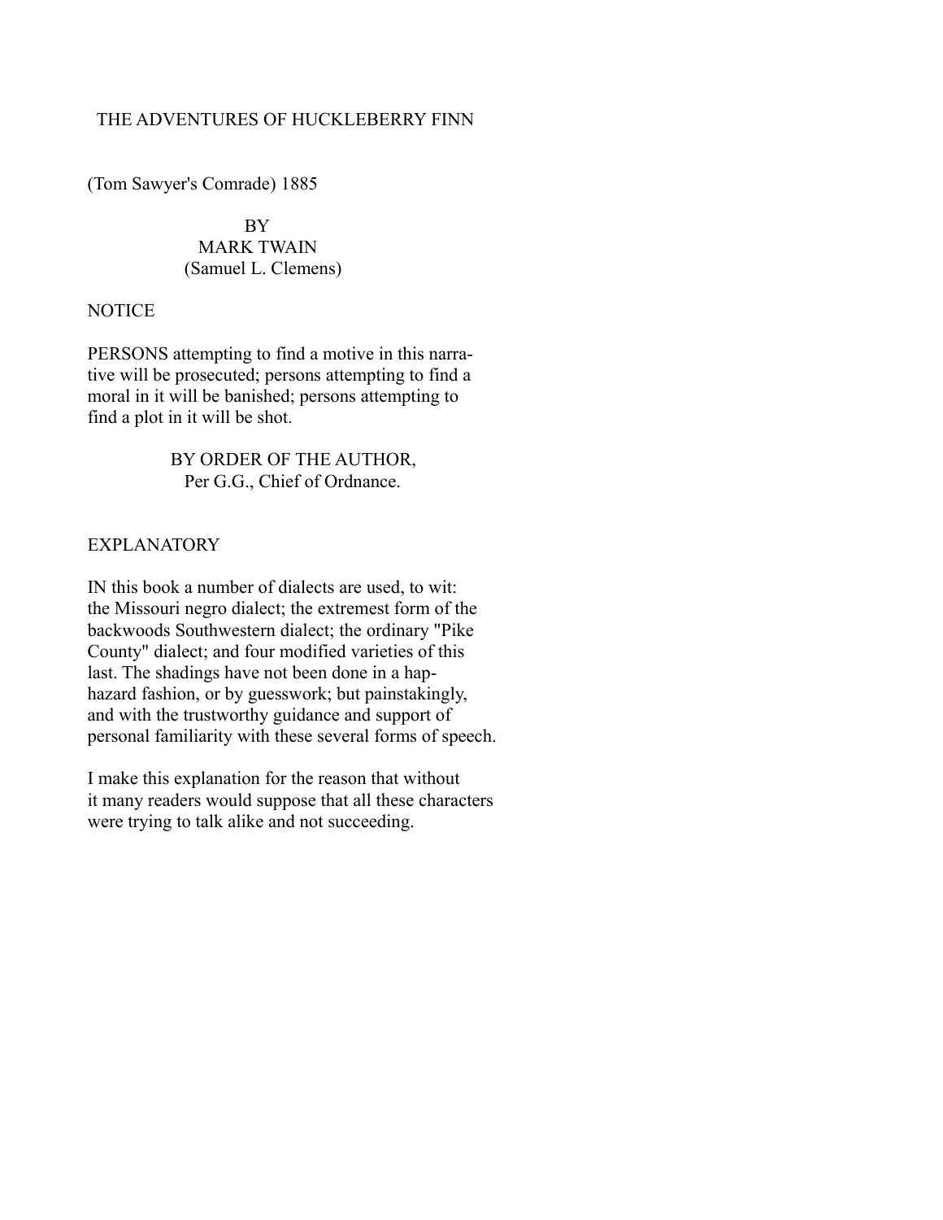# THE ADVENTURES OF HUCKLEBERRY FINN

(Tom Sawyer's Comrade) 1885

BY
MARK TWAIN
(Samuel L. Clemens)

## NOTICE

PERSONS attempting to find a motive in this narrative will be prosecuted; persons attempting to find a moral in it will be banished; persons attempting to find a plot in it will be shot.

BY ORDER OF THE AUTHOR,
Per G.G., Chief of Ordnance.

## EXPLANATORY

IN this book a number of dialects are used, to wit: the Missouri negro dialect; the extremest form of the backwoods Southwestern dialect; the ordinary "Pike County" dialect; and four modified varieties of this last. The shadings have not been done in a haphazard fashion, or by guesswork; but painstakingly, and with the trustworthy guidance and support of personal familiarity with these several forms of speech.

I make this explanation for the reason that without it many readers would suppose that all these characters were trying to talk alike and not succeeding.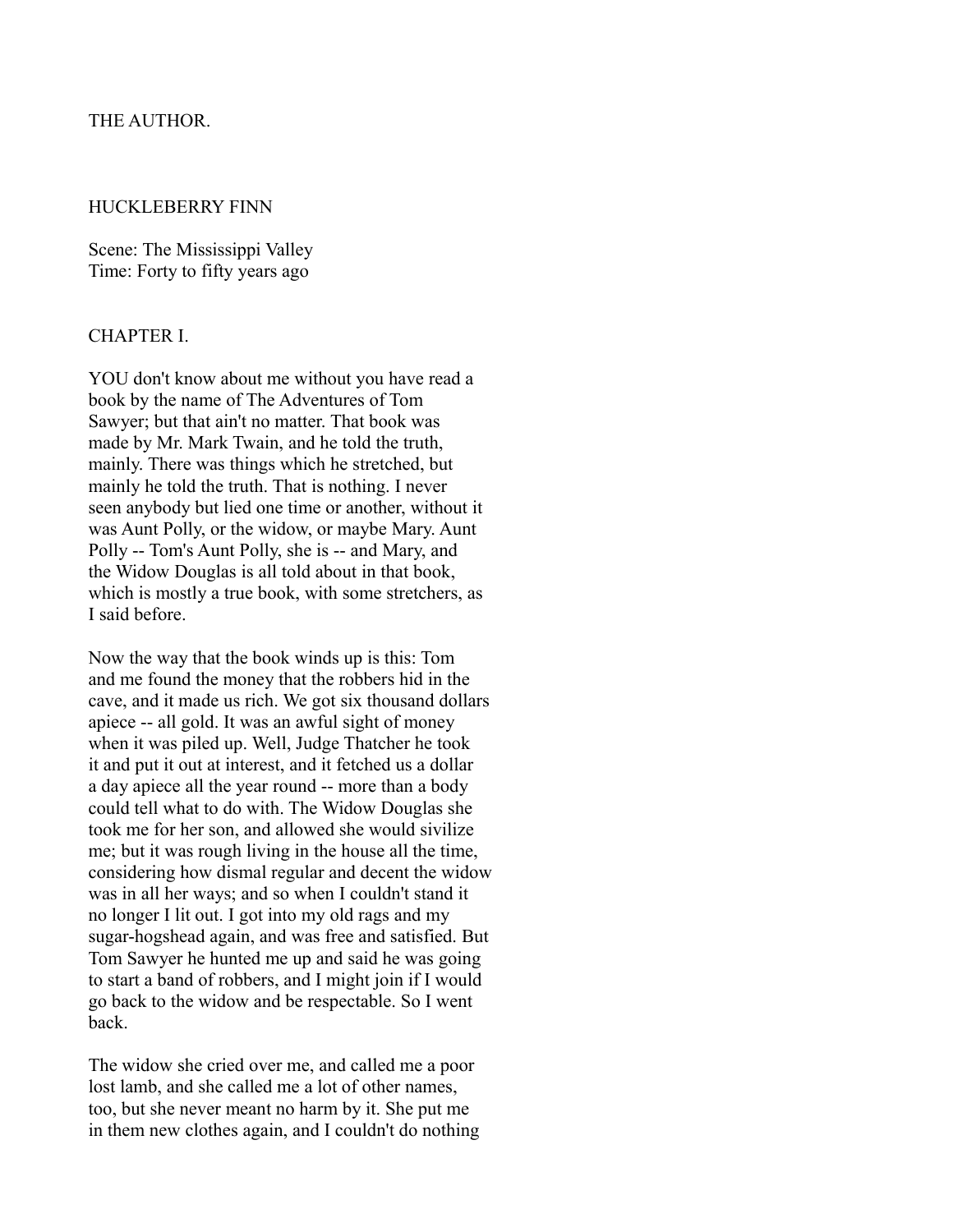THE AUTHOR.

# HUCKLEBERRY FINN

Scene: The Mississippi Valley
Time: Forty to fifty years ago

## CHAPTER I.

YOU don't know about me without you have read a book by the name of The Adventures of Tom Sawyer; but that ain't no matter. That book was made by Mr. Mark Twain, and he told the truth, mainly. There was things which he stretched, but mainly he told the truth. That is nothing. I never seen anybody but lied one time or another, without it was Aunt Polly, or the widow, or maybe Mary. Aunt Polly -- Tom's Aunt Polly, she is -- and Mary, and the Widow Douglas is all told about in that book, which is mostly a true book, with some stretchers, as I said before.

Now the way that the book winds up is this: Tom and me found the money that the robbers hid in the cave, and it made us rich. We got six thousand dollars apiece -- all gold. It was an awful sight of money when it was piled up. Well, Judge Thatcher he took it and put it out at interest, and it fetched us a dollar a day apiece all the year round -- more than a body could tell what to do with. The Widow Douglas she took me for her son, and allowed she would sivilize me; but it was rough living in the house all the time, considering how dismal regular and decent the widow was in all her ways; and so when I couldn't stand it no longer I lit out. I got into my old rags and my sugar-hogshead again, and was free and satisfied. But Tom Sawyer he hunted me up and said he was going to start a band of robbers, and I might join if I would go back to the widow and be respectable. So I went back.

The widow she cried over me, and called me a poor lost lamb, and she called me a lot of other names, too, but she never meant no harm by it. She put me in them new clothes again, and I couldn't do nothing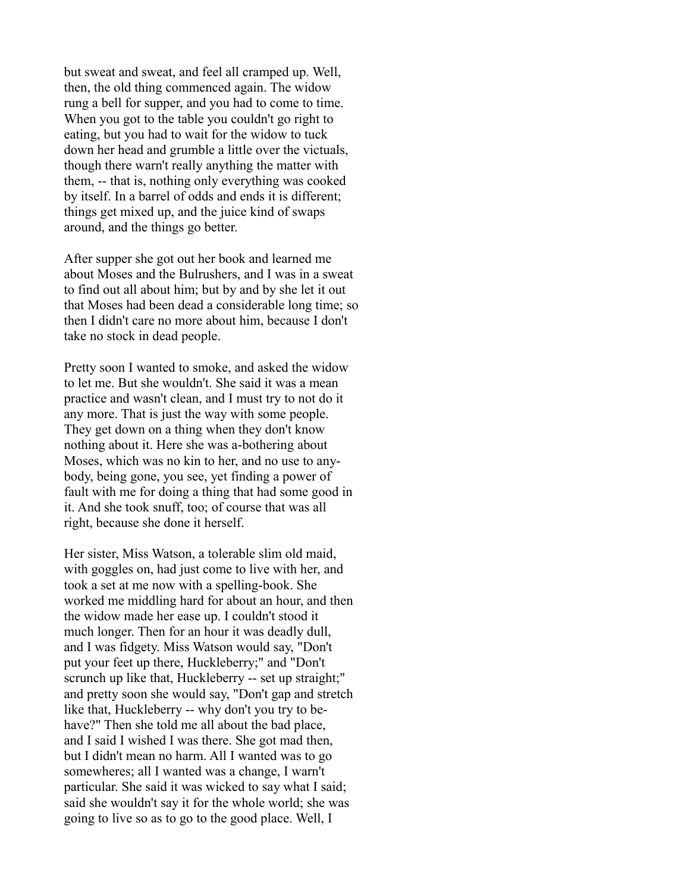but sweat and sweat, and feel all cramped up. Well, then, the old thing commenced again. The widow rung a bell for supper, and you had to come to time. When you got to the table you couldn't go right to eating, but you had to wait for the widow to tuck down her head and grumble a little over the victuals, though there warn't really anything the matter with them, -- that is, nothing only everything was cooked by itself. In a barrel of odds and ends it is different; things get mixed up, and the juice kind of swaps around, and the things go better.

After supper she got out her book and learned me about Moses and the Bulrushers, and I was in a sweat to find out all about him; but by and by she let it out that Moses had been dead a considerable long time; so then I didn't care no more about him, because I don't take no stock in dead people.

Pretty soon I wanted to smoke, and asked the widow to let me. But she wouldn't. She said it was a mean practice and wasn't clean, and I must try to not do it any more. That is just the way with some people. They get down on a thing when they don't know nothing about it. Here she was a-bothering about Moses, which was no kin to her, and no use to anybody, being gone, you see, yet finding a power of fault with me for doing a thing that had some good in it. And she took snuff, too; of course that was all right, because she done it herself.

Her sister, Miss Watson, a tolerable slim old maid, with goggles on, had just come to live with her, and took a set at me now with a spelling-book. She worked me middling hard for about an hour, and then the widow made her ease up. I couldn't stood it much longer. Then for an hour it was deadly dull, and I was fidgety. Miss Watson would say, "Don't put your feet up there, Huckleberry;" and "Don't scrunch up like that, Huckleberry -- set up straight;" and pretty soon she would say, "Don't gap and stretch like that, Huckleberry -- why don't you try to behave?" Then she told me all about the bad place, and I said I wished I was there. She got mad then, but I didn't mean no harm. All I wanted was to go somewheres; all I wanted was a change, I warn't particular. She said it was wicked to say what I said; said she wouldn't say it for the whole world; she was going to live so as to go to the good place. Well, I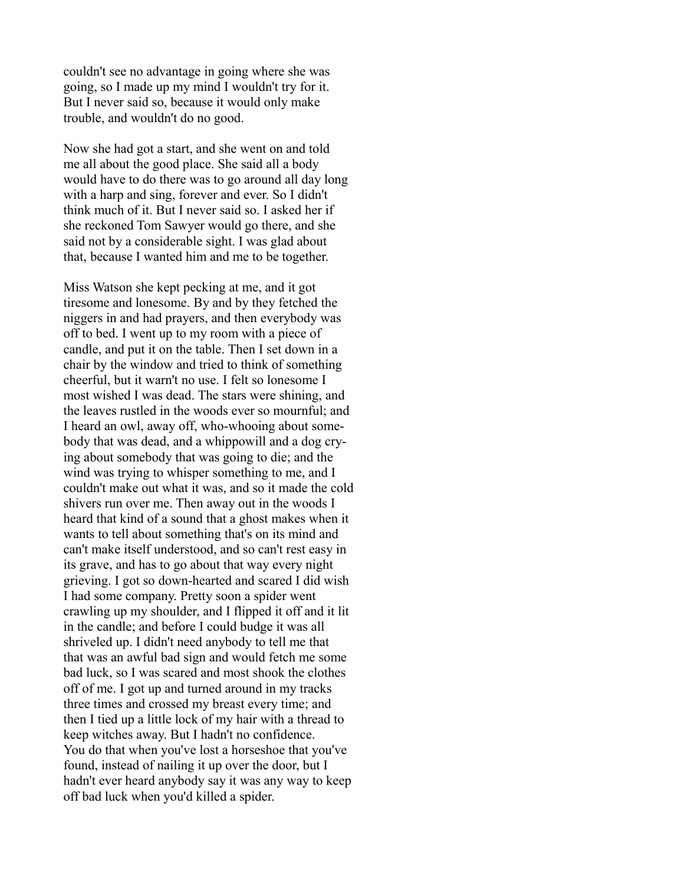couldn't see no advantage in going where she was going, so I made up my mind I wouldn't try for it. But I never said so, because it would only make trouble, and wouldn't do no good.

Now she had got a start, and she went on and told me all about the good place. She said all a body would have to do there was to go around all day long with a harp and sing, forever and ever. So I didn't think much of it. But I never said so. I asked her if she reckoned Tom Sawyer would go there, and she said not by a considerable sight. I was glad about that, because I wanted him and me to be together.

Miss Watson she kept pecking at me, and it got tiresome and lonesome. By and by they fetched the niggers in and had prayers, and then everybody was off to bed. I went up to my room with a piece of candle, and put it on the table. Then I set down in a chair by the window and tried to think of something cheerful, but it warn't no use. I felt so lonesome I most wished I was dead. The stars were shining, and the leaves rustled in the woods ever so mournful; and I heard an owl, away off, who-whooing about somebody that was dead, and a whippowill and a dog crying about somebody that was going to die; and the wind was trying to whisper something to me, and I couldn't make out what it was, and so it made the cold shivers run over me. Then away out in the woods I heard that kind of a sound that a ghost makes when it wants to tell about something that's on its mind and can't make itself understood, and so can't rest easy in its grave, and has to go about that way every night grieving. I got so down-hearted and scared I did wish I had some company. Pretty soon a spider went crawling up my shoulder, and I flipped it off and it lit in the candle; and before I could budge it was all shriveled up. I didn't need anybody to tell me that that was an awful bad sign and would fetch me some bad luck, so I was scared and most shook the clothes off of me. I got up and turned around in my tracks three times and crossed my breast every time; and then I tied up a little lock of my hair with a thread to keep witches away. But I hadn't no confidence. You do that when you've lost a horseshoe that you've found, instead of nailing it up over the door, but I hadn't ever heard anybody say it was any way to keep off bad luck when you'd killed a spider.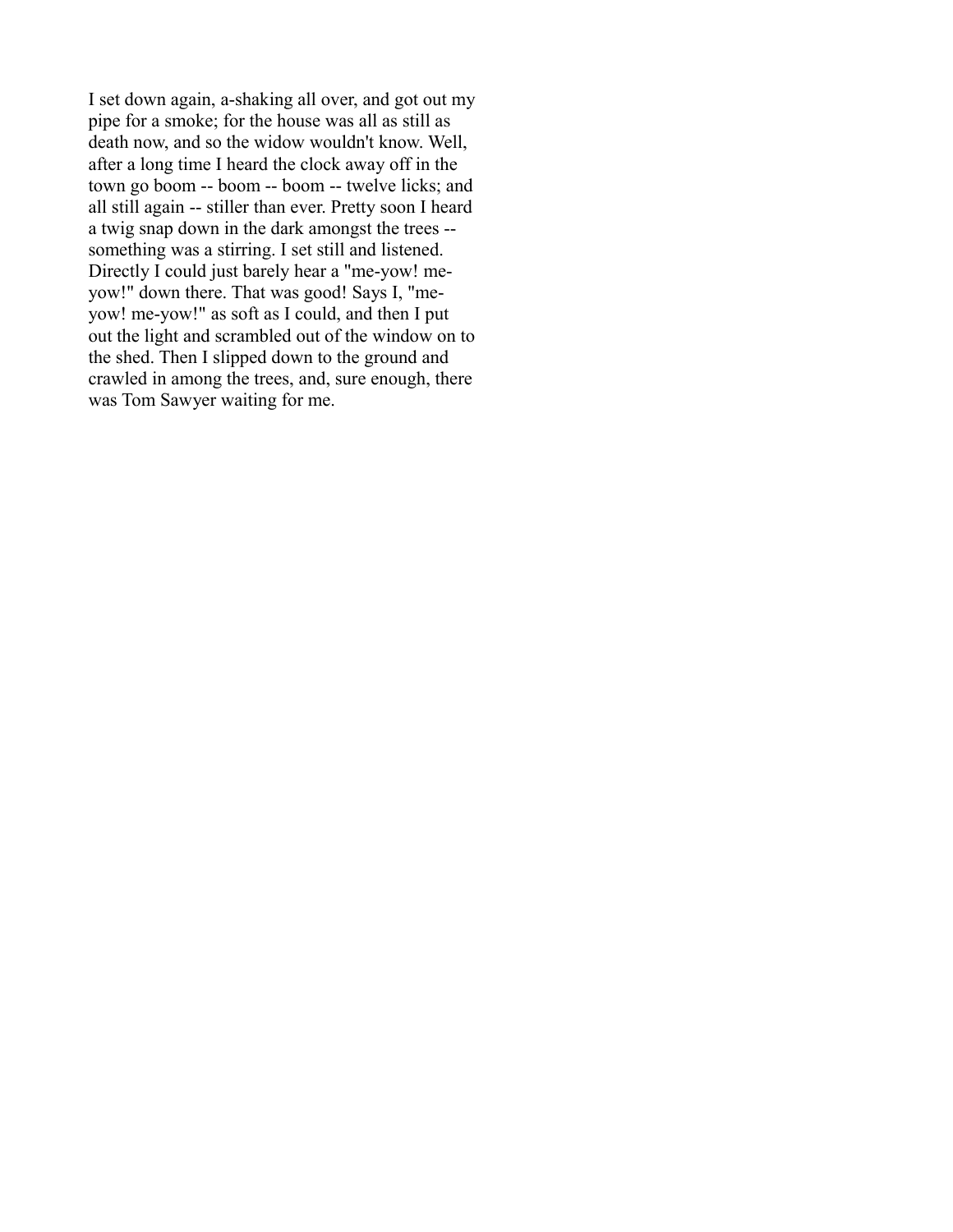I set down again, a-shaking all over, and got out my pipe for a smoke; for the house was all as still as death now, and so the widow wouldn't know. Well, after a long time I heard the clock away off in the town go boom -- boom -- boom -- twelve licks; and all still again -- stiller than ever. Pretty soon I heard a twig snap down in the dark amongst the trees -- something was a stirring. I set still and listened. Directly I could just barely hear a "me-yow! me-yow!" down there. That was good! Says I, "me-yow! me-yow!" as soft as I could, and then I put out the light and scrambled out of the window on to the shed. Then I slipped down to the ground and crawled in among the trees, and, sure enough, there was Tom Sawyer waiting for me.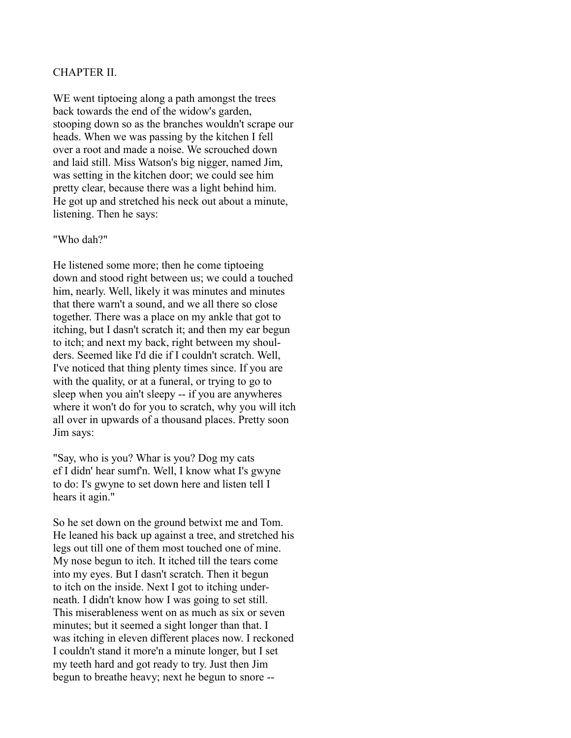## CHAPTER II.

WE went tiptoeing along a path amongst the trees back towards the end of the widow's garden, stooping down so as the branches wouldn't scrape our heads. When we was passing by the kitchen I fell over a root and made a noise. We scrouched down and laid still. Miss Watson's big nigger, named Jim, was setting in the kitchen door; we could see him pretty clear, because there was a light behind him. He got up and stretched his neck out about a minute, listening. Then he says:

"Who dah?"

He listened some more; then he come tiptoeing down and stood right between us; we could a touched him, nearly. Well, likely it was minutes and minutes that there warn't a sound, and we all there so close together. There was a place on my ankle that got to itching, but I dasn't scratch it; and then my ear begun to itch; and next my back, right between my shoulders. Seemed like I'd die if I couldn't scratch. Well, I've noticed that thing plenty times since. If you are with the quality, or at a funeral, or trying to go to sleep when you ain't sleepy -- if you are anywheres where it won't do for you to scratch, why you will itch all over in upwards of a thousand places. Pretty soon Jim says:

"Say, who is you? Whar is you? Dog my cats ef I didn' hear sumf'n. Well, I know what I's gwyne to do: I's gwyne to set down here and listen tell I hears it agin."

So he set down on the ground betwixt me and Tom. He leaned his back up against a tree, and stretched his legs out till one of them most touched one of mine. My nose begun to itch. It itched till the tears come into my eyes. But I dasn't scratch. Then it begun to itch on the inside. Next I got to itching underneath. I didn't know how I was going to set still. This miserableness went on as much as six or seven minutes; but it seemed a sight longer than that. I was itching in eleven different places now. I reckoned I couldn't stand it more'n a minute longer, but I set my teeth hard and got ready to try. Just then Jim begun to breathe heavy; next he begun to snore --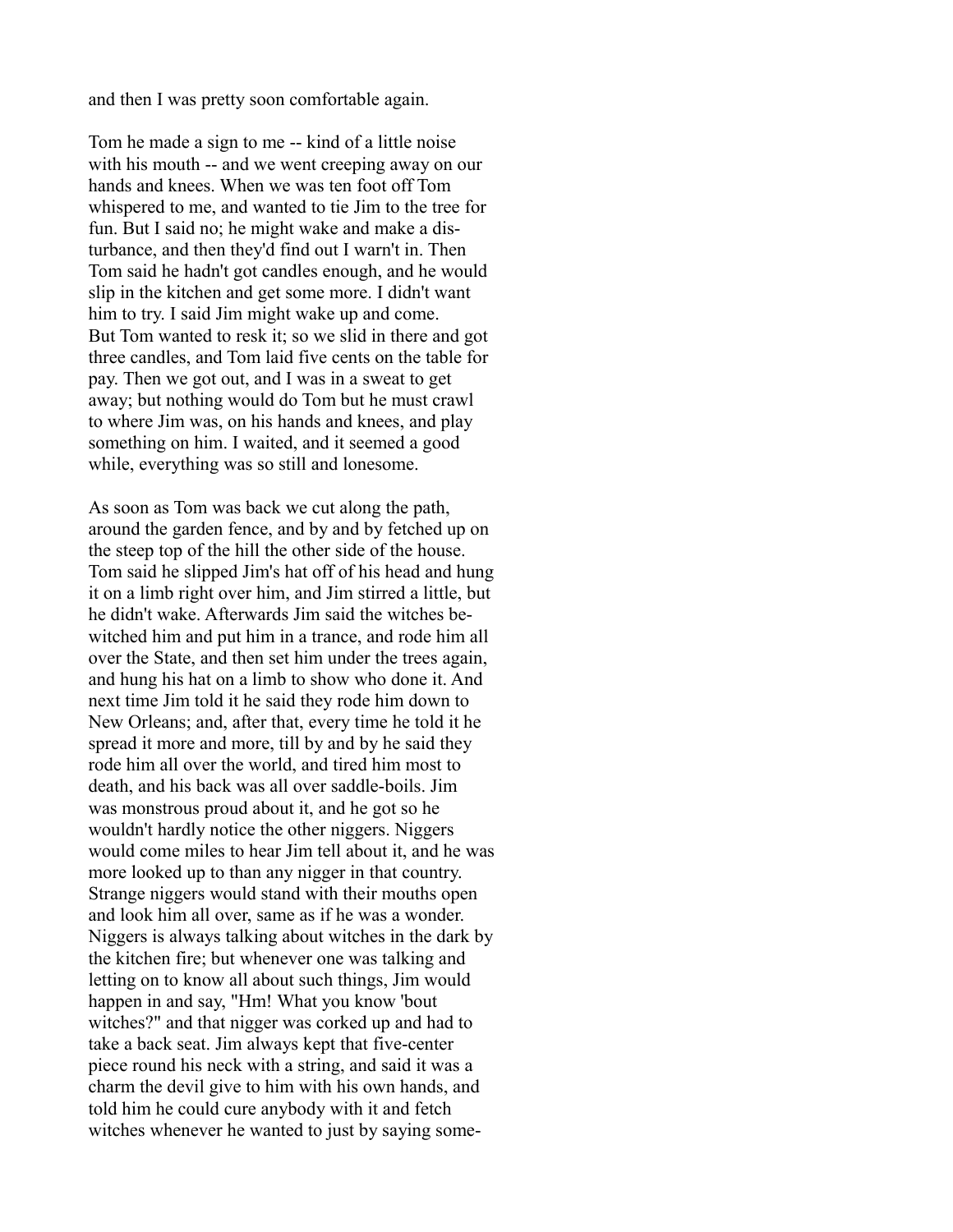and then I was pretty soon comfortable again.

Tom he made a sign to me -- kind of a little noise with his mouth -- and we went creeping away on our hands and knees. When we was ten foot off Tom whispered to me, and wanted to tie Jim to the tree for fun. But I said no; he might wake and make a disturbance, and then they'd find out I warn't in. Then Tom said he hadn't got candles enough, and he would slip in the kitchen and get some more. I didn't want him to try. I said Jim might wake up and come. But Tom wanted to resk it; so we slid in there and got three candles, and Tom laid five cents on the table for pay. Then we got out, and I was in a sweat to get away; but nothing would do Tom but he must crawl to where Jim was, on his hands and knees, and play something on him. I waited, and it seemed a good while, everything was so still and lonesome.

As soon as Tom was back we cut along the path, around the garden fence, and by and by fetched up on the steep top of the hill the other side of the house. Tom said he slipped Jim's hat off of his head and hung it on a limb right over him, and Jim stirred a little, but he didn't wake. Afterwards Jim said the witches bewitched him and put him in a trance, and rode him all over the State, and then set him under the trees again, and hung his hat on a limb to show who done it. And next time Jim told it he said they rode him down to New Orleans; and, after that, every time he told it he spread it more and more, till by and by he said they rode him all over the world, and tired him most to death, and his back was all over saddle-boils. Jim was monstrous proud about it, and he got so he wouldn't hardly notice the other niggers. Niggers would come miles to hear Jim tell about it, and he was more looked up to than any nigger in that country. Strange niggers would stand with their mouths open and look him all over, same as if he was a wonder. Niggers is always talking about witches in the dark by the kitchen fire; but whenever one was talking and letting on to know all about such things, Jim would happen in and say, "Hm! What you know 'bout witches?" and that nigger was corked up and had to take a back seat. Jim always kept that five-center piece round his neck with a string, and said it was a charm the devil give to him with his own hands, and told him he could cure anybody with it and fetch witches whenever he wanted to just by saying some-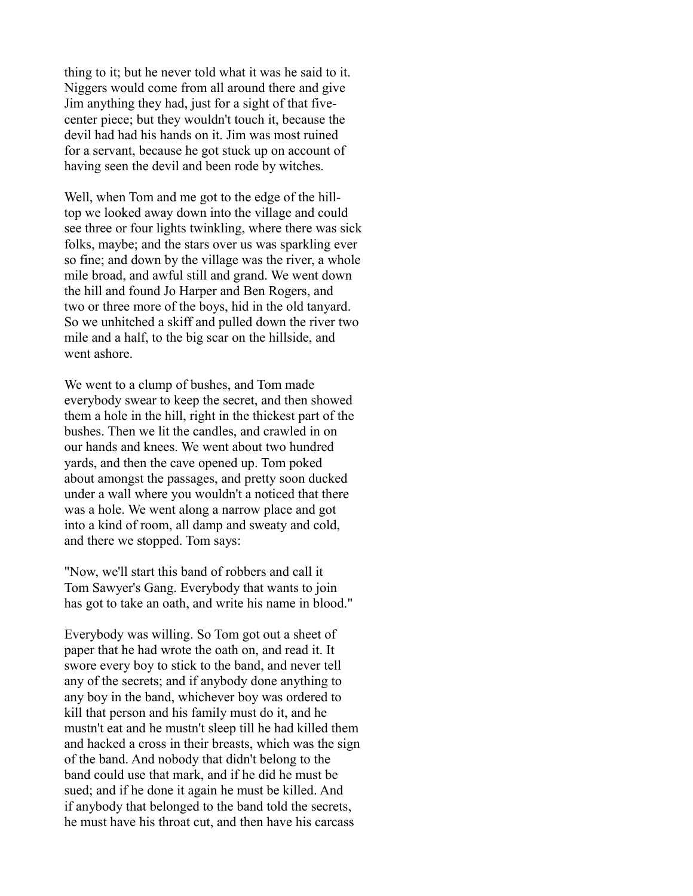thing to it; but he never told what it was he said to it. Niggers would come from all around there and give Jim anything they had, just for a sight of that five-center piece; but they wouldn't touch it, because the devil had had his hands on it. Jim was most ruined for a servant, because he got stuck up on account of having seen the devil and been rode by witches.

Well, when Tom and me got to the edge of the hilltop we looked away down into the village and could see three or four lights twinkling, where there was sick folks, maybe; and the stars over us was sparkling ever so fine; and down by the village was the river, a whole mile broad, and awful still and grand. We went down the hill and found Jo Harper and Ben Rogers, and two or three more of the boys, hid in the old tanyard. So we unhitched a skiff and pulled down the river two mile and a half, to the big scar on the hillside, and went ashore.

We went to a clump of bushes, and Tom made everybody swear to keep the secret, and then showed them a hole in the hill, right in the thickest part of the bushes. Then we lit the candles, and crawled in on our hands and knees. We went about two hundred yards, and then the cave opened up. Tom poked about amongst the passages, and pretty soon ducked under a wall where you wouldn't a noticed that there was a hole. We went along a narrow place and got into a kind of room, all damp and sweaty and cold, and there we stopped. Tom says:

"Now, we'll start this band of robbers and call it Tom Sawyer's Gang. Everybody that wants to join has got to take an oath, and write his name in blood."

Everybody was willing. So Tom got out a sheet of paper that he had wrote the oath on, and read it. It swore every boy to stick to the band, and never tell any of the secrets; and if anybody done anything to any boy in the band, whichever boy was ordered to kill that person and his family must do it, and he mustn't eat and he mustn't sleep till he had killed them and hacked a cross in their breasts, which was the sign of the band. And nobody that didn't belong to the band could use that mark, and if he did he must be sued; and if he done it again he must be killed. And if anybody that belonged to the band told the secrets, he must have his throat cut, and then have his carcass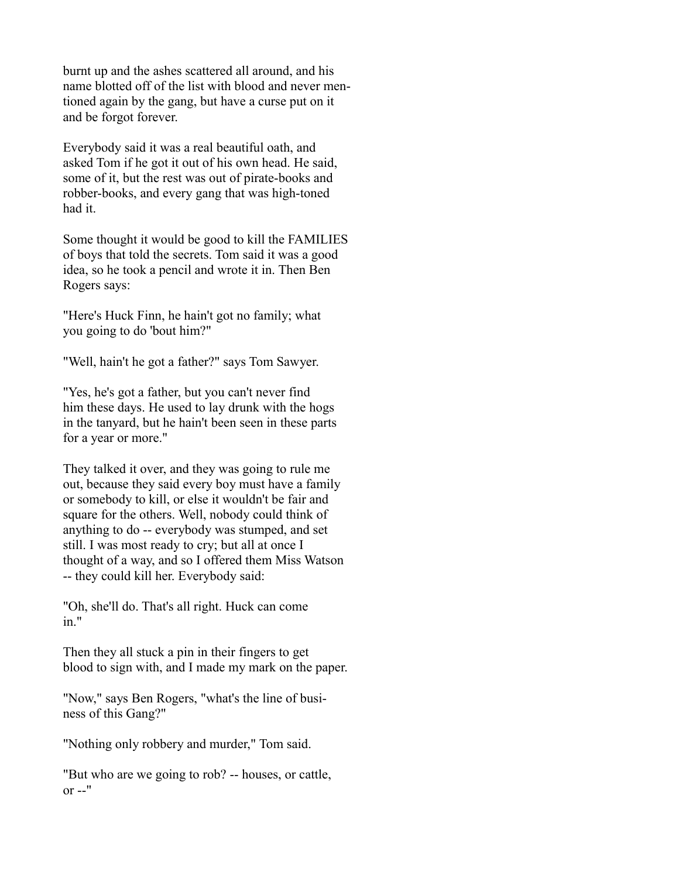burnt up and the ashes scattered all around, and his name blotted off of the list with blood and never mentioned again by the gang, but have a curse put on it and be forgot forever.

Everybody said it was a real beautiful oath, and asked Tom if he got it out of his own head. He said, some of it, but the rest was out of pirate-books and robber-books, and every gang that was high-toned had it.

Some thought it would be good to kill the FAMILIES of boys that told the secrets. Tom said it was a good idea, so he took a pencil and wrote it in. Then Ben Rogers says:

"Here's Huck Finn, he hain't got no family; what you going to do 'bout him?"

"Well, hain't he got a father?" says Tom Sawyer.

"Yes, he's got a father, but you can't never find him these days. He used to lay drunk with the hogs in the tanyard, but he hain't been seen in these parts for a year or more."

They talked it over, and they was going to rule me out, because they said every boy must have a family or somebody to kill, or else it wouldn't be fair and square for the others. Well, nobody could think of anything to do -- everybody was stumped, and set still. I was most ready to cry; but all at once I thought of a way, and so I offered them Miss Watson -- they could kill her. Everybody said:

"Oh, she'll do. That's all right. Huck can come in."

Then they all stuck a pin in their fingers to get blood to sign with, and I made my mark on the paper.

"Now," says Ben Rogers, "what's the line of business of this Gang?"

"Nothing only robbery and murder," Tom said.

"But who are we going to rob? -- houses, or cattle, or --"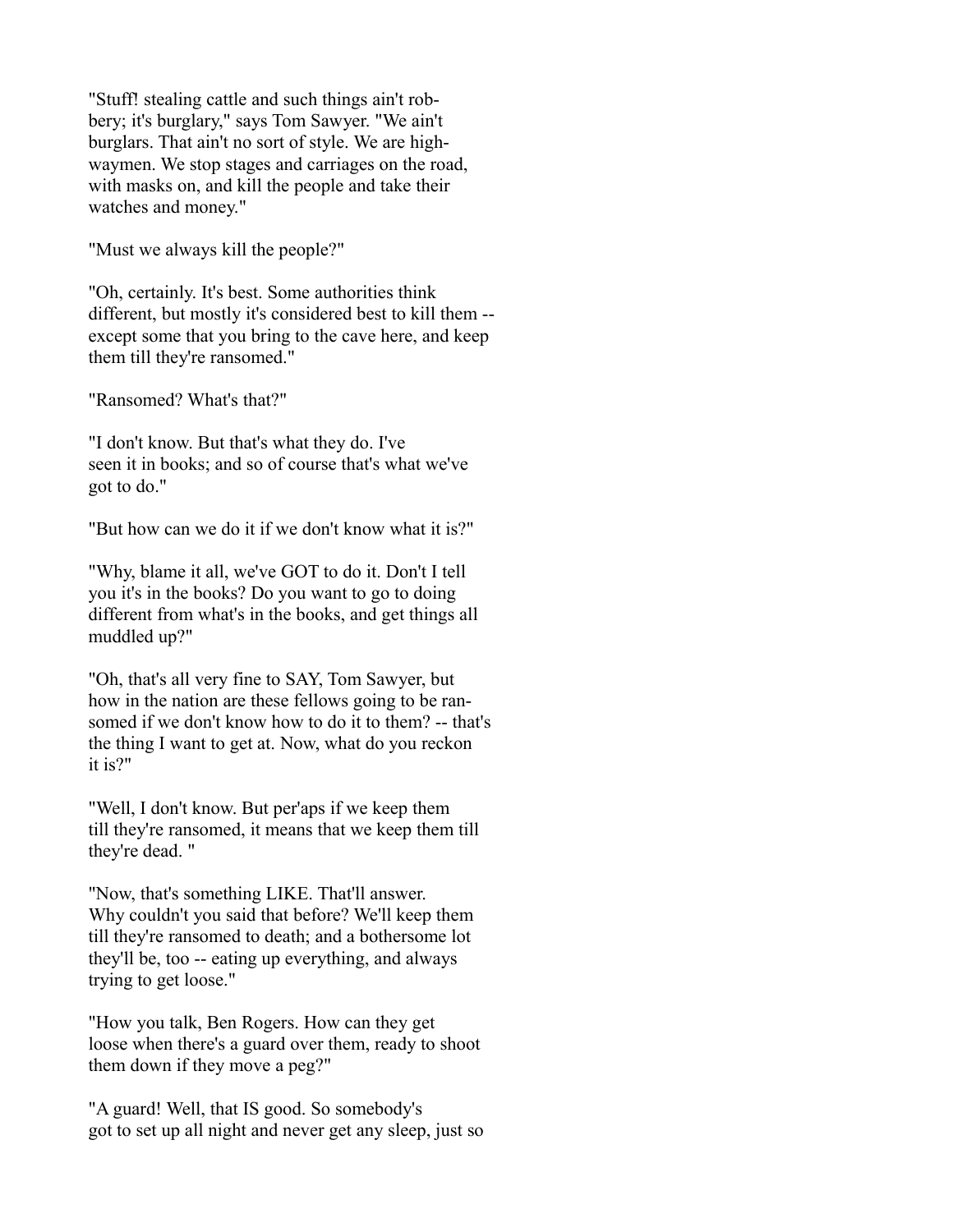"Stuff! stealing cattle and such things ain't robbery; it's burglary," says Tom Sawyer. "We ain't burglars. That ain't no sort of style. We are highwaymen. We stop stages and carriages on the road, with masks on, and kill the people and take their watches and money."

"Must we always kill the people?"

"Oh, certainly. It's best. Some authorities think different, but mostly it's considered best to kill them -- except some that you bring to the cave here, and keep them till they're ransomed."

"Ransomed? What's that?"

"I don't know. But that's what they do. I've seen it in books; and so of course that's what we've got to do."

"But how can we do it if we don't know what it is?"

"Why, blame it all, we've GOT to do it. Don't I tell you it's in the books? Do you want to go to doing different from what's in the books, and get things all muddled up?"

"Oh, that's all very fine to SAY, Tom Sawyer, but how in the nation are these fellows going to be ransomed if we don't know how to do it to them? -- that's the thing I want to get at. Now, what do you reckon it is?"

"Well, I don't know. But per'aps if we keep them till they're ransomed, it means that we keep them till they're dead. "

"Now, that's something LIKE. That'll answer. Why couldn't you said that before? We'll keep them till they're ransomed to death; and a bothersome lot they'll be, too -- eating up everything, and always trying to get loose."

"How you talk, Ben Rogers. How can they get loose when there's a guard over them, ready to shoot them down if they move a peg?"

"A guard! Well, that IS good. So somebody's got to set up all night and never get any sleep, just so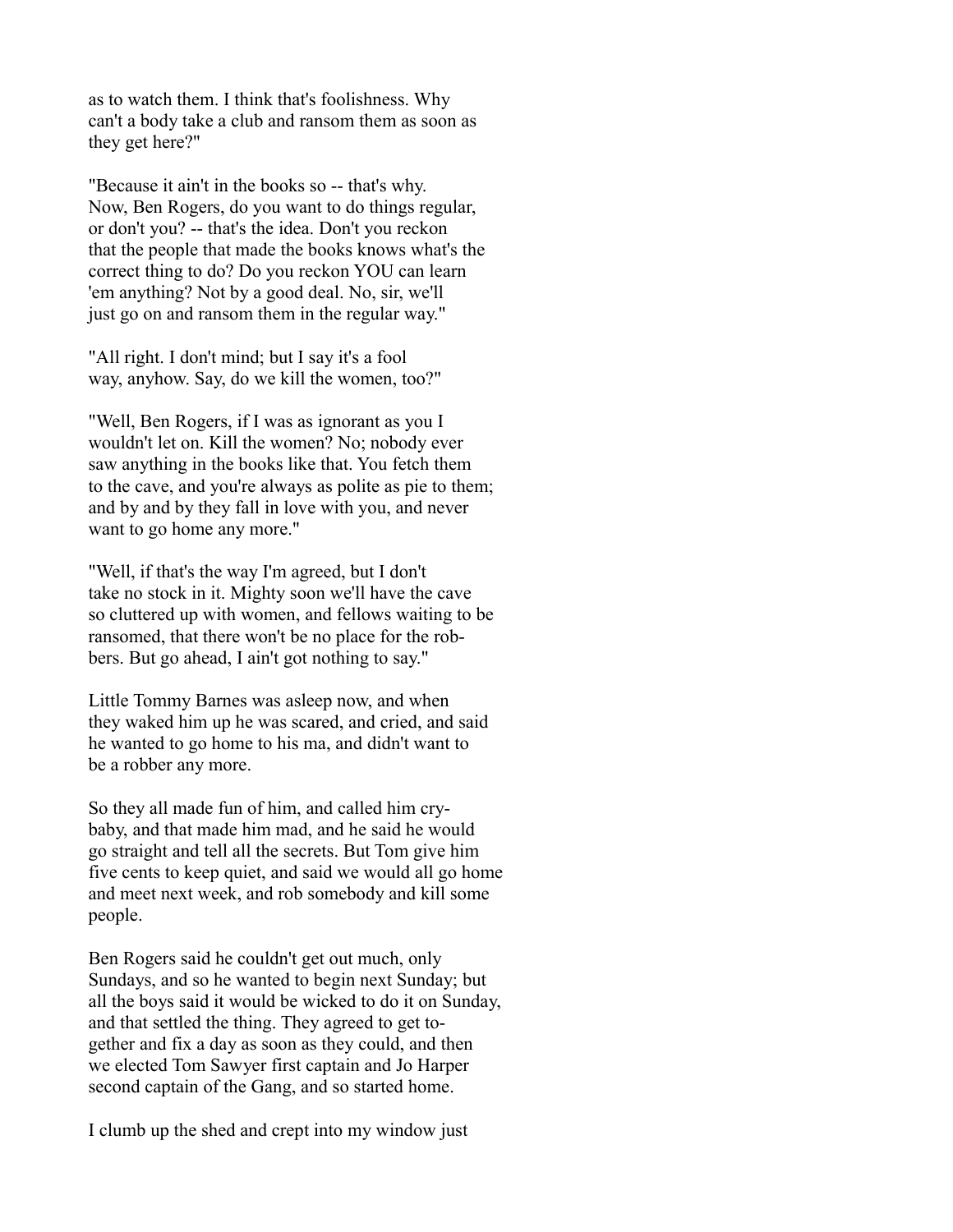as to watch them. I think that's foolishness. Why can't a body take a club and ransom them as soon as they get here?"

"Because it ain't in the books so -- that's why. Now, Ben Rogers, do you want to do things regular, or don't you? -- that's the idea. Don't you reckon that the people that made the books knows what's the correct thing to do? Do you reckon YOU can learn 'em anything? Not by a good deal. No, sir, we'll just go on and ransom them in the regular way."

"All right. I don't mind; but I say it's a fool way, anyhow. Say, do we kill the women, too?"

"Well, Ben Rogers, if I was as ignorant as you I wouldn't let on. Kill the women? No; nobody ever saw anything in the books like that. You fetch them to the cave, and you're always as polite as pie to them; and by and by they fall in love with you, and never want to go home any more."

"Well, if that's the way I'm agreed, but I don't take no stock in it. Mighty soon we'll have the cave so cluttered up with women, and fellows waiting to be ransomed, that there won't be no place for the robbers. But go ahead, I ain't got nothing to say."

Little Tommy Barnes was asleep now, and when they waked him up he was scared, and cried, and said he wanted to go home to his ma, and didn't want to be a robber any more.

So they all made fun of him, and called him cry-baby, and that made him mad, and he said he would go straight and tell all the secrets. But Tom give him five cents to keep quiet, and said we would all go home and meet next week, and rob somebody and kill some people.

Ben Rogers said he couldn't get out much, only Sundays, and so he wanted to begin next Sunday; but all the boys said it would be wicked to do it on Sunday, and that settled the thing. They agreed to get together and fix a day as soon as they could, and then we elected Tom Sawyer first captain and Jo Harper second captain of the Gang, and so started home.

I clumb up the shed and crept into my window just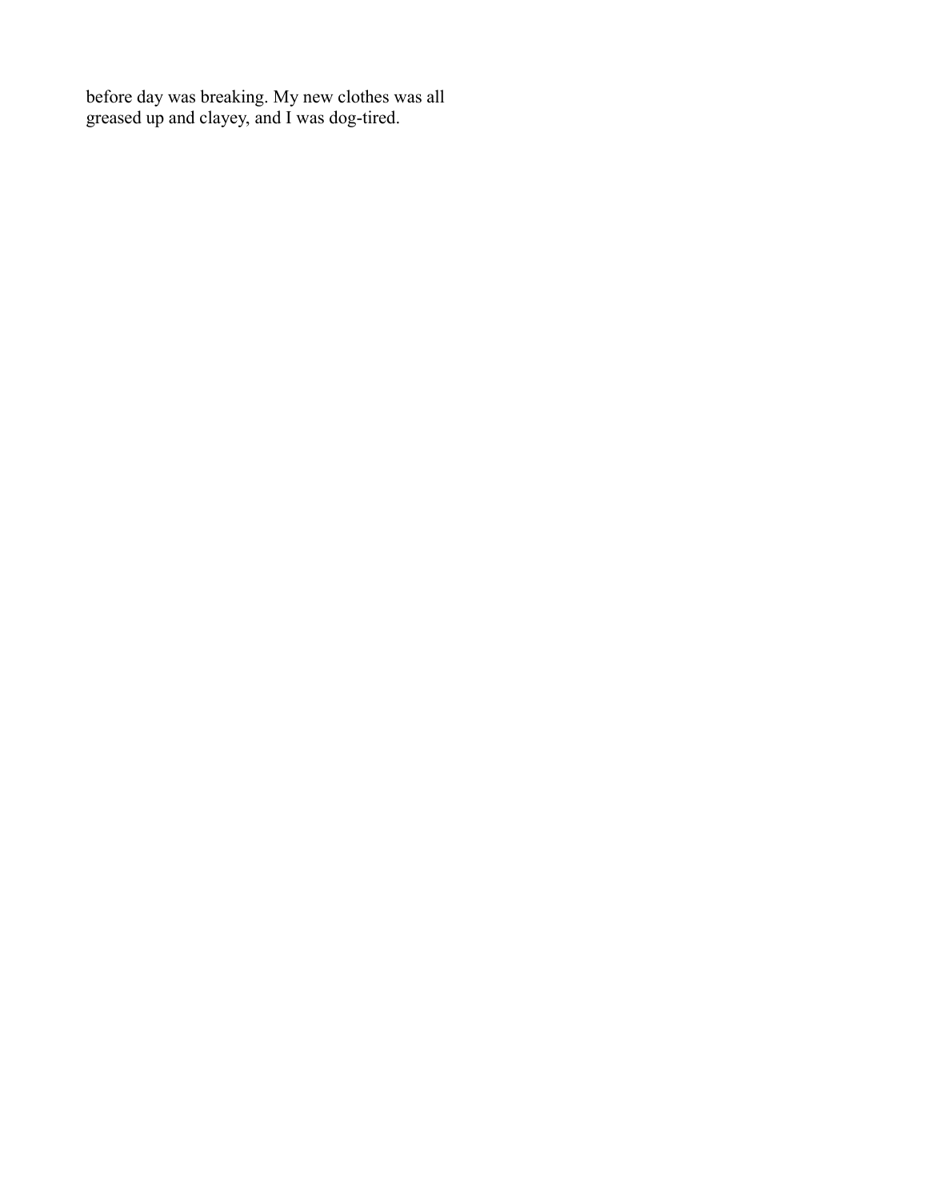before day was breaking. My new clothes was all greased up and clayey, and I was dog-tired.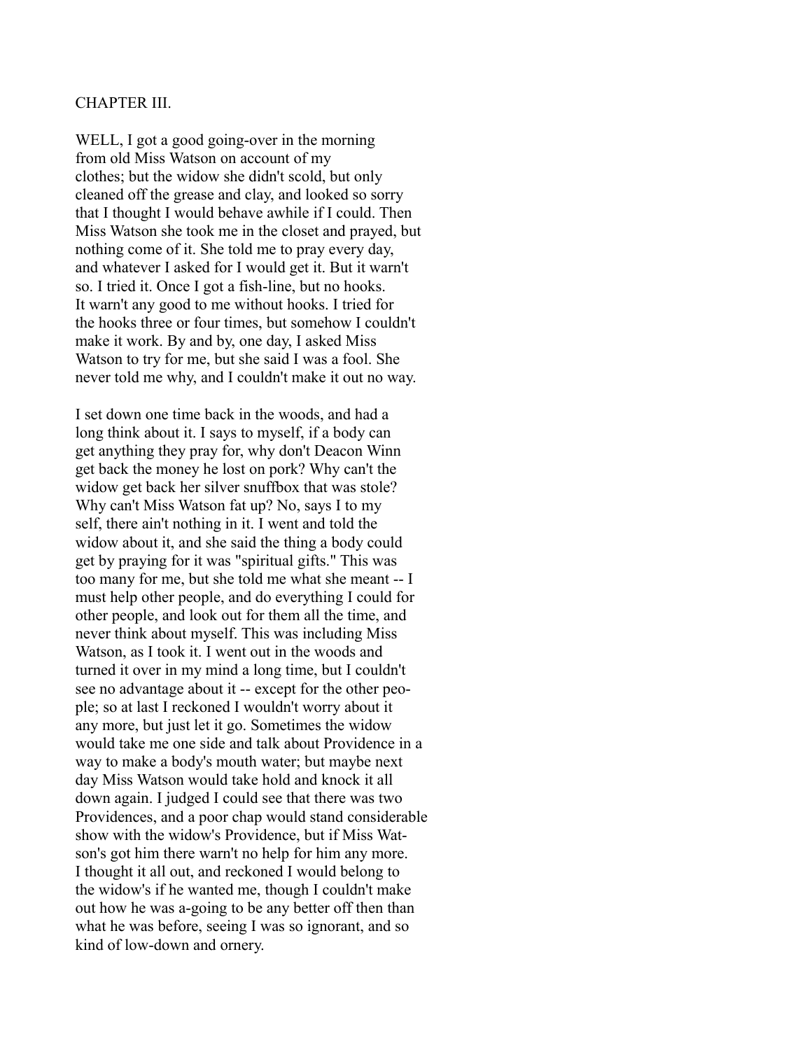## CHAPTER III.

WELL, I got a good going-over in the morning from old Miss Watson on account of my clothes; but the widow she didn't scold, but only cleaned off the grease and clay, and looked so sorry that I thought I would behave awhile if I could. Then Miss Watson she took me in the closet and prayed, but nothing come of it. She told me to pray every day, and whatever I asked for I would get it. But it warn't so. I tried it. Once I got a fish-line, but no hooks. It warn't any good to me without hooks. I tried for the hooks three or four times, but somehow I couldn't make it work. By and by, one day, I asked Miss Watson to try for me, but she said I was a fool. She never told me why, and I couldn't make it out no way.

I set down one time back in the woods, and had a long think about it. I says to myself, if a body can get anything they pray for, why don't Deacon Winn get back the money he lost on pork? Why can't the widow get back her silver snuffbox that was stole? Why can't Miss Watson fat up? No, says I to my self, there ain't nothing in it. I went and told the widow about it, and she said the thing a body could get by praying for it was "spiritual gifts." This was too many for me, but she told me what she meant -- I must help other people, and do everything I could for other people, and look out for them all the time, and never think about myself. This was including Miss Watson, as I took it. I went out in the woods and turned it over in my mind a long time, but I couldn't see no advantage about it -- except for the other people; so at last I reckoned I wouldn't worry about it any more, but just let it go. Sometimes the widow would take me one side and talk about Providence in a way to make a body's mouth water; but maybe next day Miss Watson would take hold and knock it all down again. I judged I could see that there was two Providences, and a poor chap would stand considerable show with the widow's Providence, but if Miss Watson's got him there warn't no help for him any more. I thought it all out, and reckoned I would belong to the widow's if he wanted me, though I couldn't make out how he was a-going to be any better off then than what he was before, seeing I was so ignorant, and so kind of low-down and ornery.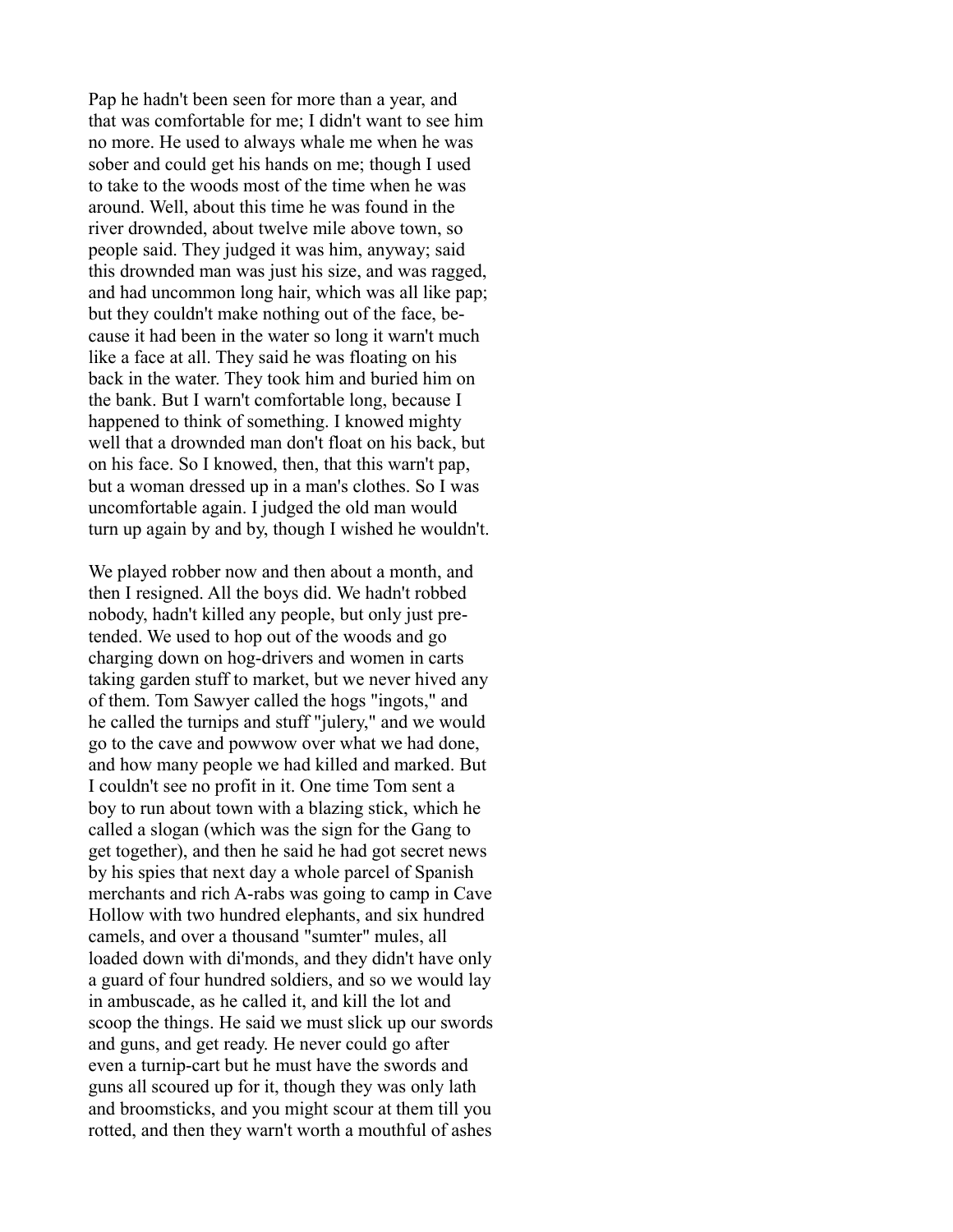Pap he hadn't been seen for more than a year, and that was comfortable for me; I didn't want to see him no more. He used to always whale me when he was sober and could get his hands on me; though I used to take to the woods most of the time when he was around. Well, about this time he was found in the river drownded, about twelve mile above town, so people said. They judged it was him, anyway; said this drownded man was just his size, and was ragged, and had uncommon long hair, which was all like pap; but they couldn't make nothing out of the face, because it had been in the water so long it warn't much like a face at all. They said he was floating on his back in the water. They took him and buried him on the bank. But I warn't comfortable long, because I happened to think of something. I knowed mighty well that a drownded man don't float on his back, but on his face. So I knowed, then, that this warn't pap, but a woman dressed up in a man's clothes. So I was uncomfortable again. I judged the old man would turn up again by and by, though I wished he wouldn't.

We played robber now and then about a month, and then I resigned. All the boys did. We hadn't robbed nobody, hadn't killed any people, but only just pretended. We used to hop out of the woods and go charging down on hog-drivers and women in carts taking garden stuff to market, but we never hived any of them. Tom Sawyer called the hogs "ingots," and he called the turnips and stuff "julery," and we would go to the cave and powwow over what we had done, and how many people we had killed and marked. But I couldn't see no profit in it. One time Tom sent a boy to run about town with a blazing stick, which he called a slogan (which was the sign for the Gang to get together), and then he said he had got secret news by his spies that next day a whole parcel of Spanish merchants and rich A-rabs was going to camp in Cave Hollow with two hundred elephants, and six hundred camels, and over a thousand "sumter" mules, all loaded down with di'monds, and they didn't have only a guard of four hundred soldiers, and so we would lay in ambuscade, as he called it, and kill the lot and scoop the things. He said we must slick up our swords and guns, and get ready. He never could go after even a turnip-cart but he must have the swords and guns all scoured up for it, though they was only lath and broomsticks, and you might scour at them till you rotted, and then they warn't worth a mouthful of ashes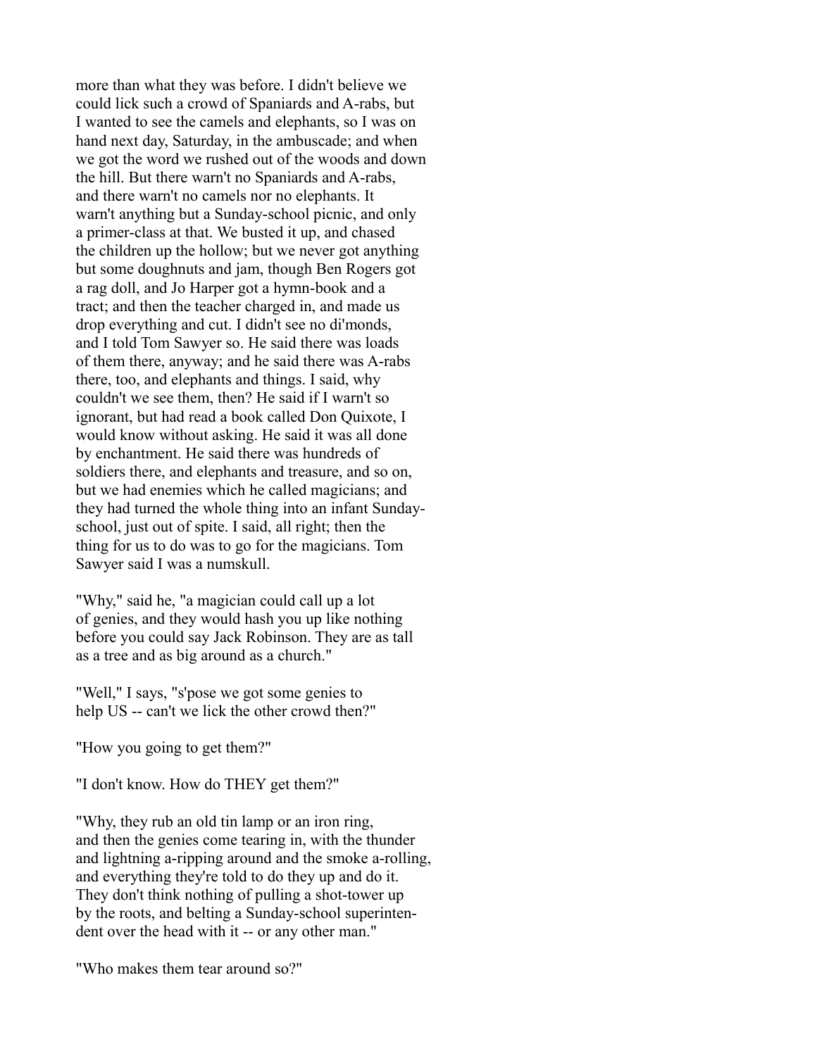more than what they was before. I didn't believe we could lick such a crowd of Spaniards and A-rabs, but I wanted to see the camels and elephants, so I was on hand next day, Saturday, in the ambuscade; and when we got the word we rushed out of the woods and down the hill. But there warn't no Spaniards and A-rabs, and there warn't no camels nor no elephants. It warn't anything but a Sunday-school picnic, and only a primer-class at that. We busted it up, and chased the children up the hollow; but we never got anything but some doughnuts and jam, though Ben Rogers got a rag doll, and Jo Harper got a hymn-book and a tract; and then the teacher charged in, and made us drop everything and cut. I didn't see no di'monds, and I told Tom Sawyer so. He said there was loads of them there, anyway; and he said there was A-rabs there, too, and elephants and things. I said, why couldn't we see them, then? He said if I warn't so ignorant, but had read a book called Don Quixote, I would know without asking. He said it was all done by enchantment. He said there was hundreds of soldiers there, and elephants and treasure, and so on, but we had enemies which he called magicians; and they had turned the whole thing into an infant Sunday-school, just out of spite. I said, all right; then the thing for us to do was to go for the magicians. Tom Sawyer said I was a numskull.

"Why," said he, "a magician could call up a lot of genies, and they would hash you up like nothing before you could say Jack Robinson. They are as tall as a tree and as big around as a church."

"Well," I says, "s'pose we got some genies to help US -- can't we lick the other crowd then?"

"How you going to get them?"

"I don't know. How do THEY get them?"

"Why, they rub an old tin lamp or an iron ring, and then the genies come tearing in, with the thunder and lightning a-ripping around and the smoke a-rolling, and everything they're told to do they up and do it. They don't think nothing of pulling a shot-tower up by the roots, and belting a Sunday-school superintendent over the head with it -- or any other man."

"Who makes them tear around so?"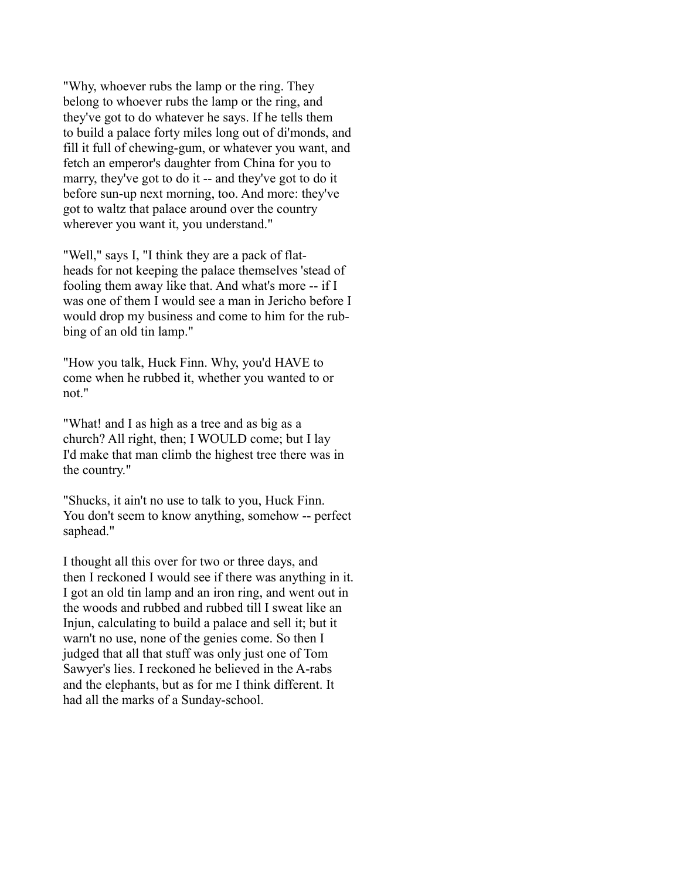"Why, whoever rubs the lamp or the ring. They belong to whoever rubs the lamp or the ring, and they've got to do whatever he says. If he tells them to build a palace forty miles long out of di'monds, and fill it full of chewing-gum, or whatever you want, and fetch an emperor's daughter from China for you to marry, they've got to do it -- and they've got to do it before sun-up next morning, too. And more: they've got to waltz that palace around over the country wherever you want it, you understand."

"Well," says I, "I think they are a pack of flat-heads for not keeping the palace themselves 'stead of fooling them away like that. And what's more -- if I was one of them I would see a man in Jericho before I would drop my business and come to him for the rub-bing of an old tin lamp."

"How you talk, Huck Finn. Why, you'd HAVE to come when he rubbed it, whether you wanted to or not."

"What! and I as high as a tree and as big as a church? All right, then; I WOULD come; but I lay I'd make that man climb the highest tree there was in the country."

"Shucks, it ain't no use to talk to you, Huck Finn. You don't seem to know anything, somehow -- perfect saphead."

I thought all this over for two or three days, and then I reckoned I would see if there was anything in it. I got an old tin lamp and an iron ring, and went out in the woods and rubbed and rubbed till I sweat like an Injun, calculating to build a palace and sell it; but it warn't no use, none of the genies come. So then I judged that all that stuff was only just one of Tom Sawyer's lies. I reckoned he believed in the A-rabs and the elephants, but as for me I think different. It had all the marks of a Sunday-school.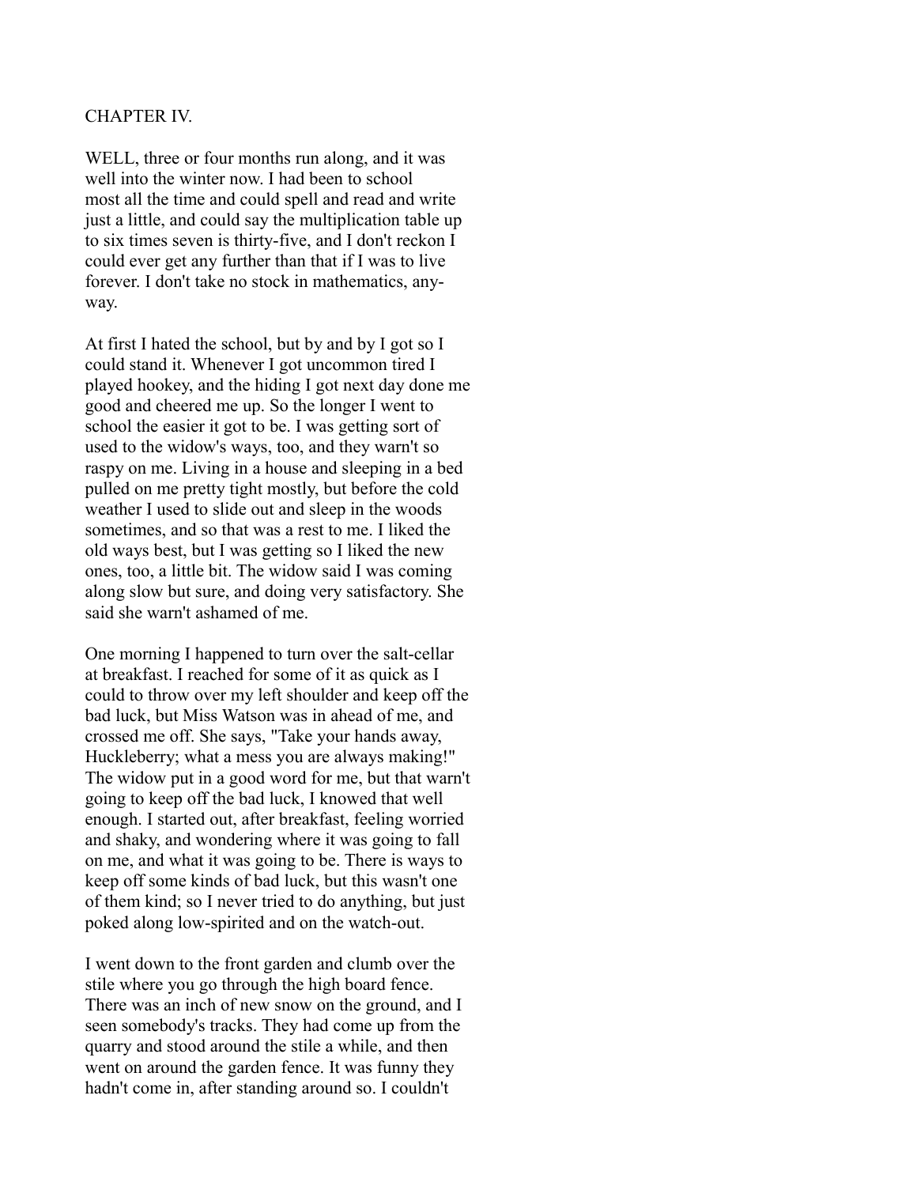## CHAPTER IV.

WELL, three or four months run along, and it was well into the winter now. I had been to school most all the time and could spell and read and write just a little, and could say the multiplication table up to six times seven is thirty-five, and I don't reckon I could ever get any further than that if I was to live forever. I don't take no stock in mathematics, anyway.

At first I hated the school, but by and by I got so I could stand it. Whenever I got uncommon tired I played hookey, and the hiding I got next day done me good and cheered me up. So the longer I went to school the easier it got to be. I was getting sort of used to the widow's ways, too, and they warn't so raspy on me. Living in a house and sleeping in a bed pulled on me pretty tight mostly, but before the cold weather I used to slide out and sleep in the woods sometimes, and so that was a rest to me. I liked the old ways best, but I was getting so I liked the new ones, too, a little bit. The widow said I was coming along slow but sure, and doing very satisfactory. She said she warn't ashamed of me.

One morning I happened to turn over the salt-cellar at breakfast. I reached for some of it as quick as I could to throw over my left shoulder and keep off the bad luck, but Miss Watson was in ahead of me, and crossed me off. She says, "Take your hands away, Huckleberry; what a mess you are always making!" The widow put in a good word for me, but that warn't going to keep off the bad luck, I knowed that well enough. I started out, after breakfast, feeling worried and shaky, and wondering where it was going to fall on me, and what it was going to be. There is ways to keep off some kinds of bad luck, but this wasn't one of them kind; so I never tried to do anything, but just poked along low-spirited and on the watch-out.

I went down to the front garden and clumb over the stile where you go through the high board fence. There was an inch of new snow on the ground, and I seen somebody's tracks. They had come up from the quarry and stood around the stile a while, and then went on around the garden fence. It was funny they hadn't come in, after standing around so. I couldn't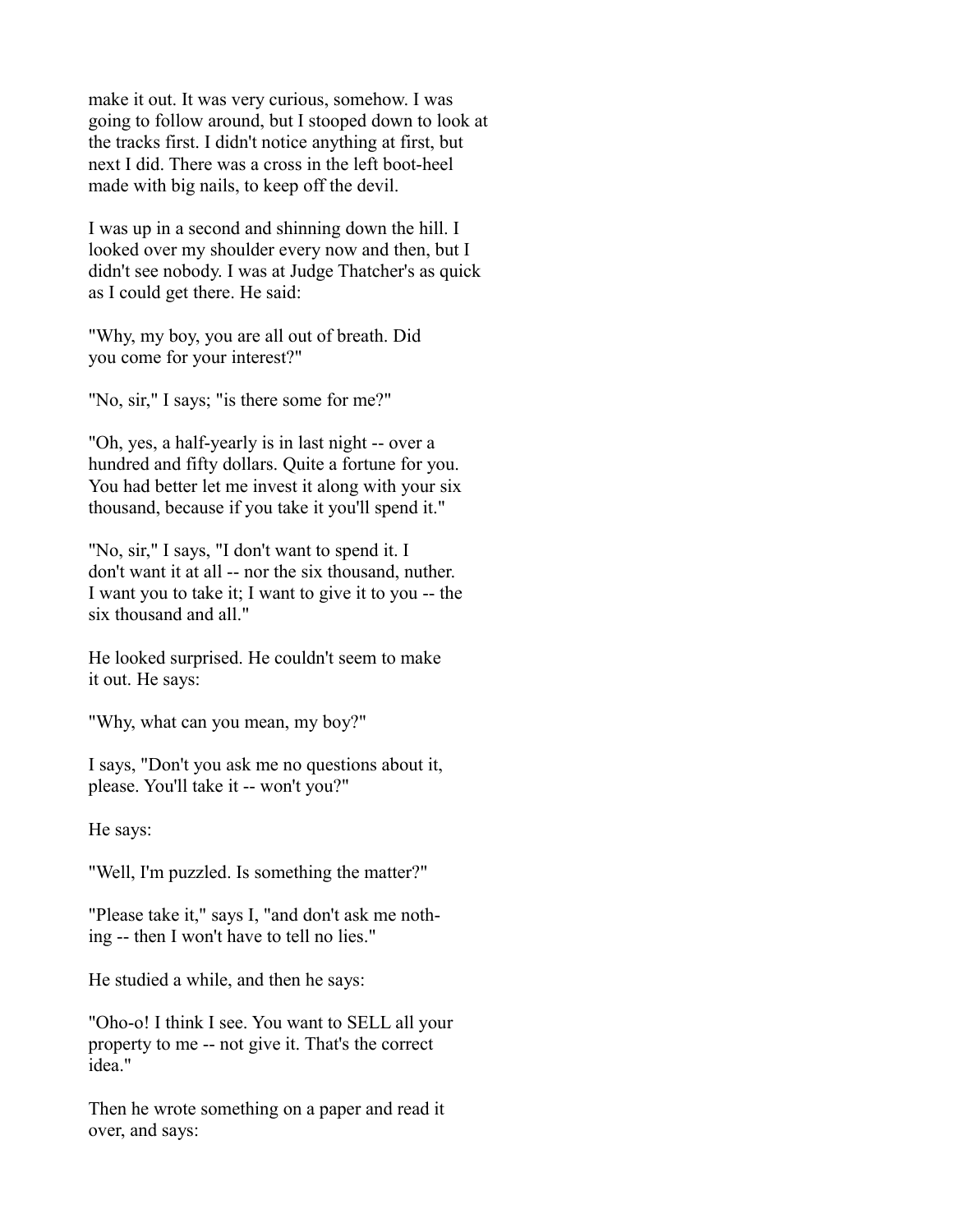make it out. It was very curious, somehow. I was going to follow around, but I stooped down to look at the tracks first. I didn't notice anything at first, but next I did. There was a cross in the left boot-heel made with big nails, to keep off the devil.

I was up in a second and shinning down the hill. I looked over my shoulder every now and then, but I didn't see nobody. I was at Judge Thatcher's as quick as I could get there. He said:

"Why, my boy, you are all out of breath. Did you come for your interest?"

"No, sir," I says; "is there some for me?"

"Oh, yes, a half-yearly is in last night -- over a hundred and fifty dollars. Quite a fortune for you. You had better let me invest it along with your six thousand, because if you take it you'll spend it."

"No, sir," I says, "I don't want to spend it. I don't want it at all -- nor the six thousand, nuther. I want you to take it; I want to give it to you -- the six thousand and all."

He looked surprised. He couldn't seem to make it out. He says:

"Why, what can you mean, my boy?"

I says, "Don't you ask me no questions about it, please. You'll take it -- won't you?"

He says:

"Well, I'm puzzled. Is something the matter?"

"Please take it," says I, "and don't ask me nothing -- then I won't have to tell no lies."

He studied a while, and then he says:

"Oho-o! I think I see. You want to SELL all your property to me -- not give it. That's the correct idea."

Then he wrote something on a paper and read it over, and says: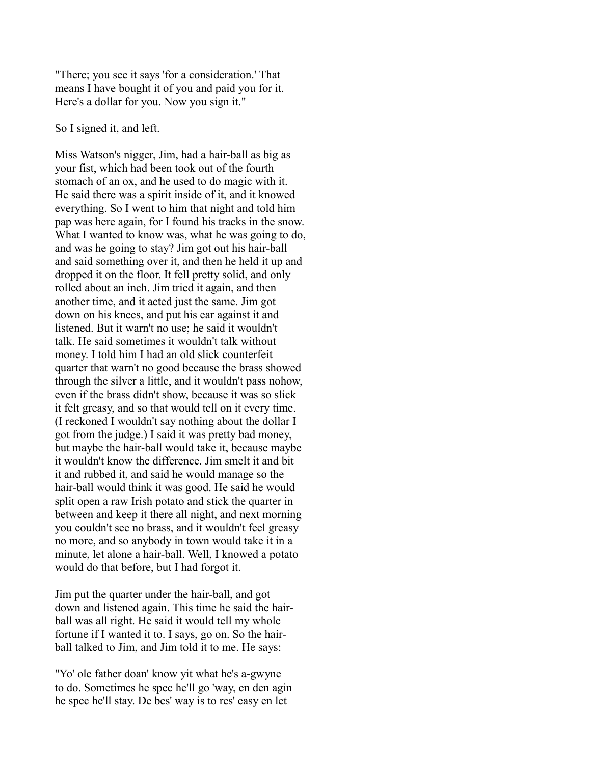"There; you see it says 'for a consideration.' That means I have bought it of you and paid you for it. Here's a dollar for you. Now you sign it."

So I signed it, and left.

Miss Watson's nigger, Jim, had a hair-ball as big as your fist, which had been took out of the fourth stomach of an ox, and he used to do magic with it. He said there was a spirit inside of it, and it knowed everything. So I went to him that night and told him pap was here again, for I found his tracks in the snow. What I wanted to know was, what he was going to do, and was he going to stay? Jim got out his hair-ball and said something over it, and then he held it up and dropped it on the floor. It fell pretty solid, and only rolled about an inch. Jim tried it again, and then another time, and it acted just the same. Jim got down on his knees, and put his ear against it and listened. But it warn't no use; he said it wouldn't talk. He said sometimes it wouldn't talk without money. I told him I had an old slick counterfeit quarter that warn't no good because the brass showed through the silver a little, and it wouldn't pass nohow, even if the brass didn't show, because it was so slick it felt greasy, and so that would tell on it every time. (I reckoned I wouldn't say nothing about the dollar I got from the judge.) I said it was pretty bad money, but maybe the hair-ball would take it, because maybe it wouldn't know the difference. Jim smelt it and bit it and rubbed it, and said he would manage so the hair-ball would think it was good. He said he would split open a raw Irish potato and stick the quarter in between and keep it there all night, and next morning you couldn't see no brass, and it wouldn't feel greasy no more, and so anybody in town would take it in a minute, let alone a hair-ball. Well, I knowed a potato would do that before, but I had forgot it.

Jim put the quarter under the hair-ball, and got down and listened again. This time he said the hair-ball was all right. He said it would tell my whole fortune if I wanted it to. I says, go on. So the hair-ball talked to Jim, and Jim told it to me. He says:

"Yo' ole father doan' know yit what he's a-gwyne to do. Sometimes he spec he'll go 'way, en den agin he spec he'll stay. De bes' way is to res' easy en let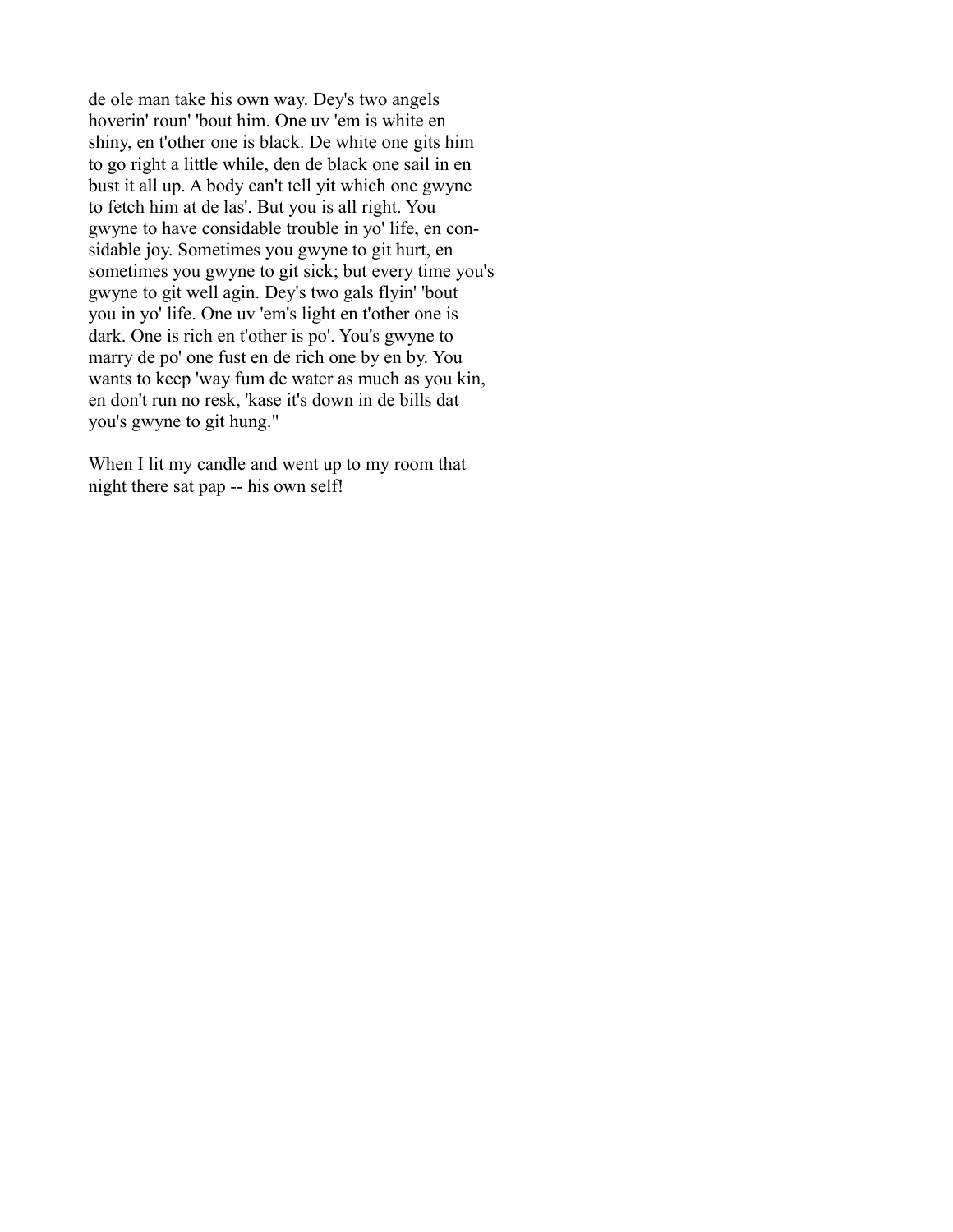de ole man take his own way. Dey's two angels hoverin' roun' 'bout him. One uv 'em is white en shiny, en t'other one is black. De white one gits him to go right a little while, den de black one sail in en bust it all up. A body can't tell yit which one gwyne to fetch him at de las'. But you is all right. You gwyne to have considable trouble in yo' life, en considable joy. Sometimes you gwyne to git hurt, en sometimes you gwyne to git sick; but every time you's gwyne to git well agin. Dey's two gals flyin' 'bout you in yo' life. One uv 'em's light en t'other one is dark. One is rich en t'other is po'. You's gwyne to marry de po' one fust en de rich one by en by. You wants to keep 'way fum de water as much as you kin, en don't run no resk, 'kase it's down in de bills dat you's gwyne to git hung."

When I lit my candle and went up to my room that night there sat pap -- his own self!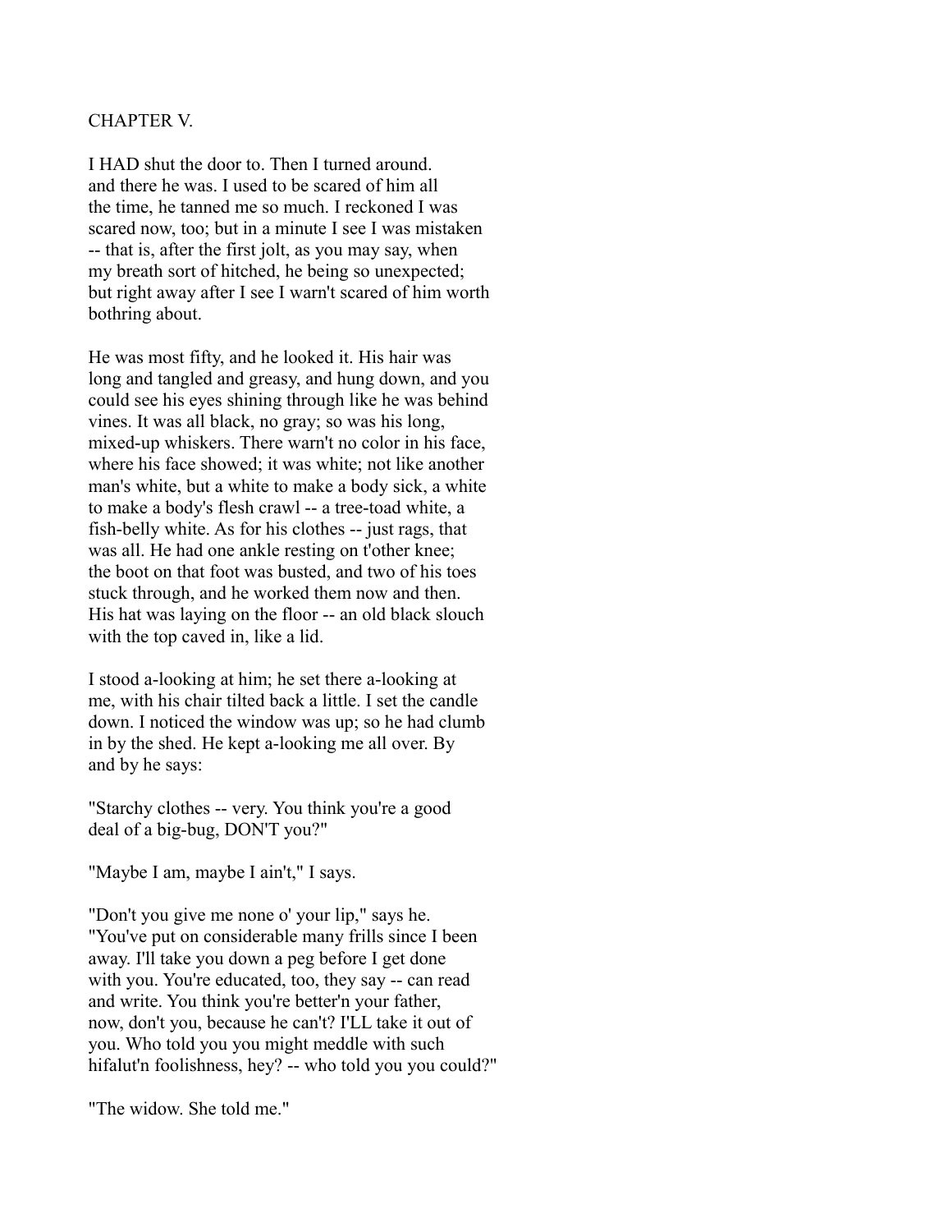## CHAPTER V.

I HAD shut the door to. Then I turned around. and there he was. I used to be scared of him all the time, he tanned me so much. I reckoned I was scared now, too; but in a minute I see I was mistaken -- that is, after the first jolt, as you may say, when my breath sort of hitched, he being so unexpected; but right away after I see I warn't scared of him worth bothring about.

He was most fifty, and he looked it. His hair was long and tangled and greasy, and hung down, and you could see his eyes shining through like he was behind vines. It was all black, no gray; so was his long, mixed-up whiskers. There warn't no color in his face, where his face showed; it was white; not like another man's white, but a white to make a body sick, a white to make a body's flesh crawl -- a tree-toad white, a fish-belly white. As for his clothes -- just rags, that was all. He had one ankle resting on t'other knee; the boot on that foot was busted, and two of his toes stuck through, and he worked them now and then. His hat was laying on the floor -- an old black slouch with the top caved in, like a lid.

I stood a-looking at him; he set there a-looking at me, with his chair tilted back a little. I set the candle down. I noticed the window was up; so he had clumb in by the shed. He kept a-looking me all over. By and by he says:

"Starchy clothes -- very. You think you're a good deal of a big-bug, DON'T you?"

"Maybe I am, maybe I ain't," I says.

"Don't you give me none o' your lip," says he. "You've put on considerable many frills since I been away. I'll take you down a peg before I get done with you. You're educated, too, they say -- can read and write. You think you're better'n your father, now, don't you, because he can't? I'LL take it out of you. Who told you you might meddle with such hifalut'n foolishness, hey? -- who told you you could?"

"The widow. She told me."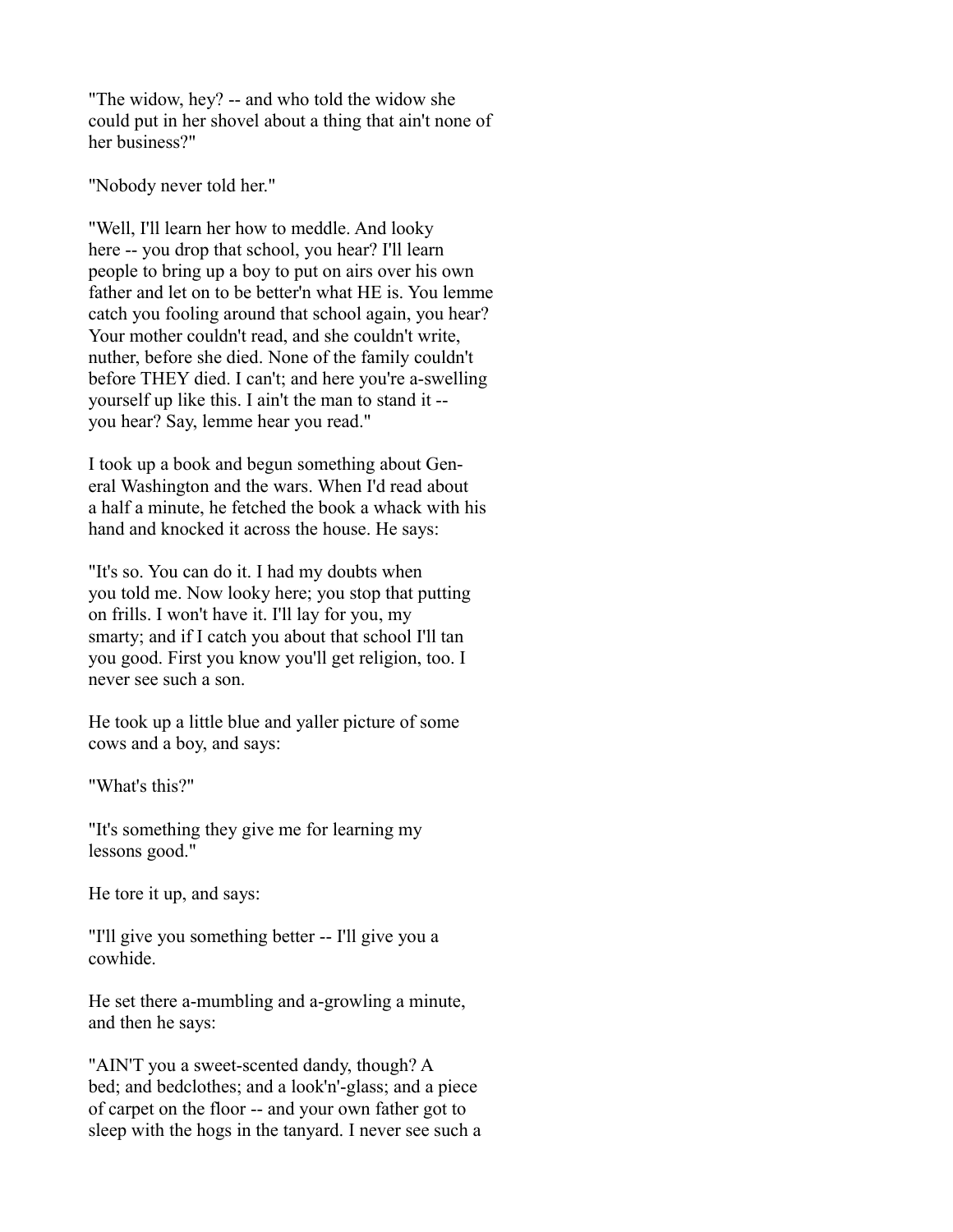"The widow, hey? -- and who told the widow she could put in her shovel about a thing that ain't none of her business?"

"Nobody never told her."

"Well, I'll learn her how to meddle. And looky here -- you drop that school, you hear? I'll learn people to bring up a boy to put on airs over his own father and let on to be better'n what HE is. You lemme catch you fooling around that school again, you hear? Your mother couldn't read, and she couldn't write, nuther, before she died. None of the family couldn't before THEY died. I can't; and here you're a-swelling yourself up like this. I ain't the man to stand it -- you hear? Say, lemme hear you read."

I took up a book and begun something about General Washington and the wars. When I'd read about a half a minute, he fetched the book a whack with his hand and knocked it across the house. He says:

"It's so. You can do it. I had my doubts when you told me. Now looky here; you stop that putting on frills. I won't have it. I'll lay for you, my smarty; and if I catch you about that school I'll tan you good. First you know you'll get religion, too. I never see such a son.

He took up a little blue and yaller picture of some cows and a boy, and says:

"What's this?"

"It's something they give me for learning my lessons good."

He tore it up, and says:

"I'll give you something better -- I'll give you a cowhide.

He set there a-mumbling and a-growling a minute, and then he says:

"AIN'T you a sweet-scented dandy, though? A bed; and bedclothes; and a look'n'-glass; and a piece of carpet on the floor -- and your own father got to sleep with the hogs in the tanyard. I never see such a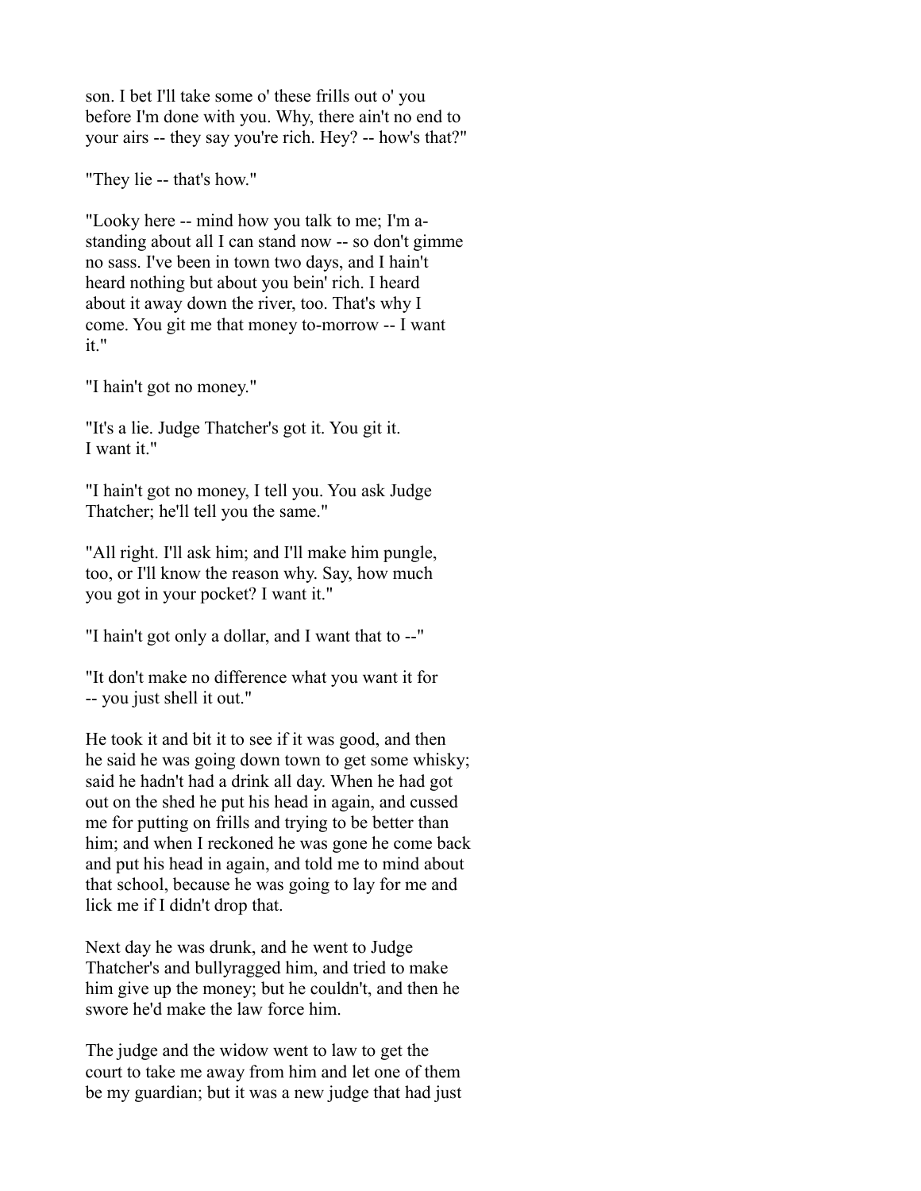son. I bet I'll take some o' these frills out o' you before I'm done with you. Why, there ain't no end to your airs -- they say you're rich. Hey? -- how's that?"

"They lie -- that's how."

"Looky here -- mind how you talk to me; I'm a-standing about all I can stand now -- so don't gimme no sass. I've been in town two days, and I hain't heard nothing but about you bein' rich. I heard about it away down the river, too. That's why I come. You git me that money to-morrow -- I want it."

"I hain't got no money."

"It's a lie. Judge Thatcher's got it. You git it. I want it."

"I hain't got no money, I tell you. You ask Judge Thatcher; he'll tell you the same."

"All right. I'll ask him; and I'll make him pungle, too, or I'll know the reason why. Say, how much you got in your pocket? I want it."

"I hain't got only a dollar, and I want that to --"

"It don't make no difference what you want it for -- you just shell it out."

He took it and bit it to see if it was good, and then he said he was going down town to get some whisky; said he hadn't had a drink all day. When he had got out on the shed he put his head in again, and cussed me for putting on frills and trying to be better than him; and when I reckoned he was gone he come back and put his head in again, and told me to mind about that school, because he was going to lay for me and lick me if I didn't drop that.

Next day he was drunk, and he went to Judge Thatcher's and bullyragged him, and tried to make him give up the money; but he couldn't, and then he swore he'd make the law force him.

The judge and the widow went to law to get the court to take me away from him and let one of them be my guardian; but it was a new judge that had just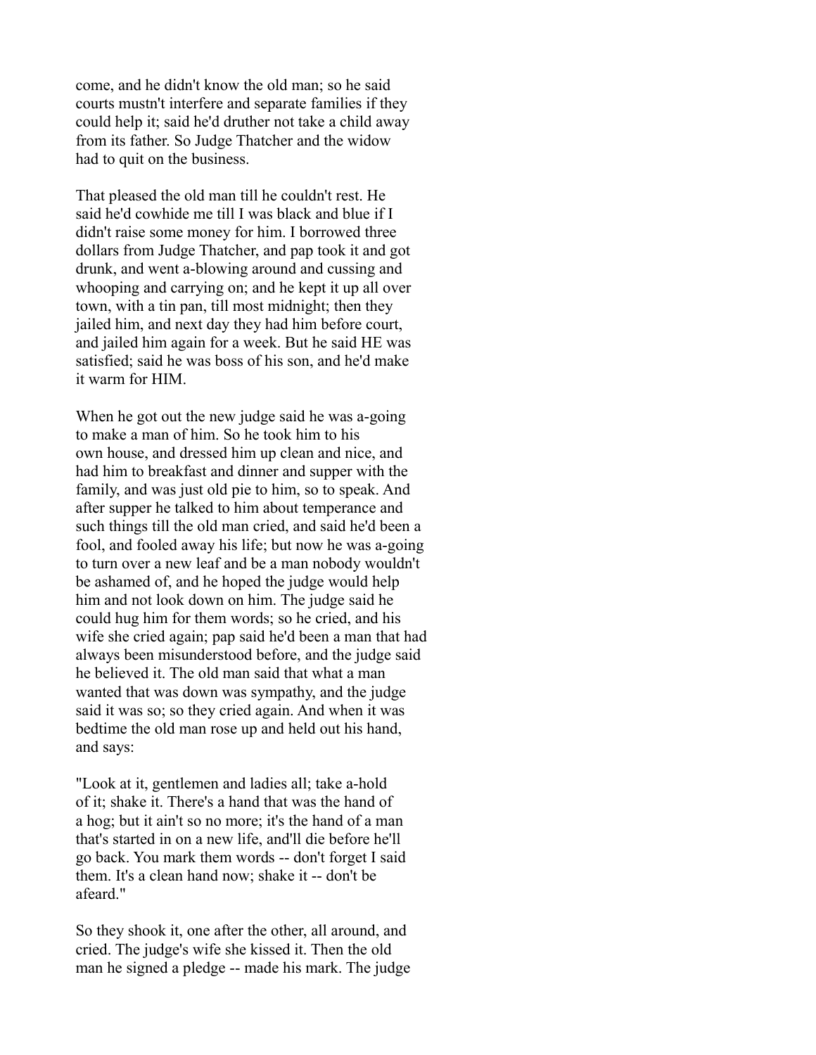come, and he didn't know the old man; so he said courts mustn't interfere and separate families if they could help it; said he'd druther not take a child away from its father. So Judge Thatcher and the widow had to quit on the business.

That pleased the old man till he couldn't rest. He said he'd cowhide me till I was black and blue if I didn't raise some money for him. I borrowed three dollars from Judge Thatcher, and pap took it and got drunk, and went a-blowing around and cussing and whooping and carrying on; and he kept it up all over town, with a tin pan, till most midnight; then they jailed him, and next day they had him before court, and jailed him again for a week. But he said HE was satisfied; said he was boss of his son, and he'd make it warm for HIM.

When he got out the new judge said he was a-going to make a man of him. So he took him to his own house, and dressed him up clean and nice, and had him to breakfast and dinner and supper with the family, and was just old pie to him, so to speak. And after supper he talked to him about temperance and such things till the old man cried, and said he'd been a fool, and fooled away his life; but now he was a-going to turn over a new leaf and be a man nobody wouldn't be ashamed of, and he hoped the judge would help him and not look down on him. The judge said he could hug him for them words; so he cried, and his wife she cried again; pap said he'd been a man that had always been misunderstood before, and the judge said he believed it. The old man said that what a man wanted that was down was sympathy, and the judge said it was so; so they cried again. And when it was bedtime the old man rose up and held out his hand, and says:

"Look at it, gentlemen and ladies all; take a-hold of it; shake it. There's a hand that was the hand of a hog; but it ain't so no more; it's the hand of a man that's started in on a new life, and'll die before he'll go back. You mark them words -- don't forget I said them. It's a clean hand now; shake it -- don't be afeard."

So they shook it, one after the other, all around, and cried. The judge's wife she kissed it. Then the old man he signed a pledge -- made his mark. The judge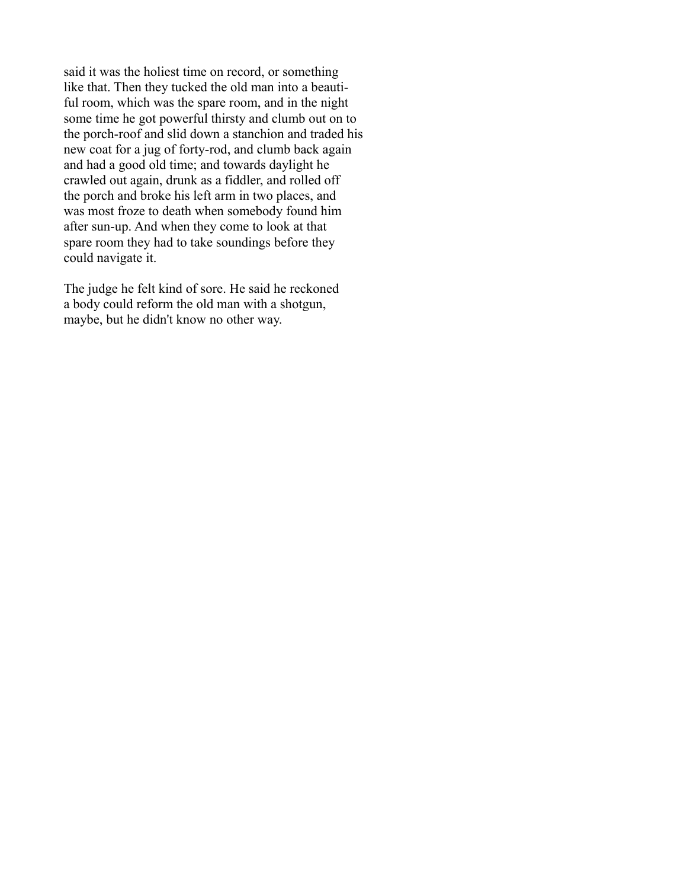said it was the holiest time on record, or something like that. Then they tucked the old man into a beautiful room, which was the spare room, and in the night some time he got powerful thirsty and clumb out on to the porch-roof and slid down a stanchion and traded his new coat for a jug of forty-rod, and clumb back again and had a good old time; and towards daylight he crawled out again, drunk as a fiddler, and rolled off the porch and broke his left arm in two places, and was most froze to death when somebody found him after sun-up. And when they come to look at that spare room they had to take soundings before they could navigate it.

The judge he felt kind of sore. He said he reckoned a body could reform the old man with a shotgun, maybe, but he didn't know no other way.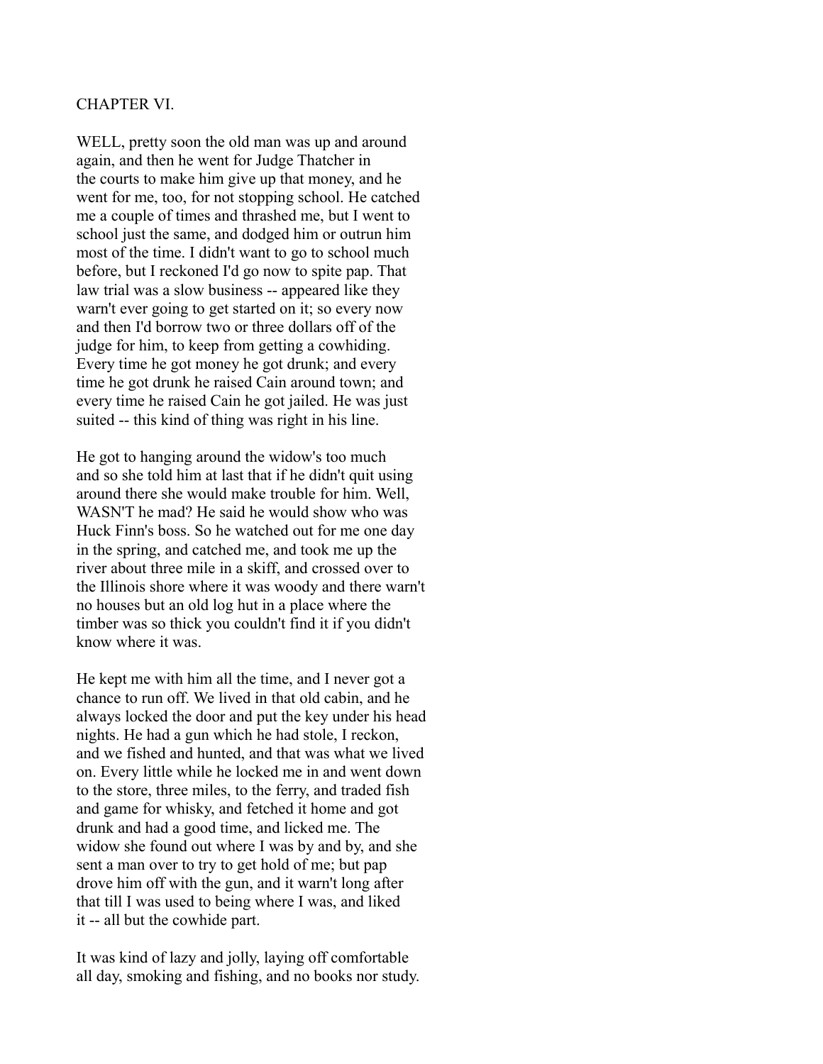## CHAPTER VI.

WELL, pretty soon the old man was up and around again, and then he went for Judge Thatcher in the courts to make him give up that money, and he went for me, too, for not stopping school. He catched me a couple of times and thrashed me, but I went to school just the same, and dodged him or outrun him most of the time. I didn't want to go to school much before, but I reckoned I'd go now to spite pap. That law trial was a slow business -- appeared like they warn't ever going to get started on it; so every now and then I'd borrow two or three dollars off of the judge for him, to keep from getting a cowhiding. Every time he got money he got drunk; and every time he got drunk he raised Cain around town; and every time he raised Cain he got jailed. He was just suited -- this kind of thing was right in his line.

He got to hanging around the widow's too much and so she told him at last that if he didn't quit using around there she would make trouble for him. Well, WASN'T he mad? He said he would show who was Huck Finn's boss. So he watched out for me one day in the spring, and catched me, and took me up the river about three mile in a skiff, and crossed over to the Illinois shore where it was woody and there warn't no houses but an old log hut in a place where the timber was so thick you couldn't find it if you didn't know where it was.

He kept me with him all the time, and I never got a chance to run off. We lived in that old cabin, and he always locked the door and put the key under his head nights. He had a gun which he had stole, I reckon, and we fished and hunted, and that was what we lived on. Every little while he locked me in and went down to the store, three miles, to the ferry, and traded fish and game for whisky, and fetched it home and got drunk and had a good time, and licked me. The widow she found out where I was by and by, and she sent a man over to try to get hold of me; but pap drove him off with the gun, and it warn't long after that till I was used to being where I was, and liked it -- all but the cowhide part.

It was kind of lazy and jolly, laying off comfortable all day, smoking and fishing, and no books nor study.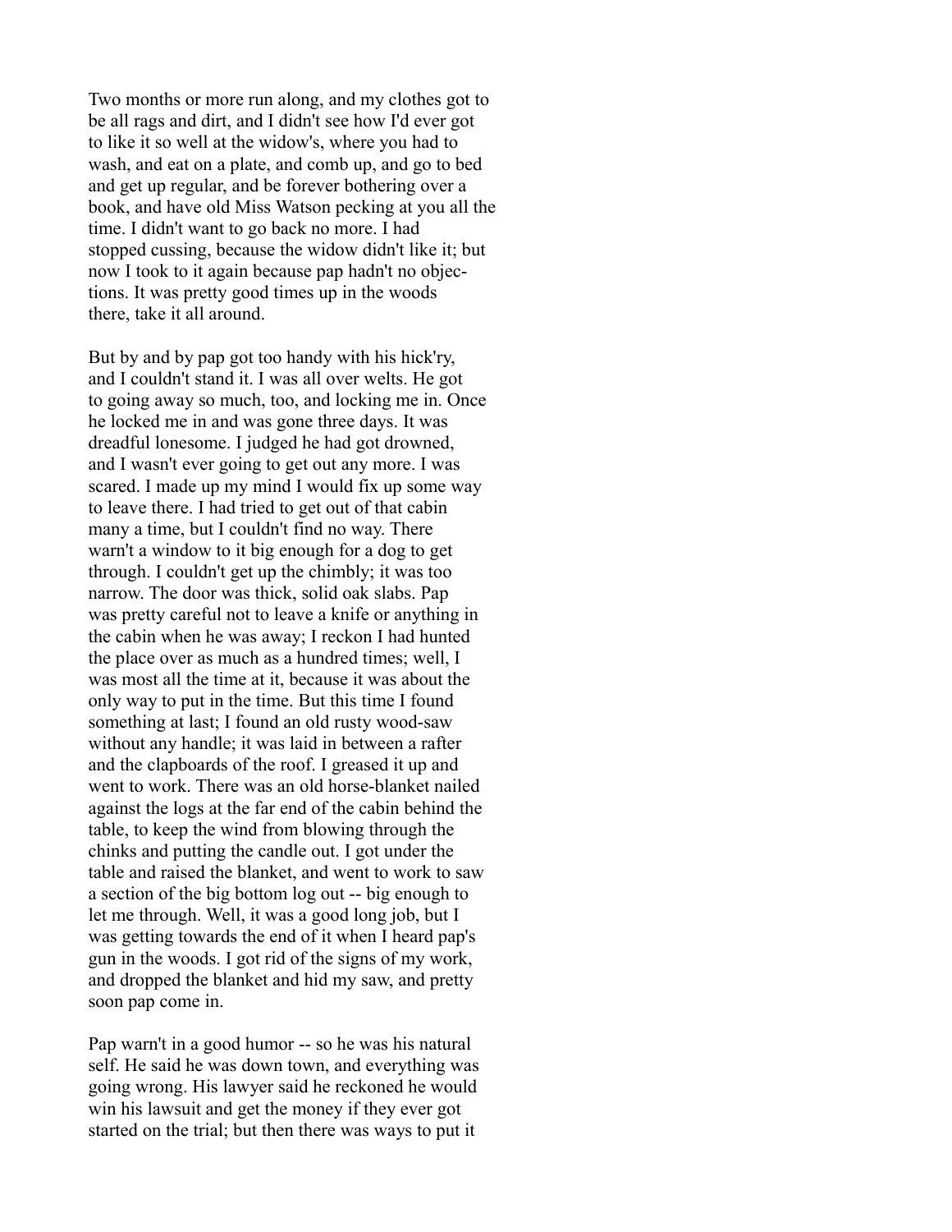Two months or more run along, and my clothes got to be all rags and dirt, and I didn't see how I'd ever got to like it so well at the widow's, where you had to wash, and eat on a plate, and comb up, and go to bed and get up regular, and be forever bothering over a book, and have old Miss Watson pecking at you all the time. I didn't want to go back no more. I had stopped cussing, because the widow didn't like it; but now I took to it again because pap hadn't no objections. It was pretty good times up in the woods there, take it all around.

But by and by pap got too handy with his hick'ry, and I couldn't stand it. I was all over welts. He got to going away so much, too, and locking me in. Once he locked me in and was gone three days. It was dreadful lonesome. I judged he had got drowned, and I wasn't ever going to get out any more. I was scared. I made up my mind I would fix up some way to leave there. I had tried to get out of that cabin many a time, but I couldn't find no way. There warn't a window to it big enough for a dog to get through. I couldn't get up the chimbly; it was too narrow. The door was thick, solid oak slabs. Pap was pretty careful not to leave a knife or anything in the cabin when he was away; I reckon I had hunted the place over as much as a hundred times; well, I was most all the time at it, because it was about the only way to put in the time. But this time I found something at last; I found an old rusty wood-saw without any handle; it was laid in between a rafter and the clapboards of the roof. I greased it up and went to work. There was an old horse-blanket nailed against the logs at the far end of the cabin behind the table, to keep the wind from blowing through the chinks and putting the candle out. I got under the table and raised the blanket, and went to work to saw a section of the big bottom log out -- big enough to let me through. Well, it was a good long job, but I was getting towards the end of it when I heard pap's gun in the woods. I got rid of the signs of my work, and dropped the blanket and hid my saw, and pretty soon pap come in.

Pap warn't in a good humor -- so he was his natural self. He said he was down town, and everything was going wrong. His lawyer said he reckoned he would win his lawsuit and get the money if they ever got started on the trial; but then there was ways to put it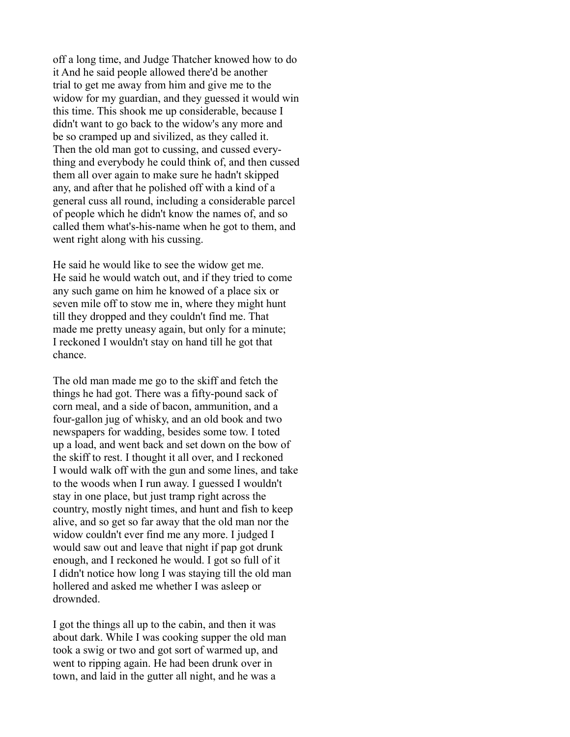off a long time, and Judge Thatcher knowed how to do it And he said people allowed there'd be another trial to get me away from him and give me to the widow for my guardian, and they guessed it would win this time. This shook me up considerable, because I didn't want to go back to the widow's any more and be so cramped up and sivilized, as they called it. Then the old man got to cussing, and cussed everything and everybody he could think of, and then cussed them all over again to make sure he hadn't skipped any, and after that he polished off with a kind of a general cuss all round, including a considerable parcel of people which he didn't know the names of, and so called them what's-his-name when he got to them, and went right along with his cussing.

He said he would like to see the widow get me. He said he would watch out, and if they tried to come any such game on him he knowed of a place six or seven mile off to stow me in, where they might hunt till they dropped and they couldn't find me. That made me pretty uneasy again, but only for a minute; I reckoned I wouldn't stay on hand till he got that chance.

The old man made me go to the skiff and fetch the things he had got. There was a fifty-pound sack of corn meal, and a side of bacon, ammunition, and a four-gallon jug of whisky, and an old book and two newspapers for wadding, besides some tow. I toted up a load, and went back and set down on the bow of the skiff to rest. I thought it all over, and I reckoned I would walk off with the gun and some lines, and take to the woods when I run away. I guessed I wouldn't stay in one place, but just tramp right across the country, mostly night times, and hunt and fish to keep alive, and so get so far away that the old man nor the widow couldn't ever find me any more. I judged I would saw out and leave that night if pap got drunk enough, and I reckoned he would. I got so full of it I didn't notice how long I was staying till the old man hollered and asked me whether I was asleep or drownded.

I got the things all up to the cabin, and then it was about dark. While I was cooking supper the old man took a swig or two and got sort of warmed up, and went to ripping again. He had been drunk over in town, and laid in the gutter all night, and he was a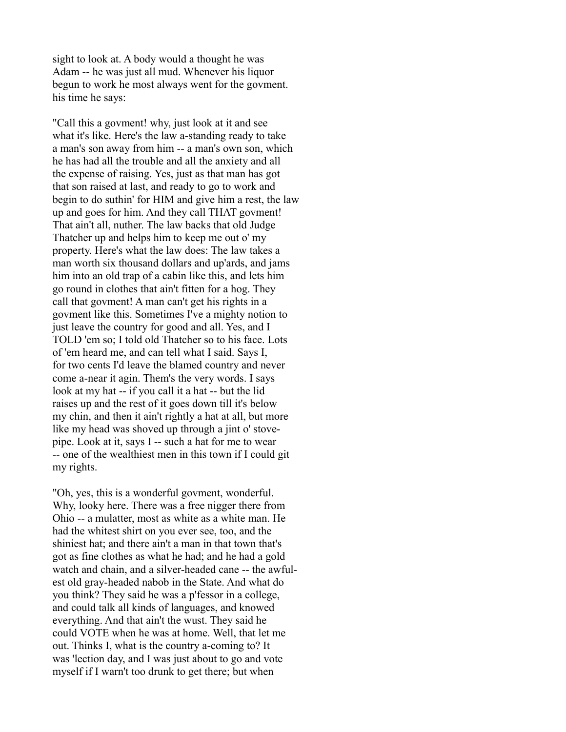sight to look at. A body would a thought he was Adam -- he was just all mud. Whenever his liquor begun to work he most always went for the govment. his time he says:

"Call this a govment! why, just look at it and see what it's like. Here's the law a-standing ready to take a man's son away from him -- a man's own son, which he has had all the trouble and all the anxiety and all the expense of raising. Yes, just as that man has got that son raised at last, and ready to go to work and begin to do suthin' for HIM and give him a rest, the law up and goes for him. And they call THAT govment! That ain't all, nuther. The law backs that old Judge Thatcher up and helps him to keep me out o' my property. Here's what the law does: The law takes a man worth six thousand dollars and up'ards, and jams him into an old trap of a cabin like this, and lets him go round in clothes that ain't fitten for a hog. They call that govment! A man can't get his rights in a govment like this. Sometimes I've a mighty notion to just leave the country for good and all. Yes, and I TOLD 'em so; I told old Thatcher so to his face. Lots of 'em heard me, and can tell what I said. Says I, for two cents I'd leave the blamed country and never come a-near it agin. Them's the very words. I says look at my hat -- if you call it a hat -- but the lid raises up and the rest of it goes down till it's below my chin, and then it ain't rightly a hat at all, but more like my head was shoved up through a jint o' stove-pipe. Look at it, says I -- such a hat for me to wear -- one of the wealthiest men in this town if I could git my rights.

"Oh, yes, this is a wonderful govment, wonderful. Why, looky here. There was a free nigger there from Ohio -- a mulatter, most as white as a white man. He had the whitest shirt on you ever see, too, and the shiniest hat; and there ain't a man in that town that's got as fine clothes as what he had; and he had a gold watch and chain, and a silver-headed cane -- the awfulest old gray-headed nabob in the State. And what do you think? They said he was a p'fessor in a college, and could talk all kinds of languages, and knowed everything. And that ain't the wust. They said he could VOTE when he was at home. Well, that let me out. Thinks I, what is the country a-coming to? It was 'lection day, and I was just about to go and vote myself if I warn't too drunk to get there; but when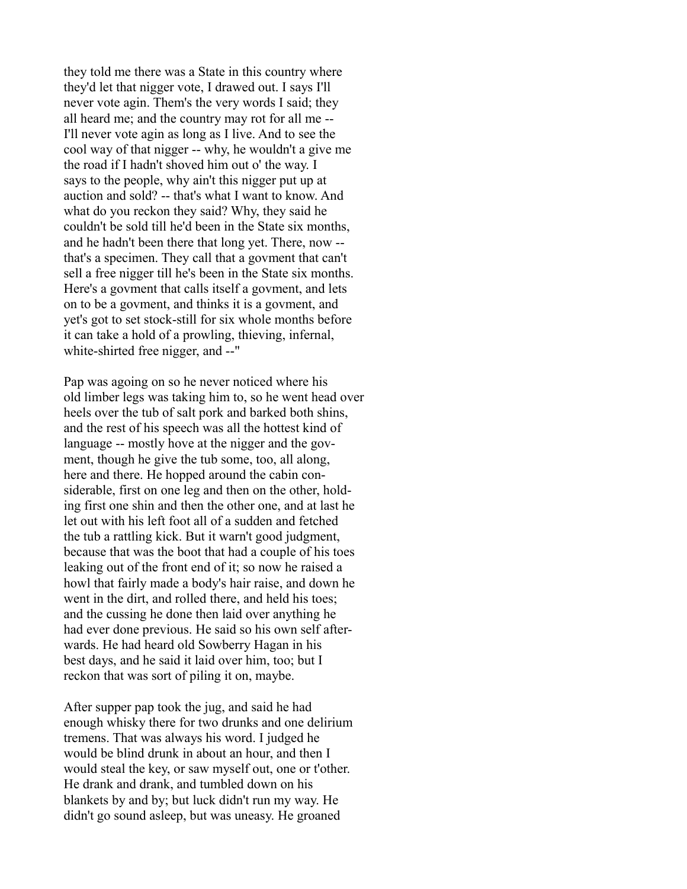they told me there was a State in this country where they'd let that nigger vote, I drawed out. I says I'll never vote agin. Them's the very words I said; they all heard me; and the country may rot for all me -- I'll never vote agin as long as I live. And to see the cool way of that nigger -- why, he wouldn't a give me the road if I hadn't shoved him out o' the way. I says to the people, why ain't this nigger put up at auction and sold? -- that's what I want to know. And what do you reckon they said? Why, they said he couldn't be sold till he'd been in the State six months, and he hadn't been there that long yet. There, now -- that's a specimen. They call that a govment that can't sell a free nigger till he's been in the State six months. Here's a govment that calls itself a govment, and lets on to be a govment, and thinks it is a govment, and yet's got to set stock-still for six whole months before it can take a hold of a prowling, thieving, infernal, white-shirted free nigger, and --"

Pap was agoing on so he never noticed where his old limber legs was taking him to, so he went head over heels over the tub of salt pork and barked both shins, and the rest of his speech was all the hottest kind of language -- mostly hove at the nigger and the govment, though he give the tub some, too, all along, here and there. He hopped around the cabin considerable, first on one leg and then on the other, holding first one shin and then the other one, and at last he let out with his left foot all of a sudden and fetched the tub a rattling kick. But it warn't good judgment, because that was the boot that had a couple of his toes leaking out of the front end of it; so now he raised a howl that fairly made a body's hair raise, and down he went in the dirt, and rolled there, and held his toes; and the cussing he done then laid over anything he had ever done previous. He said so his own self afterwards. He had heard old Sowberry Hagan in his best days, and he said it laid over him, too; but I reckon that was sort of piling it on, maybe.

After supper pap took the jug, and said he had enough whisky there for two drunks and one delirium tremens. That was always his word. I judged he would be blind drunk in about an hour, and then I would steal the key, or saw myself out, one or t'other. He drank and drank, and tumbled down on his blankets by and by; but luck didn't run my way. He didn't go sound asleep, but was uneasy. He groaned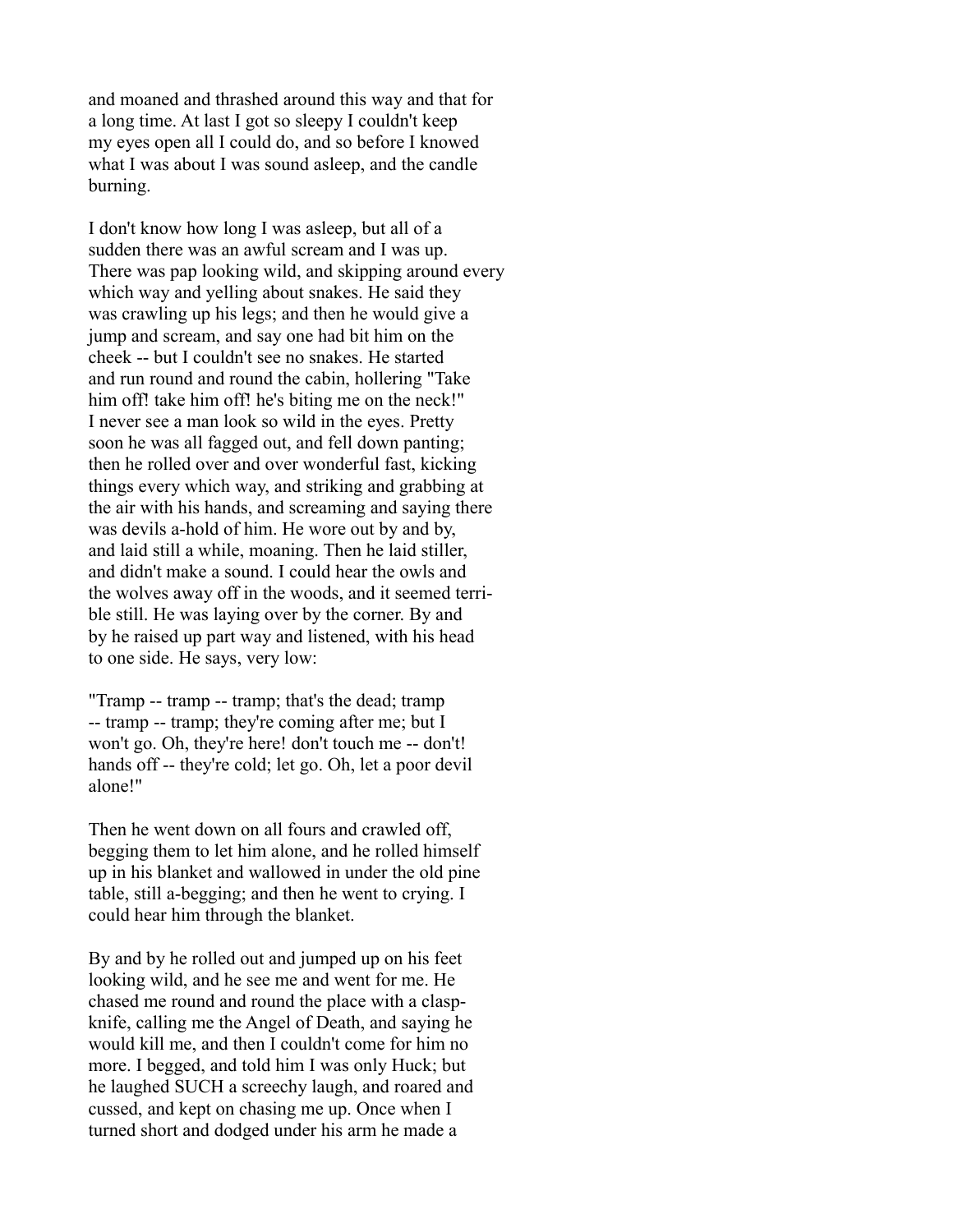and moaned and thrashed around this way and that for a long time. At last I got so sleepy I couldn't keep my eyes open all I could do, and so before I knowed what I was about I was sound asleep, and the candle burning.

I don't know how long I was asleep, but all of a sudden there was an awful scream and I was up. There was pap looking wild, and skipping around every which way and yelling about snakes. He said they was crawling up his legs; and then he would give a jump and scream, and say one had bit him on the cheek -- but I couldn't see no snakes. He started and run round and round the cabin, hollering "Take him off! take him off! he's biting me on the neck!" I never see a man look so wild in the eyes. Pretty soon he was all fagged out, and fell down panting; then he rolled over and over wonderful fast, kicking things every which way, and striking and grabbing at the air with his hands, and screaming and saying there was devils a-hold of him. He wore out by and by, and laid still a while, moaning. Then he laid stiller, and didn't make a sound. I could hear the owls and the wolves away off in the woods, and it seemed terrible still. He was laying over by the corner. By and by he raised up part way and listened, with his head to one side. He says, very low:

"Tramp -- tramp -- tramp; that's the dead; tramp -- tramp -- tramp; they're coming after me; but I won't go. Oh, they're here! don't touch me -- don't! hands off -- they're cold; let go. Oh, let a poor devil alone!"

Then he went down on all fours and crawled off, begging them to let him alone, and he rolled himself up in his blanket and wallowed in under the old pine table, still a-begging; and then he went to crying. I could hear him through the blanket.

By and by he rolled out and jumped up on his feet looking wild, and he see me and went for me. He chased me round and round the place with a clasp-knife, calling me the Angel of Death, and saying he would kill me, and then I couldn't come for him no more. I begged, and told him I was only Huck; but he laughed SUCH a screechy laugh, and roared and cussed, and kept on chasing me up. Once when I turned short and dodged under his arm he made a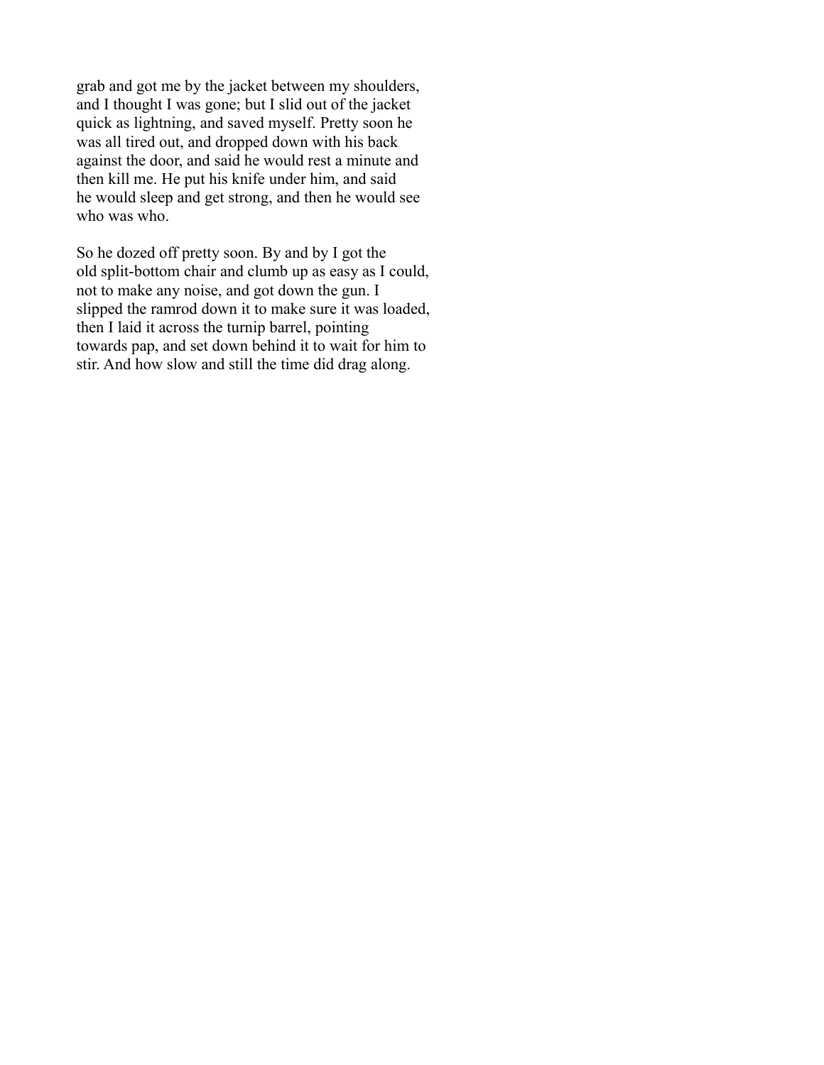grab and got me by the jacket between my shoulders, and I thought I was gone; but I slid out of the jacket quick as lightning, and saved myself. Pretty soon he was all tired out, and dropped down with his back against the door, and said he would rest a minute and then kill me. He put his knife under him, and said he would sleep and get strong, and then he would see who was who.

So he dozed off pretty soon. By and by I got the old split-bottom chair and clumb up as easy as I could, not to make any noise, and got down the gun. I slipped the ramrod down it to make sure it was loaded, then I laid it across the turnip barrel, pointing towards pap, and set down behind it to wait for him to stir. And how slow and still the time did drag along.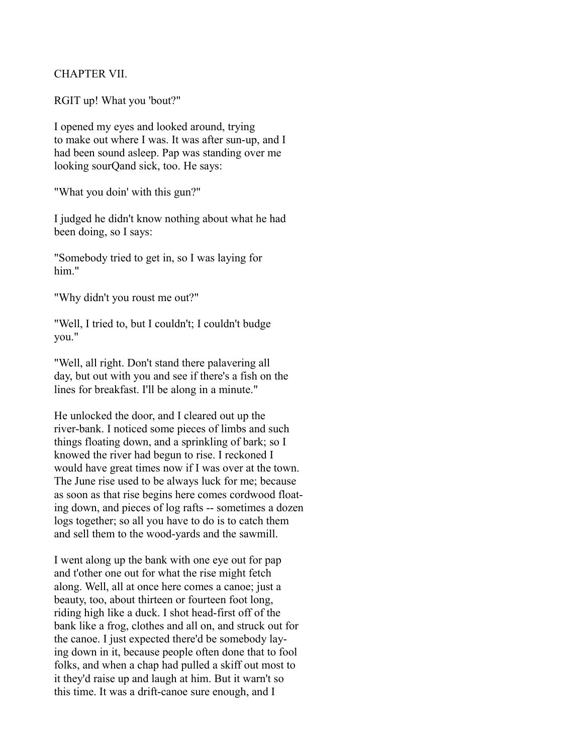## CHAPTER VII.

RGIT up! What you 'bout?"

I opened my eyes and looked around, trying to make out where I was. It was after sun-up, and I had been sound asleep. Pap was standing over me looking sourQand sick, too. He says:

"What you doin' with this gun?"

I judged he didn't know nothing about what he had been doing, so I says:

"Somebody tried to get in, so I was laying for him."

"Why didn't you roust me out?"

"Well, I tried to, but I couldn't; I couldn't budge you."

"Well, all right. Don't stand there palavering all day, but out with you and see if there's a fish on the lines for breakfast. I'll be along in a minute."

He unlocked the door, and I cleared out up the river-bank. I noticed some pieces of limbs and such things floating down, and a sprinkling of bark; so I knowed the river had begun to rise. I reckoned I would have great times now if I was over at the town. The June rise used to be always luck for me; because as soon as that rise begins here comes cordwood floating down, and pieces of log rafts -- sometimes a dozen logs together; so all you have to do is to catch them and sell them to the wood-yards and the sawmill.

I went along up the bank with one eye out for pap and t'other one out for what the rise might fetch along. Well, all at once here comes a canoe; just a beauty, too, about thirteen or fourteen foot long, riding high like a duck. I shot head-first off of the bank like a frog, clothes and all on, and struck out for the canoe. I just expected there'd be somebody laying down in it, because people often done that to fool folks, and when a chap had pulled a skiff out most to it they'd raise up and laugh at him. But it warn't so this time. It was a drift-canoe sure enough, and I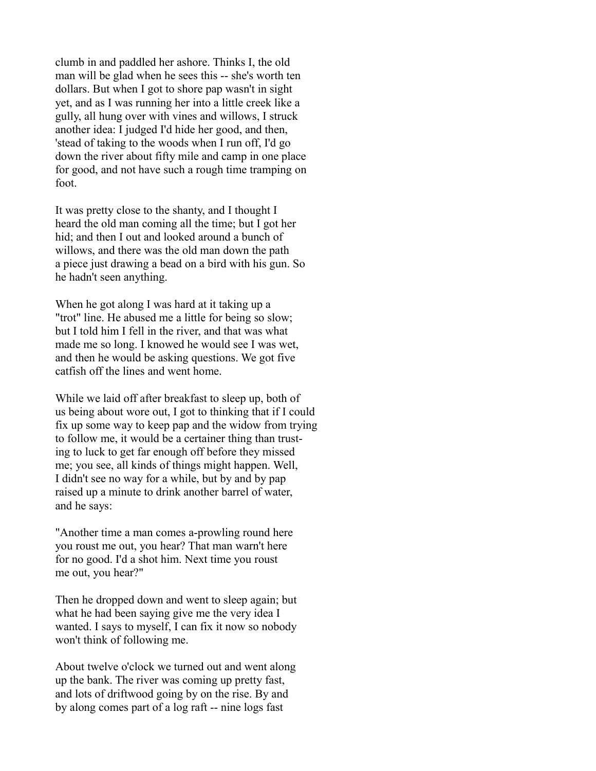clumb in and paddled her ashore. Thinks I, the old man will be glad when he sees this -- she's worth ten dollars. But when I got to shore pap wasn't in sight yet, and as I was running her into a little creek like a gully, all hung over with vines and willows, I struck another idea: I judged I'd hide her good, and then, 'stead of taking to the woods when I run off, I'd go down the river about fifty mile and camp in one place for good, and not have such a rough time tramping on foot.

It was pretty close to the shanty, and I thought I heard the old man coming all the time; but I got her hid; and then I out and looked around a bunch of willows, and there was the old man down the path a piece just drawing a bead on a bird with his gun. So he hadn't seen anything.

When he got along I was hard at it taking up a "trot" line. He abused me a little for being so slow; but I told him I fell in the river, and that was what made me so long. I knowed he would see I was wet, and then he would be asking questions. We got five catfish off the lines and went home.

While we laid off after breakfast to sleep up, both of us being about wore out, I got to thinking that if I could fix up some way to keep pap and the widow from trying to follow me, it would be a certainer thing than trusting to luck to get far enough off before they missed me; you see, all kinds of things might happen. Well, I didn't see no way for a while, but by and by pap raised up a minute to drink another barrel of water, and he says:

"Another time a man comes a-prowling round here you roust me out, you hear? That man warn't here for no good. I'd a shot him. Next time you roust me out, you hear?"

Then he dropped down and went to sleep again; but what he had been saying give me the very idea I wanted. I says to myself, I can fix it now so nobody won't think of following me.

About twelve o'clock we turned out and went along up the bank. The river was coming up pretty fast, and lots of driftwood going by on the rise. By and by along comes part of a log raft -- nine logs fast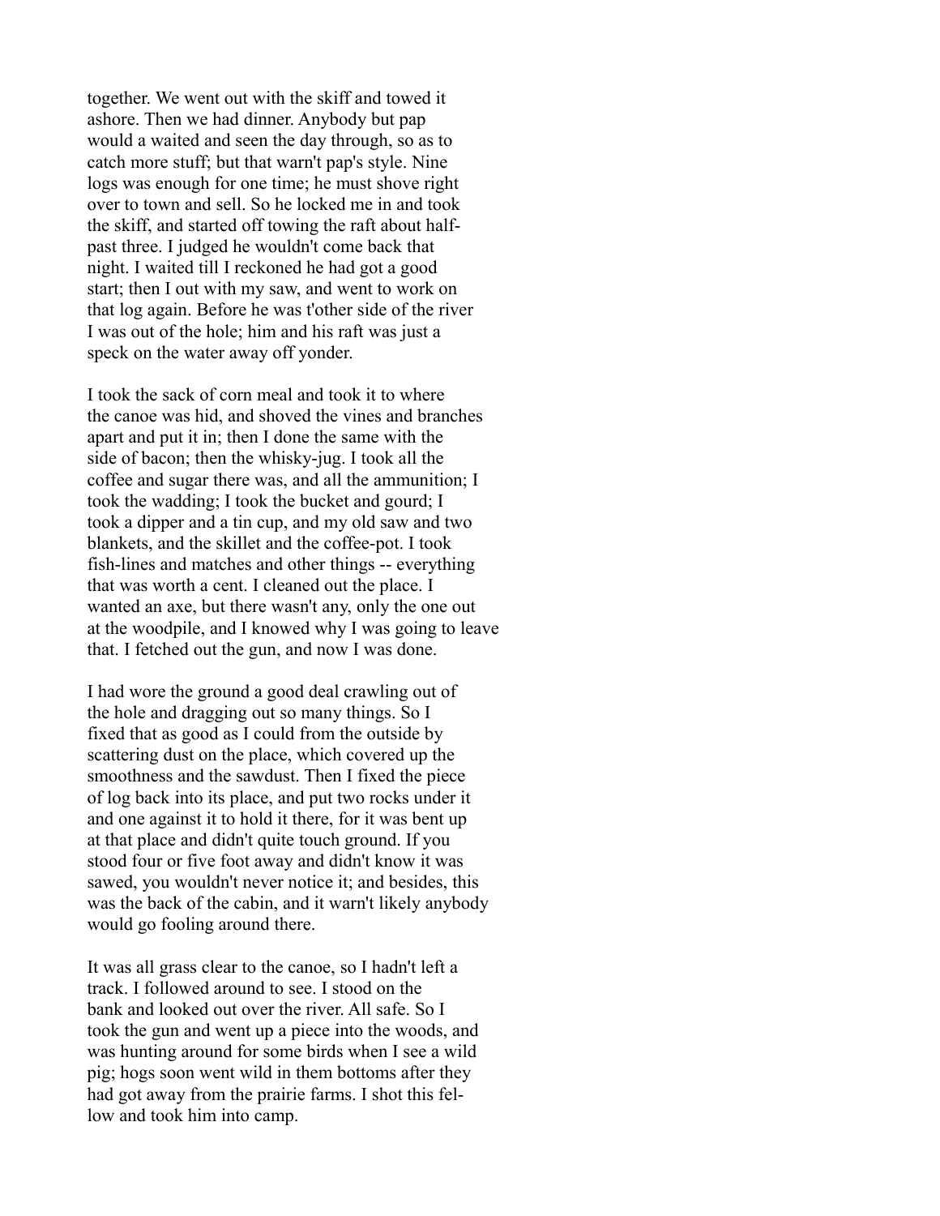together. We went out with the skiff and towed it ashore. Then we had dinner. Anybody but pap would a waited and seen the day through, so as to catch more stuff; but that warn't pap's style. Nine logs was enough for one time; he must shove right over to town and sell. So he locked me in and took the skiff, and started off towing the raft about half-past three. I judged he wouldn't come back that night. I waited till I reckoned he had got a good start; then I out with my saw, and went to work on that log again. Before he was t'other side of the river I was out of the hole; him and his raft was just a speck on the water away off yonder.

I took the sack of corn meal and took it to where the canoe was hid, and shoved the vines and branches apart and put it in; then I done the same with the side of bacon; then the whisky-jug. I took all the coffee and sugar there was, and all the ammunition; I took the wadding; I took the bucket and gourd; I took a dipper and a tin cup, and my old saw and two blankets, and the skillet and the coffee-pot. I took fish-lines and matches and other things -- everything that was worth a cent. I cleaned out the place. I wanted an axe, but there wasn't any, only the one out at the woodpile, and I knowed why I was going to leave that. I fetched out the gun, and now I was done.

I had wore the ground a good deal crawling out of the hole and dragging out so many things. So I fixed that as good as I could from the outside by scattering dust on the place, which covered up the smoothness and the sawdust. Then I fixed the piece of log back into its place, and put two rocks under it and one against it to hold it there, for it was bent up at that place and didn't quite touch ground. If you stood four or five foot away and didn't know it was sawed, you wouldn't never notice it; and besides, this was the back of the cabin, and it warn't likely anybody would go fooling around there.

It was all grass clear to the canoe, so I hadn't left a track. I followed around to see. I stood on the bank and looked out over the river. All safe. So I took the gun and went up a piece into the woods, and was hunting around for some birds when I see a wild pig; hogs soon went wild in them bottoms after they had got away from the prairie farms. I shot this fellow and took him into camp.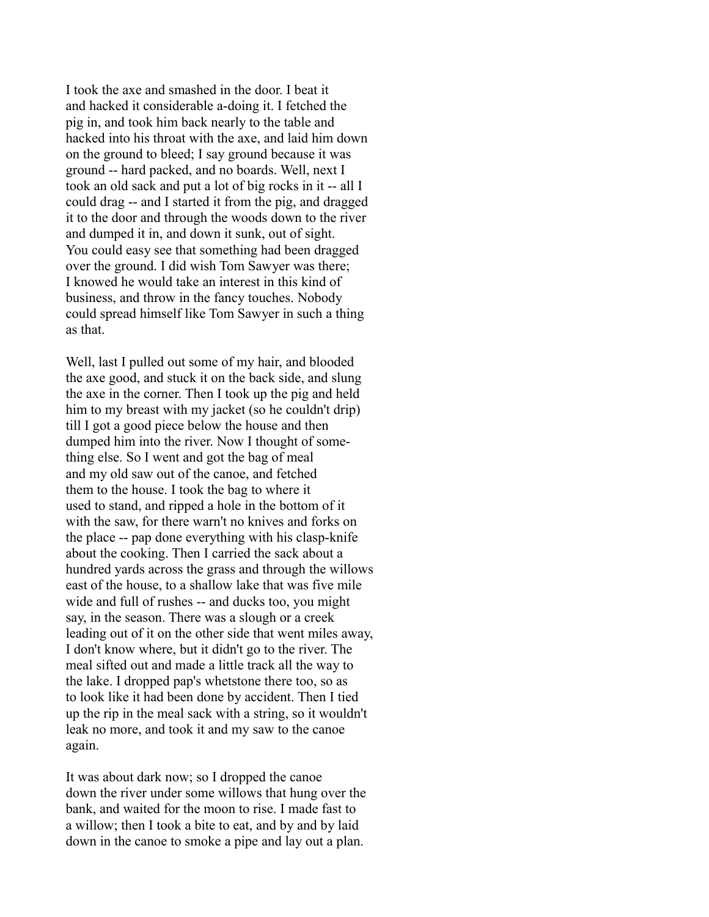I took the axe and smashed in the door. I beat it and hacked it considerable a-doing it. I fetched the pig in, and took him back nearly to the table and hacked into his throat with the axe, and laid him down on the ground to bleed; I say ground because it was ground -- hard packed, and no boards. Well, next I took an old sack and put a lot of big rocks in it -- all I could drag -- and I started it from the pig, and dragged it to the door and through the woods down to the river and dumped it in, and down it sunk, out of sight. You could easy see that something had been dragged over the ground. I did wish Tom Sawyer was there; I knowed he would take an interest in this kind of business, and throw in the fancy touches. Nobody could spread himself like Tom Sawyer in such a thing as that.

Well, last I pulled out some of my hair, and blooded the axe good, and stuck it on the back side, and slung the axe in the corner. Then I took up the pig and held him to my breast with my jacket (so he couldn't drip) till I got a good piece below the house and then dumped him into the river. Now I thought of something else. So I went and got the bag of meal and my old saw out of the canoe, and fetched them to the house. I took the bag to where it used to stand, and ripped a hole in the bottom of it with the saw, for there warn't no knives and forks on the place -- pap done everything with his clasp-knife about the cooking. Then I carried the sack about a hundred yards across the grass and through the willows east of the house, to a shallow lake that was five mile wide and full of rushes -- and ducks too, you might say, in the season. There was a slough or a creek leading out of it on the other side that went miles away, I don't know where, but it didn't go to the river. The meal sifted out and made a little track all the way to the lake. I dropped pap's whetstone there too, so as to look like it had been done by accident. Then I tied up the rip in the meal sack with a string, so it wouldn't leak no more, and took it and my saw to the canoe again.

It was about dark now; so I dropped the canoe down the river under some willows that hung over the bank, and waited for the moon to rise. I made fast to a willow; then I took a bite to eat, and by and by laid down in the canoe to smoke a pipe and lay out a plan.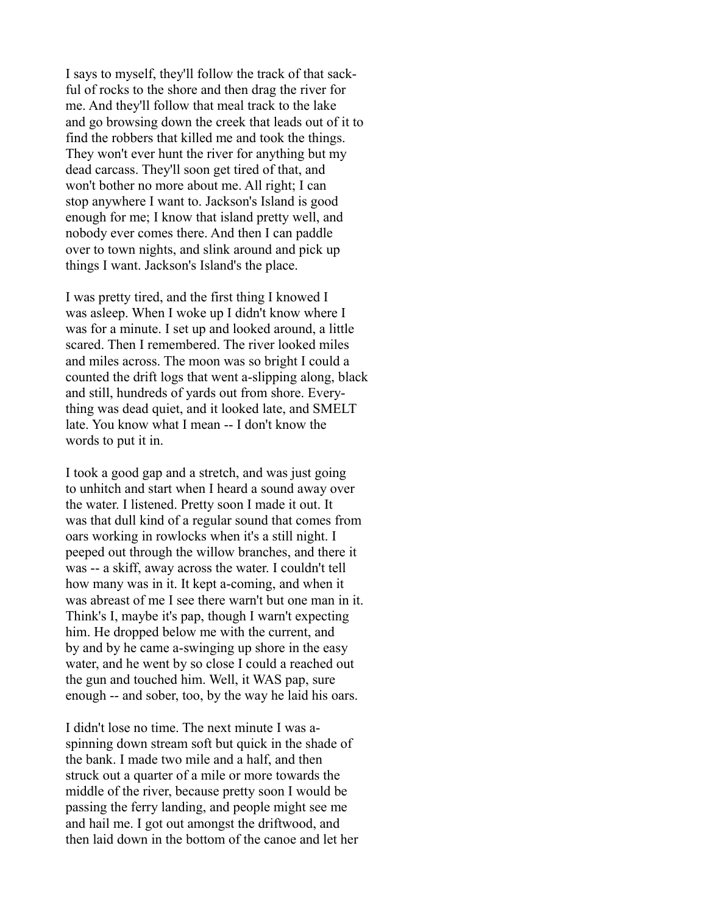I says to myself, they'll follow the track of that sackful of rocks to the shore and then drag the river for me. And they'll follow that meal track to the lake and go browsing down the creek that leads out of it to find the robbers that killed me and took the things. They won't ever hunt the river for anything but my dead carcass. They'll soon get tired of that, and won't bother no more about me. All right; I can stop anywhere I want to. Jackson's Island is good enough for me; I know that island pretty well, and nobody ever comes there. And then I can paddle over to town nights, and slink around and pick up things I want. Jackson's Island's the place.

I was pretty tired, and the first thing I knowed I was asleep. When I woke up I didn't know where I was for a minute. I set up and looked around, a little scared. Then I remembered. The river looked miles and miles across. The moon was so bright I could a counted the drift logs that went a-slipping along, black and still, hundreds of yards out from shore. Everything was dead quiet, and it looked late, and SMELT late. You know what I mean -- I don't know the words to put it in.

I took a good gap and a stretch, and was just going to unhitch and start when I heard a sound away over the water. I listened. Pretty soon I made it out. It was that dull kind of a regular sound that comes from oars working in rowlocks when it's a still night. I peeped out through the willow branches, and there it was -- a skiff, away across the water. I couldn't tell how many was in it. It kept a-coming, and when it was abreast of me I see there warn't but one man in it. Think's I, maybe it's pap, though I warn't expecting him. He dropped below me with the current, and by and by he came a-swinging up shore in the easy water, and he went by so close I could a reached out the gun and touched him. Well, it WAS pap, sure enough -- and sober, too, by the way he laid his oars.

I didn't lose no time. The next minute I was a-spinning down stream soft but quick in the shade of the bank. I made two mile and a half, and then struck out a quarter of a mile or more towards the middle of the river, because pretty soon I would be passing the ferry landing, and people might see me and hail me. I got out amongst the driftwood, and then laid down in the bottom of the canoe and let her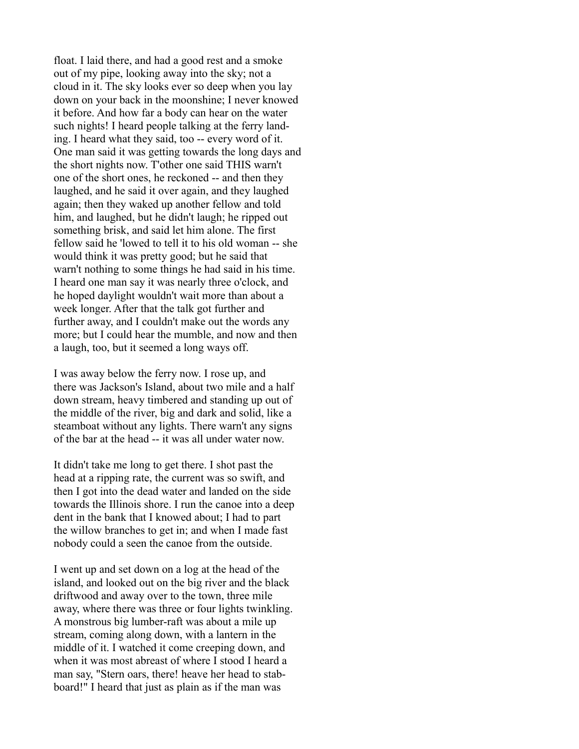float. I laid there, and had a good rest and a smoke out of my pipe, looking away into the sky; not a cloud in it. The sky looks ever so deep when you lay down on your back in the moonshine; I never knowed it before. And how far a body can hear on the water such nights! I heard people talking at the ferry landing. I heard what they said, too -- every word of it. One man said it was getting towards the long days and the short nights now. T'other one said THIS warn't one of the short ones, he reckoned -- and then they laughed, and he said it over again, and they laughed again; then they waked up another fellow and told him, and laughed, but he didn't laugh; he ripped out something brisk, and said let him alone. The first fellow said he 'lowed to tell it to his old woman -- she would think it was pretty good; but he said that warn't nothing to some things he had said in his time. I heard one man say it was nearly three o'clock, and he hoped daylight wouldn't wait more than about a week longer. After that the talk got further and further away, and I couldn't make out the words any more; but I could hear the mumble, and now and then a laugh, too, but it seemed a long ways off.

I was away below the ferry now. I rose up, and there was Jackson's Island, about two mile and a half down stream, heavy timbered and standing up out of the middle of the river, big and dark and solid, like a steamboat without any lights. There warn't any signs of the bar at the head -- it was all under water now.

It didn't take me long to get there. I shot past the head at a ripping rate, the current was so swift, and then I got into the dead water and landed on the side towards the Illinois shore. I run the canoe into a deep dent in the bank that I knowed about; I had to part the willow branches to get in; and when I made fast nobody could a seen the canoe from the outside.

I went up and set down on a log at the head of the island, and looked out on the big river and the black driftwood and away over to the town, three mile away, where there was three or four lights twinkling. A monstrous big lumber-raft was about a mile up stream, coming along down, with a lantern in the middle of it. I watched it come creeping down, and when it was most abreast of where I stood I heard a man say, "Stern oars, there! heave her head to stabboard!" I heard that just as plain as if the man was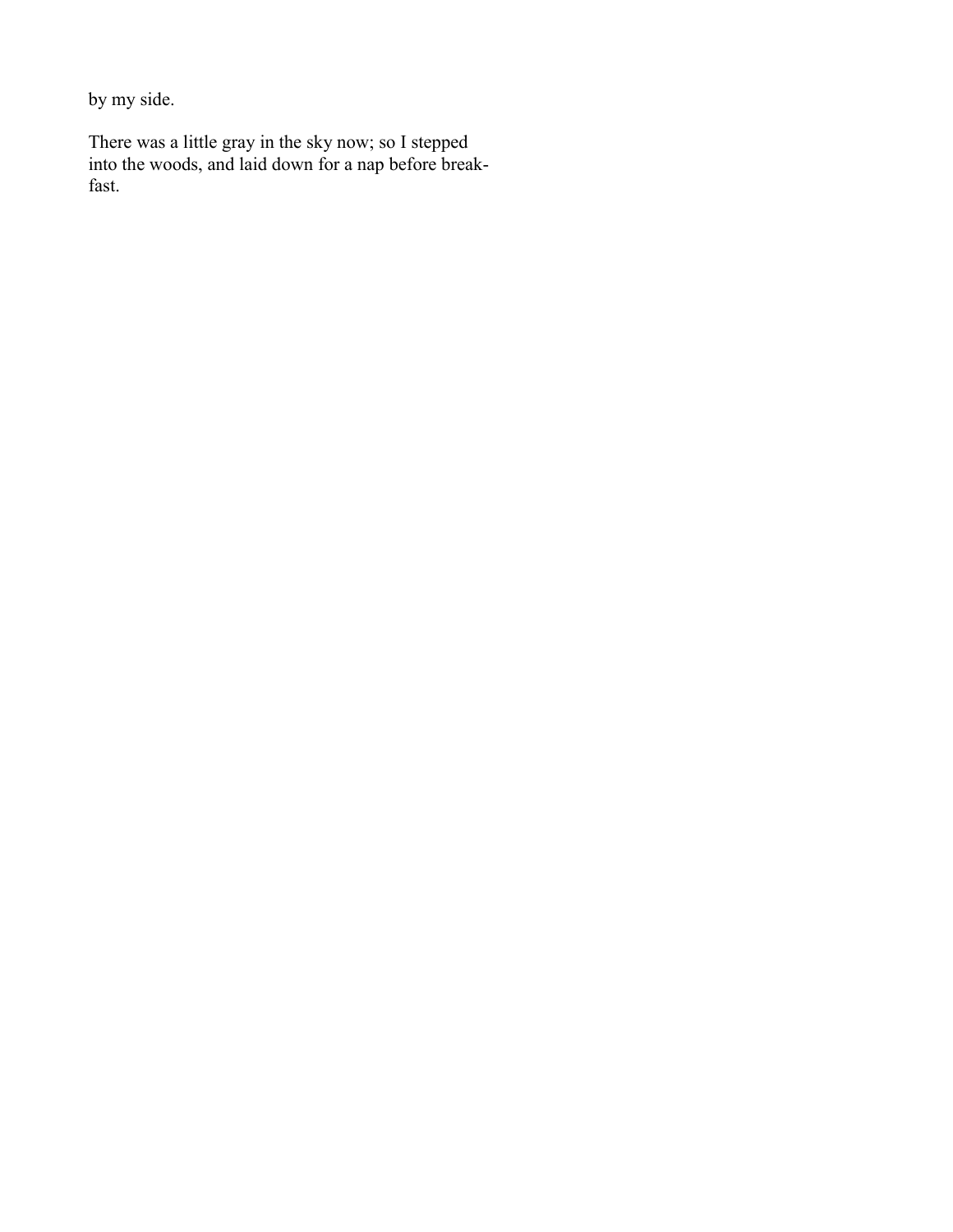by my side.

There was a little gray in the sky now; so I stepped into the woods, and laid down for a nap before breakfast.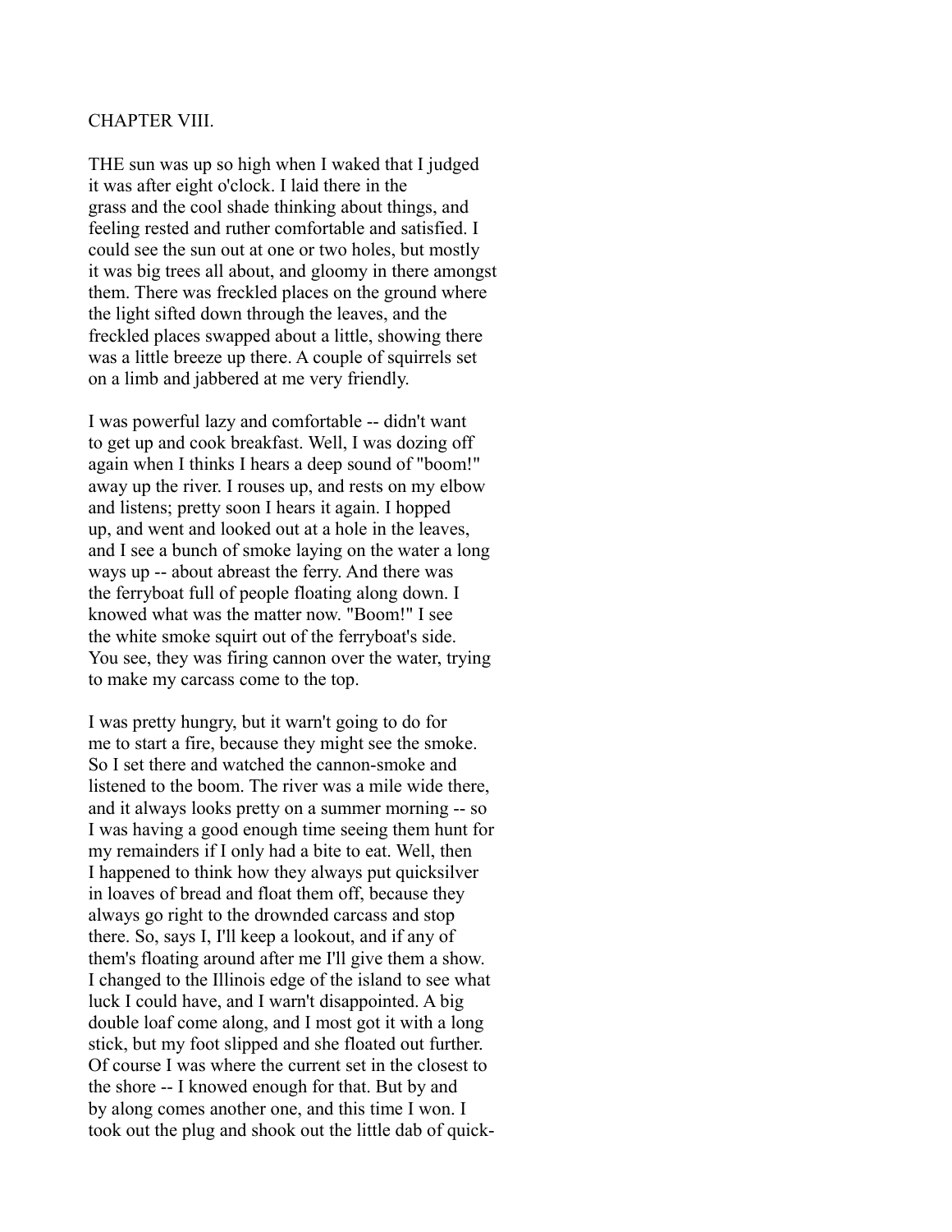## CHAPTER VIII.

THE sun was up so high when I waked that I judged it was after eight o'clock. I laid there in the grass and the cool shade thinking about things, and feeling rested and ruther comfortable and satisfied. I could see the sun out at one or two holes, but mostly it was big trees all about, and gloomy in there amongst them. There was freckled places on the ground where the light sifted down through the leaves, and the freckled places swapped about a little, showing there was a little breeze up there. A couple of squirrels set on a limb and jabbered at me very friendly.

I was powerful lazy and comfortable -- didn't want to get up and cook breakfast. Well, I was dozing off again when I thinks I hears a deep sound of "boom!" away up the river. I rouses up, and rests on my elbow and listens; pretty soon I hears it again. I hopped up, and went and looked out at a hole in the leaves, and I see a bunch of smoke laying on the water a long ways up -- about abreast the ferry. And there was the ferryboat full of people floating along down. I knowed what was the matter now. "Boom!" I see the white smoke squirt out of the ferryboat's side. You see, they was firing cannon over the water, trying to make my carcass come to the top.

I was pretty hungry, but it warn't going to do for me to start a fire, because they might see the smoke. So I set there and watched the cannon-smoke and listened to the boom. The river was a mile wide there, and it always looks pretty on a summer morning -- so I was having a good enough time seeing them hunt for my remainders if I only had a bite to eat. Well, then I happened to think how they always put quicksilver in loaves of bread and float them off, because they always go right to the drownded carcass and stop there. So, says I, I'll keep a lookout, and if any of them's floating around after me I'll give them a show. I changed to the Illinois edge of the island to see what luck I could have, and I warn't disappointed. A big double loaf come along, and I most got it with a long stick, but my foot slipped and she floated out further. Of course I was where the current set in the closest to the shore -- I knowed enough for that. But by and by along comes another one, and this time I won. I took out the plug and shook out the little dab of quick-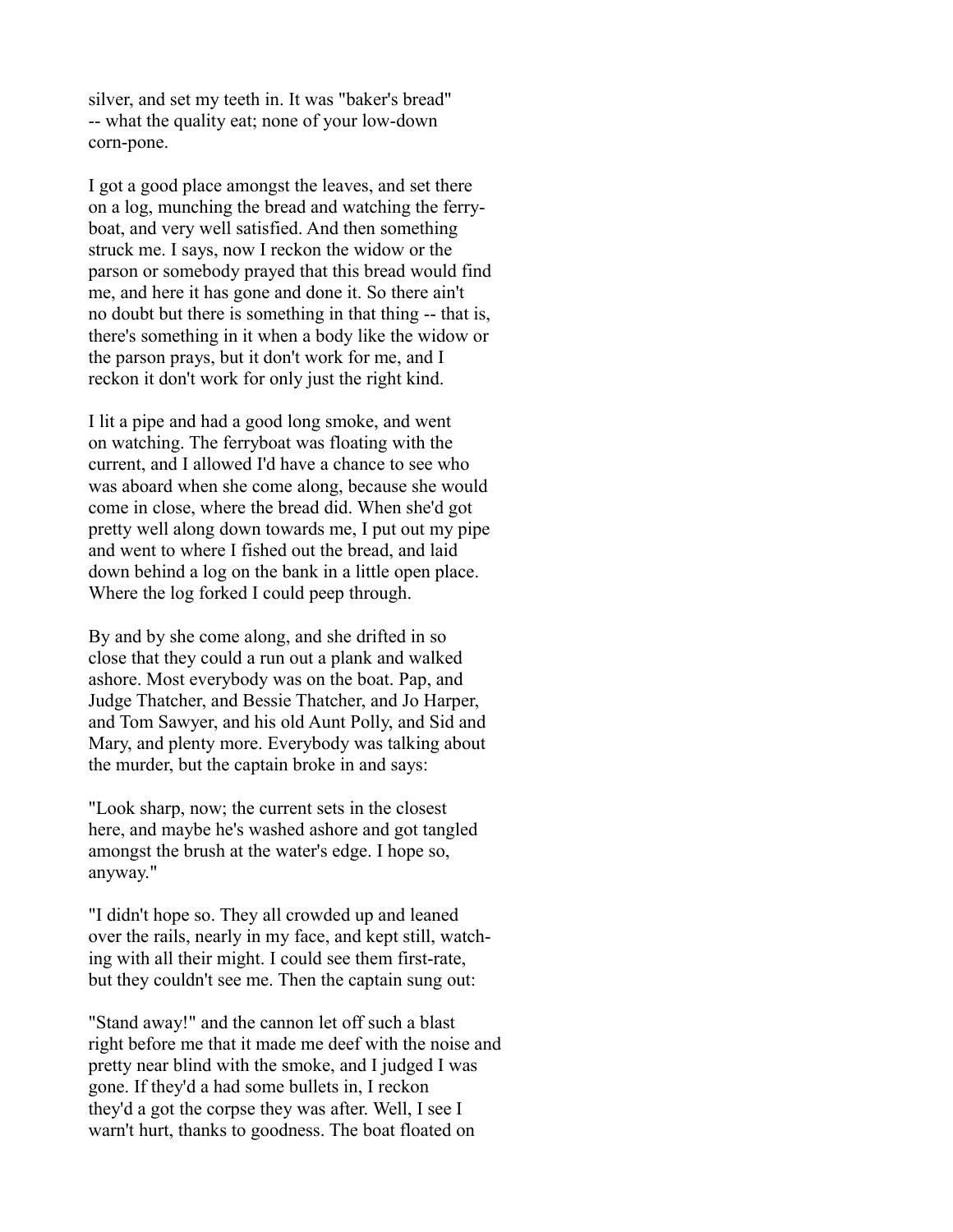silver, and set my teeth in. It was "baker's bread" -- what the quality eat; none of your low-down corn-pone.

I got a good place amongst the leaves, and set there on a log, munching the bread and watching the ferry-boat, and very well satisfied. And then something struck me. I says, now I reckon the widow or the parson or somebody prayed that this bread would find me, and here it has gone and done it. So there ain't no doubt but there is something in that thing -- that is, there's something in it when a body like the widow or the parson prays, but it don't work for me, and I reckon it don't work for only just the right kind.

I lit a pipe and had a good long smoke, and went on watching. The ferryboat was floating with the current, and I allowed I'd have a chance to see who was aboard when she come along, because she would come in close, where the bread did. When she'd got pretty well along down towards me, I put out my pipe and went to where I fished out the bread, and laid down behind a log on the bank in a little open place. Where the log forked I could peep through.

By and by she come along, and she drifted in so close that they could a run out a plank and walked ashore. Most everybody was on the boat. Pap, and Judge Thatcher, and Bessie Thatcher, and Jo Harper, and Tom Sawyer, and his old Aunt Polly, and Sid and Mary, and plenty more. Everybody was talking about the murder, but the captain broke in and says:

"Look sharp, now; the current sets in the closest here, and maybe he's washed ashore and got tangled amongst the brush at the water's edge. I hope so, anyway."

"I didn't hope so. They all crowded up and leaned over the rails, nearly in my face, and kept still, watching with all their might. I could see them first-rate, but they couldn't see me. Then the captain sung out:

"Stand away!" and the cannon let off such a blast right before me that it made me deef with the noise and pretty near blind with the smoke, and I judged I was gone. If they'd a had some bullets in, I reckon they'd a got the corpse they was after. Well, I see I warn't hurt, thanks to goodness. The boat floated on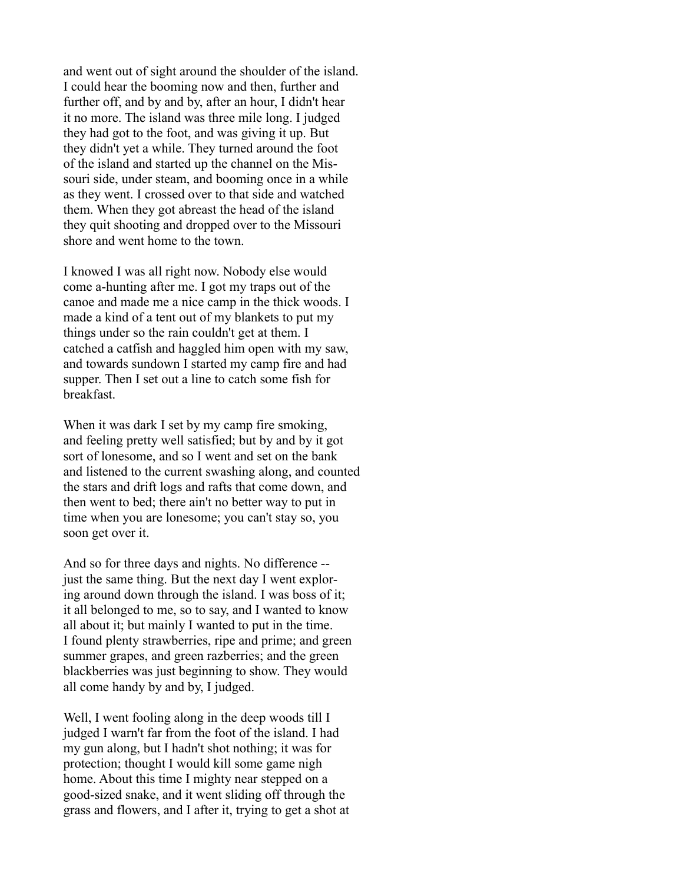and went out of sight around the shoulder of the island. I could hear the booming now and then, further and further off, and by and by, after an hour, I didn't hear it no more. The island was three mile long. I judged they had got to the foot, and was giving it up. But they didn't yet a while. They turned around the foot of the island and started up the channel on the Missouri side, under steam, and booming once in a while as they went. I crossed over to that side and watched them. When they got abreast the head of the island they quit shooting and dropped over to the Missouri shore and went home to the town.

I knowed I was all right now. Nobody else would come a-hunting after me. I got my traps out of the canoe and made me a nice camp in the thick woods. I made a kind of a tent out of my blankets to put my things under so the rain couldn't get at them. I catched a catfish and haggled him open with my saw, and towards sundown I started my camp fire and had supper. Then I set out a line to catch some fish for breakfast.

When it was dark I set by my camp fire smoking, and feeling pretty well satisfied; but by and by it got sort of lonesome, and so I went and set on the bank and listened to the current swashing along, and counted the stars and drift logs and rafts that come down, and then went to bed; there ain't no better way to put in time when you are lonesome; you can't stay so, you soon get over it.

And so for three days and nights. No difference -- just the same thing. But the next day I went exploring around down through the island. I was boss of it; it all belonged to me, so to say, and I wanted to know all about it; but mainly I wanted to put in the time. I found plenty strawberries, ripe and prime; and green summer grapes, and green razberries; and the green blackberries was just beginning to show. They would all come handy by and by, I judged.

Well, I went fooling along in the deep woods till I judged I warn't far from the foot of the island. I had my gun along, but I hadn't shot nothing; it was for protection; thought I would kill some game nigh home. About this time I mighty near stepped on a good-sized snake, and it went sliding off through the grass and flowers, and I after it, trying to get a shot at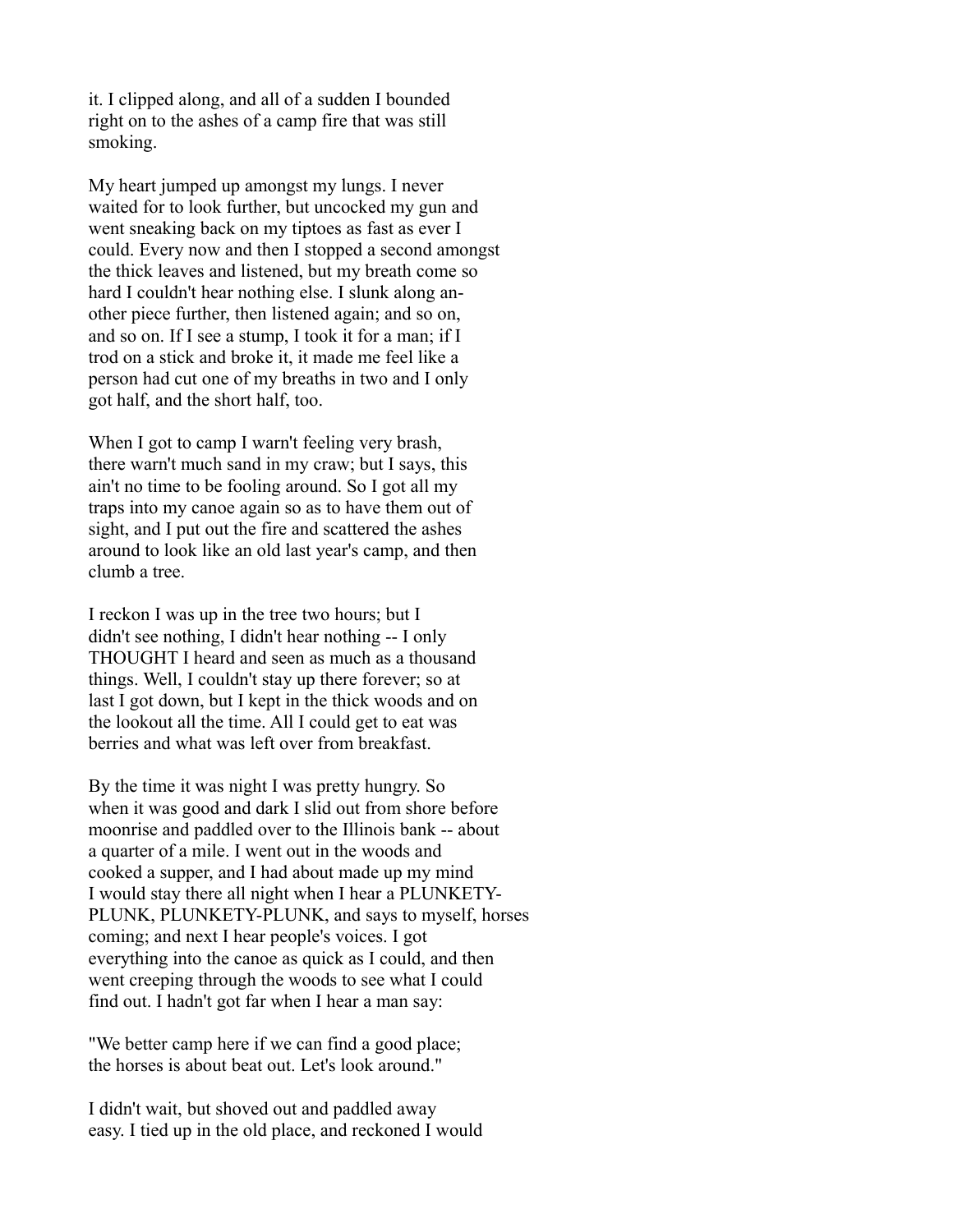it. I clipped along, and all of a sudden I bounded right on to the ashes of a camp fire that was still smoking.

My heart jumped up amongst my lungs. I never waited for to look further, but uncocked my gun and went sneaking back on my tiptoes as fast as ever I could. Every now and then I stopped a second amongst the thick leaves and listened, but my breath come so hard I couldn't hear nothing else. I slunk along another piece further, then listened again; and so on, and so on. If I see a stump, I took it for a man; if I trod on a stick and broke it, it made me feel like a person had cut one of my breaths in two and I only got half, and the short half, too.

When I got to camp I warn't feeling very brash, there warn't much sand in my craw; but I says, this ain't no time to be fooling around. So I got all my traps into my canoe again so as to have them out of sight, and I put out the fire and scattered the ashes around to look like an old last year's camp, and then clumb a tree.

I reckon I was up in the tree two hours; but I didn't see nothing, I didn't hear nothing -- I only THOUGHT I heard and seen as much as a thousand things. Well, I couldn't stay up there forever; so at last I got down, but I kept in the thick woods and on the lookout all the time. All I could get to eat was berries and what was left over from breakfast.

By the time it was night I was pretty hungry. So when it was good and dark I slid out from shore before moonrise and paddled over to the Illinois bank -- about a quarter of a mile. I went out in the woods and cooked a supper, and I had about made up my mind I would stay there all night when I hear a PLUNKETY-PLUNK, PLUNKETY-PLUNK, and says to myself, horses coming; and next I hear people's voices. I got everything into the canoe as quick as I could, and then went creeping through the woods to see what I could find out. I hadn't got far when I hear a man say:

"We better camp here if we can find a good place; the horses is about beat out. Let's look around."

I didn't wait, but shoved out and paddled away easy. I tied up in the old place, and reckoned I would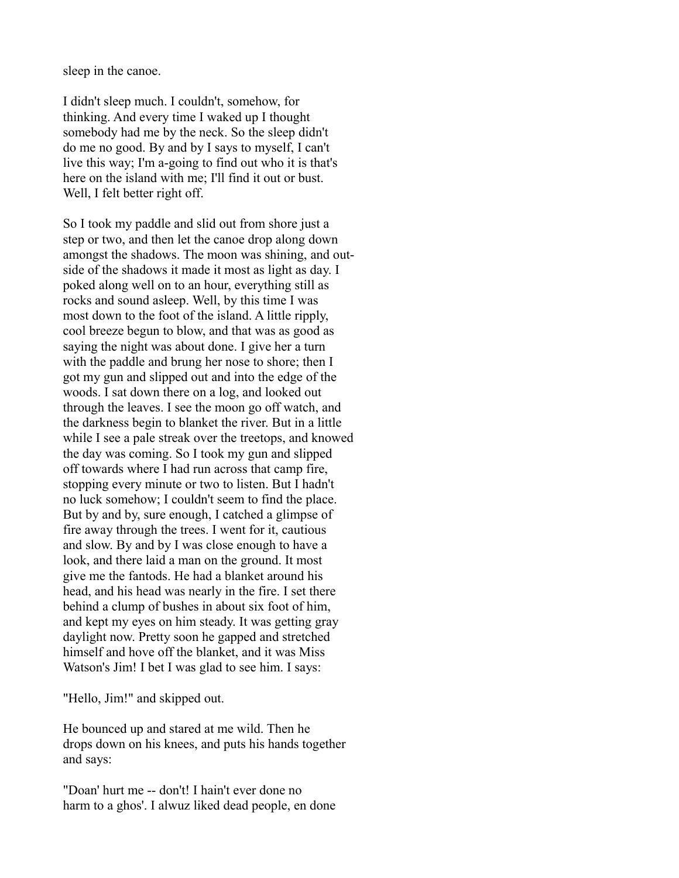sleep in the canoe.

I didn't sleep much. I couldn't, somehow, for thinking. And every time I waked up I thought somebody had me by the neck. So the sleep didn't do me no good. By and by I says to myself, I can't live this way; I'm a-going to find out who it is that's here on the island with me; I'll find it out or bust. Well, I felt better right off.

So I took my paddle and slid out from shore just a step or two, and then let the canoe drop along down amongst the shadows. The moon was shining, and outside of the shadows it made it most as light as day. I poked along well on to an hour, everything still as rocks and sound asleep. Well, by this time I was most down to the foot of the island. A little ripply, cool breeze begun to blow, and that was as good as saying the night was about done. I give her a turn with the paddle and brung her nose to shore; then I got my gun and slipped out and into the edge of the woods. I sat down there on a log, and looked out through the leaves. I see the moon go off watch, and the darkness begin to blanket the river. But in a little while I see a pale streak over the treetops, and knowed the day was coming. So I took my gun and slipped off towards where I had run across that camp fire, stopping every minute or two to listen. But I hadn't no luck somehow; I couldn't seem to find the place. But by and by, sure enough, I catched a glimpse of fire away through the trees. I went for it, cautious and slow. By and by I was close enough to have a look, and there laid a man on the ground. It most give me the fantods. He had a blanket around his head, and his head was nearly in the fire. I set there behind a clump of bushes in about six foot of him, and kept my eyes on him steady. It was getting gray daylight now. Pretty soon he gapped and stretched himself and hove off the blanket, and it was Miss Watson's Jim! I bet I was glad to see him. I says:

"Hello, Jim!" and skipped out.

He bounced up and stared at me wild. Then he drops down on his knees, and puts his hands together and says:

"Doan' hurt me -- don't! I hain't ever done no harm to a ghos'. I alwuz liked dead people, en done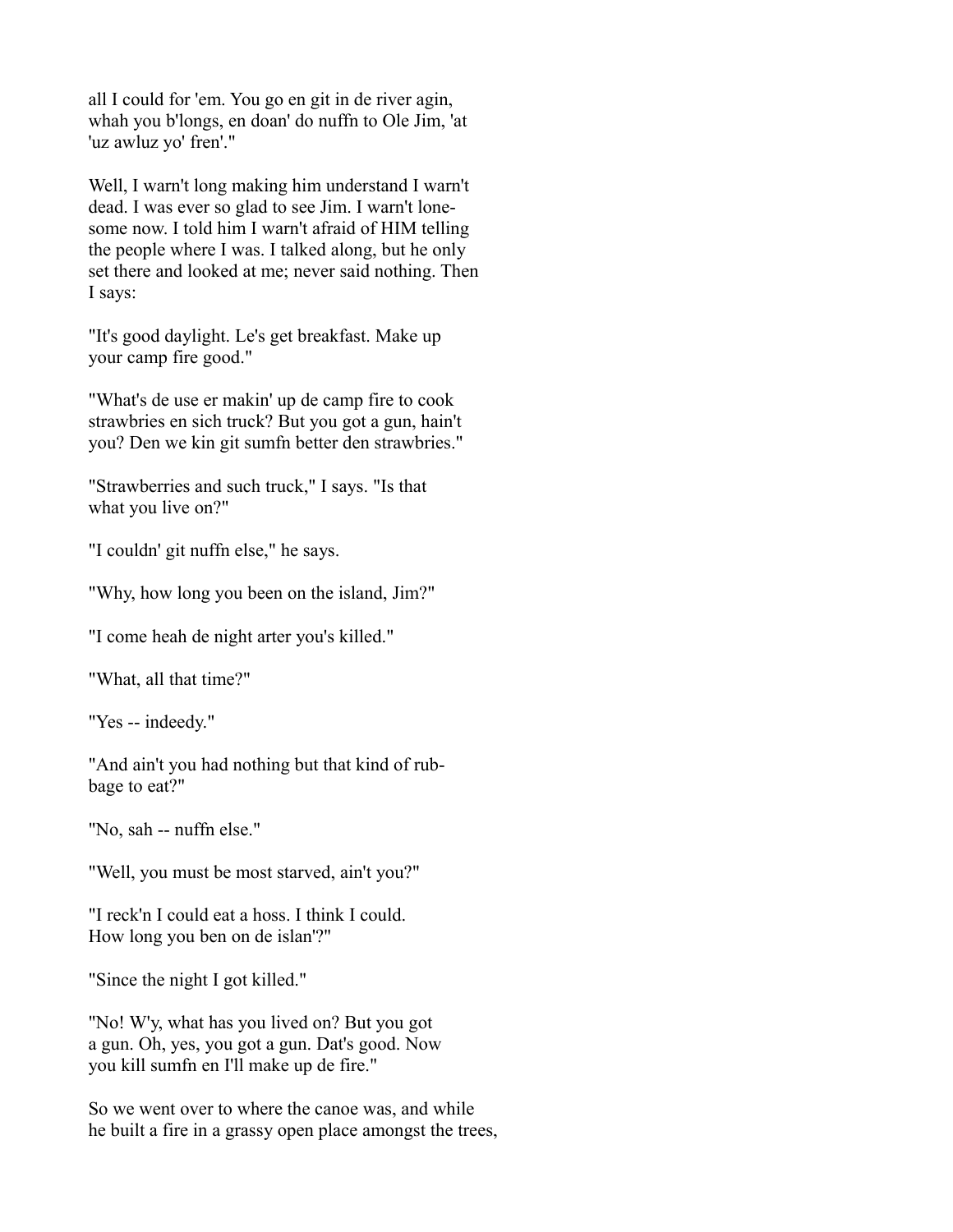all I could for 'em. You go en git in de river agin, whah you b'longs, en doan' do nuffn to Ole Jim, 'at 'uz awluz yo' fren'."

Well, I warn't long making him understand I warn't dead. I was ever so glad to see Jim. I warn't lonesome now. I told him I warn't afraid of HIM telling the people where I was. I talked along, but he only set there and looked at me; never said nothing. Then I says:

"It's good daylight. Le's get breakfast. Make up your camp fire good."

"What's de use er makin' up de camp fire to cook strawbries en sich truck? But you got a gun, hain't you? Den we kin git sumfn better den strawbries."

"Strawberries and such truck," I says. "Is that what you live on?"

"I couldn' git nuffn else," he says.

"Why, how long you been on the island, Jim?"

"I come heah de night arter you's killed."

"What, all that time?"

"Yes -- indeedy."

"And ain't you had nothing but that kind of rubbage to eat?"

"No, sah -- nuffn else."

"Well, you must be most starved, ain't you?"

"I reck'n I could eat a hoss. I think I could. How long you ben on de islan'?"

"Since the night I got killed."

"No! W'y, what has you lived on? But you got a gun. Oh, yes, you got a gun. Dat's good. Now you kill sumfn en I'll make up de fire."

So we went over to where the canoe was, and while he built a fire in a grassy open place amongst the trees,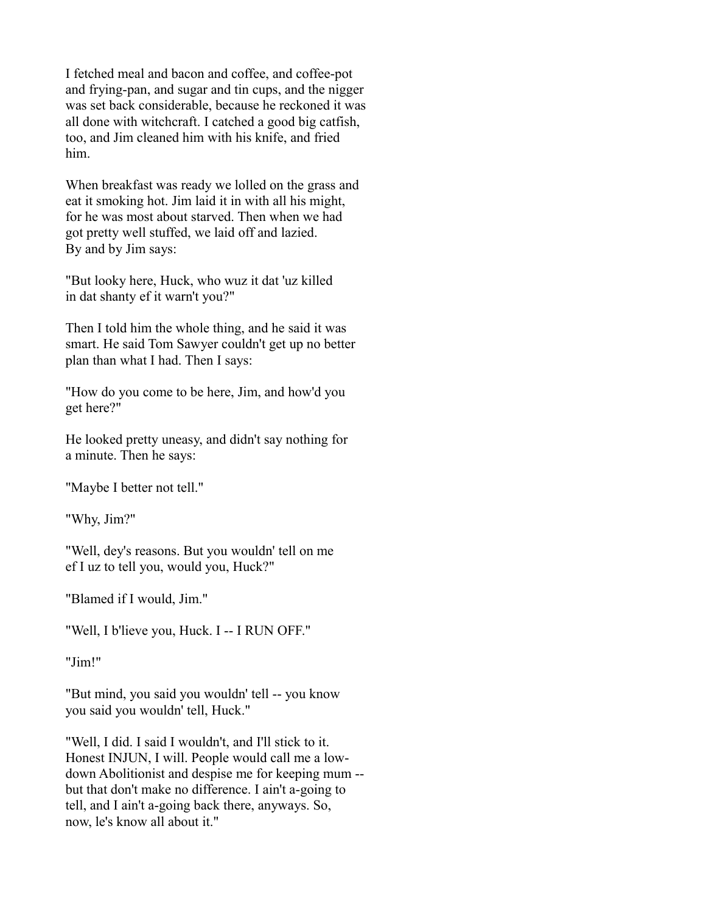I fetched meal and bacon and coffee, and coffee-pot and frying-pan, and sugar and tin cups, and the nigger was set back considerable, because he reckoned it was all done with witchcraft. I catched a good big catfish, too, and Jim cleaned him with his knife, and fried him.

When breakfast was ready we lolled on the grass and eat it smoking hot. Jim laid it in with all his might, for he was most about starved. Then when we had got pretty well stuffed, we laid off and lazied. By and by Jim says:

"But looky here, Huck, who wuz it dat 'uz killed in dat shanty ef it warn't you?"

Then I told him the whole thing, and he said it was smart. He said Tom Sawyer couldn't get up no better plan than what I had. Then I says:

"How do you come to be here, Jim, and how'd you get here?"

He looked pretty uneasy, and didn't say nothing for a minute. Then he says:

"Maybe I better not tell."

"Why, Jim?"

"Well, dey's reasons. But you wouldn' tell on me ef I uz to tell you, would you, Huck?"

"Blamed if I would, Jim."

"Well, I b'lieve you, Huck. I -- I RUN OFF."

"Jim!"

"But mind, you said you wouldn' tell -- you know you said you wouldn' tell, Huck."

"Well, I did. I said I wouldn't, and I'll stick to it. Honest INJUN, I will. People would call me a low-down Abolitionist and despise me for keeping mum -- but that don't make no difference. I ain't a-going to tell, and I ain't a-going back there, anyways. So, now, le's know all about it."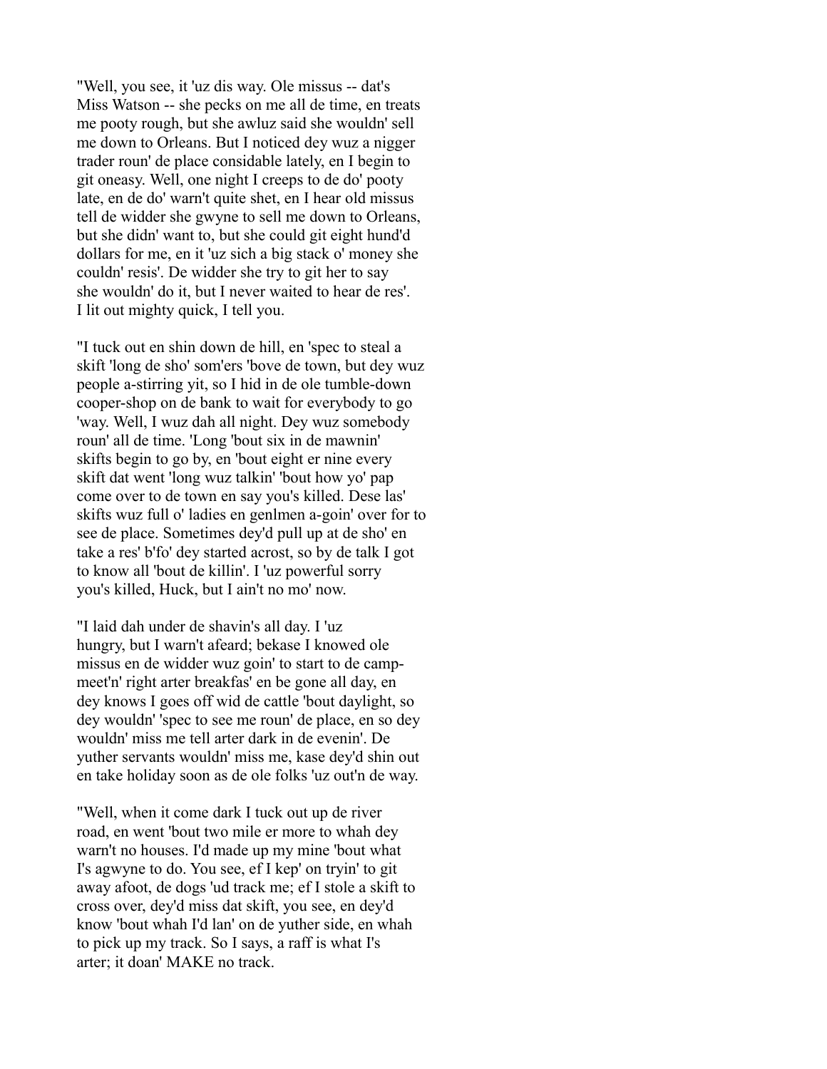"Well, you see, it 'uz dis way. Ole missus -- dat's Miss Watson -- she pecks on me all de time, en treats me pooty rough, but she awluz said she wouldn' sell me down to Orleans. But I noticed dey wuz a nigger trader roun' de place considable lately, en I begin to git oneasy. Well, one night I creeps to de do' pooty late, en de do' warn't quite shet, en I hear old missus tell de widder she gwyne to sell me down to Orleans, but she didn' want to, but she could git eight hund'd dollars for me, en it 'uz sich a big stack o' money she couldn' resis'. De widder she try to git her to say she wouldn' do it, but I never waited to hear de res'. I lit out mighty quick, I tell you.

"I tuck out en shin down de hill, en 'spec to steal a skift 'long de sho' som'ers 'bove de town, but dey wuz people a-stirring yit, so I hid in de ole tumble-down cooper-shop on de bank to wait for everybody to go 'way. Well, I wuz dah all night. Dey wuz somebody roun' all de time. 'Long 'bout six in de mawnin' skifts begin to go by, en 'bout eight er nine every skift dat went 'long wuz talkin' 'bout how yo' pap come over to de town en say you's killed. Dese las' skifts wuz full o' ladies en genlmen a-goin' over for to see de place. Sometimes dey'd pull up at de sho' en take a res' b'fo' dey started acrost, so by de talk I got to know all 'bout de killin'. I 'uz powerful sorry you's killed, Huck, but I ain't no mo' now.

"I laid dah under de shavin's all day. I 'uz hungry, but I warn't afeard; bekase I knowed ole missus en de widder wuz goin' to start to de camp-meet'n' right arter breakfas' en be gone all day, en dey knows I goes off wid de cattle 'bout daylight, so dey wouldn' 'spec to see me roun' de place, en so dey wouldn' miss me tell arter dark in de evenin'. De yuther servants wouldn' miss me, kase dey'd shin out en take holiday soon as de ole folks 'uz out'n de way.

"Well, when it come dark I tuck out up de river road, en went 'bout two mile er more to whah dey warn't no houses. I'd made up my mine 'bout what I's agwyne to do. You see, ef I kep' on tryin' to git away afoot, de dogs 'ud track me; ef I stole a skift to cross over, dey'd miss dat skift, you see, en dey'd know 'bout whah I'd lan' on de yuther side, en whah to pick up my track. So I says, a raff is what I's arter; it doan' MAKE no track.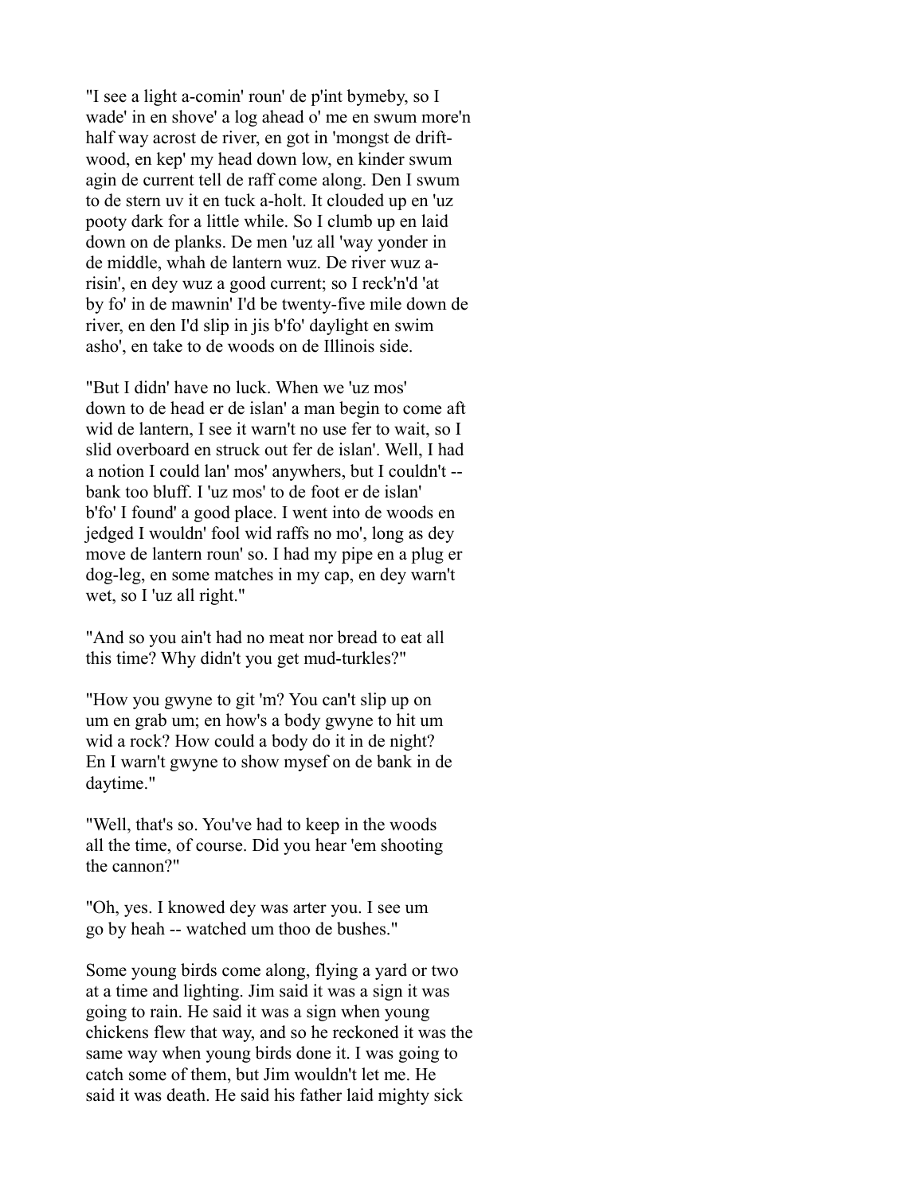"I see a light a-comin' roun' de p'int bymeby, so I wade' in en shove' a log ahead o' me en swum more'n half way acrost de river, en got in 'mongst de drift-wood, en kep' my head down low, en kinder swum agin de current tell de raff come along. Den I swum to de stern uv it en tuck a-holt. It clouded up en 'uz pooty dark for a little while. So I clumb up en laid down on de planks. De men 'uz all 'way yonder in de middle, whah de lantern wuz. De river wuz a-risin', en dey wuz a good current; so I reck'n'd 'at by fo' in de mawnin' I'd be twenty-five mile down de river, en den I'd slip in jis b'fo' daylight en swim asho', en take to de woods on de Illinois side.

"But I didn' have no luck. When we 'uz mos' down to de head er de islan' a man begin to come aft wid de lantern, I see it warn't no use fer to wait, so I slid overboard en struck out fer de islan'. Well, I had a notion I could lan' mos' anywhers, but I couldn't -- bank too bluff. I 'uz mos' to de foot er de islan' b'fo' I found' a good place. I went into de woods en jedged I wouldn' fool wid raffs no mo', long as dey move de lantern roun' so. I had my pipe en a plug er dog-leg, en some matches in my cap, en dey warn't wet, so I 'uz all right."

"And so you ain't had no meat nor bread to eat all this time? Why didn't you get mud-turkles?"

"How you gwyne to git 'm? You can't slip up on um en grab um; en how's a body gwyne to hit um wid a rock? How could a body do it in de night? En I warn't gwyne to show mysef on de bank in de daytime."

"Well, that's so. You've had to keep in the woods all the time, of course. Did you hear 'em shooting the cannon?"

"Oh, yes. I knowed dey was arter you. I see um go by heah -- watched um thoo de bushes."

Some young birds come along, flying a yard or two at a time and lighting. Jim said it was a sign it was going to rain. He said it was a sign when young chickens flew that way, and so he reckoned it was the same way when young birds done it. I was going to catch some of them, but Jim wouldn't let me. He said it was death. He said his father laid mighty sick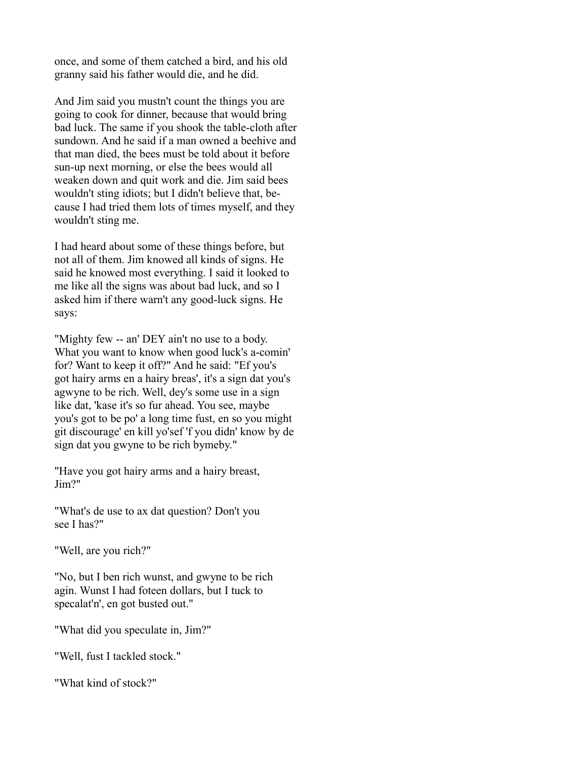once, and some of them catched a bird, and his old granny said his father would die, and he did.

And Jim said you mustn't count the things you are going to cook for dinner, because that would bring bad luck. The same if you shook the table-cloth after sundown. And he said if a man owned a beehive and that man died, the bees must be told about it before sun-up next morning, or else the bees would all weaken down and quit work and die. Jim said bees wouldn't sting idiots; but I didn't believe that, because I had tried them lots of times myself, and they wouldn't sting me.

I had heard about some of these things before, but not all of them. Jim knowed all kinds of signs. He said he knowed most everything. I said it looked to me like all the signs was about bad luck, and so I asked him if there warn't any good-luck signs. He says:

"Mighty few -- an' DEY ain't no use to a body. What you want to know when good luck's a-comin' for? Want to keep it off?" And he said: "Ef you's got hairy arms en a hairy breas', it's a sign dat you's agwyne to be rich. Well, dey's some use in a sign like dat, 'kase it's so fur ahead. You see, maybe you's got to be po' a long time fust, en so you might git discourage' en kill yo'sef 'f you didn' know by de sign dat you gwyne to be rich bymeby."

"Have you got hairy arms and a hairy breast, Jim?"

"What's de use to ax dat question? Don't you see I has?"

"Well, are you rich?"

"No, but I ben rich wunst, and gwyne to be rich agin. Wunst I had foteen dollars, but I tuck to specalat'n', en got busted out."

"What did you speculate in, Jim?"

"Well, fust I tackled stock."

"What kind of stock?"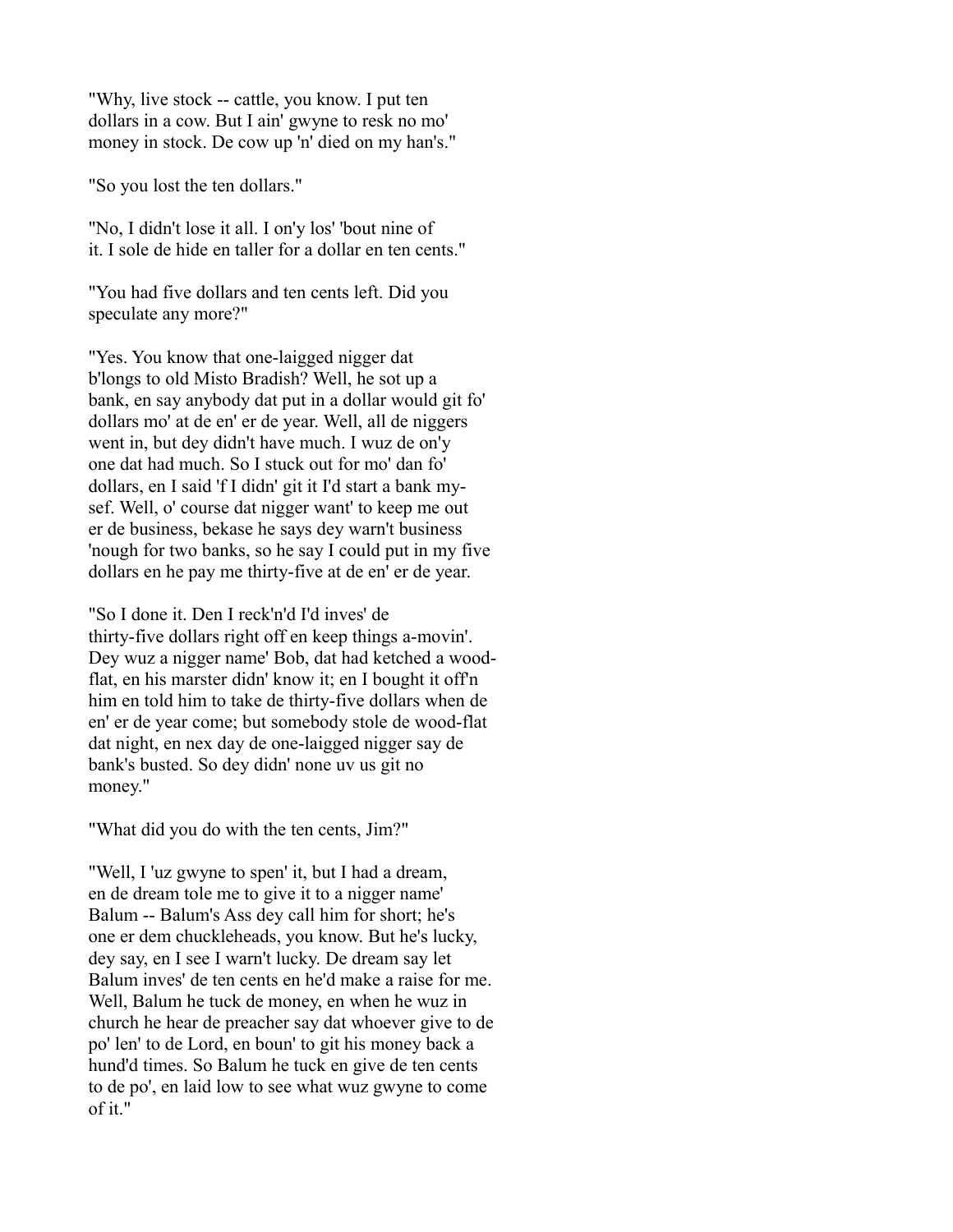"Why, live stock -- cattle, you know. I put ten dollars in a cow. But I ain' gwyne to resk no mo' money in stock. De cow up 'n' died on my han's."

"So you lost the ten dollars."

"No, I didn't lose it all. I on'y los' 'bout nine of it. I sole de hide en taller for a dollar en ten cents."

"You had five dollars and ten cents left. Did you speculate any more?"

"Yes. You know that one-laigged nigger dat b'longs to old Misto Bradish? Well, he sot up a bank, en say anybody dat put in a dollar would git fo' dollars mo' at de en' er de year. Well, all de niggers went in, but dey didn't have much. I wuz de on'y one dat had much. So I stuck out for mo' dan fo' dollars, en I said 'f I didn' git it I'd start a bank my-sef. Well, o' course dat nigger want' to keep me out er de business, bekase he says dey warn't business 'nough for two banks, so he say I could put in my five dollars en he pay me thirty-five at de en' er de year.

"So I done it. Den I reck'n'd I'd inves' de thirty-five dollars right off en keep things a-movin'. Dey wuz a nigger name' Bob, dat had ketched a wood-flat, en his marster didn' know it; en I bought it off'n him en told him to take de thirty-five dollars when de en' er de year come; but somebody stole de wood-flat dat night, en nex day de one-laigged nigger say de bank's busted. So dey didn' none uv us git no money."

"What did you do with the ten cents, Jim?"

"Well, I 'uz gwyne to spen' it, but I had a dream, en de dream tole me to give it to a nigger name' Balum -- Balum's Ass dey call him for short; he's one er dem chuckleheads, you know. But he's lucky, dey say, en I see I warn't lucky. De dream say let Balum inves' de ten cents en he'd make a raise for me. Well, Balum he tuck de money, en when he wuz in church he hear de preacher say dat whoever give to de po' len' to de Lord, en boun' to git his money back a hund'd times. So Balum he tuck en give de ten cents to de po', en laid low to see what wuz gwyne to come of it."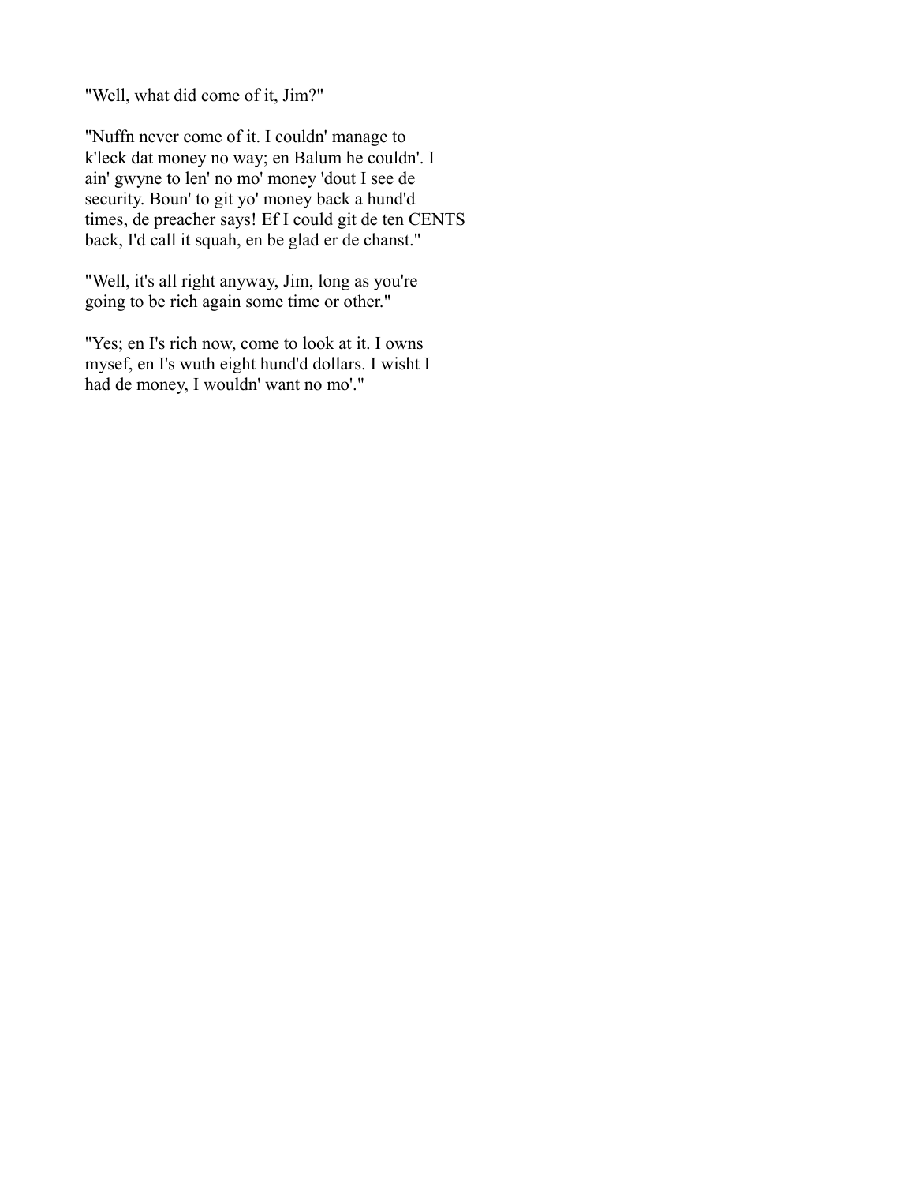"Well, what did come of it, Jim?"

"Nuffn never come of it. I couldn' manage to k'leck dat money no way; en Balum he couldn'. I ain' gwyne to len' no mo' money 'dout I see de security. Boun' to git yo' money back a hund'd times, de preacher says! Ef I could git de ten CENTS back, I'd call it squah, en be glad er de chanst."

"Well, it's all right anyway, Jim, long as you're going to be rich again some time or other."

"Yes; en I's rich now, come to look at it. I owns mysef, en I's wuth eight hund'd dollars. I wisht I had de money, I wouldn' want no mo'."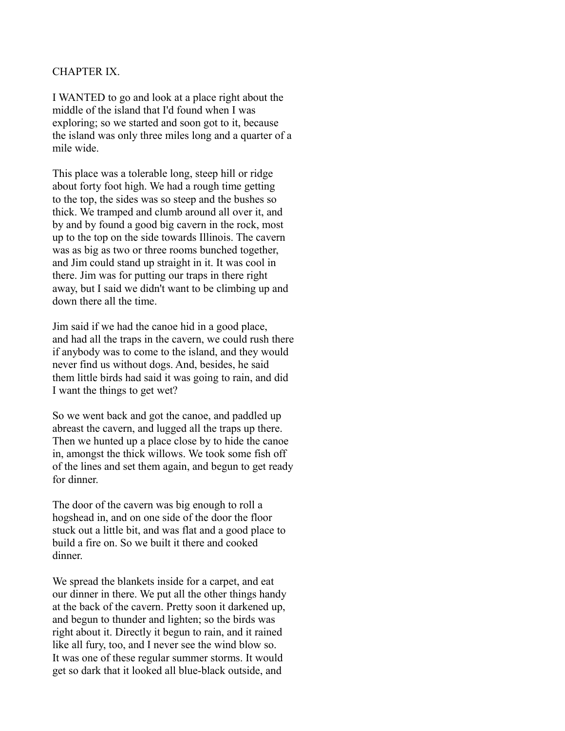## CHAPTER IX.

I WANTED to go and look at a place right about the middle of the island that I'd found when I was exploring; so we started and soon got to it, because the island was only three miles long and a quarter of a mile wide.

This place was a tolerable long, steep hill or ridge about forty foot high. We had a rough time getting to the top, the sides was so steep and the bushes so thick. We tramped and clumb around all over it, and by and by found a good big cavern in the rock, most up to the top on the side towards Illinois. The cavern was as big as two or three rooms bunched together, and Jim could stand up straight in it. It was cool in there. Jim was for putting our traps in there right away, but I said we didn't want to be climbing up and down there all the time.

Jim said if we had the canoe hid in a good place, and had all the traps in the cavern, we could rush there if anybody was to come to the island, and they would never find us without dogs. And, besides, he said them little birds had said it was going to rain, and did I want the things to get wet?

So we went back and got the canoe, and paddled up abreast the cavern, and lugged all the traps up there. Then we hunted up a place close by to hide the canoe in, amongst the thick willows. We took some fish off of the lines and set them again, and begun to get ready for dinner.

The door of the cavern was big enough to roll a hogshead in, and on one side of the door the floor stuck out a little bit, and was flat and a good place to build a fire on. So we built it there and cooked dinner.

We spread the blankets inside for a carpet, and eat our dinner in there. We put all the other things handy at the back of the cavern. Pretty soon it darkened up, and begun to thunder and lighten; so the birds was right about it. Directly it begun to rain, and it rained like all fury, too, and I never see the wind blow so. It was one of these regular summer storms. It would get so dark that it looked all blue-black outside, and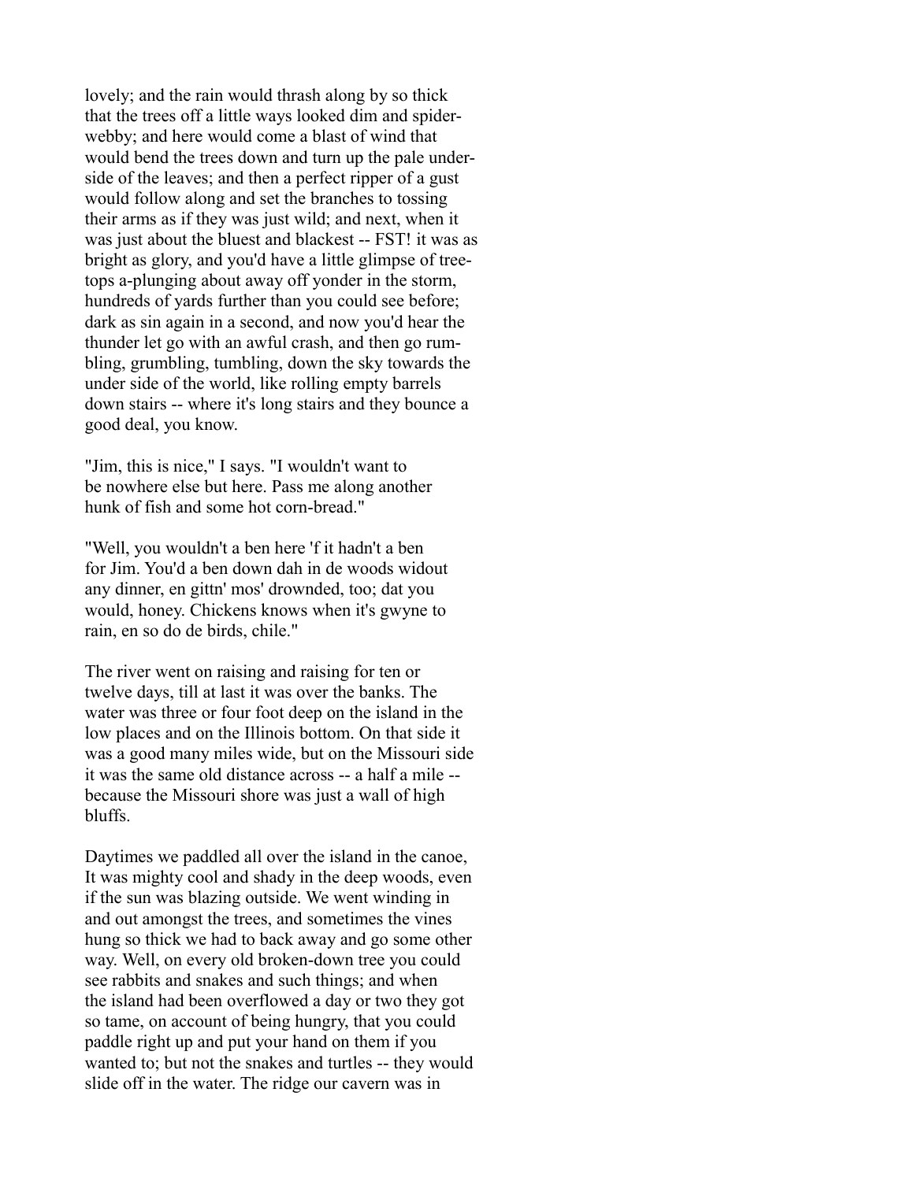lovely; and the rain would thrash along by so thick that the trees off a little ways looked dim and spider-webby; and here would come a blast of wind that would bend the trees down and turn up the pale under-side of the leaves; and then a perfect ripper of a gust would follow along and set the branches to tossing their arms as if they was just wild; and next, when it was just about the bluest and blackest -- FST! it was as bright as glory, and you'd have a little glimpse of tree-tops a-plunging about away off yonder in the storm, hundreds of yards further than you could see before; dark as sin again in a second, and now you'd hear the thunder let go with an awful crash, and then go rumbling, grumbling, tumbling, down the sky towards the under side of the world, like rolling empty barrels down stairs -- where it's long stairs and they bounce a good deal, you know.

"Jim, this is nice," I says. "I wouldn't want to be nowhere else but here. Pass me along another hunk of fish and some hot corn-bread."

"Well, you wouldn't a ben here 'f it hadn't a ben for Jim. You'd a ben down dah in de woods widout any dinner, en gittn' mos' drownded, too; dat you would, honey. Chickens knows when it's gwyne to rain, en so do de birds, chile."

The river went on raising and raising for ten or twelve days, till at last it was over the banks. The water was three or four foot deep on the island in the low places and on the Illinois bottom. On that side it was a good many miles wide, but on the Missouri side it was the same old distance across -- a half a mile -- because the Missouri shore was just a wall of high bluffs.

Daytimes we paddled all over the island in the canoe, It was mighty cool and shady in the deep woods, even if the sun was blazing outside. We went winding in and out amongst the trees, and sometimes the vines hung so thick we had to back away and go some other way. Well, on every old broken-down tree you could see rabbits and snakes and such things; and when the island had been overflowed a day or two they got so tame, on account of being hungry, that you could paddle right up and put your hand on them if you wanted to; but not the snakes and turtles -- they would slide off in the water. The ridge our cavern was in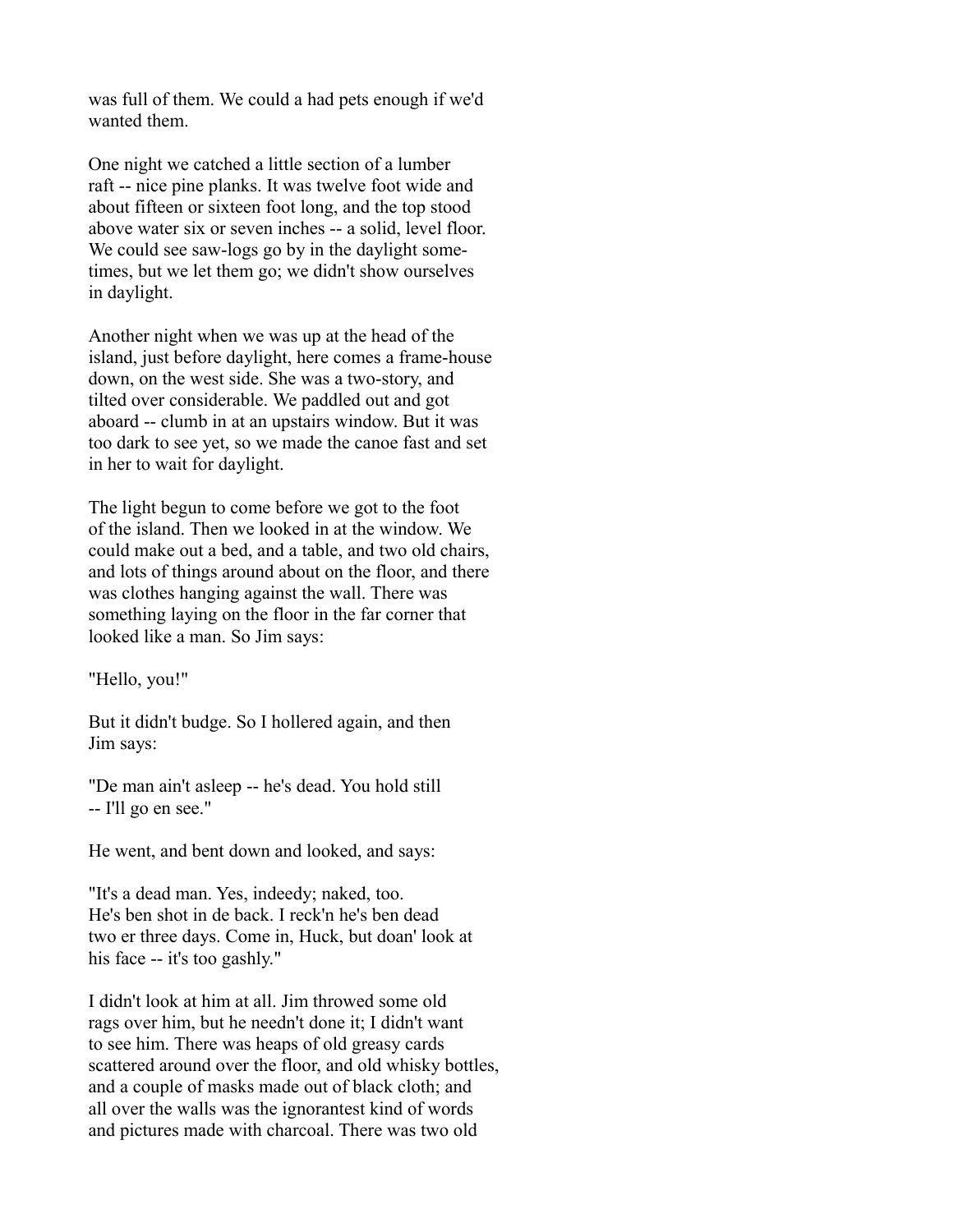was full of them. We could a had pets enough if we'd wanted them.

One night we catched a little section of a lumber raft -- nice pine planks. It was twelve foot wide and about fifteen or sixteen foot long, and the top stood above water six or seven inches -- a solid, level floor. We could see saw-logs go by in the daylight sometimes, but we let them go; we didn't show ourselves in daylight.

Another night when we was up at the head of the island, just before daylight, here comes a frame-house down, on the west side. She was a two-story, and tilted over considerable. We paddled out and got aboard -- clumb in at an upstairs window. But it was too dark to see yet, so we made the canoe fast and set in her to wait for daylight.

The light begun to come before we got to the foot of the island. Then we looked in at the window. We could make out a bed, and a table, and two old chairs, and lots of things around about on the floor, and there was clothes hanging against the wall. There was something laying on the floor in the far corner that looked like a man. So Jim says:

"Hello, you!"

But it didn't budge. So I hollered again, and then Jim says:

"De man ain't asleep -- he's dead. You hold still -- I'll go en see."

He went, and bent down and looked, and says:

"It's a dead man. Yes, indeedy; naked, too. He's ben shot in de back. I reck'n he's ben dead two er three days. Come in, Huck, but doan' look at his face -- it's too gashly."

I didn't look at him at all. Jim throwed some old rags over him, but he needn't done it; I didn't want to see him. There was heaps of old greasy cards scattered around over the floor, and old whisky bottles, and a couple of masks made out of black cloth; and all over the walls was the ignorantest kind of words and pictures made with charcoal. There was two old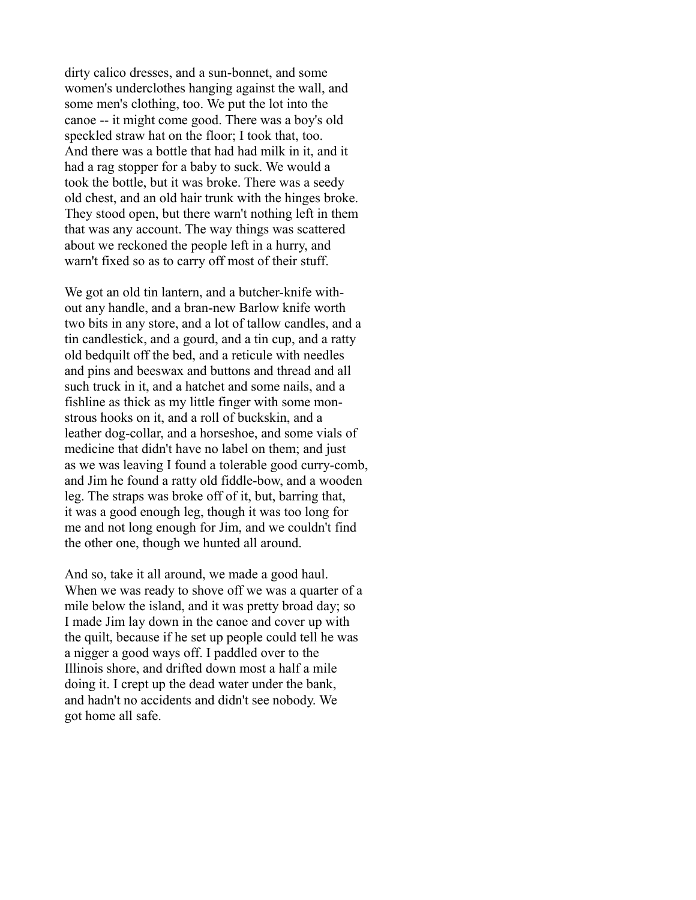dirty calico dresses, and a sun-bonnet, and some women's underclothes hanging against the wall, and some men's clothing, too. We put the lot into the canoe -- it might come good. There was a boy's old speckled straw hat on the floor; I took that, too. And there was a bottle that had had milk in it, and it had a rag stopper for a baby to suck. We would a took the bottle, but it was broke. There was a seedy old chest, and an old hair trunk with the hinges broke. They stood open, but there warn't nothing left in them that was any account. The way things was scattered about we reckoned the people left in a hurry, and warn't fixed so as to carry off most of their stuff.

We got an old tin lantern, and a butcher-knife without any handle, and a bran-new Barlow knife worth two bits in any store, and a lot of tallow candles, and a tin candlestick, and a gourd, and a tin cup, and a ratty old bedquilt off the bed, and a reticule with needles and pins and beeswax and buttons and thread and all such truck in it, and a hatchet and some nails, and a fishline as thick as my little finger with some monstrous hooks on it, and a roll of buckskin, and a leather dog-collar, and a horseshoe, and some vials of medicine that didn't have no label on them; and just as we was leaving I found a tolerable good curry-comb, and Jim he found a ratty old fiddle-bow, and a wooden leg. The straps was broke off of it, but, barring that, it was a good enough leg, though it was too long for me and not long enough for Jim, and we couldn't find the other one, though we hunted all around.

And so, take it all around, we made a good haul. When we was ready to shove off we was a quarter of a mile below the island, and it was pretty broad day; so I made Jim lay down in the canoe and cover up with the quilt, because if he set up people could tell he was a nigger a good ways off. I paddled over to the Illinois shore, and drifted down most a half a mile doing it. I crept up the dead water under the bank, and hadn't no accidents and didn't see nobody. We got home all safe.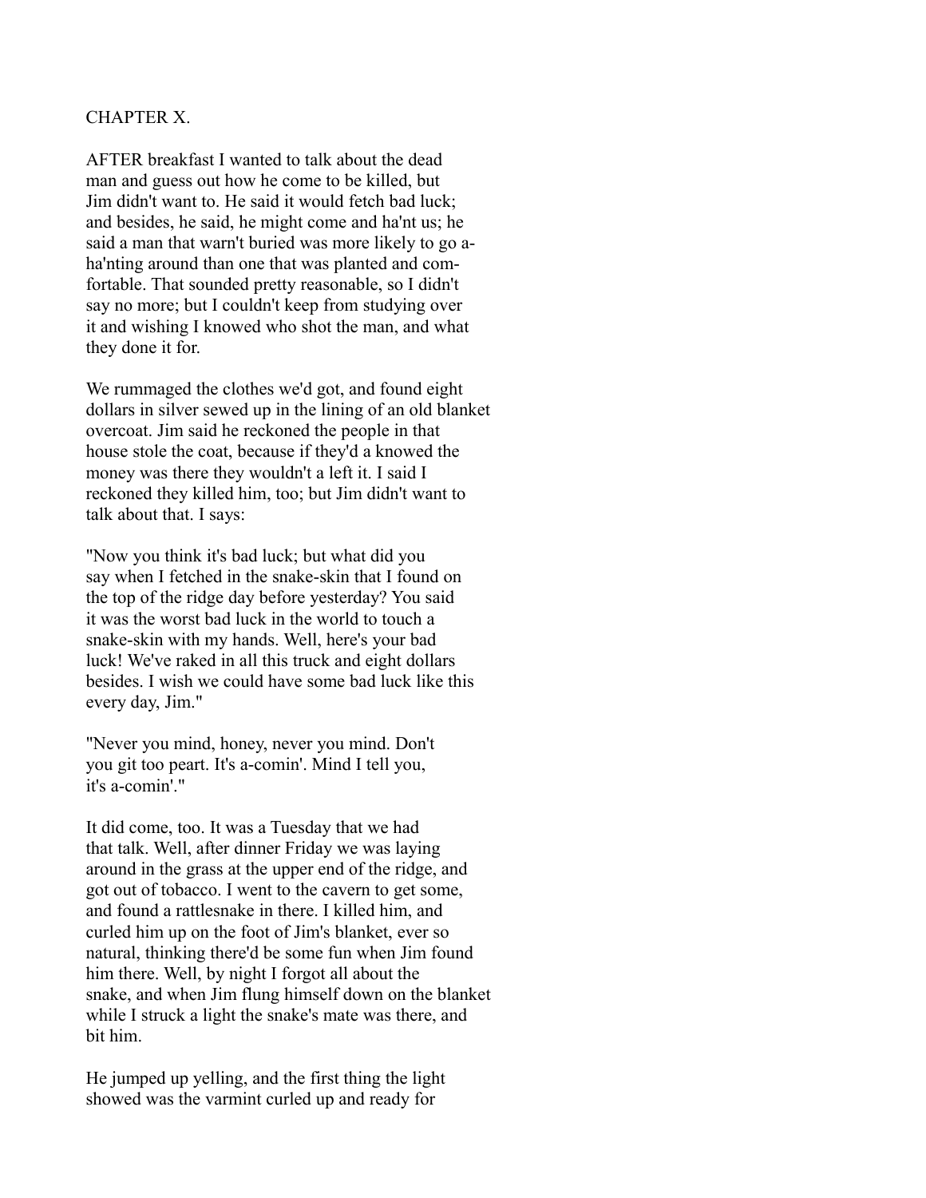## CHAPTER X.

AFTER breakfast I wanted to talk about the dead man and guess out how he come to be killed, but Jim didn't want to. He said it would fetch bad luck; and besides, he said, he might come and ha'nt us; he said a man that warn't buried was more likely to go a-ha'nting around than one that was planted and comfortable. That sounded pretty reasonable, so I didn't say no more; but I couldn't keep from studying over it and wishing I knowed who shot the man, and what they done it for.

We rummaged the clothes we'd got, and found eight dollars in silver sewed up in the lining of an old blanket overcoat. Jim said he reckoned the people in that house stole the coat, because if they'd a knowed the money was there they wouldn't a left it. I said I reckoned they killed him, too; but Jim didn't want to talk about that. I says:

"Now you think it's bad luck; but what did you say when I fetched in the snake-skin that I found on the top of the ridge day before yesterday? You said it was the worst bad luck in the world to touch a snake-skin with my hands. Well, here's your bad luck! We've raked in all this truck and eight dollars besides. I wish we could have some bad luck like this every day, Jim."

"Never you mind, honey, never you mind. Don't you git too peart. It's a-comin'. Mind I tell you, it's a-comin'."

It did come, too. It was a Tuesday that we had that talk. Well, after dinner Friday we was laying around in the grass at the upper end of the ridge, and got out of tobacco. I went to the cavern to get some, and found a rattlesnake in there. I killed him, and curled him up on the foot of Jim's blanket, ever so natural, thinking there'd be some fun when Jim found him there. Well, by night I forgot all about the snake, and when Jim flung himself down on the blanket while I struck a light the snake's mate was there, and bit him.

He jumped up yelling, and the first thing the light showed was the varmint curled up and ready for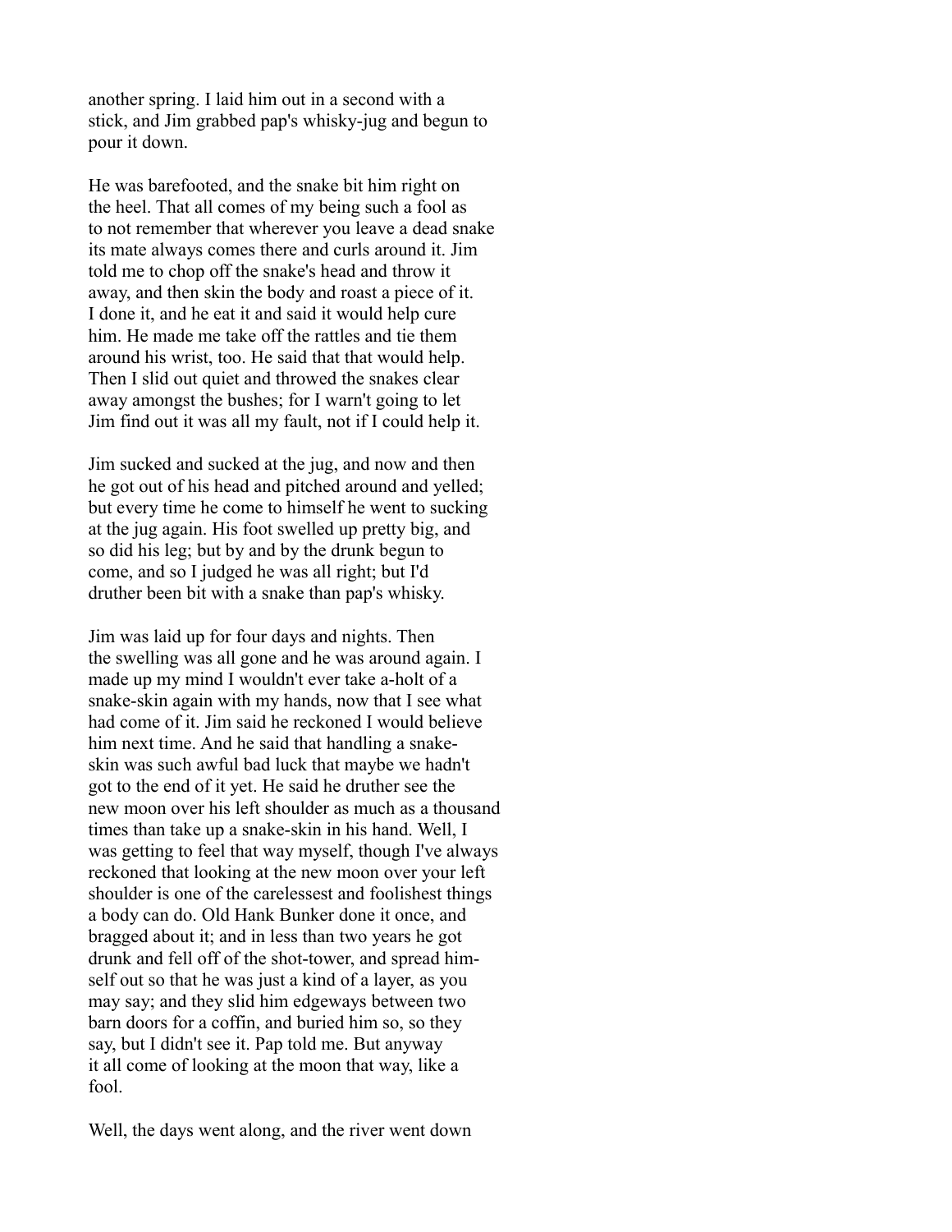another spring. I laid him out in a second with a stick, and Jim grabbed pap's whisky-jug and begun to pour it down.

He was barefooted, and the snake bit him right on the heel. That all comes of my being such a fool as to not remember that wherever you leave a dead snake its mate always comes there and curls around it. Jim told me to chop off the snake's head and throw it away, and then skin the body and roast a piece of it. I done it, and he eat it and said it would help cure him. He made me take off the rattles and tie them around his wrist, too. He said that that would help. Then I slid out quiet and throwed the snakes clear away amongst the bushes; for I warn't going to let Jim find out it was all my fault, not if I could help it.

Jim sucked and sucked at the jug, and now and then he got out of his head and pitched around and yelled; but every time he come to himself he went to sucking at the jug again. His foot swelled up pretty big, and so did his leg; but by and by the drunk begun to come, and so I judged he was all right; but I'd druther been bit with a snake than pap's whisky.

Jim was laid up for four days and nights. Then the swelling was all gone and he was around again. I made up my mind I wouldn't ever take a-holt of a snake-skin again with my hands, now that I see what had come of it. Jim said he reckoned I would believe him next time. And he said that handling a snake-skin was such awful bad luck that maybe we hadn't got to the end of it yet. He said he druther see the new moon over his left shoulder as much as a thousand times than take up a snake-skin in his hand. Well, I was getting to feel that way myself, though I've always reckoned that looking at the new moon over your left shoulder is one of the carelessest and foolishest things a body can do. Old Hank Bunker done it once, and bragged about it; and in less than two years he got drunk and fell off of the shot-tower, and spread himself out so that he was just a kind of a layer, as you may say; and they slid him edgeways between two barn doors for a coffin, and buried him so, so they say, but I didn't see it. Pap told me. But anyway it all come of looking at the moon that way, like a fool.

Well, the days went along, and the river went down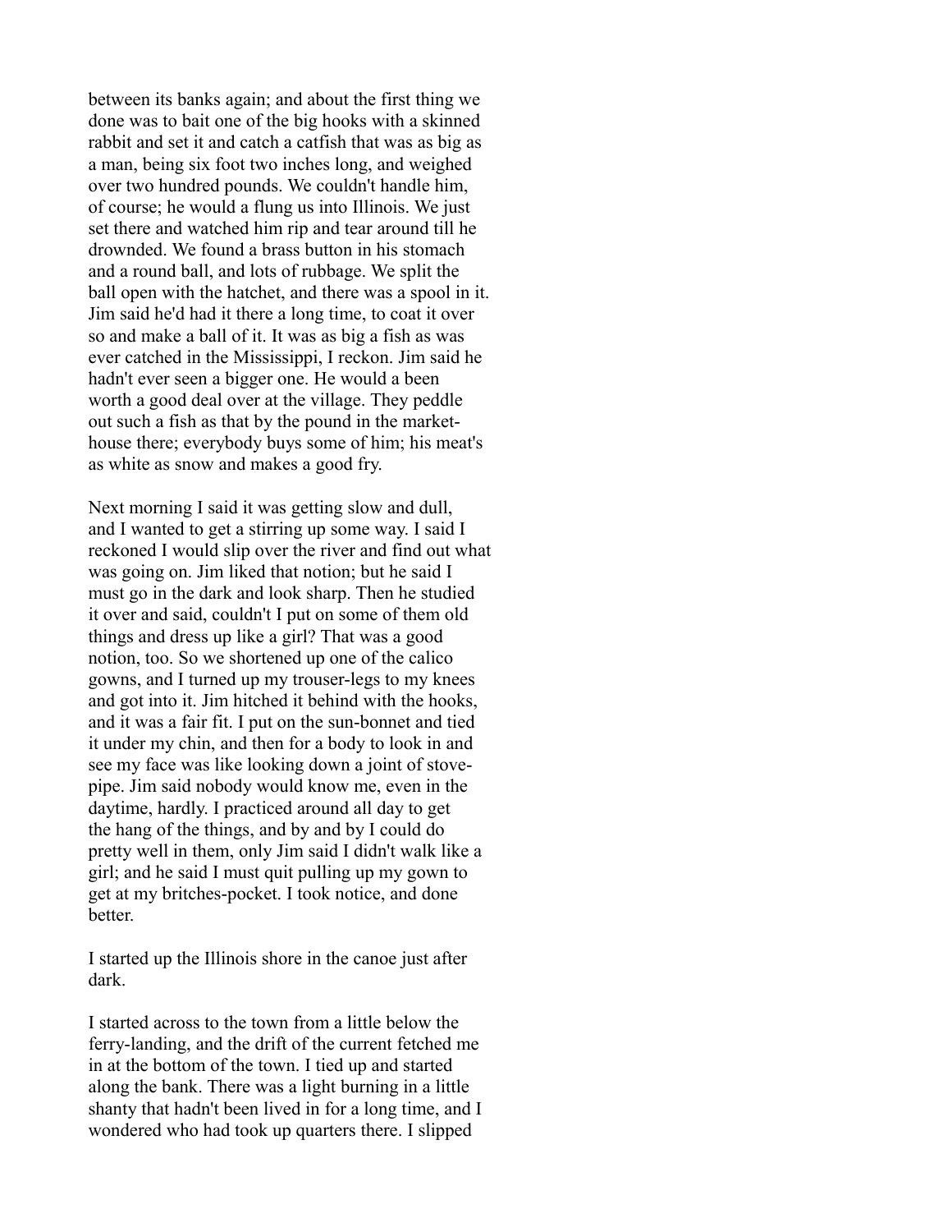between its banks again; and about the first thing we done was to bait one of the big hooks with a skinned rabbit and set it and catch a catfish that was as big as a man, being six foot two inches long, and weighed over two hundred pounds. We couldn't handle him, of course; he would a flung us into Illinois. We just set there and watched him rip and tear around till he drownded. We found a brass button in his stomach and a round ball, and lots of rubbage. We split the ball open with the hatchet, and there was a spool in it. Jim said he'd had it there a long time, to coat it over so and make a ball of it. It was as big a fish as was ever catched in the Mississippi, I reckon. Jim said he hadn't ever seen a bigger one. He would a been worth a good deal over at the village. They peddle out such a fish as that by the pound in the market-house there; everybody buys some of him; his meat's as white as snow and makes a good fry.

Next morning I said it was getting slow and dull, and I wanted to get a stirring up some way. I said I reckoned I would slip over the river and find out what was going on. Jim liked that notion; but he said I must go in the dark and look sharp. Then he studied it over and said, couldn't I put on some of them old things and dress up like a girl? That was a good notion, too. So we shortened up one of the calico gowns, and I turned up my trouser-legs to my knees and got into it. Jim hitched it behind with the hooks, and it was a fair fit. I put on the sun-bonnet and tied it under my chin, and then for a body to look in and see my face was like looking down a joint of stove-pipe. Jim said nobody would know me, even in the daytime, hardly. I practiced around all day to get the hang of the things, and by and by I could do pretty well in them, only Jim said I didn't walk like a girl; and he said I must quit pulling up my gown to get at my britches-pocket. I took notice, and done better.

I started up the Illinois shore in the canoe just after dark.

I started across to the town from a little below the ferry-landing, and the drift of the current fetched me in at the bottom of the town. I tied up and started along the bank. There was a light burning in a little shanty that hadn't been lived in for a long time, and I wondered who had took up quarters there. I slipped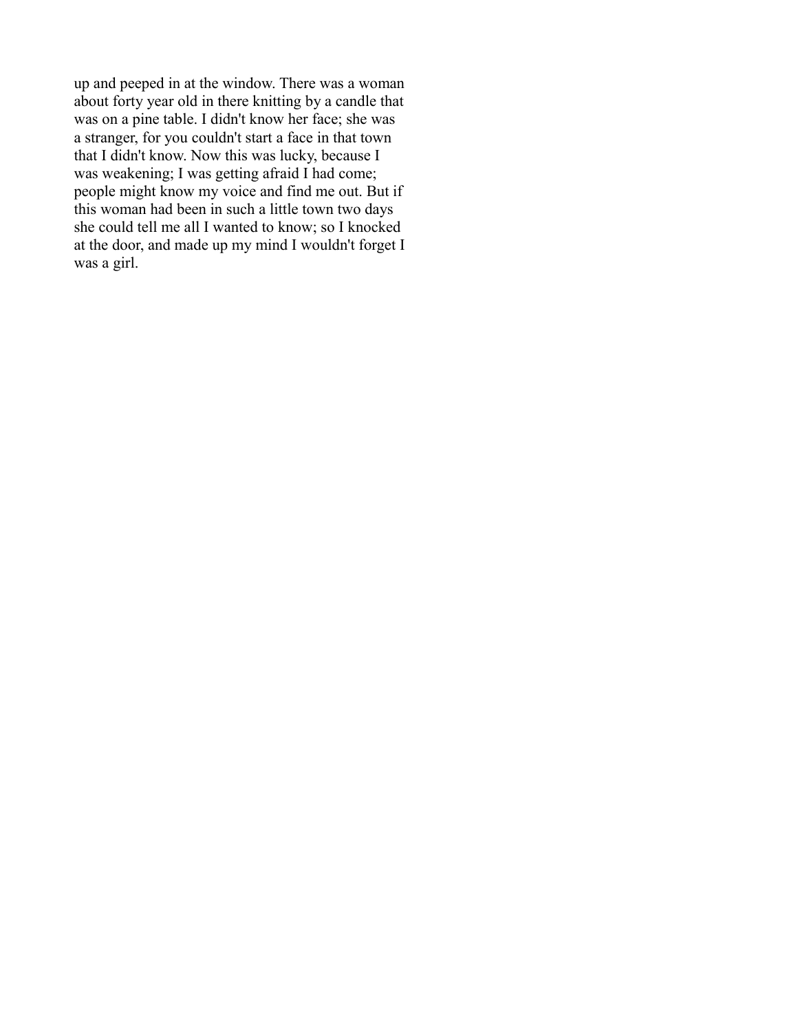up and peeped in at the window. There was a woman about forty year old in there knitting by a candle that was on a pine table. I didn't know her face; she was a stranger, for you couldn't start a face in that town that I didn't know. Now this was lucky, because I was weakening; I was getting afraid I had come; people might know my voice and find me out. But if this woman had been in such a little town two days she could tell me all I wanted to know; so I knocked at the door, and made up my mind I wouldn't forget I was a girl.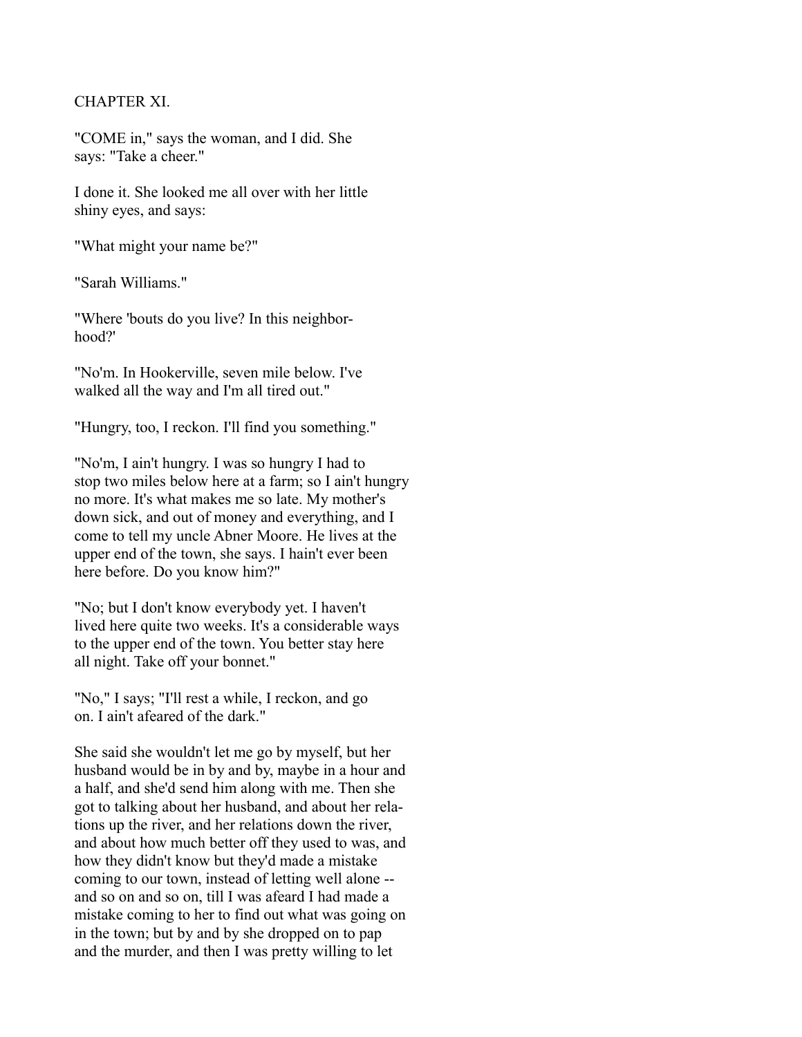## CHAPTER XI.

"COME in," says the woman, and I did. She says: "Take a cheer."

I done it. She looked me all over with her little shiny eyes, and says:

"What might your name be?"

"Sarah Williams."

"Where 'bouts do you live? In this neighborhood?'

"No'm. In Hookerville, seven mile below. I've walked all the way and I'm all tired out."

"Hungry, too, I reckon. I'll find you something."

"No'm, I ain't hungry. I was so hungry I had to stop two miles below here at a farm; so I ain't hungry no more. It's what makes me so late. My mother's down sick, and out of money and everything, and I come to tell my uncle Abner Moore. He lives at the upper end of the town, she says. I hain't ever been here before. Do you know him?"

"No; but I don't know everybody yet. I haven't lived here quite two weeks. It's a considerable ways to the upper end of the town. You better stay here all night. Take off your bonnet."

"No," I says; "I'll rest a while, I reckon, and go on. I ain't afeared of the dark."

She said she wouldn't let me go by myself, but her husband would be in by and by, maybe in a hour and a half, and she'd send him along with me. Then she got to talking about her husband, and about her relations up the river, and her relations down the river, and about how much better off they used to was, and how they didn't know but they'd made a mistake coming to our town, instead of letting well alone -- and so on and so on, till I was afeard I had made a mistake coming to her to find out what was going on in the town; but by and by she dropped on to pap and the murder, and then I was pretty willing to let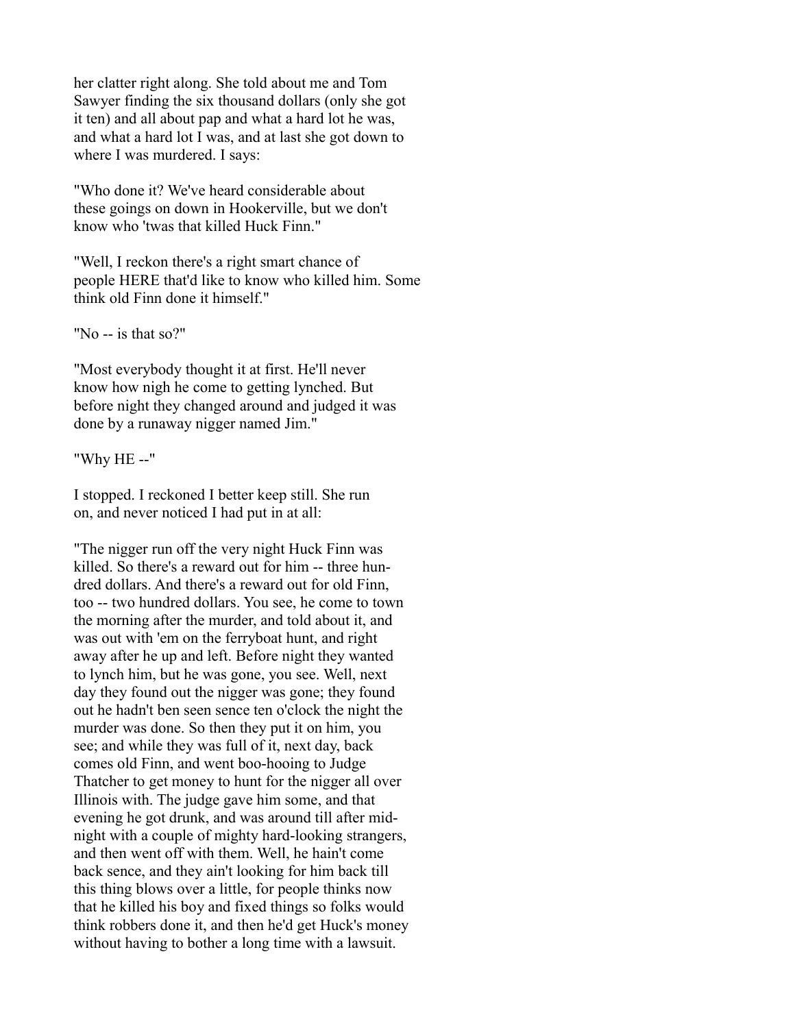her clatter right along. She told about me and Tom Sawyer finding the six thousand dollars (only she got it ten) and all about pap and what a hard lot he was, and what a hard lot I was, and at last she got down to where I was murdered. I says:

"Who done it? We've heard considerable about these goings on down in Hookerville, but we don't know who 'twas that killed Huck Finn."

"Well, I reckon there's a right smart chance of people HERE that'd like to know who killed him. Some think old Finn done it himself."

"No -- is that so?"

"Most everybody thought it at first. He'll never know how nigh he come to getting lynched. But before night they changed around and judged it was done by a runaway nigger named Jim."

"Why HE --"

I stopped. I reckoned I better keep still. She run on, and never noticed I had put in at all:

"The nigger run off the very night Huck Finn was killed. So there's a reward out for him -- three hundred dollars. And there's a reward out for old Finn, too -- two hundred dollars. You see, he come to town the morning after the murder, and told about it, and was out with 'em on the ferryboat hunt, and right away after he up and left. Before night they wanted to lynch him, but he was gone, you see. Well, next day they found out the nigger was gone; they found out he hadn't ben seen sence ten o'clock the night the murder was done. So then they put it on him, you see; and while they was full of it, next day, back comes old Finn, and went boo-hooing to Judge Thatcher to get money to hunt for the nigger all over Illinois with. The judge gave him some, and that evening he got drunk, and was around till after midnight with a couple of mighty hard-looking strangers, and then went off with them. Well, he hain't come back sence, and they ain't looking for him back till this thing blows over a little, for people thinks now that he killed his boy and fixed things so folks would think robbers done it, and then he'd get Huck's money without having to bother a long time with a lawsuit.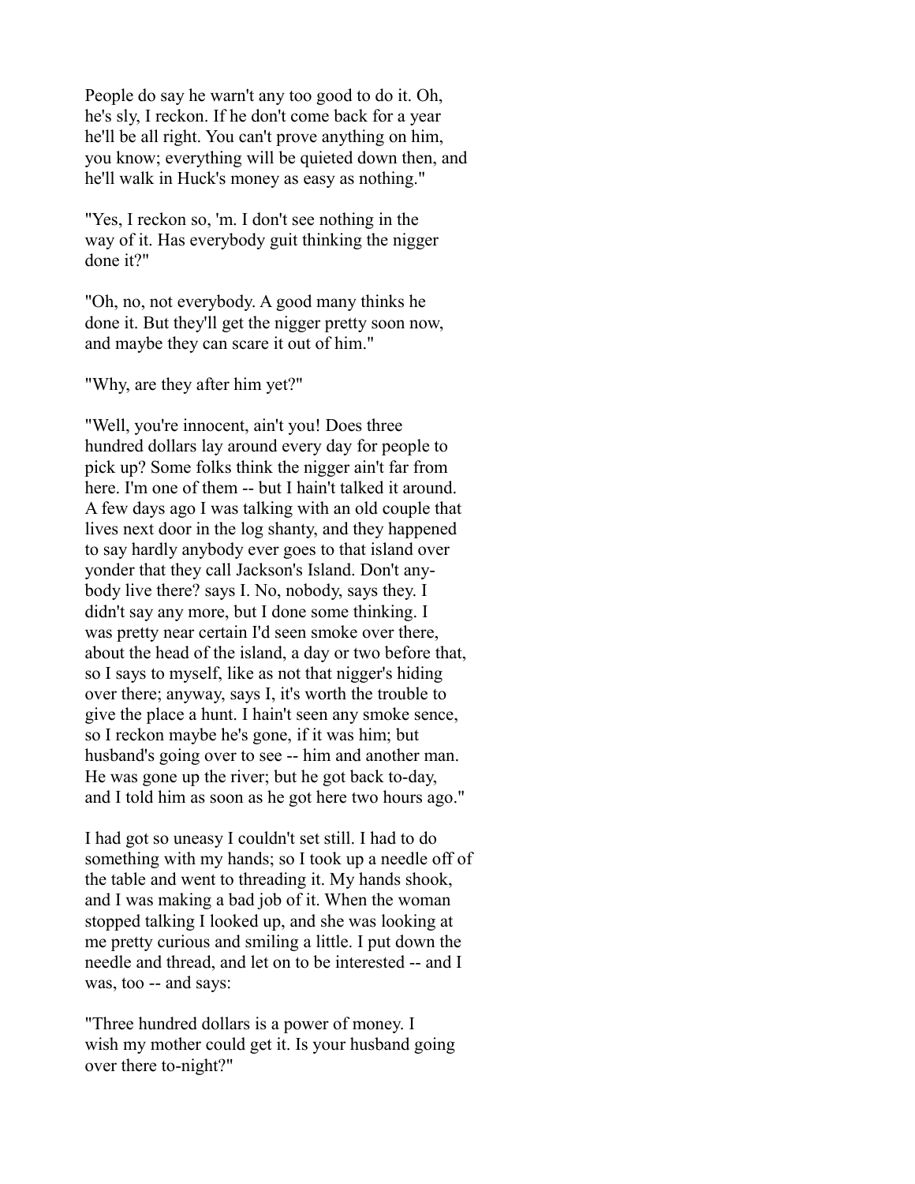People do say he warn't any too good to do it. Oh, he's sly, I reckon. If he don't come back for a year he'll be all right. You can't prove anything on him, you know; everything will be quieted down then, and he'll walk in Huck's money as easy as nothing."

"Yes, I reckon so, 'm. I don't see nothing in the way of it. Has everybody guit thinking the nigger done it?"

"Oh, no, not everybody. A good many thinks he done it. But they'll get the nigger pretty soon now, and maybe they can scare it out of him."

"Why, are they after him yet?"

"Well, you're innocent, ain't you! Does three hundred dollars lay around every day for people to pick up? Some folks think the nigger ain't far from here. I'm one of them -- but I hain't talked it around. A few days ago I was talking with an old couple that lives next door in the log shanty, and they happened to say hardly anybody ever goes to that island over yonder that they call Jackson's Island. Don't any-body live there? says I. No, nobody, says they. I didn't say any more, but I done some thinking. I was pretty near certain I'd seen smoke over there, about the head of the island, a day or two before that, so I says to myself, like as not that nigger's hiding over there; anyway, says I, it's worth the trouble to give the place a hunt. I hain't seen any smoke sence, so I reckon maybe he's gone, if it was him; but husband's going over to see -- him and another man. He was gone up the river; but he got back to-day, and I told him as soon as he got here two hours ago."

I had got so uneasy I couldn't set still. I had to do something with my hands; so I took up a needle off of the table and went to threading it. My hands shook, and I was making a bad job of it. When the woman stopped talking I looked up, and she was looking at me pretty curious and smiling a little. I put down the needle and thread, and let on to be interested -- and I was, too -- and says:

"Three hundred dollars is a power of money. I wish my mother could get it. Is your husband going over there to-night?"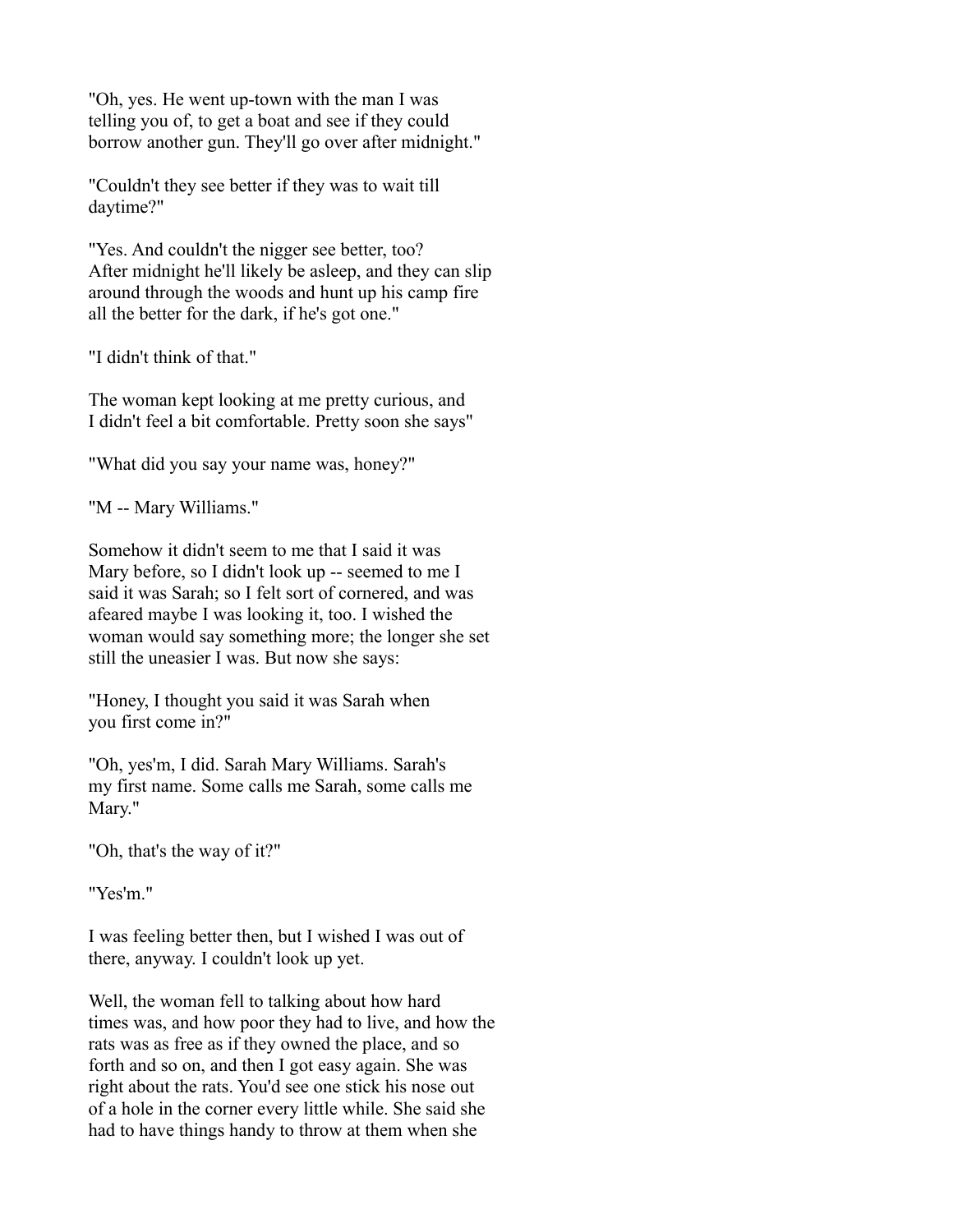"Oh, yes. He went up-town with the man I was telling you of, to get a boat and see if they could borrow another gun. They'll go over after midnight."

"Couldn't they see better if they was to wait till daytime?"

"Yes. And couldn't the nigger see better, too? After midnight he'll likely be asleep, and they can slip around through the woods and hunt up his camp fire all the better for the dark, if he's got one."

"I didn't think of that."

The woman kept looking at me pretty curious, and I didn't feel a bit comfortable. Pretty soon she says"

"What did you say your name was, honey?"

"M -- Mary Williams."

Somehow it didn't seem to me that I said it was Mary before, so I didn't look up -- seemed to me I said it was Sarah; so I felt sort of cornered, and was afeared maybe I was looking it, too. I wished the woman would say something more; the longer she set still the uneasier I was. But now she says:

"Honey, I thought you said it was Sarah when you first come in?"

"Oh, yes'm, I did. Sarah Mary Williams. Sarah's my first name. Some calls me Sarah, some calls me Mary."

"Oh, that's the way of it?"

"Yes'm."

I was feeling better then, but I wished I was out of there, anyway. I couldn't look up yet.

Well, the woman fell to talking about how hard times was, and how poor they had to live, and how the rats was as free as if they owned the place, and so forth and so on, and then I got easy again. She was right about the rats. You'd see one stick his nose out of a hole in the corner every little while. She said she had to have things handy to throw at them when she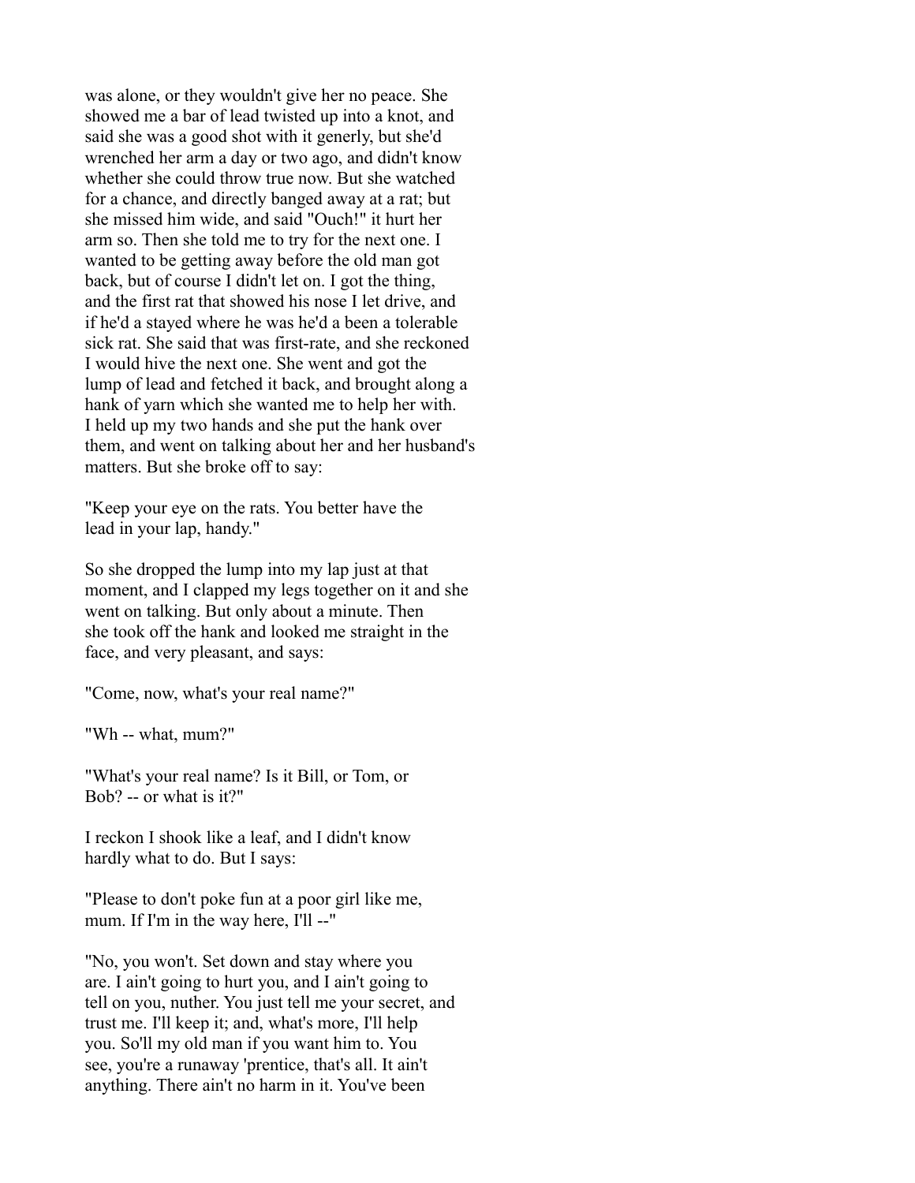was alone, or they wouldn't give her no peace. She showed me a bar of lead twisted up into a knot, and said she was a good shot with it generly, but she'd wrenched her arm a day or two ago, and didn't know whether she could throw true now. But she watched for a chance, and directly banged away at a rat; but she missed him wide, and said "Ouch!" it hurt her arm so. Then she told me to try for the next one. I wanted to be getting away before the old man got back, but of course I didn't let on. I got the thing, and the first rat that showed his nose I let drive, and if he'd a stayed where he was he'd a been a tolerable sick rat. She said that was first-rate, and she reckoned I would hive the next one. She went and got the lump of lead and fetched it back, and brought along a hank of yarn which she wanted me to help her with. I held up my two hands and she put the hank over them, and went on talking about her and her husband's matters. But she broke off to say:

"Keep your eye on the rats. You better have the lead in your lap, handy."

So she dropped the lump into my lap just at that moment, and I clapped my legs together on it and she went on talking. But only about a minute. Then she took off the hank and looked me straight in the face, and very pleasant, and says:

"Come, now, what's your real name?"

"Wh -- what, mum?"

"What's your real name? Is it Bill, or Tom, or Bob? -- or what is it?"

I reckon I shook like a leaf, and I didn't know hardly what to do. But I says:

"Please to don't poke fun at a poor girl like me, mum. If I'm in the way here, I'll --"

"No, you won't. Set down and stay where you are. I ain't going to hurt you, and I ain't going to tell on you, nuther. You just tell me your secret, and trust me. I'll keep it; and, what's more, I'll help you. So'll my old man if you want him to. You see, you're a runaway 'prentice, that's all. It ain't anything. There ain't no harm in it. You've been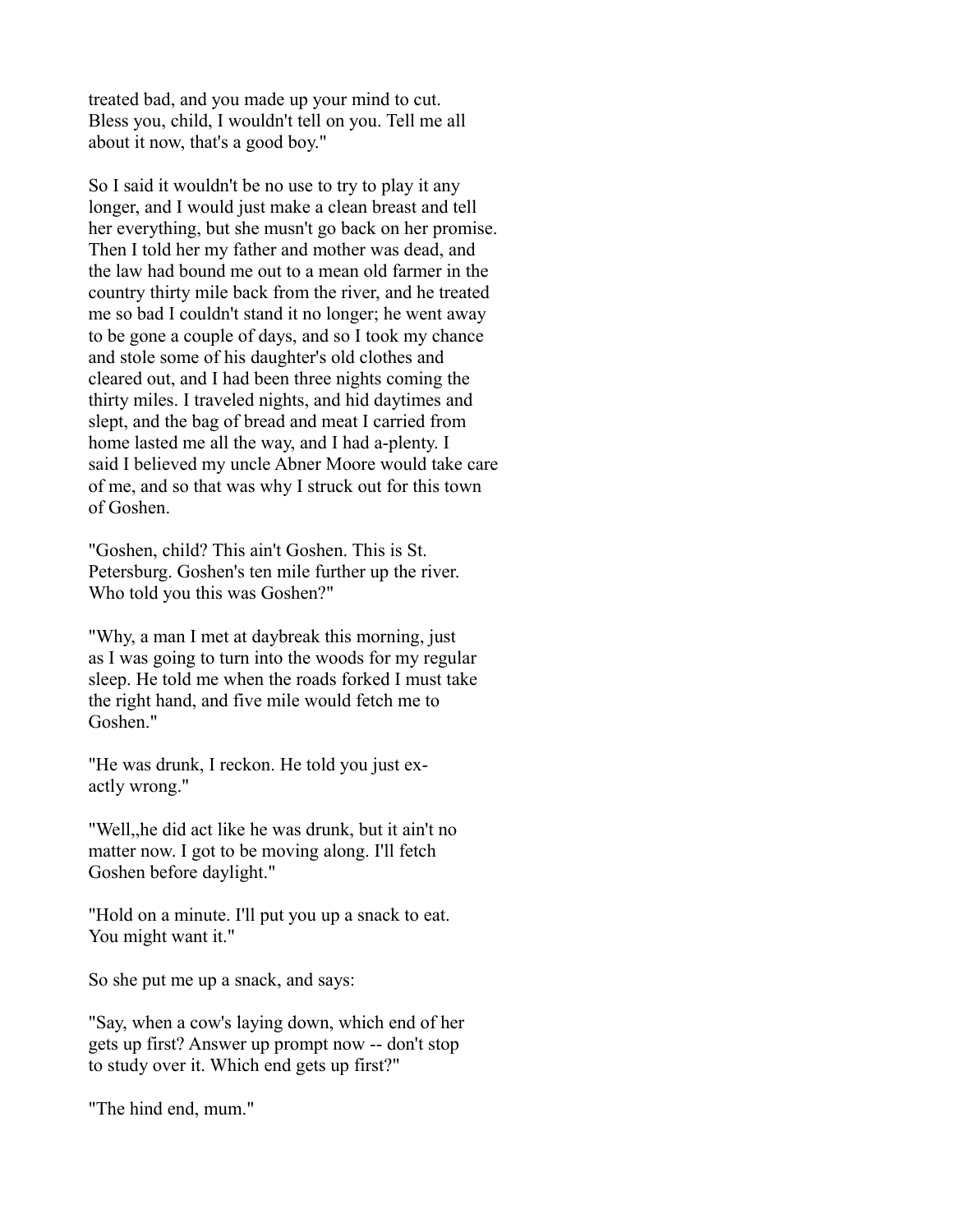treated bad, and you made up your mind to cut. Bless you, child, I wouldn't tell on you. Tell me all about it now, that's a good boy."

So I said it wouldn't be no use to try to play it any longer, and I would just make a clean breast and tell her everything, but she musn't go back on her promise. Then I told her my father and mother was dead, and the law had bound me out to a mean old farmer in the country thirty mile back from the river, and he treated me so bad I couldn't stand it no longer; he went away to be gone a couple of days, and so I took my chance and stole some of his daughter's old clothes and cleared out, and I had been three nights coming the thirty miles. I traveled nights, and hid daytimes and slept, and the bag of bread and meat I carried from home lasted me all the way, and I had a-plenty. I said I believed my uncle Abner Moore would take care of me, and so that was why I struck out for this town of Goshen.

"Goshen, child? This ain't Goshen. This is St. Petersburg. Goshen's ten mile further up the river. Who told you this was Goshen?"

"Why, a man I met at daybreak this morning, just as I was going to turn into the woods for my regular sleep. He told me when the roads forked I must take the right hand, and five mile would fetch me to Goshen."

"He was drunk, I reckon. He told you just exactly wrong."

"Well,,he did act like he was drunk, but it ain't no matter now. I got to be moving along. I'll fetch Goshen before daylight."

"Hold on a minute. I'll put you up a snack to eat. You might want it."

So she put me up a snack, and says:

"Say, when a cow's laying down, which end of her gets up first? Answer up prompt now -- don't stop to study over it. Which end gets up first?"

"The hind end, mum."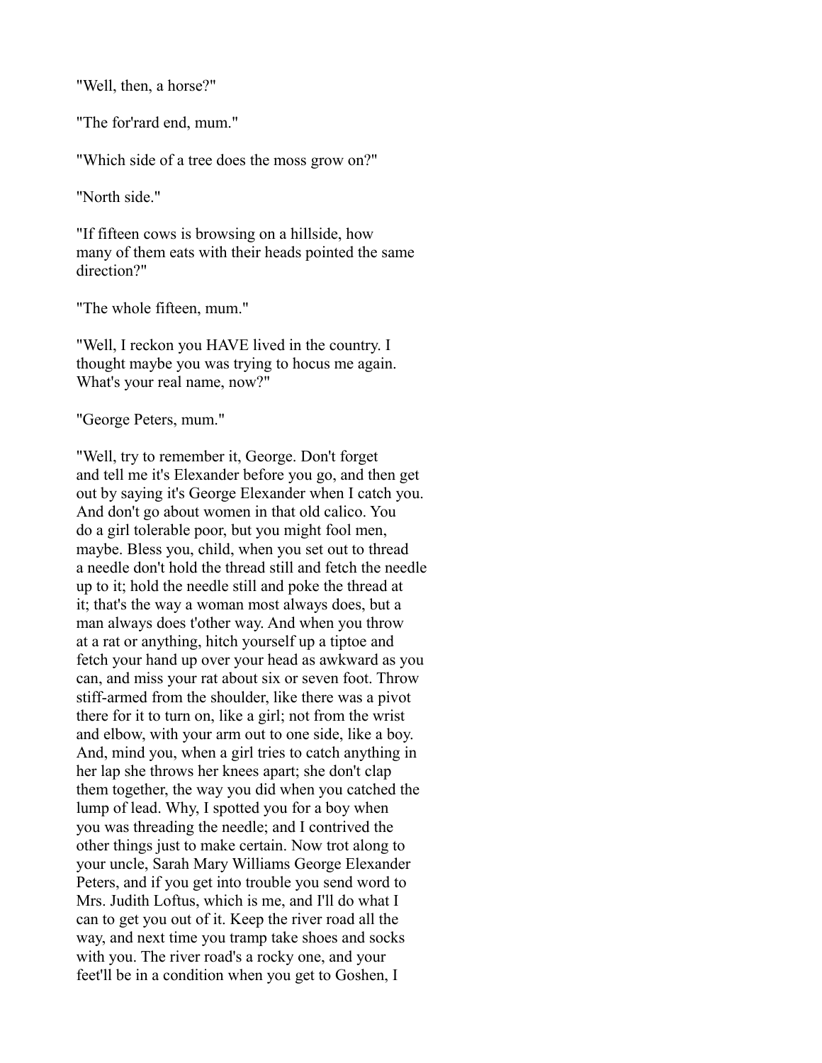"Well, then, a horse?"

"The for'rard end, mum."

"Which side of a tree does the moss grow on?"

"North side."

"If fifteen cows is browsing on a hillside, how many of them eats with their heads pointed the same direction?"

"The whole fifteen, mum."

"Well, I reckon you HAVE lived in the country. I thought maybe you was trying to hocus me again. What's your real name, now?"

"George Peters, mum."

"Well, try to remember it, George. Don't forget and tell me it's Elexander before you go, and then get out by saying it's George Elexander when I catch you. And don't go about women in that old calico. You do a girl tolerable poor, but you might fool men, maybe. Bless you, child, when you set out to thread a needle don't hold the thread still and fetch the needle up to it; hold the needle still and poke the thread at it; that's the way a woman most always does, but a man always does t'other way. And when you throw at a rat or anything, hitch yourself up a tiptoe and fetch your hand up over your head as awkward as you can, and miss your rat about six or seven foot. Throw stiff-armed from the shoulder, like there was a pivot there for it to turn on, like a girl; not from the wrist and elbow, with your arm out to one side, like a boy. And, mind you, when a girl tries to catch anything in her lap she throws her knees apart; she don't clap them together, the way you did when you catched the lump of lead. Why, I spotted you for a boy when you was threading the needle; and I contrived the other things just to make certain. Now trot along to your uncle, Sarah Mary Williams George Elexander Peters, and if you get into trouble you send word to Mrs. Judith Loftus, which is me, and I'll do what I can to get you out of it. Keep the river road all the way, and next time you tramp take shoes and socks with you. The river road's a rocky one, and your feet'll be in a condition when you get to Goshen, I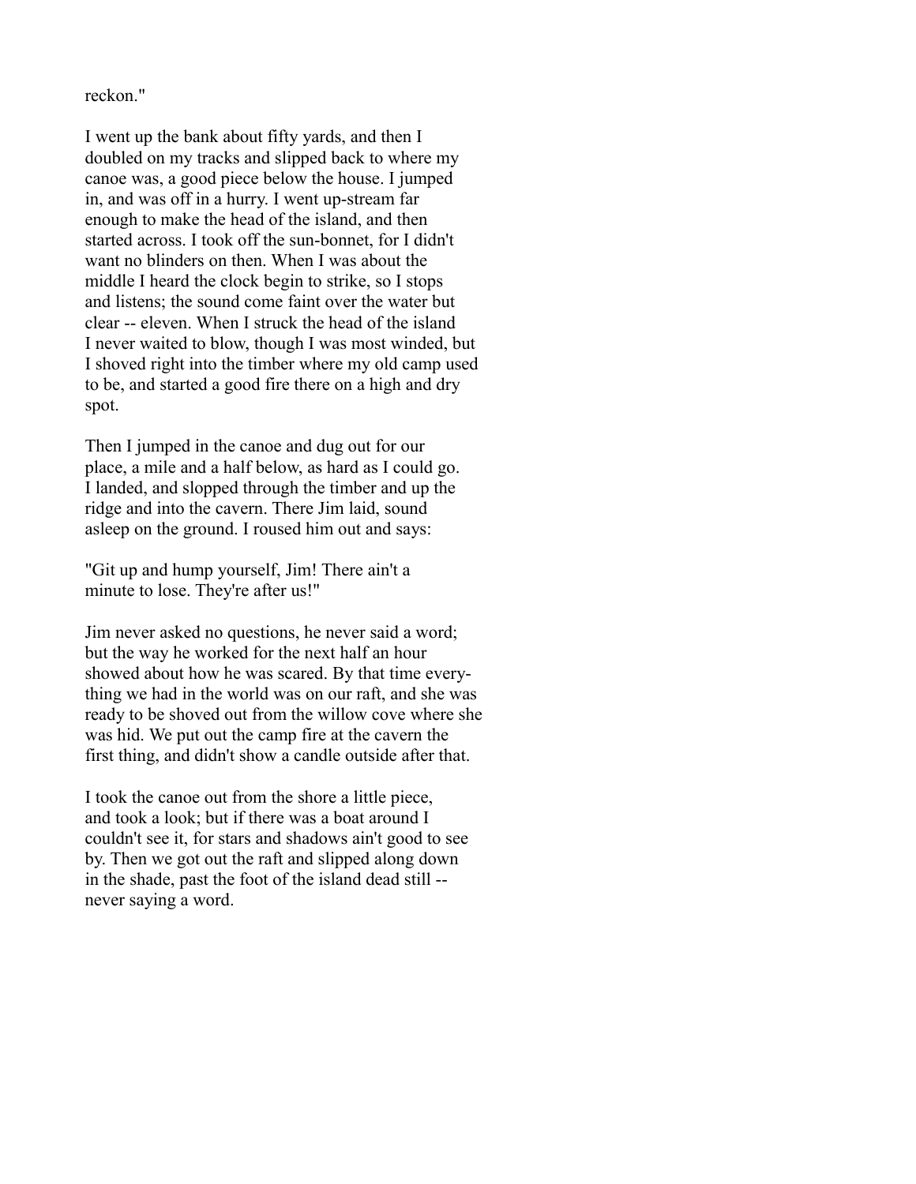reckon."

I went up the bank about fifty yards, and then I doubled on my tracks and slipped back to where my canoe was, a good piece below the house. I jumped in, and was off in a hurry. I went up-stream far enough to make the head of the island, and then started across. I took off the sun-bonnet, for I didn't want no blinders on then. When I was about the middle I heard the clock begin to strike, so I stops and listens; the sound come faint over the water but clear -- eleven. When I struck the head of the island I never waited to blow, though I was most winded, but I shoved right into the timber where my old camp used to be, and started a good fire there on a high and dry spot.

Then I jumped in the canoe and dug out for our place, a mile and a half below, as hard as I could go. I landed, and slopped through the timber and up the ridge and into the cavern. There Jim laid, sound asleep on the ground. I roused him out and says:

"Git up and hump yourself, Jim! There ain't a minute to lose. They're after us!"

Jim never asked no questions, he never said a word; but the way he worked for the next half an hour showed about how he was scared. By that time everything we had in the world was on our raft, and she was ready to be shoved out from the willow cove where she was hid. We put out the camp fire at the cavern the first thing, and didn't show a candle outside after that.

I took the canoe out from the shore a little piece, and took a look; but if there was a boat around I couldn't see it, for stars and shadows ain't good to see by. Then we got out the raft and slipped along down in the shade, past the foot of the island dead still -- never saying a word.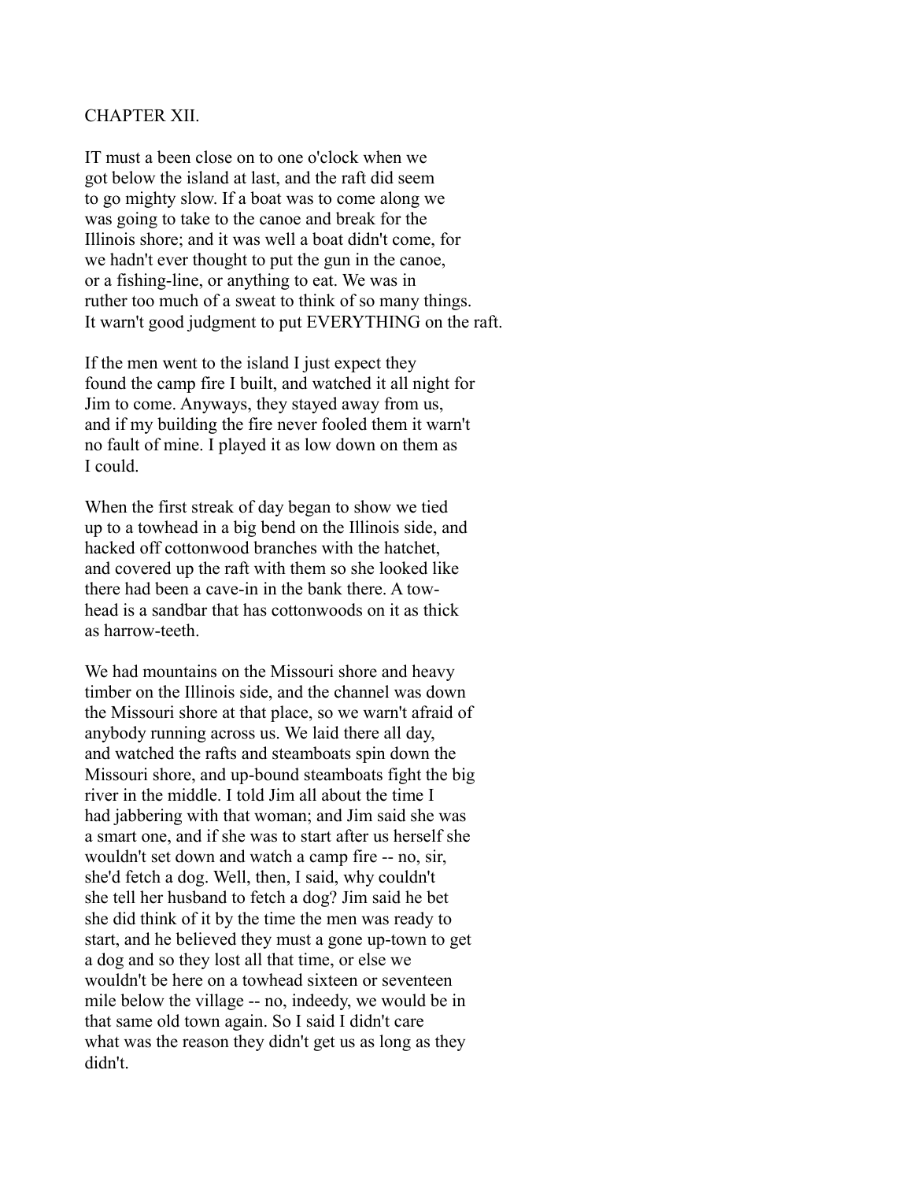## CHAPTER XII.

IT must a been close on to one o'clock when we got below the island at last, and the raft did seem to go mighty slow. If a boat was to come along we was going to take to the canoe and break for the Illinois shore; and it was well a boat didn't come, for we hadn't ever thought to put the gun in the canoe, or a fishing-line, or anything to eat. We was in ruther too much of a sweat to think of so many things. It warn't good judgment to put EVERYTHING on the raft.

If the men went to the island I just expect they found the camp fire I built, and watched it all night for Jim to come. Anyways, they stayed away from us, and if my building the fire never fooled them it warn't no fault of mine. I played it as low down on them as I could.

When the first streak of day began to show we tied up to a towhead in a big bend on the Illinois side, and hacked off cottonwood branches with the hatchet, and covered up the raft with them so she looked like there had been a cave-in in the bank there. A towhead is a sandbar that has cottonwoods on it as thick as harrow-teeth.

We had mountains on the Missouri shore and heavy timber on the Illinois side, and the channel was down the Missouri shore at that place, so we warn't afraid of anybody running across us. We laid there all day, and watched the rafts and steamboats spin down the Missouri shore, and up-bound steamboats fight the big river in the middle. I told Jim all about the time I had jabbering with that woman; and Jim said she was a smart one, and if she was to start after us herself she wouldn't set down and watch a camp fire -- no, sir, she'd fetch a dog. Well, then, I said, why couldn't she tell her husband to fetch a dog? Jim said he bet she did think of it by the time the men was ready to start, and he believed they must a gone up-town to get a dog and so they lost all that time, or else we wouldn't be here on a towhead sixteen or seventeen mile below the village -- no, indeedy, we would be in that same old town again. So I said I didn't care what was the reason they didn't get us as long as they didn't.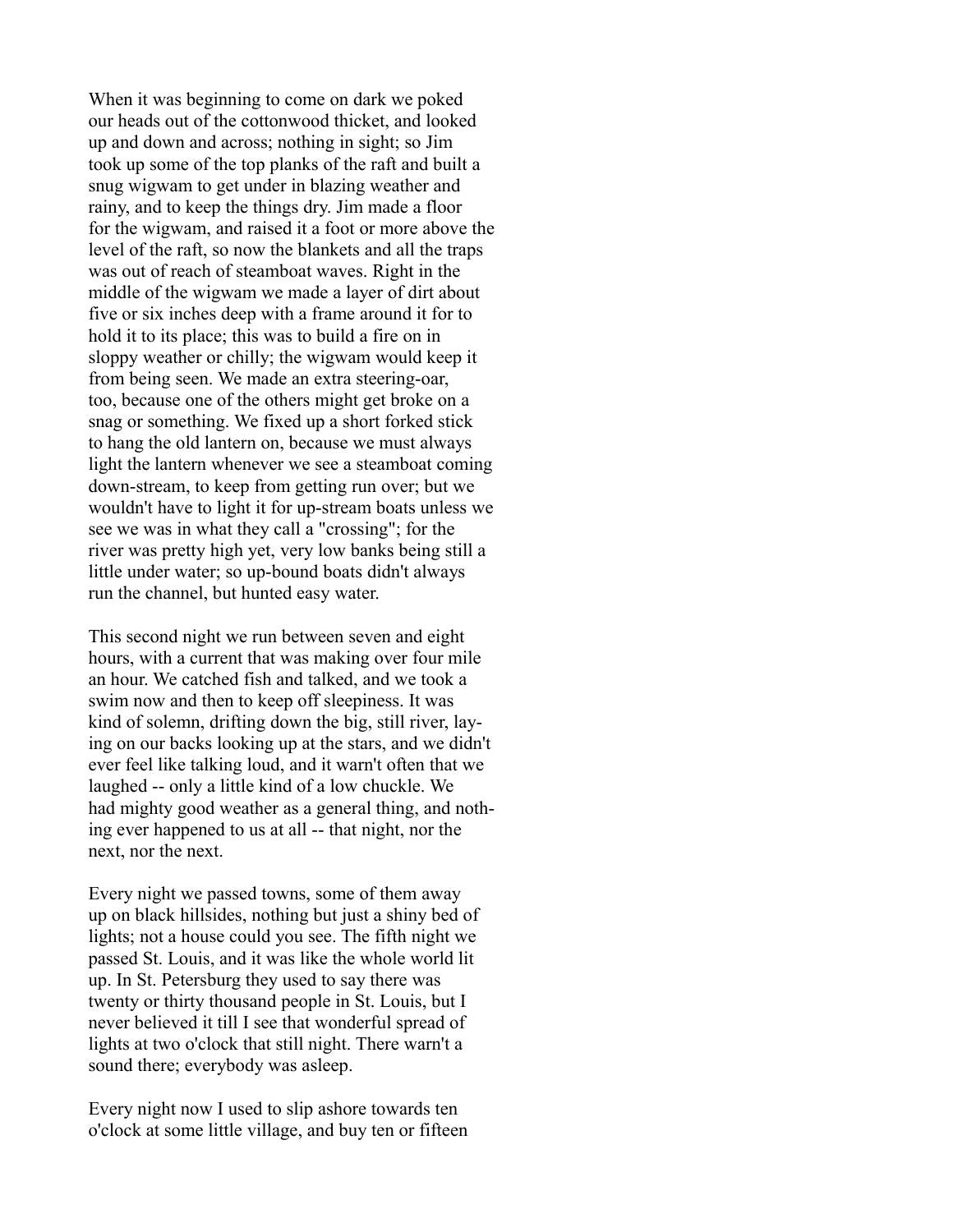When it was beginning to come on dark we poked our heads out of the cottonwood thicket, and looked up and down and across; nothing in sight; so Jim took up some of the top planks of the raft and built a snug wigwam to get under in blazing weather and rainy, and to keep the things dry. Jim made a floor for the wigwam, and raised it a foot or more above the level of the raft, so now the blankets and all the traps was out of reach of steamboat waves. Right in the middle of the wigwam we made a layer of dirt about five or six inches deep with a frame around it for to hold it to its place; this was to build a fire on in sloppy weather or chilly; the wigwam would keep it from being seen. We made an extra steering-oar, too, because one of the others might get broke on a snag or something. We fixed up a short forked stick to hang the old lantern on, because we must always light the lantern whenever we see a steamboat coming down-stream, to keep from getting run over; but we wouldn't have to light it for up-stream boats unless we see we was in what they call a "crossing"; for the river was pretty high yet, very low banks being still a little under water; so up-bound boats didn't always run the channel, but hunted easy water.

This second night we run between seven and eight hours, with a current that was making over four mile an hour. We catched fish and talked, and we took a swim now and then to keep off sleepiness. It was kind of solemn, drifting down the big, still river, laying on our backs looking up at the stars, and we didn't ever feel like talking loud, and it warn't often that we laughed -- only a little kind of a low chuckle. We had mighty good weather as a general thing, and nothing ever happened to us at all -- that night, nor the next, nor the next.

Every night we passed towns, some of them away up on black hillsides, nothing but just a shiny bed of lights; not a house could you see. The fifth night we passed St. Louis, and it was like the whole world lit up. In St. Petersburg they used to say there was twenty or thirty thousand people in St. Louis, but I never believed it till I see that wonderful spread of lights at two o'clock that still night. There warn't a sound there; everybody was asleep.

Every night now I used to slip ashore towards ten o'clock at some little village, and buy ten or fifteen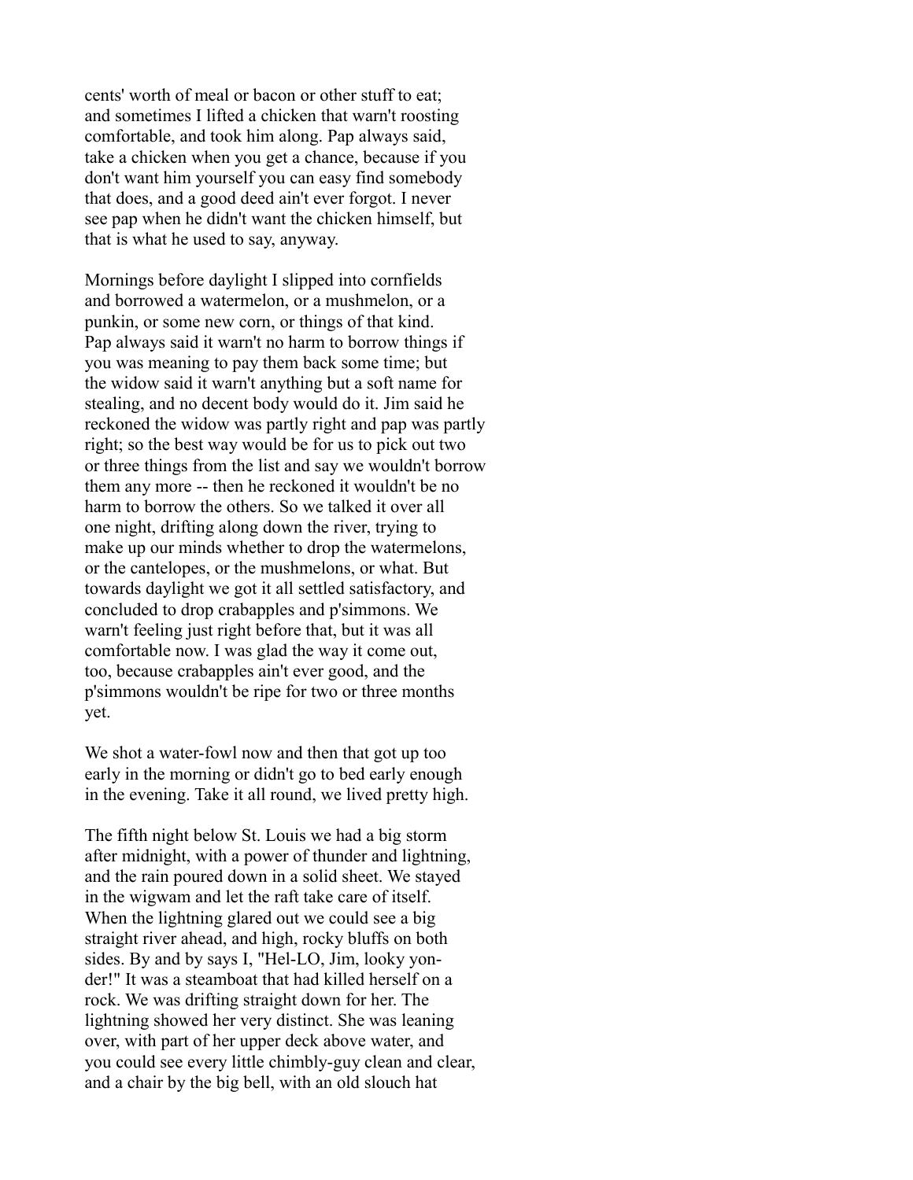cents' worth of meal or bacon or other stuff to eat; and sometimes I lifted a chicken that warn't roosting comfortable, and took him along. Pap always said, take a chicken when you get a chance, because if you don't want him yourself you can easy find somebody that does, and a good deed ain't ever forgot. I never see pap when he didn't want the chicken himself, but that is what he used to say, anyway.

Mornings before daylight I slipped into cornfields and borrowed a watermelon, or a mushmelon, or a punkin, or some new corn, or things of that kind. Pap always said it warn't no harm to borrow things if you was meaning to pay them back some time; but the widow said it warn't anything but a soft name for stealing, and no decent body would do it. Jim said he reckoned the widow was partly right and pap was partly right; so the best way would be for us to pick out two or three things from the list and say we wouldn't borrow them any more -- then he reckoned it wouldn't be no harm to borrow the others. So we talked it over all one night, drifting along down the river, trying to make up our minds whether to drop the watermelons, or the cantelopes, or the mushmelons, or what. But towards daylight we got it all settled satisfactory, and concluded to drop crabapples and p'simmons. We warn't feeling just right before that, but it was all comfortable now. I was glad the way it come out, too, because crabapples ain't ever good, and the p'simmons wouldn't be ripe for two or three months yet.

We shot a water-fowl now and then that got up too early in the morning or didn't go to bed early enough in the evening. Take it all round, we lived pretty high.

The fifth night below St. Louis we had a big storm after midnight, with a power of thunder and lightning, and the rain poured down in a solid sheet. We stayed in the wigwam and let the raft take care of itself. When the lightning glared out we could see a big straight river ahead, and high, rocky bluffs on both sides. By and by says I, "Hel-LO, Jim, looky yonder!" It was a steamboat that had killed herself on a rock. We was drifting straight down for her. The lightning showed her very distinct. She was leaning over, with part of her upper deck above water, and you could see every little chimbly-guy clean and clear, and a chair by the big bell, with an old slouch hat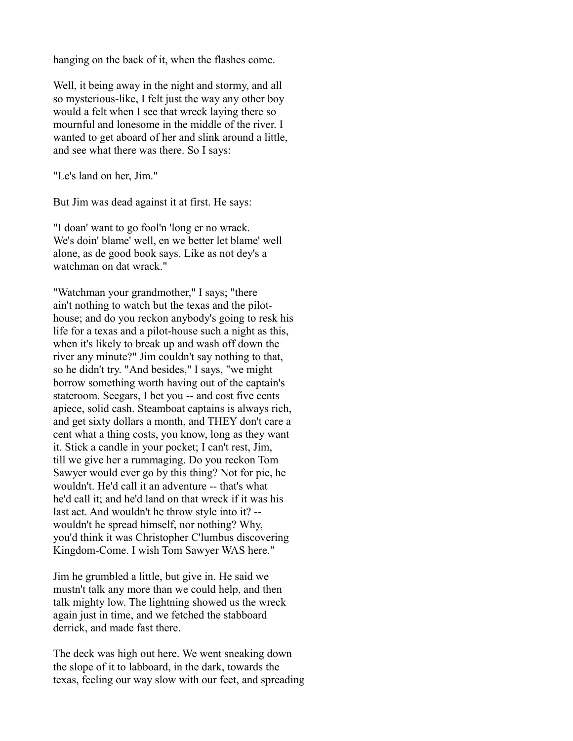hanging on the back of it, when the flashes come.

Well, it being away in the night and stormy, and all so mysterious-like, I felt just the way any other boy would a felt when I see that wreck laying there so mournful and lonesome in the middle of the river. I wanted to get aboard of her and slink around a little, and see what there was there. So I says:

"Le's land on her, Jim."

But Jim was dead against it at first. He says:

"I doan' want to go fool'n 'long er no wrack. We's doin' blame' well, en we better let blame' well alone, as de good book says. Like as not dey's a watchman on dat wrack."

"Watchman your grandmother," I says; "there ain't nothing to watch but the texas and the pilot-house; and do you reckon anybody's going to resk his life for a texas and a pilot-house such a night as this, when it's likely to break up and wash off down the river any minute?" Jim couldn't say nothing to that, so he didn't try. "And besides," I says, "we might borrow something worth having out of the captain's stateroom. Seegars, I bet you -- and cost five cents apiece, solid cash. Steamboat captains is always rich, and get sixty dollars a month, and THEY don't care a cent what a thing costs, you know, long as they want it. Stick a candle in your pocket; I can't rest, Jim, till we give her a rummaging. Do you reckon Tom Sawyer would ever go by this thing? Not for pie, he wouldn't. He'd call it an adventure -- that's what he'd call it; and he'd land on that wreck if it was his last act. And wouldn't he throw style into it? -- wouldn't he spread himself, nor nothing? Why, you'd think it was Christopher C'lumbus discovering Kingdom-Come. I wish Tom Sawyer WAS here."

Jim he grumbled a little, but give in. He said we mustn't talk any more than we could help, and then talk mighty low. The lightning showed us the wreck again just in time, and we fetched the stabboard derrick, and made fast there.

The deck was high out here. We went sneaking down the slope of it to labboard, in the dark, towards the texas, feeling our way slow with our feet, and spreading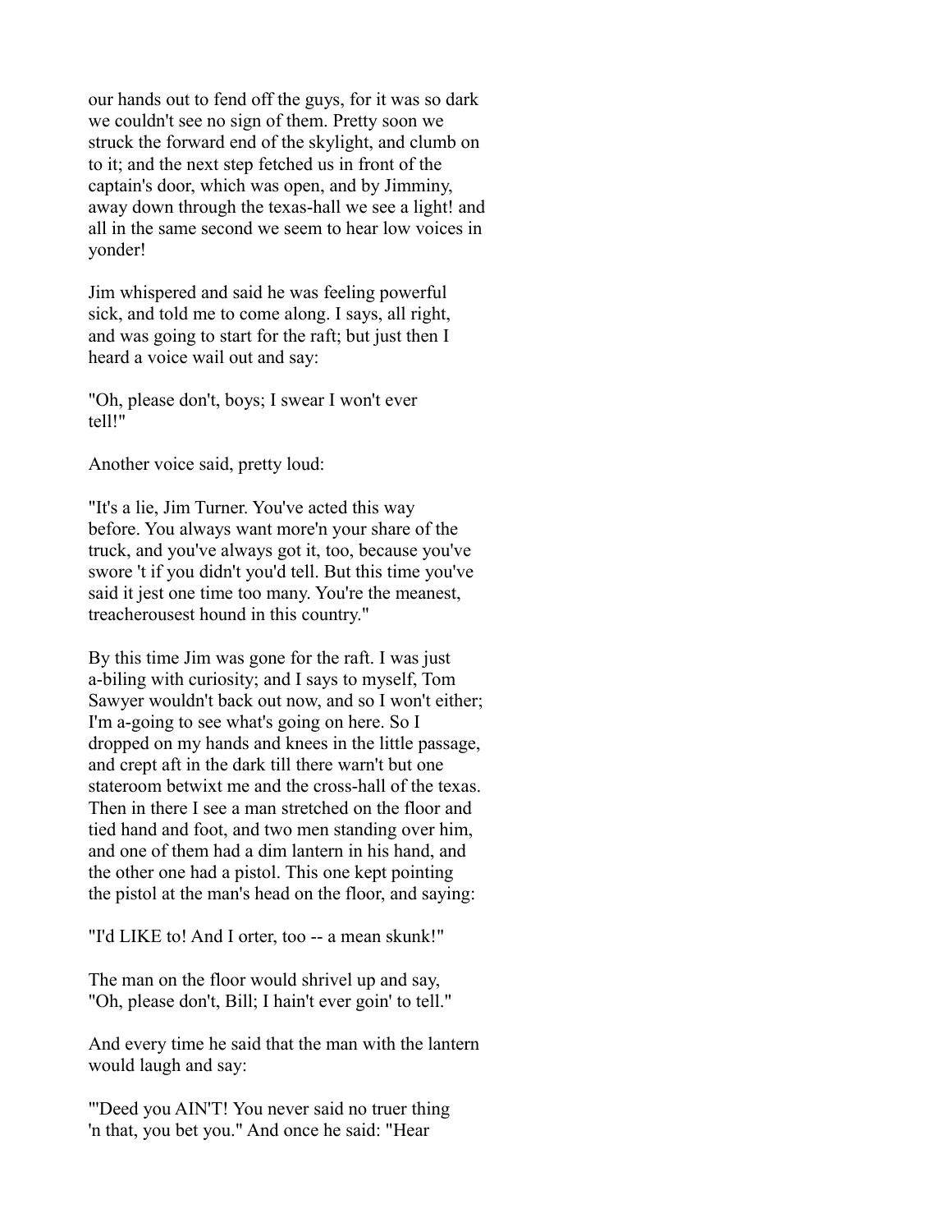our hands out to fend off the guys, for it was so dark we couldn't see no sign of them. Pretty soon we struck the forward end of the skylight, and clumb on to it; and the next step fetched us in front of the captain's door, which was open, and by Jimminy, away down through the texas-hall we see a light! and all in the same second we seem to hear low voices in yonder!

Jim whispered and said he was feeling powerful sick, and told me to come along. I says, all right, and was going to start for the raft; but just then I heard a voice wail out and say:

"Oh, please don't, boys; I swear I won't ever tell!"

Another voice said, pretty loud:

"It's a lie, Jim Turner. You've acted this way before. You always want more'n your share of the truck, and you've always got it, too, because you've swore 't if you didn't you'd tell. But this time you've said it jest one time too many. You're the meanest, treacherousest hound in this country."

By this time Jim was gone for the raft. I was just a-biling with curiosity; and I says to myself, Tom Sawyer wouldn't back out now, and so I won't either; I'm a-going to see what's going on here. So I dropped on my hands and knees in the little passage, and crept aft in the dark till there warn't but one stateroom betwixt me and the cross-hall of the texas. Then in there I see a man stretched on the floor and tied hand and foot, and two men standing over him, and one of them had a dim lantern in his hand, and the other one had a pistol. This one kept pointing the pistol at the man's head on the floor, and saying:

"I'd LIKE to! And I orter, too -- a mean skunk!"

The man on the floor would shrivel up and say, "Oh, please don't, Bill; I hain't ever goin' to tell."

And every time he said that the man with the lantern would laugh and say:

"'Deed you AIN'T! You never said no truer thing 'n that, you bet you." And once he said: "Hear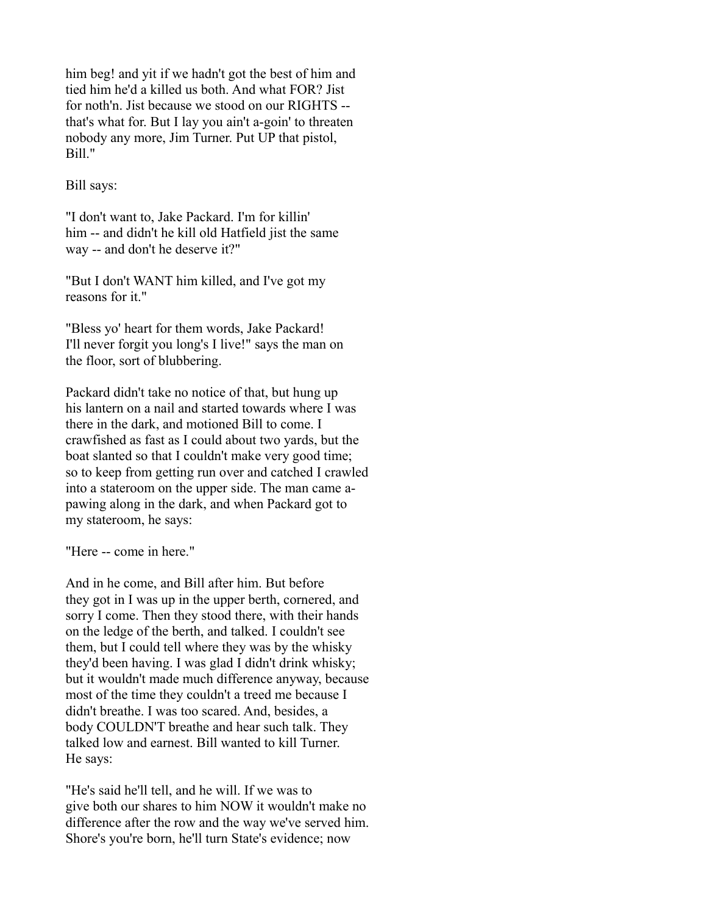him beg! and yit if we hadn't got the best of him and tied him he'd a killed us both. And what FOR? Jist for noth'n. Jist because we stood on our RIGHTS -- that's what for. But I lay you ain't a-goin' to threaten nobody any more, Jim Turner. Put UP that pistol, Bill."

Bill says:

"I don't want to, Jake Packard. I'm for killin' him -- and didn't he kill old Hatfield jist the same way -- and don't he deserve it?"

"But I don't WANT him killed, and I've got my reasons for it."

"Bless yo' heart for them words, Jake Packard! I'll never forgit you long's I live!" says the man on the floor, sort of blubbering.

Packard didn't take no notice of that, but hung up his lantern on a nail and started towards where I was there in the dark, and motioned Bill to come. I crawfished as fast as I could about two yards, but the boat slanted so that I couldn't make very good time; so to keep from getting run over and catched I crawled into a stateroom on the upper side. The man came a-pawing along in the dark, and when Packard got to my stateroom, he says:

"Here -- come in here."

And in he come, and Bill after him. But before they got in I was up in the upper berth, cornered, and sorry I come. Then they stood there, with their hands on the ledge of the berth, and talked. I couldn't see them, but I could tell where they was by the whisky they'd been having. I was glad I didn't drink whisky; but it wouldn't made much difference anyway, because most of the time they couldn't a treed me because I didn't breathe. I was too scared. And, besides, a body COULDN'T breathe and hear such talk. They talked low and earnest. Bill wanted to kill Turner. He says:

"He's said he'll tell, and he will. If we was to give both our shares to him NOW it wouldn't make no difference after the row and the way we've served him. Shore's you're born, he'll turn State's evidence; now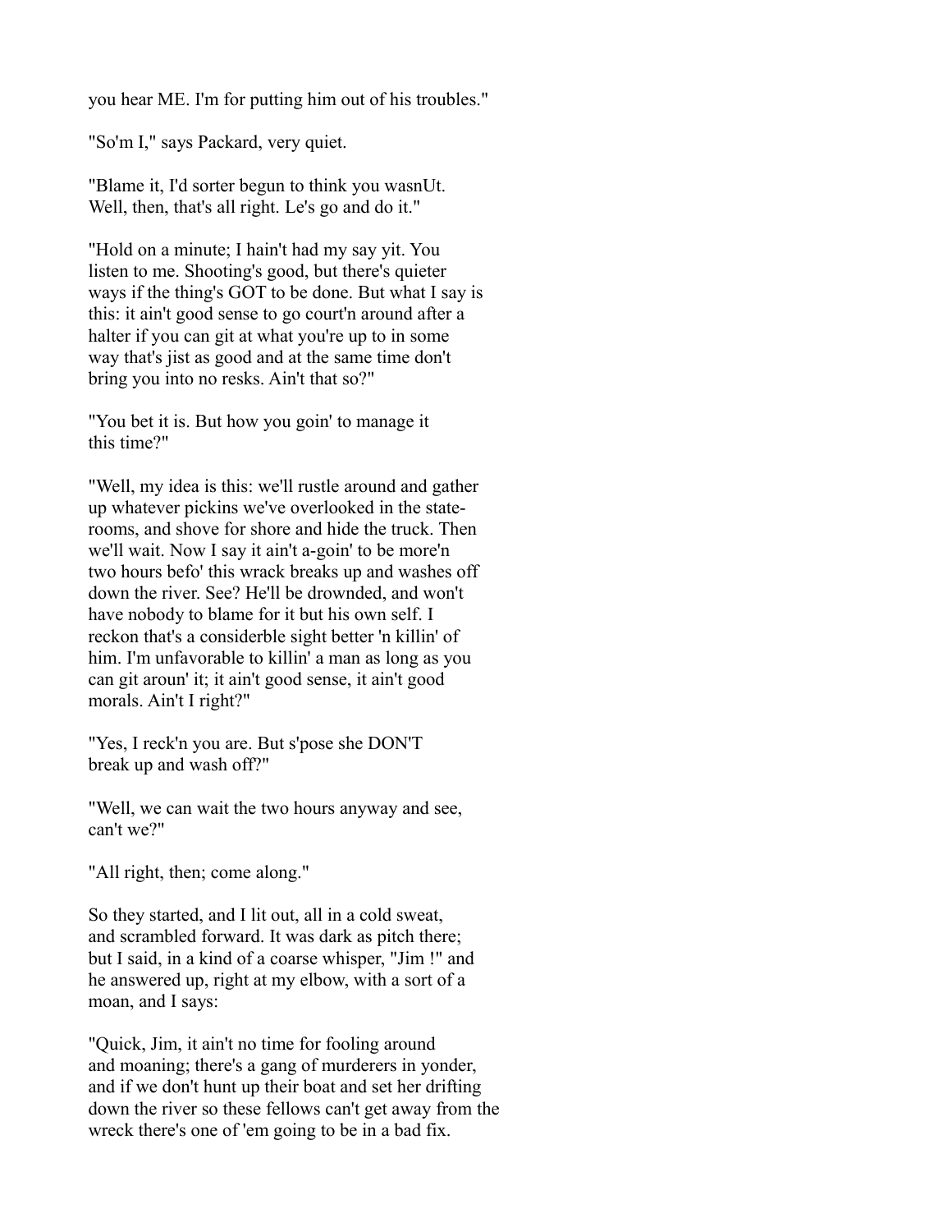you hear ME. I'm for putting him out of his troubles."

"So'm I," says Packard, very quiet.

"Blame it, I'd sorter begun to think you wasnUt. Well, then, that's all right. Le's go and do it."

"Hold on a minute; I hain't had my say yit. You listen to me. Shooting's good, but there's quieter ways if the thing's GOT to be done. But what I say is this: it ain't good sense to go court'n around after a halter if you can git at what you're up to in some way that's jist as good and at the same time don't bring you into no resks. Ain't that so?"

"You bet it is. But how you goin' to manage it this time?"

"Well, my idea is this: we'll rustle around and gather up whatever pickins we've overlooked in the state-rooms, and shove for shore and hide the truck. Then we'll wait. Now I say it ain't a-goin' to be more'n two hours befo' this wrack breaks up and washes off down the river. See? He'll be drownded, and won't have nobody to blame for it but his own self. I reckon that's a considerble sight better 'n killin' of him. I'm unfavorable to killin' a man as long as you can git aroun' it; it ain't good sense, it ain't good morals. Ain't I right?"

"Yes, I reck'n you are. But s'pose she DON'T break up and wash off?"

"Well, we can wait the two hours anyway and see, can't we?"

"All right, then; come along."

So they started, and I lit out, all in a cold sweat, and scrambled forward. It was dark as pitch there; but I said, in a kind of a coarse whisper, "Jim !" and he answered up, right at my elbow, with a sort of a moan, and I says:

"Quick, Jim, it ain't no time for fooling around and moaning; there's a gang of murderers in yonder, and if we don't hunt up their boat and set her drifting down the river so these fellows can't get away from the wreck there's one of 'em going to be in a bad fix.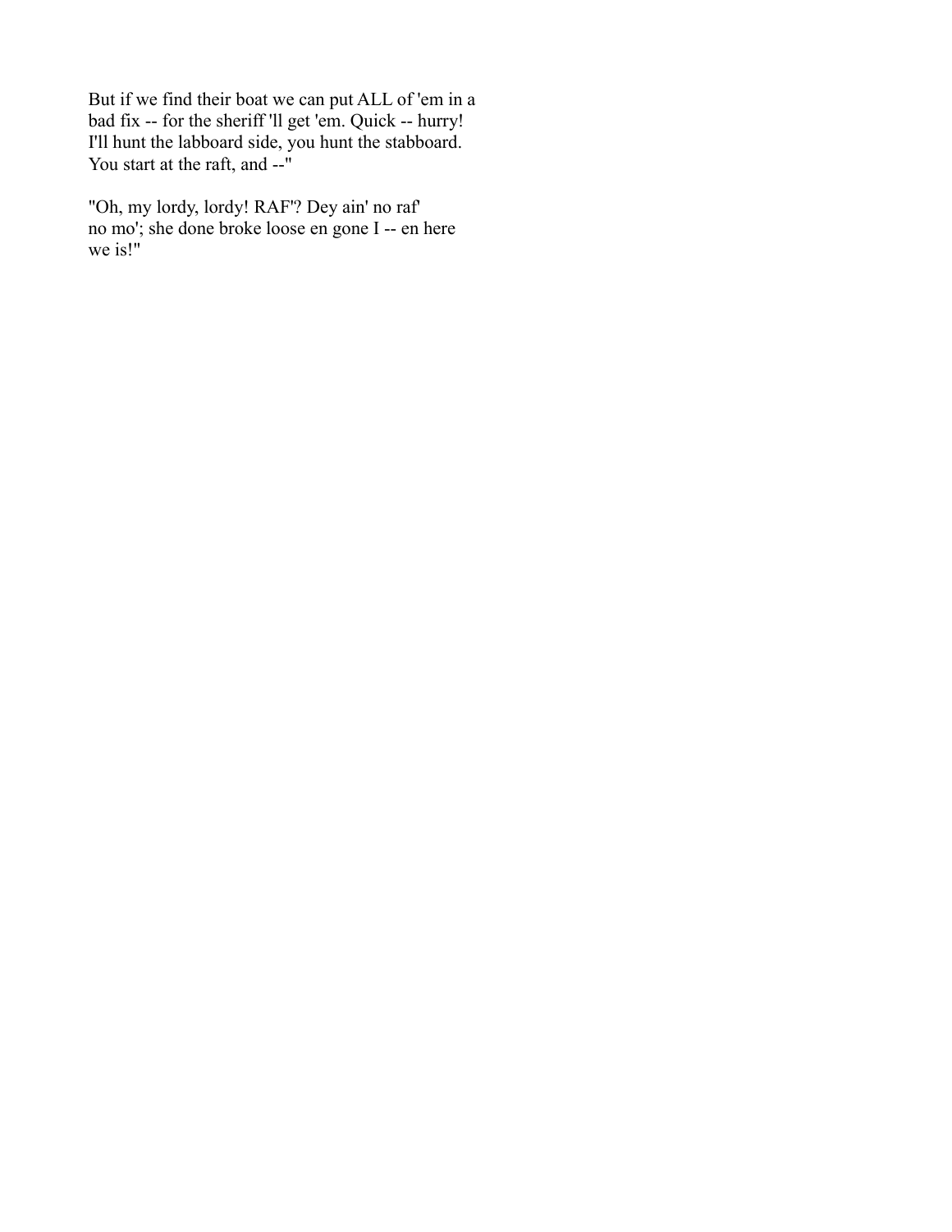But if we find their boat we can put ALL of 'em in a bad fix -- for the sheriff 'll get 'em. Quick -- hurry! I'll hunt the labboard side, you hunt the stabboard. You start at the raft, and --"

"Oh, my lordy, lordy! RAF'? Dey ain' no raf' no mo'; she done broke loose en gone I -- en here we is!"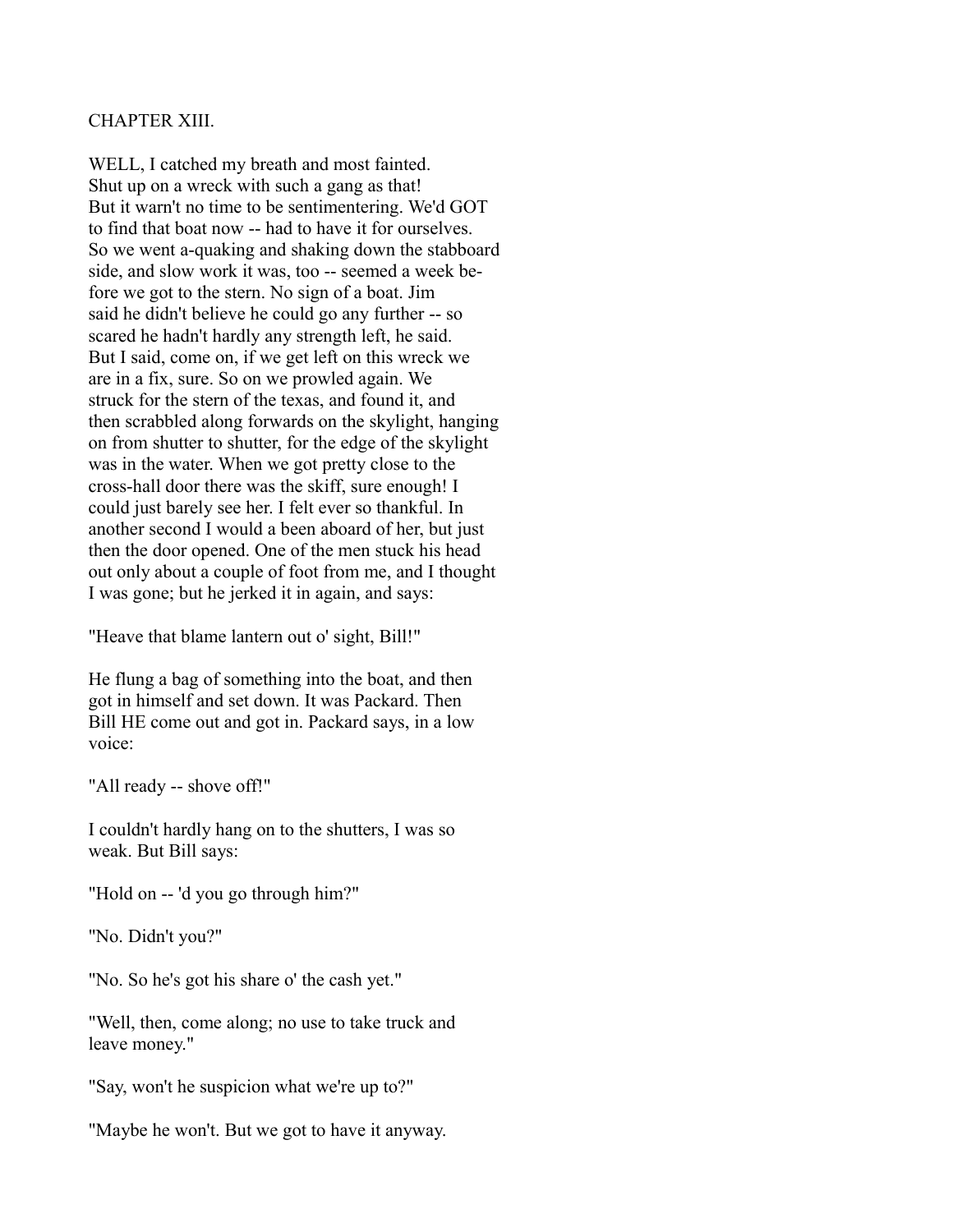# CHAPTER XIII.

WELL, I catched my breath and most fainted. Shut up on a wreck with such a gang as that! But it warn't no time to be sentimentering. We'd GOT to find that boat now -- had to have it for ourselves. So we went a-quaking and shaking down the stabboard side, and slow work it was, too -- seemed a week before we got to the stern. No sign of a boat. Jim said he didn't believe he could go any further -- so scared he hadn't hardly any strength left, he said. But I said, come on, if we get left on this wreck we are in a fix, sure. So on we prowled again. We struck for the stern of the texas, and found it, and then scrabbled along forwards on the skylight, hanging on from shutter to shutter, for the edge of the skylight was in the water. When we got pretty close to the cross-hall door there was the skiff, sure enough! I could just barely see her. I felt ever so thankful. In another second I would a been aboard of her, but just then the door opened. One of the men stuck his head out only about a couple of foot from me, and I thought I was gone; but he jerked it in again, and says:

"Heave that blame lantern out o' sight, Bill!"

He flung a bag of something into the boat, and then got in himself and set down. It was Packard. Then Bill HE come out and got in. Packard says, in a low voice:

"All ready -- shove off!"

I couldn't hardly hang on to the shutters, I was so weak. But Bill says:

"Hold on -- 'd you go through him?"

"No. Didn't you?"

"No. So he's got his share o' the cash yet."

"Well, then, come along; no use to take truck and leave money."

"Say, won't he suspicion what we're up to?"

"Maybe he won't. But we got to have it anyway.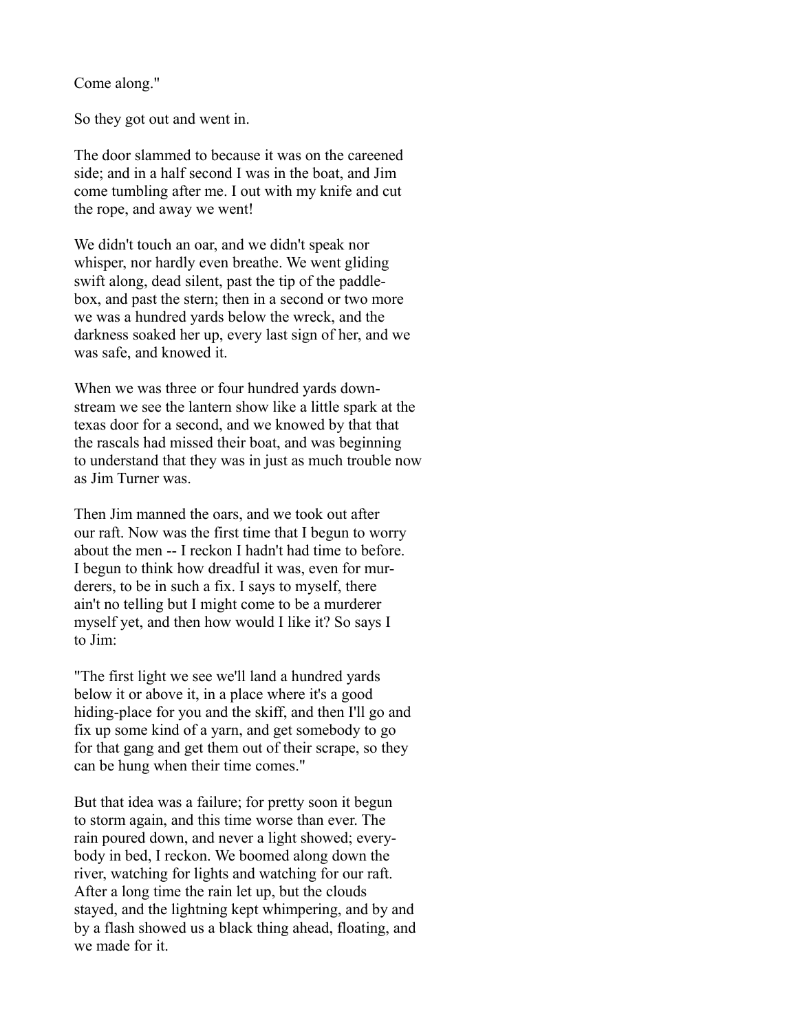Come along."

So they got out and went in.

The door slammed to because it was on the careened side; and in a half second I was in the boat, and Jim come tumbling after me. I out with my knife and cut the rope, and away we went!

We didn't touch an oar, and we didn't speak nor whisper, nor hardly even breathe. We went gliding swift along, dead silent, past the tip of the paddle-box, and past the stern; then in a second or two more we was a hundred yards below the wreck, and the darkness soaked her up, every last sign of her, and we was safe, and knowed it.

When we was three or four hundred yards down-stream we see the lantern show like a little spark at the texas door for a second, and we knowed by that that the rascals had missed their boat, and was beginning to understand that they was in just as much trouble now as Jim Turner was.

Then Jim manned the oars, and we took out after our raft. Now was the first time that I begun to worry about the men -- I reckon I hadn't had time to before. I begun to think how dreadful it was, even for murderers, to be in such a fix. I says to myself, there ain't no telling but I might come to be a murderer myself yet, and then how would I like it? So says I to Jim:

"The first light we see we'll land a hundred yards below it or above it, in a place where it's a good hiding-place for you and the skiff, and then I'll go and fix up some kind of a yarn, and get somebody to go for that gang and get them out of their scrape, so they can be hung when their time comes."

But that idea was a failure; for pretty soon it begun to storm again, and this time worse than ever. The rain poured down, and never a light showed; everybody in bed, I reckon. We boomed along down the river, watching for lights and watching for our raft. After a long time the rain let up, but the clouds stayed, and the lightning kept whimpering, and by and by a flash showed us a black thing ahead, floating, and we made for it.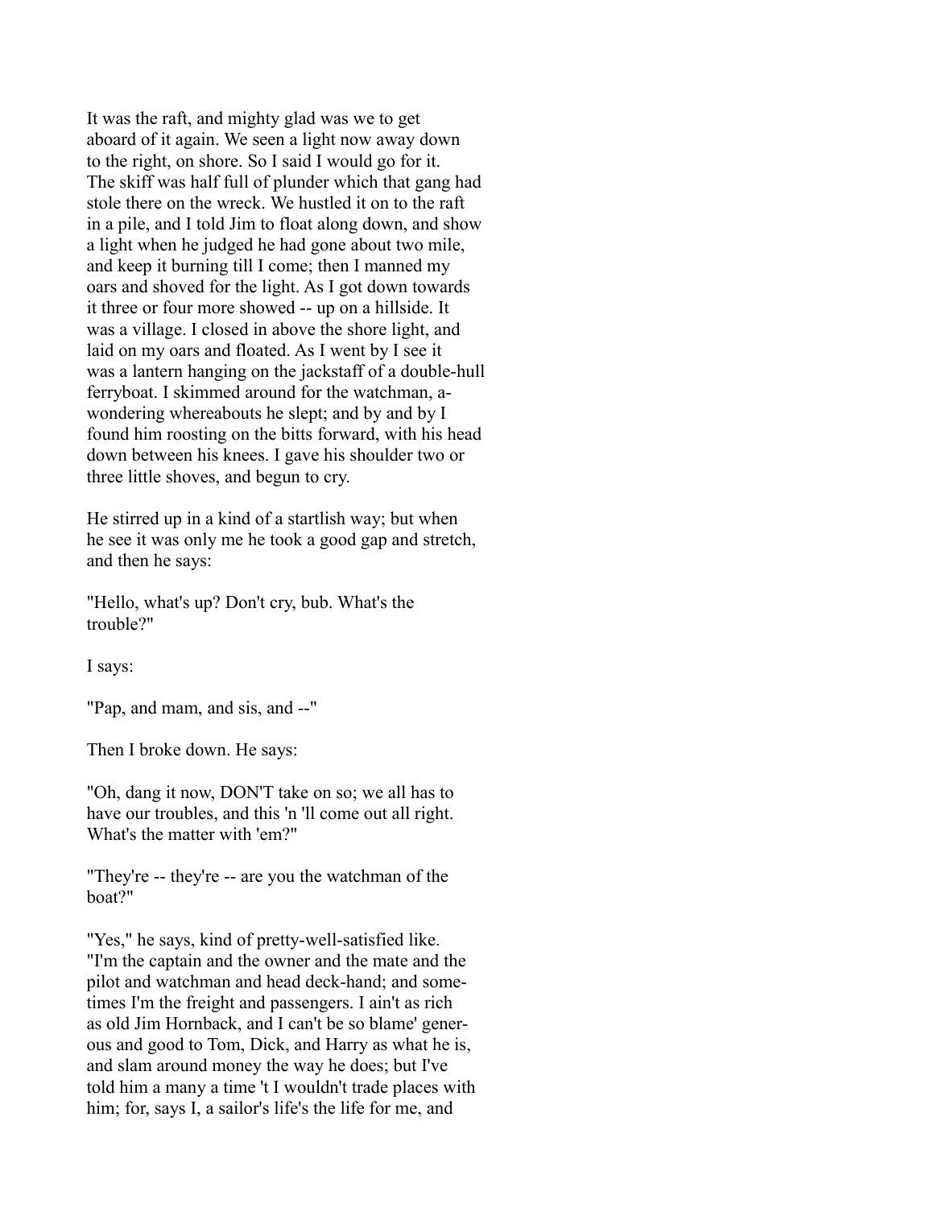It was the raft, and mighty glad was we to get aboard of it again. We seen a light now away down to the right, on shore. So I said I would go for it. The skiff was half full of plunder which that gang had stole there on the wreck. We hustled it on to the raft in a pile, and I told Jim to float along down, and show a light when he judged he had gone about two mile, and keep it burning till I come; then I manned my oars and shoved for the light. As I got down towards it three or four more showed -- up on a hillside. It was a village. I closed in above the shore light, and laid on my oars and floated. As I went by I see it was a lantern hanging on the jackstaff of a double-hull ferryboat. I skimmed around for the watchman, a-wondering whereabouts he slept; and by and by I found him roosting on the bitts forward, with his head down between his knees. I gave his shoulder two or three little shoves, and begun to cry.

He stirred up in a kind of a startlish way; but when he see it was only me he took a good gap and stretch, and then he says:

"Hello, what's up? Don't cry, bub. What's the trouble?"

I says:

"Pap, and mam, and sis, and --"

Then I broke down. He says:

"Oh, dang it now, DON'T take on so; we all has to have our troubles, and this 'n 'll come out all right. What's the matter with 'em?"

"They're -- they're -- are you the watchman of the boat?"

"Yes," he says, kind of pretty-well-satisfied like. "I'm the captain and the owner and the mate and the pilot and watchman and head deck-hand; and sometimes I'm the freight and passengers. I ain't as rich as old Jim Hornback, and I can't be so blame' generous and good to Tom, Dick, and Harry as what he is, and slam around money the way he does; but I've told him a many a time 't I wouldn't trade places with him; for, says I, a sailor's life's the life for me, and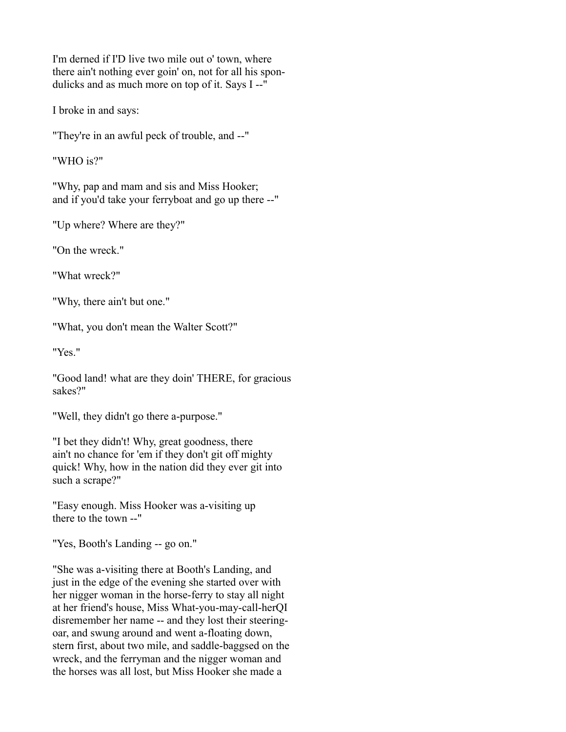I'm derned if I'D live two mile out o' town, where there ain't nothing ever goin' on, not for all his spondulicks and as much more on top of it. Says I --"

I broke in and says:

"They're in an awful peck of trouble, and --"

"WHO is?"

"Why, pap and mam and sis and Miss Hooker; and if you'd take your ferryboat and go up there --"

"Up where? Where are they?"

"On the wreck."

"What wreck?"

"Why, there ain't but one."

"What, you don't mean the Walter Scott?"

"Yes."

"Good land! what are they doin' THERE, for gracious sakes?"

"Well, they didn't go there a-purpose."

"I bet they didn't! Why, great goodness, there ain't no chance for 'em if they don't git off mighty quick! Why, how in the nation did they ever git into such a scrape?"

"Easy enough. Miss Hooker was a-visiting up there to the town --"

"Yes, Booth's Landing -- go on."

"She was a-visiting there at Booth's Landing, and just in the edge of the evening she started over with her nigger woman in the horse-ferry to stay all night at her friend's house, Miss What-you-may-call-herQI disremember her name -- and they lost their steering-oar, and swung around and went a-floating down, stern first, about two mile, and saddle-baggsed on the wreck, and the ferryman and the nigger woman and the horses was all lost, but Miss Hooker she made a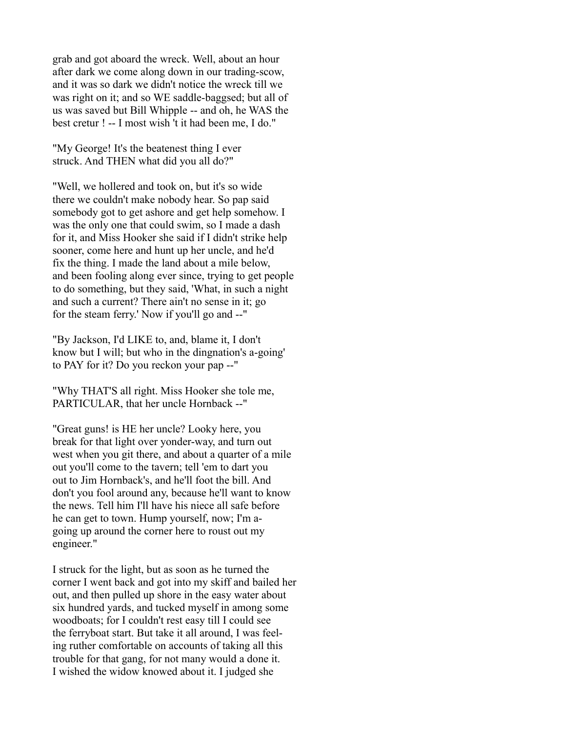grab and got aboard the wreck. Well, about an hour after dark we come along down in our trading-scow, and it was so dark we didn't notice the wreck till we was right on it; and so WE saddle-baggsed; but all of us was saved but Bill Whipple -- and oh, he WAS the best cretur ! -- I most wish 't it had been me, I do."

"My George! It's the beatenest thing I ever struck. And THEN what did you all do?"

"Well, we hollered and took on, but it's so wide there we couldn't make nobody hear. So pap said somebody got to get ashore and get help somehow. I was the only one that could swim, so I made a dash for it, and Miss Hooker she said if I didn't strike help sooner, come here and hunt up her uncle, and he'd fix the thing. I made the land about a mile below, and been fooling along ever since, trying to get people to do something, but they said, 'What, in such a night and such a current? There ain't no sense in it; go for the steam ferry.' Now if you'll go and --"

"By Jackson, I'd LIKE to, and, blame it, I don't know but I will; but who in the dingnation's a-going' to PAY for it? Do you reckon your pap --"

"Why THAT'S all right. Miss Hooker she tole me, PARTICULAR, that her uncle Hornback --"

"Great guns! is HE her uncle? Looky here, you break for that light over yonder-way, and turn out west when you git there, and about a quarter of a mile out you'll come to the tavern; tell 'em to dart you out to Jim Hornback's, and he'll foot the bill. And don't you fool around any, because he'll want to know the news. Tell him I'll have his niece all safe before he can get to town. Hump yourself, now; I'm a-going up around the corner here to roust out my engineer."

I struck for the light, but as soon as he turned the corner I went back and got into my skiff and bailed her out, and then pulled up shore in the easy water about six hundred yards, and tucked myself in among some woodboats; for I couldn't rest easy till I could see the ferryboat start. But take it all around, I was feeling ruther comfortable on accounts of taking all this trouble for that gang, for not many would a done it. I wished the widow knowed about it. I judged she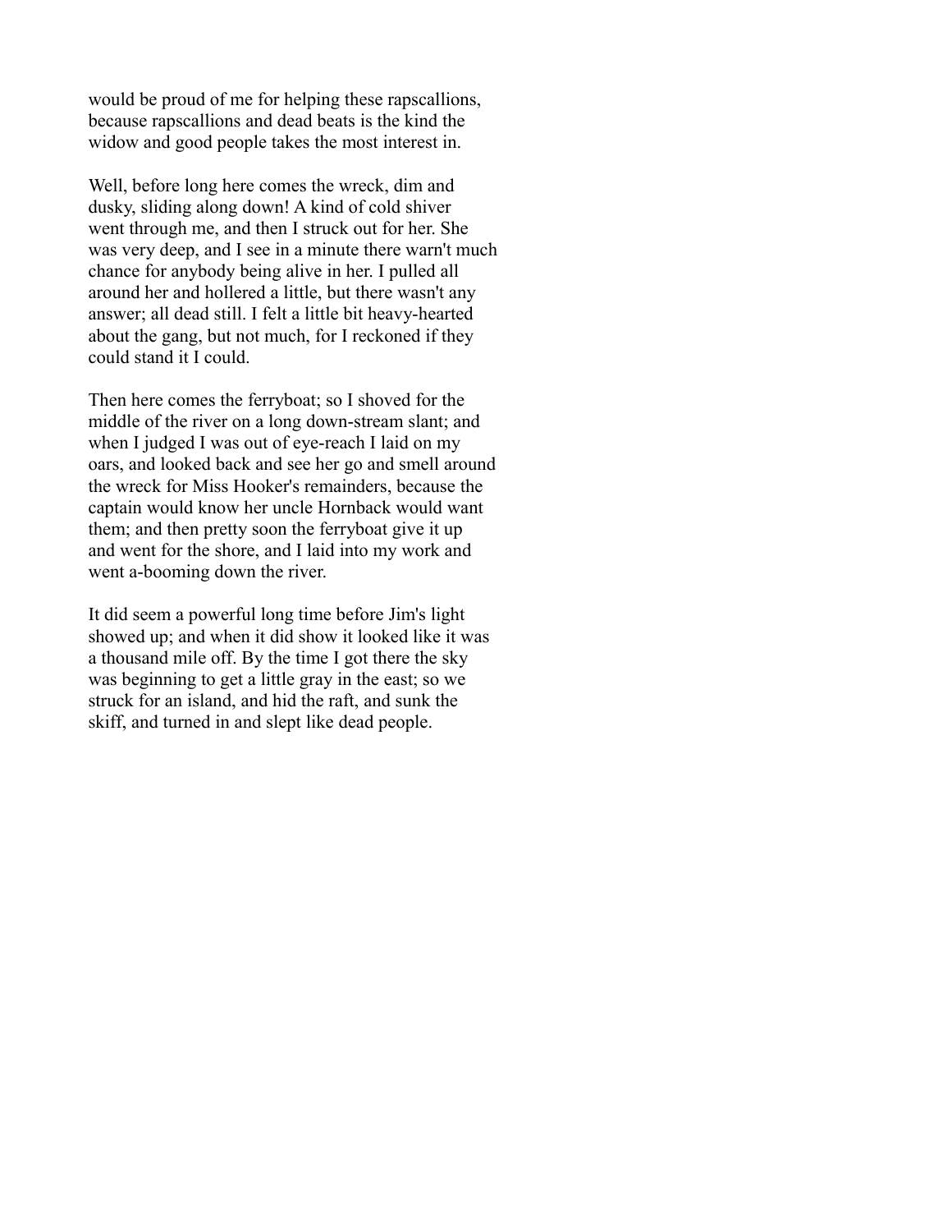would be proud of me for helping these rapscallions, because rapscallions and dead beats is the kind the widow and good people takes the most interest in.

Well, before long here comes the wreck, dim and dusky, sliding along down! A kind of cold shiver went through me, and then I struck out for her. She was very deep, and I see in a minute there warn't much chance for anybody being alive in her. I pulled all around her and hollered a little, but there wasn't any answer; all dead still. I felt a little bit heavy-hearted about the gang, but not much, for I reckoned if they could stand it I could.

Then here comes the ferryboat; so I shoved for the middle of the river on a long down-stream slant; and when I judged I was out of eye-reach I laid on my oars, and looked back and see her go and smell around the wreck for Miss Hooker's remainders, because the captain would know her uncle Hornback would want them; and then pretty soon the ferryboat give it up and went for the shore, and I laid into my work and went a-booming down the river.

It did seem a powerful long time before Jim's light showed up; and when it did show it looked like it was a thousand mile off. By the time I got there the sky was beginning to get a little gray in the east; so we struck for an island, and hid the raft, and sunk the skiff, and turned in and slept like dead people.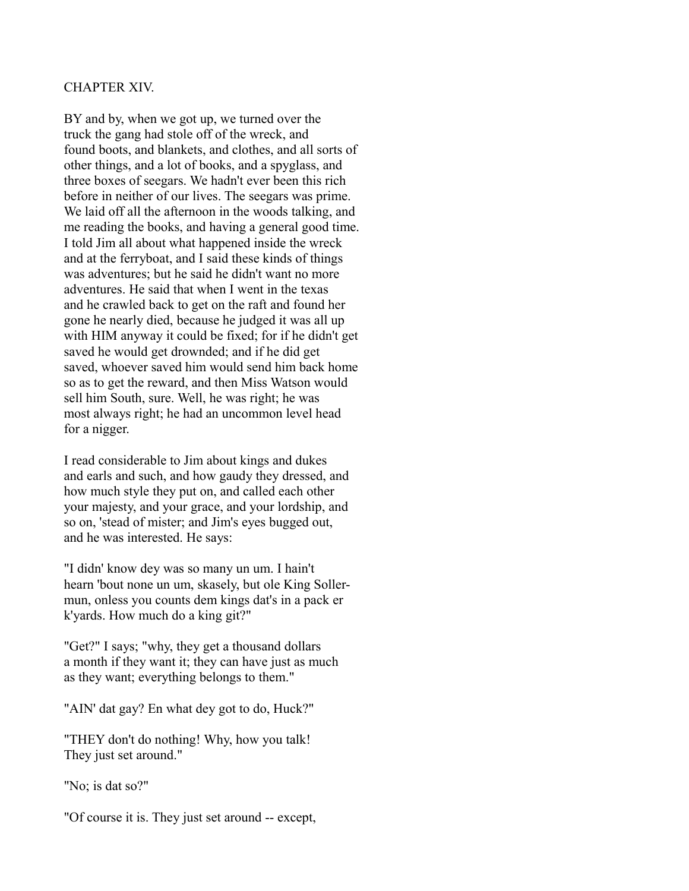## CHAPTER XIV.

BY and by, when we got up, we turned over the truck the gang had stole off of the wreck, and found boots, and blankets, and clothes, and all sorts of other things, and a lot of books, and a spyglass, and three boxes of seegars. We hadn't ever been this rich before in neither of our lives. The seegars was prime. We laid off all the afternoon in the woods talking, and me reading the books, and having a general good time. I told Jim all about what happened inside the wreck and at the ferryboat, and I said these kinds of things was adventures; but he said he didn't want no more adventures. He said that when I went in the texas and he crawled back to get on the raft and found her gone he nearly died, because he judged it was all up with HIM anyway it could be fixed; for if he didn't get saved he would get drownded; and if he did get saved, whoever saved him would send him back home so as to get the reward, and then Miss Watson would sell him South, sure. Well, he was right; he was most always right; he had an uncommon level head for a nigger.

I read considerable to Jim about kings and dukes and earls and such, and how gaudy they dressed, and how much style they put on, and called each other your majesty, and your grace, and your lordship, and so on, 'stead of mister; and Jim's eyes bugged out, and he was interested. He says:

"I didn' know dey was so many un um. I hain't hearn 'bout none un um, skasely, but ole King Sollermun, onless you counts dem kings dat's in a pack er k'yards. How much do a king git?"

"Get?" I says; "why, they get a thousand dollars a month if they want it; they can have just as much as they want; everything belongs to them."

"AIN' dat gay? En what dey got to do, Huck?"

"THEY don't do nothing! Why, how you talk! They just set around."

"No; is dat so?"

"Of course it is. They just set around -- except,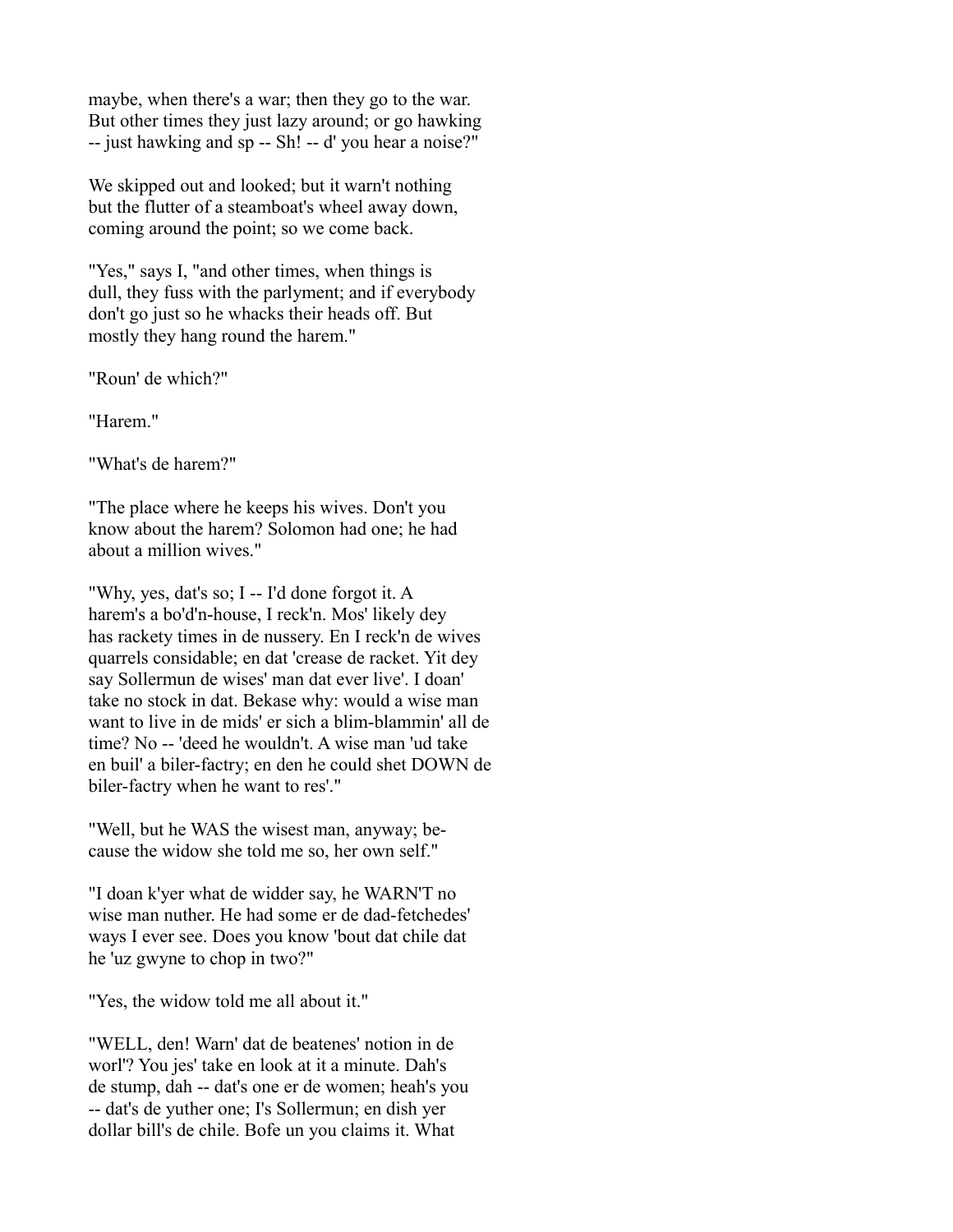maybe, when there's a war; then they go to the war. But other times they just lazy around; or go hawking -- just hawking and sp -- Sh! -- d' you hear a noise?"

We skipped out and looked; but it warn't nothing but the flutter of a steamboat's wheel away down, coming around the point; so we come back.

"Yes," says I, "and other times, when things is dull, they fuss with the parlyment; and if everybody don't go just so he whacks their heads off. But mostly they hang round the harem."

"Roun' de which?"

"Harem."

"What's de harem?"

"The place where he keeps his wives. Don't you know about the harem? Solomon had one; he had about a million wives."

"Why, yes, dat's so; I -- I'd done forgot it. A harem's a bo'd'n-house, I reck'n. Mos' likely dey has rackety times in de nussery. En I reck'n de wives quarrels considable; en dat 'crease de racket. Yit dey say Sollermun de wises' man dat ever live'. I doan' take no stock in dat. Bekase why: would a wise man want to live in de mids' er sich a blim-blammin' all de time? No -- 'deed he wouldn't. A wise man 'ud take en buil' a biler-factry; en den he could shet DOWN de biler-factry when he want to res'."

"Well, but he WAS the wisest man, anyway; because the widow she told me so, her own self."

"I doan k'yer what de widder say, he WARN'T no wise man nuther. He had some er de dad-fetchedes' ways I ever see. Does you know 'bout dat chile dat he 'uz gwyne to chop in two?"

"Yes, the widow told me all about it."

"WELL, den! Warn' dat de beatenes' notion in de worl'? You jes' take en look at it a minute. Dah's de stump, dah -- dat's one er de women; heah's you -- dat's de yuther one; I's Sollermun; en dish yer dollar bill's de chile. Bofe un you claims it. What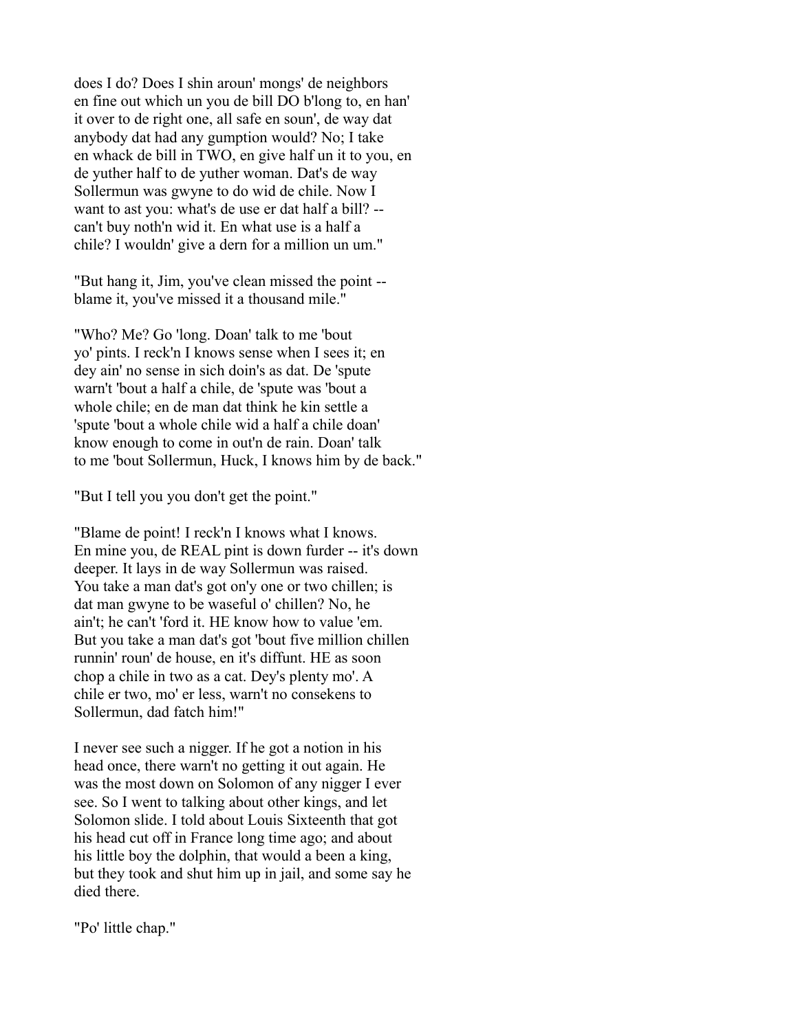does I do? Does I shin aroun' mongs' de neighbors en fine out which un you de bill DO b'long to, en han' it over to de right one, all safe en soun', de way dat anybody dat had any gumption would? No; I take en whack de bill in TWO, en give half un it to you, en de yuther half to de yuther woman. Dat's de way Sollermun was gwyne to do wid de chile. Now I want to ast you: what's de use er dat half a bill? -- can't buy noth'n wid it. En what use is a half a chile? I wouldn' give a dern for a million un um."

"But hang it, Jim, you've clean missed the point -- blame it, you've missed it a thousand mile."

"Who? Me? Go 'long. Doan' talk to me 'bout yo' pints. I reck'n I knows sense when I sees it; en dey ain' no sense in sich doin's as dat. De 'spute warn't 'bout a half a chile, de 'spute was 'bout a whole chile; en de man dat think he kin settle a 'spute 'bout a whole chile wid a half a chile doan' know enough to come in out'n de rain. Doan' talk to me 'bout Sollermun, Huck, I knows him by de back."

"But I tell you you don't get the point."

"Blame de point! I reck'n I knows what I knows. En mine you, de REAL pint is down furder -- it's down deeper. It lays in de way Sollermun was raised. You take a man dat's got on'y one or two chillen; is dat man gwyne to be waseful o' chillen? No, he ain't; he can't 'ford it. HE know how to value 'em. But you take a man dat's got 'bout five million chillen runnin' roun' de house, en it's diffunt. HE as soon chop a chile in two as a cat. Dey's plenty mo'. A chile er two, mo' er less, warn't no consekens to Sollermun, dad fatch him!"

I never see such a nigger. If he got a notion in his head once, there warn't no getting it out again. He was the most down on Solomon of any nigger I ever see. So I went to talking about other kings, and let Solomon slide. I told about Louis Sixteenth that got his head cut off in France long time ago; and about his little boy the dolphin, that would a been a king, but they took and shut him up in jail, and some say he died there.

"Po' little chap."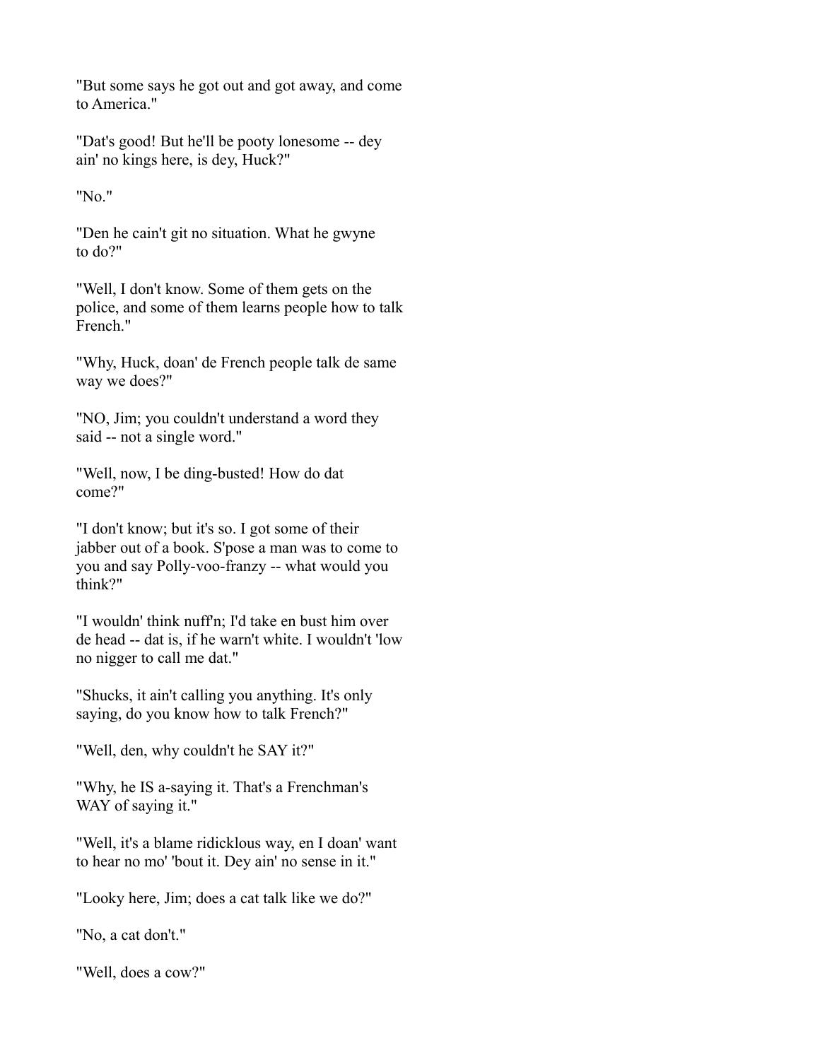"But some says he got out and got away, and come to America."

"Dat's good! But he'll be pooty lonesome -- dey ain' no kings here, is dey, Huck?"

"No."

"Den he cain't git no situation. What he gwyne to do?"

"Well, I don't know. Some of them gets on the police, and some of them learns people how to talk French."

"Why, Huck, doan' de French people talk de same way we does?"

"NO, Jim; you couldn't understand a word they said -- not a single word."

"Well, now, I be ding-busted! How do dat come?"

"I don't know; but it's so. I got some of their jabber out of a book. S'pose a man was to come to you and say Polly-voo-franzy -- what would you think?"

"I wouldn' think nuff'n; I'd take en bust him over de head -- dat is, if he warn't white. I wouldn't 'low no nigger to call me dat."

"Shucks, it ain't calling you anything. It's only saying, do you know how to talk French?"

"Well, den, why couldn't he SAY it?"

"Why, he IS a-saying it. That's a Frenchman's WAY of saying it."

"Well, it's a blame ridicklous way, en I doan' want to hear no mo' 'bout it. Dey ain' no sense in it."

"Looky here, Jim; does a cat talk like we do?"

"No, a cat don't."

"Well, does a cow?"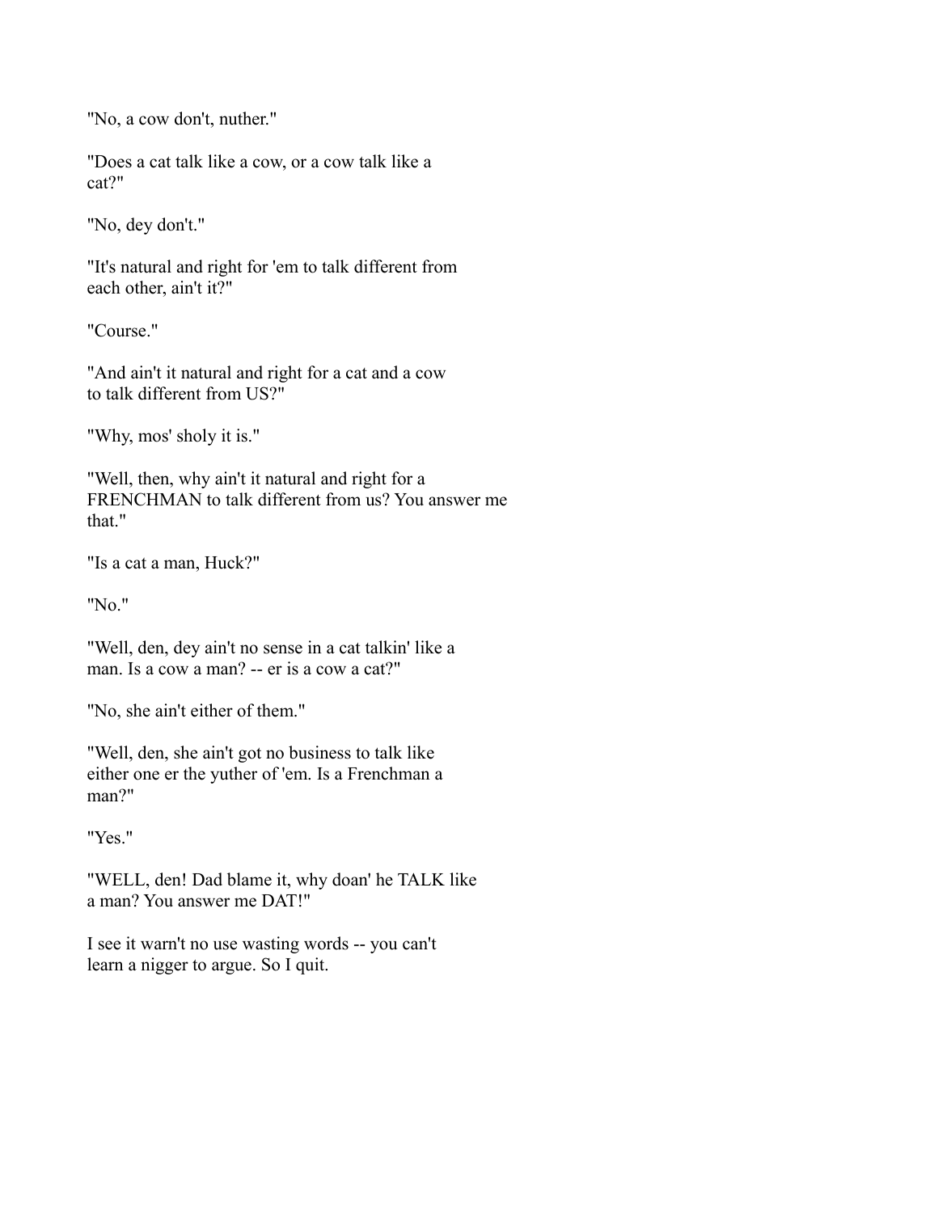"No, a cow don't, nuther."

"Does a cat talk like a cow, or a cow talk like a cat?"

"No, dey don't."

"It's natural and right for 'em to talk different from each other, ain't it?"

"Course."

"And ain't it natural and right for a cat and a cow to talk different from US?"

"Why, mos' sholy it is."

"Well, then, why ain't it natural and right for a FRENCHMAN to talk different from us? You answer me that."

"Is a cat a man, Huck?"

"No."

"Well, den, dey ain't no sense in a cat talkin' like a man. Is a cow a man? -- er is a cow a cat?"

"No, she ain't either of them."

"Well, den, she ain't got no business to talk like either one er the yuther of 'em. Is a Frenchman a man?"

"Yes."

"WELL, den! Dad blame it, why doan' he TALK like a man? You answer me DAT!"

I see it warn't no use wasting words -- you can't learn a nigger to argue. So I quit.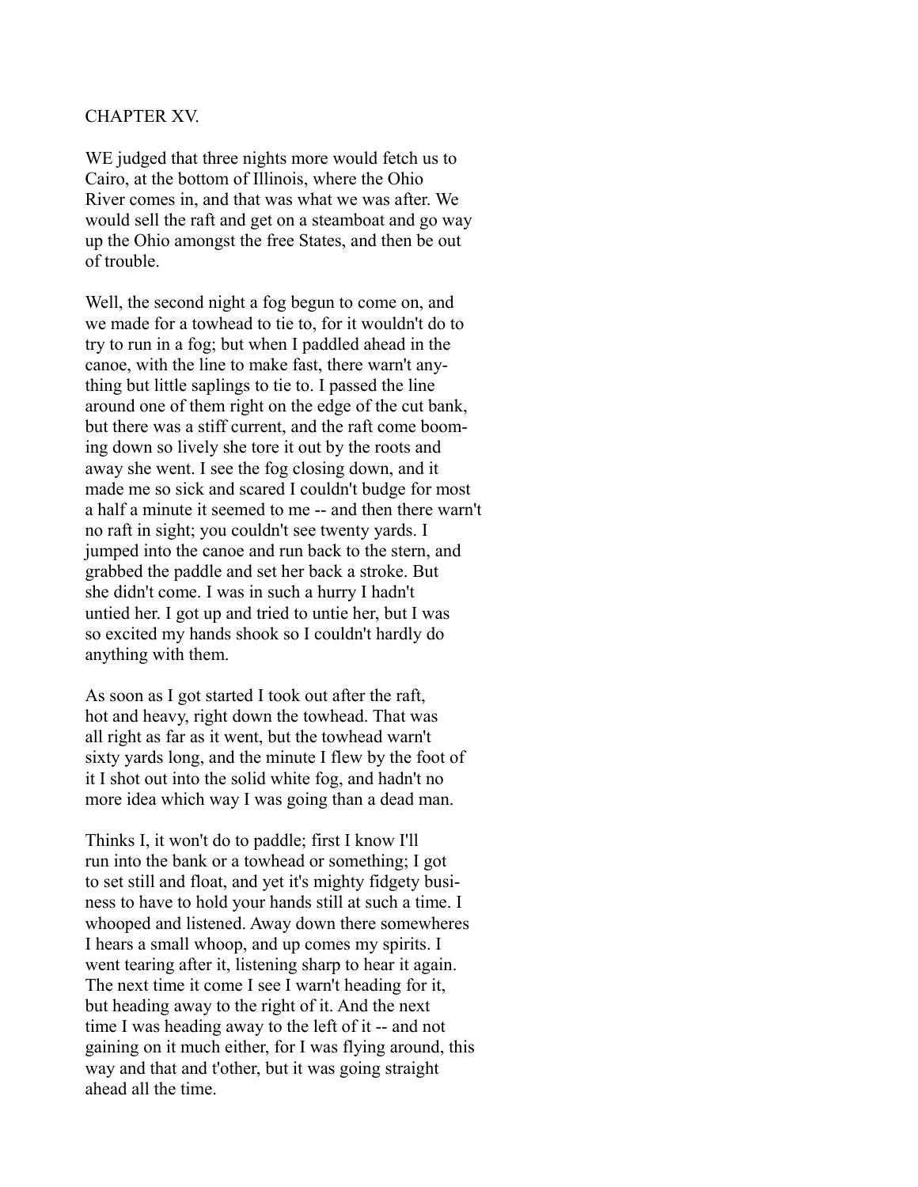## CHAPTER XV.

WE judged that three nights more would fetch us to Cairo, at the bottom of Illinois, where the Ohio River comes in, and that was what we was after. We would sell the raft and get on a steamboat and go way up the Ohio amongst the free States, and then be out of trouble.

Well, the second night a fog begun to come on, and we made for a towhead to tie to, for it wouldn't do to try to run in a fog; but when I paddled ahead in the canoe, with the line to make fast, there warn't anything but little saplings to tie to. I passed the line around one of them right on the edge of the cut bank, but there was a stiff current, and the raft come booming down so lively she tore it out by the roots and away she went. I see the fog closing down, and it made me so sick and scared I couldn't budge for most a half a minute it seemed to me -- and then there warn't no raft in sight; you couldn't see twenty yards. I jumped into the canoe and run back to the stern, and grabbed the paddle and set her back a stroke. But she didn't come. I was in such a hurry I hadn't untied her. I got up and tried to untie her, but I was so excited my hands shook so I couldn't hardly do anything with them.

As soon as I got started I took out after the raft, hot and heavy, right down the towhead. That was all right as far as it went, but the towhead warn't sixty yards long, and the minute I flew by the foot of it I shot out into the solid white fog, and hadn't no more idea which way I was going than a dead man.

Thinks I, it won't do to paddle; first I know I'll run into the bank or a towhead or something; I got to set still and float, and yet it's mighty fidgety business to have to hold your hands still at such a time. I whooped and listened. Away down there somewheres I hears a small whoop, and up comes my spirits. I went tearing after it, listening sharp to hear it again. The next time it come I see I warn't heading for it, but heading away to the right of it. And the next time I was heading away to the left of it -- and not gaining on it much either, for I was flying around, this way and that and t'other, but it was going straight ahead all the time.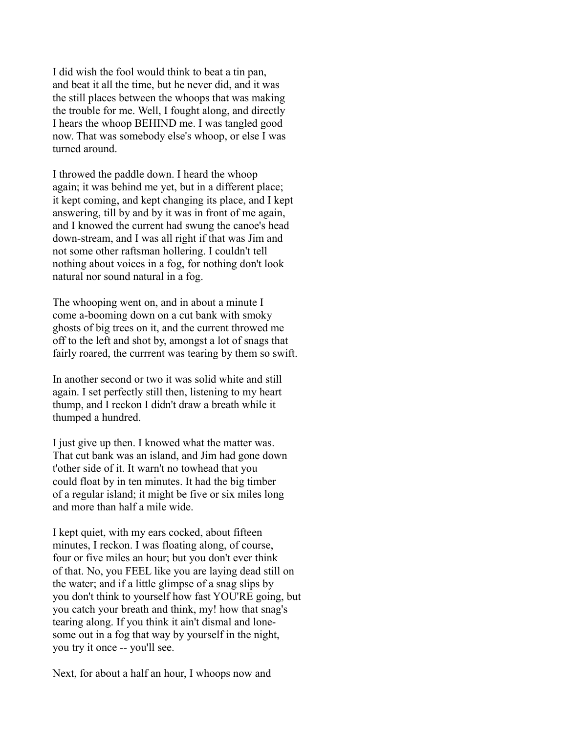I did wish the fool would think to beat a tin pan, and beat it all the time, but he never did, and it was the still places between the whoops that was making the trouble for me. Well, I fought along, and directly I hears the whoop BEHIND me. I was tangled good now. That was somebody else's whoop, or else I was turned around.

I throwed the paddle down. I heard the whoop again; it was behind me yet, but in a different place; it kept coming, and kept changing its place, and I kept answering, till by and by it was in front of me again, and I knowed the current had swung the canoe's head down-stream, and I was all right if that was Jim and not some other raftsman hollering. I couldn't tell nothing about voices in a fog, for nothing don't look natural nor sound natural in a fog.

The whooping went on, and in about a minute I come a-booming down on a cut bank with smoky ghosts of big trees on it, and the current throwed me off to the left and shot by, amongst a lot of snags that fairly roared, the currrent was tearing by them so swift.

In another second or two it was solid white and still again. I set perfectly still then, listening to my heart thump, and I reckon I didn't draw a breath while it thumped a hundred.

I just give up then. I knowed what the matter was. That cut bank was an island, and Jim had gone down t'other side of it. It warn't no towhead that you could float by in ten minutes. It had the big timber of a regular island; it might be five or six miles long and more than half a mile wide.

I kept quiet, with my ears cocked, about fifteen minutes, I reckon. I was floating along, of course, four or five miles an hour; but you don't ever think of that. No, you FEEL like you are laying dead still on the water; and if a little glimpse of a snag slips by you don't think to yourself how fast YOU'RE going, but you catch your breath and think, my! how that snag's tearing along. If you think it ain't dismal and lonesome out in a fog that way by yourself in the night, you try it once -- you'll see.

Next, for about a half an hour, I whoops now and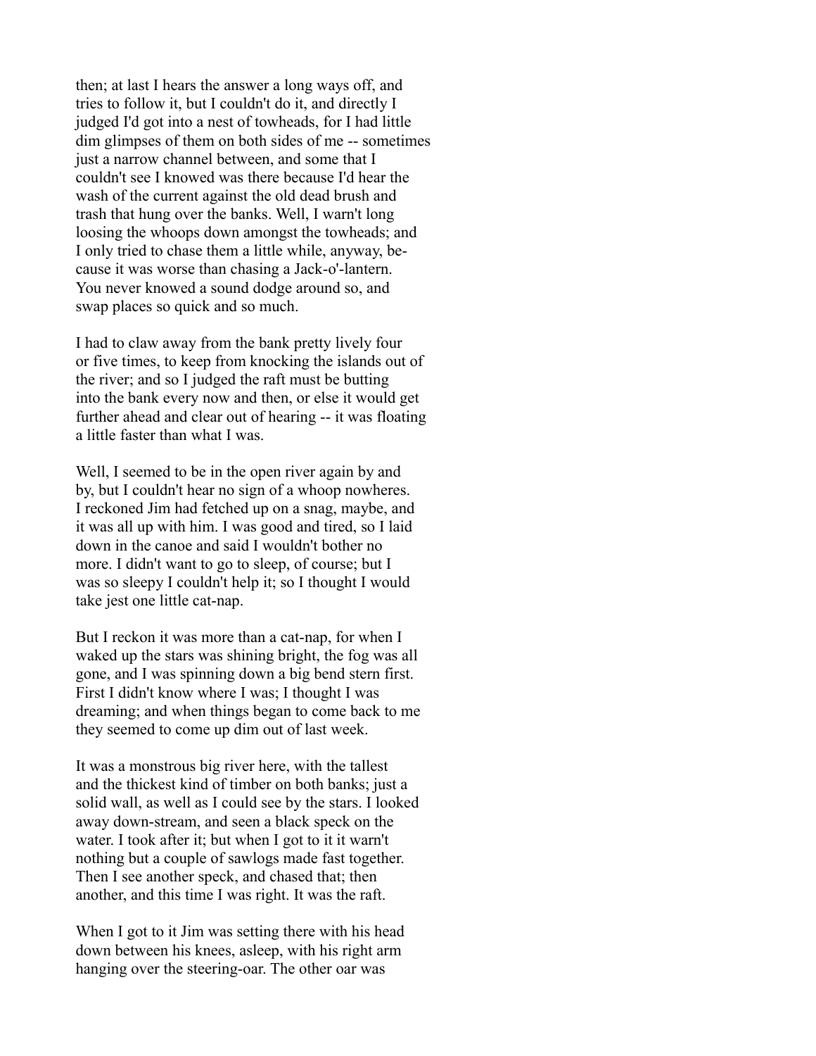then; at last I hears the answer a long ways off, and tries to follow it, but I couldn't do it, and directly I judged I'd got into a nest of towheads, for I had little dim glimpses of them on both sides of me -- sometimes just a narrow channel between, and some that I couldn't see I knowed was there because I'd hear the wash of the current against the old dead brush and trash that hung over the banks. Well, I warn't long loosing the whoops down amongst the towheads; and I only tried to chase them a little while, anyway, because it was worse than chasing a Jack-o'-lantern. You never knowed a sound dodge around so, and swap places so quick and so much.

I had to claw away from the bank pretty lively four or five times, to keep from knocking the islands out of the river; and so I judged the raft must be butting into the bank every now and then, or else it would get further ahead and clear out of hearing -- it was floating a little faster than what I was.

Well, I seemed to be in the open river again by and by, but I couldn't hear no sign of a whoop nowheres. I reckoned Jim had fetched up on a snag, maybe, and it was all up with him. I was good and tired, so I laid down in the canoe and said I wouldn't bother no more. I didn't want to go to sleep, of course; but I was so sleepy I couldn't help it; so I thought I would take jest one little cat-nap.

But I reckon it was more than a cat-nap, for when I waked up the stars was shining bright, the fog was all gone, and I was spinning down a big bend stern first. First I didn't know where I was; I thought I was dreaming; and when things began to come back to me they seemed to come up dim out of last week.

It was a monstrous big river here, with the tallest and the thickest kind of timber on both banks; just a solid wall, as well as I could see by the stars. I looked away down-stream, and seen a black speck on the water. I took after it; but when I got to it it warn't nothing but a couple of sawlogs made fast together. Then I see another speck, and chased that; then another, and this time I was right. It was the raft.

When I got to it Jim was setting there with his head down between his knees, asleep, with his right arm hanging over the steering-oar. The other oar was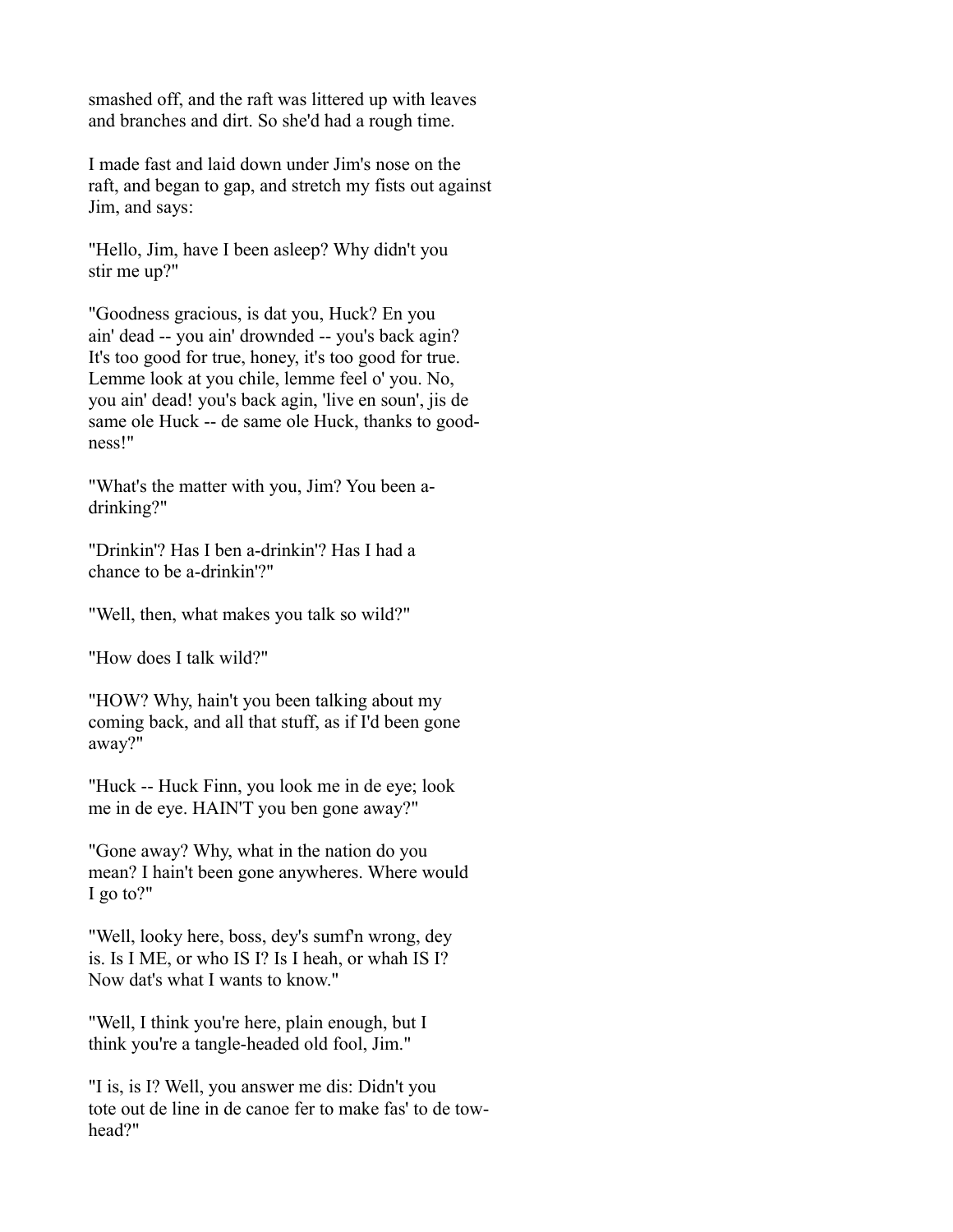smashed off, and the raft was littered up with leaves and branches and dirt. So she'd had a rough time.

I made fast and laid down under Jim's nose on the raft, and began to gap, and stretch my fists out against Jim, and says:

"Hello, Jim, have I been asleep? Why didn't you stir me up?"

"Goodness gracious, is dat you, Huck? En you ain' dead -- you ain' drownded -- you's back agin? It's too good for true, honey, it's too good for true. Lemme look at you chile, lemme feel o' you. No, you ain' dead! you's back agin, 'live en soun', jis de same ole Huck -- de same ole Huck, thanks to goodness!"

"What's the matter with you, Jim? You been a-drinking?"

"Drinkin'? Has I ben a-drinkin'? Has I had a chance to be a-drinkin'?"

"Well, then, what makes you talk so wild?"

"How does I talk wild?"

"HOW? Why, hain't you been talking about my coming back, and all that stuff, as if I'd been gone away?"

"Huck -- Huck Finn, you look me in de eye; look me in de eye. HAIN'T you ben gone away?"

"Gone away? Why, what in the nation do you mean? I hain't been gone anywheres. Where would I go to?"

"Well, looky here, boss, dey's sumf'n wrong, dey is. Is I ME, or who IS I? Is I heah, or whah IS I? Now dat's what I wants to know."

"Well, I think you're here, plain enough, but I think you're a tangle-headed old fool, Jim."

"I is, is I? Well, you answer me dis: Didn't you tote out de line in de canoe fer to make fas' to de tow-head?"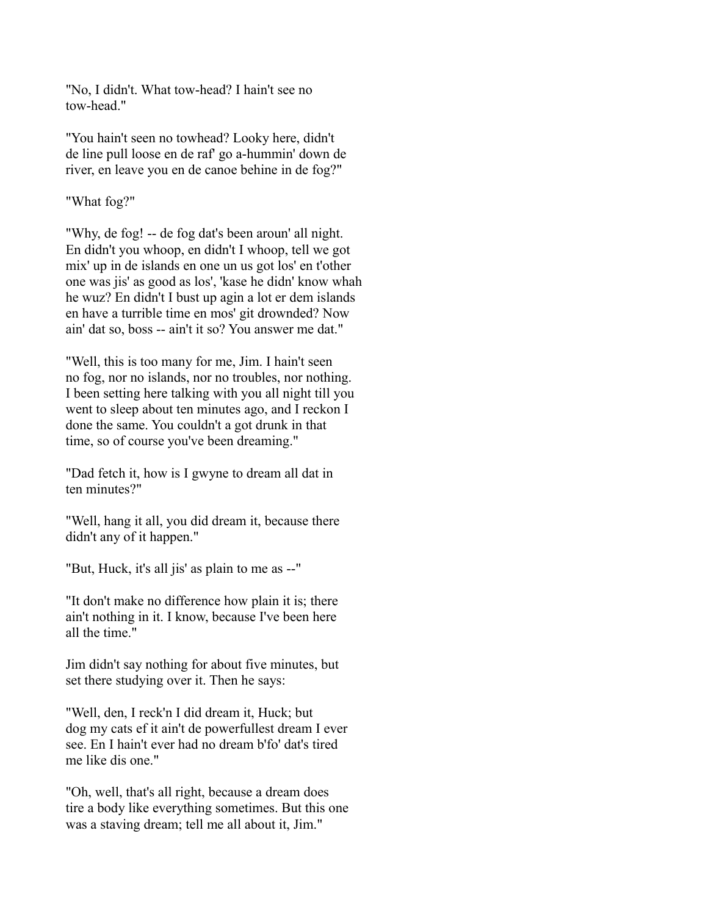"No, I didn't. What tow-head? I hain't see no tow-head."

"You hain't seen no towhead? Looky here, didn't de line pull loose en de raf' go a-hummin' down de river, en leave you en de canoe behine in de fog?"

"What fog?"

"Why, de fog! -- de fog dat's been aroun' all night. En didn't you whoop, en didn't I whoop, tell we got mix' up in de islands en one un us got los' en t'other one was jis' as good as los', 'kase he didn' know whah he wuz? En didn't I bust up agin a lot er dem islands en have a turrible time en mos' git drownded? Now ain' dat so, boss -- ain't it so? You answer me dat."

"Well, this is too many for me, Jim. I hain't seen no fog, nor no islands, nor no troubles, nor nothing. I been setting here talking with you all night till you went to sleep about ten minutes ago, and I reckon I done the same. You couldn't a got drunk in that time, so of course you've been dreaming."

"Dad fetch it, how is I gwyne to dream all dat in ten minutes?"

"Well, hang it all, you did dream it, because there didn't any of it happen."

"But, Huck, it's all jis' as plain to me as --"

"It don't make no difference how plain it is; there ain't nothing in it. I know, because I've been here all the time."

Jim didn't say nothing for about five minutes, but set there studying over it. Then he says:

"Well, den, I reck'n I did dream it, Huck; but dog my cats ef it ain't de powerfullest dream I ever see. En I hain't ever had no dream b'fo' dat's tired me like dis one."

"Oh, well, that's all right, because a dream does tire a body like everything sometimes. But this one was a staving dream; tell me all about it, Jim."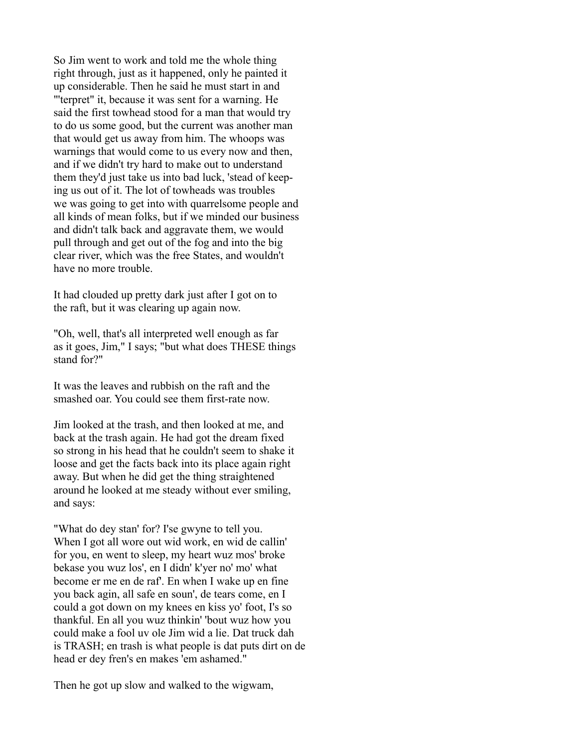So Jim went to work and told me the whole thing right through, just as it happened, only he painted it up considerable. Then he said he must start in and "'terpret" it, because it was sent for a warning. He said the first towhead stood for a man that would try to do us some good, but the current was another man that would get us away from him. The whoops was warnings that would come to us every now and then, and if we didn't try hard to make out to understand them they'd just take us into bad luck, 'stead of keeping us out of it. The lot of towheads was troubles we was going to get into with quarrelsome people and all kinds of mean folks, but if we minded our business and didn't talk back and aggravate them, we would pull through and get out of the fog and into the big clear river, which was the free States, and wouldn't have no more trouble.

It had clouded up pretty dark just after I got on to the raft, but it was clearing up again now.

"Oh, well, that's all interpreted well enough as far as it goes, Jim," I says; "but what does THESE things stand for?"

It was the leaves and rubbish on the raft and the smashed oar. You could see them first-rate now.

Jim looked at the trash, and then looked at me, and back at the trash again. He had got the dream fixed so strong in his head that he couldn't seem to shake it loose and get the facts back into its place again right away. But when he did get the thing straightened around he looked at me steady without ever smiling, and says:

"What do dey stan' for? I'se gwyne to tell you. When I got all wore out wid work, en wid de callin' for you, en went to sleep, my heart wuz mos' broke bekase you wuz los', en I didn' k'yer no' mo' what become er me en de raf'. En when I wake up en fine you back agin, all safe en soun', de tears come, en I could a got down on my knees en kiss yo' foot, I's so thankful. En all you wuz thinkin' 'bout wuz how you could make a fool uv ole Jim wid a lie. Dat truck dah is TRASH; en trash is what people is dat puts dirt on de head er dey fren's en makes 'em ashamed."

Then he got up slow and walked to the wigwam,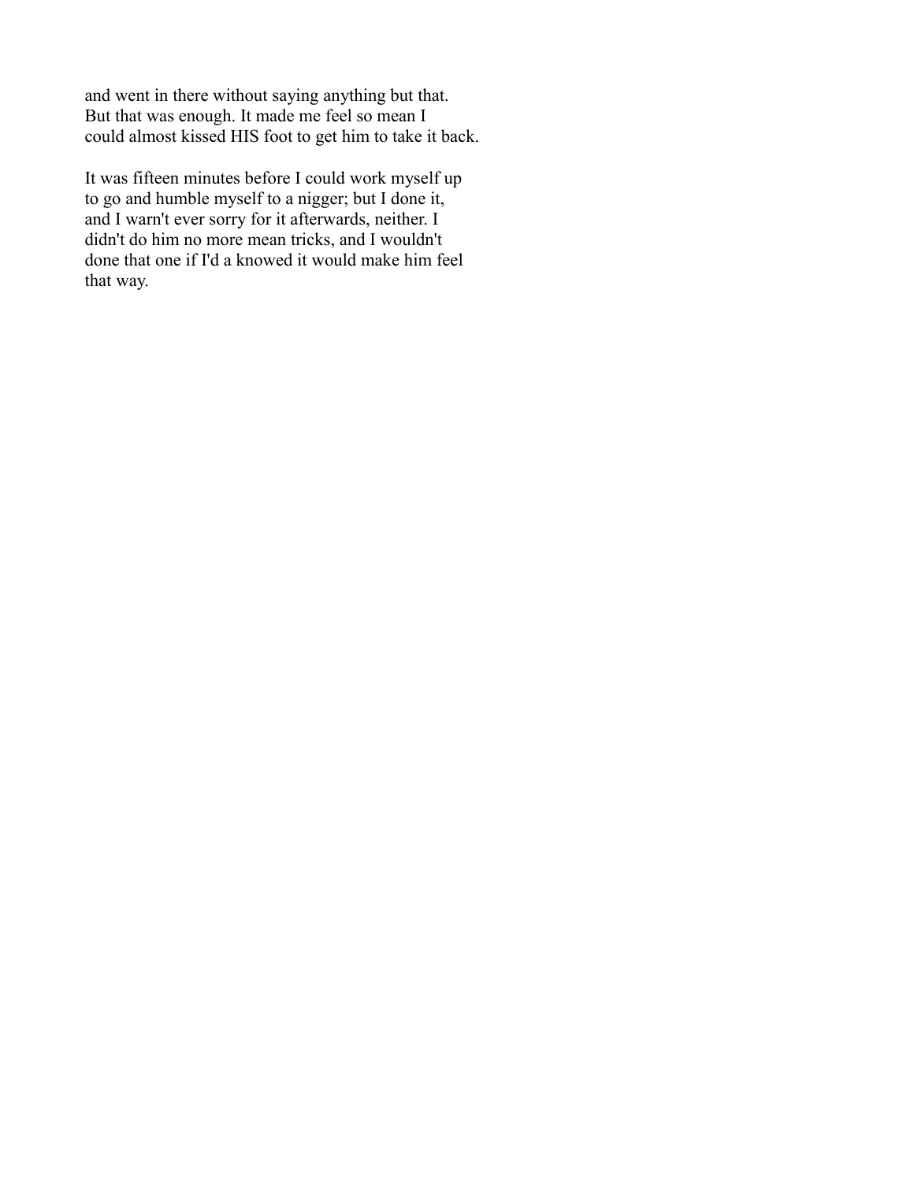and went in there without saying anything but that. But that was enough. It made me feel so mean I could almost kissed HIS foot to get him to take it back.

It was fifteen minutes before I could work myself up to go and humble myself to a nigger; but I done it, and I warn't ever sorry for it afterwards, neither. I didn't do him no more mean tricks, and I wouldn't done that one if I'd a knowed it would make him feel that way.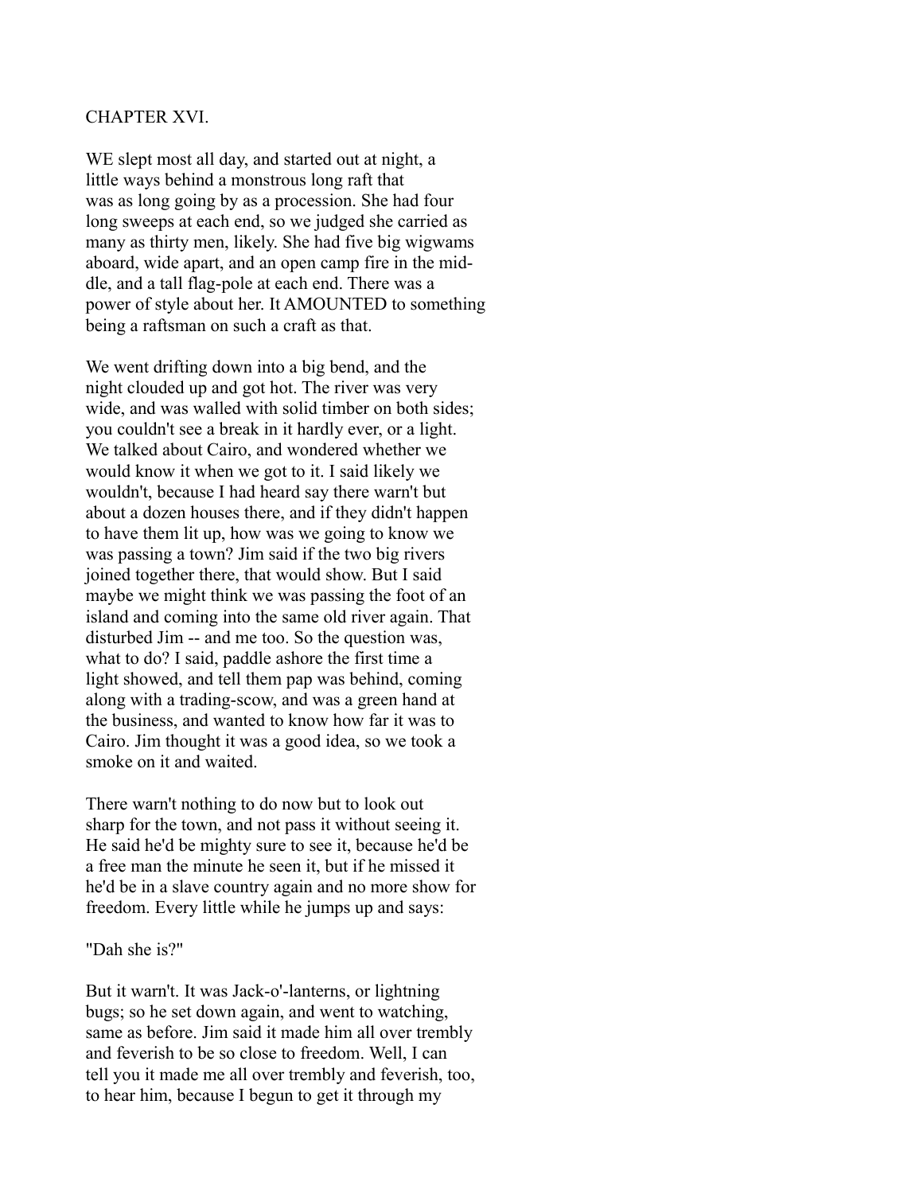## CHAPTER XVI.

WE slept most all day, and started out at night, a little ways behind a monstrous long raft that was as long going by as a procession. She had four long sweeps at each end, so we judged she carried as many as thirty men, likely. She had five big wigwams aboard, wide apart, and an open camp fire in the middle, and a tall flag-pole at each end. There was a power of style about her. It AMOUNTED to something being a raftsman on such a craft as that.

We went drifting down into a big bend, and the night clouded up and got hot. The river was very wide, and was walled with solid timber on both sides; you couldn't see a break in it hardly ever, or a light. We talked about Cairo, and wondered whether we would know it when we got to it. I said likely we wouldn't, because I had heard say there warn't but about a dozen houses there, and if they didn't happen to have them lit up, how was we going to know we was passing a town? Jim said if the two big rivers joined together there, that would show. But I said maybe we might think we was passing the foot of an island and coming into the same old river again. That disturbed Jim -- and me too. So the question was, what to do? I said, paddle ashore the first time a light showed, and tell them pap was behind, coming along with a trading-scow, and was a green hand at the business, and wanted to know how far it was to Cairo. Jim thought it was a good idea, so we took a smoke on it and waited.

There warn't nothing to do now but to look out sharp for the town, and not pass it without seeing it. He said he'd be mighty sure to see it, because he'd be a free man the minute he seen it, but if he missed it he'd be in a slave country again and no more show for freedom. Every little while he jumps up and says:

"Dah she is?"

But it warn't. It was Jack-o'-lanterns, or lightning bugs; so he set down again, and went to watching, same as before. Jim said it made him all over trembly and feverish to be so close to freedom. Well, I can tell you it made me all over trembly and feverish, too, to hear him, because I begun to get it through my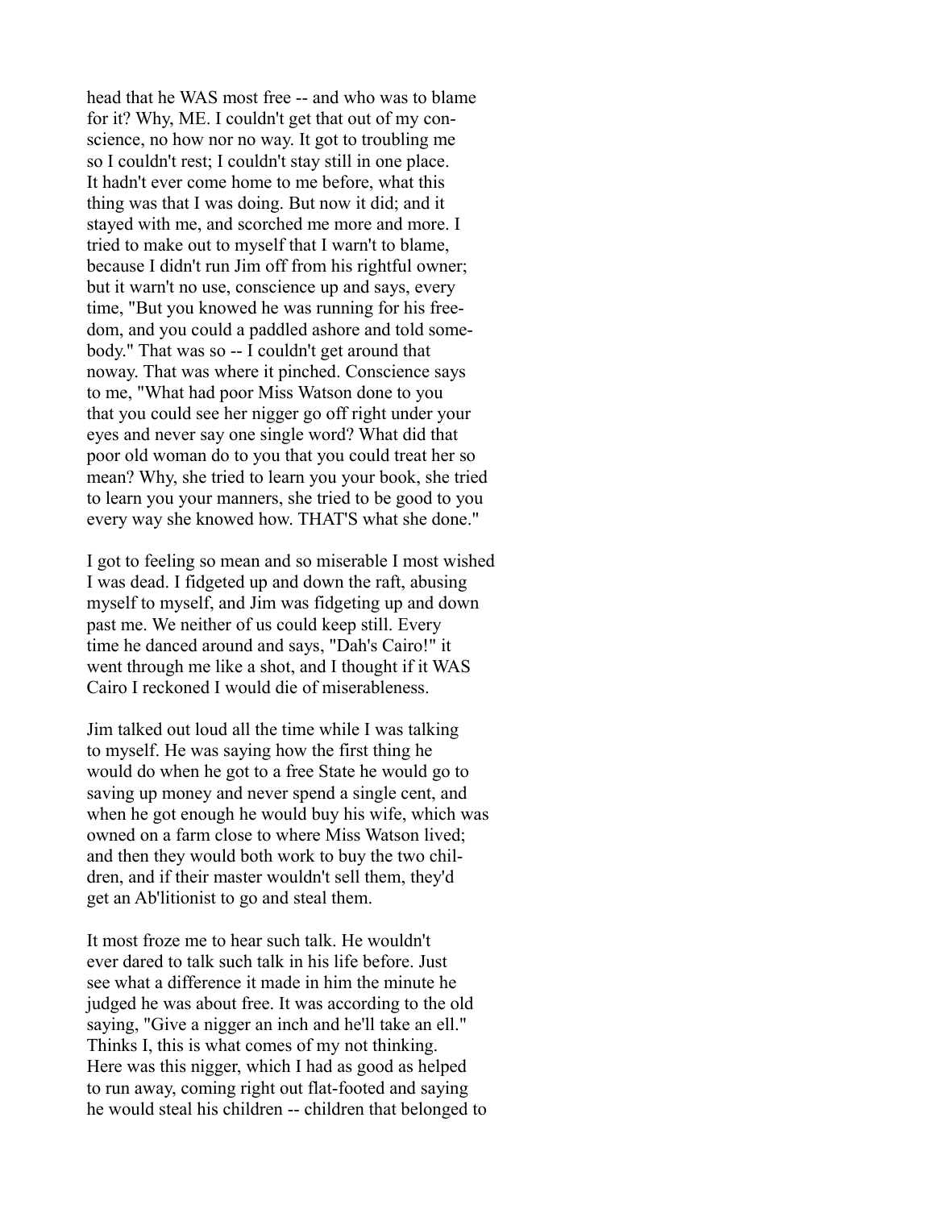head that he WAS most free -- and who was to blame for it? Why, ME. I couldn't get that out of my conscience, no how nor no way. It got to troubling me so I couldn't rest; I couldn't stay still in one place. It hadn't ever come home to me before, what this thing was that I was doing. But now it did; and it stayed with me, and scorched me more and more. I tried to make out to myself that I warn't to blame, because I didn't run Jim off from his rightful owner; but it warn't no use, conscience up and says, every time, "But you knowed he was running for his freedom, and you could a paddled ashore and told somebody." That was so -- I couldn't get around that noway. That was where it pinched. Conscience says to me, "What had poor Miss Watson done to you that you could see her nigger go off right under your eyes and never say one single word? What did that poor old woman do to you that you could treat her so mean? Why, she tried to learn you your book, she tried to learn you your manners, she tried to be good to you every way she knowed how. THAT'S what she done."

I got to feeling so mean and so miserable I most wished I was dead. I fidgeted up and down the raft, abusing myself to myself, and Jim was fidgeting up and down past me. We neither of us could keep still. Every time he danced around and says, "Dah's Cairo!" it went through me like a shot, and I thought if it WAS Cairo I reckoned I would die of miserableness.

Jim talked out loud all the time while I was talking to myself. He was saying how the first thing he would do when he got to a free State he would go to saving up money and never spend a single cent, and when he got enough he would buy his wife, which was owned on a farm close to where Miss Watson lived; and then they would both work to buy the two children, and if their master wouldn't sell them, they'd get an Ab'litionist to go and steal them.

It most froze me to hear such talk. He wouldn't ever dared to talk such talk in his life before. Just see what a difference it made in him the minute he judged he was about free. It was according to the old saying, "Give a nigger an inch and he'll take an ell." Thinks I, this is what comes of my not thinking. Here was this nigger, which I had as good as helped to run away, coming right out flat-footed and saying he would steal his children -- children that belonged to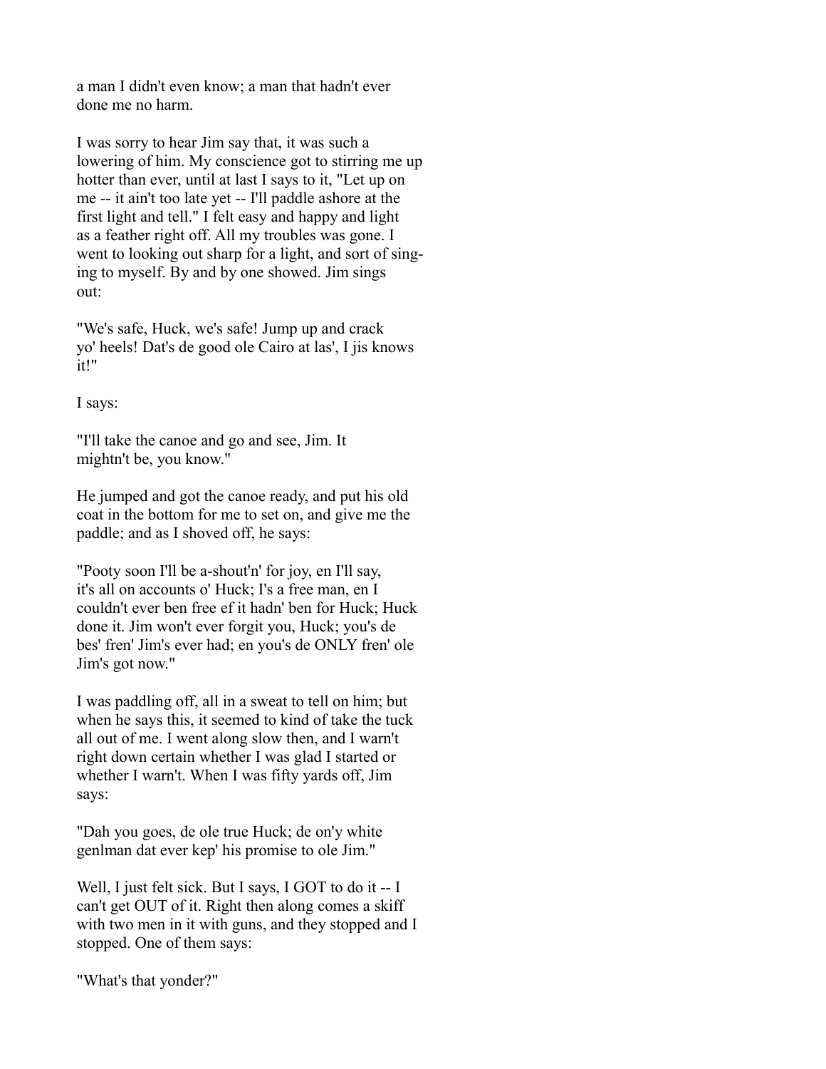a man I didn't even know; a man that hadn't ever done me no harm.

I was sorry to hear Jim say that, it was such a lowering of him. My conscience got to stirring me up hotter than ever, until at last I says to it, "Let up on me -- it ain't too late yet -- I'll paddle ashore at the first light and tell." I felt easy and happy and light as a feather right off. All my troubles was gone. I went to looking out sharp for a light, and sort of singing to myself. By and by one showed. Jim sings out:

"We's safe, Huck, we's safe! Jump up and crack yo' heels! Dat's de good ole Cairo at las', I jis knows it!"

I says:

"I'll take the canoe and go and see, Jim. It mightn't be, you know."

He jumped and got the canoe ready, and put his old coat in the bottom for me to set on, and give me the paddle; and as I shoved off, he says:

"Pooty soon I'll be a-shout'n' for joy, en I'll say, it's all on accounts o' Huck; I's a free man, en I couldn't ever ben free ef it hadn' ben for Huck; Huck done it. Jim won't ever forgit you, Huck; you's de bes' fren' Jim's ever had; en you's de ONLY fren' ole Jim's got now."

I was paddling off, all in a sweat to tell on him; but when he says this, it seemed to kind of take the tuck all out of me. I went along slow then, and I warn't right down certain whether I was glad I started or whether I warn't. When I was fifty yards off, Jim says:

"Dah you goes, de ole true Huck; de on'y white genlman dat ever kep' his promise to ole Jim."

Well, I just felt sick. But I says, I GOT to do it -- I can't get OUT of it. Right then along comes a skiff with two men in it with guns, and they stopped and I stopped. One of them says:

"What's that yonder?"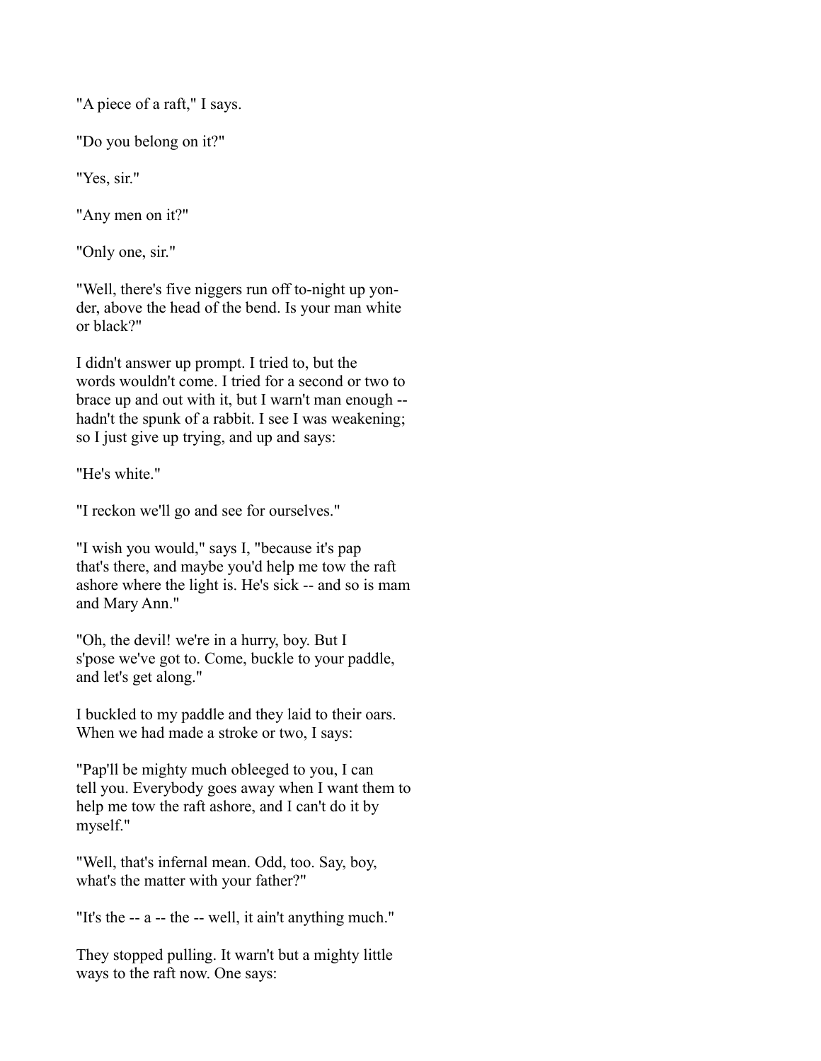"A piece of a raft," I says.

"Do you belong on it?"

"Yes, sir."

"Any men on it?"

"Only one, sir."

"Well, there's five niggers run off to-night up yonder, above the head of the bend. Is your man white or black?"

I didn't answer up prompt. I tried to, but the words wouldn't come. I tried for a second or two to brace up and out with it, but I warn't man enough -- hadn't the spunk of a rabbit. I see I was weakening; so I just give up trying, and up and says:

"He's white."

"I reckon we'll go and see for ourselves."

"I wish you would," says I, "because it's pap that's there, and maybe you'd help me tow the raft ashore where the light is. He's sick -- and so is mam and Mary Ann."

"Oh, the devil! we're in a hurry, boy. But I s'pose we've got to. Come, buckle to your paddle, and let's get along."

I buckled to my paddle and they laid to their oars. When we had made a stroke or two, I says:

"Pap'll be mighty much obleeged to you, I can tell you. Everybody goes away when I want them to help me tow the raft ashore, and I can't do it by myself."

"Well, that's infernal mean. Odd, too. Say, boy, what's the matter with your father?"

"It's the -- a -- the -- well, it ain't anything much."

They stopped pulling. It warn't but a mighty little ways to the raft now. One says: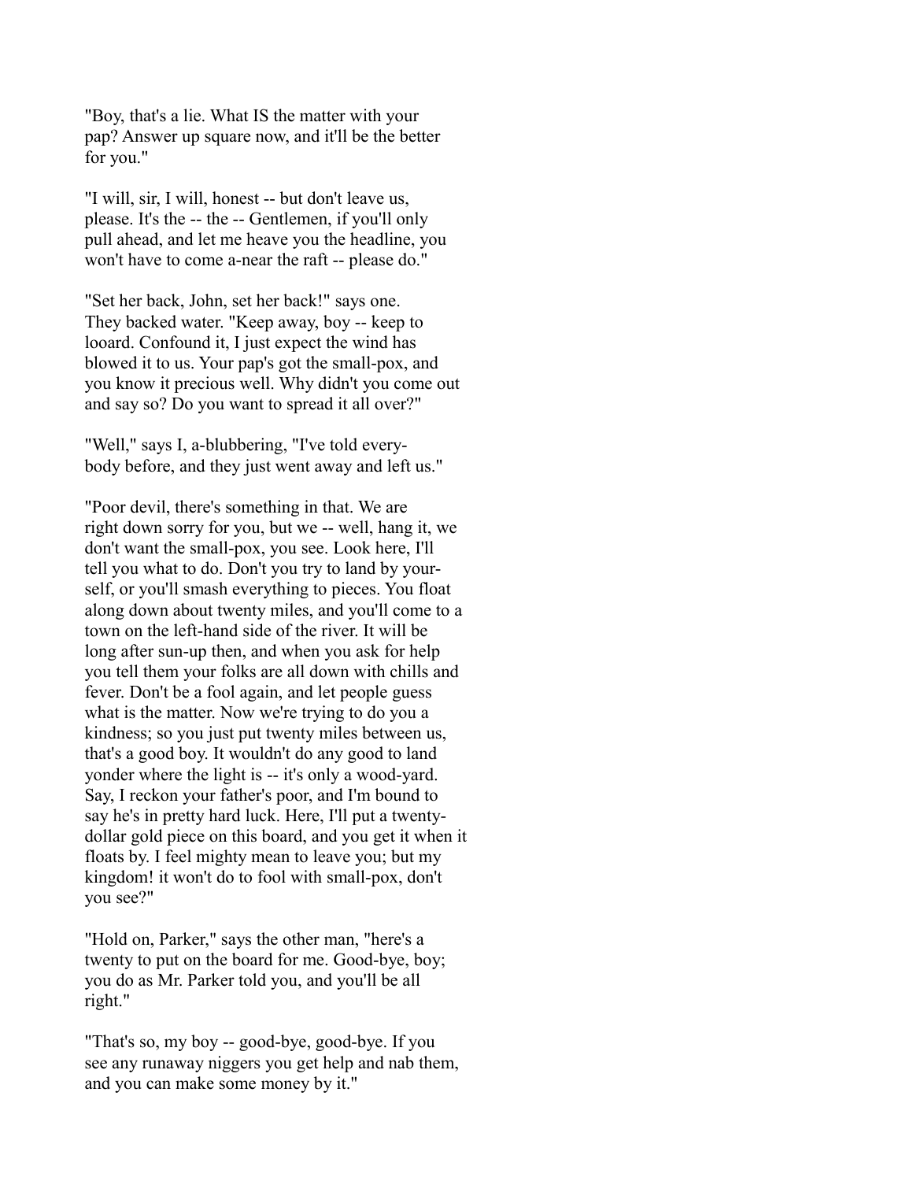"Boy, that's a lie. What IS the matter with your pap? Answer up square now, and it'll be the better for you."

"I will, sir, I will, honest -- but don't leave us, please. It's the -- the -- Gentlemen, if you'll only pull ahead, and let me heave you the headline, you won't have to come a-near the raft -- please do."

"Set her back, John, set her back!" says one. They backed water. "Keep away, boy -- keep to looard. Confound it, I just expect the wind has blowed it to us. Your pap's got the small-pox, and you know it precious well. Why didn't you come out and say so? Do you want to spread it all over?"

"Well," says I, a-blubbering, "I've told everybody before, and they just went away and left us."

"Poor devil, there's something in that. We are right down sorry for you, but we -- well, hang it, we don't want the small-pox, you see. Look here, I'll tell you what to do. Don't you try to land by yourself, or you'll smash everything to pieces. You float along down about twenty miles, and you'll come to a town on the left-hand side of the river. It will be long after sun-up then, and when you ask for help you tell them your folks are all down with chills and fever. Don't be a fool again, and let people guess what is the matter. Now we're trying to do you a kindness; so you just put twenty miles between us, that's a good boy. It wouldn't do any good to land yonder where the light is -- it's only a wood-yard. Say, I reckon your father's poor, and I'm bound to say he's in pretty hard luck. Here, I'll put a twenty-dollar gold piece on this board, and you get it when it floats by. I feel mighty mean to leave you; but my kingdom! it won't do to fool with small-pox, don't you see?"

"Hold on, Parker," says the other man, "here's a twenty to put on the board for me. Good-bye, boy; you do as Mr. Parker told you, and you'll be all right."

"That's so, my boy -- good-bye, good-bye. If you see any runaway niggers you get help and nab them, and you can make some money by it."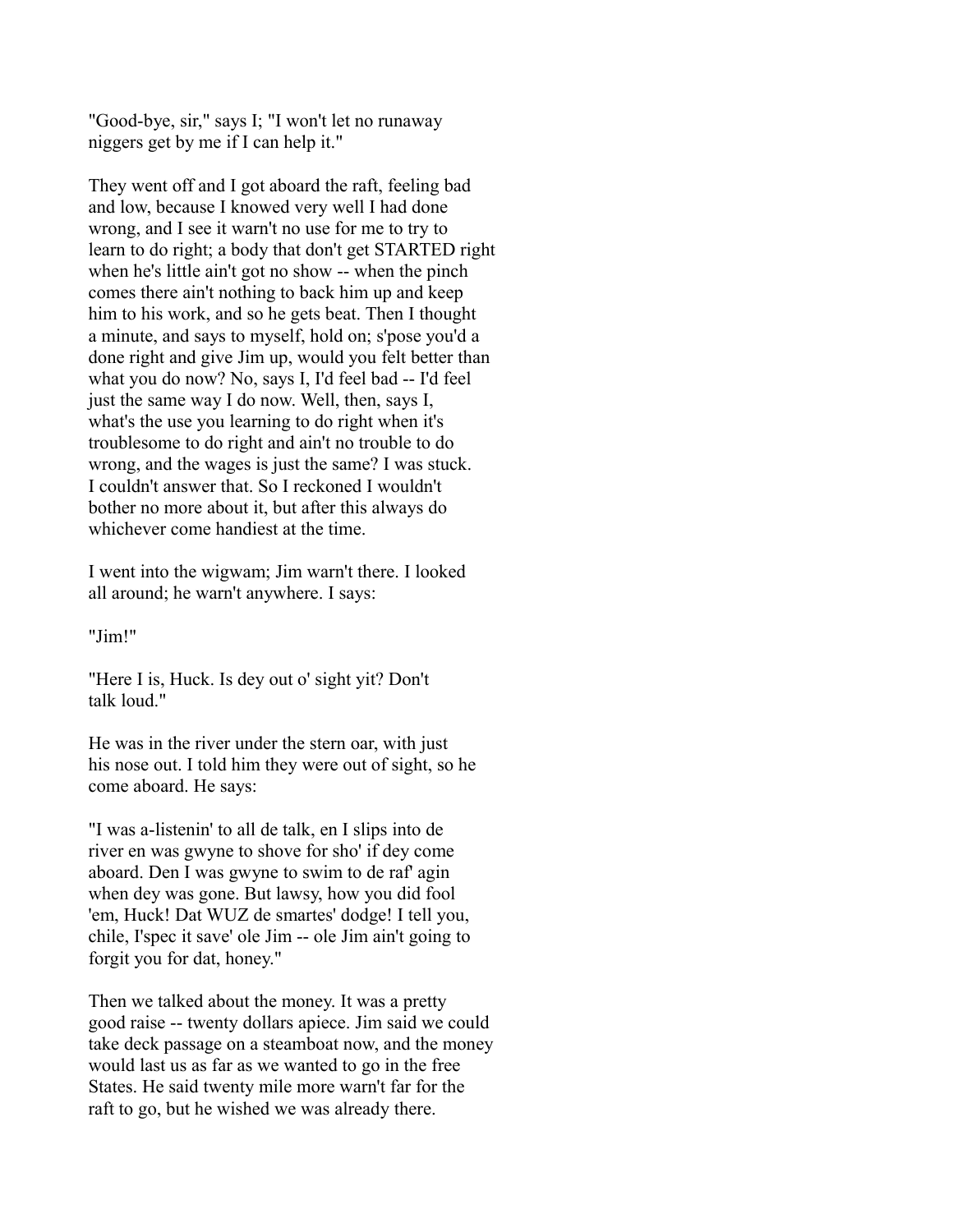"Good-bye, sir," says I; "I won't let no runaway niggers get by me if I can help it."

They went off and I got aboard the raft, feeling bad and low, because I knowed very well I had done wrong, and I see it warn't no use for me to try to learn to do right; a body that don't get STARTED right when he's little ain't got no show -- when the pinch comes there ain't nothing to back him up and keep him to his work, and so he gets beat. Then I thought a minute, and says to myself, hold on; s'pose you'd a done right and give Jim up, would you felt better than what you do now? No, says I, I'd feel bad -- I'd feel just the same way I do now. Well, then, says I, what's the use you learning to do right when it's troublesome to do right and ain't no trouble to do wrong, and the wages is just the same? I was stuck. I couldn't answer that. So I reckoned I wouldn't bother no more about it, but after this always do whichever come handiest at the time.

I went into the wigwam; Jim warn't there. I looked all around; he warn't anywhere. I says:

"Jim!"

"Here I is, Huck. Is dey out o' sight yit? Don't talk loud."

He was in the river under the stern oar, with just his nose out. I told him they were out of sight, so he come aboard. He says:

"I was a-listenin' to all de talk, en I slips into de river en was gwyne to shove for sho' if dey come aboard. Den I was gwyne to swim to de raf' agin when dey was gone. But lawsy, how you did fool 'em, Huck! Dat WUZ de smartes' dodge! I tell you, chile, I'spec it save' ole Jim -- ole Jim ain't going to forgit you for dat, honey."

Then we talked about the money. It was a pretty good raise -- twenty dollars apiece. Jim said we could take deck passage on a steamboat now, and the money would last us as far as we wanted to go in the free States. He said twenty mile more warn't far for the raft to go, but he wished we was already there.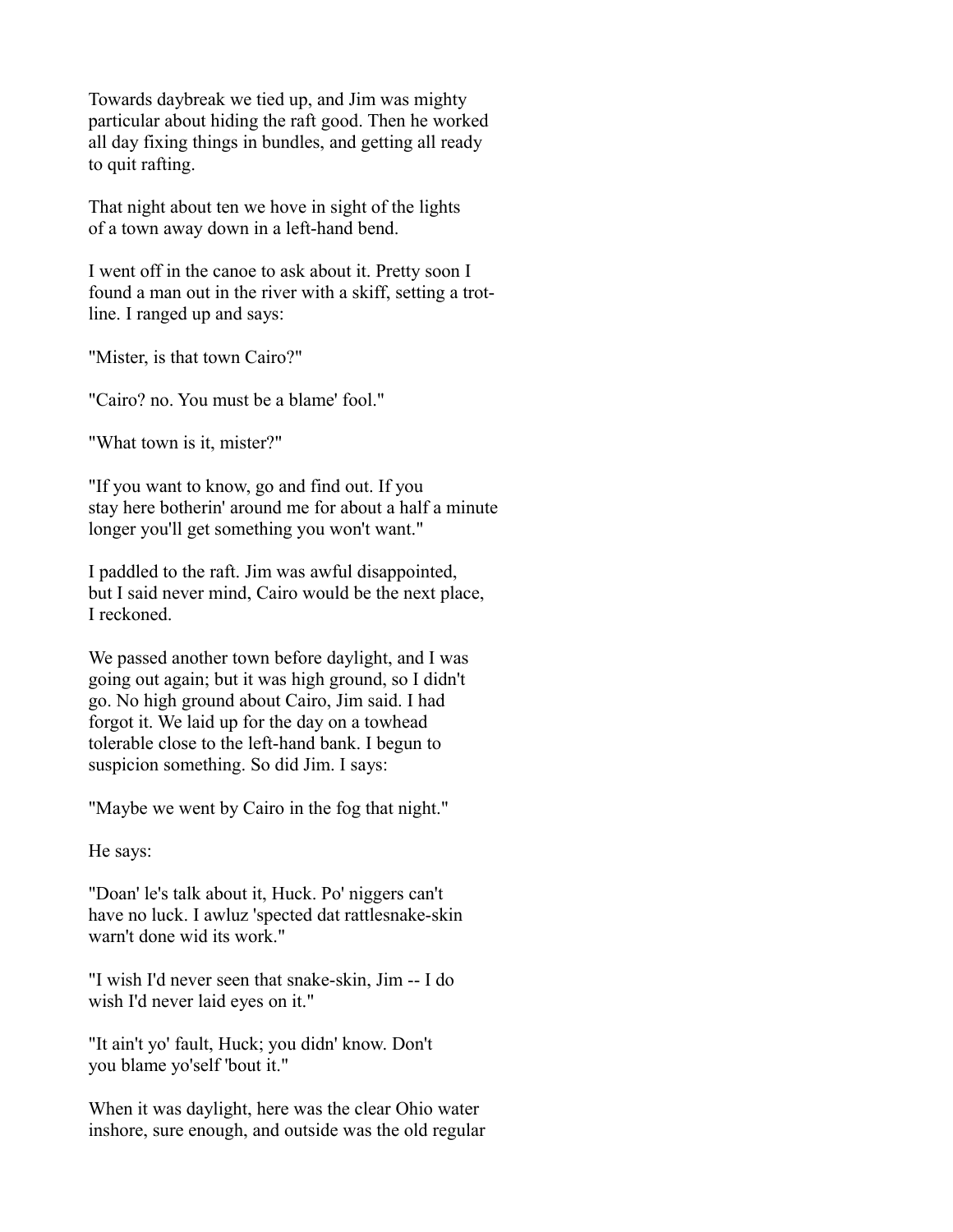Towards daybreak we tied up, and Jim was mighty particular about hiding the raft good. Then he worked all day fixing things in bundles, and getting all ready to quit rafting.

That night about ten we hove in sight of the lights of a town away down in a left-hand bend.

I went off in the canoe to ask about it. Pretty soon I found a man out in the river with a skiff, setting a trot-line. I ranged up and says:

"Mister, is that town Cairo?"

"Cairo? no. You must be a blame' fool."

"What town is it, mister?"

"If you want to know, go and find out. If you stay here botherin' around me for about a half a minute longer you'll get something you won't want."

I paddled to the raft. Jim was awful disappointed, but I said never mind, Cairo would be the next place, I reckoned.

We passed another town before daylight, and I was going out again; but it was high ground, so I didn't go. No high ground about Cairo, Jim said. I had forgot it. We laid up for the day on a towhead tolerable close to the left-hand bank. I begun to suspicion something. So did Jim. I says:

"Maybe we went by Cairo in the fog that night."

He says:

"Doan' le's talk about it, Huck. Po' niggers can't have no luck. I awluz 'spected dat rattlesnake-skin warn't done wid its work."

"I wish I'd never seen that snake-skin, Jim -- I do wish I'd never laid eyes on it."

"It ain't yo' fault, Huck; you didn' know. Don't you blame yo'self 'bout it."

When it was daylight, here was the clear Ohio water inshore, sure enough, and outside was the old regular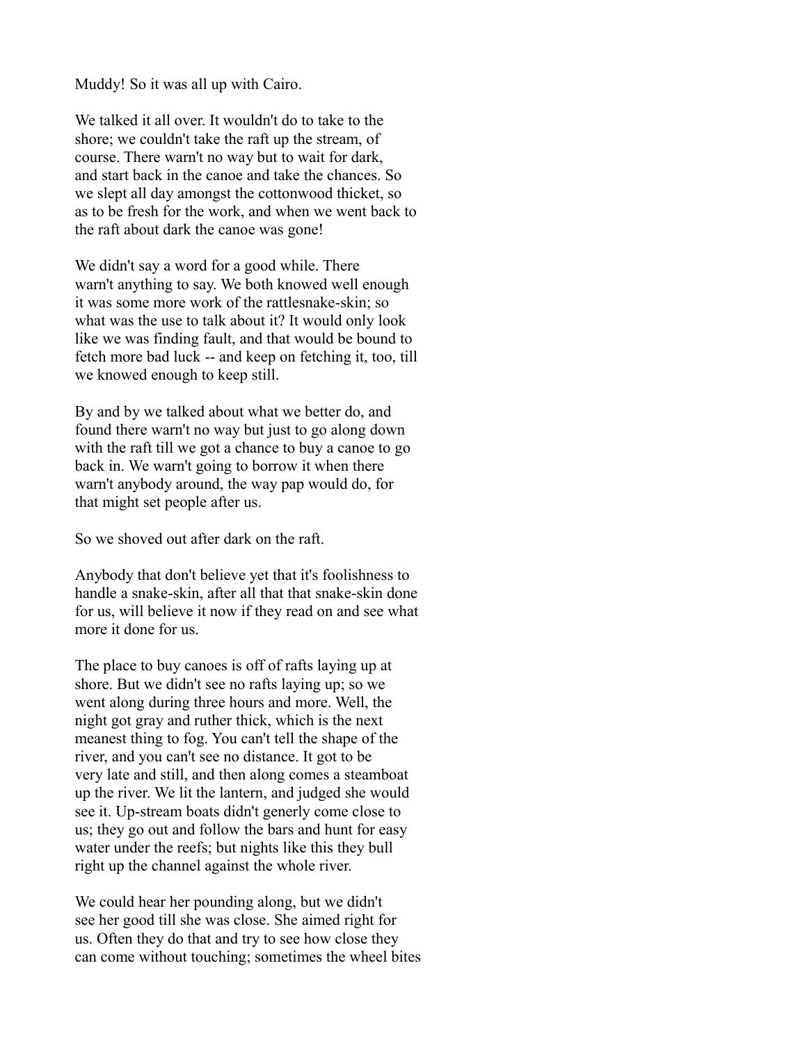Muddy! So it was all up with Cairo.

We talked it all over. It wouldn't do to take to the shore; we couldn't take the raft up the stream, of course. There warn't no way but to wait for dark, and start back in the canoe and take the chances. So we slept all day amongst the cottonwood thicket, so as to be fresh for the work, and when we went back to the raft about dark the canoe was gone!

We didn't say a word for a good while. There warn't anything to say. We both knowed well enough it was some more work of the rattlesnake-skin; so what was the use to talk about it? It would only look like we was finding fault, and that would be bound to fetch more bad luck -- and keep on fetching it, too, till we knowed enough to keep still.

By and by we talked about what we better do, and found there warn't no way but just to go along down with the raft till we got a chance to buy a canoe to go back in. We warn't going to borrow it when there warn't anybody around, the way pap would do, for that might set people after us.

So we shoved out after dark on the raft.

Anybody that don't believe yet that it's foolishness to handle a snake-skin, after all that that snake-skin done for us, will believe it now if they read on and see what more it done for us.

The place to buy canoes is off of rafts laying up at shore. But we didn't see no rafts laying up; so we went along during three hours and more. Well, the night got gray and ruther thick, which is the next meanest thing to fog. You can't tell the shape of the river, and you can't see no distance. It got to be very late and still, and then along comes a steamboat up the river. We lit the lantern, and judged she would see it. Up-stream boats didn't generly come close to us; they go out and follow the bars and hunt for easy water under the reefs; but nights like this they bull right up the channel against the whole river.

We could hear her pounding along, but we didn't see her good till she was close. She aimed right for us. Often they do that and try to see how close they can come without touching; sometimes the wheel bites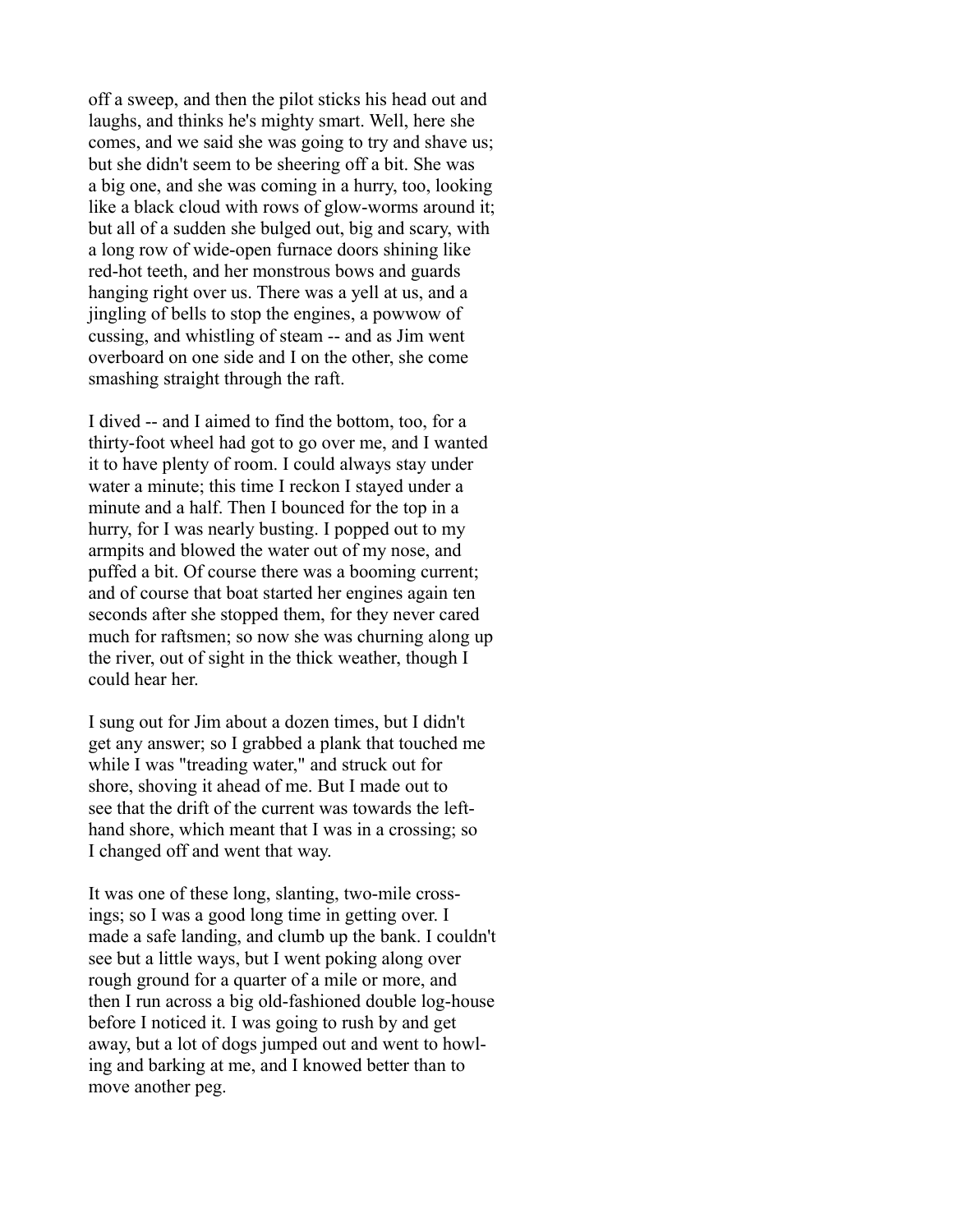off a sweep, and then the pilot sticks his head out and laughs, and thinks he's mighty smart. Well, here she comes, and we said she was going to try and shave us; but she didn't seem to be sheering off a bit. She was a big one, and she was coming in a hurry, too, looking like a black cloud with rows of glow-worms around it; but all of a sudden she bulged out, big and scary, with a long row of wide-open furnace doors shining like red-hot teeth, and her monstrous bows and guards hanging right over us. There was a yell at us, and a jingling of bells to stop the engines, a powwow of cussing, and whistling of steam -- and as Jim went overboard on one side and I on the other, she come smashing straight through the raft.

I dived -- and I aimed to find the bottom, too, for a thirty-foot wheel had got to go over me, and I wanted it to have plenty of room. I could always stay under water a minute; this time I reckon I stayed under a minute and a half. Then I bounced for the top in a hurry, for I was nearly busting. I popped out to my armpits and blowed the water out of my nose, and puffed a bit. Of course there was a booming current; and of course that boat started her engines again ten seconds after she stopped them, for they never cared much for raftsmen; so now she was churning along up the river, out of sight in the thick weather, though I could hear her.

I sung out for Jim about a dozen times, but I didn't get any answer; so I grabbed a plank that touched me while I was "treading water," and struck out for shore, shoving it ahead of me. But I made out to see that the drift of the current was towards the left-hand shore, which meant that I was in a crossing; so I changed off and went that way.

It was one of these long, slanting, two-mile crossings; so I was a good long time in getting over. I made a safe landing, and clumb up the bank. I couldn't see but a little ways, but I went poking along over rough ground for a quarter of a mile or more, and then I run across a big old-fashioned double log-house before I noticed it. I was going to rush by and get away, but a lot of dogs jumped out and went to howling and barking at me, and I knowed better than to move another peg.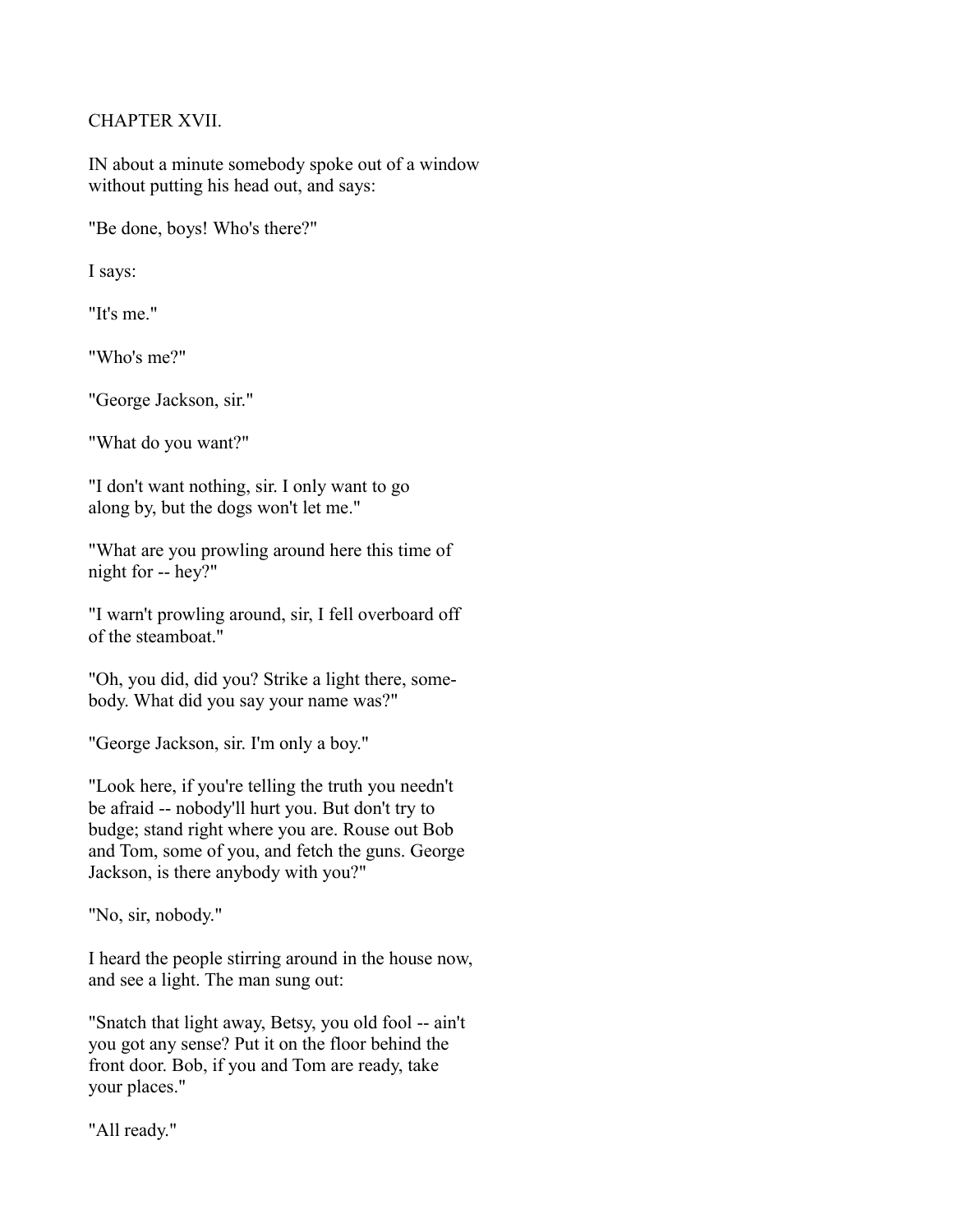## CHAPTER XVII.

IN about a minute somebody spoke out of a window without putting his head out, and says:

"Be done, boys! Who's there?"

I says:

"It's me."

"Who's me?"

"George Jackson, sir."

"What do you want?"

"I don't want nothing, sir. I only want to go along by, but the dogs won't let me."

"What are you prowling around here this time of night for -- hey?"

"I warn't prowling around, sir, I fell overboard off of the steamboat."

"Oh, you did, did you? Strike a light there, somebody. What did you say your name was?"

"George Jackson, sir. I'm only a boy."

"Look here, if you're telling the truth you needn't be afraid -- nobody'll hurt you. But don't try to budge; stand right where you are. Rouse out Bob and Tom, some of you, and fetch the guns. George Jackson, is there anybody with you?"

"No, sir, nobody."

I heard the people stirring around in the house now, and see a light. The man sung out:

"Snatch that light away, Betsy, you old fool -- ain't you got any sense? Put it on the floor behind the front door. Bob, if you and Tom are ready, take your places."

"All ready."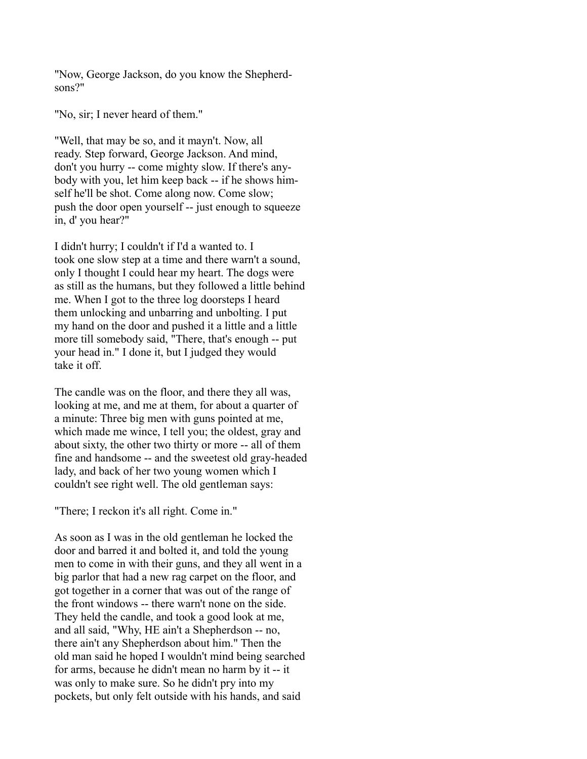"Now, George Jackson, do you know the Shepherdsons?"

"No, sir; I never heard of them."

"Well, that may be so, and it mayn't. Now, all ready. Step forward, George Jackson. And mind, don't you hurry -- come mighty slow. If there's anybody with you, let him keep back -- if he shows himself he'll be shot. Come along now. Come slow; push the door open yourself -- just enough to squeeze in, d' you hear?"

I didn't hurry; I couldn't if I'd a wanted to. I took one slow step at a time and there warn't a sound, only I thought I could hear my heart. The dogs were as still as the humans, but they followed a little behind me. When I got to the three log doorsteps I heard them unlocking and unbarring and unbolting. I put my hand on the door and pushed it a little and a little more till somebody said, "There, that's enough -- put your head in." I done it, but I judged they would take it off.

The candle was on the floor, and there they all was, looking at me, and me at them, for about a quarter of a minute: Three big men with guns pointed at me, which made me wince, I tell you; the oldest, gray and about sixty, the other two thirty or more -- all of them fine and handsome -- and the sweetest old gray-headed lady, and back of her two young women which I couldn't see right well. The old gentleman says:

"There; I reckon it's all right. Come in."

As soon as I was in the old gentleman he locked the door and barred it and bolted it, and told the young men to come in with their guns, and they all went in a big parlor that had a new rag carpet on the floor, and got together in a corner that was out of the range of the front windows -- there warn't none on the side. They held the candle, and took a good look at me, and all said, "Why, HE ain't a Shepherdson -- no, there ain't any Shepherdson about him." Then the old man said he hoped I wouldn't mind being searched for arms, because he didn't mean no harm by it -- it was only to make sure. So he didn't pry into my pockets, but only felt outside with his hands, and said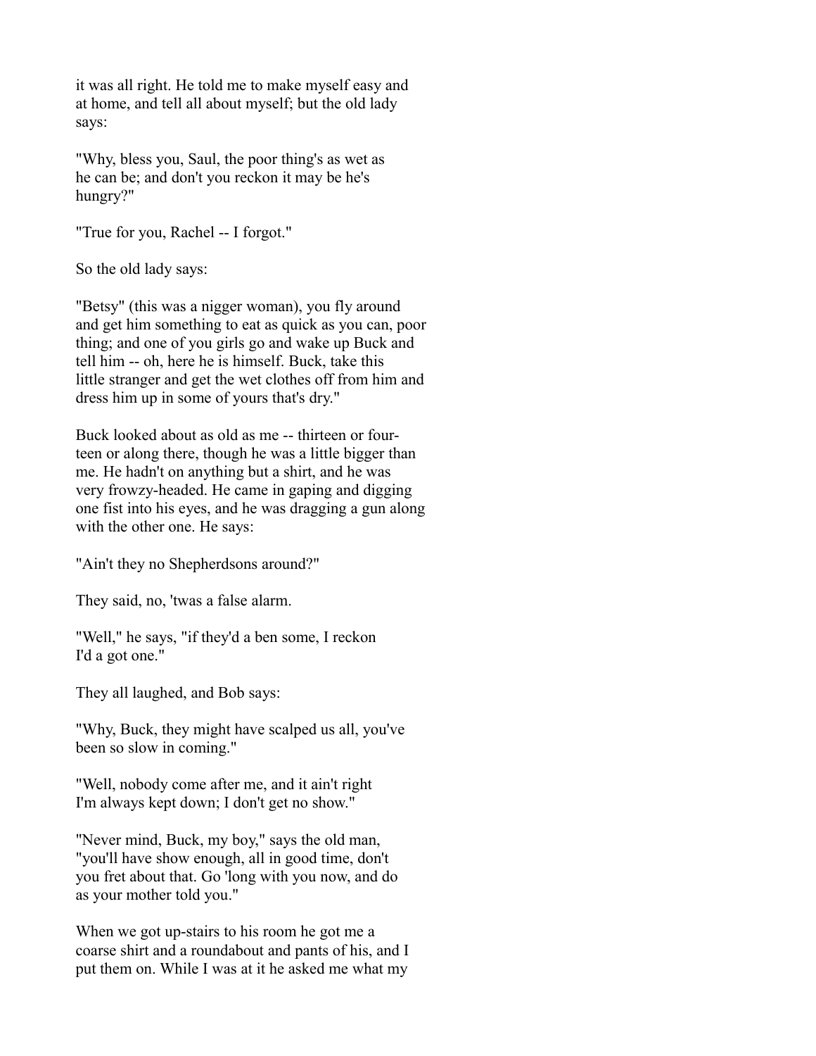it was all right. He told me to make myself easy and at home, and tell all about myself; but the old lady says:

"Why, bless you, Saul, the poor thing's as wet as he can be; and don't you reckon it may be he's hungry?"

"True for you, Rachel -- I forgot."

So the old lady says:

"Betsy" (this was a nigger woman), you fly around and get him something to eat as quick as you can, poor thing; and one of you girls go and wake up Buck and tell him -- oh, here he is himself. Buck, take this little stranger and get the wet clothes off from him and dress him up in some of yours that's dry."

Buck looked about as old as me -- thirteen or fourteen or along there, though he was a little bigger than me. He hadn't on anything but a shirt, and he was very frowzy-headed. He came in gaping and digging one fist into his eyes, and he was dragging a gun along with the other one. He says:

"Ain't they no Shepherdsons around?"

They said, no, 'twas a false alarm.

"Well," he says, "if they'd a ben some, I reckon I'd a got one."

They all laughed, and Bob says:

"Why, Buck, they might have scalped us all, you've been so slow in coming."

"Well, nobody come after me, and it ain't right I'm always kept down; I don't get no show."

"Never mind, Buck, my boy," says the old man, "you'll have show enough, all in good time, don't you fret about that. Go 'long with you now, and do as your mother told you."

When we got up-stairs to his room he got me a coarse shirt and a roundabout and pants of his, and I put them on. While I was at it he asked me what my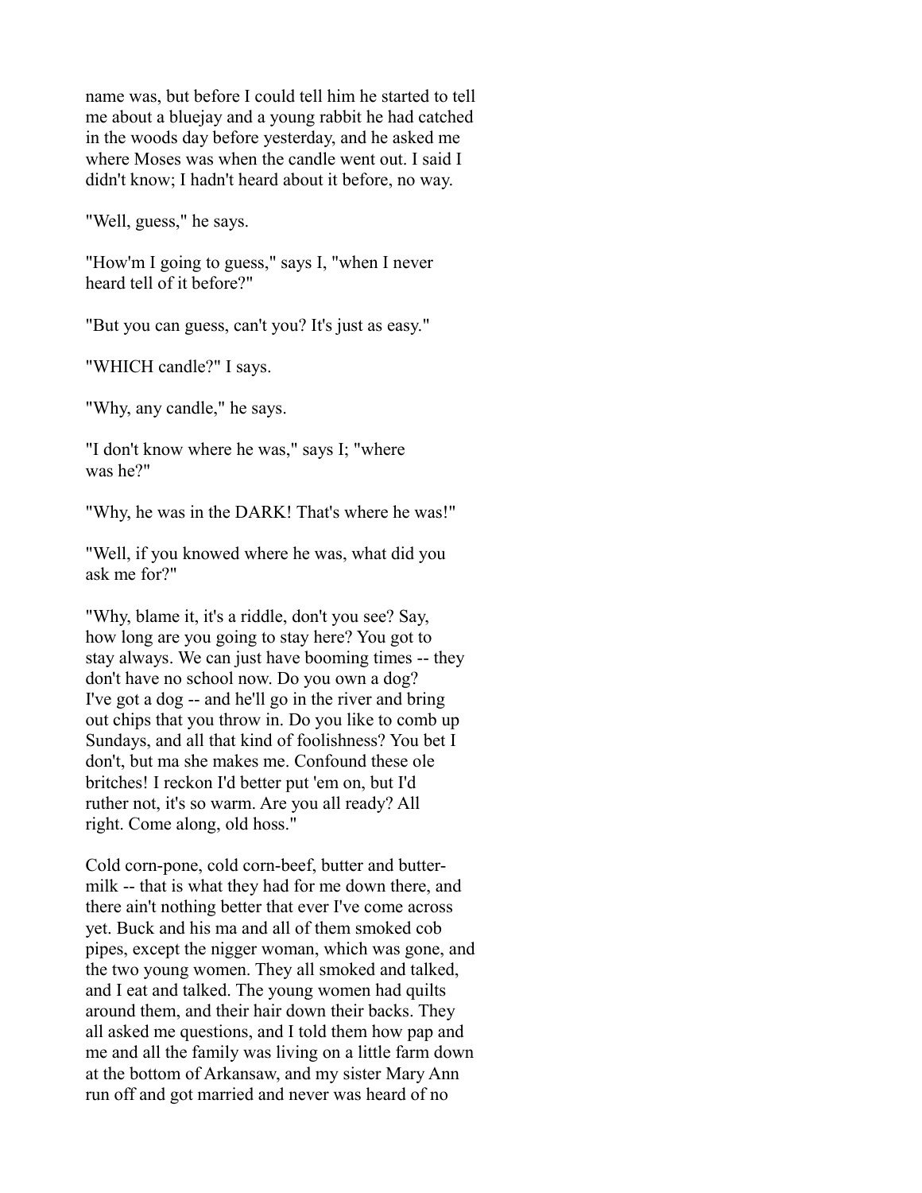name was, but before I could tell him he started to tell me about a bluejay and a young rabbit he had catched in the woods day before yesterday, and he asked me where Moses was when the candle went out. I said I didn't know; I hadn't heard about it before, no way.

"Well, guess," he says.

"How'm I going to guess," says I, "when I never heard tell of it before?"

"But you can guess, can't you? It's just as easy."

"WHICH candle?" I says.

"Why, any candle," he says.

"I don't know where he was," says I; "where was he?"

"Why, he was in the DARK! That's where he was!"

"Well, if you knowed where he was, what did you ask me for?"

"Why, blame it, it's a riddle, don't you see? Say, how long are you going to stay here? You got to stay always. We can just have booming times -- they don't have no school now. Do you own a dog? I've got a dog -- and he'll go in the river and bring out chips that you throw in. Do you like to comb up Sundays, and all that kind of foolishness? You bet I don't, but ma she makes me. Confound these ole britches! I reckon I'd better put 'em on, but I'd ruther not, it's so warm. Are you all ready? All right. Come along, old hoss."

Cold corn-pone, cold corn-beef, butter and butter-milk -- that is what they had for me down there, and there ain't nothing better that ever I've come across yet. Buck and his ma and all of them smoked cob pipes, except the nigger woman, which was gone, and the two young women. They all smoked and talked, and I eat and talked. The young women had quilts around them, and their hair down their backs. They all asked me questions, and I told them how pap and me and all the family was living on a little farm down at the bottom of Arkansaw, and my sister Mary Ann run off and got married and never was heard of no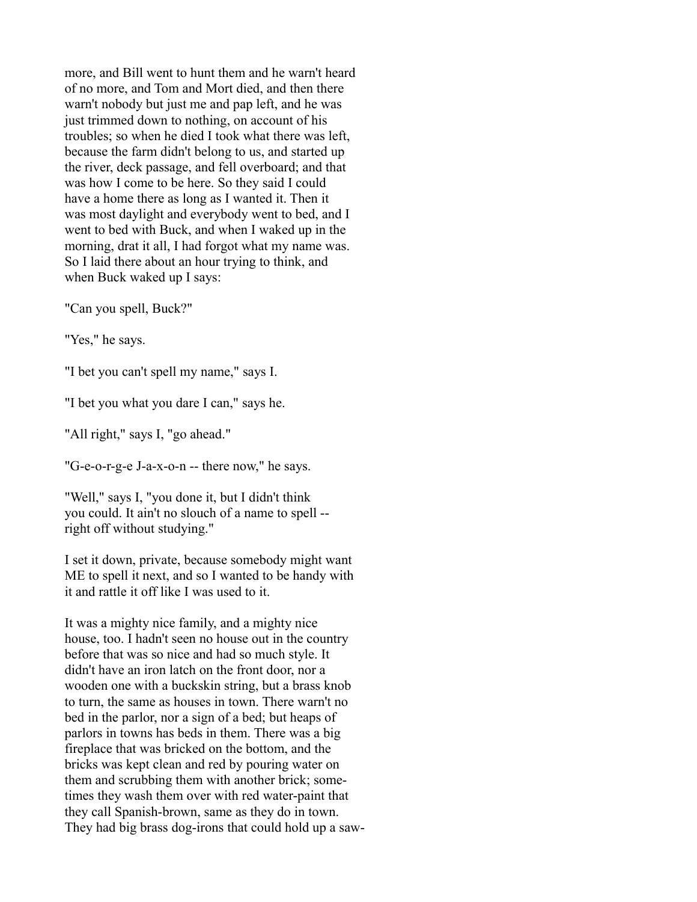more, and Bill went to hunt them and he warn't heard of no more, and Tom and Mort died, and then there warn't nobody but just me and pap left, and he was just trimmed down to nothing, on account of his troubles; so when he died I took what there was left, because the farm didn't belong to us, and started up the river, deck passage, and fell overboard; and that was how I come to be here. So they said I could have a home there as long as I wanted it. Then it was most daylight and everybody went to bed, and I went to bed with Buck, and when I waked up in the morning, drat it all, I had forgot what my name was. So I laid there about an hour trying to think, and when Buck waked up I says:

"Can you spell, Buck?"

"Yes," he says.

"I bet you can't spell my name," says I.

"I bet you what you dare I can," says he.

"All right," says I, "go ahead."

"G-e-o-r-g-e J-a-x-o-n -- there now," he says.

"Well," says I, "you done it, but I didn't think you could. It ain't no slouch of a name to spell -- right off without studying."

I set it down, private, because somebody might want ME to spell it next, and so I wanted to be handy with it and rattle it off like I was used to it.

It was a mighty nice family, and a mighty nice house, too. I hadn't seen no house out in the country before that was so nice and had so much style. It didn't have an iron latch on the front door, nor a wooden one with a buckskin string, but a brass knob to turn, the same as houses in town. There warn't no bed in the parlor, nor a sign of a bed; but heaps of parlors in towns has beds in them. There was a big fireplace that was bricked on the bottom, and the bricks was kept clean and red by pouring water on them and scrubbing them with another brick; sometimes they wash them over with red water-paint that they call Spanish-brown, same as they do in town. They had big brass dog-irons that could hold up a saw-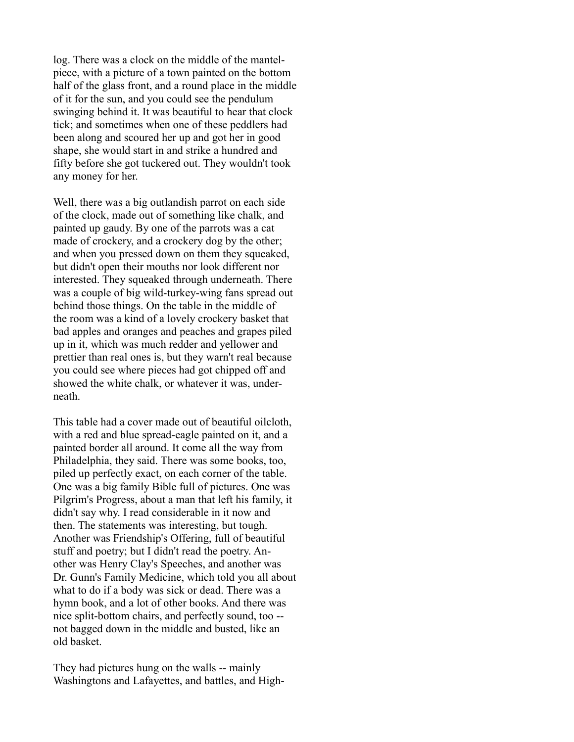log. There was a clock on the middle of the mantelpiece, with a picture of a town painted on the bottom half of the glass front, and a round place in the middle of it for the sun, and you could see the pendulum swinging behind it. It was beautiful to hear that clock tick; and sometimes when one of these peddlers had been along and scoured her up and got her in good shape, she would start in and strike a hundred and fifty before she got tuckered out. They wouldn't took any money for her.

Well, there was a big outlandish parrot on each side of the clock, made out of something like chalk, and painted up gaudy. By one of the parrots was a cat made of crockery, and a crockery dog by the other; and when you pressed down on them they squeaked, but didn't open their mouths nor look different nor interested. They squeaked through underneath. There was a couple of big wild-turkey-wing fans spread out behind those things. On the table in the middle of the room was a kind of a lovely crockery basket that bad apples and oranges and peaches and grapes piled up in it, which was much redder and yellower and prettier than real ones is, but they warn't real because you could see where pieces had got chipped off and showed the white chalk, or whatever it was, underneath.

This table had a cover made out of beautiful oilcloth, with a red and blue spread-eagle painted on it, and a painted border all around. It come all the way from Philadelphia, they said. There was some books, too, piled up perfectly exact, on each corner of the table. One was a big family Bible full of pictures. One was Pilgrim's Progress, about a man that left his family, it didn't say why. I read considerable in it now and then. The statements was interesting, but tough. Another was Friendship's Offering, full of beautiful stuff and poetry; but I didn't read the poetry. Another was Henry Clay's Speeches, and another was Dr. Gunn's Family Medicine, which told you all about what to do if a body was sick or dead. There was a hymn book, and a lot of other books. And there was nice split-bottom chairs, and perfectly sound, too -- not bagged down in the middle and busted, like an old basket.

They had pictures hung on the walls -- mainly Washingtons and Lafayettes, and battles, and High-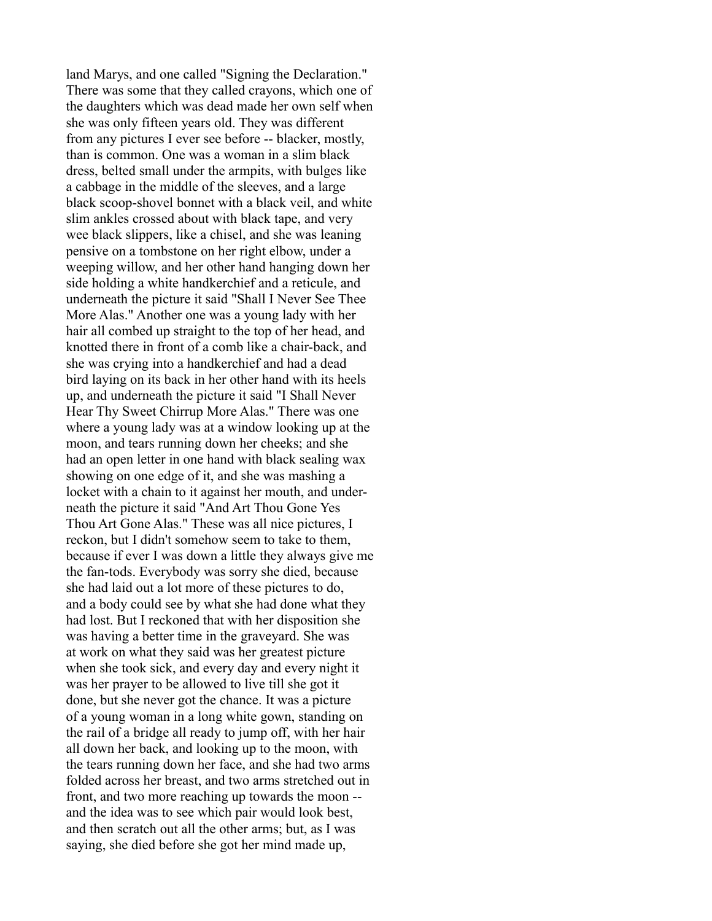land Marys, and one called "Signing the Declaration." There was some that they called crayons, which one of the daughters which was dead made her own self when she was only fifteen years old. They was different from any pictures I ever see before -- blacker, mostly, than is common. One was a woman in a slim black dress, belted small under the armpits, with bulges like a cabbage in the middle of the sleeves, and a large black scoop-shovel bonnet with a black veil, and white slim ankles crossed about with black tape, and very wee black slippers, like a chisel, and she was leaning pensive on a tombstone on her right elbow, under a weeping willow, and her other hand hanging down her side holding a white handkerchief and a reticule, and underneath the picture it said "Shall I Never See Thee More Alas." Another one was a young lady with her hair all combed up straight to the top of her head, and knotted there in front of a comb like a chair-back, and she was crying into a handkerchief and had a dead bird laying on its back in her other hand with its heels up, and underneath the picture it said "I Shall Never Hear Thy Sweet Chirrup More Alas." There was one where a young lady was at a window looking up at the moon, and tears running down her cheeks; and she had an open letter in one hand with black sealing wax showing on one edge of it, and she was mashing a locket with a chain to it against her mouth, and underneath the picture it said "And Art Thou Gone Yes Thou Art Gone Alas." These was all nice pictures, I reckon, but I didn't somehow seem to take to them, because if ever I was down a little they always give me the fan-tods. Everybody was sorry she died, because she had laid out a lot more of these pictures to do, and a body could see by what she had done what they had lost. But I reckoned that with her disposition she was having a better time in the graveyard. She was at work on what they said was her greatest picture when she took sick, and every day and every night it was her prayer to be allowed to live till she got it done, but she never got the chance. It was a picture of a young woman in a long white gown, standing on the rail of a bridge all ready to jump off, with her hair all down her back, and looking up to the moon, with the tears running down her face, and she had two arms folded across her breast, and two arms stretched out in front, and two more reaching up towards the moon -- and the idea was to see which pair would look best, and then scratch out all the other arms; but, as I was saying, she died before she got her mind made up,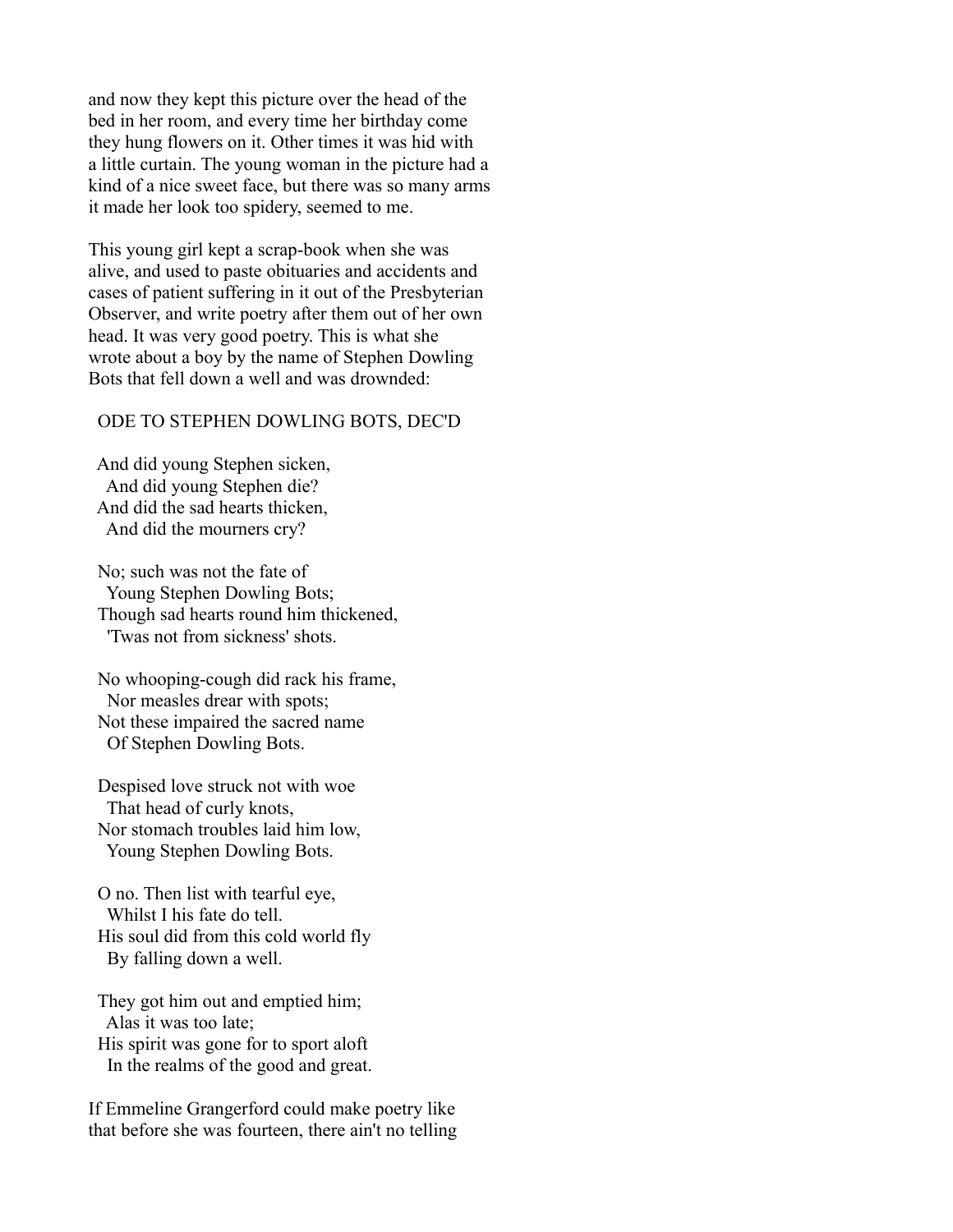and now they kept this picture over the head of the bed in her room, and every time her birthday come they hung flowers on it. Other times it was hid with a little curtain. The young woman in the picture had a kind of a nice sweet face, but there was so many arms it made her look too spidery, seemed to me.

This young girl kept a scrap-book when she was alive, and used to paste obituaries and accidents and cases of patient suffering in it out of the Presbyterian Observer, and write poetry after them out of her own head. It was very good poetry. This is what she wrote about a boy by the name of Stephen Dowling Bots that fell down a well and was drownded:

ODE TO STEPHEN DOWLING BOTS, DEC'D

And did young Stephen sicken,  
  And did young Stephen die?  
And did the sad hearts thicken,  
  And did the mourners cry?

No; such was not the fate of  
  Young Stephen Dowling Bots;  
Though sad hearts round him thickened,  
  'Twas not from sickness' shots.

No whooping-cough did rack his frame,  
  Nor measles drear with spots;  
Not these impaired the sacred name  
  Of Stephen Dowling Bots.

Despised love struck not with woe  
  That head of curly knots,  
Nor stomach troubles laid him low,  
  Young Stephen Dowling Bots.

O no. Then list with tearful eye,  
  Whilst I his fate do tell.  
His soul did from this cold world fly  
  By falling down a well.

They got him out and emptied him;  
  Alas it was too late;  
His spirit was gone for to sport aloft  
  In the realms of the good and great.

If Emmeline Grangerford could make poetry like that before she was fourteen, there ain't no telling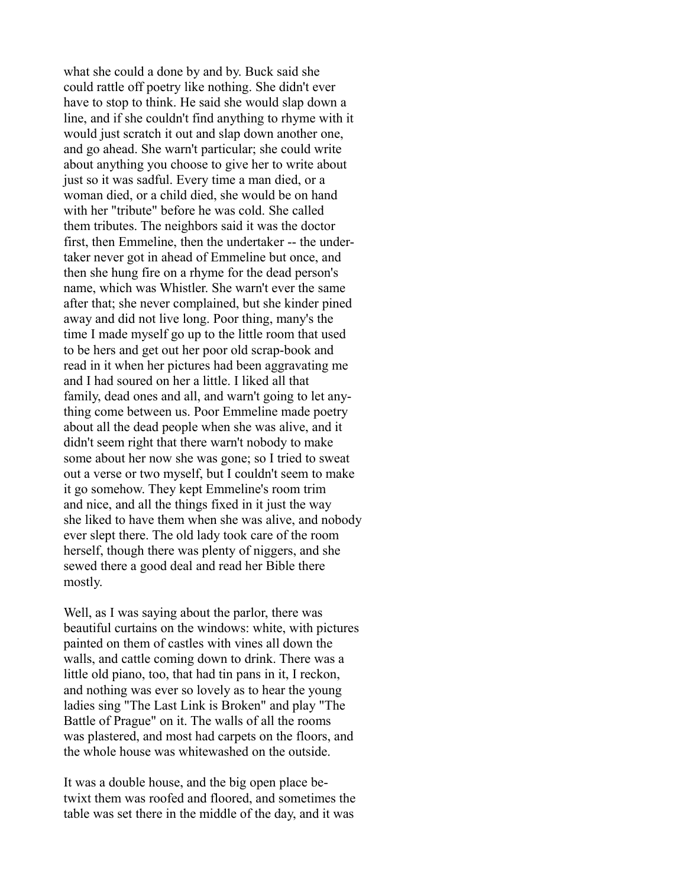what she could a done by and by. Buck said she could rattle off poetry like nothing. She didn't ever have to stop to think. He said she would slap down a line, and if she couldn't find anything to rhyme with it would just scratch it out and slap down another one, and go ahead. She warn't particular; she could write about anything you choose to give her to write about just so it was sadful. Every time a man died, or a woman died, or a child died, she would be on hand with her "tribute" before he was cold. She called them tributes. The neighbors said it was the doctor first, then Emmeline, then the undertaker -- the undertaker never got in ahead of Emmeline but once, and then she hung fire on a rhyme for the dead person's name, which was Whistler. She warn't ever the same after that; she never complained, but she kinder pined away and did not live long. Poor thing, many's the time I made myself go up to the little room that used to be hers and get out her poor old scrap-book and read in it when her pictures had been aggravating me and I had soured on her a little. I liked all that family, dead ones and all, and warn't going to let anything come between us. Poor Emmeline made poetry about all the dead people when she was alive, and it didn't seem right that there warn't nobody to make some about her now she was gone; so I tried to sweat out a verse or two myself, but I couldn't seem to make it go somehow. They kept Emmeline's room trim and nice, and all the things fixed in it just the way she liked to have them when she was alive, and nobody ever slept there. The old lady took care of the room herself, though there was plenty of niggers, and she sewed there a good deal and read her Bible there mostly.

Well, as I was saying about the parlor, there was beautiful curtains on the windows: white, with pictures painted on them of castles with vines all down the walls, and cattle coming down to drink. There was a little old piano, too, that had tin pans in it, I reckon, and nothing was ever so lovely as to hear the young ladies sing "The Last Link is Broken" and play "The Battle of Prague" on it. The walls of all the rooms was plastered, and most had carpets on the floors, and the whole house was whitewashed on the outside.

It was a double house, and the big open place betwixt them was roofed and floored, and sometimes the table was set there in the middle of the day, and it was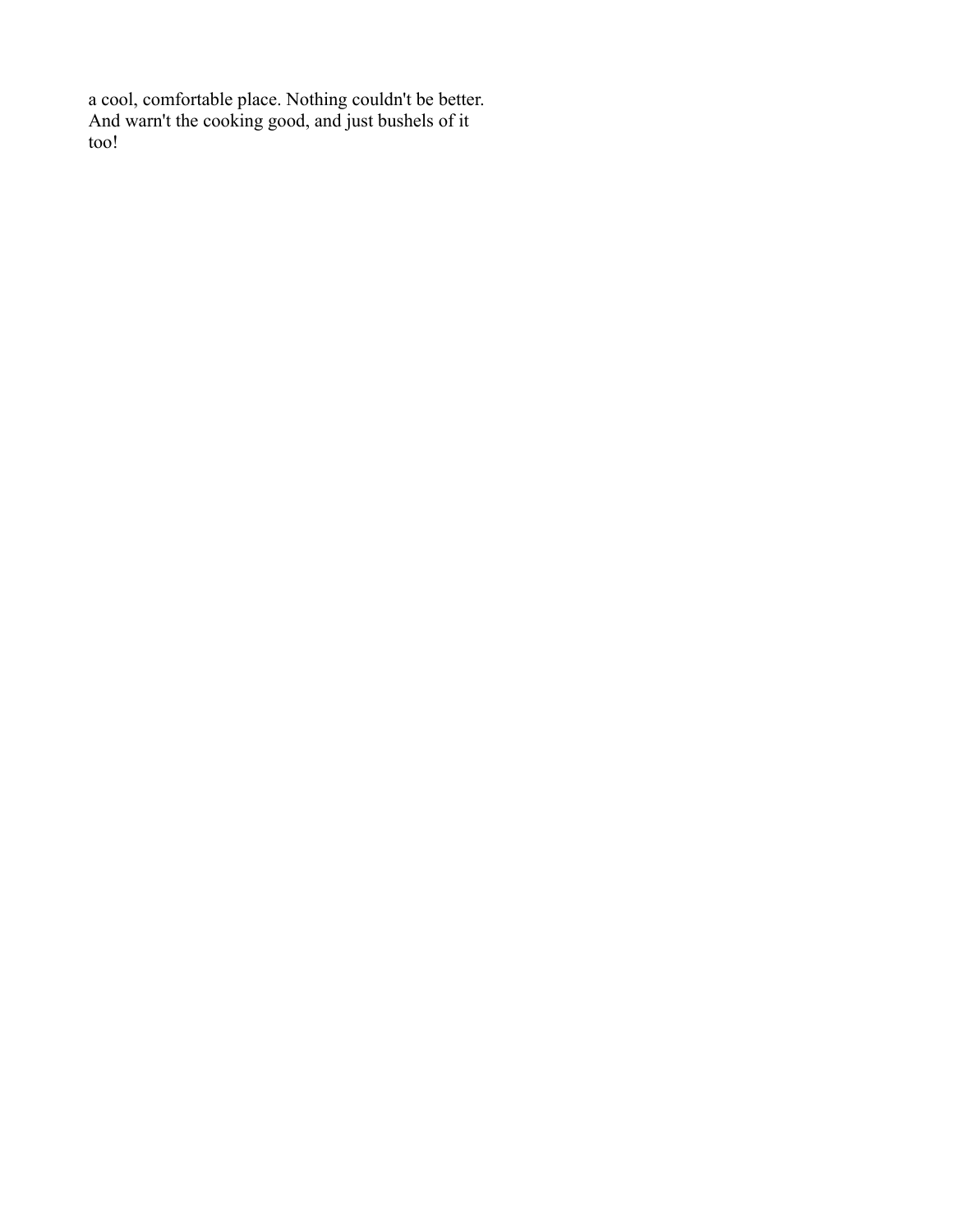a cool, comfortable place. Nothing couldn't be better. And warn't the cooking good, and just bushels of it too!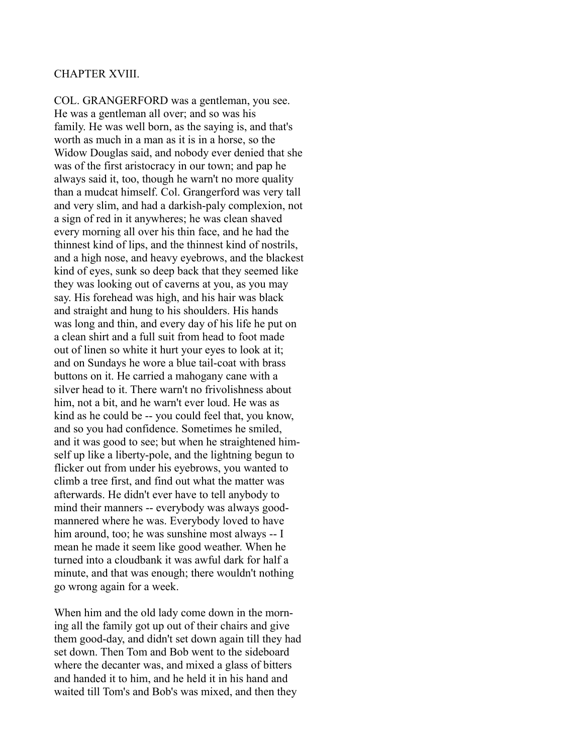## CHAPTER XVIII.

COL. GRANGERFORD was a gentleman, you see. He was a gentleman all over; and so was his family. He was well born, as the saying is, and that's worth as much in a man as it is in a horse, so the Widow Douglas said, and nobody ever denied that she was of the first aristocracy in our town; and pap he always said it, too, though he warn't no more quality than a mudcat himself. Col. Grangerford was very tall and very slim, and had a darkish-paly complexion, not a sign of red in it anywheres; he was clean shaved every morning all over his thin face, and he had the thinnest kind of lips, and the thinnest kind of nostrils, and a high nose, and heavy eyebrows, and the blackest kind of eyes, sunk so deep back that they seemed like they was looking out of caverns at you, as you may say. His forehead was high, and his hair was black and straight and hung to his shoulders. His hands was long and thin, and every day of his life he put on a clean shirt and a full suit from head to foot made out of linen so white it hurt your eyes to look at it; and on Sundays he wore a blue tail-coat with brass buttons on it. He carried a mahogany cane with a silver head to it. There warn't no frivolishness about him, not a bit, and he warn't ever loud. He was as kind as he could be -- you could feel that, you know, and so you had confidence. Sometimes he smiled, and it was good to see; but when he straightened himself up like a liberty-pole, and the lightning begun to flicker out from under his eyebrows, you wanted to climb a tree first, and find out what the matter was afterwards. He didn't ever have to tell anybody to mind their manners -- everybody was always good-mannered where he was. Everybody loved to have him around, too; he was sunshine most always -- I mean he made it seem like good weather. When he turned into a cloudbank it was awful dark for half a minute, and that was enough; there wouldn't nothing go wrong again for a week.

When him and the old lady come down in the morning all the family got up out of their chairs and give them good-day, and didn't set down again till they had set down. Then Tom and Bob went to the sideboard where the decanter was, and mixed a glass of bitters and handed it to him, and he held it in his hand and waited till Tom's and Bob's was mixed, and then they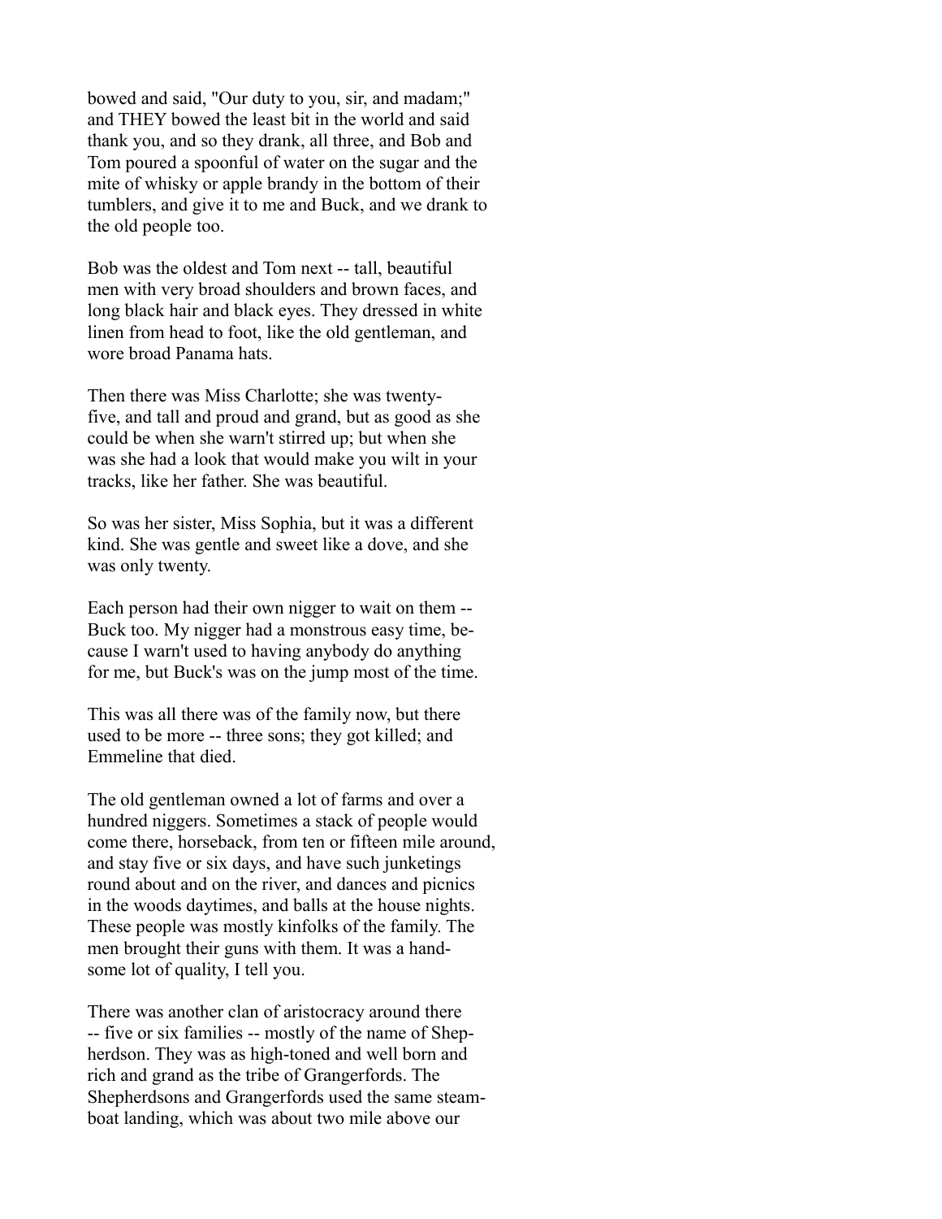bowed and said, "Our duty to you, sir, and madam;" and THEY bowed the least bit in the world and said thank you, and so they drank, all three, and Bob and Tom poured a spoonful of water on the sugar and the mite of whisky or apple brandy in the bottom of their tumblers, and give it to me and Buck, and we drank to the old people too.

Bob was the oldest and Tom next -- tall, beautiful men with very broad shoulders and brown faces, and long black hair and black eyes. They dressed in white linen from head to foot, like the old gentleman, and wore broad Panama hats.

Then there was Miss Charlotte; she was twenty-five, and tall and proud and grand, but as good as she could be when she warn't stirred up; but when she was she had a look that would make you wilt in your tracks, like her father. She was beautiful.

So was her sister, Miss Sophia, but it was a different kind. She was gentle and sweet like a dove, and she was only twenty.

Each person had their own nigger to wait on them -- Buck too. My nigger had a monstrous easy time, because I warn't used to having anybody do anything for me, but Buck's was on the jump most of the time.

This was all there was of the family now, but there used to be more -- three sons; they got killed; and Emmeline that died.

The old gentleman owned a lot of farms and over a hundred niggers. Sometimes a stack of people would come there, horseback, from ten or fifteen mile around, and stay five or six days, and have such junketings round about and on the river, and dances and picnics in the woods daytimes, and balls at the house nights. These people was mostly kinfolks of the family. The men brought their guns with them. It was a handsome lot of quality, I tell you.

There was another clan of aristocracy around there -- five or six families -- mostly of the name of Shepherdson. They was as high-toned and well born and rich and grand as the tribe of Grangerfords. The Shepherdsons and Grangerfords used the same steamboat landing, which was about two mile above our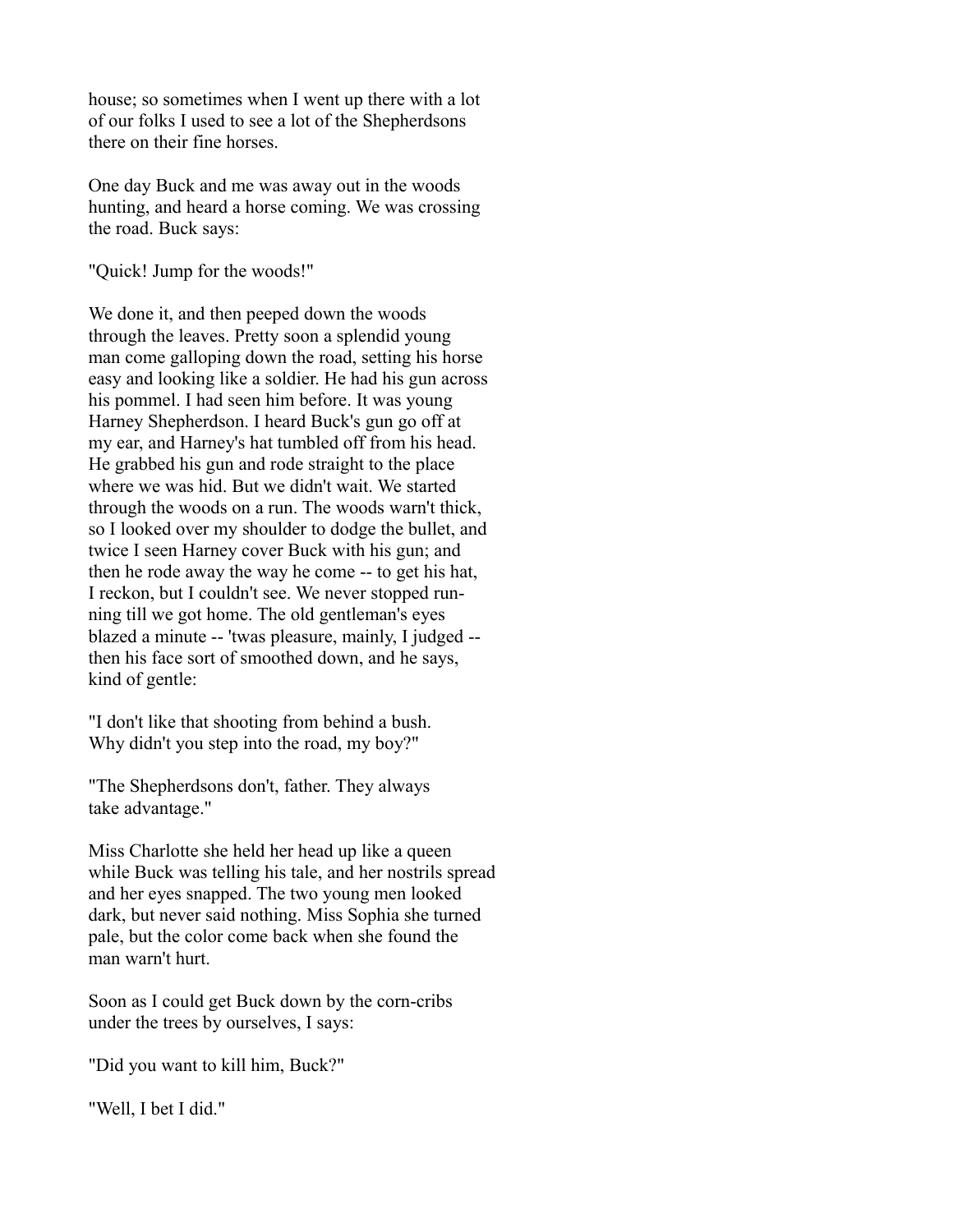house; so sometimes when I went up there with a lot of our folks I used to see a lot of the Shepherdsons there on their fine horses.

One day Buck and me was away out in the woods hunting, and heard a horse coming. We was crossing the road. Buck says:

"Quick! Jump for the woods!"

We done it, and then peeped down the woods through the leaves. Pretty soon a splendid young man come galloping down the road, setting his horse easy and looking like a soldier. He had his gun across his pommel. I had seen him before. It was young Harney Shepherdson. I heard Buck's gun go off at my ear, and Harney's hat tumbled off from his head. He grabbed his gun and rode straight to the place where we was hid. But we didn't wait. We started through the woods on a run. The woods warn't thick, so I looked over my shoulder to dodge the bullet, and twice I seen Harney cover Buck with his gun; and then he rode away the way he come -- to get his hat, I reckon, but I couldn't see. We never stopped running till we got home. The old gentleman's eyes blazed a minute -- 'twas pleasure, mainly, I judged -- then his face sort of smoothed down, and he says, kind of gentle:

"I don't like that shooting from behind a bush. Why didn't you step into the road, my boy?"

"The Shepherdsons don't, father. They always take advantage."

Miss Charlotte she held her head up like a queen while Buck was telling his tale, and her nostrils spread and her eyes snapped. The two young men looked dark, but never said nothing. Miss Sophia she turned pale, but the color come back when she found the man warn't hurt.

Soon as I could get Buck down by the corn-cribs under the trees by ourselves, I says:

"Did you want to kill him, Buck?"

"Well, I bet I did."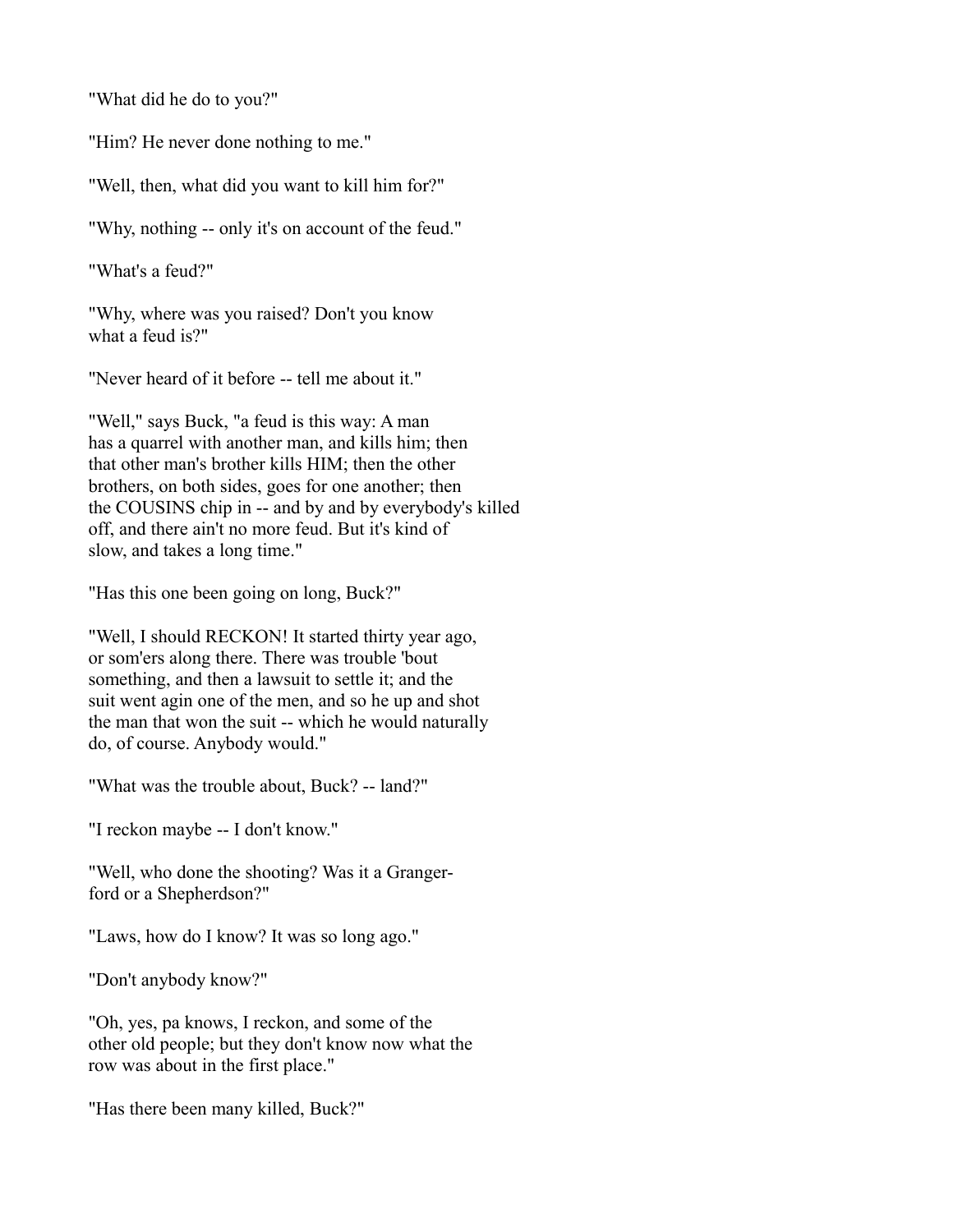"What did he do to you?"

"Him? He never done nothing to me."

"Well, then, what did you want to kill him for?"

"Why, nothing -- only it's on account of the feud."

"What's a feud?"

"Why, where was you raised? Don't you know what a feud is?"

"Never heard of it before -- tell me about it."

"Well," says Buck, "a feud is this way: A man has a quarrel with another man, and kills him; then that other man's brother kills HIM; then the other brothers, on both sides, goes for one another; then the COUSINS chip in -- and by and by everybody's killed off, and there ain't no more feud. But it's kind of slow, and takes a long time."

"Has this one been going on long, Buck?"

"Well, I should RECKON! It started thirty year ago, or som'ers along there. There was trouble 'bout something, and then a lawsuit to settle it; and the suit went agin one of the men, and so he up and shot the man that won the suit -- which he would naturally do, of course. Anybody would."

"What was the trouble about, Buck? -- land?"

"I reckon maybe -- I don't know."

"Well, who done the shooting? Was it a Grangerford or a Shepherdson?"

"Laws, how do I know? It was so long ago."

"Don't anybody know?"

"Oh, yes, pa knows, I reckon, and some of the other old people; but they don't know now what the row was about in the first place."

"Has there been many killed, Buck?"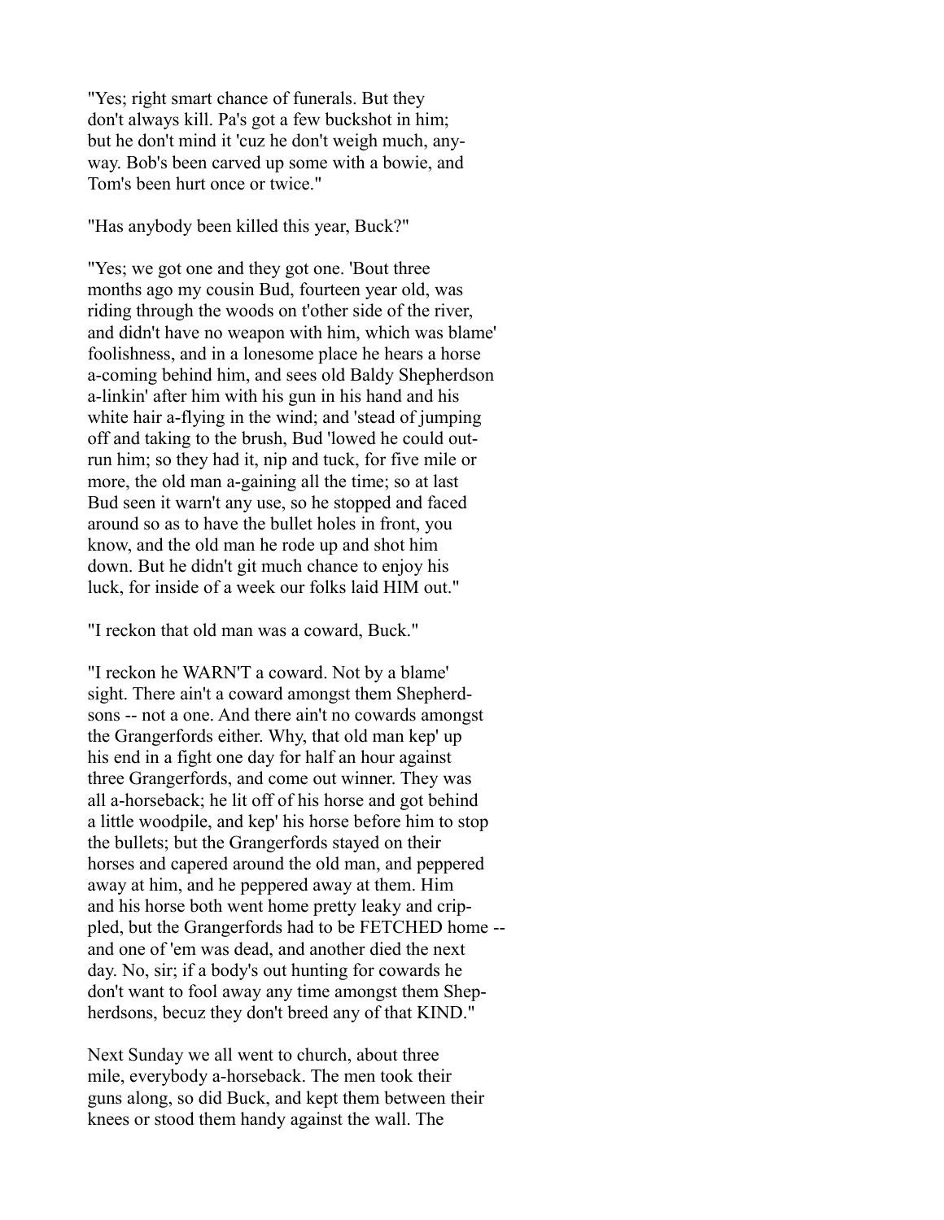"Yes; right smart chance of funerals. But they don't always kill. Pa's got a few buckshot in him; but he don't mind it 'cuz he don't weigh much, anyway. Bob's been carved up some with a bowie, and Tom's been hurt once or twice."

"Has anybody been killed this year, Buck?"

"Yes; we got one and they got one. 'Bout three months ago my cousin Bud, fourteen year old, was riding through the woods on t'other side of the river, and didn't have no weapon with him, which was blame' foolishness, and in a lonesome place he hears a horse a-coming behind him, and sees old Baldy Shepherdson a-linkin' after him with his gun in his hand and his white hair a-flying in the wind; and 'stead of jumping off and taking to the brush, Bud 'lowed he could outrun him; so they had it, nip and tuck, for five mile or more, the old man a-gaining all the time; so at last Bud seen it warn't any use, so he stopped and faced around so as to have the bullet holes in front, you know, and the old man he rode up and shot him down. But he didn't git much chance to enjoy his luck, for inside of a week our folks laid HIM out."

"I reckon that old man was a coward, Buck."

"I reckon he WARN'T a coward. Not by a blame' sight. There ain't a coward amongst them Shepherdsons -- not a one. And there ain't no cowards amongst the Grangerfords either. Why, that old man kep' up his end in a fight one day for half an hour against three Grangerfords, and come out winner. They was all a-horseback; he lit off of his horse and got behind a little woodpile, and kep' his horse before him to stop the bullets; but the Grangerfords stayed on their horses and capered around the old man, and peppered away at him, and he peppered away at them. Him and his horse both went home pretty leaky and crippled, but the Grangerfords had to be FETCHED home -- and one of 'em was dead, and another died the next day. No, sir; if a body's out hunting for cowards he don't want to fool away any time amongst them Shepherdsons, becuz they don't breed any of that KIND."

Next Sunday we all went to church, about three mile, everybody a-horseback. The men took their guns along, so did Buck, and kept them between their knees or stood them handy against the wall. The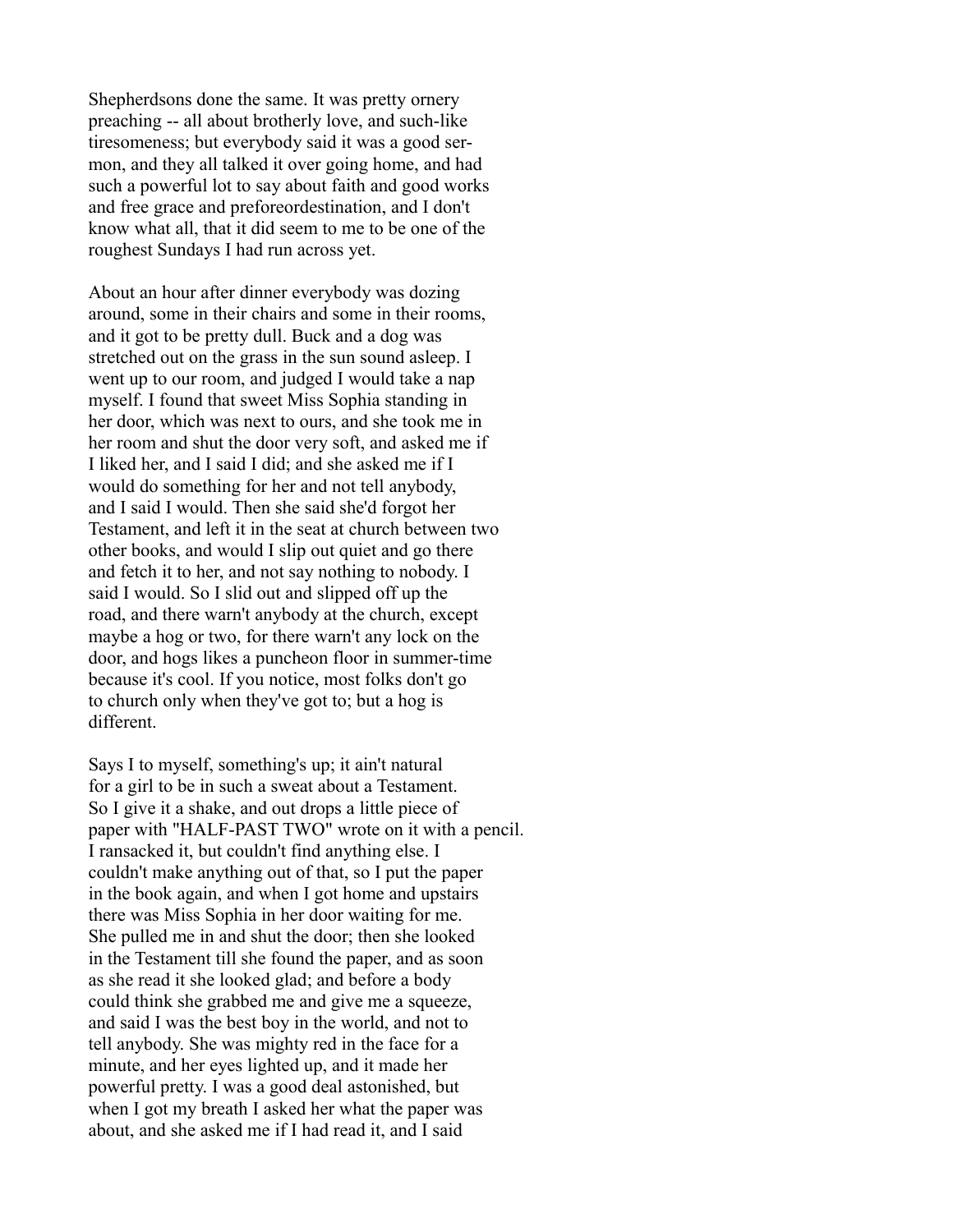Shepherdsons done the same. It was pretty ornery preaching -- all about brotherly love, and such-like tiresomeness; but everybody said it was a good sermon, and they all talked it over going home, and had such a powerful lot to say about faith and good works and free grace and preforeordestination, and I don't know what all, that it did seem to me to be one of the roughest Sundays I had run across yet.

About an hour after dinner everybody was dozing around, some in their chairs and some in their rooms, and it got to be pretty dull. Buck and a dog was stretched out on the grass in the sun sound asleep. I went up to our room, and judged I would take a nap myself. I found that sweet Miss Sophia standing in her door, which was next to ours, and she took me in her room and shut the door very soft, and asked me if I liked her, and I said I did; and she asked me if I would do something for her and not tell anybody, and I said I would. Then she said she'd forgot her Testament, and left it in the seat at church between two other books, and would I slip out quiet and go there and fetch it to her, and not say nothing to nobody. I said I would. So I slid out and slipped off up the road, and there warn't anybody at the church, except maybe a hog or two, for there warn't any lock on the door, and hogs likes a puncheon floor in summer-time because it's cool. If you notice, most folks don't go to church only when they've got to; but a hog is different.

Says I to myself, something's up; it ain't natural for a girl to be in such a sweat about a Testament. So I give it a shake, and out drops a little piece of paper with "HALF-PAST TWO" wrote on it with a pencil. I ransacked it, but couldn't find anything else. I couldn't make anything out of that, so I put the paper in the book again, and when I got home and upstairs there was Miss Sophia in her door waiting for me. She pulled me in and shut the door; then she looked in the Testament till she found the paper, and as soon as she read it she looked glad; and before a body could think she grabbed me and give me a squeeze, and said I was the best boy in the world, and not to tell anybody. She was mighty red in the face for a minute, and her eyes lighted up, and it made her powerful pretty. I was a good deal astonished, but when I got my breath I asked her what the paper was about, and she asked me if I had read it, and I said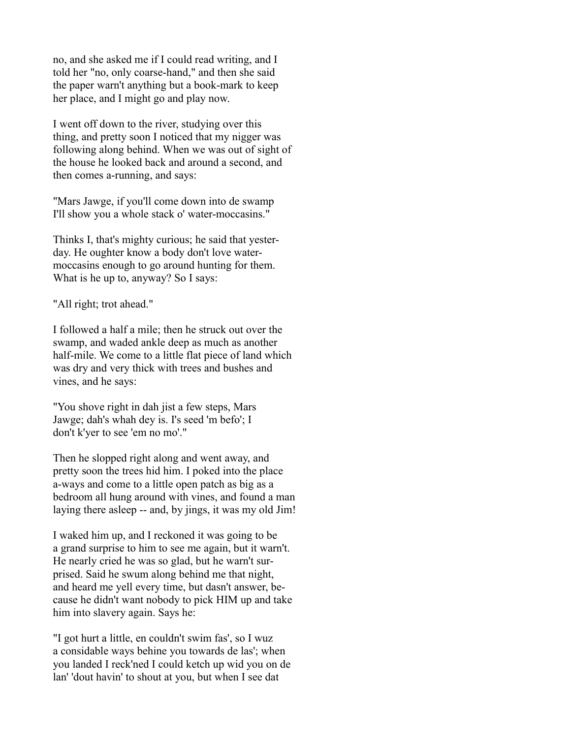no, and she asked me if I could read writing, and I told her "no, only coarse-hand," and then she said the paper warn't anything but a book-mark to keep her place, and I might go and play now.

I went off down to the river, studying over this thing, and pretty soon I noticed that my nigger was following along behind. When we was out of sight of the house he looked back and around a second, and then comes a-running, and says:

"Mars Jawge, if you'll come down into de swamp I'll show you a whole stack o' water-moccasins."

Thinks I, that's mighty curious; he said that yesterday. He oughter know a body don't love water-moccasins enough to go around hunting for them. What is he up to, anyway? So I says:

"All right; trot ahead."

I followed a half a mile; then he struck out over the swamp, and waded ankle deep as much as another half-mile. We come to a little flat piece of land which was dry and very thick with trees and bushes and vines, and he says:

"You shove right in dah jist a few steps, Mars Jawge; dah's whah dey is. I's seed 'm befo'; I don't k'yer to see 'em no mo'."

Then he slopped right along and went away, and pretty soon the trees hid him. I poked into the place a-ways and come to a little open patch as big as a bedroom all hung around with vines, and found a man laying there asleep -- and, by jings, it was my old Jim!

I waked him up, and I reckoned it was going to be a grand surprise to him to see me again, but it warn't. He nearly cried he was so glad, but he warn't surprised. Said he swum along behind me that night, and heard me yell every time, but dasn't answer, because he didn't want nobody to pick HIM up and take him into slavery again. Says he:

"I got hurt a little, en couldn't swim fas', so I wuz a considable ways behine you towards de las'; when you landed I reck'ned I could ketch up wid you on de lan' 'dout havin' to shout at you, but when I see dat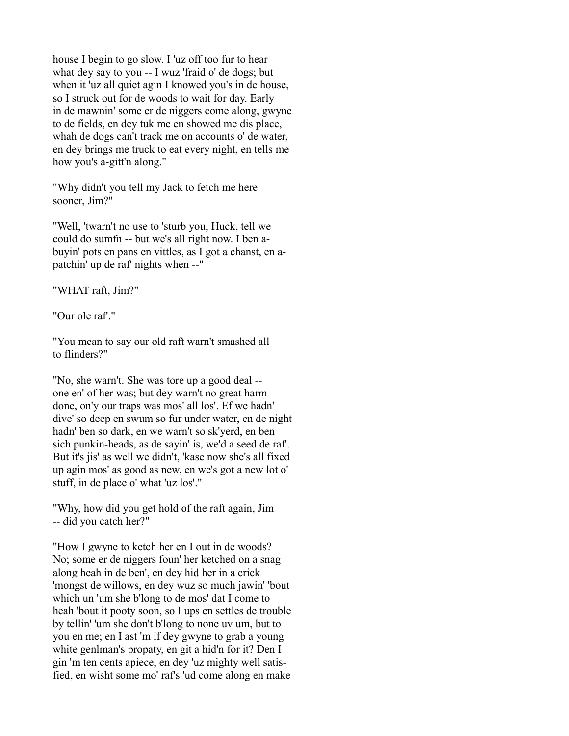house I begin to go slow. I 'uz off too fur to hear what dey say to you -- I wuz 'fraid o' de dogs; but when it 'uz all quiet agin I knowed you's in de house, so I struck out for de woods to wait for day. Early in de mawnin' some er de niggers come along, gwyne to de fields, en dey tuk me en showed me dis place, whah de dogs can't track me on accounts o' de water, en dey brings me truck to eat every night, en tells me how you's a-gitt'n along."

"Why didn't you tell my Jack to fetch me here sooner, Jim?"

"Well, 'twarn't no use to 'sturb you, Huck, tell we could do sumfn -- but we's all right now. I ben a-buyin' pots en pans en vittles, as I got a chanst, en a-patchin' up de raf' nights when --"

"WHAT raft, Jim?"

"Our ole raf'."

"You mean to say our old raft warn't smashed all to flinders?"

"No, she warn't. She was tore up a good deal -- one en' of her was; but dey warn't no great harm done, on'y our traps was mos' all los'. Ef we hadn' dive' so deep en swum so fur under water, en de night hadn' ben so dark, en we warn't so sk'yerd, en ben sich punkin-heads, as de sayin' is, we'd a seed de raf'. But it's jis' as well we didn't, 'kase now she's all fixed up agin mos' as good as new, en we's got a new lot o' stuff, in de place o' what 'uz los'."

"Why, how did you get hold of the raft again, Jim -- did you catch her?"

"How I gwyne to ketch her en I out in de woods? No; some er de niggers foun' her ketched on a snag along heah in de ben', en dey hid her in a crick 'mongst de willows, en dey wuz so much jawin' 'bout which un 'um she b'long to de mos' dat I come to heah 'bout it pooty soon, so I ups en settles de trouble by tellin' 'um she don't b'long to none uv um, but to you en me; en I ast 'm if dey gwyne to grab a young white genlman's propaty, en git a hid'n for it? Den I gin 'm ten cents apiece, en dey 'uz mighty well satis-fied, en wisht some mo' raf's 'ud come along en make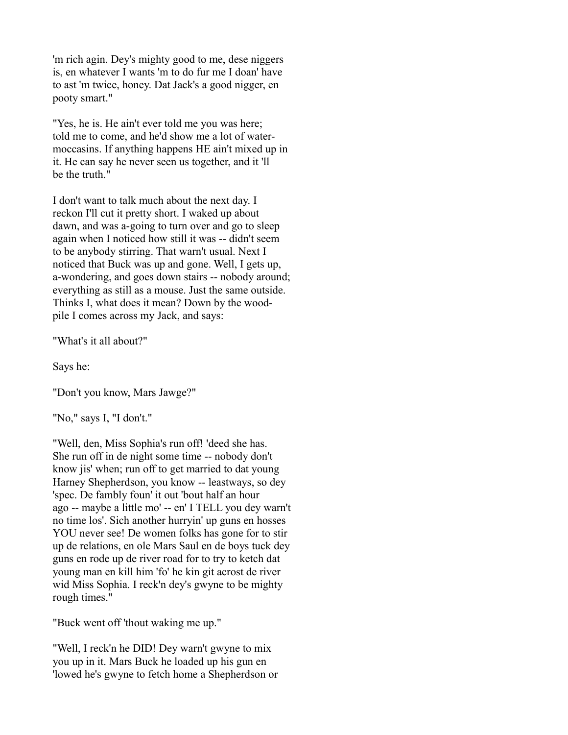'm rich agin. Dey's mighty good to me, dese niggers is, en whatever I wants 'm to do fur me I doan' have to ast 'm twice, honey. Dat Jack's a good nigger, en pooty smart."

"Yes, he is. He ain't ever told me you was here; told me to come, and he'd show me a lot of water-moccasins. If anything happens HE ain't mixed up in it. He can say he never seen us together, and it 'll be the truth."

I don't want to talk much about the next day. I reckon I'll cut it pretty short. I waked up about dawn, and was a-going to turn over and go to sleep again when I noticed how still it was -- didn't seem to be anybody stirring. That warn't usual. Next I noticed that Buck was up and gone. Well, I gets up, a-wondering, and goes down stairs -- nobody around; everything as still as a mouse. Just the same outside. Thinks I, what does it mean? Down by the wood-pile I comes across my Jack, and says:

"What's it all about?"

Says he:

"Don't you know, Mars Jawge?"

"No," says I, "I don't."

"Well, den, Miss Sophia's run off! 'deed she has. She run off in de night some time -- nobody don't know jis' when; run off to get married to dat young Harney Shepherdson, you know -- leastways, so dey 'spec. De fambly foun' it out 'bout half an hour ago -- maybe a little mo' -- en' I TELL you dey warn't no time los'. Sich another hurryin' up guns en hosses YOU never see! De women folks has gone for to stir up de relations, en ole Mars Saul en de boys tuck dey guns en rode up de river road for to try to ketch dat young man en kill him 'fo' he kin git acrost de river wid Miss Sophia. I reck'n dey's gwyne to be mighty rough times."

"Buck went off 'thout waking me up."

"Well, I reck'n he DID! Dey warn't gwyne to mix you up in it. Mars Buck he loaded up his gun en 'lowed he's gwyne to fetch home a Shepherdson or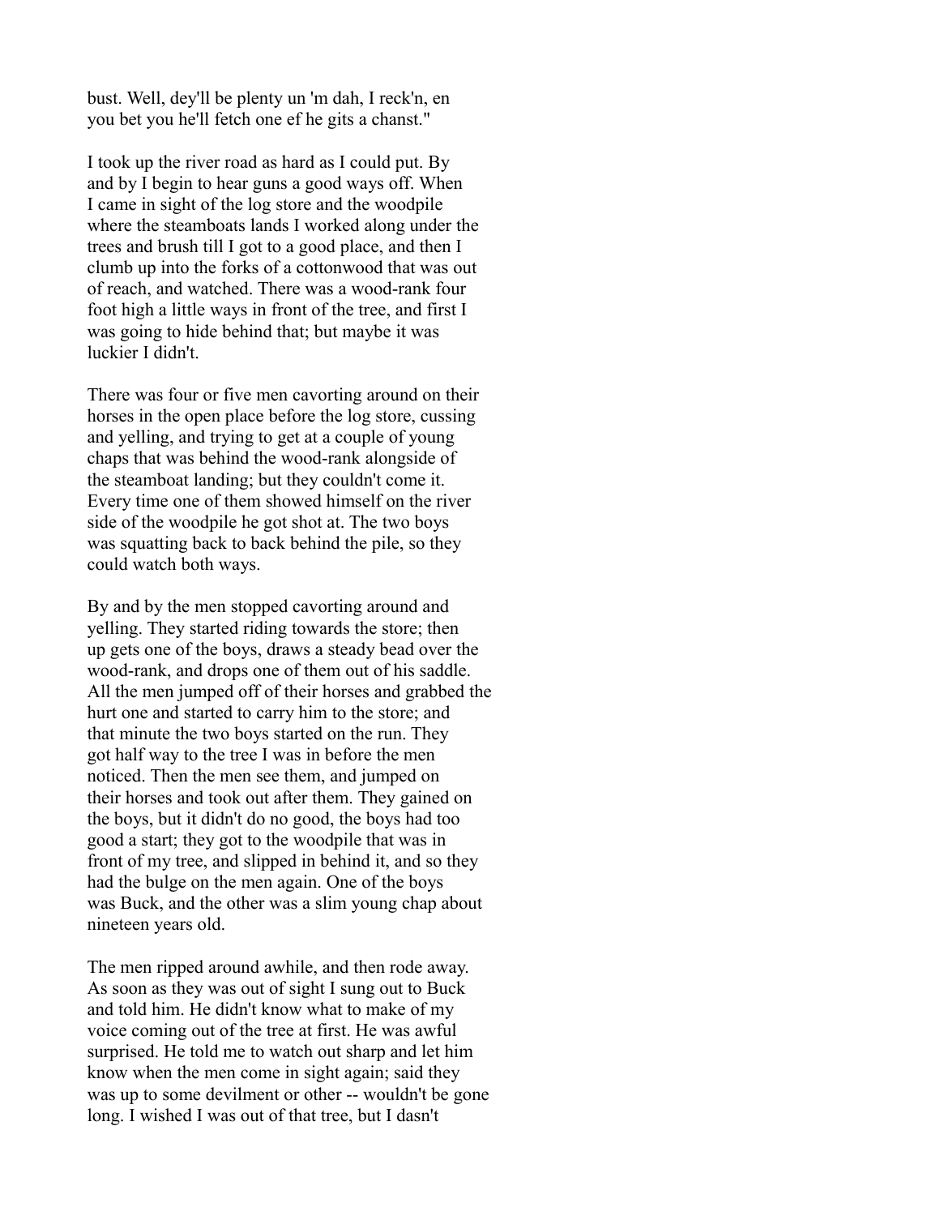bust. Well, dey'll be plenty un 'm dah, I reck'n, en you bet you he'll fetch one ef he gits a chanst."

I took up the river road as hard as I could put. By and by I begin to hear guns a good ways off. When I came in sight of the log store and the woodpile where the steamboats lands I worked along under the trees and brush till I got to a good place, and then I clumb up into the forks of a cottonwood that was out of reach, and watched. There was a wood-rank four foot high a little ways in front of the tree, and first I was going to hide behind that; but maybe it was luckier I didn't.

There was four or five men cavorting around on their horses in the open place before the log store, cussing and yelling, and trying to get at a couple of young chaps that was behind the wood-rank alongside of the steamboat landing; but they couldn't come it. Every time one of them showed himself on the river side of the woodpile he got shot at. The two boys was squatting back to back behind the pile, so they could watch both ways.

By and by the men stopped cavorting around and yelling. They started riding towards the store; then up gets one of the boys, draws a steady bead over the wood-rank, and drops one of them out of his saddle. All the men jumped off of their horses and grabbed the hurt one and started to carry him to the store; and that minute the two boys started on the run. They got half way to the tree I was in before the men noticed. Then the men see them, and jumped on their horses and took out after them. They gained on the boys, but it didn't do no good, the boys had too good a start; they got to the woodpile that was in front of my tree, and slipped in behind it, and so they had the bulge on the men again. One of the boys was Buck, and the other was a slim young chap about nineteen years old.

The men ripped around awhile, and then rode away. As soon as they was out of sight I sung out to Buck and told him. He didn't know what to make of my voice coming out of the tree at first. He was awful surprised. He told me to watch out sharp and let him know when the men come in sight again; said they was up to some devilment or other -- wouldn't be gone long. I wished I was out of that tree, but I dasn't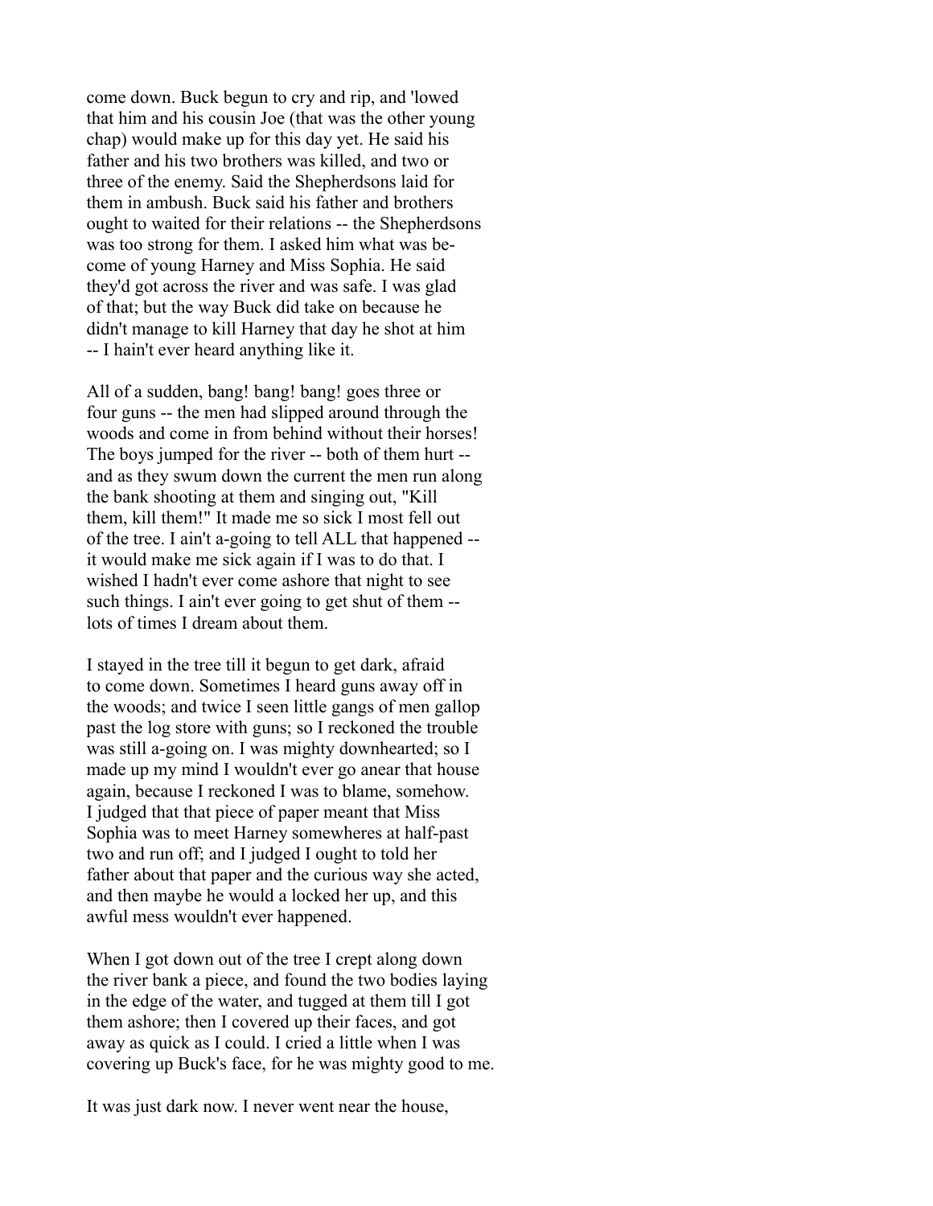come down. Buck begun to cry and rip, and 'lowed that him and his cousin Joe (that was the other young chap) would make up for this day yet. He said his father and his two brothers was killed, and two or three of the enemy. Said the Shepherdsons laid for them in ambush. Buck said his father and brothers ought to waited for their relations -- the Shepherdsons was too strong for them. I asked him what was become of young Harney and Miss Sophia. He said they'd got across the river and was safe. I was glad of that; but the way Buck did take on because he didn't manage to kill Harney that day he shot at him -- I hain't ever heard anything like it.

All of a sudden, bang! bang! bang! goes three or four guns -- the men had slipped around through the woods and come in from behind without their horses! The boys jumped for the river -- both of them hurt -- and as they swum down the current the men run along the bank shooting at them and singing out, "Kill them, kill them!" It made me so sick I most fell out of the tree. I ain't a-going to tell ALL that happened -- it would make me sick again if I was to do that. I wished I hadn't ever come ashore that night to see such things. I ain't ever going to get shut of them -- lots of times I dream about them.

I stayed in the tree till it begun to get dark, afraid to come down. Sometimes I heard guns away off in the woods; and twice I seen little gangs of men gallop past the log store with guns; so I reckoned the trouble was still a-going on. I was mighty downhearted; so I made up my mind I wouldn't ever go anear that house again, because I reckoned I was to blame, somehow. I judged that that piece of paper meant that Miss Sophia was to meet Harney somewheres at half-past two and run off; and I judged I ought to told her father about that paper and the curious way she acted, and then maybe he would a locked her up, and this awful mess wouldn't ever happened.

When I got down out of the tree I crept along down the river bank a piece, and found the two bodies laying in the edge of the water, and tugged at them till I got them ashore; then I covered up their faces, and got away as quick as I could. I cried a little when I was covering up Buck's face, for he was mighty good to me.

It was just dark now. I never went near the house,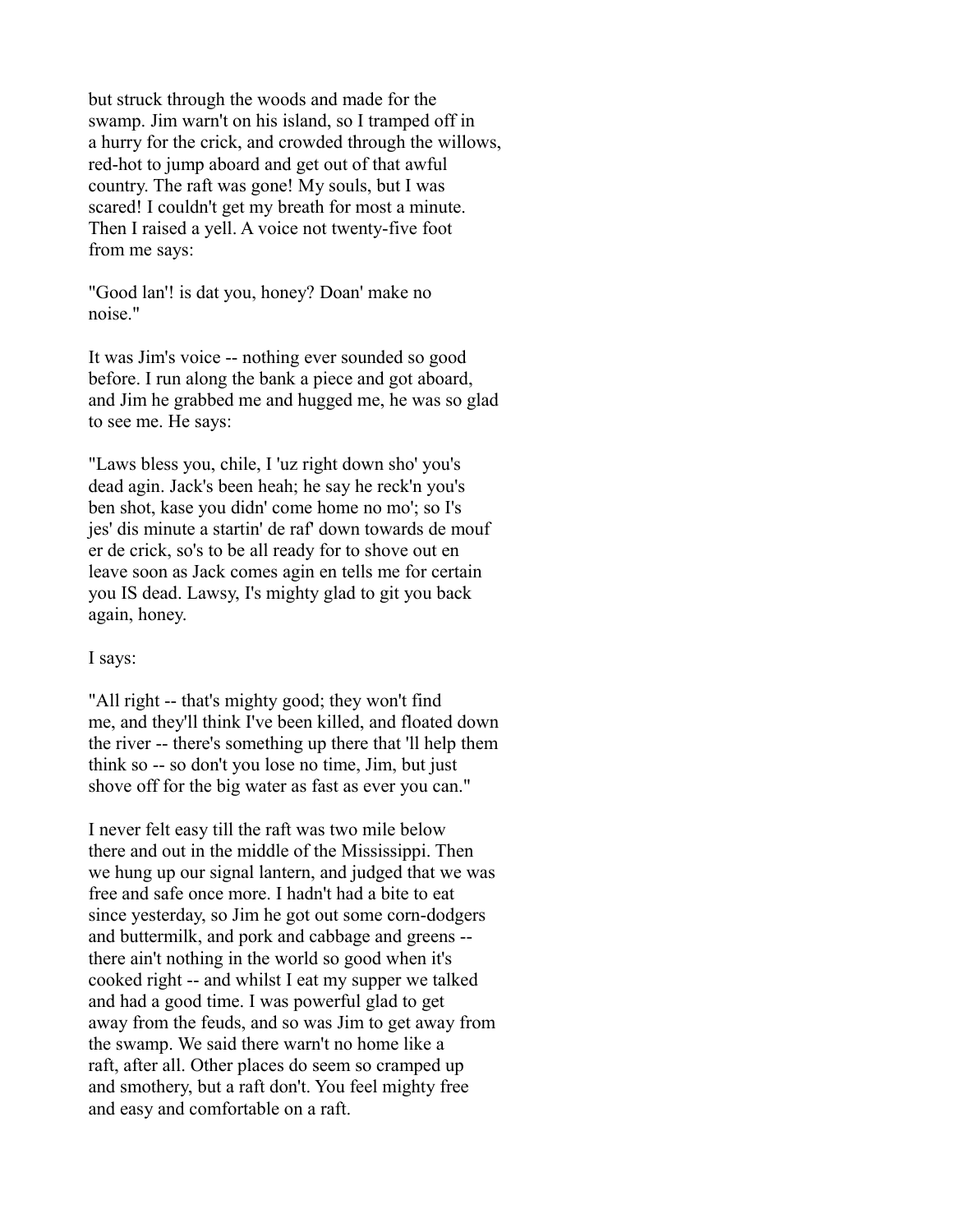but struck through the woods and made for the swamp. Jim warn't on his island, so I tramped off in a hurry for the crick, and crowded through the willows, red-hot to jump aboard and get out of that awful country. The raft was gone! My souls, but I was scared! I couldn't get my breath for most a minute. Then I raised a yell. A voice not twenty-five foot from me says:

"Good lan'! is dat you, honey? Doan' make no noise."

It was Jim's voice -- nothing ever sounded so good before. I run along the bank a piece and got aboard, and Jim he grabbed me and hugged me, he was so glad to see me. He says:

"Laws bless you, chile, I 'uz right down sho' you's dead agin. Jack's been heah; he say he reck'n you's ben shot, kase you didn' come home no mo'; so I's jes' dis minute a startin' de raf' down towards de mouf er de crick, so's to be all ready for to shove out en leave soon as Jack comes agin en tells me for certain you IS dead. Lawsy, I's mighty glad to git you back again, honey.

I says:

"All right -- that's mighty good; they won't find me, and they'll think I've been killed, and floated down the river -- there's something up there that 'll help them think so -- so don't you lose no time, Jim, but just shove off for the big water as fast as ever you can."

I never felt easy till the raft was two mile below there and out in the middle of the Mississippi. Then we hung up our signal lantern, and judged that we was free and safe once more. I hadn't had a bite to eat since yesterday, so Jim he got out some corn-dodgers and buttermilk, and pork and cabbage and greens -- there ain't nothing in the world so good when it's cooked right -- and whilst I eat my supper we talked and had a good time. I was powerful glad to get away from the feuds, and so was Jim to get away from the swamp. We said there warn't no home like a raft, after all. Other places do seem so cramped up and smothery, but a raft don't. You feel mighty free and easy and comfortable on a raft.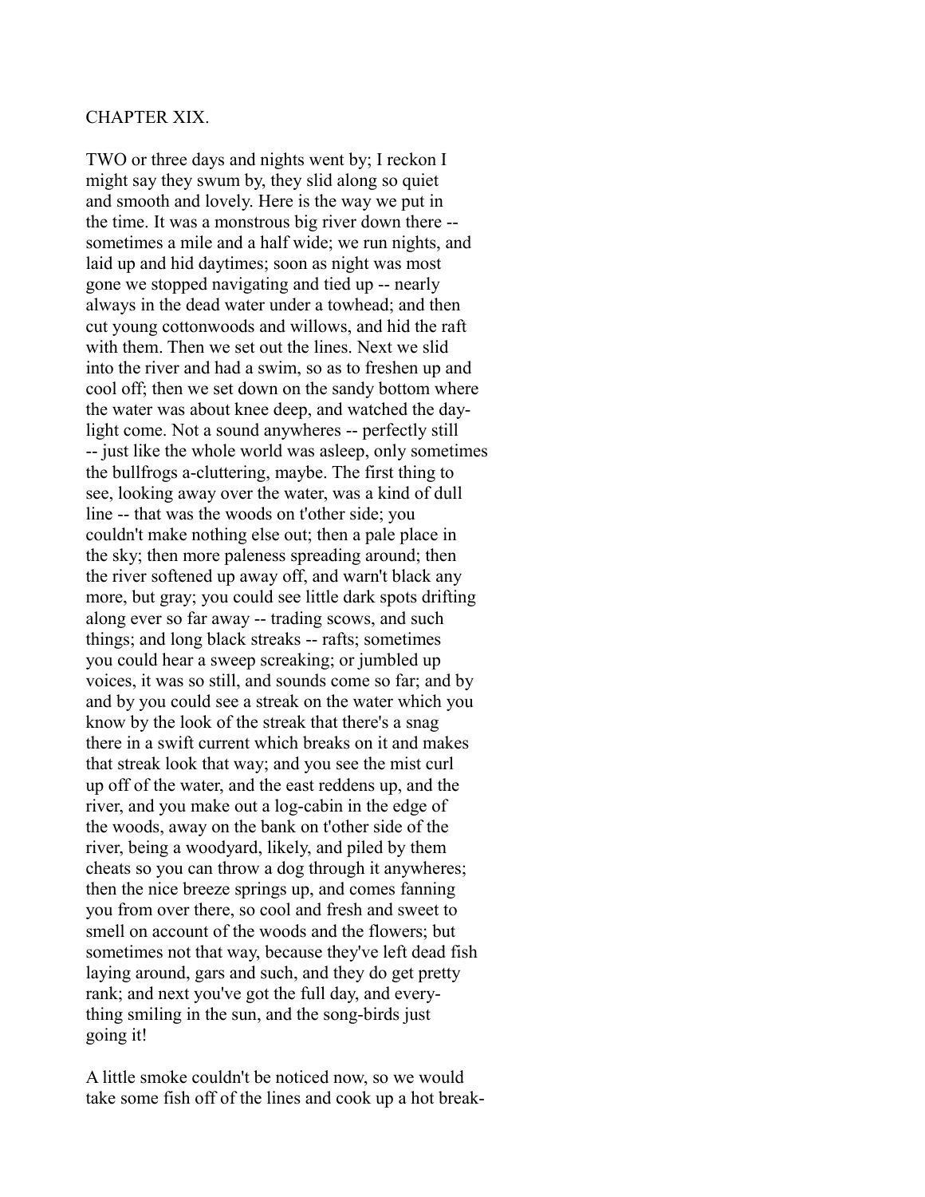## CHAPTER XIX.

TWO or three days and nights went by; I reckon I might say they swum by, they slid along so quiet and smooth and lovely. Here is the way we put in the time. It was a monstrous big river down there -- sometimes a mile and a half wide; we run nights, and laid up and hid daytimes; soon as night was most gone we stopped navigating and tied up -- nearly always in the dead water under a towhead; and then cut young cottonwoods and willows, and hid the raft with them. Then we set out the lines. Next we slid into the river and had a swim, so as to freshen up and cool off; then we set down on the sandy bottom where the water was about knee deep, and watched the daylight come. Not a sound anywheres -- perfectly still -- just like the whole world was asleep, only sometimes the bullfrogs a-cluttering, maybe. The first thing to see, looking away over the water, was a kind of dull line -- that was the woods on t'other side; you couldn't make nothing else out; then a pale place in the sky; then more paleness spreading around; then the river softened up away off, and warn't black any more, but gray; you could see little dark spots drifting along ever so far away -- trading scows, and such things; and long black streaks -- rafts; sometimes you could hear a sweep screaking; or jumbled up voices, it was so still, and sounds come so far; and by and by you could see a streak on the water which you know by the look of the streak that there's a snag there in a swift current which breaks on it and makes that streak look that way; and you see the mist curl up off of the water, and the east reddens up, and the river, and you make out a log-cabin in the edge of the woods, away on the bank on t'other side of the river, being a woodyard, likely, and piled by them cheats so you can throw a dog through it anywheres; then the nice breeze springs up, and comes fanning you from over there, so cool and fresh and sweet to smell on account of the woods and the flowers; but sometimes not that way, because they've left dead fish laying around, gars and such, and they do get pretty rank; and next you've got the full day, and everything smiling in the sun, and the song-birds just going it!

A little smoke couldn't be noticed now, so we would take some fish off of the lines and cook up a hot break-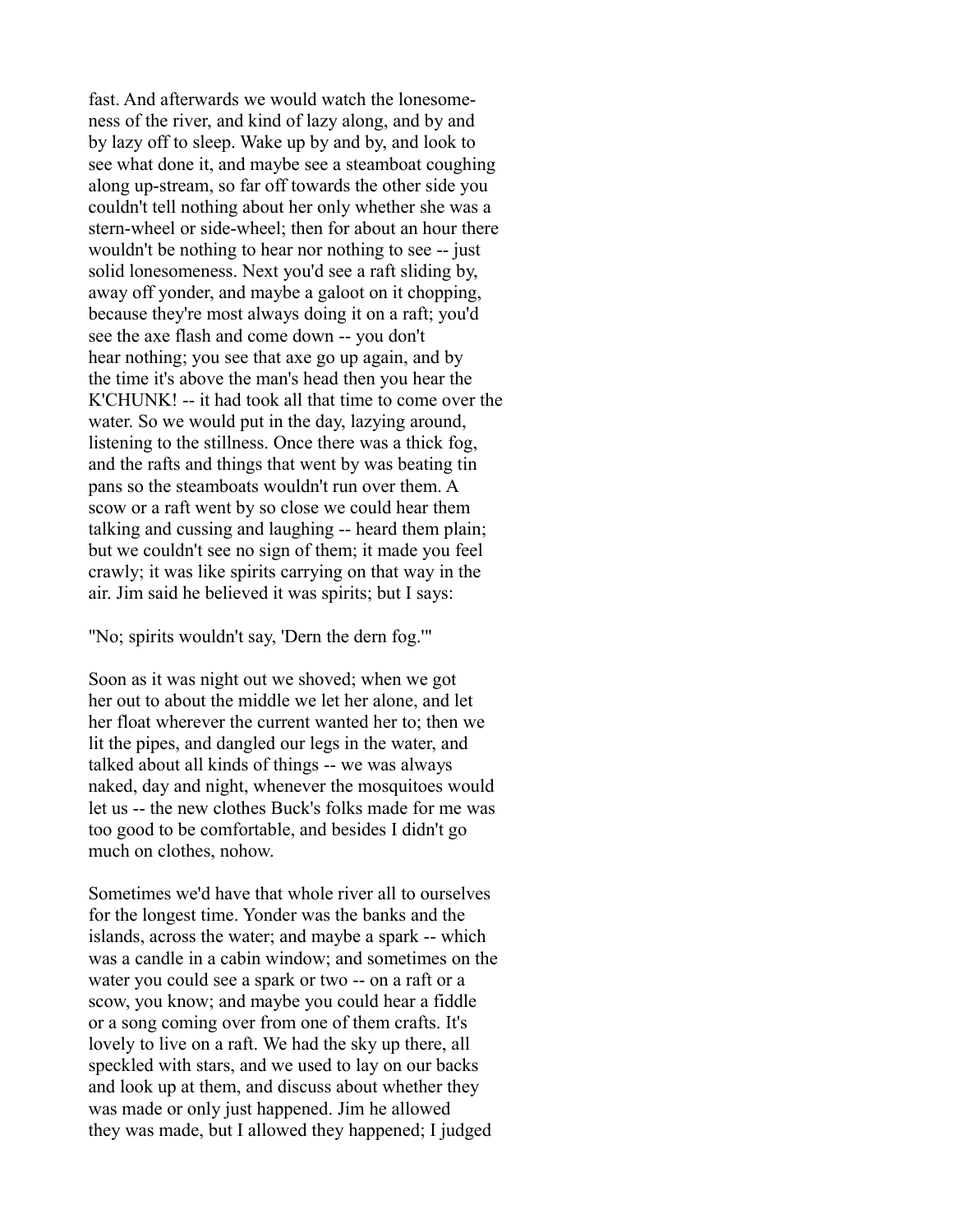fast. And afterwards we would watch the lonesomeness of the river, and kind of lazy along, and by and by lazy off to sleep. Wake up by and by, and look to see what done it, and maybe see a steamboat coughing along up-stream, so far off towards the other side you couldn't tell nothing about her only whether she was a stern-wheel or side-wheel; then for about an hour there wouldn't be nothing to hear nor nothing to see -- just solid lonesomeness. Next you'd see a raft sliding by, away off yonder, and maybe a galoot on it chopping, because they're most always doing it on a raft; you'd see the axe flash and come down -- you don't hear nothing; you see that axe go up again, and by the time it's above the man's head then you hear the K'CHUNK! -- it had took all that time to come over the water. So we would put in the day, lazying around, listening to the stillness. Once there was a thick fog, and the rafts and things that went by was beating tin pans so the steamboats wouldn't run over them. A scow or a raft went by so close we could hear them talking and cussing and laughing -- heard them plain; but we couldn't see no sign of them; it made you feel crawly; it was like spirits carrying on that way in the air. Jim said he believed it was spirits; but I says:

"No; spirits wouldn't say, 'Dern the dern fog.'"

Soon as it was night out we shoved; when we got her out to about the middle we let her alone, and let her float wherever the current wanted her to; then we lit the pipes, and dangled our legs in the water, and talked about all kinds of things -- we was always naked, day and night, whenever the mosquitoes would let us -- the new clothes Buck's folks made for me was too good to be comfortable, and besides I didn't go much on clothes, nohow.

Sometimes we'd have that whole river all to ourselves for the longest time. Yonder was the banks and the islands, across the water; and maybe a spark -- which was a candle in a cabin window; and sometimes on the water you could see a spark or two -- on a raft or a scow, you know; and maybe you could hear a fiddle or a song coming over from one of them crafts. It's lovely to live on a raft. We had the sky up there, all speckled with stars, and we used to lay on our backs and look up at them, and discuss about whether they was made or only just happened. Jim he allowed they was made, but I allowed they happened; I judged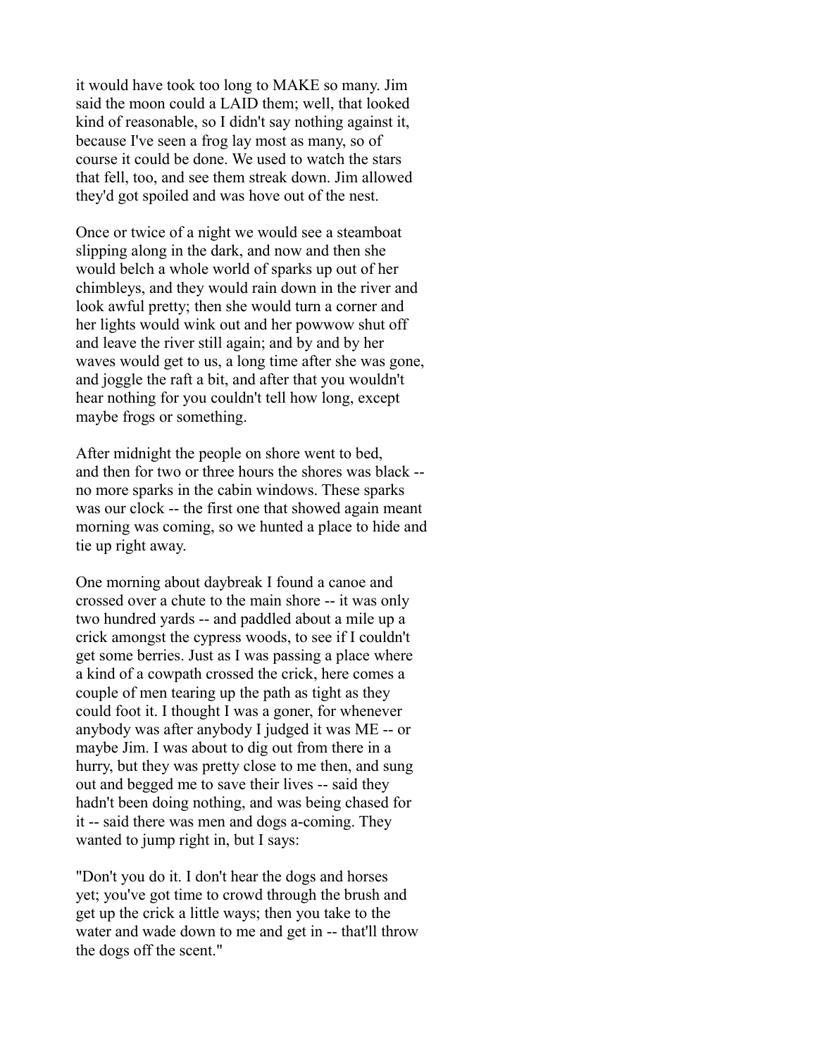it would have took too long to MAKE so many. Jim said the moon could a LAID them; well, that looked kind of reasonable, so I didn't say nothing against it, because I've seen a frog lay most as many, so of course it could be done. We used to watch the stars that fell, too, and see them streak down. Jim allowed they'd got spoiled and was hove out of the nest.

Once or twice of a night we would see a steamboat slipping along in the dark, and now and then she would belch a whole world of sparks up out of her chimbleys, and they would rain down in the river and look awful pretty; then she would turn a corner and her lights would wink out and her powwow shut off and leave the river still again; and by and by her waves would get to us, a long time after she was gone, and joggle the raft a bit, and after that you wouldn't hear nothing for you couldn't tell how long, except maybe frogs or something.

After midnight the people on shore went to bed, and then for two or three hours the shores was black -- no more sparks in the cabin windows. These sparks was our clock -- the first one that showed again meant morning was coming, so we hunted a place to hide and tie up right away.

One morning about daybreak I found a canoe and crossed over a chute to the main shore -- it was only two hundred yards -- and paddled about a mile up a crick amongst the cypress woods, to see if I couldn't get some berries. Just as I was passing a place where a kind of a cowpath crossed the crick, here comes a couple of men tearing up the path as tight as they could foot it. I thought I was a goner, for whenever anybody was after anybody I judged it was ME -- or maybe Jim. I was about to dig out from there in a hurry, but they was pretty close to me then, and sung out and begged me to save their lives -- said they hadn't been doing nothing, and was being chased for it -- said there was men and dogs a-coming. They wanted to jump right in, but I says:

"Don't you do it. I don't hear the dogs and horses yet; you've got time to crowd through the brush and get up the crick a little ways; then you take to the water and wade down to me and get in -- that'll throw the dogs off the scent."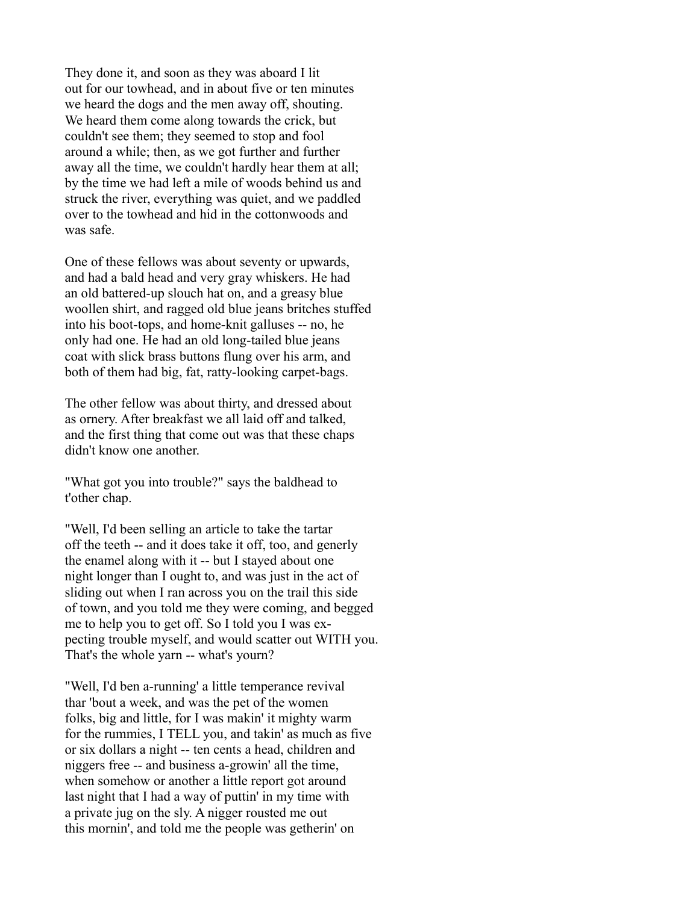They done it, and soon as they was aboard I lit out for our towhead, and in about five or ten minutes we heard the dogs and the men away off, shouting. We heard them come along towards the crick, but couldn't see them; they seemed to stop and fool around a while; then, as we got further and further away all the time, we couldn't hardly hear them at all; by the time we had left a mile of woods behind us and struck the river, everything was quiet, and we paddled over to the towhead and hid in the cottonwoods and was safe.

One of these fellows was about seventy or upwards, and had a bald head and very gray whiskers. He had an old battered-up slouch hat on, and a greasy blue woollen shirt, and ragged old blue jeans britches stuffed into his boot-tops, and home-knit galluses -- no, he only had one. He had an old long-tailed blue jeans coat with slick brass buttons flung over his arm, and both of them had big, fat, ratty-looking carpet-bags.

The other fellow was about thirty, and dressed about as ornery. After breakfast we all laid off and talked, and the first thing that come out was that these chaps didn't know one another.

"What got you into trouble?" says the baldhead to t'other chap.

"Well, I'd been selling an article to take the tartar off the teeth -- and it does take it off, too, and generly the enamel along with it -- but I stayed about one night longer than I ought to, and was just in the act of sliding out when I ran across you on the trail this side of town, and you told me they were coming, and begged me to help you to get off. So I told you I was expecting trouble myself, and would scatter out WITH you. That's the whole yarn -- what's yourn?

"Well, I'd ben a-running' a little temperance revival thar 'bout a week, and was the pet of the women folks, big and little, for I was makin' it mighty warm for the rummies, I TELL you, and takin' as much as five or six dollars a night -- ten cents a head, children and niggers free -- and business a-growin' all the time, when somehow or another a little report got around last night that I had a way of puttin' in my time with a private jug on the sly. A nigger rousted me out this mornin', and told me the people was getherin' on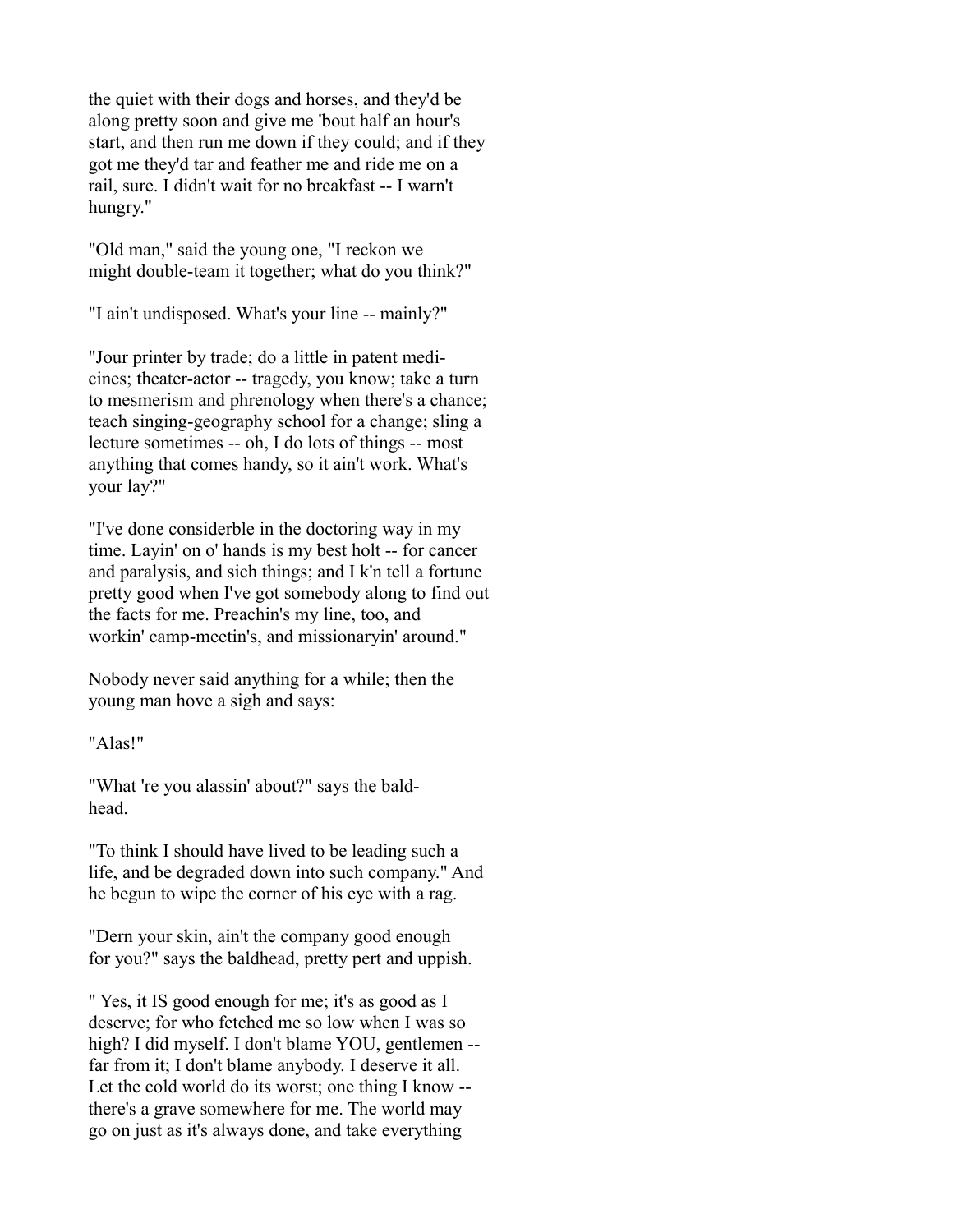the quiet with their dogs and horses, and they'd be along pretty soon and give me 'bout half an hour's start, and then run me down if they could; and if they got me they'd tar and feather me and ride me on a rail, sure. I didn't wait for no breakfast -- I warn't hungry."

"Old man," said the young one, "I reckon we might double-team it together; what do you think?"

"I ain't undisposed. What's your line -- mainly?"

"Jour printer by trade; do a little in patent medicines; theater-actor -- tragedy, you know; take a turn to mesmerism and phrenology when there's a chance; teach singing-geography school for a change; sling a lecture sometimes -- oh, I do lots of things -- most anything that comes handy, so it ain't work. What's your lay?"

"I've done considerble in the doctoring way in my time. Layin' on o' hands is my best holt -- for cancer and paralysis, and sich things; and I k'n tell a fortune pretty good when I've got somebody along to find out the facts for me. Preachin's my line, too, and workin' camp-meetin's, and missionaryin' around."

Nobody never said anything for a while; then the young man hove a sigh and says:

"Alas!"

"What 're you alassin' about?" says the baldhead.

"To think I should have lived to be leading such a life, and be degraded down into such company." And he begun to wipe the corner of his eye with a rag.

"Dern your skin, ain't the company good enough for you?" says the baldhead, pretty pert and uppish.

" Yes, it IS good enough for me; it's as good as I deserve; for who fetched me so low when I was so high? I did myself. I don't blame YOU, gentlemen -- far from it; I don't blame anybody. I deserve it all. Let the cold world do its worst; one thing I know -- there's a grave somewhere for me. The world may go on just as it's always done, and take everything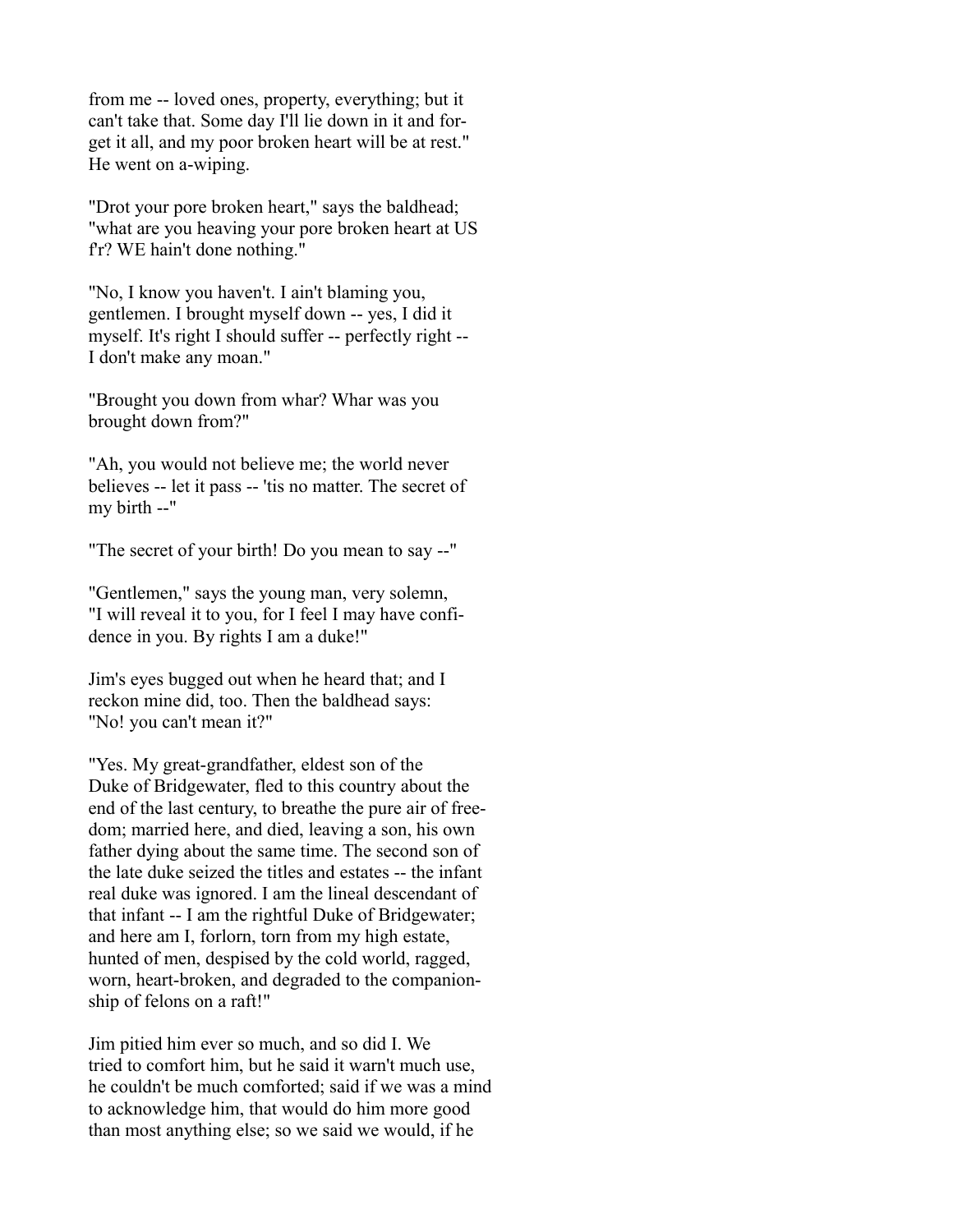from me -- loved ones, property, everything; but it can't take that. Some day I'll lie down in it and forget it all, and my poor broken heart will be at rest." He went on a-wiping.

"Drot your pore broken heart," says the baldhead; "what are you heaving your pore broken heart at US f'r? WE hain't done nothing."

"No, I know you haven't. I ain't blaming you, gentlemen. I brought myself down -- yes, I did it myself. It's right I should suffer -- perfectly right -- I don't make any moan."

"Brought you down from whar? Whar was you brought down from?"

"Ah, you would not believe me; the world never believes -- let it pass -- 'tis no matter. The secret of my birth --"

"The secret of your birth! Do you mean to say --"

"Gentlemen," says the young man, very solemn, "I will reveal it to you, for I feel I may have confidence in you. By rights I am a duke!"

Jim's eyes bugged out when he heard that; and I reckon mine did, too. Then the baldhead says: "No! you can't mean it?"

"Yes. My great-grandfather, eldest son of the Duke of Bridgewater, fled to this country about the end of the last century, to breathe the pure air of freedom; married here, and died, leaving a son, his own father dying about the same time. The second son of the late duke seized the titles and estates -- the infant real duke was ignored. I am the lineal descendant of that infant -- I am the rightful Duke of Bridgewater; and here am I, forlorn, torn from my high estate, hunted of men, despised by the cold world, ragged, worn, heart-broken, and degraded to the companionship of felons on a raft!"

Jim pitied him ever so much, and so did I. We tried to comfort him, but he said it warn't much use, he couldn't be much comforted; said if we was a mind to acknowledge him, that would do him more good than most anything else; so we said we would, if he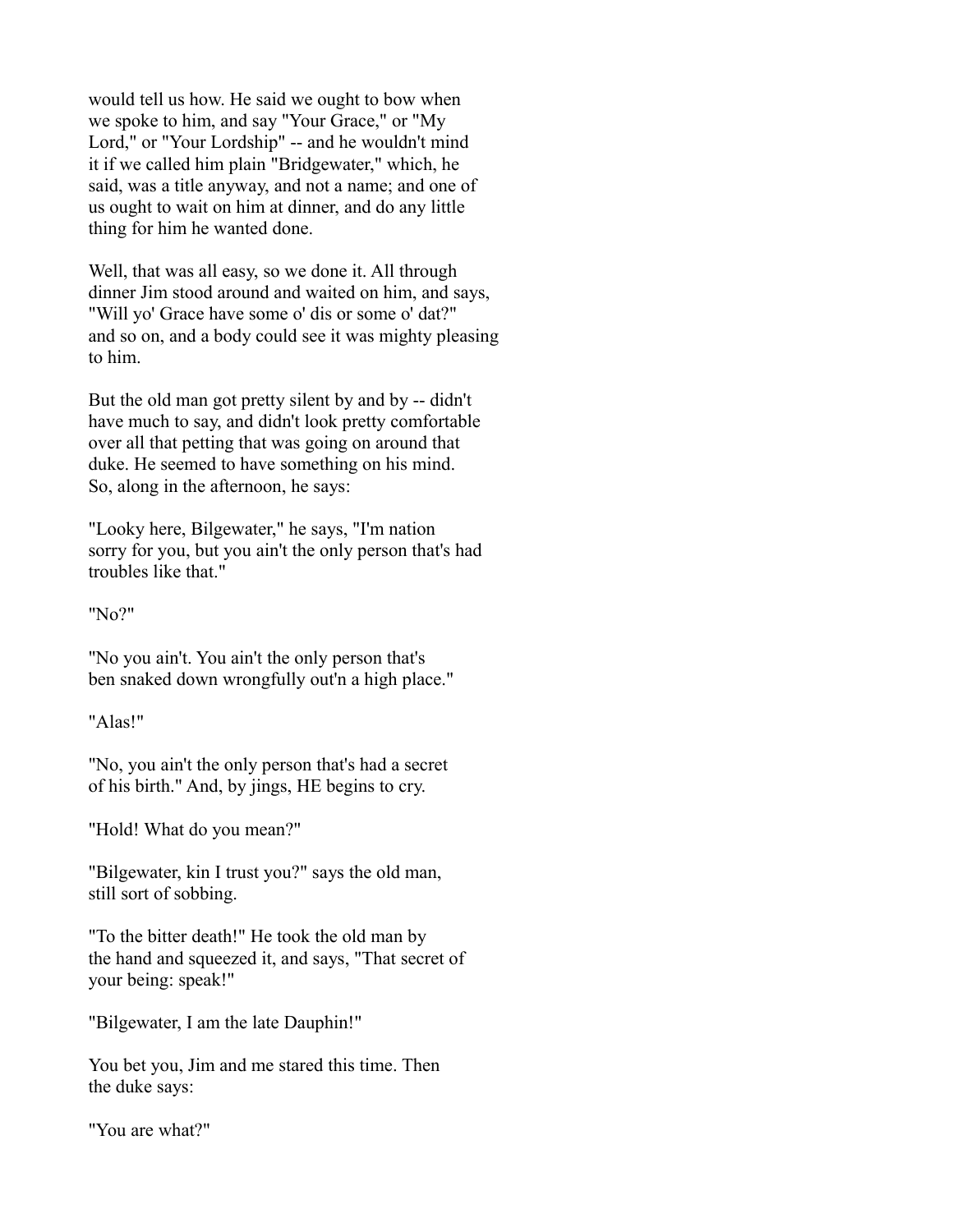would tell us how. He said we ought to bow when we spoke to him, and say "Your Grace," or "My Lord," or "Your Lordship" -- and he wouldn't mind it if we called him plain "Bridgewater," which, he said, was a title anyway, and not a name; and one of us ought to wait on him at dinner, and do any little thing for him he wanted done.

Well, that was all easy, so we done it. All through dinner Jim stood around and waited on him, and says, "Will yo' Grace have some o' dis or some o' dat?" and so on, and a body could see it was mighty pleasing to him.

But the old man got pretty silent by and by -- didn't have much to say, and didn't look pretty comfortable over all that petting that was going on around that duke. He seemed to have something on his mind. So, along in the afternoon, he says:

"Looky here, Bilgewater," he says, "I'm nation sorry for you, but you ain't the only person that's had troubles like that."

"No?"

"No you ain't. You ain't the only person that's ben snaked down wrongfully out'n a high place."

"Alas!"

"No, you ain't the only person that's had a secret of his birth." And, by jings, HE begins to cry.

"Hold! What do you mean?"

"Bilgewater, kin I trust you?" says the old man, still sort of sobbing.

"To the bitter death!" He took the old man by the hand and squeezed it, and says, "That secret of your being: speak!"

"Bilgewater, I am the late Dauphin!"

You bet you, Jim and me stared this time. Then the duke says:

"You are what?"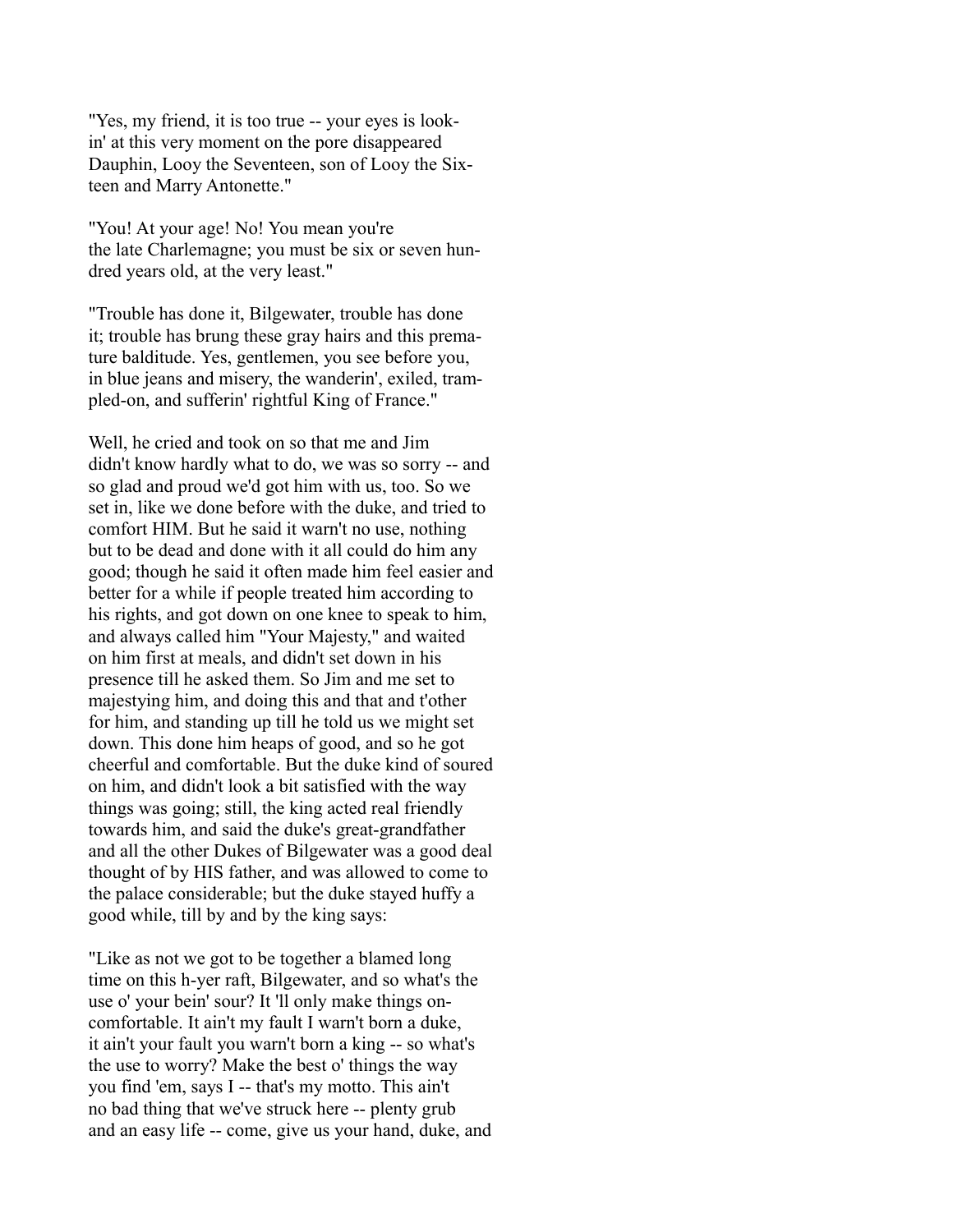"Yes, my friend, it is too true -- your eyes is lookin' at this very moment on the pore disappeared Dauphin, Looy the Seventeen, son of Looy the Sixteen and Marry Antonette."

"You! At your age! No! You mean you're the late Charlemagne; you must be six or seven hundred years old, at the very least."

"Trouble has done it, Bilgewater, trouble has done it; trouble has brung these gray hairs and this premature balditude. Yes, gentlemen, you see before you, in blue jeans and misery, the wanderin', exiled, trampled-on, and sufferin' rightful King of France."

Well, he cried and took on so that me and Jim didn't know hardly what to do, we was so sorry -- and so glad and proud we'd got him with us, too. So we set in, like we done before with the duke, and tried to comfort HIM. But he said it warn't no use, nothing but to be dead and done with it all could do him any good; though he said it often made him feel easier and better for a while if people treated him according to his rights, and got down on one knee to speak to him, and always called him "Your Majesty," and waited on him first at meals, and didn't set down in his presence till he asked them. So Jim and me set to majestying him, and doing this and that and t'other for him, and standing up till he told us we might set down. This done him heaps of good, and so he got cheerful and comfortable. But the duke kind of soured on him, and didn't look a bit satisfied with the way things was going; still, the king acted real friendly towards him, and said the duke's great-grandfather and all the other Dukes of Bilgewater was a good deal thought of by HIS father, and was allowed to come to the palace considerable; but the duke stayed huffy a good while, till by and by the king says:

"Like as not we got to be together a blamed long time on this h-yer raft, Bilgewater, and so what's the use o' your bein' sour? It 'll only make things oncomfortable. It ain't my fault I warn't born a duke, it ain't your fault you warn't born a king -- so what's the use to worry? Make the best o' things the way you find 'em, says I -- that's my motto. This ain't no bad thing that we've struck here -- plenty grub and an easy life -- come, give us your hand, duke, and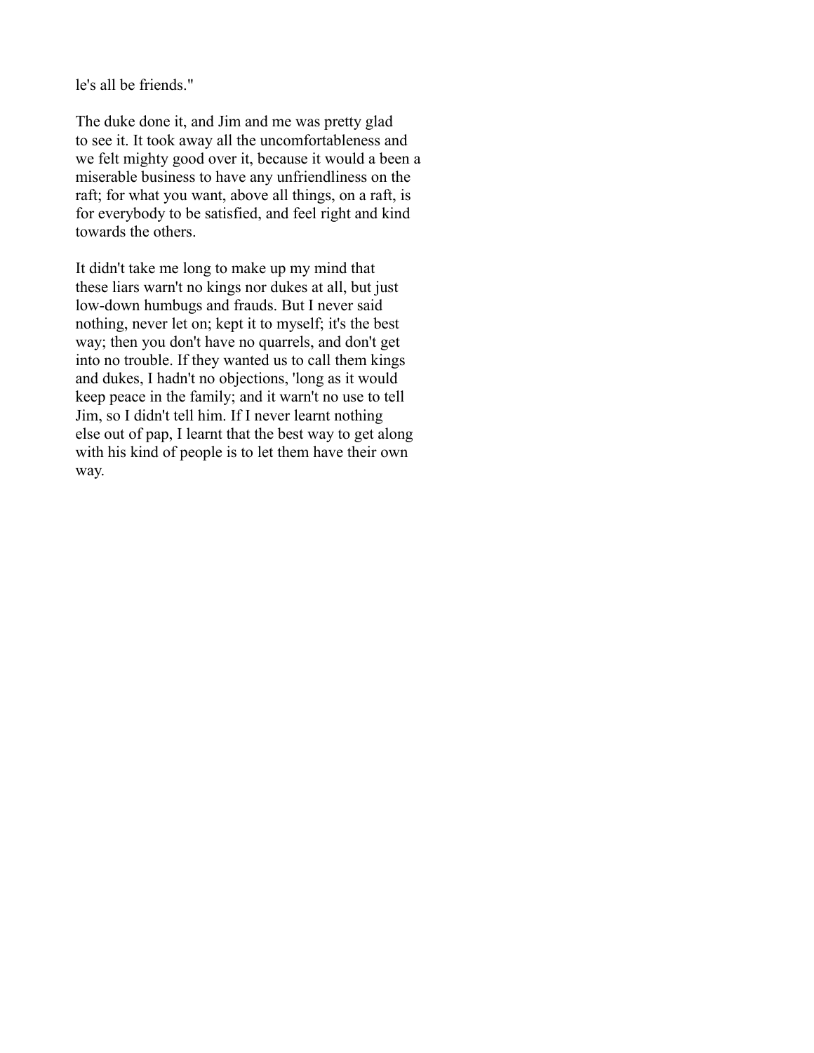le's all be friends."

The duke done it, and Jim and me was pretty glad to see it. It took away all the uncomfortableness and we felt mighty good over it, because it would a been a miserable business to have any unfriendliness on the raft; for what you want, above all things, on a raft, is for everybody to be satisfied, and feel right and kind towards the others.

It didn't take me long to make up my mind that these liars warn't no kings nor dukes at all, but just low-down humbugs and frauds. But I never said nothing, never let on; kept it to myself; it's the best way; then you don't have no quarrels, and don't get into no trouble. If they wanted us to call them kings and dukes, I hadn't no objections, 'long as it would keep peace in the family; and it warn't no use to tell Jim, so I didn't tell him. If I never learnt nothing else out of pap, I learnt that the best way to get along with his kind of people is to let them have their own way.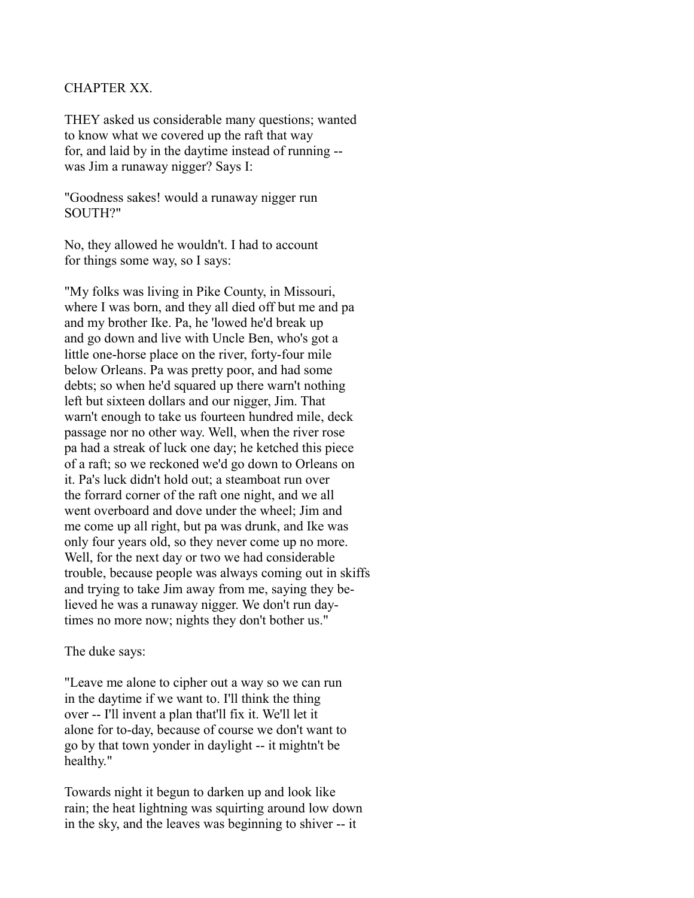# CHAPTER XX.

THEY asked us considerable many questions; wanted to know what we covered up the raft that way for, and laid by in the daytime instead of running -- was Jim a runaway nigger? Says I:

"Goodness sakes! would a runaway nigger run SOUTH?"

No, they allowed he wouldn't. I had to account for things some way, so I says:

"My folks was living in Pike County, in Missouri, where I was born, and they all died off but me and pa and my brother Ike. Pa, he 'lowed he'd break up and go down and live with Uncle Ben, who's got a little one-horse place on the river, forty-four mile below Orleans. Pa was pretty poor, and had some debts; so when he'd squared up there warn't nothing left but sixteen dollars and our nigger, Jim. That warn't enough to take us fourteen hundred mile, deck passage nor no other way. Well, when the river rose pa had a streak of luck one day; he ketched this piece of a raft; so we reckoned we'd go down to Orleans on it. Pa's luck didn't hold out; a steamboat run over the forrard corner of the raft one night, and we all went overboard and dove under the wheel; Jim and me come up all right, but pa was drunk, and Ike was only four years old, so they never come up no more. Well, for the next day or two we had considerable trouble, because people was always coming out in skiffs and trying to take Jim away from me, saying they believed he was a runaway nigger. We don't run daytimes no more now; nights they don't bother us."

The duke says:

"Leave me alone to cipher out a way so we can run in the daytime if we want to. I'll think the thing over -- I'll invent a plan that'll fix it. We'll let it alone for to-day, because of course we don't want to go by that town yonder in daylight -- it mightn't be healthy."

Towards night it begun to darken up and look like rain; the heat lightning was squirting around low down in the sky, and the leaves was beginning to shiver -- it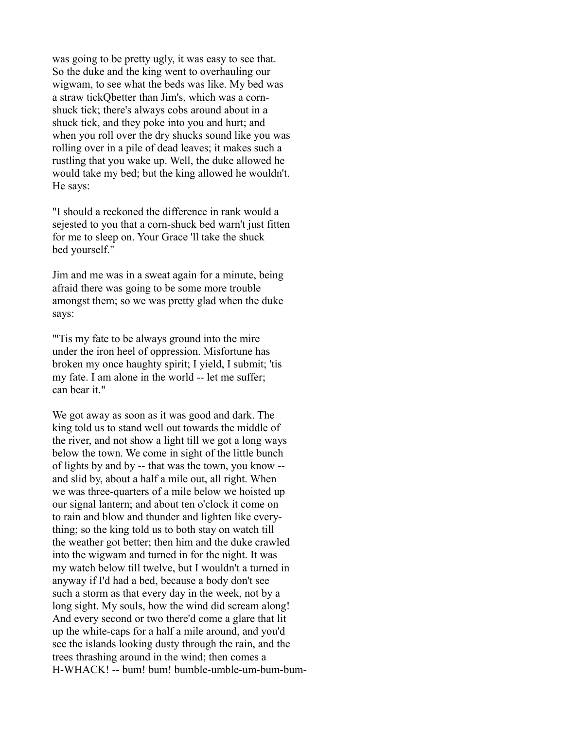was going to be pretty ugly, it was easy to see that. So the duke and the king went to overhauling our wigwam, to see what the beds was like. My bed was a straw tickQbetter than Jim's, which was a corn-shuck tick; there's always cobs around about in a shuck tick, and they poke into you and hurt; and when you roll over the dry shucks sound like you was rolling over in a pile of dead leaves; it makes such a rustling that you wake up. Well, the duke allowed he would take my bed; but the king allowed he wouldn't. He says:

"I should a reckoned the difference in rank would a sejested to you that a corn-shuck bed warn't just fitten for me to sleep on. Your Grace 'll take the shuck bed yourself."

Jim and me was in a sweat again for a minute, being afraid there was going to be some more trouble amongst them; so we was pretty glad when the duke says:

"'Tis my fate to be always ground into the mire under the iron heel of oppression. Misfortune has broken my once haughty spirit; I yield, I submit; 'tis my fate. I am alone in the world -- let me suffer; can bear it."

We got away as soon as it was good and dark. The king told us to stand well out towards the middle of the river, and not show a light till we got a long ways below the town. We come in sight of the little bunch of lights by and by -- that was the town, you know -- and slid by, about a half a mile out, all right. When we was three-quarters of a mile below we hoisted up our signal lantern; and about ten o'clock it come on to rain and blow and thunder and lighten like everything; so the king told us to both stay on watch till the weather got better; then him and the duke crawled into the wigwam and turned in for the night. It was my watch below till twelve, but I wouldn't a turned in anyway if I'd had a bed, because a body don't see such a storm as that every day in the week, not by a long sight. My souls, how the wind did scream along! And every second or two there'd come a glare that lit up the white-caps for a half a mile around, and you'd see the islands looking dusty through the rain, and the trees thrashing around in the wind; then comes a H-WHACK! -- bum! bum! bumble-umble-um-bum-bum-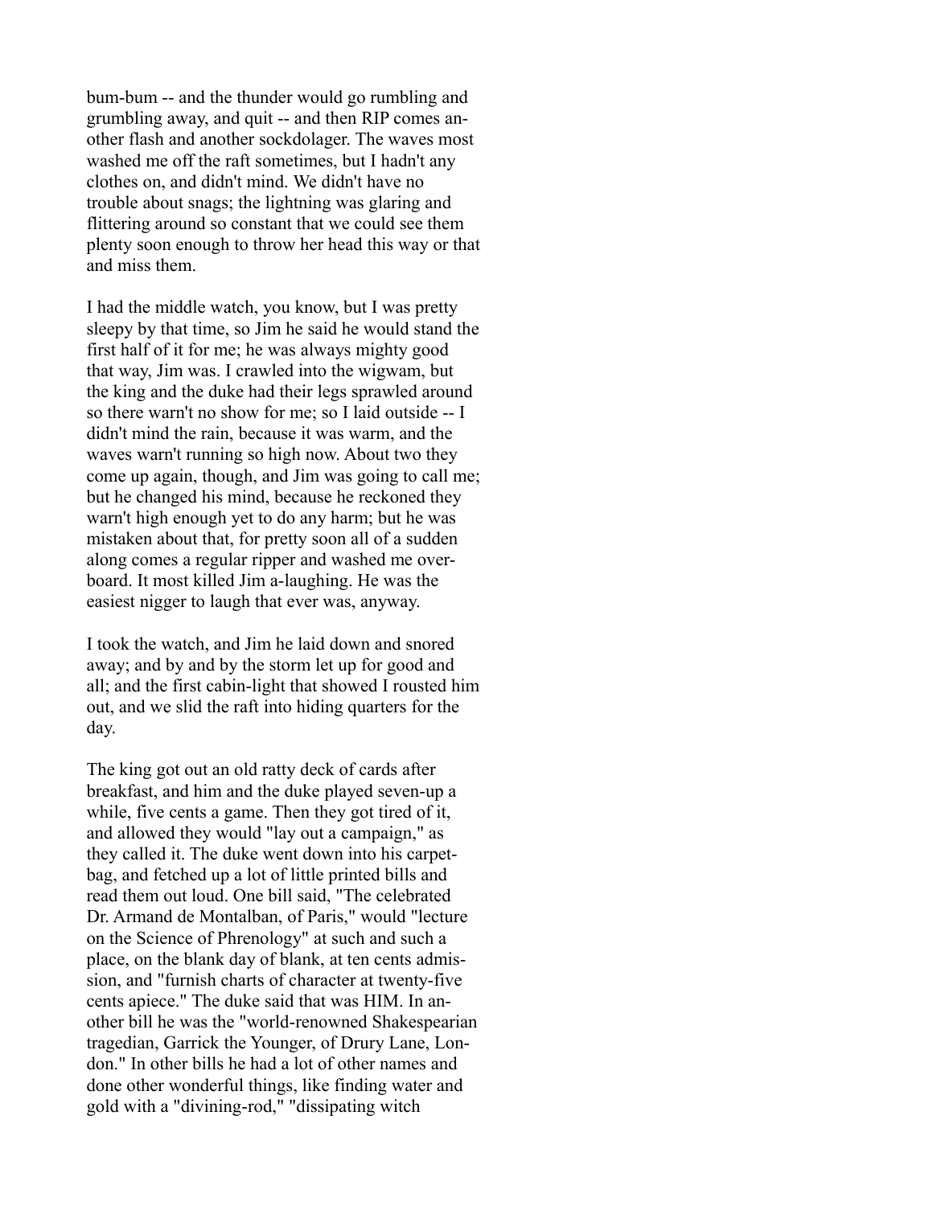bum-bum -- and the thunder would go rumbling and grumbling away, and quit -- and then RIP comes another flash and another sockdolager. The waves most washed me off the raft sometimes, but I hadn't any clothes on, and didn't mind. We didn't have no trouble about snags; the lightning was glaring and flittering around so constant that we could see them plenty soon enough to throw her head this way or that and miss them.

I had the middle watch, you know, but I was pretty sleepy by that time, so Jim he said he would stand the first half of it for me; he was always mighty good that way, Jim was. I crawled into the wigwam, but the king and the duke had their legs sprawled around so there warn't no show for me; so I laid outside -- I didn't mind the rain, because it was warm, and the waves warn't running so high now. About two they come up again, though, and Jim was going to call me; but he changed his mind, because he reckoned they warn't high enough yet to do any harm; but he was mistaken about that, for pretty soon all of a sudden along comes a regular ripper and washed me overboard. It most killed Jim a-laughing. He was the easiest nigger to laugh that ever was, anyway.

I took the watch, and Jim he laid down and snored away; and by and by the storm let up for good and all; and the first cabin-light that showed I rousted him out, and we slid the raft into hiding quarters for the day.

The king got out an old ratty deck of cards after breakfast, and him and the duke played seven-up a while, five cents a game. Then they got tired of it, and allowed they would "lay out a campaign," as they called it. The duke went down into his carpet-bag, and fetched up a lot of little printed bills and read them out loud. One bill said, "The celebrated Dr. Armand de Montalban, of Paris," would "lecture on the Science of Phrenology" at such and such a place, on the blank day of blank, at ten cents admission, and "furnish charts of character at twenty-five cents apiece." The duke said that was HIM. In another bill he was the "world-renowned Shakespearian tragedian, Garrick the Younger, of Drury Lane, London." In other bills he had a lot of other names and done other wonderful things, like finding water and gold with a "divining-rod," "dissipating witch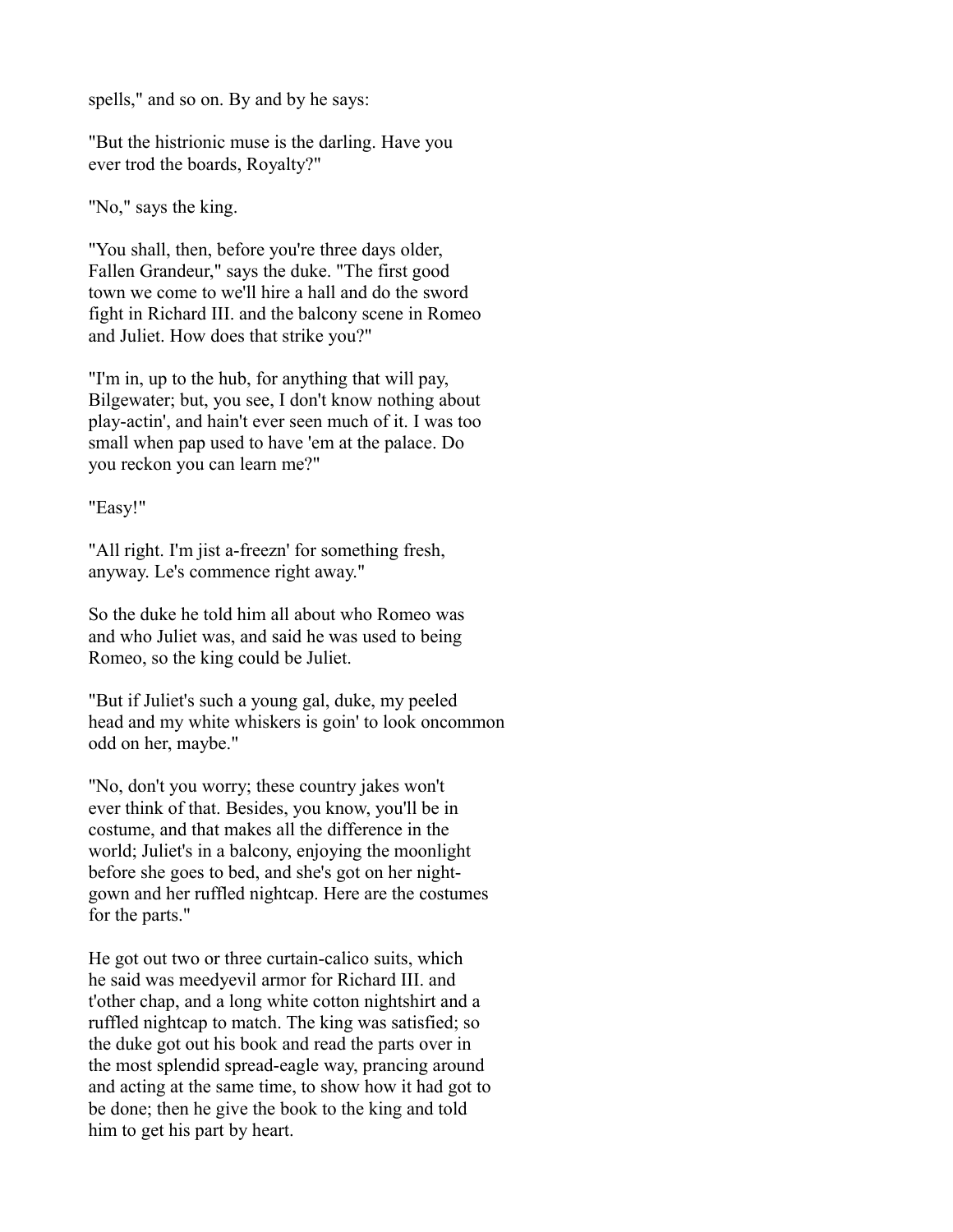spells," and so on. By and by he says:

"But the histrionic muse is the darling. Have you ever trod the boards, Royalty?"

"No," says the king.

"You shall, then, before you're three days older, Fallen Grandeur," says the duke. "The first good town we come to we'll hire a hall and do the sword fight in Richard III. and the balcony scene in Romeo and Juliet. How does that strike you?"

"I'm in, up to the hub, for anything that will pay, Bilgewater; but, you see, I don't know nothing about play-actin', and hain't ever seen much of it. I was too small when pap used to have 'em at the palace. Do you reckon you can learn me?"

"Easy!"

"All right. I'm jist a-freezn' for something fresh, anyway. Le's commence right away."

So the duke he told him all about who Romeo was and who Juliet was, and said he was used to being Romeo, so the king could be Juliet.

"But if Juliet's such a young gal, duke, my peeled head and my white whiskers is goin' to look oncommon odd on her, maybe."

"No, don't you worry; these country jakes won't ever think of that. Besides, you know, you'll be in costume, and that makes all the difference in the world; Juliet's in a balcony, enjoying the moonlight before she goes to bed, and she's got on her night-gown and her ruffled nightcap. Here are the costumes for the parts."

He got out two or three curtain-calico suits, which he said was meedyevil armor for Richard III. and t'other chap, and a long white cotton nightshirt and a ruffled nightcap to match. The king was satisfied; so the duke got out his book and read the parts over in the most splendid spread-eagle way, prancing around and acting at the same time, to show how it had got to be done; then he give the book to the king and told him to get his part by heart.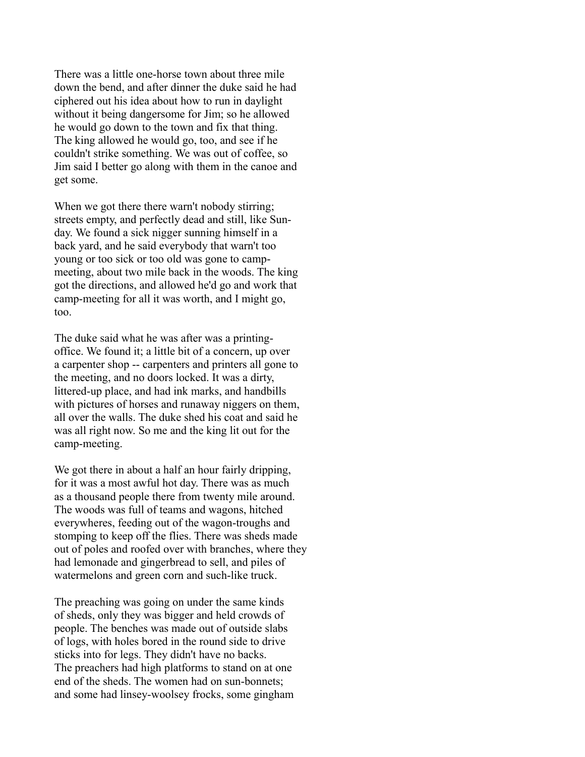There was a little one-horse town about three mile down the bend, and after dinner the duke said he had ciphered out his idea about how to run in daylight without it being dangersome for Jim; so he allowed he would go down to the town and fix that thing. The king allowed he would go, too, and see if he couldn't strike something. We was out of coffee, so Jim said I better go along with them in the canoe and get some.

When we got there there warn't nobody stirring; streets empty, and perfectly dead and still, like Sunday. We found a sick nigger sunning himself in a back yard, and he said everybody that warn't too young or too sick or too old was gone to camp-meeting, about two mile back in the woods. The king got the directions, and allowed he'd go and work that camp-meeting for all it was worth, and I might go, too.

The duke said what he was after was a printing-office. We found it; a little bit of a concern, up over a carpenter shop -- carpenters and printers all gone to the meeting, and no doors locked. It was a dirty, littered-up place, and had ink marks, and handbills with pictures of horses and runaway niggers on them, all over the walls. The duke shed his coat and said he was all right now. So me and the king lit out for the camp-meeting.

We got there in about a half an hour fairly dripping, for it was a most awful hot day. There was as much as a thousand people there from twenty mile around. The woods was full of teams and wagons, hitched everywheres, feeding out of the wagon-troughs and stomping to keep off the flies. There was sheds made out of poles and roofed over with branches, where they had lemonade and gingerbread to sell, and piles of watermelons and green corn and such-like truck.

The preaching was going on under the same kinds of sheds, only they was bigger and held crowds of people. The benches was made out of outside slabs of logs, with holes bored in the round side to drive sticks into for legs. They didn't have no backs. The preachers had high platforms to stand on at one end of the sheds. The women had on sun-bonnets; and some had linsey-woolsey frocks, some gingham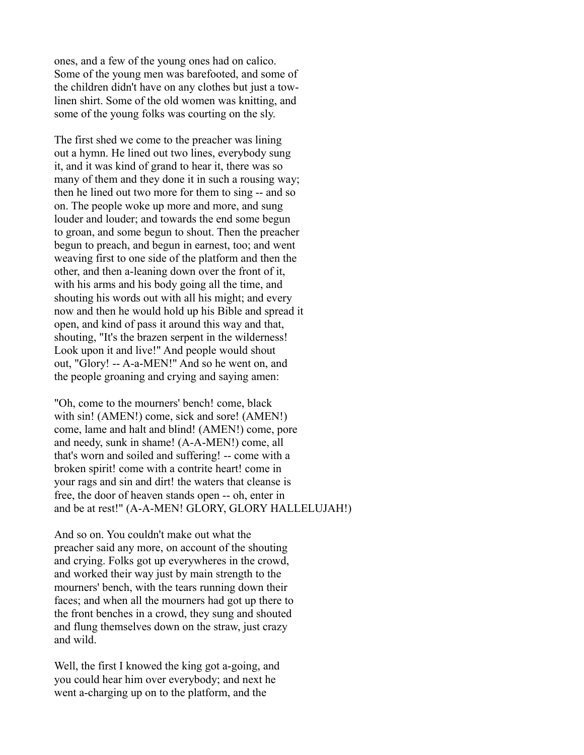ones, and a few of the young ones had on calico. Some of the young men was barefooted, and some of the children didn't have on any clothes but just a tow-linen shirt. Some of the old women was knitting, and some of the young folks was courting on the sly.

The first shed we come to the preacher was lining out a hymn. He lined out two lines, everybody sung it, and it was kind of grand to hear it, there was so many of them and they done it in such a rousing way; then he lined out two more for them to sing -- and so on. The people woke up more and more, and sung louder and louder; and towards the end some begun to groan, and some begun to shout. Then the preacher begun to preach, and begun in earnest, too; and went weaving first to one side of the platform and then the other, and then a-leaning down over the front of it, with his arms and his body going all the time, and shouting his words out with all his might; and every now and then he would hold up his Bible and spread it open, and kind of pass it around this way and that, shouting, "It's the brazen serpent in the wilderness! Look upon it and live!" And people would shout out, "Glory! -- A-a-MEN!" And so he went on, and the people groaning and crying and saying amen:

"Oh, come to the mourners' bench! come, black with sin! (AMEN!) come, sick and sore! (AMEN!) come, lame and halt and blind! (AMEN!) come, pore and needy, sunk in shame! (A-A-MEN!) come, all that's worn and soiled and suffering! -- come with a broken spirit! come with a contrite heart! come in your rags and sin and dirt! the waters that cleanse is free, the door of heaven stands open -- oh, enter in and be at rest!" (A-A-MEN! GLORY, GLORY HALLELUJAH!)

And so on. You couldn't make out what the preacher said any more, on account of the shouting and crying. Folks got up everywheres in the crowd, and worked their way just by main strength to the mourners' bench, with the tears running down their faces; and when all the mourners had got up there to the front benches in a crowd, they sung and shouted and flung themselves down on the straw, just crazy and wild.

Well, the first I knowed the king got a-going, and you could hear him over everybody; and next he went a-charging up on to the platform, and the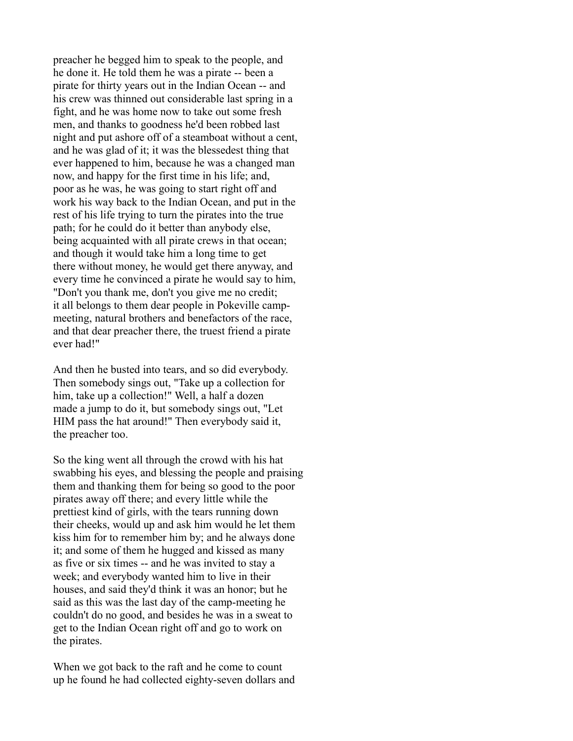preacher he begged him to speak to the people, and he done it. He told them he was a pirate -- been a pirate for thirty years out in the Indian Ocean -- and his crew was thinned out considerable last spring in a fight, and he was home now to take out some fresh men, and thanks to goodness he'd been robbed last night and put ashore off of a steamboat without a cent, and he was glad of it; it was the blessedest thing that ever happened to him, because he was a changed man now, and happy for the first time in his life; and, poor as he was, he was going to start right off and work his way back to the Indian Ocean, and put in the rest of his life trying to turn the pirates into the true path; for he could do it better than anybody else, being acquainted with all pirate crews in that ocean; and though it would take him a long time to get there without money, he would get there anyway, and every time he convinced a pirate he would say to him, "Don't you thank me, don't you give me no credit; it all belongs to them dear people in Pokeville camp-meeting, natural brothers and benefactors of the race, and that dear preacher there, the truest friend a pirate ever had!"

And then he busted into tears, and so did everybody. Then somebody sings out, "Take up a collection for him, take up a collection!" Well, a half a dozen made a jump to do it, but somebody sings out, "Let HIM pass the hat around!" Then everybody said it, the preacher too.

So the king went all through the crowd with his hat swabbing his eyes, and blessing the people and praising them and thanking them for being so good to the poor pirates away off there; and every little while the prettiest kind of girls, with the tears running down their cheeks, would up and ask him would he let them kiss him for to remember him by; and he always done it; and some of them he hugged and kissed as many as five or six times -- and he was invited to stay a week; and everybody wanted him to live in their houses, and said they'd think it was an honor; but he said as this was the last day of the camp-meeting he couldn't do no good, and besides he was in a sweat to get to the Indian Ocean right off and go to work on the pirates.

When we got back to the raft and he come to count up he found he had collected eighty-seven dollars and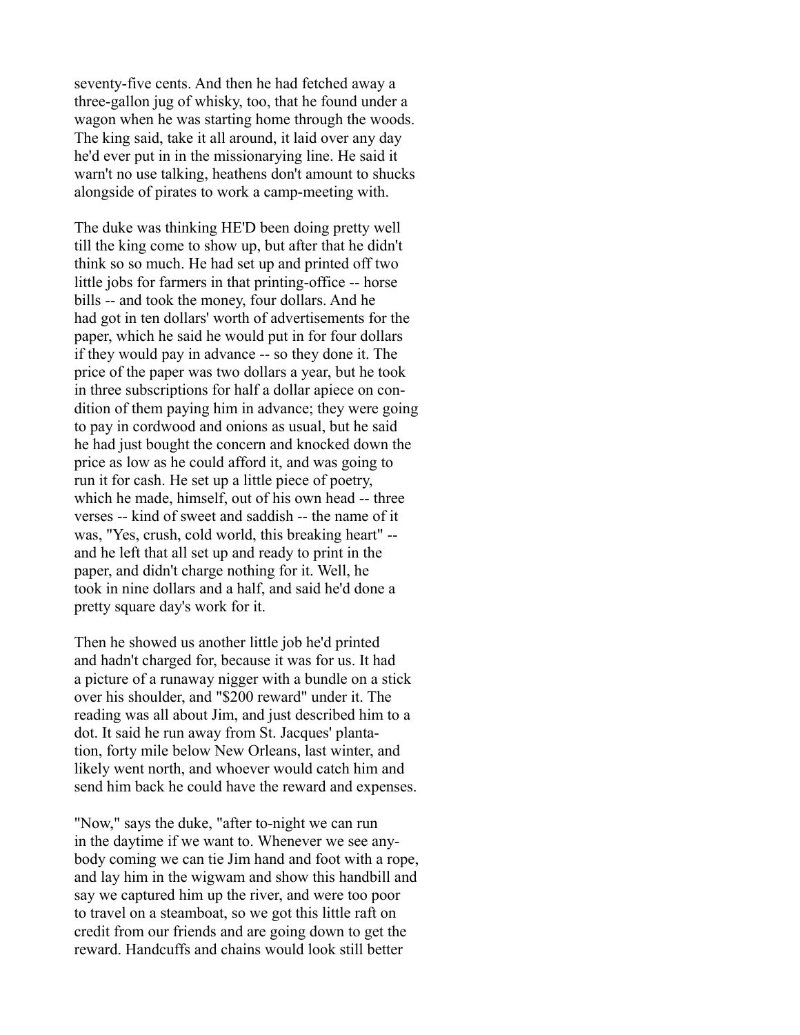seventy-five cents. And then he had fetched away a three-gallon jug of whisky, too, that he found under a wagon when he was starting home through the woods. The king said, take it all around, it laid over any day he'd ever put in in the missionarying line. He said it warn't no use talking, heathens don't amount to shucks alongside of pirates to work a camp-meeting with.

The duke was thinking HE'D been doing pretty well till the king come to show up, but after that he didn't think so so much. He had set up and printed off two little jobs for farmers in that printing-office -- horse bills -- and took the money, four dollars. And he had got in ten dollars' worth of advertisements for the paper, which he said he would put in for four dollars if they would pay in advance -- so they done it. The price of the paper was two dollars a year, but he took in three subscriptions for half a dollar apiece on condition of them paying him in advance; they were going to pay in cordwood and onions as usual, but he said he had just bought the concern and knocked down the price as low as he could afford it, and was going to run it for cash. He set up a little piece of poetry, which he made, himself, out of his own head -- three verses -- kind of sweet and saddish -- the name of it was, "Yes, crush, cold world, this breaking heart" -- and he left that all set up and ready to print in the paper, and didn't charge nothing for it. Well, he took in nine dollars and a half, and said he'd done a pretty square day's work for it.

Then he showed us another little job he'd printed and hadn't charged for, because it was for us. It had a picture of a runaway nigger with a bundle on a stick over his shoulder, and "$200 reward" under it. The reading was all about Jim, and just described him to a dot. It said he run away from St. Jacques' plantation, forty mile below New Orleans, last winter, and likely went north, and whoever would catch him and send him back he could have the reward and expenses.

"Now," says the duke, "after to-night we can run in the daytime if we want to. Whenever we see anybody coming we can tie Jim hand and foot with a rope, and lay him in the wigwam and show this handbill and say we captured him up the river, and were too poor to travel on a steamboat, so we got this little raft on credit from our friends and are going down to get the reward. Handcuffs and chains would look still better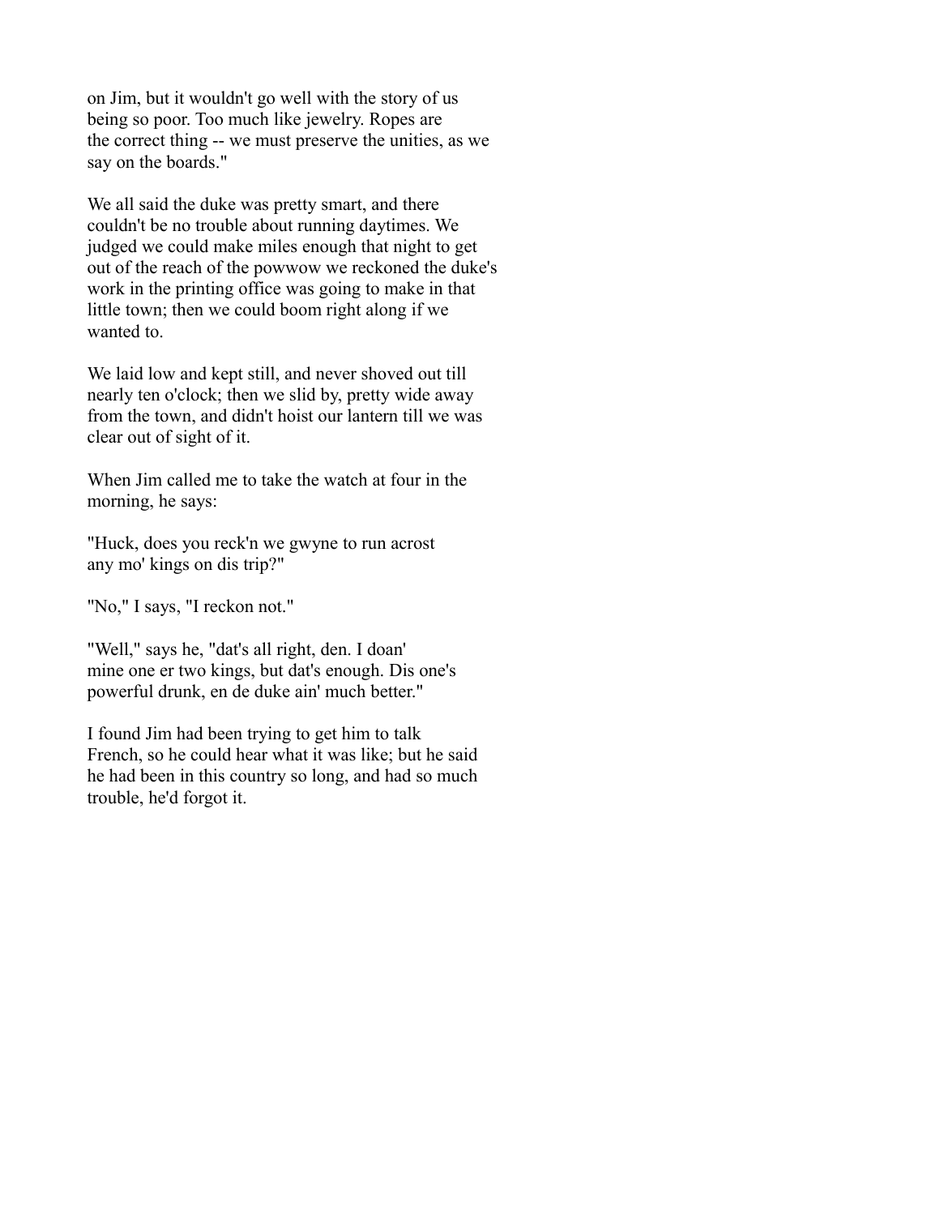on Jim, but it wouldn't go well with the story of us being so poor. Too much like jewelry. Ropes are the correct thing -- we must preserve the unities, as we say on the boards."

We all said the duke was pretty smart, and there couldn't be no trouble about running daytimes. We judged we could make miles enough that night to get out of the reach of the powwow we reckoned the duke's work in the printing office was going to make in that little town; then we could boom right along if we wanted to.

We laid low and kept still, and never shoved out till nearly ten o'clock; then we slid by, pretty wide away from the town, and didn't hoist our lantern till we was clear out of sight of it.

When Jim called me to take the watch at four in the morning, he says:

"Huck, does you reck'n we gwyne to run acrost any mo' kings on dis trip?"

"No," I says, "I reckon not."

"Well," says he, "dat's all right, den. I doan' mine one er two kings, but dat's enough. Dis one's powerful drunk, en de duke ain' much better."

I found Jim had been trying to get him to talk French, so he could hear what it was like; but he said he had been in this country so long, and had so much trouble, he'd forgot it.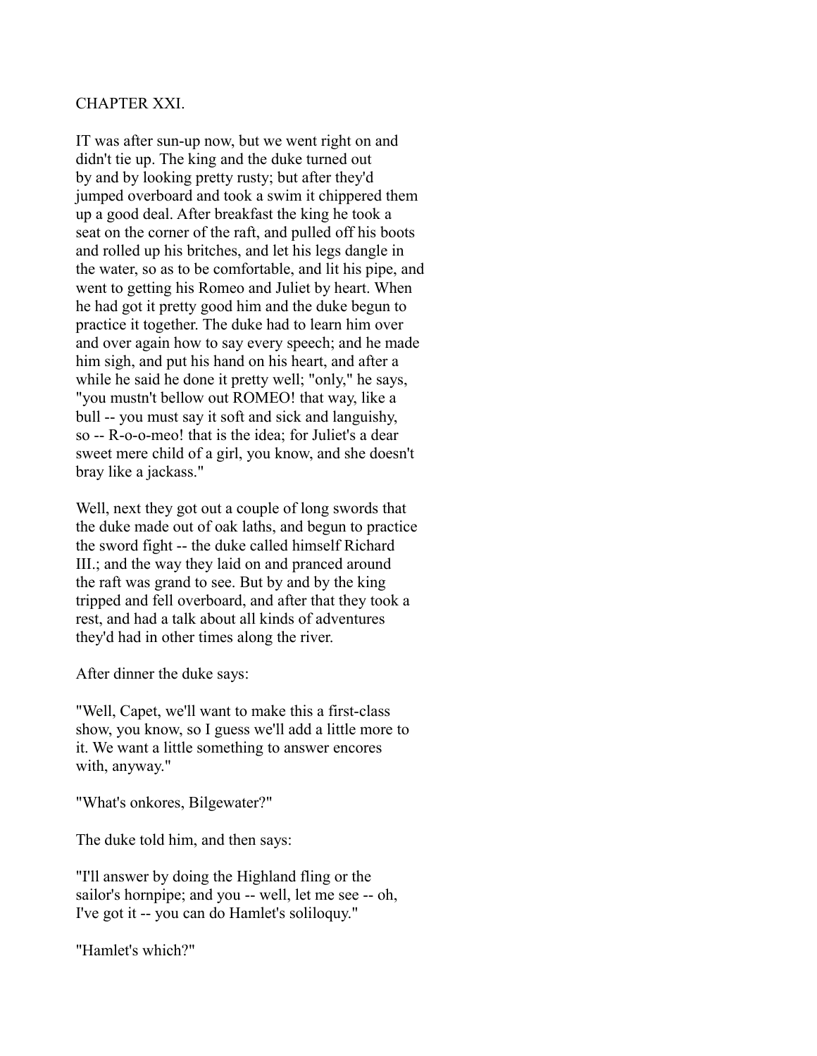## CHAPTER XXI.

IT was after sun-up now, but we went right on and didn't tie up. The king and the duke turned out by and by looking pretty rusty; but after they'd jumped overboard and took a swim it chippered them up a good deal. After breakfast the king he took a seat on the corner of the raft, and pulled off his boots and rolled up his britches, and let his legs dangle in the water, so as to be comfortable, and lit his pipe, and went to getting his Romeo and Juliet by heart. When he had got it pretty good him and the duke begun to practice it together. The duke had to learn him over and over again how to say every speech; and he made him sigh, and put his hand on his heart, and after a while he said he done it pretty well; "only," he says, "you mustn't bellow out ROMEO! that way, like a bull -- you must say it soft and sick and languishy, so -- R-o-o-meo! that is the idea; for Juliet's a dear sweet mere child of a girl, you know, and she doesn't bray like a jackass."

Well, next they got out a couple of long swords that the duke made out of oak laths, and begun to practice the sword fight -- the duke called himself Richard III.; and the way they laid on and pranced around the raft was grand to see. But by and by the king tripped and fell overboard, and after that they took a rest, and had a talk about all kinds of adventures they'd had in other times along the river.

After dinner the duke says:

"Well, Capet, we'll want to make this a first-class show, you know, so I guess we'll add a little more to it. We want a little something to answer encores with, anyway."

"What's onkores, Bilgewater?"

The duke told him, and then says:

"I'll answer by doing the Highland fling or the sailor's hornpipe; and you -- well, let me see -- oh, I've got it -- you can do Hamlet's soliloquy."

"Hamlet's which?"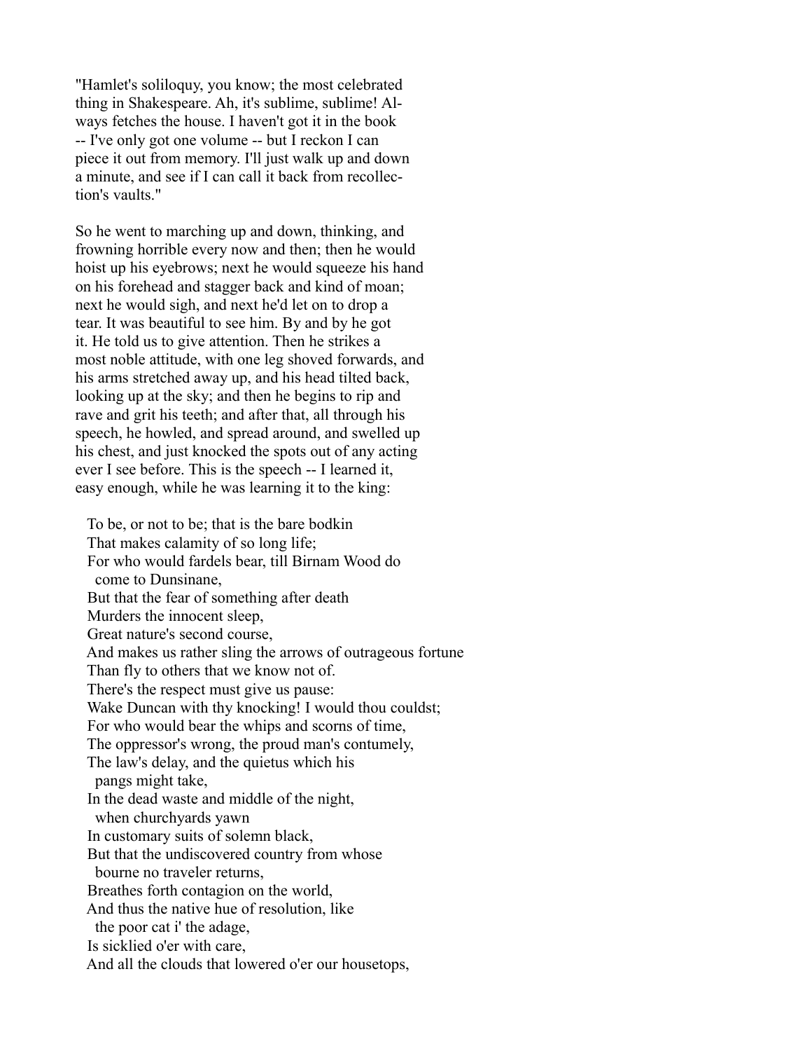"Hamlet's soliloquy, you know; the most celebrated thing in Shakespeare. Ah, it's sublime, sublime! Always fetches the house. I haven't got it in the book -- I've only got one volume -- but I reckon I can piece it out from memory. I'll just walk up and down a minute, and see if I can call it back from recollection's vaults."

So he went to marching up and down, thinking, and frowning horrible every now and then; then he would hoist up his eyebrows; next he would squeeze his hand on his forehead and stagger back and kind of moan; next he would sigh, and next he'd let on to drop a tear. It was beautiful to see him. By and by he got it. He told us to give attention. Then he strikes a most noble attitude, with one leg shoved forwards, and his arms stretched away up, and his head tilted back, looking up at the sky; and then he begins to rip and rave and grit his teeth; and after that, all through his speech, he howled, and spread around, and swelled up his chest, and just knocked the spots out of any acting ever I see before. This is the speech -- I learned it, easy enough, while he was learning it to the king:

To be, or not to be; that is the bare bodkin  
That makes calamity of so long life;  
For who would fardels bear, till Birnam Wood do  
  come to Dunsinane,  
But that the fear of something after death  
Murders the innocent sleep,  
Great nature's second course,  
And makes us rather sling the arrows of outrageous fortune  
Than fly to others that we know not of.  
There's the respect must give us pause:  
Wake Duncan with thy knocking! I would thou couldst;  
For who would bear the whips and scorns of time,  
The oppressor's wrong, the proud man's contumely,  
The law's delay, and the quietus which his  
  pangs might take,  
In the dead waste and middle of the night,  
  when churchyards yawn  
In customary suits of solemn black,  
But that the undiscovered country from whose  
  bourne no traveler returns,  
Breathes forth contagion on the world,  
And thus the native hue of resolution, like  
  the poor cat i' the adage,  
Is sicklied o'er with care,  
And all the clouds that lowered o'er our housetops,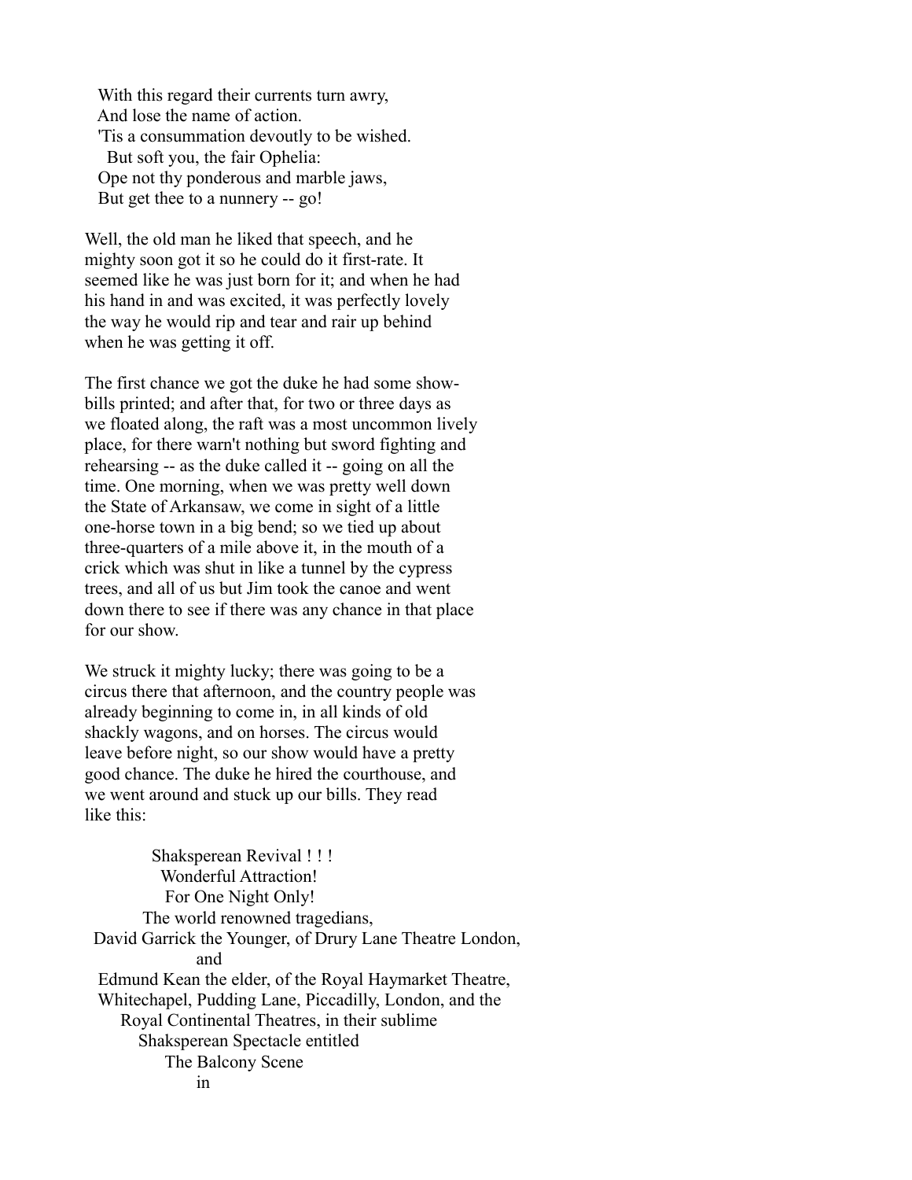With this regard their currents turn awry,
And lose the name of action.
'Tis a consummation devoutly to be wished.
  But soft you, the fair Ophelia:
Ope not thy ponderous and marble jaws,
But get thee to a nunnery -- go!

Well, the old man he liked that speech, and he mighty soon got it so he could do it first-rate. It seemed like he was just born for it; and when he had his hand in and was excited, it was perfectly lovely the way he would rip and tear and rair up behind when he was getting it off.

The first chance we got the duke he had some show-bills printed; and after that, for two or three days as we floated along, the raft was a most uncommon lively place, for there warn't nothing but sword fighting and rehearsing -- as the duke called it -- going on all the time. One morning, when we was pretty well down the State of Arkansaw, we come in sight of a little one-horse town in a big bend; so we tied up about three-quarters of a mile above it, in the mouth of a crick which was shut in like a tunnel by the cypress trees, and all of us but Jim took the canoe and went down there to see if there was any chance in that place for our show.

We struck it mighty lucky; there was going to be a circus there that afternoon, and the country people was already beginning to come in, in all kinds of old shackly wagons, and on horses. The circus would leave before night, so our show would have a pretty good chance. The duke he hired the courthouse, and we went around and stuck up our bills. They read like this:

Shaksperean Revival ! ! !
Wonderful Attraction!
For One Night Only!
The world renowned tragedians,
David Garrick the Younger, of Drury Lane Theatre London,
and
Edmund Kean the elder, of the Royal Haymarket Theatre,
Whitechapel, Pudding Lane, Piccadilly, London, and the
Royal Continental Theatres, in their sublime
Shaksperean Spectacle entitled
The Balcony Scene
in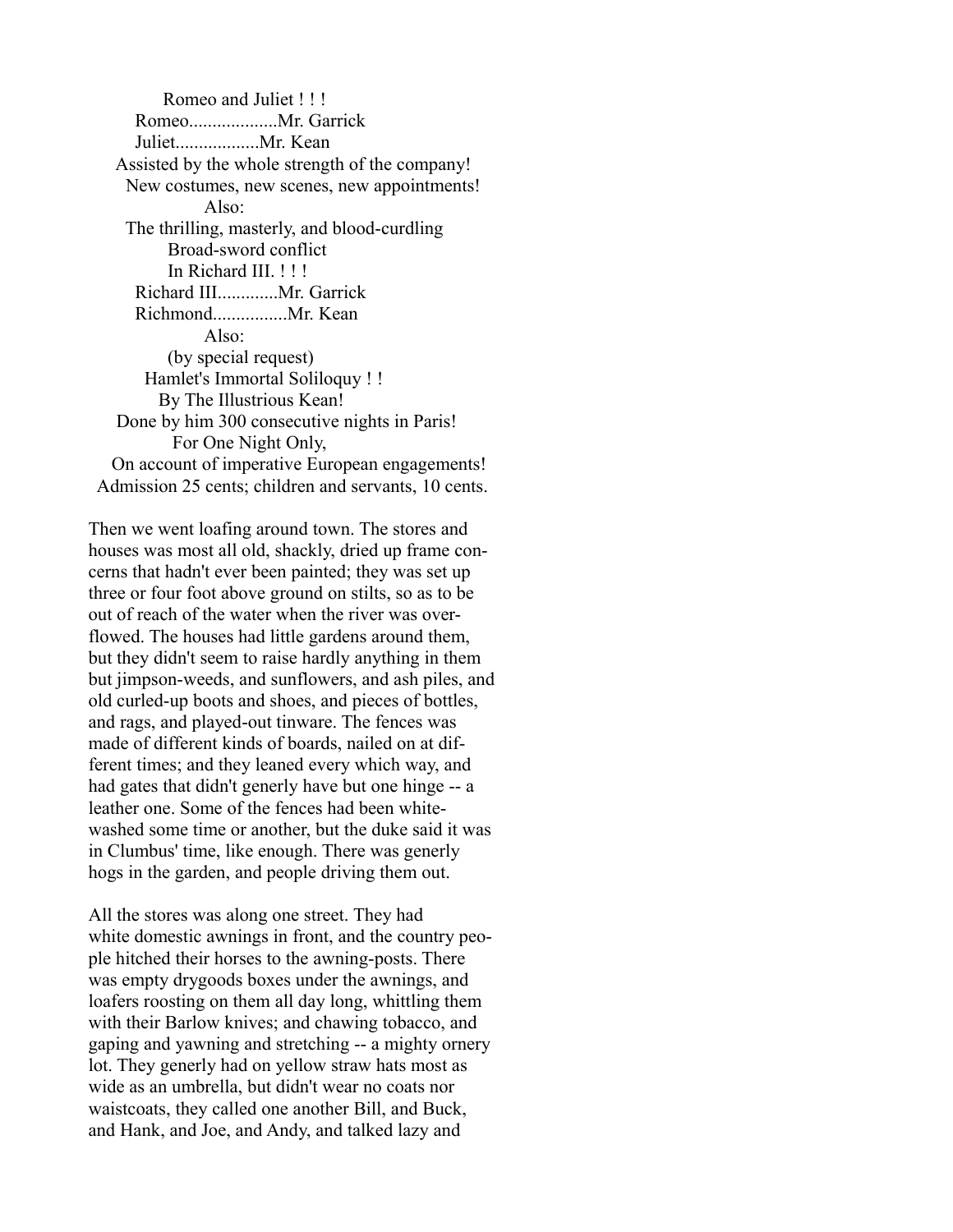Romeo and Juliet ! ! !
Romeo...................Mr. Garrick
Juliet..................Mr. Kean
Assisted by the whole strength of the company!
New costumes, new scenes, new appointments!
Also:
The thrilling, masterly, and blood-curdling
Broad-sword conflict
In Richard III. ! ! !
Richard III.............Mr. Garrick
Richmond................Mr. Kean
Also:
(by special request)
Hamlet's Immortal Soliloquy ! !
By The Illustrious Kean!
Done by him 300 consecutive nights in Paris!
For One Night Only,
On account of imperative European engagements!
Admission 25 cents; children and servants, 10 cents.

Then we went loafing around town. The stores and houses was most all old, shackly, dried up frame concerns that hadn't ever been painted; they was set up three or four foot above ground on stilts, so as to be out of reach of the water when the river was overflowed. The houses had little gardens around them, but they didn't seem to raise hardly anything in them but jimpson-weeds, and sunflowers, and ash piles, and old curled-up boots and shoes, and pieces of bottles, and rags, and played-out tinware. The fences was made of different kinds of boards, nailed on at different times; and they leaned every which way, and had gates that didn't generly have but one hinge -- a leather one. Some of the fences had been whitewashed some time or another, but the duke said it was in Clumbus' time, like enough. There was generly hogs in the garden, and people driving them out.

All the stores was along one street. They had white domestic awnings in front, and the country people hitched their horses to the awning-posts. There was empty drygoods boxes under the awnings, and loafers roosting on them all day long, whittling them with their Barlow knives; and chawing tobacco, and gaping and yawning and stretching -- a mighty ornery lot. They generly had on yellow straw hats most as wide as an umbrella, but didn't wear no coats nor waistcoats, they called one another Bill, and Buck, and Hank, and Joe, and Andy, and talked lazy and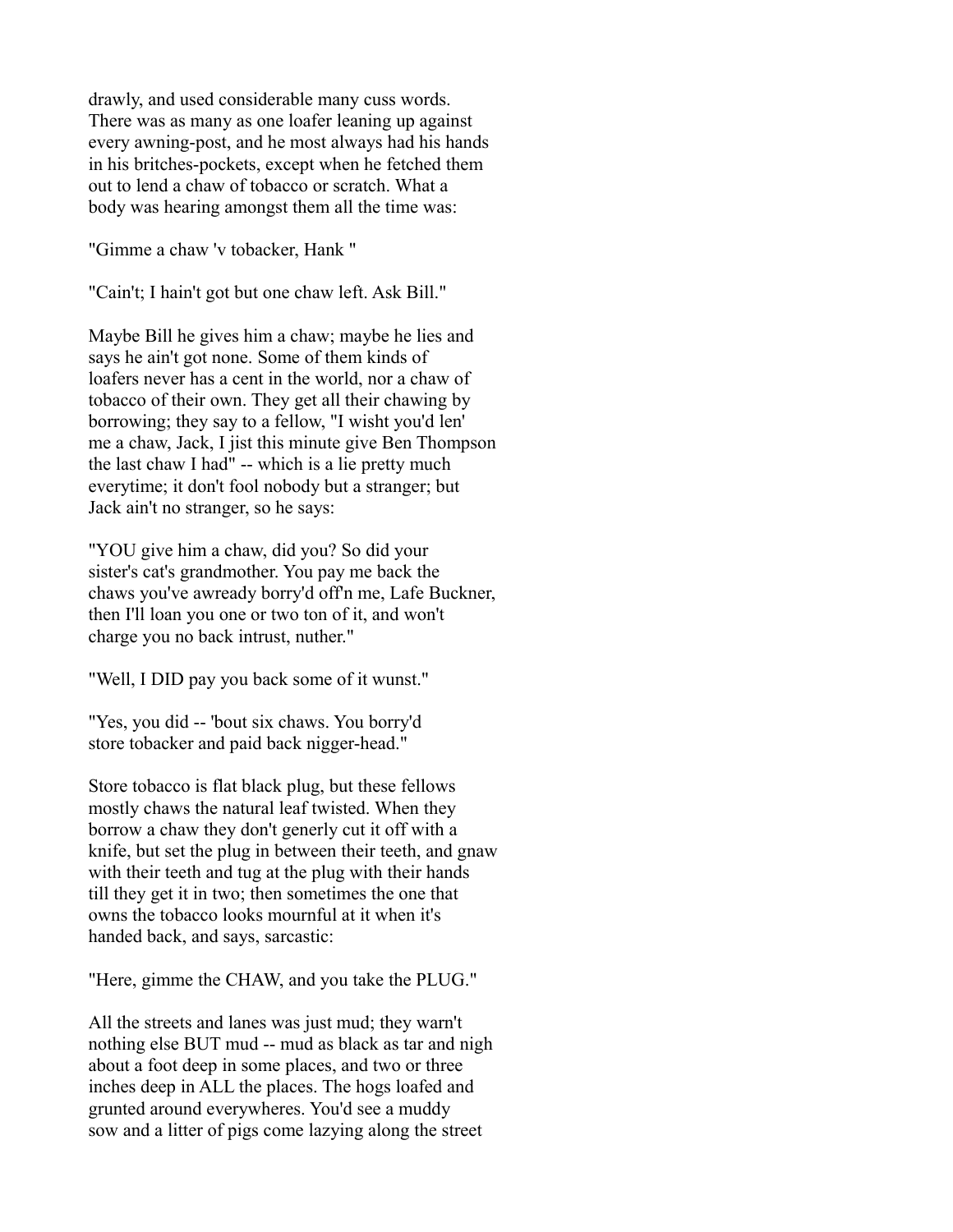drawly, and used considerable many cuss words. There was as many as one loafer leaning up against every awning-post, and he most always had his hands in his britches-pockets, except when he fetched them out to lend a chaw of tobacco or scratch. What a body was hearing amongst them all the time was:

"Gimme a chaw 'v tobacker, Hank "

"Cain't; I hain't got but one chaw left. Ask Bill."

Maybe Bill he gives him a chaw; maybe he lies and says he ain't got none. Some of them kinds of loafers never has a cent in the world, nor a chaw of tobacco of their own. They get all their chawing by borrowing; they say to a fellow, "I wisht you'd len' me a chaw, Jack, I jist this minute give Ben Thompson the last chaw I had" -- which is a lie pretty much everytime; it don't fool nobody but a stranger; but Jack ain't no stranger, so he says:

"YOU give him a chaw, did you? So did your sister's cat's grandmother. You pay me back the chaws you've awready borry'd off'n me, Lafe Buckner, then I'll loan you one or two ton of it, and won't charge you no back intrust, nuther."

"Well, I DID pay you back some of it wunst."

"Yes, you did -- 'bout six chaws. You borry'd store tobacker and paid back nigger-head."

Store tobacco is flat black plug, but these fellows mostly chaws the natural leaf twisted. When they borrow a chaw they don't generly cut it off with a knife, but set the plug in between their teeth, and gnaw with their teeth and tug at the plug with their hands till they get it in two; then sometimes the one that owns the tobacco looks mournful at it when it's handed back, and says, sarcastic:

"Here, gimme the CHAW, and you take the PLUG."

All the streets and lanes was just mud; they warn't nothing else BUT mud -- mud as black as tar and nigh about a foot deep in some places, and two or three inches deep in ALL the places. The hogs loafed and grunted around everywheres. You'd see a muddy sow and a litter of pigs come lazying along the street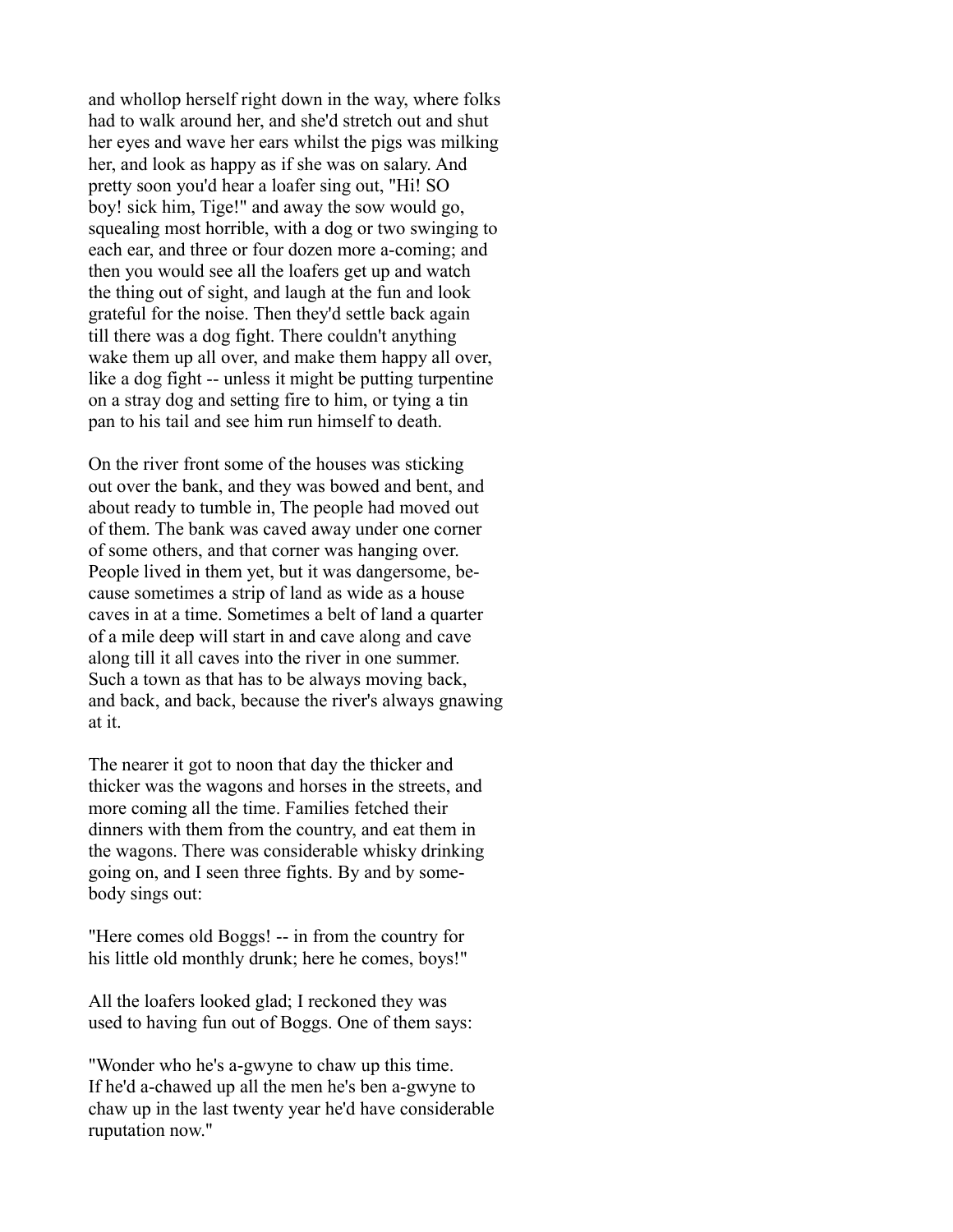and whollop herself right down in the way, where folks had to walk around her, and she'd stretch out and shut her eyes and wave her ears whilst the pigs was milking her, and look as happy as if she was on salary. And pretty soon you'd hear a loafer sing out, "Hi! SO boy! sick him, Tige!" and away the sow would go, squealing most horrible, with a dog or two swinging to each ear, and three or four dozen more a-coming; and then you would see all the loafers get up and watch the thing out of sight, and laugh at the fun and look grateful for the noise. Then they'd settle back again till there was a dog fight. There couldn't anything wake them up all over, and make them happy all over, like a dog fight -- unless it might be putting turpentine on a stray dog and setting fire to him, or tying a tin pan to his tail and see him run himself to death.

On the river front some of the houses was sticking out over the bank, and they was bowed and bent, and about ready to tumble in, The people had moved out of them. The bank was caved away under one corner of some others, and that corner was hanging over. People lived in them yet, but it was dangersome, because sometimes a strip of land as wide as a house caves in at a time. Sometimes a belt of land a quarter of a mile deep will start in and cave along and cave along till it all caves into the river in one summer. Such a town as that has to be always moving back, and back, and back, because the river's always gnawing at it.

The nearer it got to noon that day the thicker and thicker was the wagons and horses in the streets, and more coming all the time. Families fetched their dinners with them from the country, and eat them in the wagons. There was considerable whisky drinking going on, and I seen three fights. By and by somebody sings out:

"Here comes old Boggs! -- in from the country for his little old monthly drunk; here he comes, boys!"

All the loafers looked glad; I reckoned they was used to having fun out of Boggs. One of them says:

"Wonder who he's a-gwyne to chaw up this time. If he'd a-chawed up all the men he's ben a-gwyne to chaw up in the last twenty year he'd have considerable ruputation now."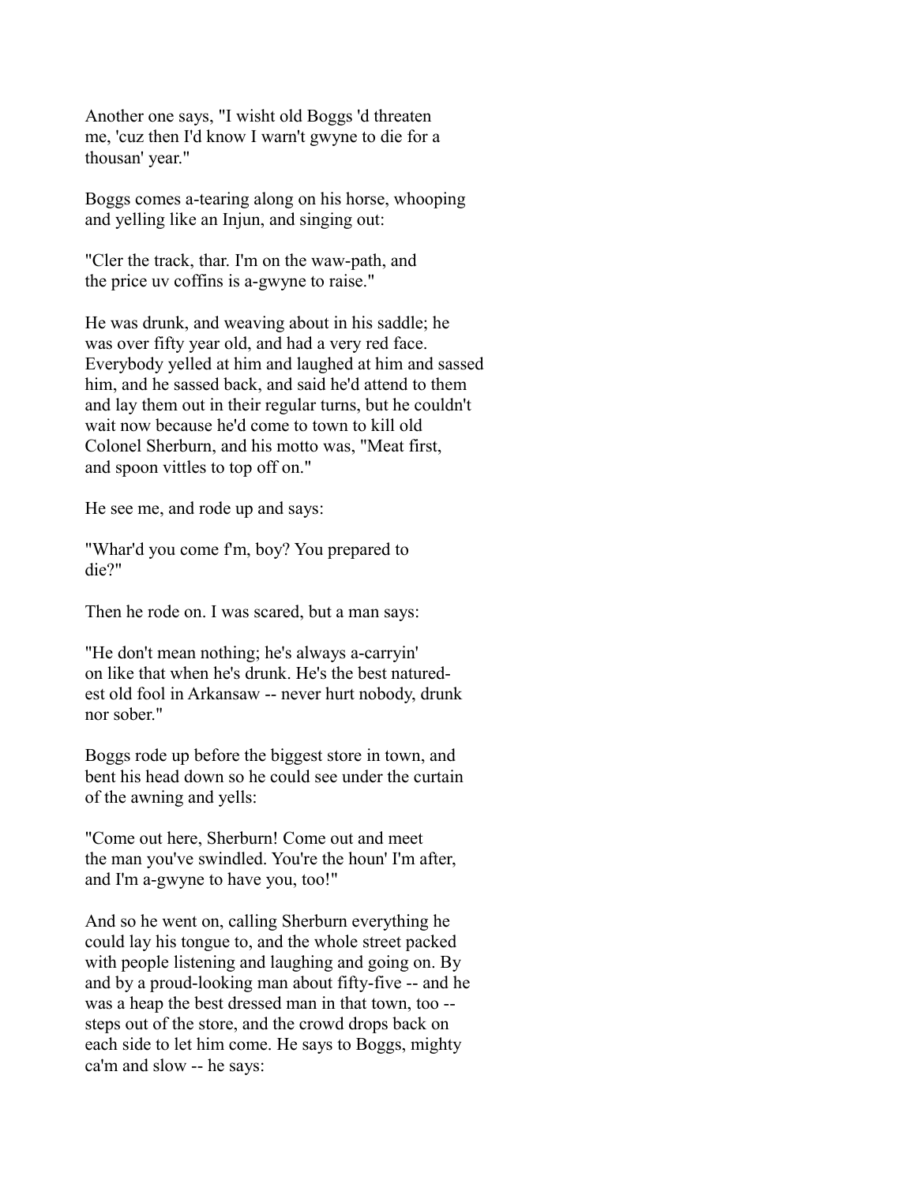Another one says, "I wisht old Boggs 'd threaten me, 'cuz then I'd know I warn't gwyne to die for a thousan' year."

Boggs comes a-tearing along on his horse, whooping and yelling like an Injun, and singing out:

"Cler the track, thar. I'm on the waw-path, and the price uv coffins is a-gwyne to raise."

He was drunk, and weaving about in his saddle; he was over fifty year old, and had a very red face. Everybody yelled at him and laughed at him and sassed him, and he sassed back, and said he'd attend to them and lay them out in their regular turns, but he couldn't wait now because he'd come to town to kill old Colonel Sherburn, and his motto was, "Meat first, and spoon vittles to top off on."

He see me, and rode up and says:

"Whar'd you come f'm, boy? You prepared to die?"

Then he rode on. I was scared, but a man says:

"He don't mean nothing; he's always a-carryin' on like that when he's drunk. He's the best naturedest old fool in Arkansaw -- never hurt nobody, drunk nor sober."

Boggs rode up before the biggest store in town, and bent his head down so he could see under the curtain of the awning and yells:

"Come out here, Sherburn! Come out and meet the man you've swindled. You're the houn' I'm after, and I'm a-gwyne to have you, too!"

And so he went on, calling Sherburn everything he could lay his tongue to, and the whole street packed with people listening and laughing and going on. By and by a proud-looking man about fifty-five -- and he was a heap the best dressed man in that town, too -- steps out of the store, and the crowd drops back on each side to let him come. He says to Boggs, mighty ca'm and slow -- he says: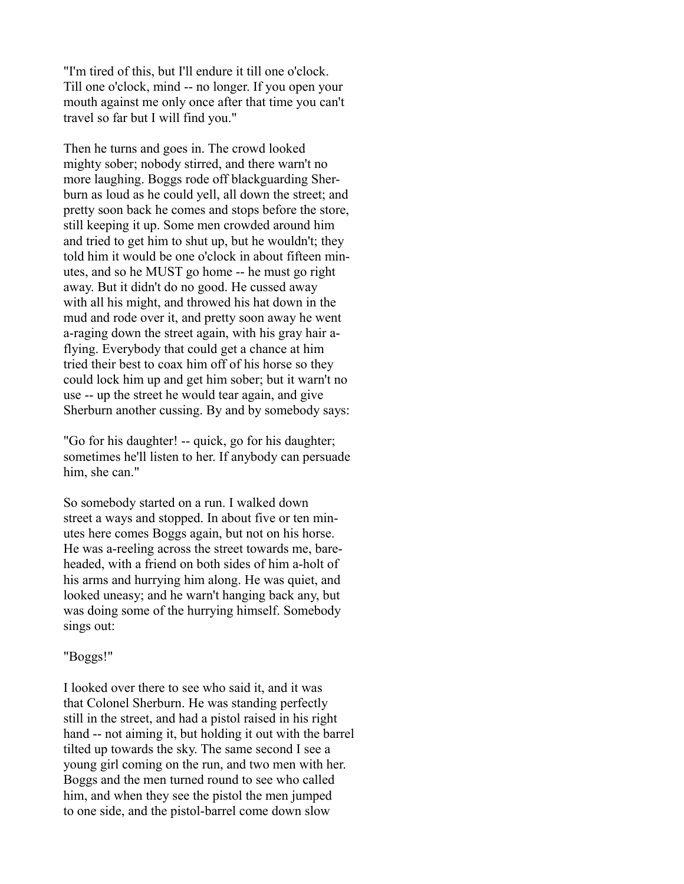"I'm tired of this, but I'll endure it till one o'clock. Till one o'clock, mind -- no longer. If you open your mouth against me only once after that time you can't travel so far but I will find you."

Then he turns and goes in. The crowd looked mighty sober; nobody stirred, and there warn't no more laughing. Boggs rode off blackguarding Sherburn as loud as he could yell, all down the street; and pretty soon back he comes and stops before the store, still keeping it up. Some men crowded around him and tried to get him to shut up, but he wouldn't; they told him it would be one o'clock in about fifteen minutes, and so he MUST go home -- he must go right away. But it didn't do no good. He cussed away with all his might, and throwed his hat down in the mud and rode over it, and pretty soon away he went a-raging down the street again, with his gray hair a-flying. Everybody that could get a chance at him tried their best to coax him off of his horse so they could lock him up and get him sober; but it warn't no use -- up the street he would tear again, and give Sherburn another cussing. By and by somebody says:

"Go for his daughter! -- quick, go for his daughter; sometimes he'll listen to her. If anybody can persuade him, she can."

So somebody started on a run. I walked down street a ways and stopped. In about five or ten minutes here comes Boggs again, but not on his horse. He was a-reeling across the street towards me, bareheaded, with a friend on both sides of him a-holt of his arms and hurrying him along. He was quiet, and looked uneasy; and he warn't hanging back any, but was doing some of the hurrying himself. Somebody sings out:

"Boggs!"

I looked over there to see who said it, and it was that Colonel Sherburn. He was standing perfectly still in the street, and had a pistol raised in his right hand -- not aiming it, but holding it out with the barrel tilted up towards the sky. The same second I see a young girl coming on the run, and two men with her. Boggs and the men turned round to see who called him, and when they see the pistol the men jumped to one side, and the pistol-barrel come down slow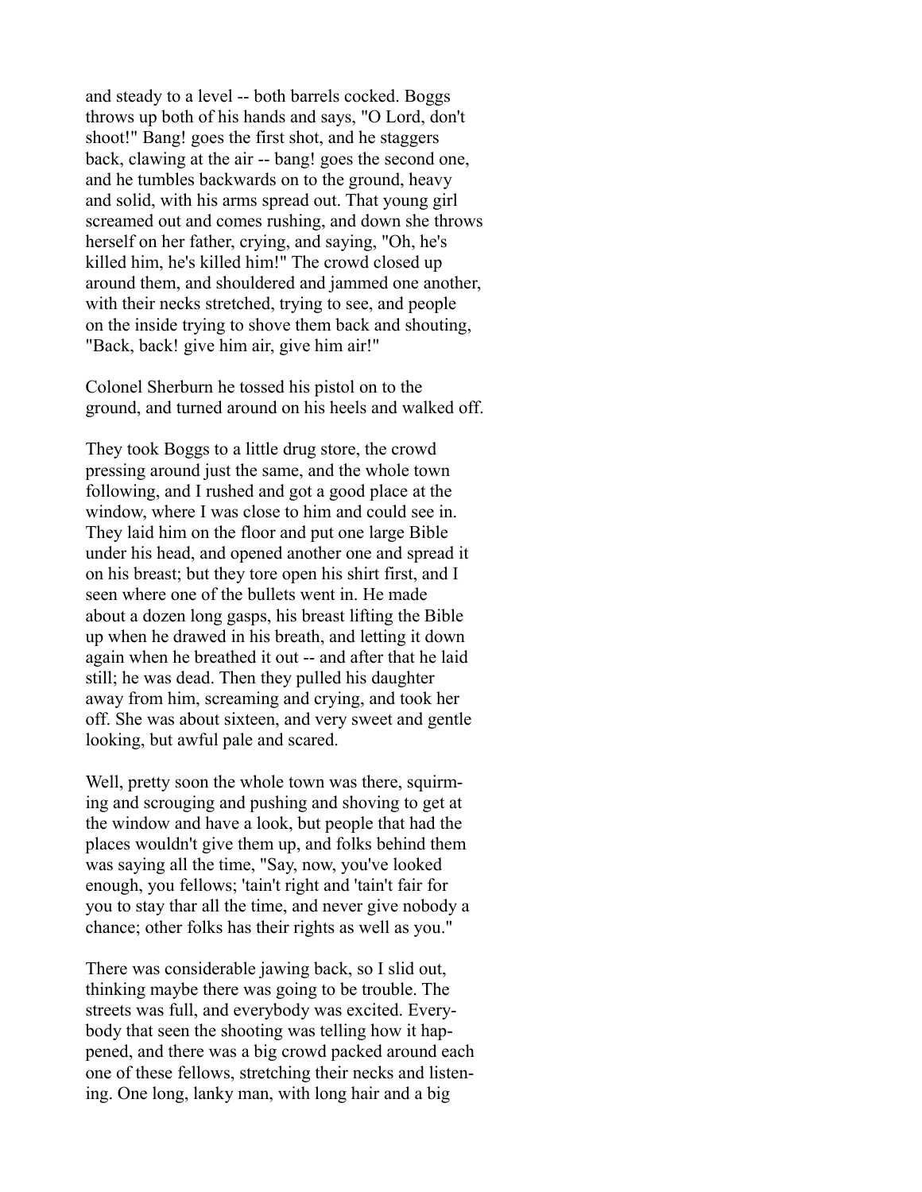and steady to a level -- both barrels cocked. Boggs throws up both of his hands and says, "O Lord, don't shoot!" Bang! goes the first shot, and he staggers back, clawing at the air -- bang! goes the second one, and he tumbles backwards on to the ground, heavy and solid, with his arms spread out. That young girl screamed out and comes rushing, and down she throws herself on her father, crying, and saying, "Oh, he's killed him, he's killed him!" The crowd closed up around them, and shouldered and jammed one another, with their necks stretched, trying to see, and people on the inside trying to shove them back and shouting, "Back, back! give him air, give him air!"

Colonel Sherburn he tossed his pistol on to the ground, and turned around on his heels and walked off.

They took Boggs to a little drug store, the crowd pressing around just the same, and the whole town following, and I rushed and got a good place at the window, where I was close to him and could see in. They laid him on the floor and put one large Bible under his head, and opened another one and spread it on his breast; but they tore open his shirt first, and I seen where one of the bullets went in. He made about a dozen long gasps, his breast lifting the Bible up when he drawed in his breath, and letting it down again when he breathed it out -- and after that he laid still; he was dead. Then they pulled his daughter away from him, screaming and crying, and took her off. She was about sixteen, and very sweet and gentle looking, but awful pale and scared.

Well, pretty soon the whole town was there, squirming and scrouging and pushing and shoving to get at the window and have a look, but people that had the places wouldn't give them up, and folks behind them was saying all the time, "Say, now, you've looked enough, you fellows; 'tain't right and 'tain't fair for you to stay thar all the time, and never give nobody a chance; other folks has their rights as well as you."

There was considerable jawing back, so I slid out, thinking maybe there was going to be trouble. The streets was full, and everybody was excited. Everybody that seen the shooting was telling how it happened, and there was a big crowd packed around each one of these fellows, stretching their necks and listening. One long, lanky man, with long hair and a big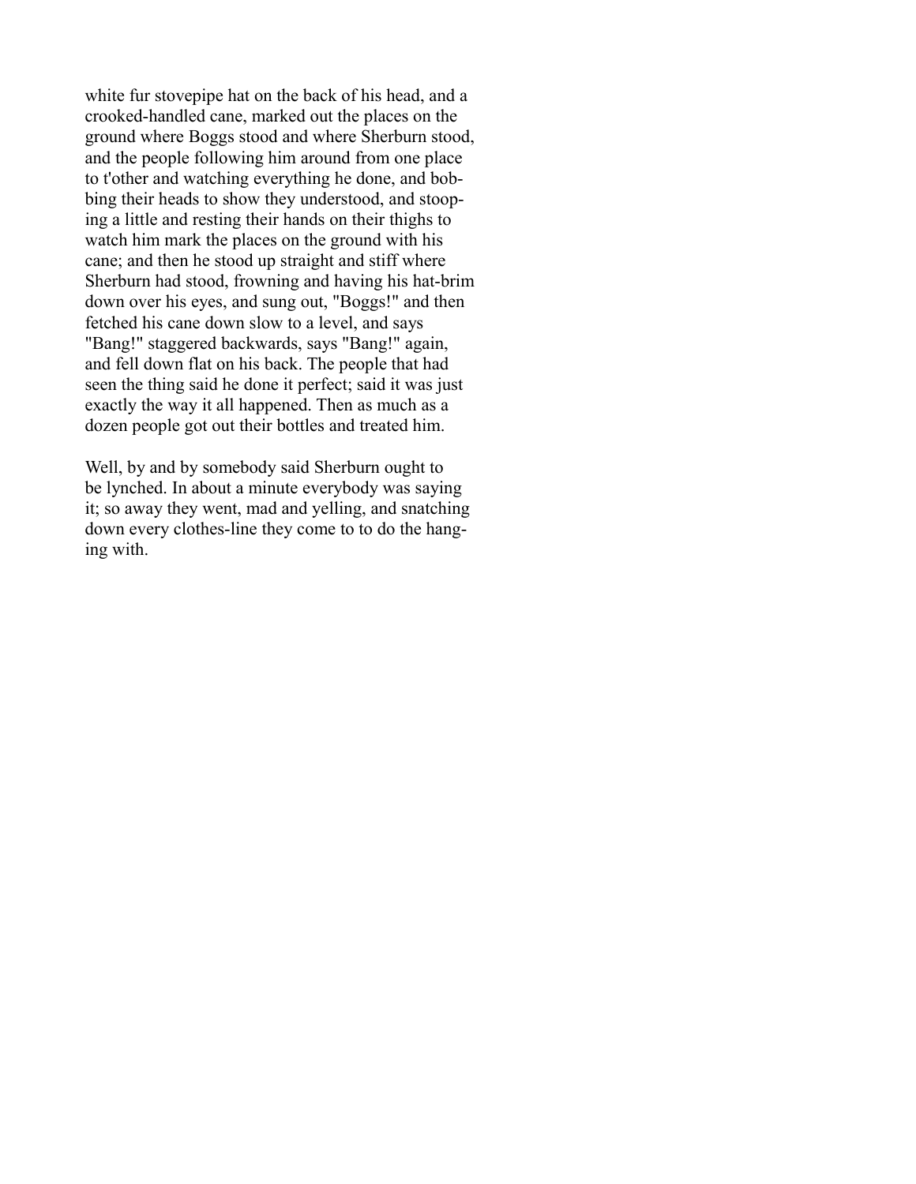white fur stovepipe hat on the back of his head, and a crooked-handled cane, marked out the places on the ground where Boggs stood and where Sherburn stood, and the people following him around from one place to t'other and watching everything he done, and bobbing their heads to show they understood, and stooping a little and resting their hands on their thighs to watch him mark the places on the ground with his cane; and then he stood up straight and stiff where Sherburn had stood, frowning and having his hat-brim down over his eyes, and sung out, "Boggs!" and then fetched his cane down slow to a level, and says "Bang!" staggered backwards, says "Bang!" again, and fell down flat on his back. The people that had seen the thing said he done it perfect; said it was just exactly the way it all happened. Then as much as a dozen people got out their bottles and treated him.

Well, by and by somebody said Sherburn ought to be lynched. In about a minute everybody was saying it; so away they went, mad and yelling, and snatching down every clothes-line they come to to do the hanging with.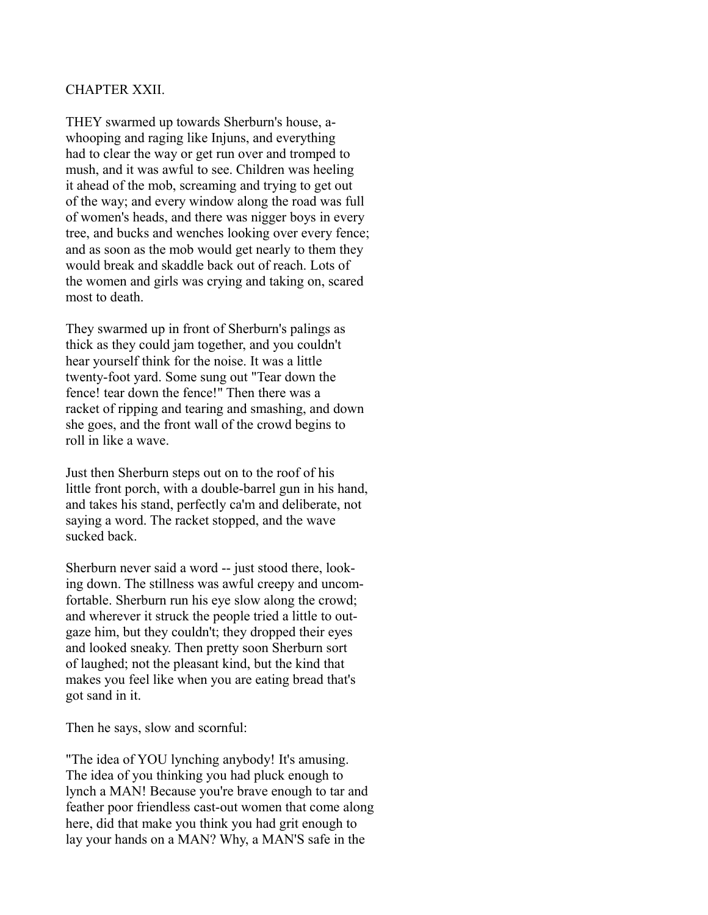## CHAPTER XXII.

THEY swarmed up towards Sherburn's house, a-whooping and raging like Injuns, and everything had to clear the way or get run over and tromped to mush, and it was awful to see. Children was heeling it ahead of the mob, screaming and trying to get out of the way; and every window along the road was full of women's heads, and there was nigger boys in every tree, and bucks and wenches looking over every fence; and as soon as the mob would get nearly to them they would break and skaddle back out of reach. Lots of the women and girls was crying and taking on, scared most to death.

They swarmed up in front of Sherburn's palings as thick as they could jam together, and you couldn't hear yourself think for the noise. It was a little twenty-foot yard. Some sung out "Tear down the fence! tear down the fence!" Then there was a racket of ripping and tearing and smashing, and down she goes, and the front wall of the crowd begins to roll in like a wave.

Just then Sherburn steps out on to the roof of his little front porch, with a double-barrel gun in his hand, and takes his stand, perfectly ca'm and deliberate, not saying a word. The racket stopped, and the wave sucked back.

Sherburn never said a word -- just stood there, looking down. The stillness was awful creepy and uncomfortable. Sherburn run his eye slow along the crowd; and wherever it struck the people tried a little to outgaze him, but they couldn't; they dropped their eyes and looked sneaky. Then pretty soon Sherburn sort of laughed; not the pleasant kind, but the kind that makes you feel like when you are eating bread that's got sand in it.

Then he says, slow and scornful:

"The idea of YOU lynching anybody! It's amusing. The idea of you thinking you had pluck enough to lynch a MAN! Because you're brave enough to tar and feather poor friendless cast-out women that come along here, did that make you think you had grit enough to lay your hands on a MAN? Why, a MAN'S safe in the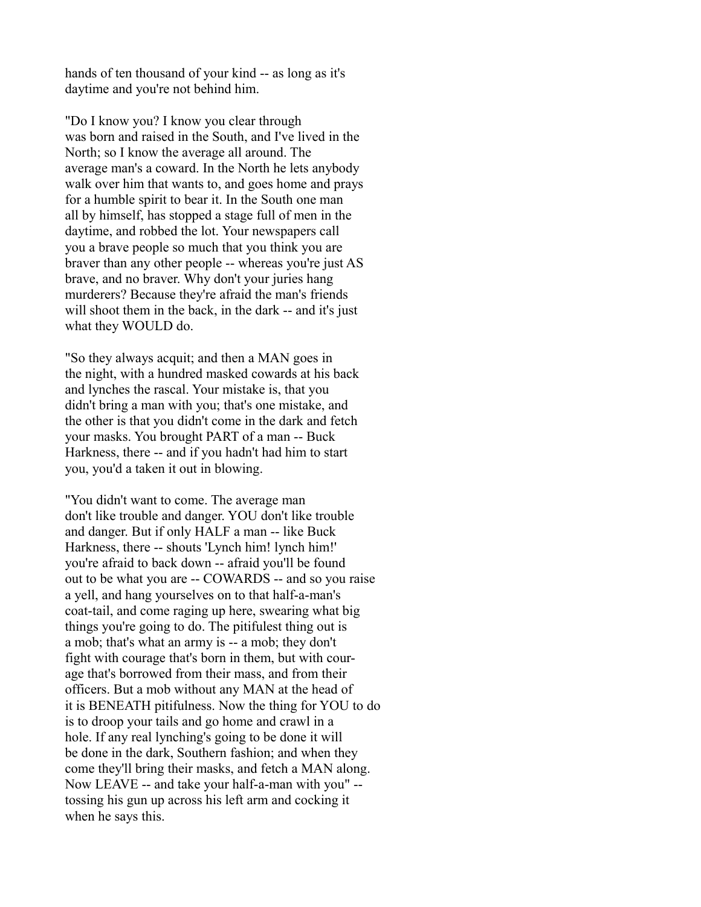hands of ten thousand of your kind -- as long as it's daytime and you're not behind him.

"Do I know you? I know you clear through was born and raised in the South, and I've lived in the North; so I know the average all around. The average man's a coward. In the North he lets anybody walk over him that wants to, and goes home and prays for a humble spirit to bear it. In the South one man all by himself, has stopped a stage full of men in the daytime, and robbed the lot. Your newspapers call you a brave people so much that you think you are braver than any other people -- whereas you're just AS brave, and no braver. Why don't your juries hang murderers? Because they're afraid the man's friends will shoot them in the back, in the dark -- and it's just what they WOULD do.

"So they always acquit; and then a MAN goes in the night, with a hundred masked cowards at his back and lynches the rascal. Your mistake is, that you didn't bring a man with you; that's one mistake, and the other is that you didn't come in the dark and fetch your masks. You brought PART of a man -- Buck Harkness, there -- and if you hadn't had him to start you, you'd a taken it out in blowing.

"You didn't want to come. The average man don't like trouble and danger. YOU don't like trouble and danger. But if only HALF a man -- like Buck Harkness, there -- shouts 'Lynch him! lynch him!' you're afraid to back down -- afraid you'll be found out to be what you are -- COWARDS -- and so you raise a yell, and hang yourselves on to that half-a-man's coat-tail, and come raging up here, swearing what big things you're going to do. The pitifulest thing out is a mob; that's what an army is -- a mob; they don't fight with courage that's born in them, but with courage that's borrowed from their mass, and from their officers. But a mob without any MAN at the head of it is BENEATH pitifulness. Now the thing for YOU to do is to droop your tails and go home and crawl in a hole. If any real lynching's going to be done it will be done in the dark, Southern fashion; and when they come they'll bring their masks, and fetch a MAN along. Now LEAVE -- and take your half-a-man with you" -- tossing his gun up across his left arm and cocking it when he says this.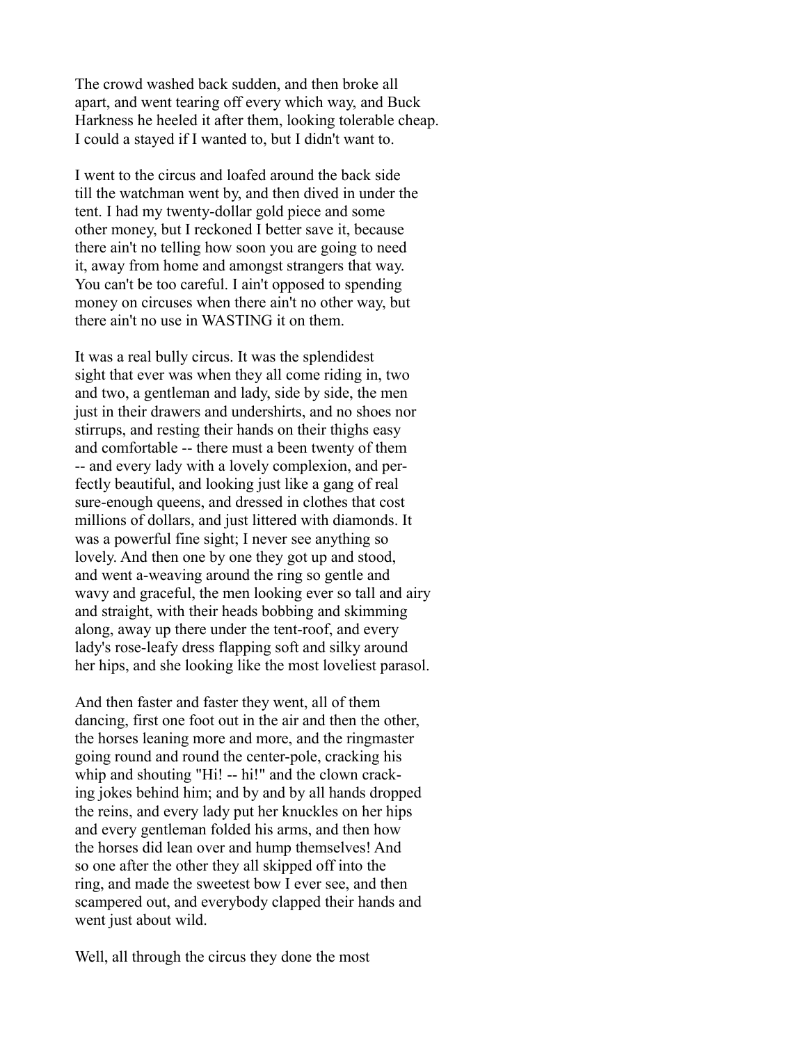The crowd washed back sudden, and then broke all apart, and went tearing off every which way, and Buck Harkness he heeled it after them, looking tolerable cheap. I could a stayed if I wanted to, but I didn't want to.

I went to the circus and loafed around the back side till the watchman went by, and then dived in under the tent. I had my twenty-dollar gold piece and some other money, but I reckoned I better save it, because there ain't no telling how soon you are going to need it, away from home and amongst strangers that way. You can't be too careful. I ain't opposed to spending money on circuses when there ain't no other way, but there ain't no use in WASTING it on them.

It was a real bully circus. It was the splendidest sight that ever was when they all come riding in, two and two, a gentleman and lady, side by side, the men just in their drawers and undershirts, and no shoes nor stirrups, and resting their hands on their thighs easy and comfortable -- there must a been twenty of them -- and every lady with a lovely complexion, and perfectly beautiful, and looking just like a gang of real sure-enough queens, and dressed in clothes that cost millions of dollars, and just littered with diamonds. It was a powerful fine sight; I never see anything so lovely. And then one by one they got up and stood, and went a-weaving around the ring so gentle and wavy and graceful, the men looking ever so tall and airy and straight, with their heads bobbing and skimming along, away up there under the tent-roof, and every lady's rose-leafy dress flapping soft and silky around her hips, and she looking like the most loveliest parasol.

And then faster and faster they went, all of them dancing, first one foot out in the air and then the other, the horses leaning more and more, and the ringmaster going round and round the center-pole, cracking his whip and shouting "Hi! -- hi!" and the clown cracking jokes behind him; and by and by all hands dropped the reins, and every lady put her knuckles on her hips and every gentleman folded his arms, and then how the horses did lean over and hump themselves! And so one after the other they all skipped off into the ring, and made the sweetest bow I ever see, and then scampered out, and everybody clapped their hands and went just about wild.

Well, all through the circus they done the most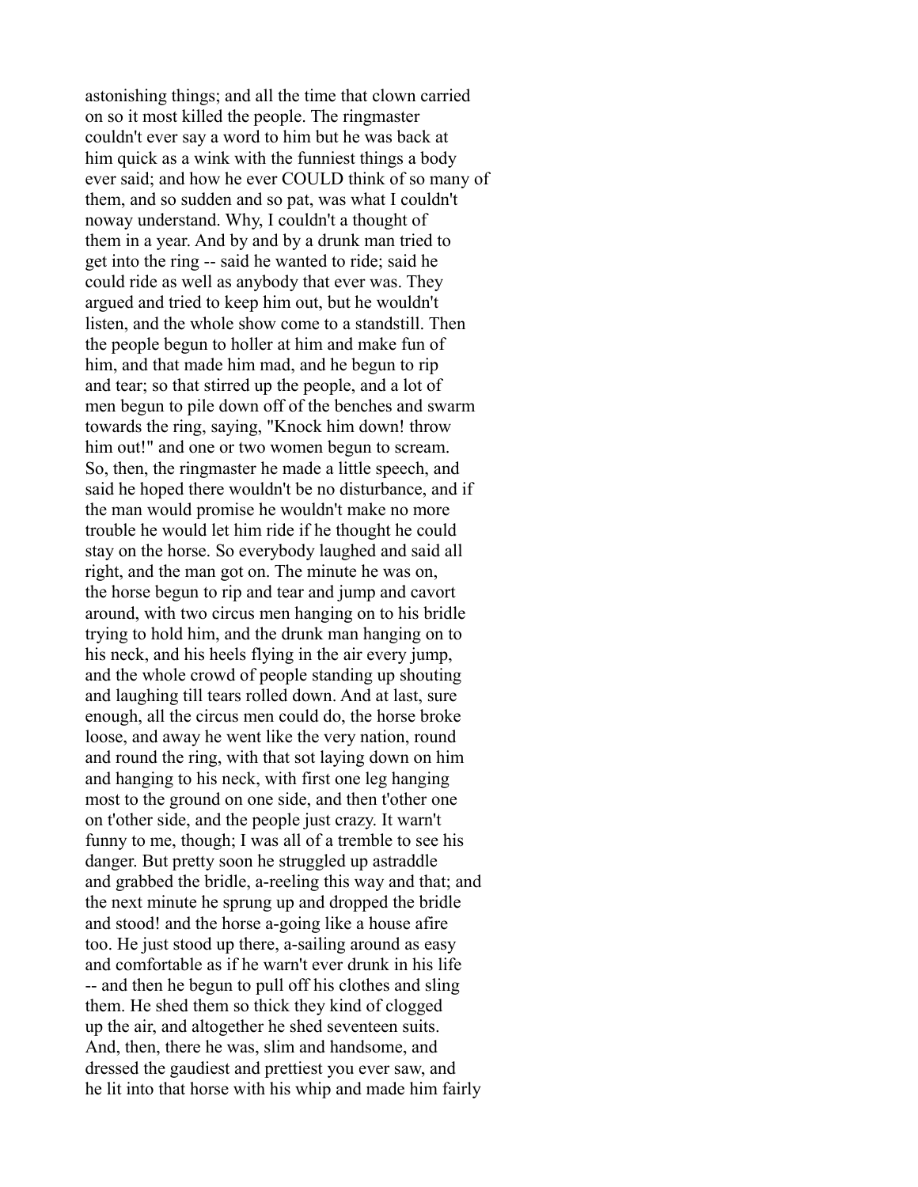astonishing things; and all the time that clown carried on so it most killed the people. The ringmaster couldn't ever say a word to him but he was back at him quick as a wink with the funniest things a body ever said; and how he ever COULD think of so many of them, and so sudden and so pat, was what I couldn't noway understand. Why, I couldn't a thought of them in a year. And by and by a drunk man tried to get into the ring -- said he wanted to ride; said he could ride as well as anybody that ever was. They argued and tried to keep him out, but he wouldn't listen, and the whole show come to a standstill. Then the people begun to holler at him and make fun of him, and that made him mad, and he begun to rip and tear; so that stirred up the people, and a lot of men begun to pile down off of the benches and swarm towards the ring, saying, "Knock him down! throw him out!" and one or two women begun to scream. So, then, the ringmaster he made a little speech, and said he hoped there wouldn't be no disturbance, and if the man would promise he wouldn't make no more trouble he would let him ride if he thought he could stay on the horse. So everybody laughed and said all right, and the man got on. The minute he was on, the horse begun to rip and tear and jump and cavort around, with two circus men hanging on to his bridle trying to hold him, and the drunk man hanging on to his neck, and his heels flying in the air every jump, and the whole crowd of people standing up shouting and laughing till tears rolled down. And at last, sure enough, all the circus men could do, the horse broke loose, and away he went like the very nation, round and round the ring, with that sot laying down on him and hanging to his neck, with first one leg hanging most to the ground on one side, and then t'other one on t'other side, and the people just crazy. It warn't funny to me, though; I was all of a tremble to see his danger. But pretty soon he struggled up astraddle and grabbed the bridle, a-reeling this way and that; and the next minute he sprung up and dropped the bridle and stood! and the horse a-going like a house afire too. He just stood up there, a-sailing around as easy and comfortable as if he warn't ever drunk in his life -- and then he begun to pull off his clothes and sling them. He shed them so thick they kind of clogged up the air, and altogether he shed seventeen suits. And, then, there he was, slim and handsome, and dressed the gaudiest and prettiest you ever saw, and he lit into that horse with his whip and made him fairly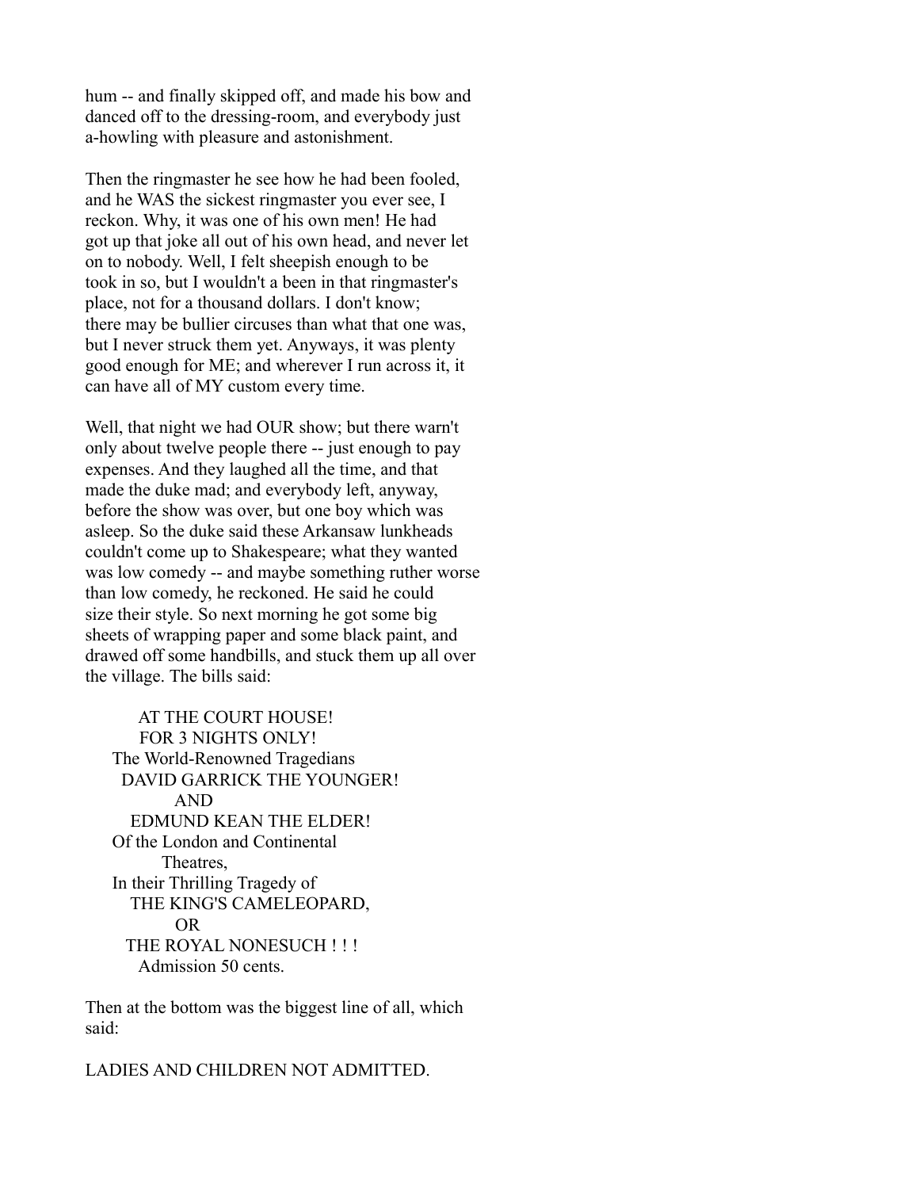hum -- and finally skipped off, and made his bow and danced off to the dressing-room, and everybody just a-howling with pleasure and astonishment.

Then the ringmaster he see how he had been fooled, and he WAS the sickest ringmaster you ever see, I reckon. Why, it was one of his own men! He had got up that joke all out of his own head, and never let on to nobody. Well, I felt sheepish enough to be took in so, but I wouldn't a been in that ringmaster's place, not for a thousand dollars. I don't know; there may be bullier circuses than what that one was, but I never struck them yet. Anyways, it was plenty good enough for ME; and wherever I run across it, it can have all of MY custom every time.

Well, that night we had OUR show; but there warn't only about twelve people there -- just enough to pay expenses. And they laughed all the time, and that made the duke mad; and everybody left, anyway, before the show was over, but one boy which was asleep. So the duke said these Arkansaw lunkheads couldn't come up to Shakespeare; what they wanted was low comedy -- and maybe something ruther worse than low comedy, he reckoned. He said he could size their style. So next morning he got some big sheets of wrapping paper and some black paint, and drawed off some handbills, and stuck them up all over the village. The bills said:

AT THE COURT HOUSE!
FOR 3 NIGHTS ONLY!
The World-Renowned Tragedians
DAVID GARRICK THE YOUNGER!
AND
EDMUND KEAN THE ELDER!
Of the London and Continental
Theatres,
In their Thrilling Tragedy of
THE KING'S CAMELEOPARD,
OR
THE ROYAL NONESUCH ! ! !
Admission 50 cents.

Then at the bottom was the biggest line of all, which said:

LADIES AND CHILDREN NOT ADMITTED.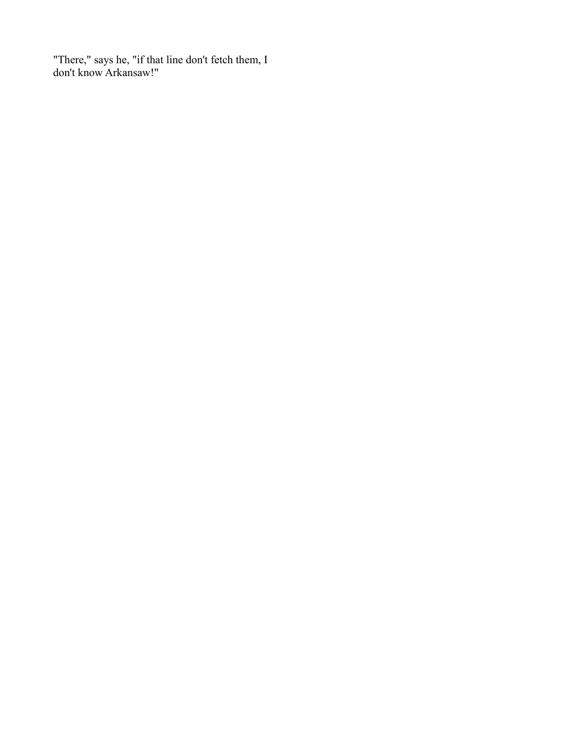"There," says he, "if that line don't fetch them, I don't know Arkansaw!"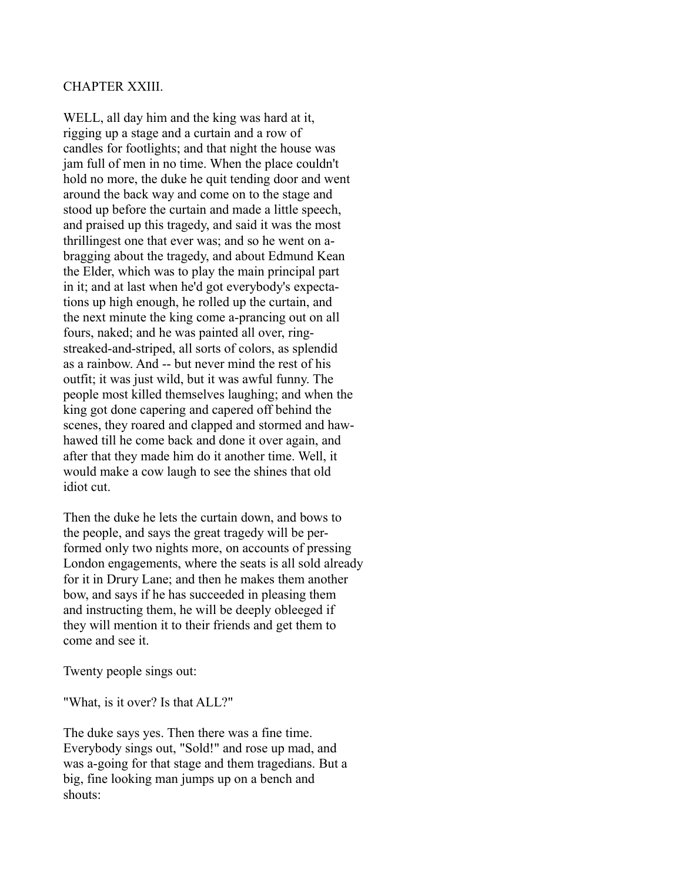## CHAPTER XXIII.

WELL, all day him and the king was hard at it, rigging up a stage and a curtain and a row of candles for footlights; and that night the house was jam full of men in no time. When the place couldn't hold no more, the duke he quit tending door and went around the back way and come on to the stage and stood up before the curtain and made a little speech, and praised up this tragedy, and said it was the most thrillingest one that ever was; and so he went on a-bragging about the tragedy, and about Edmund Kean the Elder, which was to play the main principal part in it; and at last when he'd got everybody's expectations up high enough, he rolled up the curtain, and the next minute the king come a-prancing out on all fours, naked; and he was painted all over, ring-streaked-and-striped, all sorts of colors, as splendid as a rainbow. And -- but never mind the rest of his outfit; it was just wild, but it was awful funny. The people most killed themselves laughing; and when the king got done capering and capered off behind the scenes, they roared and clapped and stormed and haw-hawed till he come back and done it over again, and after that they made him do it another time. Well, it would make a cow laugh to see the shines that old idiot cut.

Then the duke he lets the curtain down, and bows to the people, and says the great tragedy will be performed only two nights more, on accounts of pressing London engagements, where the seats is all sold already for it in Drury Lane; and then he makes them another bow, and says if he has succeeded in pleasing them and instructing them, he will be deeply obleeged if they will mention it to their friends and get them to come and see it.

Twenty people sings out:

"What, is it over? Is that ALL?"

The duke says yes. Then there was a fine time. Everybody sings out, "Sold!" and rose up mad, and was a-going for that stage and them tragedians. But a big, fine looking man jumps up on a bench and shouts: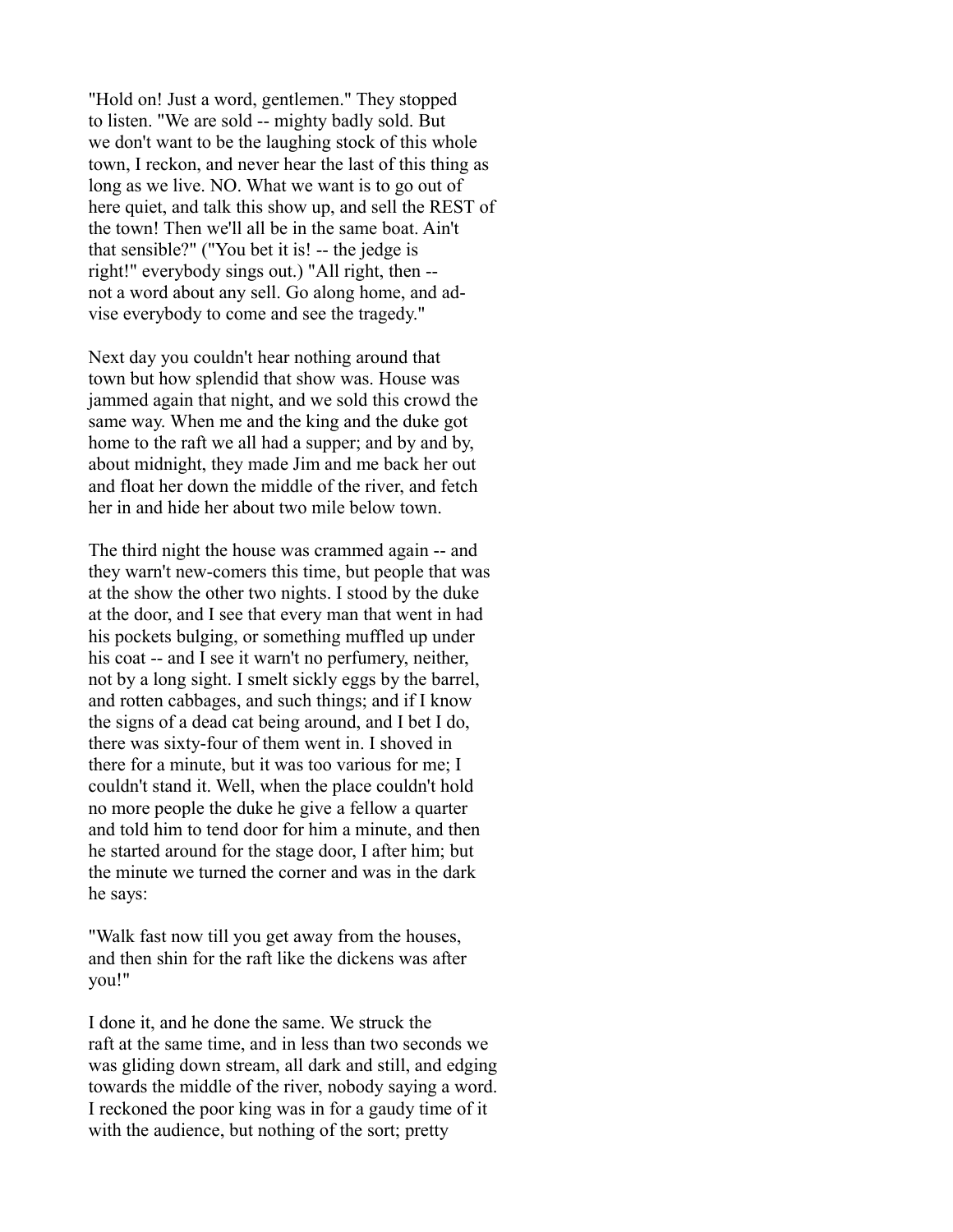"Hold on! Just a word, gentlemen." They stopped to listen. "We are sold -- mighty badly sold. But we don't want to be the laughing stock of this whole town, I reckon, and never hear the last of this thing as long as we live. NO. What we want is to go out of here quiet, and talk this show up, and sell the REST of the town! Then we'll all be in the same boat. Ain't that sensible?" ("You bet it is! -- the jedge is right!" everybody sings out.) "All right, then -- not a word about any sell. Go along home, and advise everybody to come and see the tragedy."

Next day you couldn't hear nothing around that town but how splendid that show was. House was jammed again that night, and we sold this crowd the same way. When me and the king and the duke got home to the raft we all had a supper; and by and by, about midnight, they made Jim and me back her out and float her down the middle of the river, and fetch her in and hide her about two mile below town.

The third night the house was crammed again -- and they warn't new-comers this time, but people that was at the show the other two nights. I stood by the duke at the door, and I see that every man that went in had his pockets bulging, or something muffled up under his coat -- and I see it warn't no perfumery, neither, not by a long sight. I smelt sickly eggs by the barrel, and rotten cabbages, and such things; and if I know the signs of a dead cat being around, and I bet I do, there was sixty-four of them went in. I shoved in there for a minute, but it was too various for me; I couldn't stand it. Well, when the place couldn't hold no more people the duke he give a fellow a quarter and told him to tend door for him a minute, and then he started around for the stage door, I after him; but the minute we turned the corner and was in the dark he says:

"Walk fast now till you get away from the houses, and then shin for the raft like the dickens was after you!"

I done it, and he done the same. We struck the raft at the same time, and in less than two seconds we was gliding down stream, all dark and still, and edging towards the middle of the river, nobody saying a word. I reckoned the poor king was in for a gaudy time of it with the audience, but nothing of the sort; pretty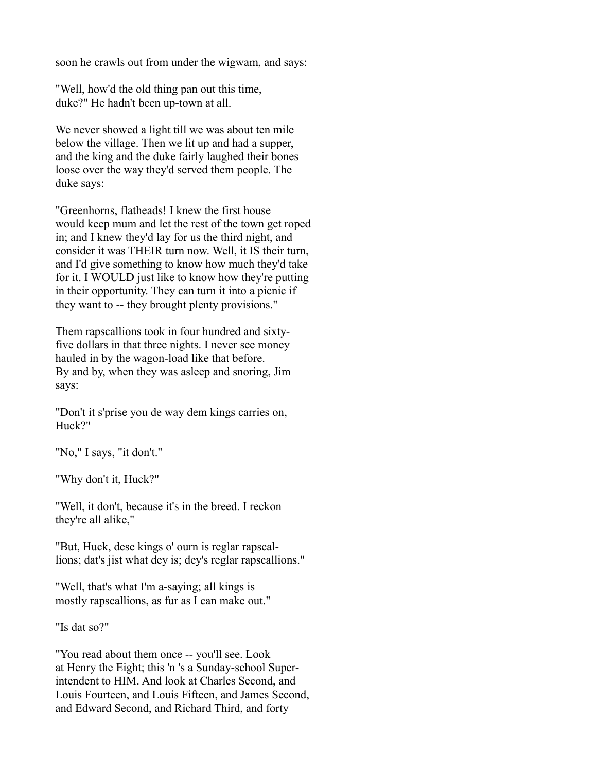soon he crawls out from under the wigwam, and says:

"Well, how'd the old thing pan out this time, duke?" He hadn't been up-town at all.

We never showed a light till we was about ten mile below the village. Then we lit up and had a supper, and the king and the duke fairly laughed their bones loose over the way they'd served them people. The duke says:

"Greenhorns, flatheads! I knew the first house would keep mum and let the rest of the town get roped in; and I knew they'd lay for us the third night, and consider it was THEIR turn now. Well, it IS their turn, and I'd give something to know how much they'd take for it. I WOULD just like to know how they're putting in their opportunity. They can turn it into a picnic if they want to -- they brought plenty provisions."

Them rapscallions took in four hundred and sixty-five dollars in that three nights. I never see money hauled in by the wagon-load like that before. By and by, when they was asleep and snoring, Jim says:

"Don't it s'prise you de way dem kings carries on, Huck?"

"No," I says, "it don't."

"Why don't it, Huck?"

"Well, it don't, because it's in the breed. I reckon they're all alike,"

"But, Huck, dese kings o' ourn is reglar rapscallions; dat's jist what dey is; dey's reglar rapscallions."

"Well, that's what I'm a-saying; all kings is mostly rapscallions, as fur as I can make out."

"Is dat so?"

"You read about them once -- you'll see. Look at Henry the Eight; this 'n 's a Sunday-school Superintendent to HIM. And look at Charles Second, and Louis Fourteen, and Louis Fifteen, and James Second, and Edward Second, and Richard Third, and forty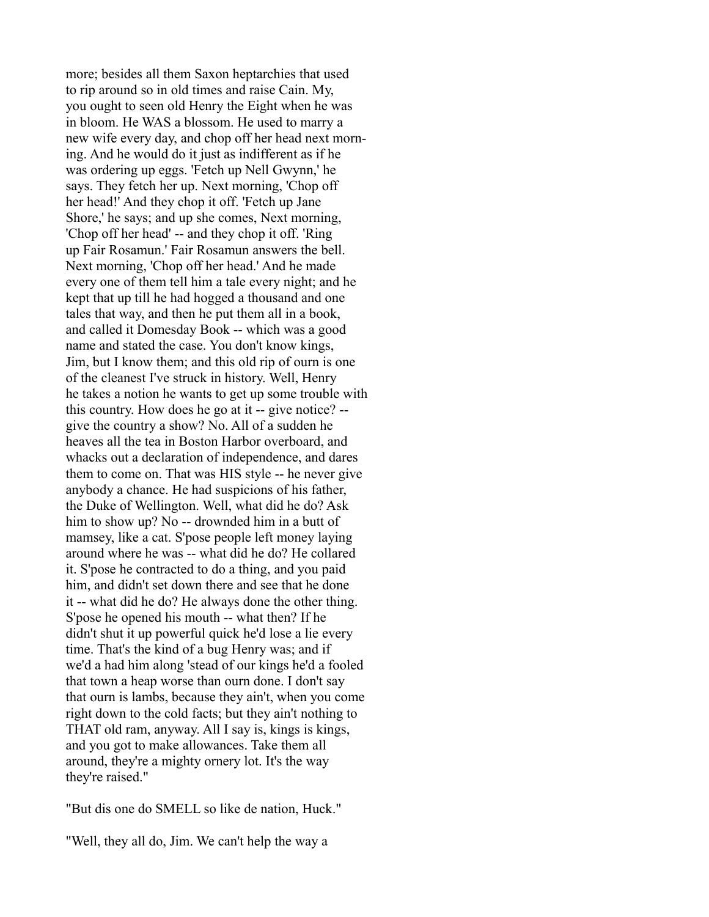more; besides all them Saxon heptarchies that used to rip around so in old times and raise Cain. My, you ought to seen old Henry the Eight when he was in bloom. He WAS a blossom. He used to marry a new wife every day, and chop off her head next morning. And he would do it just as indifferent as if he was ordering up eggs. 'Fetch up Nell Gwynn,' he says. They fetch her up. Next morning, 'Chop off her head!' And they chop it off. 'Fetch up Jane Shore,' he says; and up she comes, Next morning, 'Chop off her head' -- and they chop it off. 'Ring up Fair Rosamun.' Fair Rosamun answers the bell. Next morning, 'Chop off her head.' And he made every one of them tell him a tale every night; and he kept that up till he had hogged a thousand and one tales that way, and then he put them all in a book, and called it Domesday Book -- which was a good name and stated the case. You don't know kings, Jim, but I know them; and this old rip of ourn is one of the cleanest I've struck in history. Well, Henry he takes a notion he wants to get up some trouble with this country. How does he go at it -- give notice? -- give the country a show? No. All of a sudden he heaves all the tea in Boston Harbor overboard, and whacks out a declaration of independence, and dares them to come on. That was HIS style -- he never give anybody a chance. He had suspicions of his father, the Duke of Wellington. Well, what did he do? Ask him to show up? No -- drownded him in a butt of mamsey, like a cat. S'pose people left money laying around where he was -- what did he do? He collared it. S'pose he contracted to do a thing, and you paid him, and didn't set down there and see that he done it -- what did he do? He always done the other thing. S'pose he opened his mouth -- what then? If he didn't shut it up powerful quick he'd lose a lie every time. That's the kind of a bug Henry was; and if we'd a had him along 'stead of our kings he'd a fooled that town a heap worse than ourn done. I don't say that ourn is lambs, because they ain't, when you come right down to the cold facts; but they ain't nothing to THAT old ram, anyway. All I say is, kings is kings, and you got to make allowances. Take them all around, they're a mighty ornery lot. It's the way they're raised."

"But dis one do SMELL so like de nation, Huck."

"Well, they all do, Jim. We can't help the way a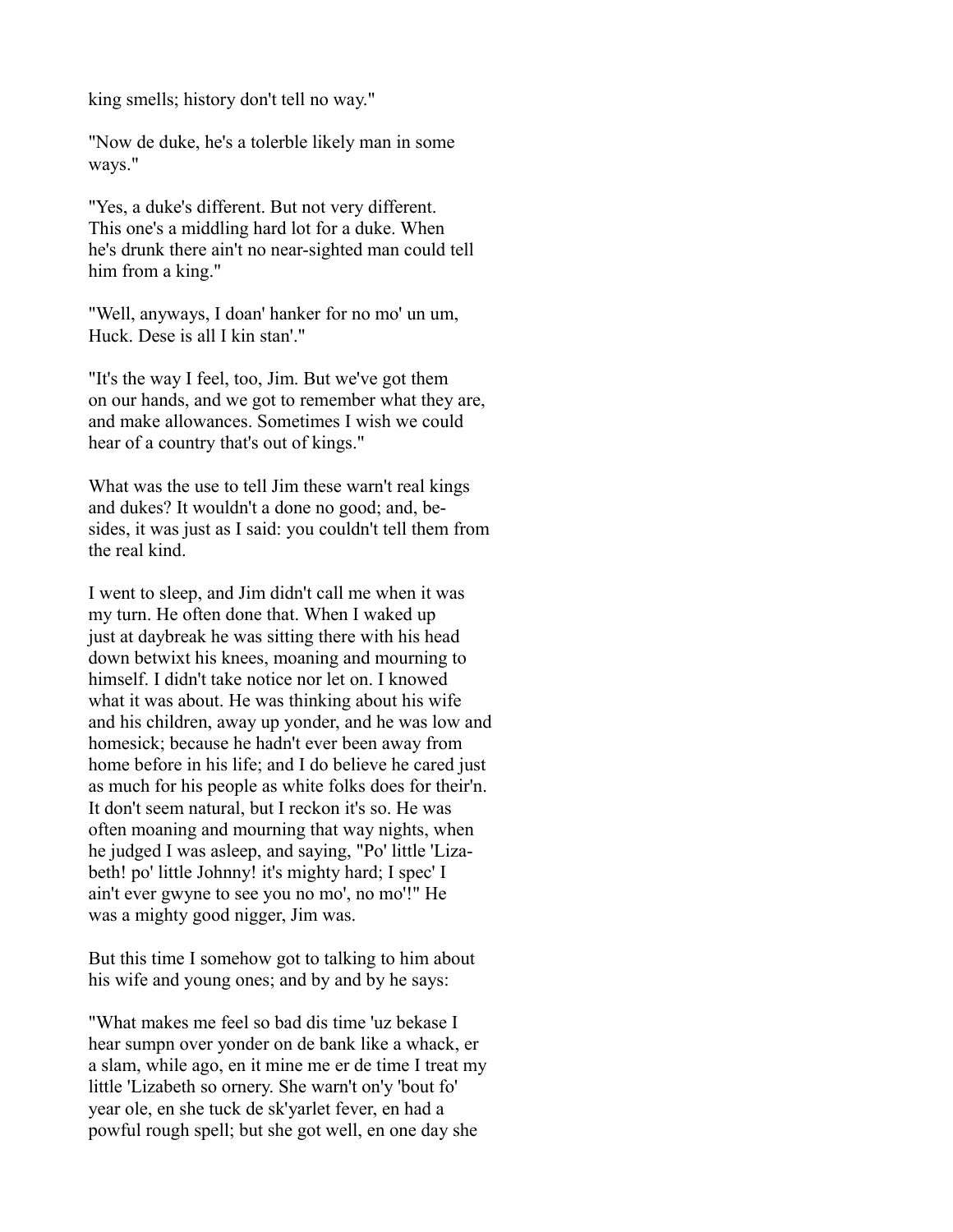king smells; history don't tell no way."

"Now de duke, he's a tolerble likely man in some ways."

"Yes, a duke's different. But not very different. This one's a middling hard lot for a duke. When he's drunk there ain't no near-sighted man could tell him from a king."

"Well, anyways, I doan' hanker for no mo' un um, Huck. Dese is all I kin stan'."

"It's the way I feel, too, Jim. But we've got them on our hands, and we got to remember what they are, and make allowances. Sometimes I wish we could hear of a country that's out of kings."

What was the use to tell Jim these warn't real kings and dukes? It wouldn't a done no good; and, besides, it was just as I said: you couldn't tell them from the real kind.

I went to sleep, and Jim didn't call me when it was my turn. He often done that. When I waked up just at daybreak he was sitting there with his head down betwixt his knees, moaning and mourning to himself. I didn't take notice nor let on. I knowed what it was about. He was thinking about his wife and his children, away up yonder, and he was low and homesick; because he hadn't ever been away from home before in his life; and I do believe he cared just as much for his people as white folks does for their'n. It don't seem natural, but I reckon it's so. He was often moaning and mourning that way nights, when he judged I was asleep, and saying, "Po' little 'Lizabeth! po' little Johnny! it's mighty hard; I spec' I ain't ever gwyne to see you no mo', no mo'!" He was a mighty good nigger, Jim was.

But this time I somehow got to talking to him about his wife and young ones; and by and by he says:

"What makes me feel so bad dis time 'uz bekase I hear sumpn over yonder on de bank like a whack, er a slam, while ago, en it mine me er de time I treat my little 'Lizabeth so ornery. She warn't on'y 'bout fo' year ole, en she tuck de sk'yarlet fever, en had a powful rough spell; but she got well, en one day she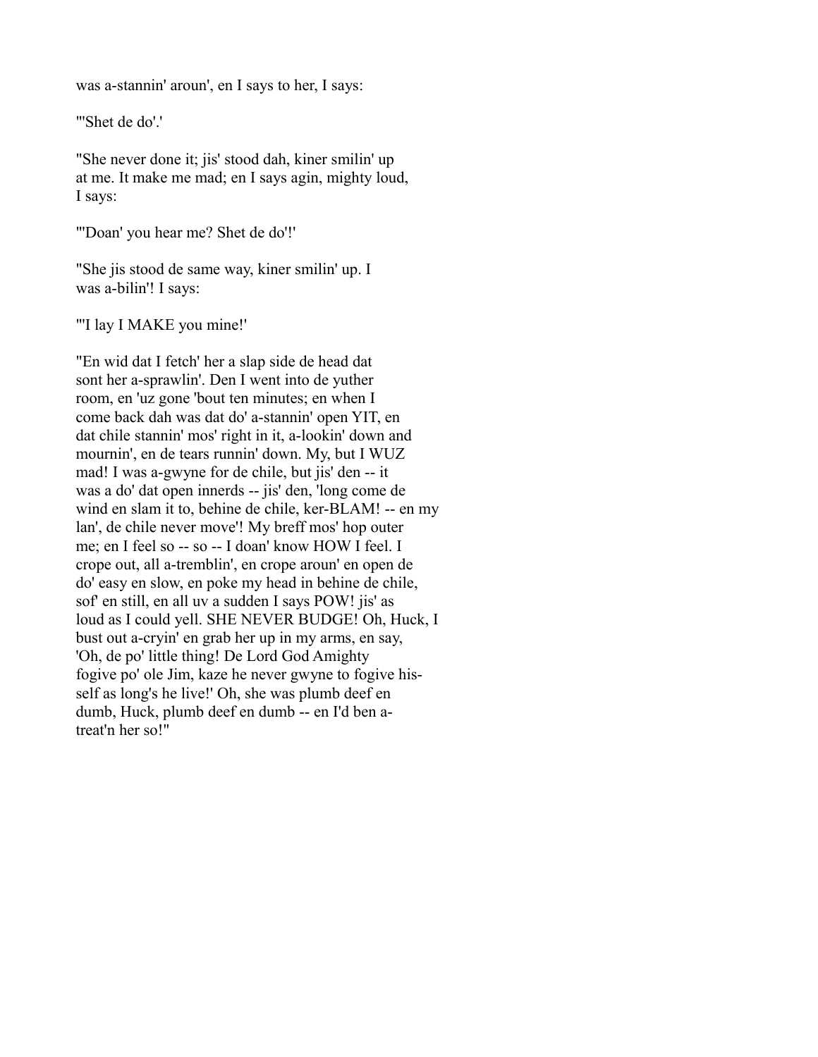was a-stannin' aroun', en I says to her, I says:

"'Shet de do'.'

"She never done it; jis' stood dah, kiner smilin' up at me. It make me mad; en I says agin, mighty loud, I says:

"'Doan' you hear me? Shet de do'!'

"She jis stood de same way, kiner smilin' up. I was a-bilin'! I says:

"'I lay I MAKE you mine!'

"En wid dat I fetch' her a slap side de head dat sont her a-sprawlin'. Den I went into de yuther room, en 'uz gone 'bout ten minutes; en when I come back dah was dat do' a-stannin' open YIT, en dat chile stannin' mos' right in it, a-lookin' down and mournin', en de tears runnin' down. My, but I WUZ mad! I was a-gwyne for de chile, but jis' den -- it was a do' dat open innerds -- jis' den, 'long come de wind en slam it to, behine de chile, ker-BLAM! -- en my lan', de chile never move'! My breff mos' hop outer me; en I feel so -- so -- I doan' know HOW I feel. I crope out, all a-tremblin', en crope aroun' en open de do' easy en slow, en poke my head in behine de chile, sof' en still, en all uv a sudden I says POW! jis' as loud as I could yell. SHE NEVER BUDGE! Oh, Huck, I bust out a-cryin' en grab her up in my arms, en say, 'Oh, de po' little thing! De Lord God Amighty fogive po' ole Jim, kaze he never gwyne to fogive hisself as long's he live!' Oh, she was plumb deef en dumb, Huck, plumb deef en dumb -- en I'd ben a-treat'n her so!"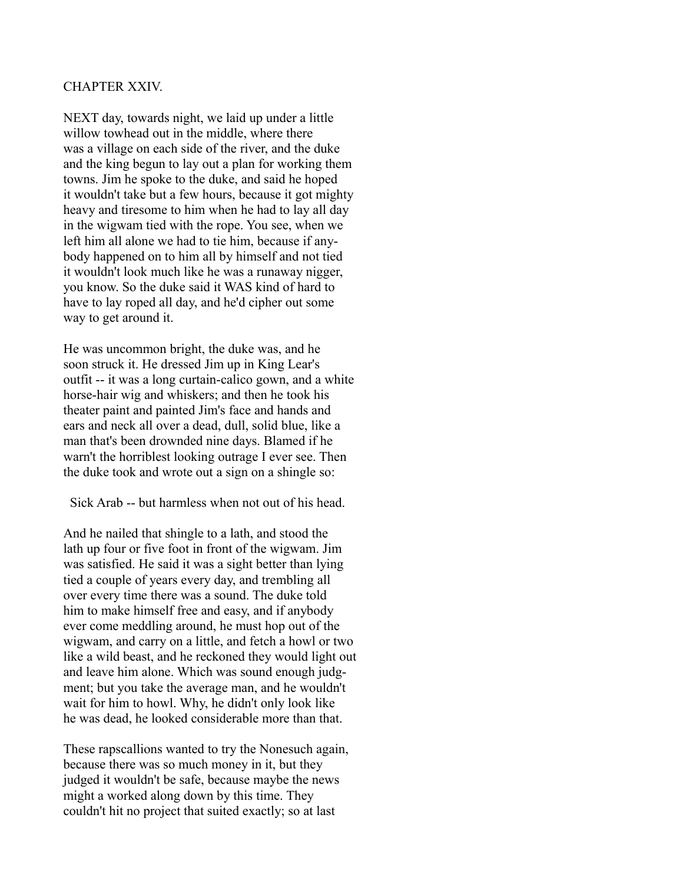## CHAPTER XXIV.

NEXT day, towards night, we laid up under a little willow towhead out in the middle, where there was a village on each side of the river, and the duke and the king begun to lay out a plan for working them towns. Jim he spoke to the duke, and said he hoped it wouldn't take but a few hours, because it got mighty heavy and tiresome to him when he had to lay all day in the wigwam tied with the rope. You see, when we left him all alone we had to tie him, because if anybody happened on to him all by himself and not tied it wouldn't look much like he was a runaway nigger, you know. So the duke said it WAS kind of hard to have to lay roped all day, and he'd cipher out some way to get around it.

He was uncommon bright, the duke was, and he soon struck it. He dressed Jim up in King Lear's outfit -- it was a long curtain-calico gown, and a white horse-hair wig and whiskers; and then he took his theater paint and painted Jim's face and hands and ears and neck all over a dead, dull, solid blue, like a man that's been drownded nine days. Blamed if he warn't the horriblest looking outrage I ever see. Then the duke took and wrote out a sign on a shingle so:

Sick Arab -- but harmless when not out of his head.

And he nailed that shingle to a lath, and stood the lath up four or five foot in front of the wigwam. Jim was satisfied. He said it was a sight better than lying tied a couple of years every day, and trembling all over every time there was a sound. The duke told him to make himself free and easy, and if anybody ever come meddling around, he must hop out of the wigwam, and carry on a little, and fetch a howl or two like a wild beast, and he reckoned they would light out and leave him alone. Which was sound enough judgment; but you take the average man, and he wouldn't wait for him to howl. Why, he didn't only look like he was dead, he looked considerable more than that.

These rapscallions wanted to try the Nonesuch again, because there was so much money in it, but they judged it wouldn't be safe, because maybe the news might a worked along down by this time. They couldn't hit no project that suited exactly; so at last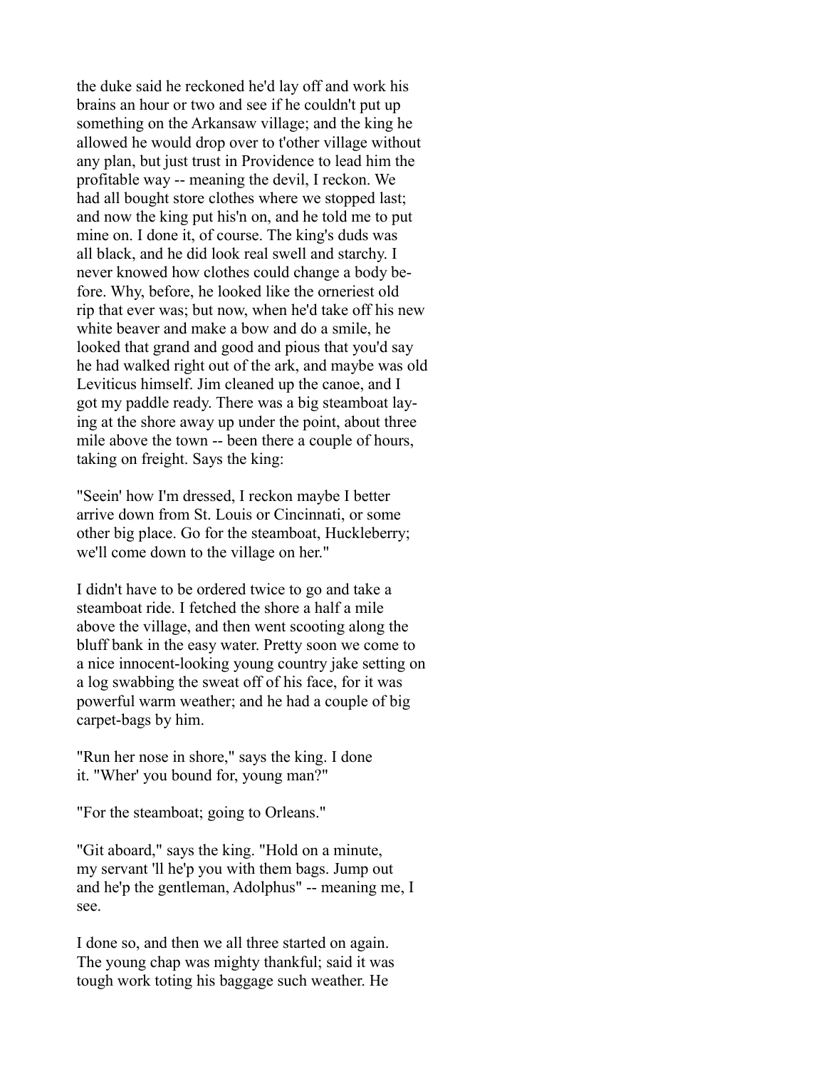the duke said he reckoned he'd lay off and work his brains an hour or two and see if he couldn't put up something on the Arkansaw village; and the king he allowed he would drop over to t'other village without any plan, but just trust in Providence to lead him the profitable way -- meaning the devil, I reckon. We had all bought store clothes where we stopped last; and now the king put his'n on, and he told me to put mine on. I done it, of course. The king's duds was all black, and he did look real swell and starchy. I never knowed how clothes could change a body before. Why, before, he looked like the orneriest old rip that ever was; but now, when he'd take off his new white beaver and make a bow and do a smile, he looked that grand and good and pious that you'd say he had walked right out of the ark, and maybe was old Leviticus himself. Jim cleaned up the canoe, and I got my paddle ready. There was a big steamboat laying at the shore away up under the point, about three mile above the town -- been there a couple of hours, taking on freight. Says the king:

"Seein' how I'm dressed, I reckon maybe I better arrive down from St. Louis or Cincinnati, or some other big place. Go for the steamboat, Huckleberry; we'll come down to the village on her."

I didn't have to be ordered twice to go and take a steamboat ride. I fetched the shore a half a mile above the village, and then went scooting along the bluff bank in the easy water. Pretty soon we come to a nice innocent-looking young country jake setting on a log swabbing the sweat off of his face, for it was powerful warm weather; and he had a couple of big carpet-bags by him.

"Run her nose in shore," says the king. I done it. "Wher' you bound for, young man?"

"For the steamboat; going to Orleans."

"Git aboard," says the king. "Hold on a minute, my servant 'll he'p you with them bags. Jump out and he'p the gentleman, Adolphus" -- meaning me, I see.

I done so, and then we all three started on again. The young chap was mighty thankful; said it was tough work toting his baggage such weather. He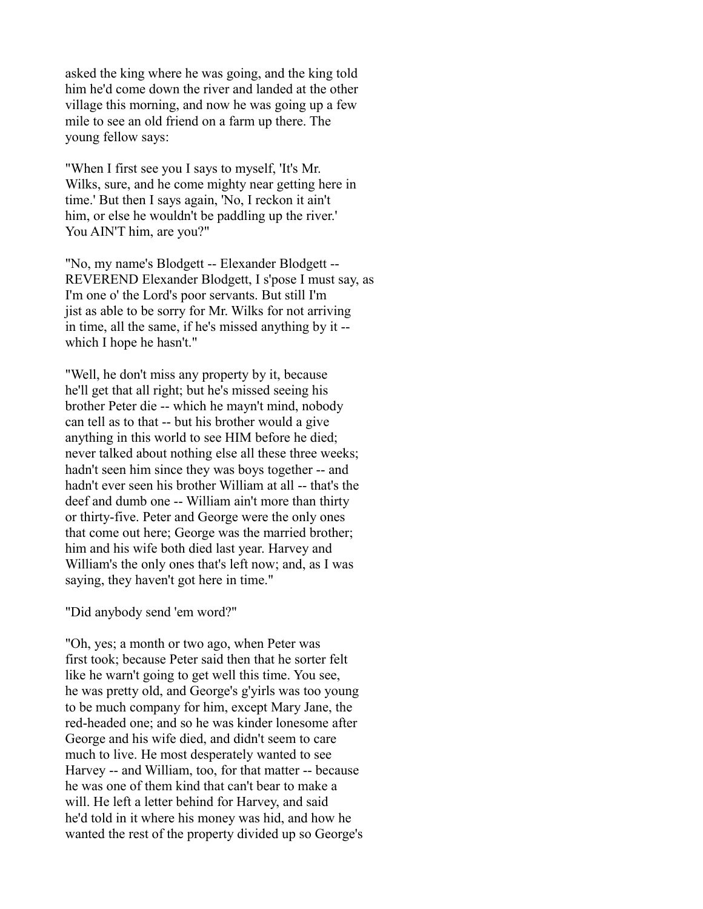asked the king where he was going, and the king told him he'd come down the river and landed at the other village this morning, and now he was going up a few mile to see an old friend on a farm up there. The young fellow says:

"When I first see you I says to myself, 'It's Mr. Wilks, sure, and he come mighty near getting here in time.' But then I says again, 'No, I reckon it ain't him, or else he wouldn't be paddling up the river.' You AIN'T him, are you?"

"No, my name's Blodgett -- Elexander Blodgett -- REVEREND Elexander Blodgett, I s'pose I must say, as I'm one o' the Lord's poor servants. But still I'm jist as able to be sorry for Mr. Wilks for not arriving in time, all the same, if he's missed anything by it -- which I hope he hasn't."

"Well, he don't miss any property by it, because he'll get that all right; but he's missed seeing his brother Peter die -- which he mayn't mind, nobody can tell as to that -- but his brother would a give anything in this world to see HIM before he died; never talked about nothing else all these three weeks; hadn't seen him since they was boys together -- and hadn't ever seen his brother William at all -- that's the deef and dumb one -- William ain't more than thirty or thirty-five. Peter and George were the only ones that come out here; George was the married brother; him and his wife both died last year. Harvey and William's the only ones that's left now; and, as I was saying, they haven't got here in time."

"Did anybody send 'em word?"

"Oh, yes; a month or two ago, when Peter was first took; because Peter said then that he sorter felt like he warn't going to get well this time. You see, he was pretty old, and George's g'yirls was too young to be much company for him, except Mary Jane, the red-headed one; and so he was kinder lonesome after George and his wife died, and didn't seem to care much to live. He most desperately wanted to see Harvey -- and William, too, for that matter -- because he was one of them kind that can't bear to make a will. He left a letter behind for Harvey, and said he'd told in it where his money was hid, and how he wanted the rest of the property divided up so George's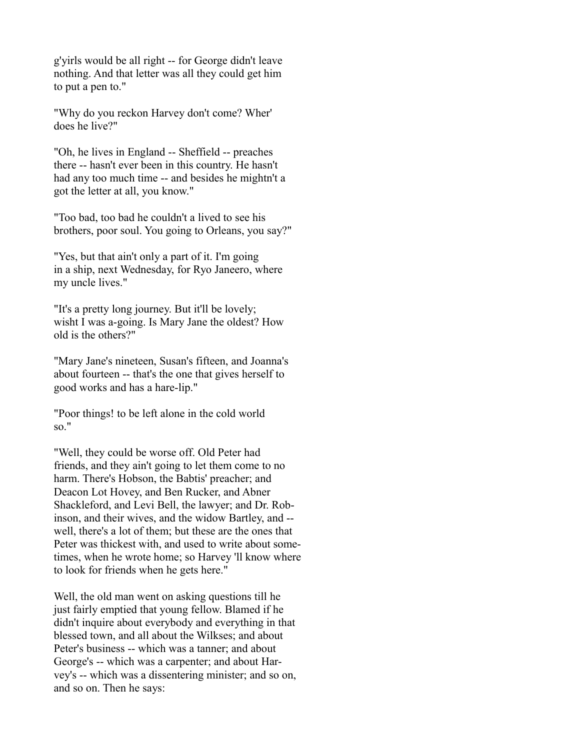g'yirls would be all right -- for George didn't leave nothing. And that letter was all they could get him to put a pen to."

"Why do you reckon Harvey don't come? Wher' does he live?"

"Oh, he lives in England -- Sheffield -- preaches there -- hasn't ever been in this country. He hasn't had any too much time -- and besides he mightn't a got the letter at all, you know."

"Too bad, too bad he couldn't a lived to see his brothers, poor soul. You going to Orleans, you say?"

"Yes, but that ain't only a part of it. I'm going in a ship, next Wednesday, for Ryo Janeero, where my uncle lives."

"It's a pretty long journey. But it'll be lovely; wisht I was a-going. Is Mary Jane the oldest? How old is the others?"

"Mary Jane's nineteen, Susan's fifteen, and Joanna's about fourteen -- that's the one that gives herself to good works and has a hare-lip."

"Poor things! to be left alone in the cold world so."

"Well, they could be worse off. Old Peter had friends, and they ain't going to let them come to no harm. There's Hobson, the Babtis' preacher; and Deacon Lot Hovey, and Ben Rucker, and Abner Shackleford, and Levi Bell, the lawyer; and Dr. Robinson, and their wives, and the widow Bartley, and -- well, there's a lot of them; but these are the ones that Peter was thickest with, and used to write about sometimes, when he wrote home; so Harvey 'll know where to look for friends when he gets here."

Well, the old man went on asking questions till he just fairly emptied that young fellow. Blamed if he didn't inquire about everybody and everything in that blessed town, and all about the Wilkses; and about Peter's business -- which was a tanner; and about George's -- which was a carpenter; and about Harvey's -- which was a dissentering minister; and so on, and so on. Then he says: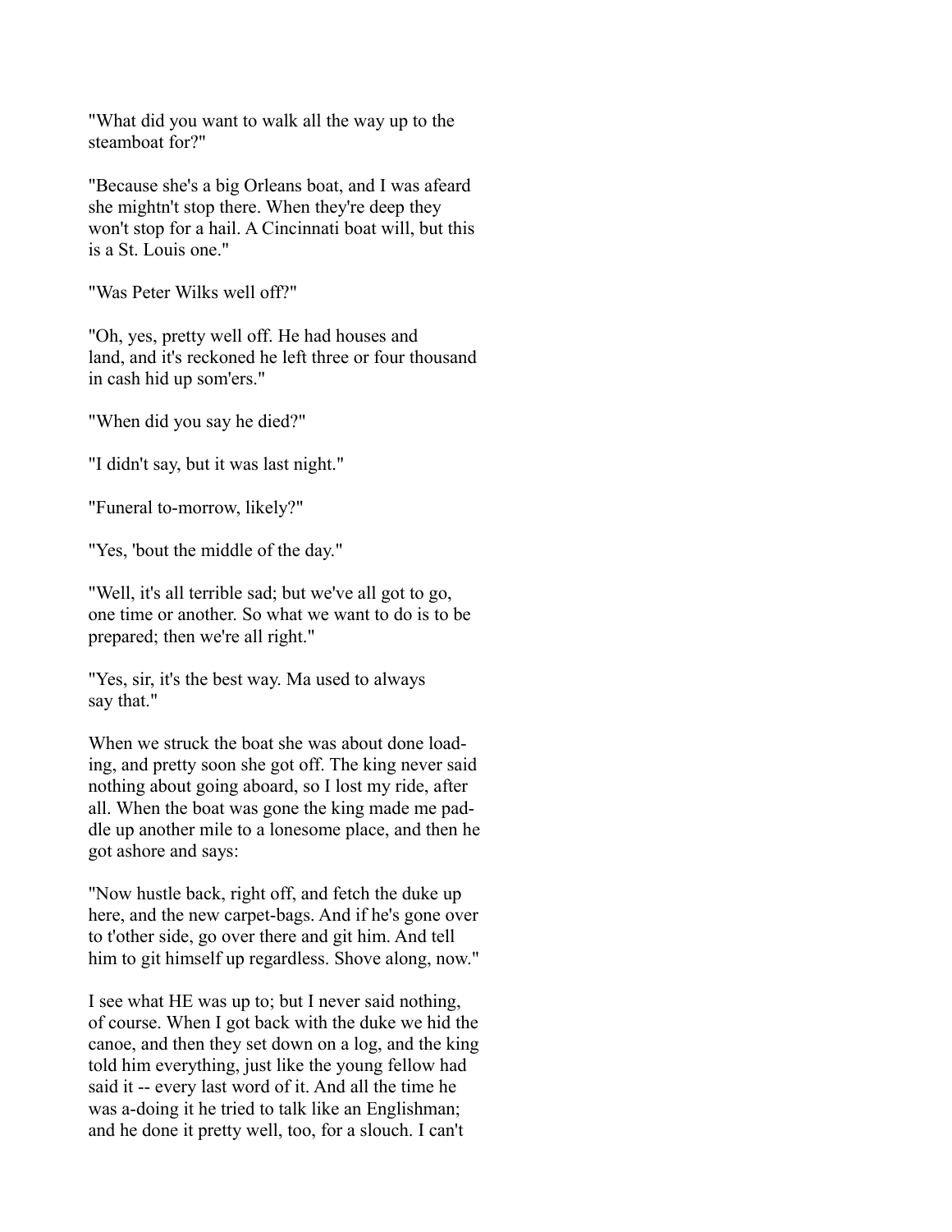"What did you want to walk all the way up to the steamboat for?"

"Because she's a big Orleans boat, and I was afeard she mightn't stop there. When they're deep they won't stop for a hail. A Cincinnati boat will, but this is a St. Louis one."

"Was Peter Wilks well off?"

"Oh, yes, pretty well off. He had houses and land, and it's reckoned he left three or four thousand in cash hid up som'ers."

"When did you say he died?"

"I didn't say, but it was last night."

"Funeral to-morrow, likely?"

"Yes, 'bout the middle of the day."

"Well, it's all terrible sad; but we've all got to go, one time or another. So what we want to do is to be prepared; then we're all right."

"Yes, sir, it's the best way. Ma used to always say that."

When we struck the boat she was about done loading, and pretty soon she got off. The king never said nothing about going aboard, so I lost my ride, after all. When the boat was gone the king made me paddle up another mile to a lonesome place, and then he got ashore and says:

"Now hustle back, right off, and fetch the duke up here, and the new carpet-bags. And if he's gone over to t'other side, go over there and git him. And tell him to git himself up regardless. Shove along, now."

I see what HE was up to; but I never said nothing, of course. When I got back with the duke we hid the canoe, and then they set down on a log, and the king told him everything, just like the young fellow had said it -- every last word of it. And all the time he was a-doing it he tried to talk like an Englishman; and he done it pretty well, too, for a slouch. I can't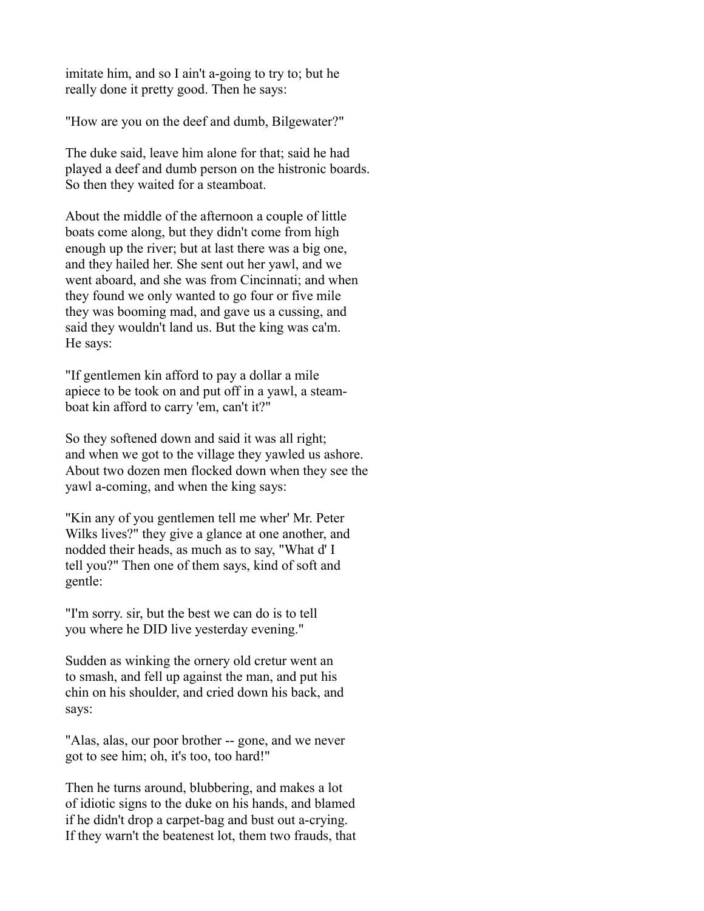imitate him, and so I ain't a-going to try to; but he really done it pretty good. Then he says:

"How are you on the deef and dumb, Bilgewater?"

The duke said, leave him alone for that; said he had played a deef and dumb person on the histronic boards. So then they waited for a steamboat.

About the middle of the afternoon a couple of little boats come along, but they didn't come from high enough up the river; but at last there was a big one, and they hailed her. She sent out her yawl, and we went aboard, and she was from Cincinnati; and when they found we only wanted to go four or five mile they was booming mad, and gave us a cussing, and said they wouldn't land us. But the king was ca'm. He says:

"If gentlemen kin afford to pay a dollar a mile apiece to be took on and put off in a yawl, a steam-boat kin afford to carry 'em, can't it?"

So they softened down and said it was all right; and when we got to the village they yawled us ashore. About two dozen men flocked down when they see the yawl a-coming, and when the king says:

"Kin any of you gentlemen tell me wher' Mr. Peter Wilks lives?" they give a glance at one another, and nodded their heads, as much as to say, "What d' I tell you?" Then one of them says, kind of soft and gentle:

"I'm sorry. sir, but the best we can do is to tell you where he DID live yesterday evening."

Sudden as winking the ornery old cretur went an to smash, and fell up against the man, and put his chin on his shoulder, and cried down his back, and says:

"Alas, alas, our poor brother -- gone, and we never got to see him; oh, it's too, too hard!"

Then he turns around, blubbering, and makes a lot of idiotic signs to the duke on his hands, and blamed if he didn't drop a carpet-bag and bust out a-crying. If they warn't the beatenest lot, them two frauds, that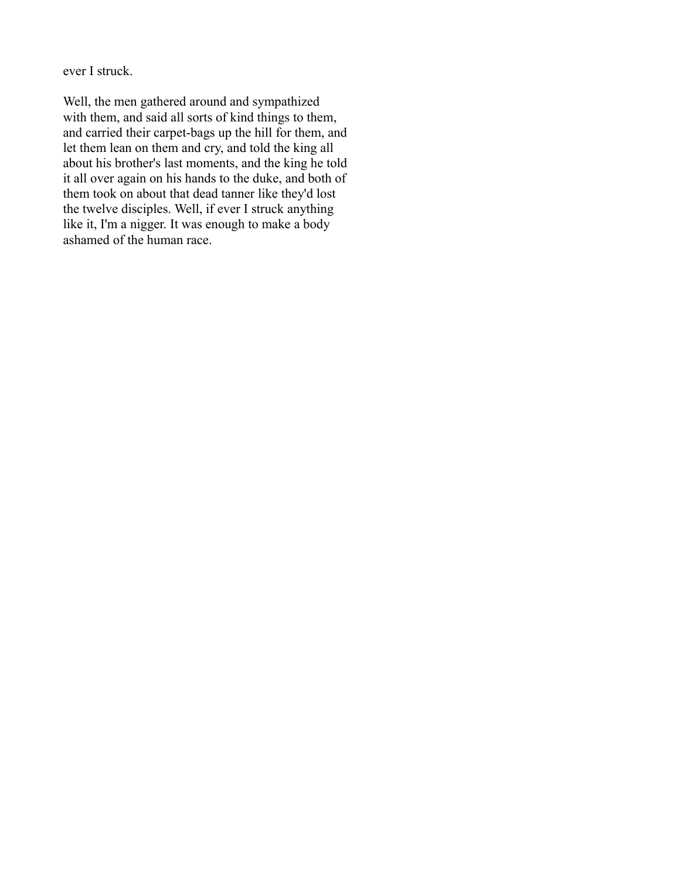ever I struck.

Well, the men gathered around and sympathized with them, and said all sorts of kind things to them, and carried their carpet-bags up the hill for them, and let them lean on them and cry, and told the king all about his brother's last moments, and the king he told it all over again on his hands to the duke, and both of them took on about that dead tanner like they'd lost the twelve disciples. Well, if ever I struck anything like it, I'm a nigger. It was enough to make a body ashamed of the human race.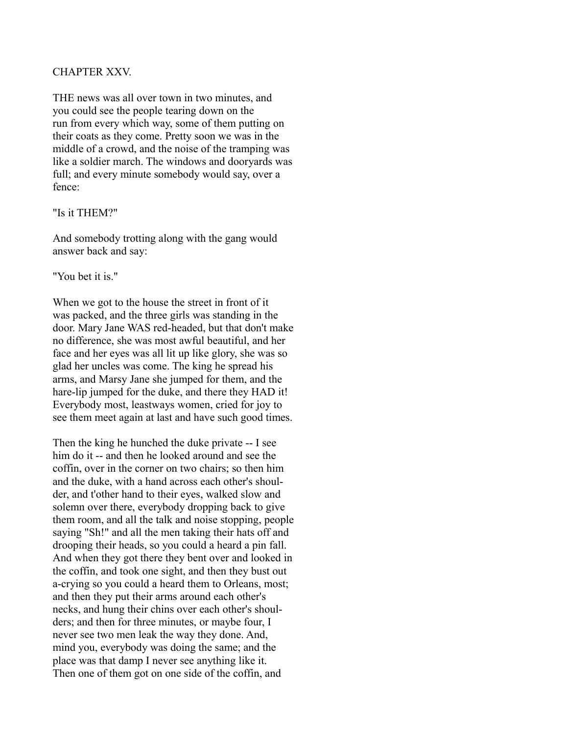# CHAPTER XXV.

THE news was all over town in two minutes, and you could see the people tearing down on the run from every which way, some of them putting on their coats as they come. Pretty soon we was in the middle of a crowd, and the noise of the tramping was like a soldier march. The windows and dooryards was full; and every minute somebody would say, over a fence:

"Is it THEM?"

And somebody trotting along with the gang would answer back and say:

"You bet it is."

When we got to the house the street in front of it was packed, and the three girls was standing in the door. Mary Jane WAS red-headed, but that don't make no difference, she was most awful beautiful, and her face and her eyes was all lit up like glory, she was so glad her uncles was come. The king he spread his arms, and Marsy Jane she jumped for them, and the hare-lip jumped for the duke, and there they HAD it! Everybody most, leastways women, cried for joy to see them meet again at last and have such good times.

Then the king he hunched the duke private -- I see him do it -- and then he looked around and see the coffin, over in the corner on two chairs; so then him and the duke, with a hand across each other's shoulder, and t'other hand to their eyes, walked slow and solemn over there, everybody dropping back to give them room, and all the talk and noise stopping, people saying "Sh!" and all the men taking their hats off and drooping their heads, so you could a heard a pin fall. And when they got there they bent over and looked in the coffin, and took one sight, and then they bust out a-crying so you could a heard them to Orleans, most; and then they put their arms around each other's necks, and hung their chins over each other's shoulders; and then for three minutes, or maybe four, I never see two men leak the way they done. And, mind you, everybody was doing the same; and the place was that damp I never see anything like it. Then one of them got on one side of the coffin, and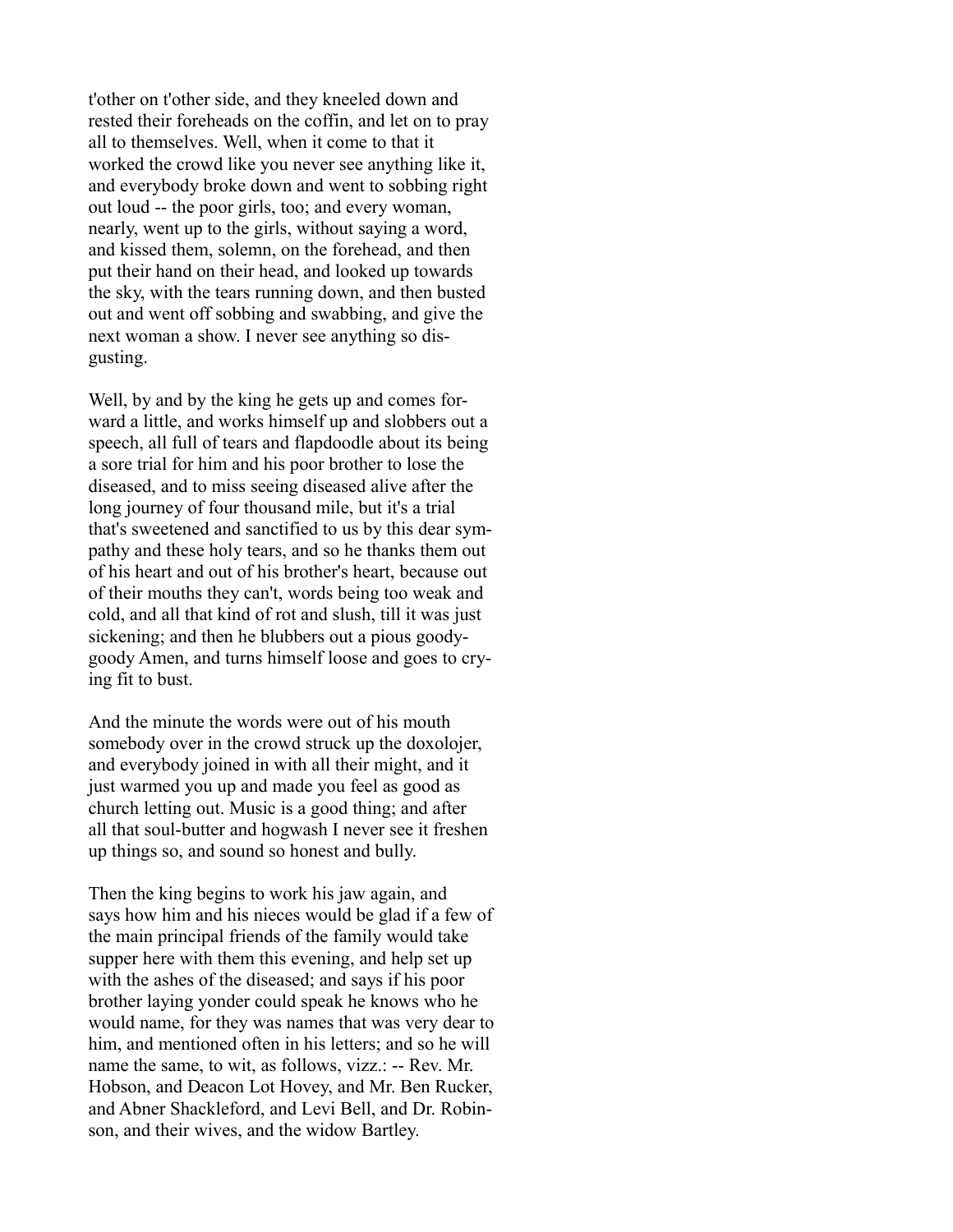t'other on t'other side, and they kneeled down and rested their foreheads on the coffin, and let on to pray all to themselves. Well, when it come to that it worked the crowd like you never see anything like it, and everybody broke down and went to sobbing right out loud -- the poor girls, too; and every woman, nearly, went up to the girls, without saying a word, and kissed them, solemn, on the forehead, and then put their hand on their head, and looked up towards the sky, with the tears running down, and then busted out and went off sobbing and swabbing, and give the next woman a show. I never see anything so disgusting.

Well, by and by the king he gets up and comes forward a little, and works himself up and slobbers out a speech, all full of tears and flapdoodle about its being a sore trial for him and his poor brother to lose the diseased, and to miss seeing diseased alive after the long journey of four thousand mile, but it's a trial that's sweetened and sanctified to us by this dear sympathy and these holy tears, and so he thanks them out of his heart and out of his brother's heart, because out of their mouths they can't, words being too weak and cold, and all that kind of rot and slush, till it was just sickening; and then he blubbers out a pious goody-goody Amen, and turns himself loose and goes to crying fit to bust.

And the minute the words were out of his mouth somebody over in the crowd struck up the doxolojer, and everybody joined in with all their might, and it just warmed you up and made you feel as good as church letting out. Music is a good thing; and after all that soul-butter and hogwash I never see it freshen up things so, and sound so honest and bully.

Then the king begins to work his jaw again, and says how him and his nieces would be glad if a few of the main principal friends of the family would take supper here with them this evening, and help set up with the ashes of the diseased; and says if his poor brother laying yonder could speak he knows who he would name, for they was names that was very dear to him, and mentioned often in his letters; and so he will name the same, to wit, as follows, vizz.: -- Rev. Mr. Hobson, and Deacon Lot Hovey, and Mr. Ben Rucker, and Abner Shackleford, and Levi Bell, and Dr. Robinson, and their wives, and the widow Bartley.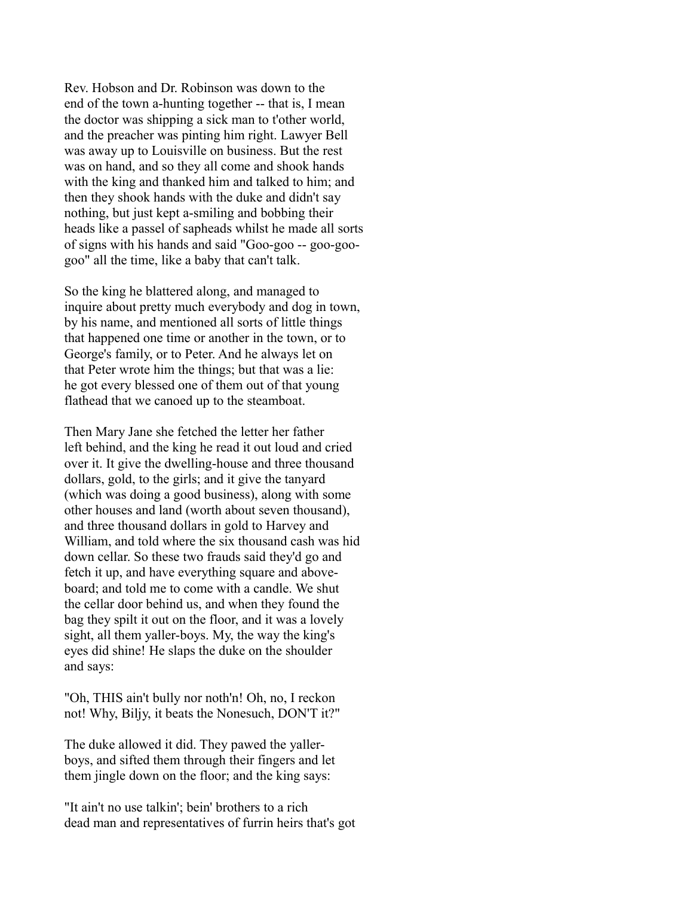Rev. Hobson and Dr. Robinson was down to the end of the town a-hunting together -- that is, I mean the doctor was shipping a sick man to t'other world, and the preacher was pinting him right. Lawyer Bell was away up to Louisville on business. But the rest was on hand, and so they all come and shook hands with the king and thanked him and talked to him; and then they shook hands with the duke and didn't say nothing, but just kept a-smiling and bobbing their heads like a passel of sapheads whilst he made all sorts of signs with his hands and said "Goo-goo -- goo-goo-goo" all the time, like a baby that can't talk.

So the king he blattered along, and managed to inquire about pretty much everybody and dog in town, by his name, and mentioned all sorts of little things that happened one time or another in the town, or to George's family, or to Peter. And he always let on that Peter wrote him the things; but that was a lie: he got every blessed one of them out of that young flathead that we canoed up to the steamboat.

Then Mary Jane she fetched the letter her father left behind, and the king he read it out loud and cried over it. It give the dwelling-house and three thousand dollars, gold, to the girls; and it give the tanyard (which was doing a good business), along with some other houses and land (worth about seven thousand), and three thousand dollars in gold to Harvey and William, and told where the six thousand cash was hid down cellar. So these two frauds said they'd go and fetch it up, and have everything square and above-board; and told me to come with a candle. We shut the cellar door behind us, and when they found the bag they spilt it out on the floor, and it was a lovely sight, all them yaller-boys. My, the way the king's eyes did shine! He slaps the duke on the shoulder and says:

"Oh, THIS ain't bully nor noth'n! Oh, no, I reckon not! Why, Biljy, it beats the Nonesuch, DON'T it?"

The duke allowed it did. They pawed the yaller-boys, and sifted them through their fingers and let them jingle down on the floor; and the king says:

"It ain't no use talkin'; bein' brothers to a rich dead man and representatives of furrin heirs that's got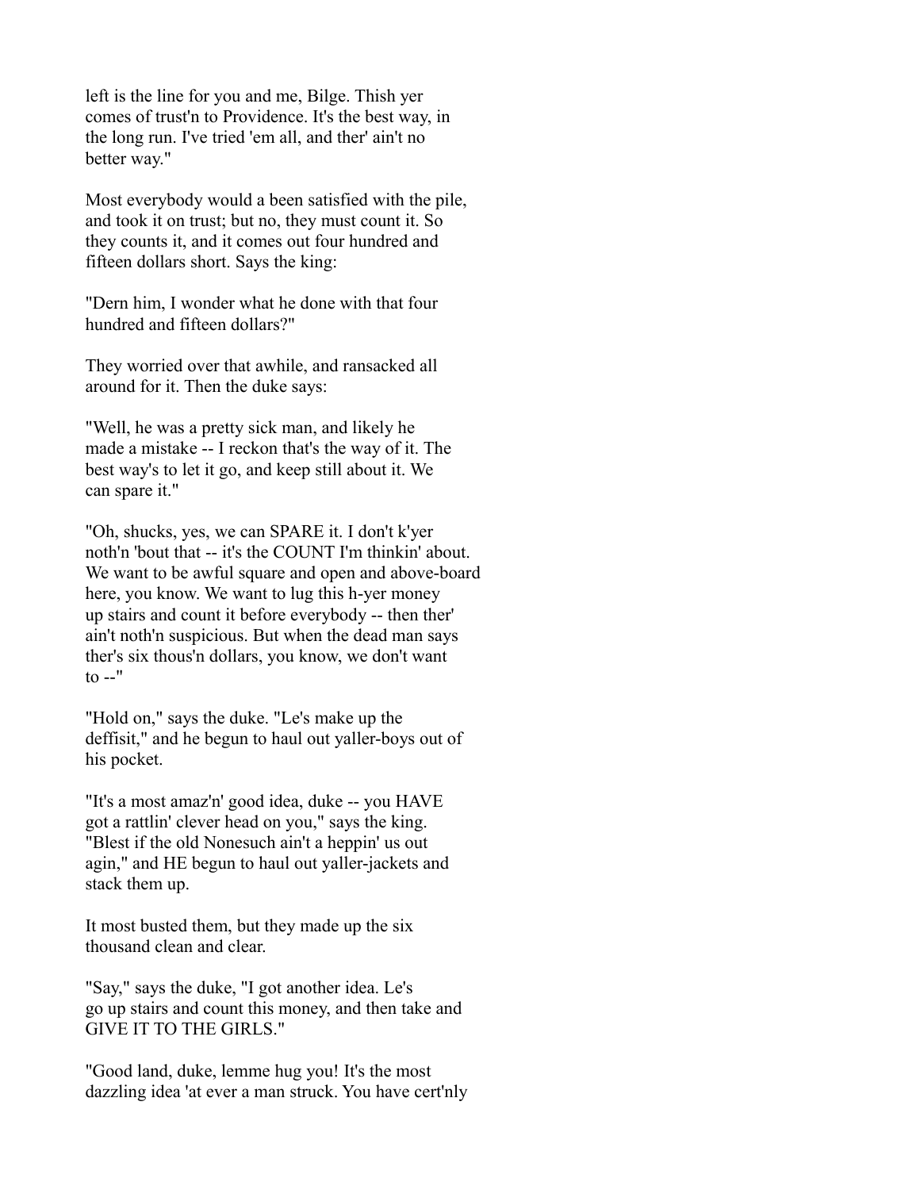left is the line for you and me, Bilge. Thish yer comes of trust'n to Providence. It's the best way, in the long run. I've tried 'em all, and ther' ain't no better way."

Most everybody would a been satisfied with the pile, and took it on trust; but no, they must count it. So they counts it, and it comes out four hundred and fifteen dollars short. Says the king:

"Dern him, I wonder what he done with that four hundred and fifteen dollars?"

They worried over that awhile, and ransacked all around for it. Then the duke says:

"Well, he was a pretty sick man, and likely he made a mistake -- I reckon that's the way of it. The best way's to let it go, and keep still about it. We can spare it."

"Oh, shucks, yes, we can SPARE it. I don't k'yer noth'n 'bout that -- it's the COUNT I'm thinkin' about. We want to be awful square and open and above-board here, you know. We want to lug this h-yer money up stairs and count it before everybody -- then ther' ain't noth'n suspicious. But when the dead man says ther's six thous'n dollars, you know, we don't want to --"

"Hold on," says the duke. "Le's make up the deffisit," and he begun to haul out yaller-boys out of his pocket.

"It's a most amaz'n' good idea, duke -- you HAVE got a rattlin' clever head on you," says the king. "Blest if the old Nonesuch ain't a heppin' us out agin," and HE begun to haul out yaller-jackets and stack them up.

It most busted them, but they made up the six thousand clean and clear.

"Say," says the duke, "I got another idea. Le's go up stairs and count this money, and then take and GIVE IT TO THE GIRLS."

"Good land, duke, lemme hug you! It's the most dazzling idea 'at ever a man struck. You have cert'nly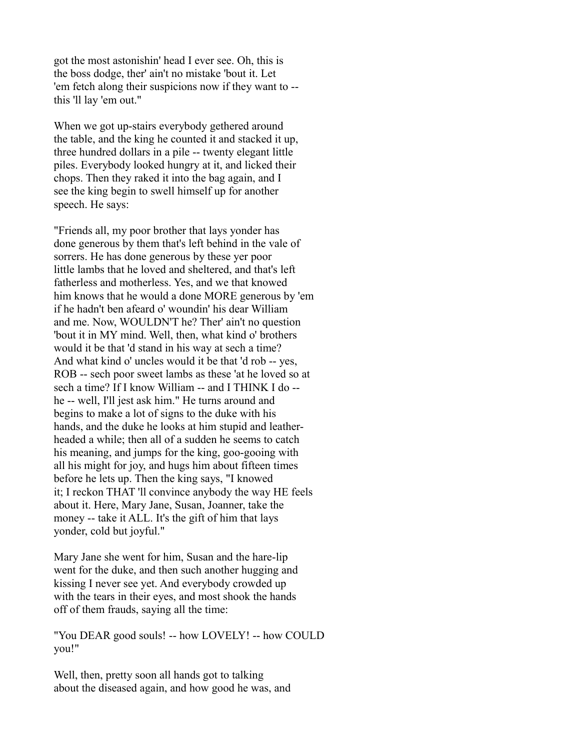got the most astonishin' head I ever see. Oh, this is the boss dodge, ther' ain't no mistake 'bout it. Let 'em fetch along their suspicions now if they want to -- this 'll lay 'em out."

When we got up-stairs everybody gethered around the table, and the king he counted it and stacked it up, three hundred dollars in a pile -- twenty elegant little piles. Everybody looked hungry at it, and licked their chops. Then they raked it into the bag again, and I see the king begin to swell himself up for another speech. He says:

"Friends all, my poor brother that lays yonder has done generous by them that's left behind in the vale of sorrers. He has done generous by these yer poor little lambs that he loved and sheltered, and that's left fatherless and motherless. Yes, and we that knowed him knows that he would a done MORE generous by 'em if he hadn't ben afeard o' woundin' his dear William and me. Now, WOULDN'T he? Ther' ain't no question 'bout it in MY mind. Well, then, what kind o' brothers would it be that 'd stand in his way at sech a time? And what kind o' uncles would it be that 'd rob -- yes, ROB -- sech poor sweet lambs as these 'at he loved so at sech a time? If I know William -- and I THINK I do -- he -- well, I'll jest ask him." He turns around and begins to make a lot of signs to the duke with his hands, and the duke he looks at him stupid and leather-headed a while; then all of a sudden he seems to catch his meaning, and jumps for the king, goo-gooing with all his might for joy, and hugs him about fifteen times before he lets up. Then the king says, "I knowed it; I reckon THAT 'll convince anybody the way HE feels about it. Here, Mary Jane, Susan, Joanner, take the money -- take it ALL. It's the gift of him that lays yonder, cold but joyful."

Mary Jane she went for him, Susan and the hare-lip went for the duke, and then such another hugging and kissing I never see yet. And everybody crowded up with the tears in their eyes, and most shook the hands off of them frauds, saying all the time:

"You DEAR good souls! -- how LOVELY! -- how COULD you!"

Well, then, pretty soon all hands got to talking about the diseased again, and how good he was, and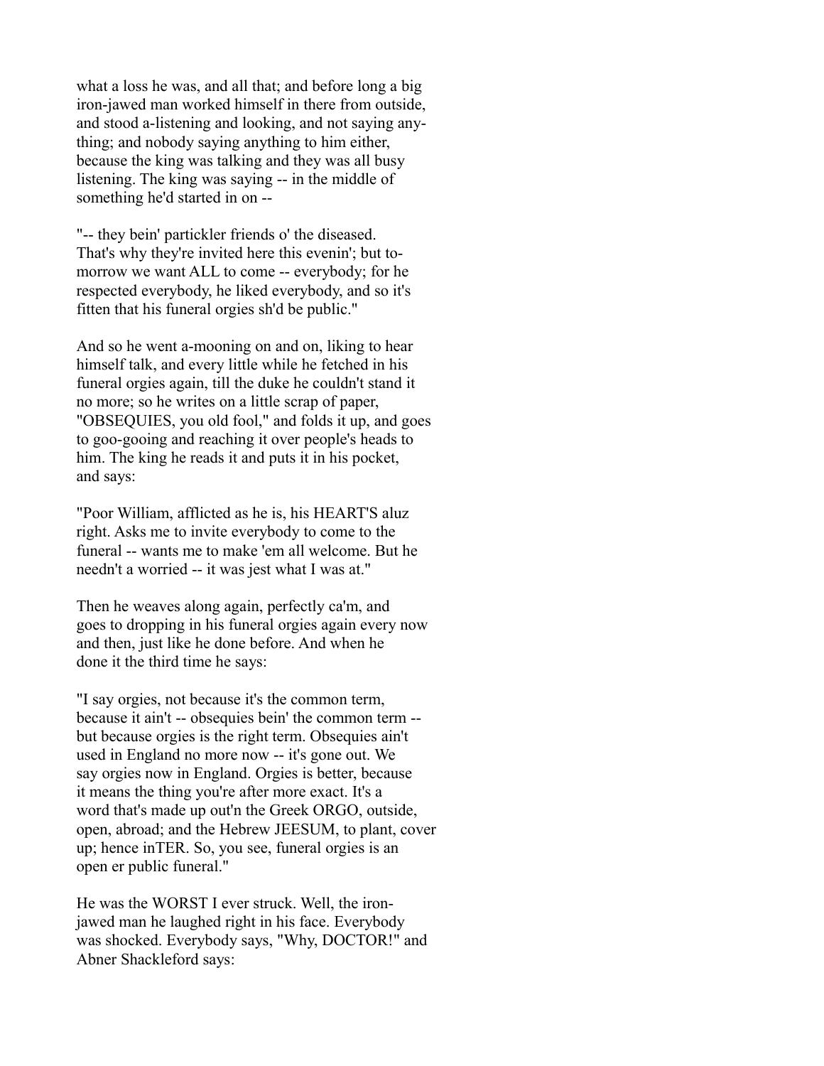what a loss he was, and all that; and before long a big iron-jawed man worked himself in there from outside, and stood a-listening and looking, and not saying anything; and nobody saying anything to him either, because the king was talking and they was all busy listening. The king was saying -- in the middle of something he'd started in on --

"-- they bein' partickler friends o' the diseased. That's why they're invited here this evenin'; but to-morrow we want ALL to come -- everybody; for he respected everybody, he liked everybody, and so it's fitten that his funeral orgies sh'd be public."

And so he went a-mooning on and on, liking to hear himself talk, and every little while he fetched in his funeral orgies again, till the duke he couldn't stand it no more; so he writes on a little scrap of paper, "OBSEQUIES, you old fool," and folds it up, and goes to goo-gooing and reaching it over people's heads to him. The king he reads it and puts it in his pocket, and says:

"Poor William, afflicted as he is, his HEART'S aluz right. Asks me to invite everybody to come to the funeral -- wants me to make 'em all welcome. But he needn't a worried -- it was jest what I was at."

Then he weaves along again, perfectly ca'm, and goes to dropping in his funeral orgies again every now and then, just like he done before. And when he done it the third time he says:

"I say orgies, not because it's the common term, because it ain't -- obsequies bein' the common term -- but because orgies is the right term. Obsequies ain't used in England no more now -- it's gone out. We say orgies now in England. Orgies is better, because it means the thing you're after more exact. It's a word that's made up out'n the Greek ORGO, outside, open, abroad; and the Hebrew JEESUM, to plant, cover up; hence inTER. So, you see, funeral orgies is an open er public funeral."

He was the WORST I ever struck. Well, the iron-jawed man he laughed right in his face. Everybody was shocked. Everybody says, "Why, DOCTOR!" and Abner Shackleford says: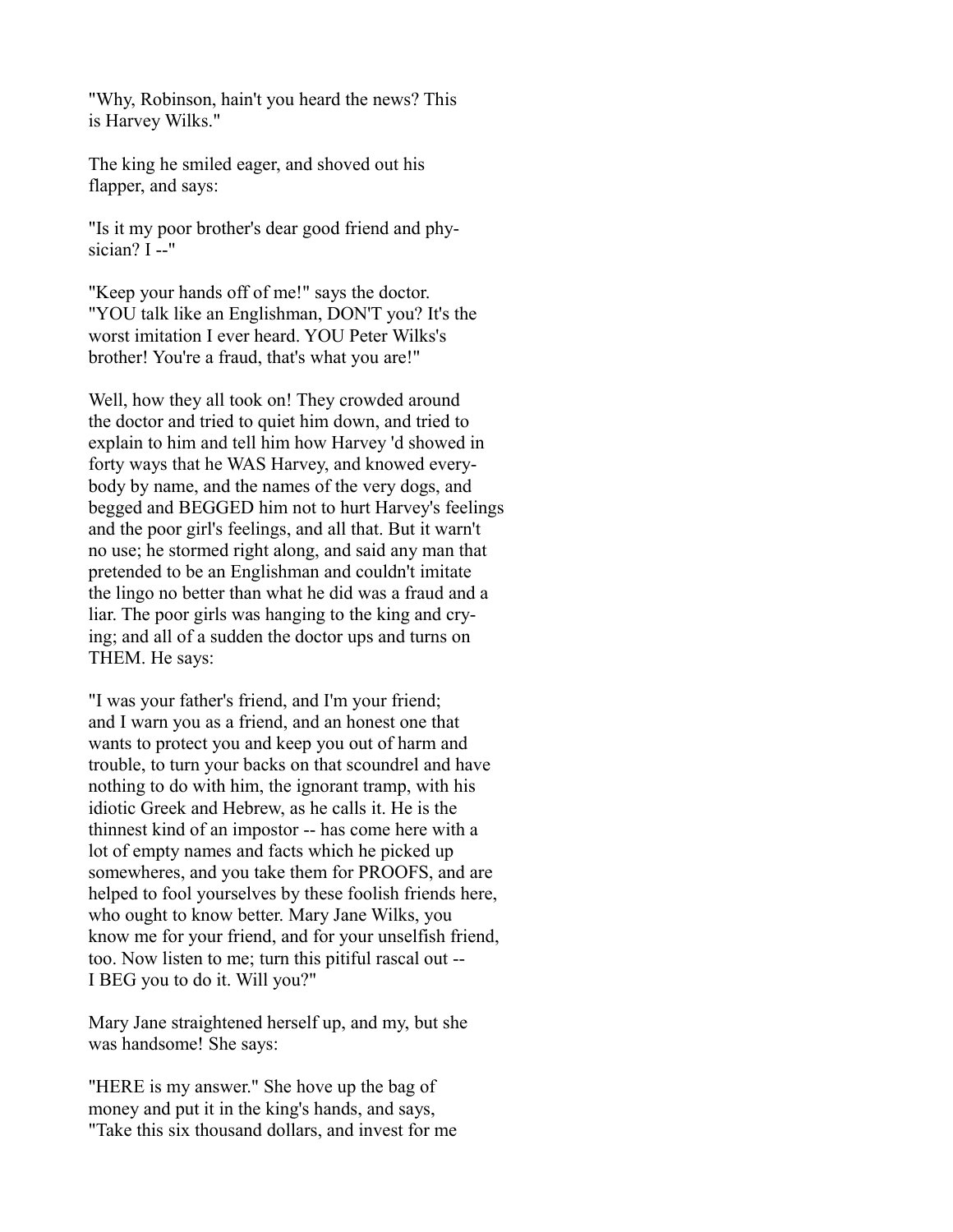"Why, Robinson, hain't you heard the news? This is Harvey Wilks."

The king he smiled eager, and shoved out his flapper, and says:

"Is it my poor brother's dear good friend and physician? I --"

"Keep your hands off of me!" says the doctor. "YOU talk like an Englishman, DON'T you? It's the worst imitation I ever heard. YOU Peter Wilks's brother! You're a fraud, that's what you are!"

Well, how they all took on! They crowded around the doctor and tried to quiet him down, and tried to explain to him and tell him how Harvey 'd showed in forty ways that he WAS Harvey, and knowed everybody by name, and the names of the very dogs, and begged and BEGGED him not to hurt Harvey's feelings and the poor girl's feelings, and all that. But it warn't no use; he stormed right along, and said any man that pretended to be an Englishman and couldn't imitate the lingo no better than what he did was a fraud and a liar. The poor girls was hanging to the king and crying; and all of a sudden the doctor ups and turns on THEM. He says:

"I was your father's friend, and I'm your friend; and I warn you as a friend, and an honest one that wants to protect you and keep you out of harm and trouble, to turn your backs on that scoundrel and have nothing to do with him, the ignorant tramp, with his idiotic Greek and Hebrew, as he calls it. He is the thinnest kind of an impostor -- has come here with a lot of empty names and facts which he picked up somewheres, and you take them for PROOFS, and are helped to fool yourselves by these foolish friends here, who ought to know better. Mary Jane Wilks, you know me for your friend, and for your unselfish friend, too. Now listen to me; turn this pitiful rascal out -- I BEG you to do it. Will you?"

Mary Jane straightened herself up, and my, but she was handsome! She says:

"HERE is my answer." She hove up the bag of money and put it in the king's hands, and says, "Take this six thousand dollars, and invest for me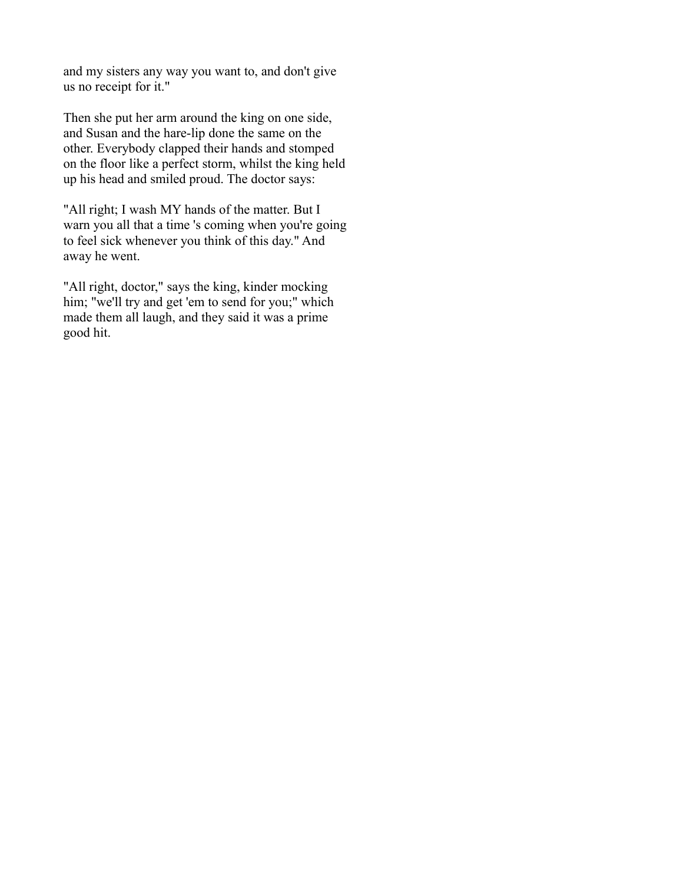and my sisters any way you want to, and don't give us no receipt for it."

Then she put her arm around the king on one side, and Susan and the hare-lip done the same on the other. Everybody clapped their hands and stomped on the floor like a perfect storm, whilst the king held up his head and smiled proud. The doctor says:

"All right; I wash MY hands of the matter. But I warn you all that a time 's coming when you're going to feel sick whenever you think of this day." And away he went.

"All right, doctor," says the king, kinder mocking him; "we'll try and get 'em to send for you;" which made them all laugh, and they said it was a prime good hit.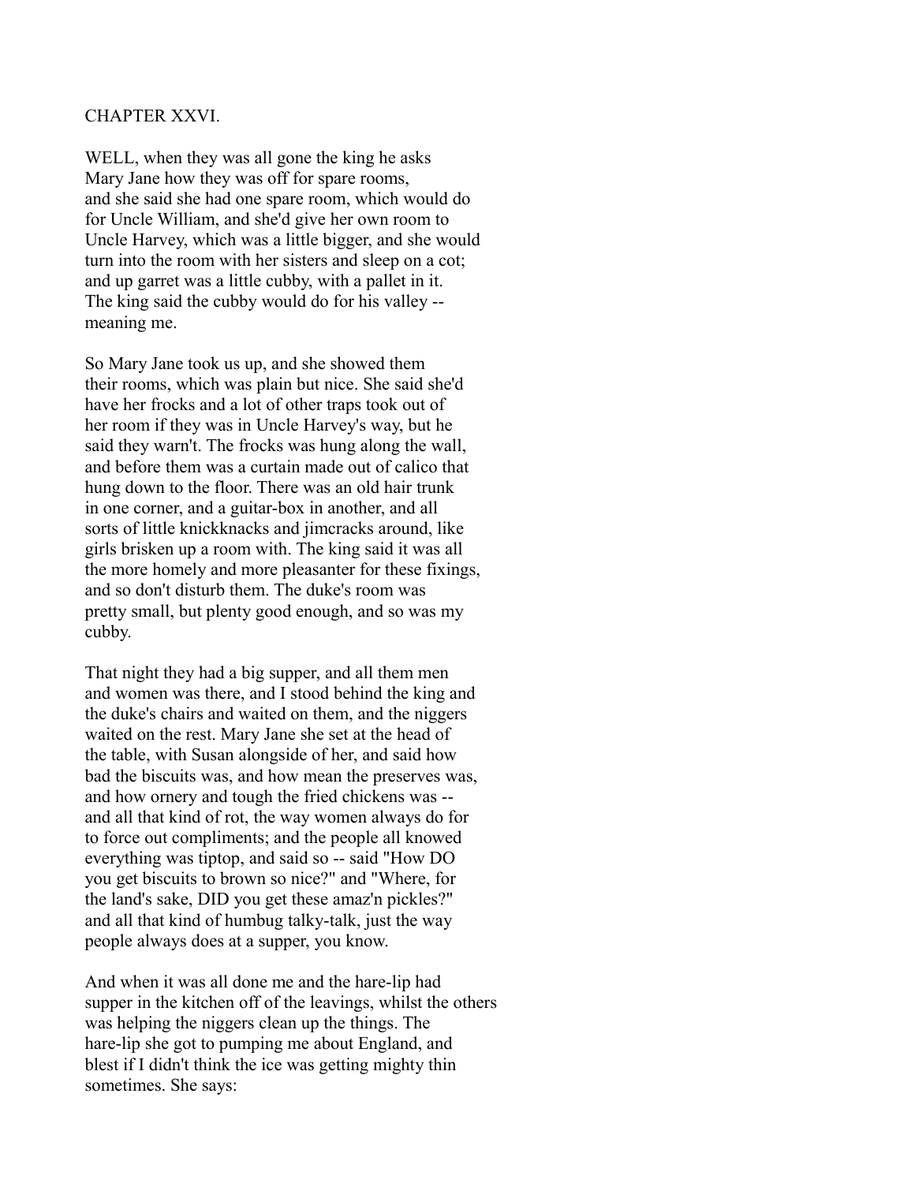## CHAPTER XXVI.

WELL, when they was all gone the king he asks Mary Jane how they was off for spare rooms, and she said she had one spare room, which would do for Uncle William, and she'd give her own room to Uncle Harvey, which was a little bigger, and she would turn into the room with her sisters and sleep on a cot; and up garret was a little cubby, with a pallet in it. The king said the cubby would do for his valley -- meaning me.

So Mary Jane took us up, and she showed them their rooms, which was plain but nice. She said she'd have her frocks and a lot of other traps took out of her room if they was in Uncle Harvey's way, but he said they warn't. The frocks was hung along the wall, and before them was a curtain made out of calico that hung down to the floor. There was an old hair trunk in one corner, and a guitar-box in another, and all sorts of little knickknacks and jimcracks around, like girls brisken up a room with. The king said it was all the more homely and more pleasanter for these fixings, and so don't disturb them. The duke's room was pretty small, but plenty good enough, and so was my cubby.

That night they had a big supper, and all them men and women was there, and I stood behind the king and the duke's chairs and waited on them, and the niggers waited on the rest. Mary Jane she set at the head of the table, with Susan alongside of her, and said how bad the biscuits was, and how mean the preserves was, and how ornery and tough the fried chickens was -- and all that kind of rot, the way women always do for to force out compliments; and the people all knowed everything was tiptop, and said so -- said "How DO you get biscuits to brown so nice?" and "Where, for the land's sake, DID you get these amaz'n pickles?" and all that kind of humbug talky-talk, just the way people always does at a supper, you know.

And when it was all done me and the hare-lip had supper in the kitchen off of the leavings, whilst the others was helping the niggers clean up the things. The hare-lip she got to pumping me about England, and blest if I didn't think the ice was getting mighty thin sometimes. She says: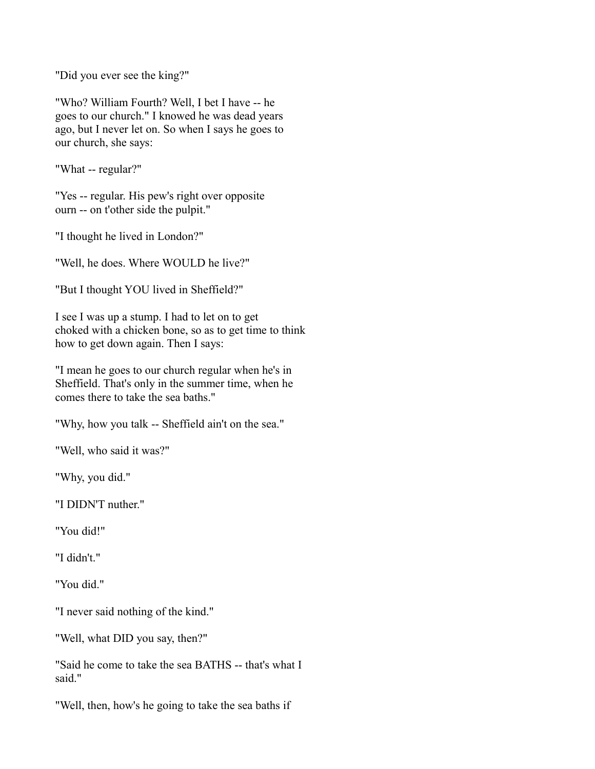"Did you ever see the king?"

"Who? William Fourth? Well, I bet I have -- he goes to our church." I knowed he was dead years ago, but I never let on. So when I says he goes to our church, she says:

"What -- regular?"

"Yes -- regular. His pew's right over opposite ourn -- on t'other side the pulpit."

"I thought he lived in London?"

"Well, he does. Where WOULD he live?"

"But I thought YOU lived in Sheffield?"

I see I was up a stump. I had to let on to get choked with a chicken bone, so as to get time to think how to get down again. Then I says:

"I mean he goes to our church regular when he's in Sheffield. That's only in the summer time, when he comes there to take the sea baths."

"Why, how you talk -- Sheffield ain't on the sea."

"Well, who said it was?"

"Why, you did."

"I DIDN'T nuther."

"You did!"

"I didn't."

"You did."

"I never said nothing of the kind."

"Well, what DID you say, then?"

"Said he come to take the sea BATHS -- that's what I said."

"Well, then, how's he going to take the sea baths if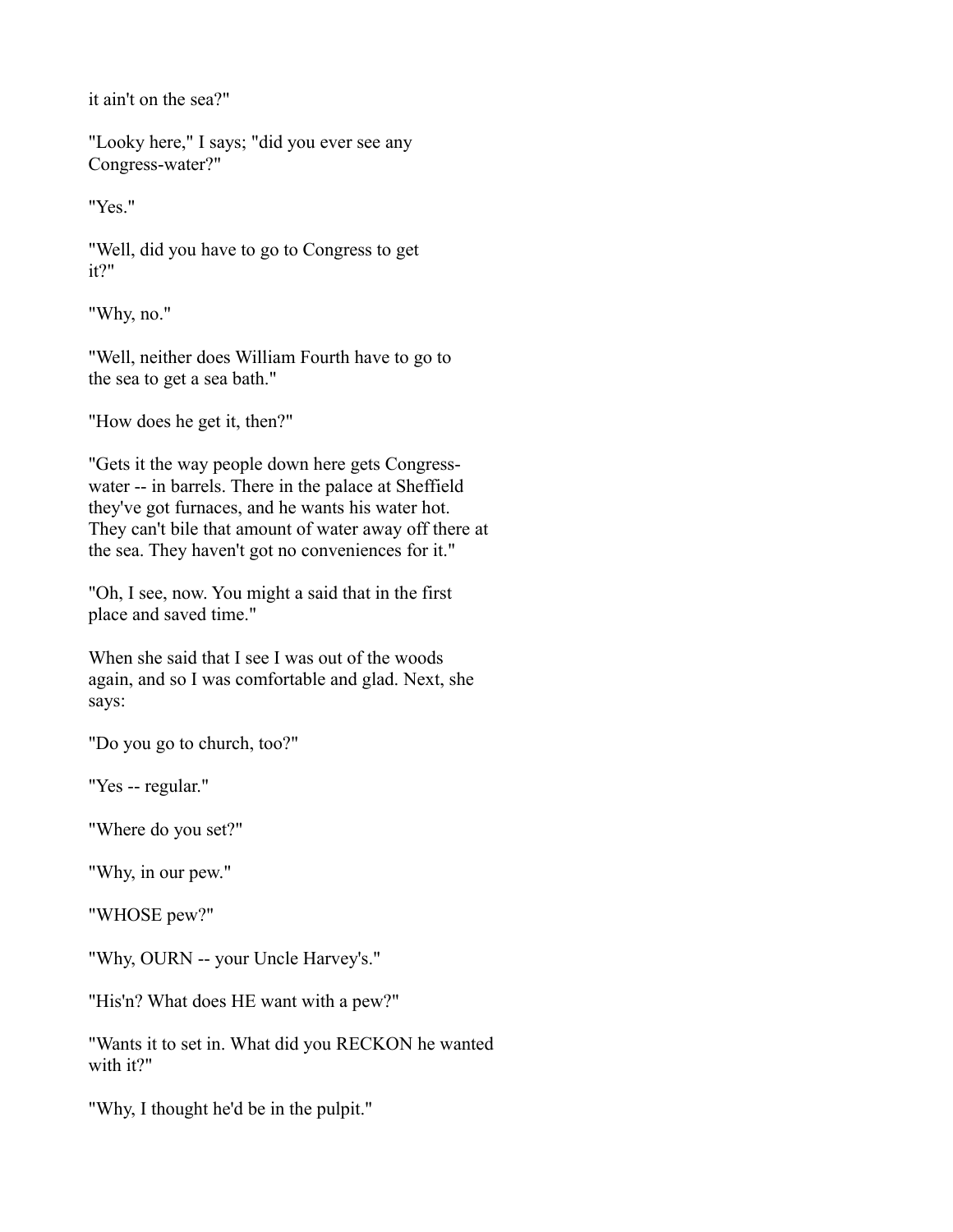it ain't on the sea?"

"Looky here," I says; "did you ever see any Congress-water?"

"Yes."

"Well, did you have to go to Congress to get it?"

"Why, no."

"Well, neither does William Fourth have to go to the sea to get a sea bath."

"How does he get it, then?"

"Gets it the way people down here gets Congress-water -- in barrels. There in the palace at Sheffield they've got furnaces, and he wants his water hot. They can't bile that amount of water away off there at the sea. They haven't got no conveniences for it."

"Oh, I see, now. You might a said that in the first place and saved time."

When she said that I see I was out of the woods again, and so I was comfortable and glad. Next, she says:

"Do you go to church, too?"

"Yes -- regular."

"Where do you set?"

"Why, in our pew."

"WHOSE pew?"

"Why, OURN -- your Uncle Harvey's."

"His'n? What does HE want with a pew?"

"Wants it to set in. What did you RECKON he wanted with it?"

"Why, I thought he'd be in the pulpit."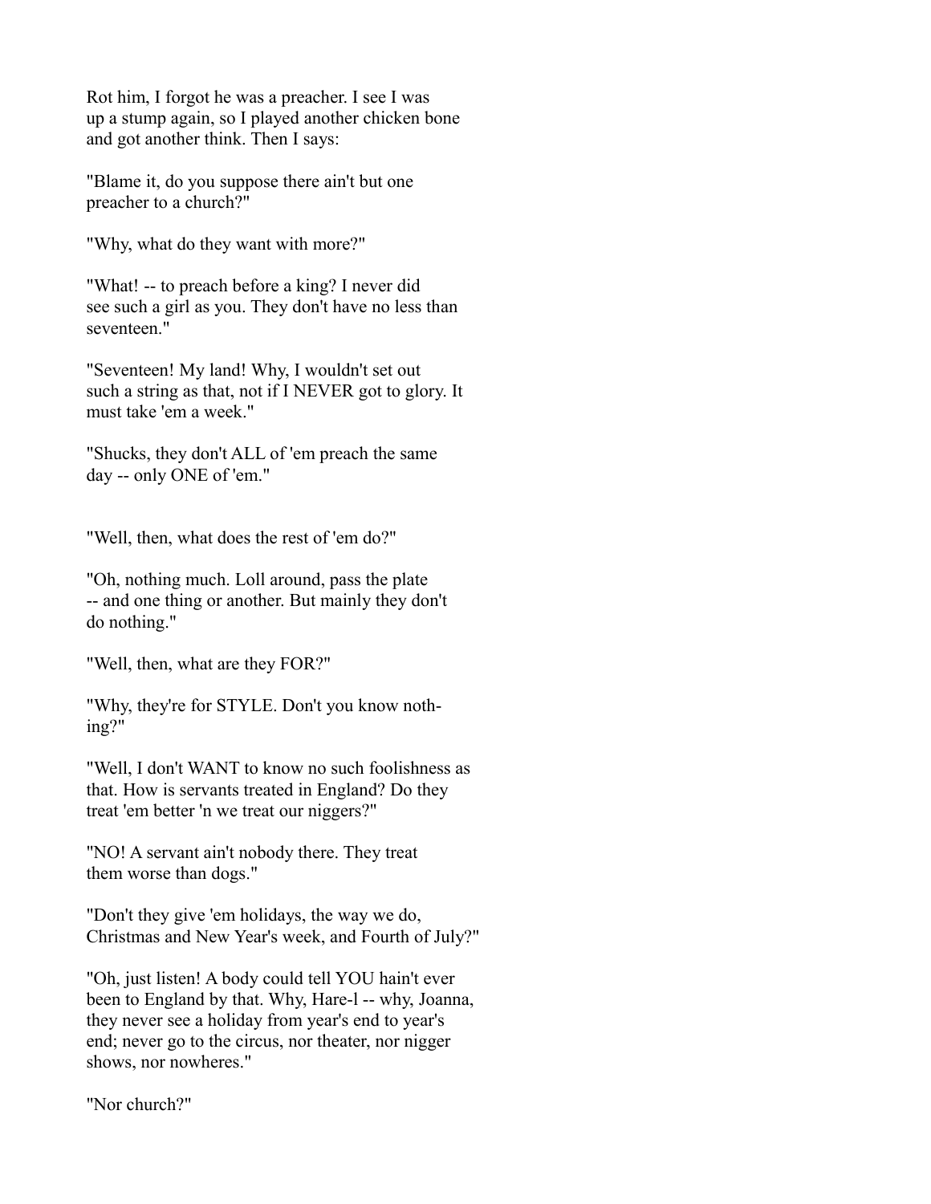Rot him, I forgot he was a preacher. I see I was up a stump again, so I played another chicken bone and got another think. Then I says:

"Blame it, do you suppose there ain't but one preacher to a church?"

"Why, what do they want with more?"

"What! -- to preach before a king? I never did see such a girl as you. They don't have no less than seventeen."

"Seventeen! My land! Why, I wouldn't set out such a string as that, not if I NEVER got to glory. It must take 'em a week."

"Shucks, they don't ALL of 'em preach the same day -- only ONE of 'em."

"Well, then, what does the rest of 'em do?"

"Oh, nothing much. Loll around, pass the plate -- and one thing or another. But mainly they don't do nothing."

"Well, then, what are they FOR?"

"Why, they're for STYLE. Don't you know nothing?"

"Well, I don't WANT to know no such foolishness as that. How is servants treated in England? Do they treat 'em better 'n we treat our niggers?"

"NO! A servant ain't nobody there. They treat them worse than dogs."

"Don't they give 'em holidays, the way we do, Christmas and New Year's week, and Fourth of July?"

"Oh, just listen! A body could tell YOU hain't ever been to England by that. Why, Hare-l -- why, Joanna, they never see a holiday from year's end to year's end; never go to the circus, nor theater, nor nigger shows, nor nowheres."

"Nor church?"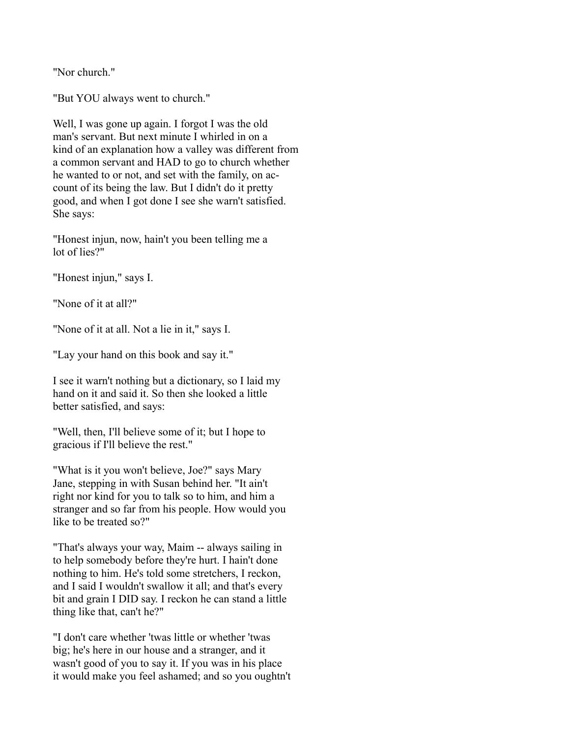"Nor church."

"But YOU always went to church."

Well, I was gone up again. I forgot I was the old man's servant. But next minute I whirled in on a kind of an explanation how a valley was different from a common servant and HAD to go to church whether he wanted to or not, and set with the family, on account of its being the law. But I didn't do it pretty good, and when I got done I see she warn't satisfied. She says:

"Honest injun, now, hain't you been telling me a lot of lies?"

"Honest injun," says I.

"None of it at all?"

"None of it at all. Not a lie in it," says I.

"Lay your hand on this book and say it."

I see it warn't nothing but a dictionary, so I laid my hand on it and said it. So then she looked a little better satisfied, and says:

"Well, then, I'll believe some of it; but I hope to gracious if I'll believe the rest."

"What is it you won't believe, Joe?" says Mary Jane, stepping in with Susan behind her. "It ain't right nor kind for you to talk so to him, and him a stranger and so far from his people. How would you like to be treated so?"

"That's always your way, Maim -- always sailing in to help somebody before they're hurt. I hain't done nothing to him. He's told some stretchers, I reckon, and I said I wouldn't swallow it all; and that's every bit and grain I DID say. I reckon he can stand a little thing like that, can't he?"

"I don't care whether 'twas little or whether 'twas big; he's here in our house and a stranger, and it wasn't good of you to say it. If you was in his place it would make you feel ashamed; and so you oughtn't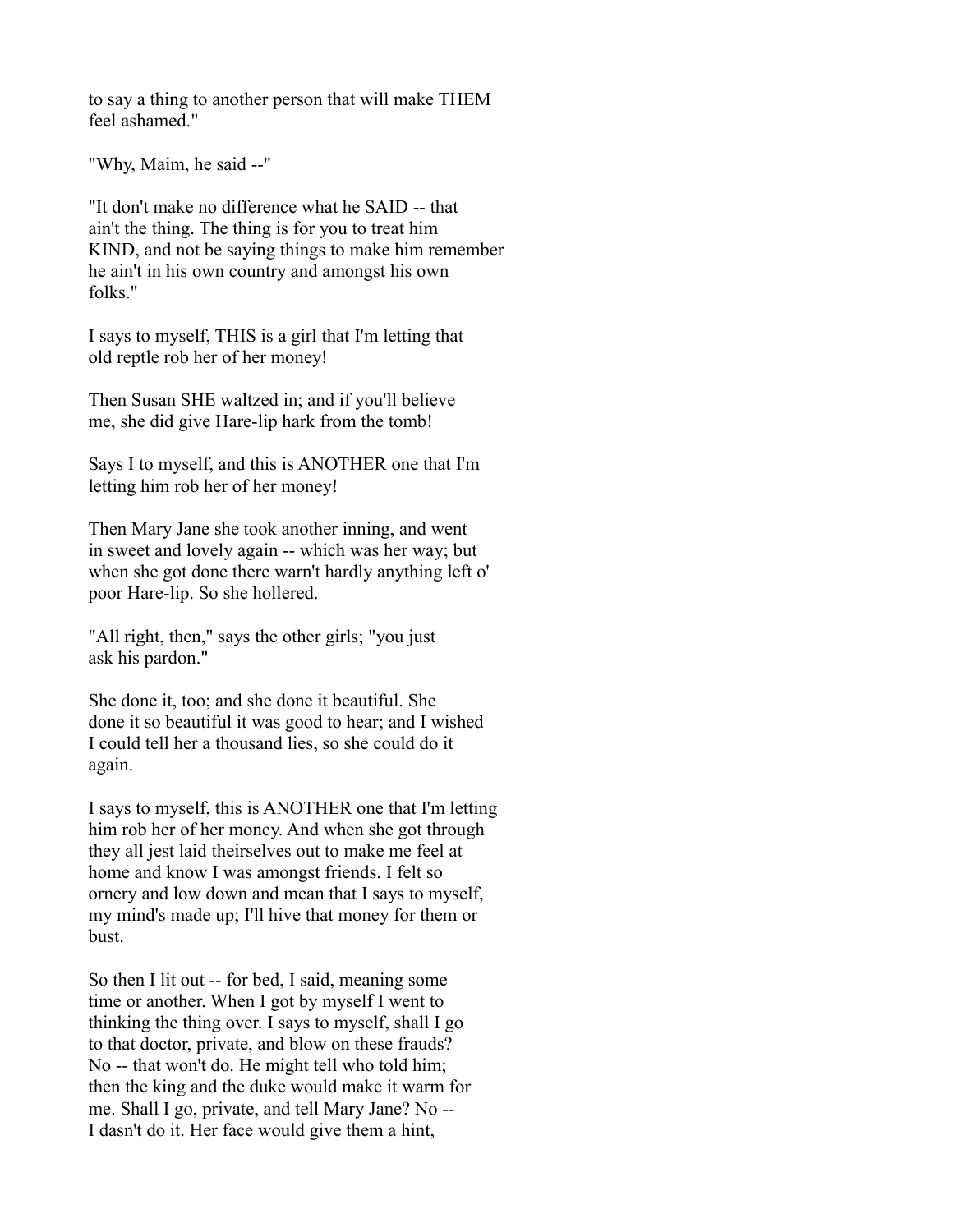to say a thing to another person that will make THEM feel ashamed."

"Why, Maim, he said --"

"It don't make no difference what he SAID -- that ain't the thing. The thing is for you to treat him KIND, and not be saying things to make him remember he ain't in his own country and amongst his own folks."

I says to myself, THIS is a girl that I'm letting that old reptle rob her of her money!

Then Susan SHE waltzed in; and if you'll believe me, she did give Hare-lip hark from the tomb!

Says I to myself, and this is ANOTHER one that I'm letting him rob her of her money!

Then Mary Jane she took another inning, and went in sweet and lovely again -- which was her way; but when she got done there warn't hardly anything left o' poor Hare-lip. So she hollered.

"All right, then," says the other girls; "you just ask his pardon."

She done it, too; and she done it beautiful. She done it so beautiful it was good to hear; and I wished I could tell her a thousand lies, so she could do it again.

I says to myself, this is ANOTHER one that I'm letting him rob her of her money. And when she got through they all jest laid theirselves out to make me feel at home and know I was amongst friends. I felt so ornery and low down and mean that I says to myself, my mind's made up; I'll hive that money for them or bust.

So then I lit out -- for bed, I said, meaning some time or another. When I got by myself I went to thinking the thing over. I says to myself, shall I go to that doctor, private, and blow on these frauds? No -- that won't do. He might tell who told him; then the king and the duke would make it warm for me. Shall I go, private, and tell Mary Jane? No -- I dasn't do it. Her face would give them a hint,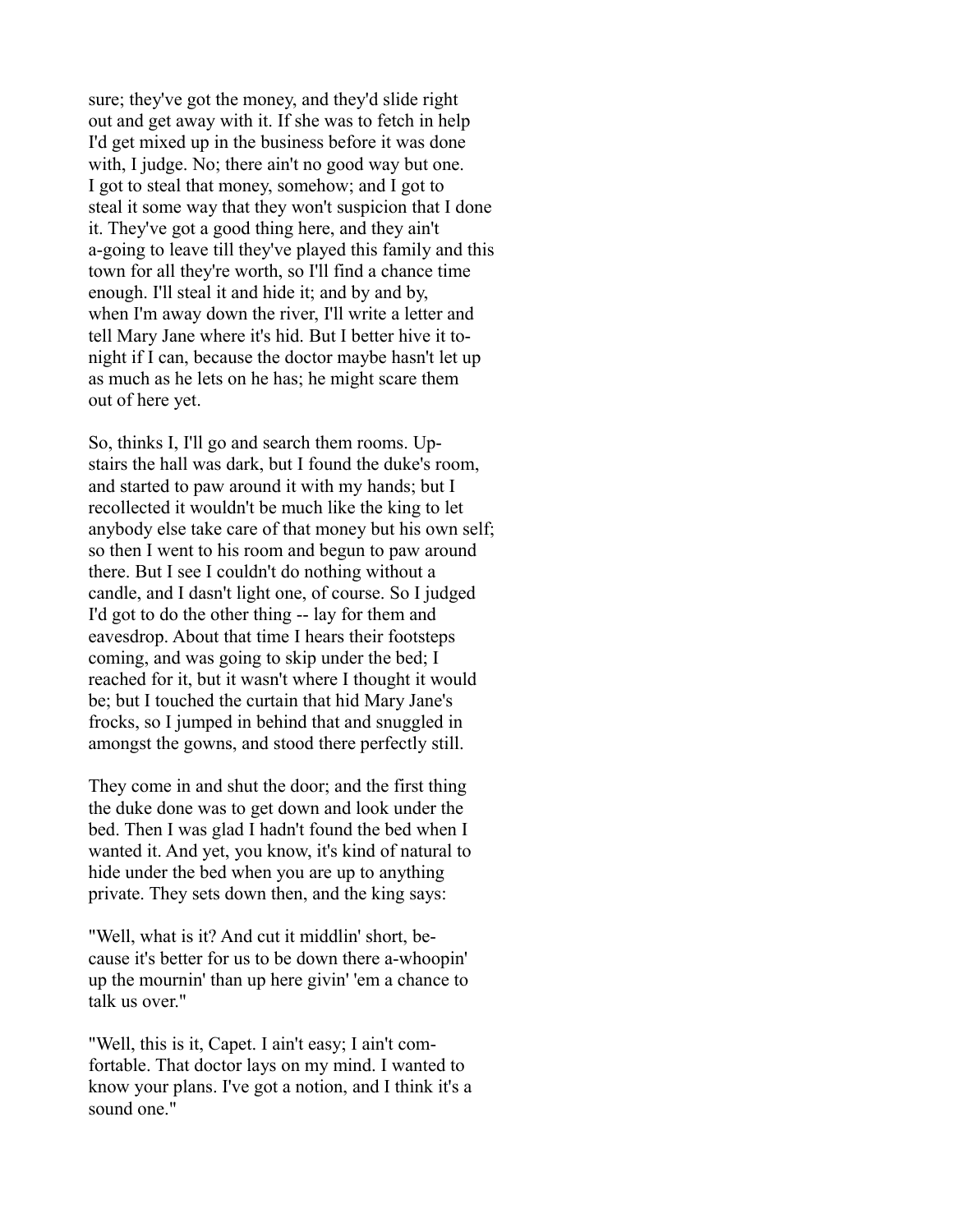sure; they've got the money, and they'd slide right out and get away with it. If she was to fetch in help I'd get mixed up in the business before it was done with, I judge. No; there ain't no good way but one. I got to steal that money, somehow; and I got to steal it some way that they won't suspicion that I done it. They've got a good thing here, and they ain't a-going to leave till they've played this family and this town for all they're worth, so I'll find a chance time enough. I'll steal it and hide it; and by and by, when I'm away down the river, I'll write a letter and tell Mary Jane where it's hid. But I better hive it tonight if I can, because the doctor maybe hasn't let up as much as he lets on he has; he might scare them out of here yet.

So, thinks I, I'll go and search them rooms. Upstairs the hall was dark, but I found the duke's room, and started to paw around it with my hands; but I recollected it wouldn't be much like the king to let anybody else take care of that money but his own self; so then I went to his room and begun to paw around there. But I see I couldn't do nothing without a candle, and I dasn't light one, of course. So I judged I'd got to do the other thing -- lay for them and eavesdrop. About that time I hears their footsteps coming, and was going to skip under the bed; I reached for it, but it wasn't where I thought it would be; but I touched the curtain that hid Mary Jane's frocks, so I jumped in behind that and snuggled in amongst the gowns, and stood there perfectly still.

They come in and shut the door; and the first thing the duke done was to get down and look under the bed. Then I was glad I hadn't found the bed when I wanted it. And yet, you know, it's kind of natural to hide under the bed when you are up to anything private. They sets down then, and the king says:

"Well, what is it? And cut it middlin' short, because it's better for us to be down there a-whoopin' up the mournin' than up here givin' 'em a chance to talk us over."

"Well, this is it, Capet. I ain't easy; I ain't comfortable. That doctor lays on my mind. I wanted to know your plans. I've got a notion, and I think it's a sound one."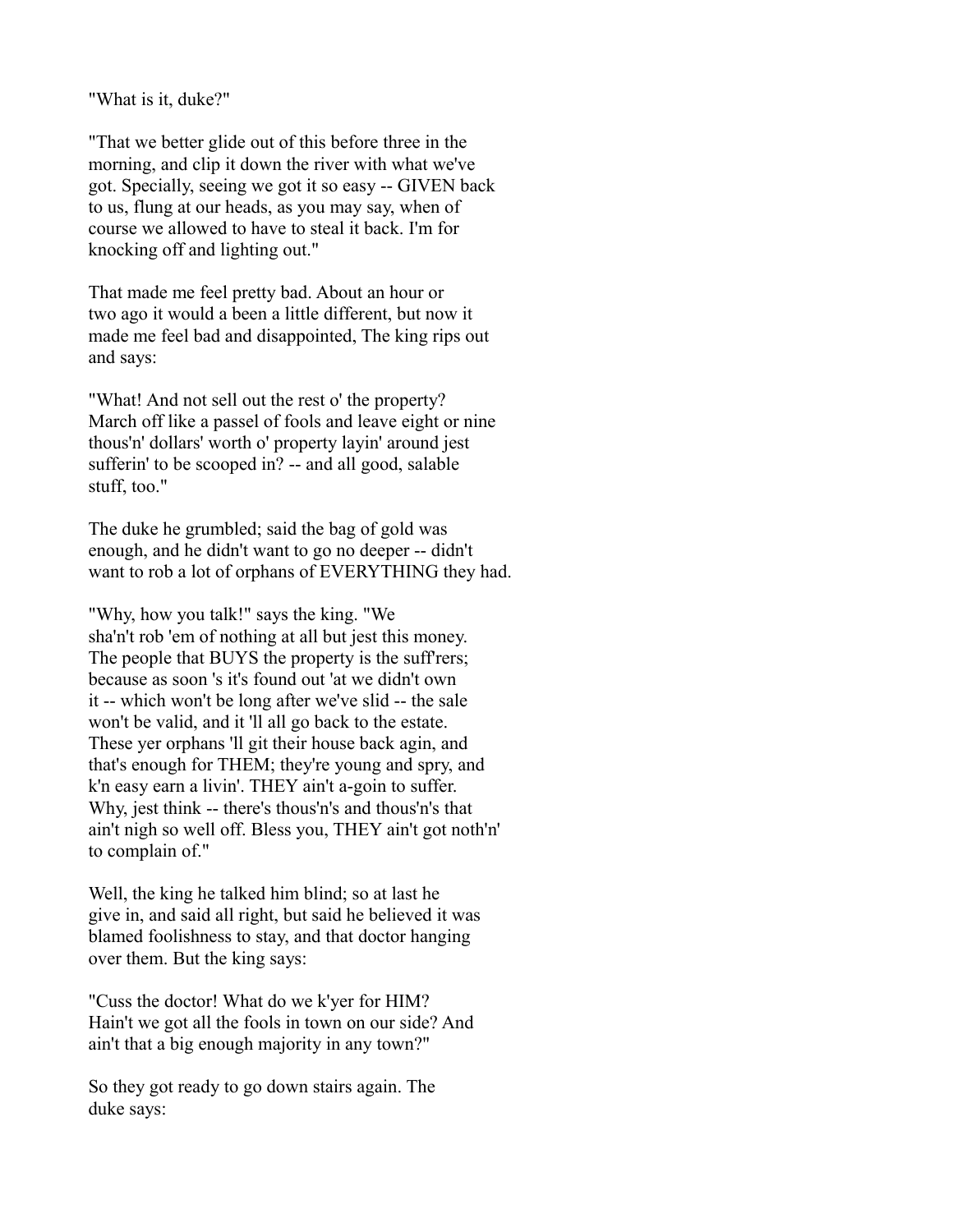"What is it, duke?"

"That we better glide out of this before three in the morning, and clip it down the river with what we've got. Specially, seeing we got it so easy -- GIVEN back to us, flung at our heads, as you may say, when of course we allowed to have to steal it back. I'm for knocking off and lighting out."

That made me feel pretty bad. About an hour or two ago it would a been a little different, but now it made me feel bad and disappointed, The king rips out and says:

"What! And not sell out the rest o' the property? March off like a passel of fools and leave eight or nine thous'n' dollars' worth o' property layin' around jest sufferin' to be scooped in? -- and all good, salable stuff, too."

The duke he grumbled; said the bag of gold was enough, and he didn't want to go no deeper -- didn't want to rob a lot of orphans of EVERYTHING they had.

"Why, how you talk!" says the king. "We sha'n't rob 'em of nothing at all but jest this money. The people that BUYS the property is the suff'rers; because as soon 's it's found out 'at we didn't own it -- which won't be long after we've slid -- the sale won't be valid, and it 'll all go back to the estate. These yer orphans 'll git their house back agin, and that's enough for THEM; they're young and spry, and k'n easy earn a livin'. THEY ain't a-goin to suffer. Why, jest think -- there's thous'n's and thous'n's that ain't nigh so well off. Bless you, THEY ain't got noth'n' to complain of."

Well, the king he talked him blind; so at last he give in, and said all right, but said he believed it was blamed foolishness to stay, and that doctor hanging over them. But the king says:

"Cuss the doctor! What do we k'yer for HIM? Hain't we got all the fools in town on our side? And ain't that a big enough majority in any town?"

So they got ready to go down stairs again. The duke says: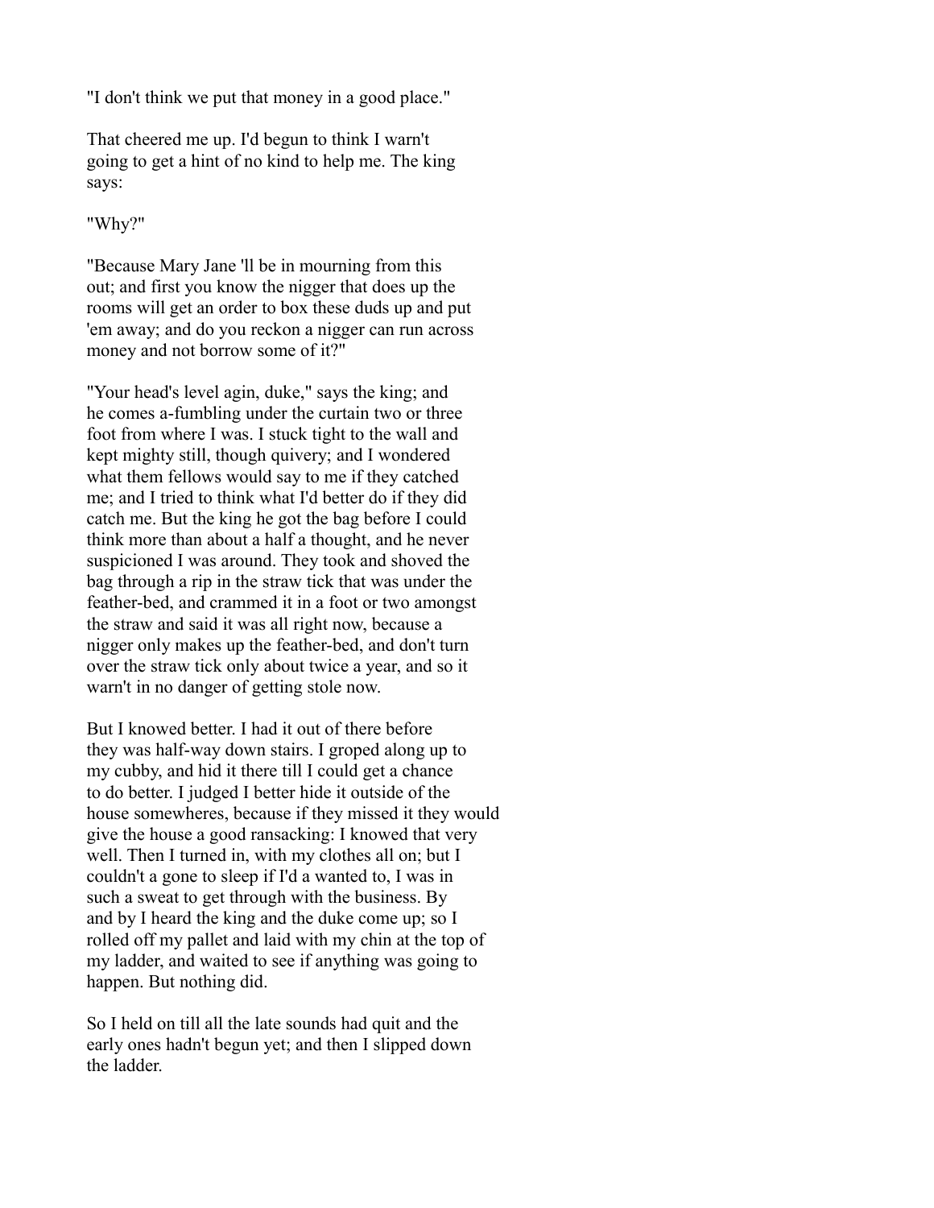"I don't think we put that money in a good place."

That cheered me up. I'd begun to think I warn't going to get a hint of no kind to help me. The king says:

"Why?"

"Because Mary Jane 'll be in mourning from this out; and first you know the nigger that does up the rooms will get an order to box these duds up and put 'em away; and do you reckon a nigger can run across money and not borrow some of it?"

"Your head's level agin, duke," says the king; and he comes a-fumbling under the curtain two or three foot from where I was. I stuck tight to the wall and kept mighty still, though quivery; and I wondered what them fellows would say to me if they catched me; and I tried to think what I'd better do if they did catch me. But the king he got the bag before I could think more than about a half a thought, and he never suspicioned I was around. They took and shoved the bag through a rip in the straw tick that was under the feather-bed, and crammed it in a foot or two amongst the straw and said it was all right now, because a nigger only makes up the feather-bed, and don't turn over the straw tick only about twice a year, and so it warn't in no danger of getting stole now.

But I knowed better. I had it out of there before they was half-way down stairs. I groped along up to my cubby, and hid it there till I could get a chance to do better. I judged I better hide it outside of the house somewheres, because if they missed it they would give the house a good ransacking: I knowed that very well. Then I turned in, with my clothes all on; but I couldn't a gone to sleep if I'd a wanted to, I was in such a sweat to get through with the business. By and by I heard the king and the duke come up; so I rolled off my pallet and laid with my chin at the top of my ladder, and waited to see if anything was going to happen. But nothing did.

So I held on till all the late sounds had quit and the early ones hadn't begun yet; and then I slipped down the ladder.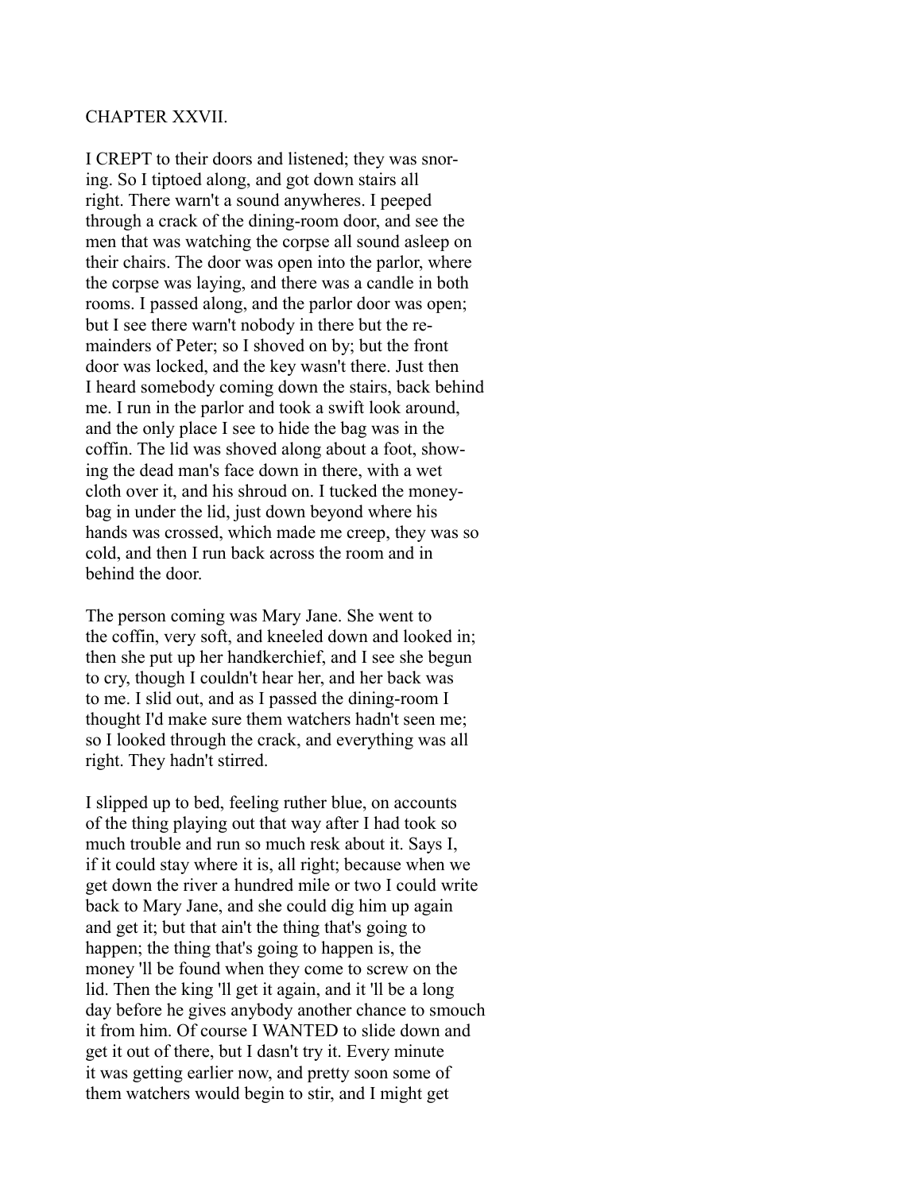## CHAPTER XXVII.

I CREPT to their doors and listened; they was snoring. So I tiptoed along, and got down stairs all right. There warn't a sound anywheres. I peeped through a crack of the dining-room door, and see the men that was watching the corpse all sound asleep on their chairs. The door was open into the parlor, where the corpse was laying, and there was a candle in both rooms. I passed along, and the parlor door was open; but I see there warn't nobody in there but the remainders of Peter; so I shoved on by; but the front door was locked, and the key wasn't there. Just then I heard somebody coming down the stairs, back behind me. I run in the parlor and took a swift look around, and the only place I see to hide the bag was in the coffin. The lid was shoved along about a foot, showing the dead man's face down in there, with a wet cloth over it, and his shroud on. I tucked the money-bag in under the lid, just down beyond where his hands was crossed, which made me creep, they was so cold, and then I run back across the room and in behind the door.

The person coming was Mary Jane. She went to the coffin, very soft, and kneeled down and looked in; then she put up her handkerchief, and I see she begun to cry, though I couldn't hear her, and her back was to me. I slid out, and as I passed the dining-room I thought I'd make sure them watchers hadn't seen me; so I looked through the crack, and everything was all right. They hadn't stirred.

I slipped up to bed, feeling ruther blue, on accounts of the thing playing out that way after I had took so much trouble and run so much resk about it. Says I, if it could stay where it is, all right; because when we get down the river a hundred mile or two I could write back to Mary Jane, and she could dig him up again and get it; but that ain't the thing that's going to happen; the thing that's going to happen is, the money 'll be found when they come to screw on the lid. Then the king 'll get it again, and it 'll be a long day before he gives anybody another chance to smouch it from him. Of course I WANTED to slide down and get it out of there, but I dasn't try it. Every minute it was getting earlier now, and pretty soon some of them watchers would begin to stir, and I might get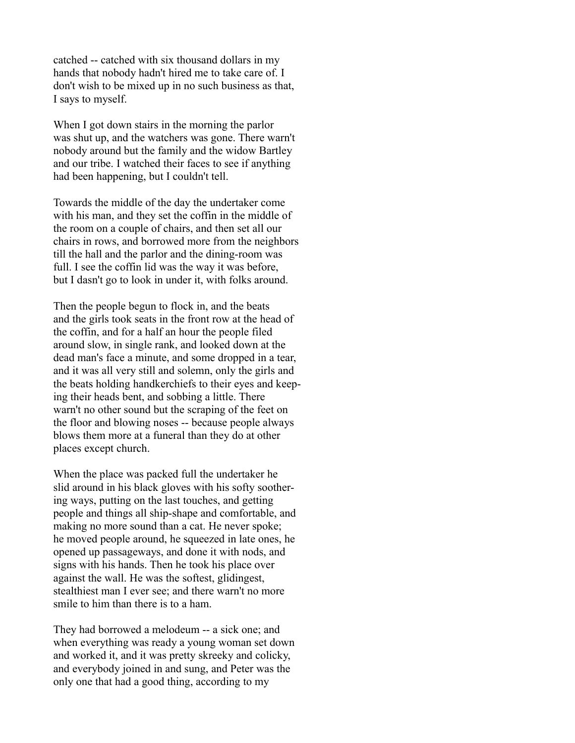catched -- catched with six thousand dollars in my hands that nobody hadn't hired me to take care of. I don't wish to be mixed up in no such business as that, I says to myself.

When I got down stairs in the morning the parlor was shut up, and the watchers was gone. There warn't nobody around but the family and the widow Bartley and our tribe. I watched their faces to see if anything had been happening, but I couldn't tell.

Towards the middle of the day the undertaker come with his man, and they set the coffin in the middle of the room on a couple of chairs, and then set all our chairs in rows, and borrowed more from the neighbors till the hall and the parlor and the dining-room was full. I see the coffin lid was the way it was before, but I dasn't go to look in under it, with folks around.

Then the people begun to flock in, and the beats and the girls took seats in the front row at the head of the coffin, and for a half an hour the people filed around slow, in single rank, and looked down at the dead man's face a minute, and some dropped in a tear, and it was all very still and solemn, only the girls and the beats holding handkerchiefs to their eyes and keeping their heads bent, and sobbing a little. There warn't no other sound but the scraping of the feet on the floor and blowing noses -- because people always blows them more at a funeral than they do at other places except church.

When the place was packed full the undertaker he slid around in his black gloves with his softy soothering ways, putting on the last touches, and getting people and things all ship-shape and comfortable, and making no more sound than a cat. He never spoke; he moved people around, he squeezed in late ones, he opened up passageways, and done it with nods, and signs with his hands. Then he took his place over against the wall. He was the softest, glidingest, stealthiest man I ever see; and there warn't no more smile to him than there is to a ham.

They had borrowed a melodeum -- a sick one; and when everything was ready a young woman set down and worked it, and it was pretty skreeky and colicky, and everybody joined in and sung, and Peter was the only one that had a good thing, according to my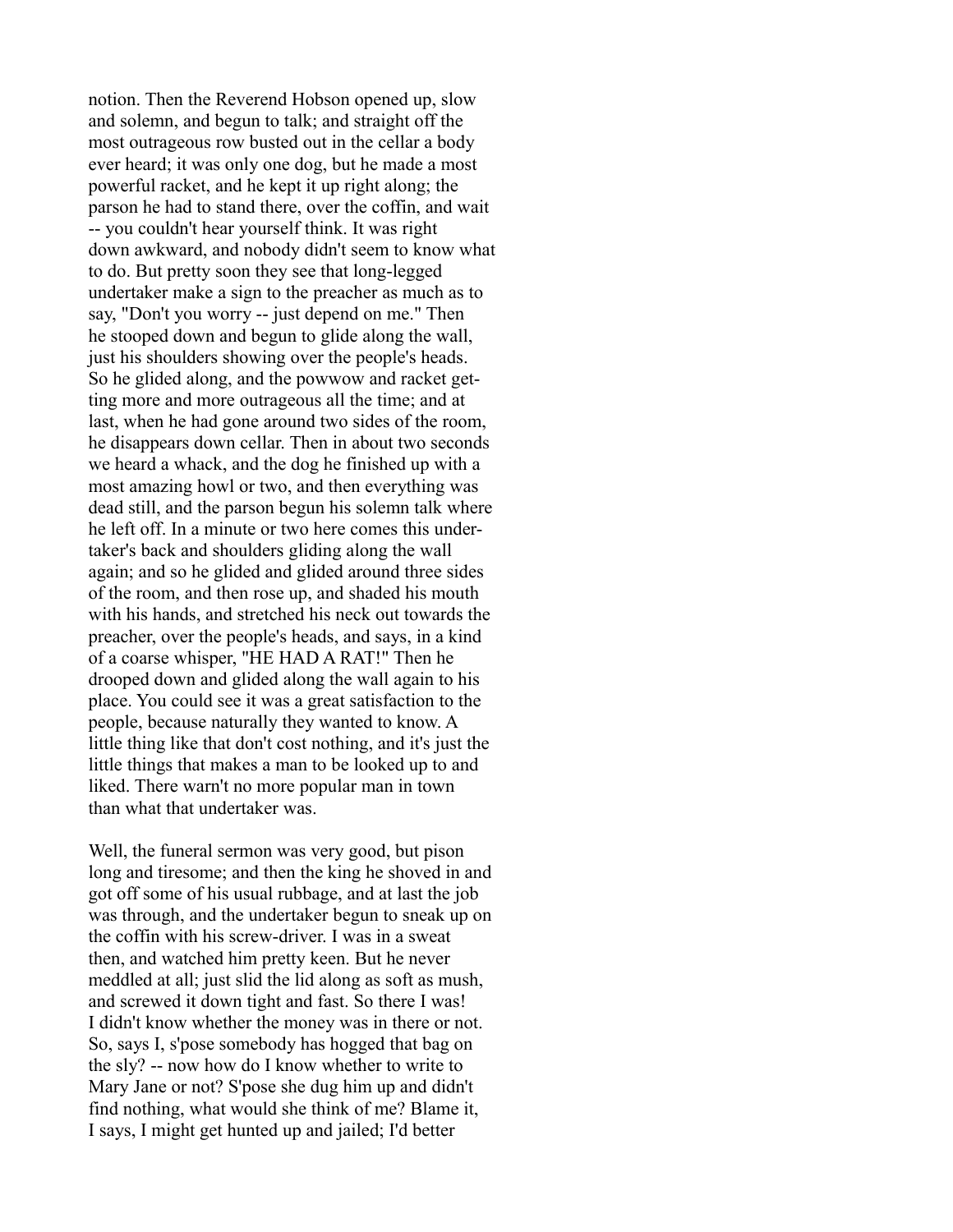notion. Then the Reverend Hobson opened up, slow and solemn, and begun to talk; and straight off the most outrageous row busted out in the cellar a body ever heard; it was only one dog, but he made a most powerful racket, and he kept it up right along; the parson he had to stand there, over the coffin, and wait -- you couldn't hear yourself think. It was right down awkward, and nobody didn't seem to know what to do. But pretty soon they see that long-legged undertaker make a sign to the preacher as much as to say, "Don't you worry -- just depend on me." Then he stooped down and begun to glide along the wall, just his shoulders showing over the people's heads. So he glided along, and the powwow and racket getting more and more outrageous all the time; and at last, when he had gone around two sides of the room, he disappears down cellar. Then in about two seconds we heard a whack, and the dog he finished up with a most amazing howl or two, and then everything was dead still, and the parson begun his solemn talk where he left off. In a minute or two here comes this undertaker's back and shoulders gliding along the wall again; and so he glided and glided around three sides of the room, and then rose up, and shaded his mouth with his hands, and stretched his neck out towards the preacher, over the people's heads, and says, in a kind of a coarse whisper, "HE HAD A RAT!" Then he drooped down and glided along the wall again to his place. You could see it was a great satisfaction to the people, because naturally they wanted to know. A little thing like that don't cost nothing, and it's just the little things that makes a man to be looked up to and liked. There warn't no more popular man in town than what that undertaker was.

Well, the funeral sermon was very good, but pison long and tiresome; and then the king he shoved in and got off some of his usual rubbage, and at last the job was through, and the undertaker begun to sneak up on the coffin with his screw-driver. I was in a sweat then, and watched him pretty keen. But he never meddled at all; just slid the lid along as soft as mush, and screwed it down tight and fast. So there I was! I didn't know whether the money was in there or not. So, says I, s'pose somebody has hogged that bag on the sly? -- now how do I know whether to write to Mary Jane or not? S'pose she dug him up and didn't find nothing, what would she think of me? Blame it, I says, I might get hunted up and jailed; I'd better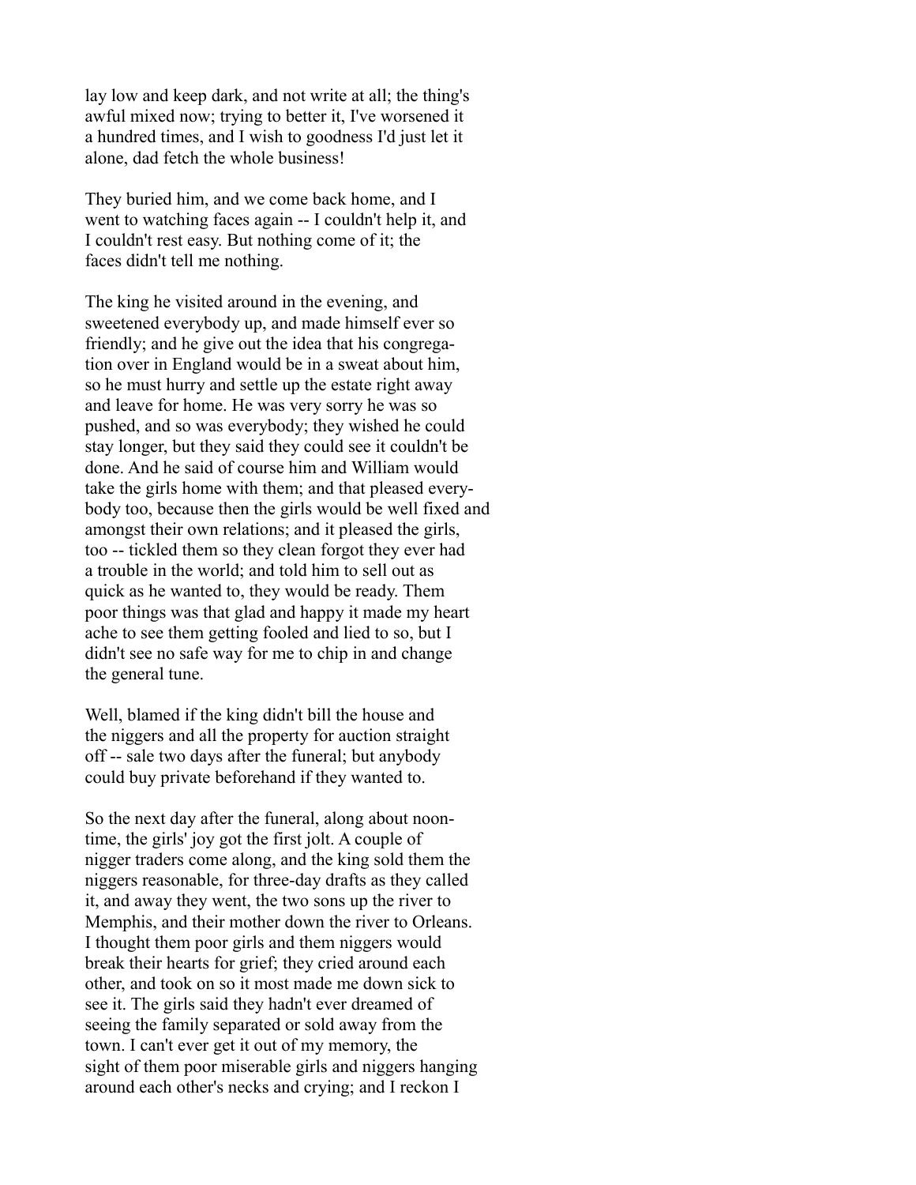lay low and keep dark, and not write at all; the thing's awful mixed now; trying to better it, I've worsened it a hundred times, and I wish to goodness I'd just let it alone, dad fetch the whole business!

They buried him, and we come back home, and I went to watching faces again -- I couldn't help it, and I couldn't rest easy. But nothing come of it; the faces didn't tell me nothing.

The king he visited around in the evening, and sweetened everybody up, and made himself ever so friendly; and he give out the idea that his congregation over in England would be in a sweat about him, so he must hurry and settle up the estate right away and leave for home. He was very sorry he was so pushed, and so was everybody; they wished he could stay longer, but they said they could see it couldn't be done. And he said of course him and William would take the girls home with them; and that pleased everybody too, because then the girls would be well fixed and amongst their own relations; and it pleased the girls, too -- tickled them so they clean forgot they ever had a trouble in the world; and told him to sell out as quick as he wanted to, they would be ready. Them poor things was that glad and happy it made my heart ache to see them getting fooled and lied to so, but I didn't see no safe way for me to chip in and change the general tune.

Well, blamed if the king didn't bill the house and the niggers and all the property for auction straight off -- sale two days after the funeral; but anybody could buy private beforehand if they wanted to.

So the next day after the funeral, along about noontime, the girls' joy got the first jolt. A couple of nigger traders come along, and the king sold them the niggers reasonable, for three-day drafts as they called it, and away they went, the two sons up the river to Memphis, and their mother down the river to Orleans. I thought them poor girls and them niggers would break their hearts for grief; they cried around each other, and took on so it most made me down sick to see it. The girls said they hadn't ever dreamed of seeing the family separated or sold away from the town. I can't ever get it out of my memory, the sight of them poor miserable girls and niggers hanging around each other's necks and crying; and I reckon I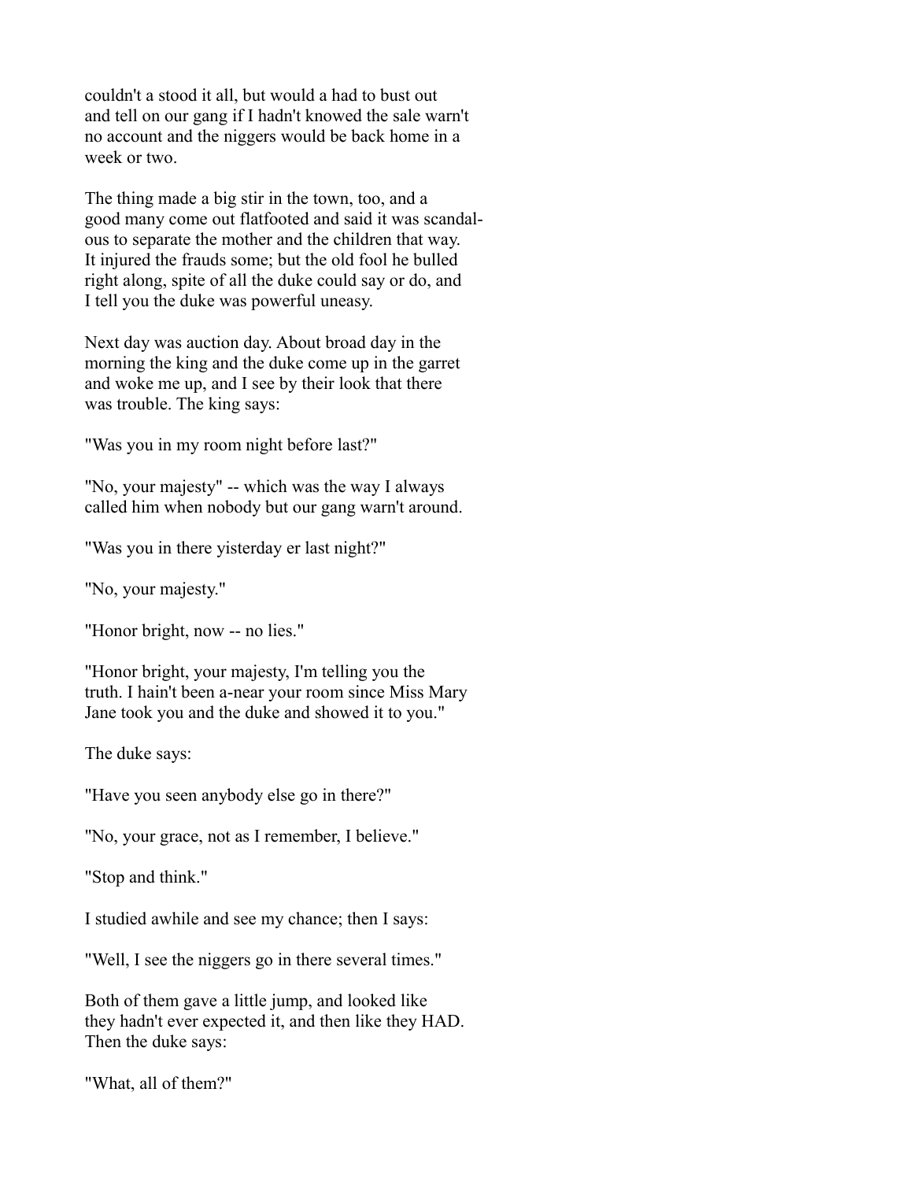couldn't a stood it all, but would a had to bust out and tell on our gang if I hadn't knowed the sale warn't no account and the niggers would be back home in a week or two.

The thing made a big stir in the town, too, and a good many come out flatfooted and said it was scandalous to separate the mother and the children that way. It injured the frauds some; but the old fool he bulled right along, spite of all the duke could say or do, and I tell you the duke was powerful uneasy.

Next day was auction day. About broad day in the morning the king and the duke come up in the garret and woke me up, and I see by their look that there was trouble. The king says:

"Was you in my room night before last?"

"No, your majesty" -- which was the way I always called him when nobody but our gang warn't around.

"Was you in there yisterday er last night?"

"No, your majesty."

"Honor bright, now -- no lies."

"Honor bright, your majesty, I'm telling you the truth. I hain't been a-near your room since Miss Mary Jane took you and the duke and showed it to you."

The duke says:

"Have you seen anybody else go in there?"

"No, your grace, not as I remember, I believe."

"Stop and think."

I studied awhile and see my chance; then I says:

"Well, I see the niggers go in there several times."

Both of them gave a little jump, and looked like they hadn't ever expected it, and then like they HAD. Then the duke says:

"What, all of them?"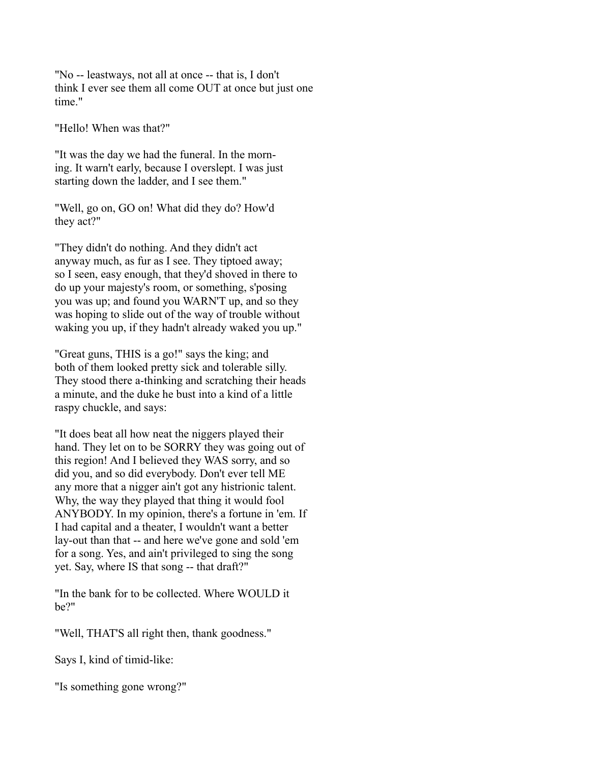"No -- leastways, not all at once -- that is, I don't think I ever see them all come OUT at once but just one time."

"Hello! When was that?"

"It was the day we had the funeral. In the morning. It warn't early, because I overslept. I was just starting down the ladder, and I see them."

"Well, go on, GO on! What did they do? How'd they act?"

"They didn't do nothing. And they didn't act anyway much, as fur as I see. They tiptoed away; so I seen, easy enough, that they'd shoved in there to do up your majesty's room, or something, s'posing you was up; and found you WARN'T up, and so they was hoping to slide out of the way of trouble without waking you up, if they hadn't already waked you up."

"Great guns, THIS is a go!" says the king; and both of them looked pretty sick and tolerable silly. They stood there a-thinking and scratching their heads a minute, and the duke he bust into a kind of a little raspy chuckle, and says:

"It does beat all how neat the niggers played their hand. They let on to be SORRY they was going out of this region! And I believed they WAS sorry, and so did you, and so did everybody. Don't ever tell ME any more that a nigger ain't got any histrionic talent. Why, the way they played that thing it would fool ANYBODY. In my opinion, there's a fortune in 'em. If I had capital and a theater, I wouldn't want a better lay-out than that -- and here we've gone and sold 'em for a song. Yes, and ain't privileged to sing the song yet. Say, where IS that song -- that draft?"

"In the bank for to be collected. Where WOULD it be?"

"Well, THAT'S all right then, thank goodness."

Says I, kind of timid-like:

"Is something gone wrong?"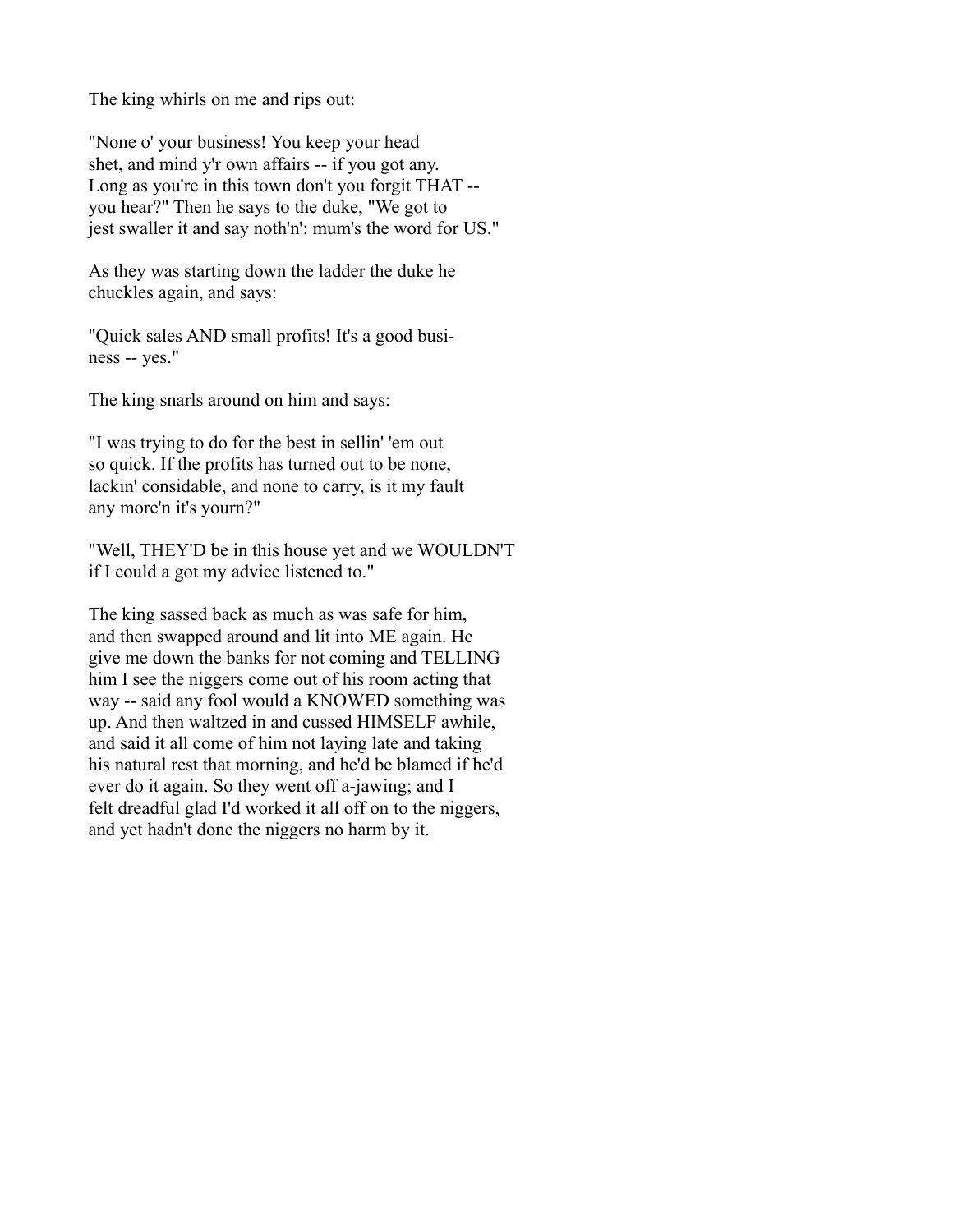The king whirls on me and rips out:

"None o' your business! You keep your head shet, and mind y'r own affairs -- if you got any. Long as you're in this town don't you forgit THAT -- you hear?" Then he says to the duke, "We got to jest swaller it and say noth'n': mum's the word for US."

As they was starting down the ladder the duke he chuckles again, and says:

"Quick sales AND small profits! It's a good business -- yes."

The king snarls around on him and says:

"I was trying to do for the best in sellin' 'em out so quick. If the profits has turned out to be none, lackin' considable, and none to carry, is it my fault any more'n it's yourn?"

"Well, THEY'D be in this house yet and we WOULDN'T if I could a got my advice listened to."

The king sassed back as much as was safe for him, and then swapped around and lit into ME again. He give me down the banks for not coming and TELLING him I see the niggers come out of his room acting that way -- said any fool would a KNOWED something was up. And then waltzed in and cussed HIMSELF awhile, and said it all come of him not laying late and taking his natural rest that morning, and he'd be blamed if he'd ever do it again. So they went off a-jawing; and I felt dreadful glad I'd worked it all off on to the niggers, and yet hadn't done the niggers no harm by it.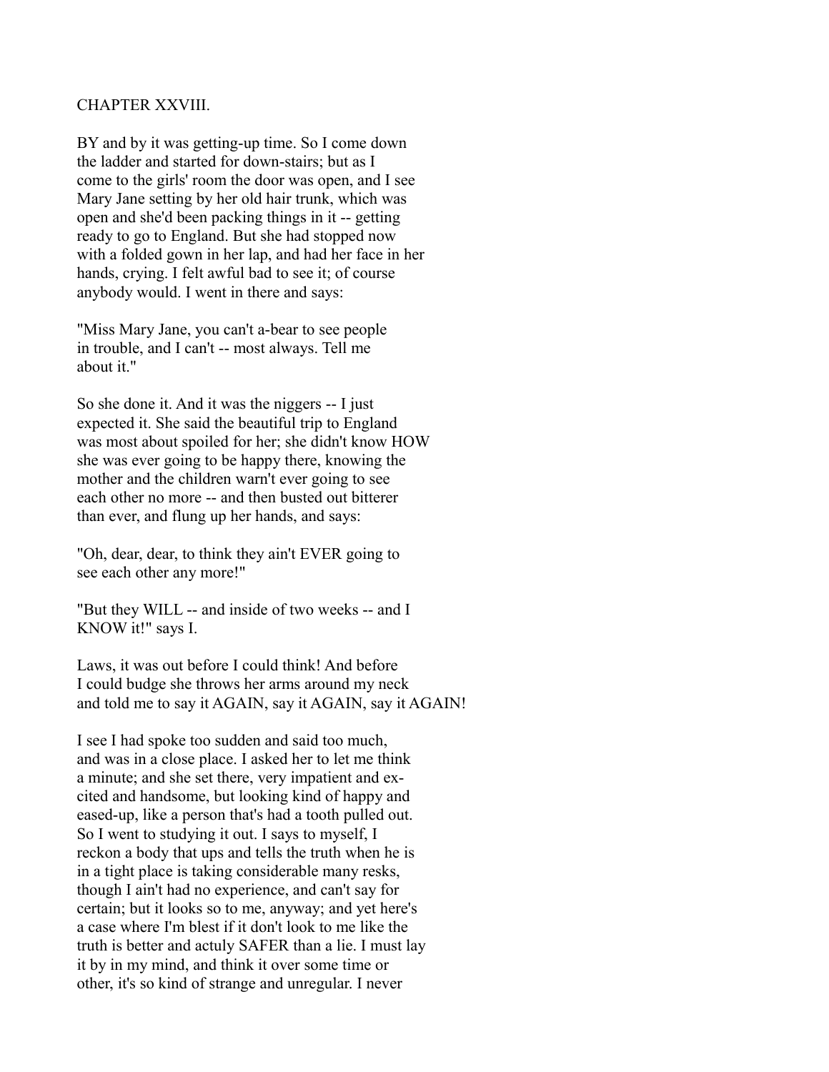# CHAPTER XXVIII.

BY and by it was getting-up time. So I come down the ladder and started for down-stairs; but as I come to the girls' room the door was open, and I see Mary Jane setting by her old hair trunk, which was open and she'd been packing things in it -- getting ready to go to England. But she had stopped now with a folded gown in her lap, and had her face in her hands, crying. I felt awful bad to see it; of course anybody would. I went in there and says:

"Miss Mary Jane, you can't a-bear to see people in trouble, and I can't -- most always. Tell me about it."

So she done it. And it was the niggers -- I just expected it. She said the beautiful trip to England was most about spoiled for her; she didn't know HOW she was ever going to be happy there, knowing the mother and the children warn't ever going to see each other no more -- and then busted out bitterer than ever, and flung up her hands, and says:

"Oh, dear, dear, to think they ain't EVER going to see each other any more!"

"But they WILL -- and inside of two weeks -- and I KNOW it!" says I.

Laws, it was out before I could think! And before I could budge she throws her arms around my neck and told me to say it AGAIN, say it AGAIN, say it AGAIN!

I see I had spoke too sudden and said too much, and was in a close place. I asked her to let me think a minute; and she set there, very impatient and excited and handsome, but looking kind of happy and eased-up, like a person that's had a tooth pulled out. So I went to studying it out. I says to myself, I reckon a body that ups and tells the truth when he is in a tight place is taking considerable many resks, though I ain't had no experience, and can't say for certain; but it looks so to me, anyway; and yet here's a case where I'm blest if it don't look to me like the truth is better and actuly SAFER than a lie. I must lay it by in my mind, and think it over some time or other, it's so kind of strange and unregular. I never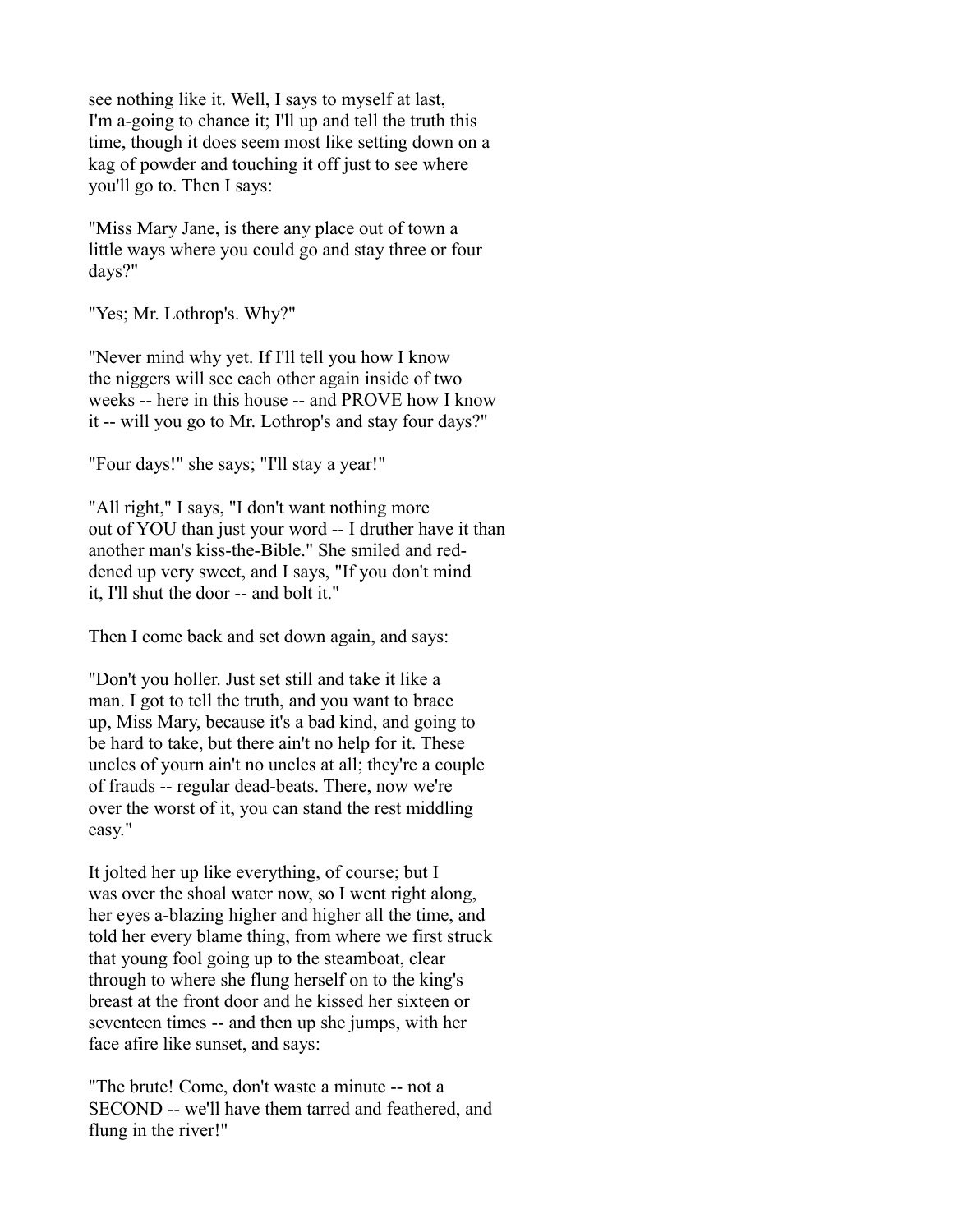see nothing like it. Well, I says to myself at last, I'm a-going to chance it; I'll up and tell the truth this time, though it does seem most like setting down on a kag of powder and touching it off just to see where you'll go to. Then I says:

"Miss Mary Jane, is there any place out of town a little ways where you could go and stay three or four days?"

"Yes; Mr. Lothrop's. Why?"

"Never mind why yet. If I'll tell you how I know the niggers will see each other again inside of two weeks -- here in this house -- and PROVE how I know it -- will you go to Mr. Lothrop's and stay four days?"

"Four days!" she says; "I'll stay a year!"

"All right," I says, "I don't want nothing more out of YOU than just your word -- I druther have it than another man's kiss-the-Bible." She smiled and reddened up very sweet, and I says, "If you don't mind it, I'll shut the door -- and bolt it."

Then I come back and set down again, and says:

"Don't you holler. Just set still and take it like a man. I got to tell the truth, and you want to brace up, Miss Mary, because it's a bad kind, and going to be hard to take, but there ain't no help for it. These uncles of yourn ain't no uncles at all; they're a couple of frauds -- regular dead-beats. There, now we're over the worst of it, you can stand the rest middling easy."

It jolted her up like everything, of course; but I was over the shoal water now, so I went right along, her eyes a-blazing higher and higher all the time, and told her every blame thing, from where we first struck that young fool going up to the steamboat, clear through to where she flung herself on to the king's breast at the front door and he kissed her sixteen or seventeen times -- and then up she jumps, with her face afire like sunset, and says:

"The brute! Come, don't waste a minute -- not a SECOND -- we'll have them tarred and feathered, and flung in the river!"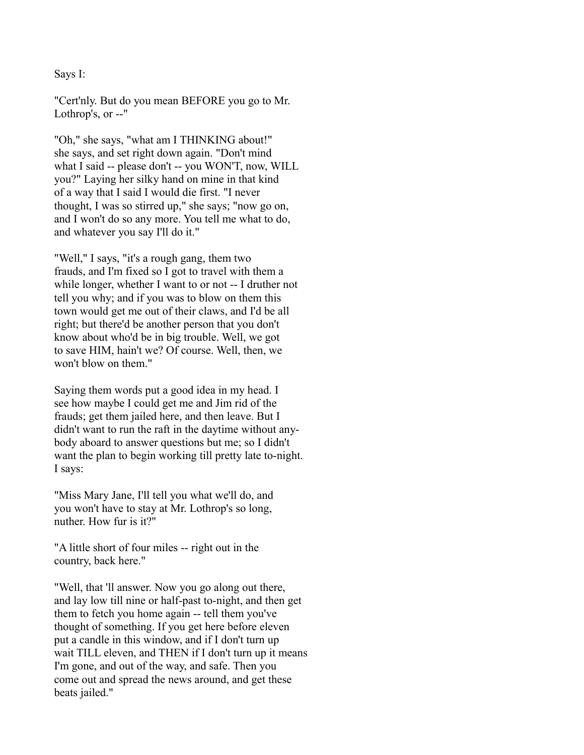Says I:

"Cert'nly. But do you mean BEFORE you go to Mr. Lothrop's, or --"

"Oh," she says, "what am I THINKING about!" she says, and set right down again. "Don't mind what I said -- please don't -- you WON'T, now, WILL you?" Laying her silky hand on mine in that kind of a way that I said I would die first. "I never thought, I was so stirred up," she says; "now go on, and I won't do so any more. You tell me what to do, and whatever you say I'll do it."

"Well," I says, "it's a rough gang, them two frauds, and I'm fixed so I got to travel with them a while longer, whether I want to or not -- I druther not tell you why; and if you was to blow on them this town would get me out of their claws, and I'd be all right; but there'd be another person that you don't know about who'd be in big trouble. Well, we got to save HIM, hain't we? Of course. Well, then, we won't blow on them."

Saying them words put a good idea in my head. I see how maybe I could get me and Jim rid of the frauds; get them jailed here, and then leave. But I didn't want to run the raft in the daytime without anybody aboard to answer questions but me; so I didn't want the plan to begin working till pretty late to-night. I says:

"Miss Mary Jane, I'll tell you what we'll do, and you won't have to stay at Mr. Lothrop's so long, nuther. How fur is it?"

"A little short of four miles -- right out in the country, back here."

"Well, that 'll answer. Now you go along out there, and lay low till nine or half-past to-night, and then get them to fetch you home again -- tell them you've thought of something. If you get here before eleven put a candle in this window, and if I don't turn up wait TILL eleven, and THEN if I don't turn up it means I'm gone, and out of the way, and safe. Then you come out and spread the news around, and get these beats jailed."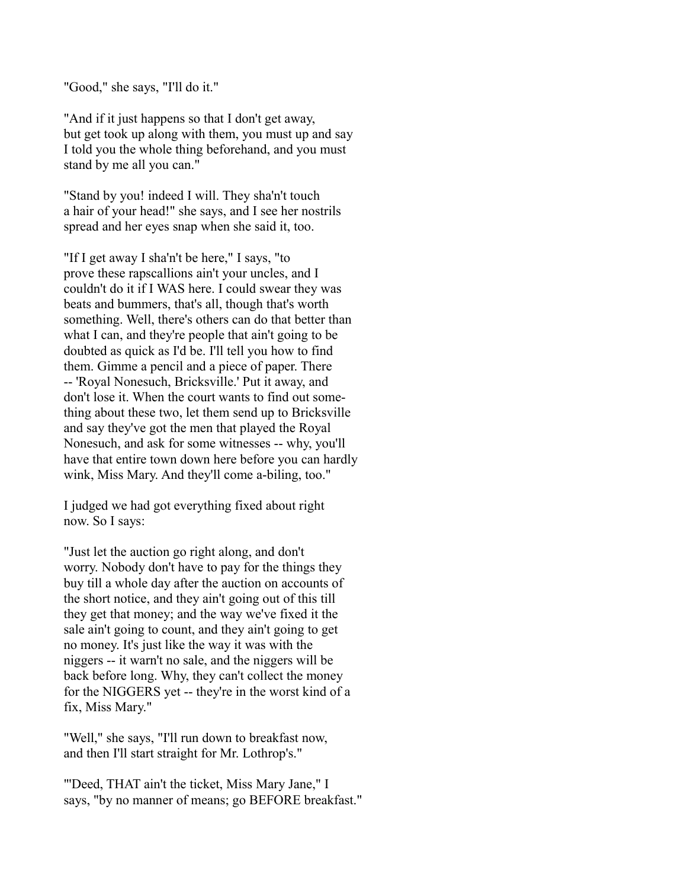"Good," she says, "I'll do it."

"And if it just happens so that I don't get away, but get took up along with them, you must up and say I told you the whole thing beforehand, and you must stand by me all you can."

"Stand by you! indeed I will. They sha'n't touch a hair of your head!" she says, and I see her nostrils spread and her eyes snap when she said it, too.

"If I get away I sha'n't be here," I says, "to prove these rapscallions ain't your uncles, and I couldn't do it if I WAS here. I could swear they was beats and bummers, that's all, though that's worth something. Well, there's others can do that better than what I can, and they're people that ain't going to be doubted as quick as I'd be. I'll tell you how to find them. Gimme a pencil and a piece of paper. There -- 'Royal Nonesuch, Bricksville.' Put it away, and don't lose it. When the court wants to find out something about these two, let them send up to Bricksville and say they've got the men that played the Royal Nonesuch, and ask for some witnesses -- why, you'll have that entire town down here before you can hardly wink, Miss Mary. And they'll come a-biling, too."

I judged we had got everything fixed about right now. So I says:

"Just let the auction go right along, and don't worry. Nobody don't have to pay for the things they buy till a whole day after the auction on accounts of the short notice, and they ain't going out of this till they get that money; and the way we've fixed it the sale ain't going to count, and they ain't going to get no money. It's just like the way it was with the niggers -- it warn't no sale, and the niggers will be back before long. Why, they can't collect the money for the NIGGERS yet -- they're in the worst kind of a fix, Miss Mary."

"Well," she says, "I'll run down to breakfast now, and then I'll start straight for Mr. Lothrop's."

"'Deed, THAT ain't the ticket, Miss Mary Jane," I says, "by no manner of means; go BEFORE breakfast."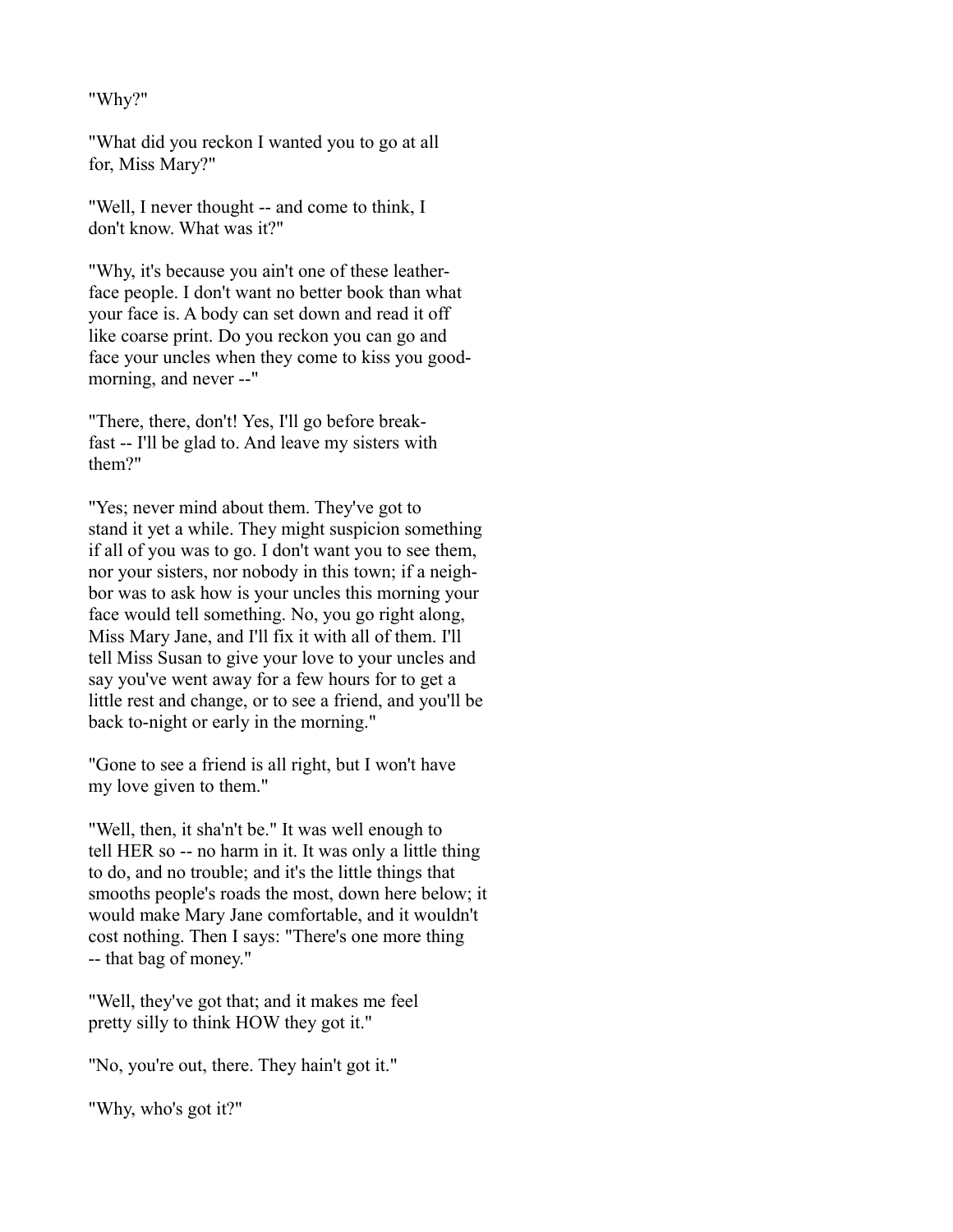"Why?"

"What did you reckon I wanted you to go at all for, Miss Mary?"

"Well, I never thought -- and come to think, I don't know. What was it?"

"Why, it's because you ain't one of these leather-face people. I don't want no better book than what your face is. A body can set down and read it off like coarse print. Do you reckon you can go and face your uncles when they come to kiss you good-morning, and never --"

"There, there, don't! Yes, I'll go before breakfast -- I'll be glad to. And leave my sisters with them?"

"Yes; never mind about them. They've got to stand it yet a while. They might suspicion something if all of you was to go. I don't want you to see them, nor your sisters, nor nobody in this town; if a neighbor was to ask how is your uncles this morning your face would tell something. No, you go right along, Miss Mary Jane, and I'll fix it with all of them. I'll tell Miss Susan to give your love to your uncles and say you've went away for a few hours for to get a little rest and change, or to see a friend, and you'll be back to-night or early in the morning."

"Gone to see a friend is all right, but I won't have my love given to them."

"Well, then, it sha'n't be." It was well enough to tell HER so -- no harm in it. It was only a little thing to do, and no trouble; and it's the little things that smooths people's roads the most, down here below; it would make Mary Jane comfortable, and it wouldn't cost nothing. Then I says: "There's one more thing -- that bag of money."

"Well, they've got that; and it makes me feel pretty silly to think HOW they got it."

"No, you're out, there. They hain't got it."

"Why, who's got it?"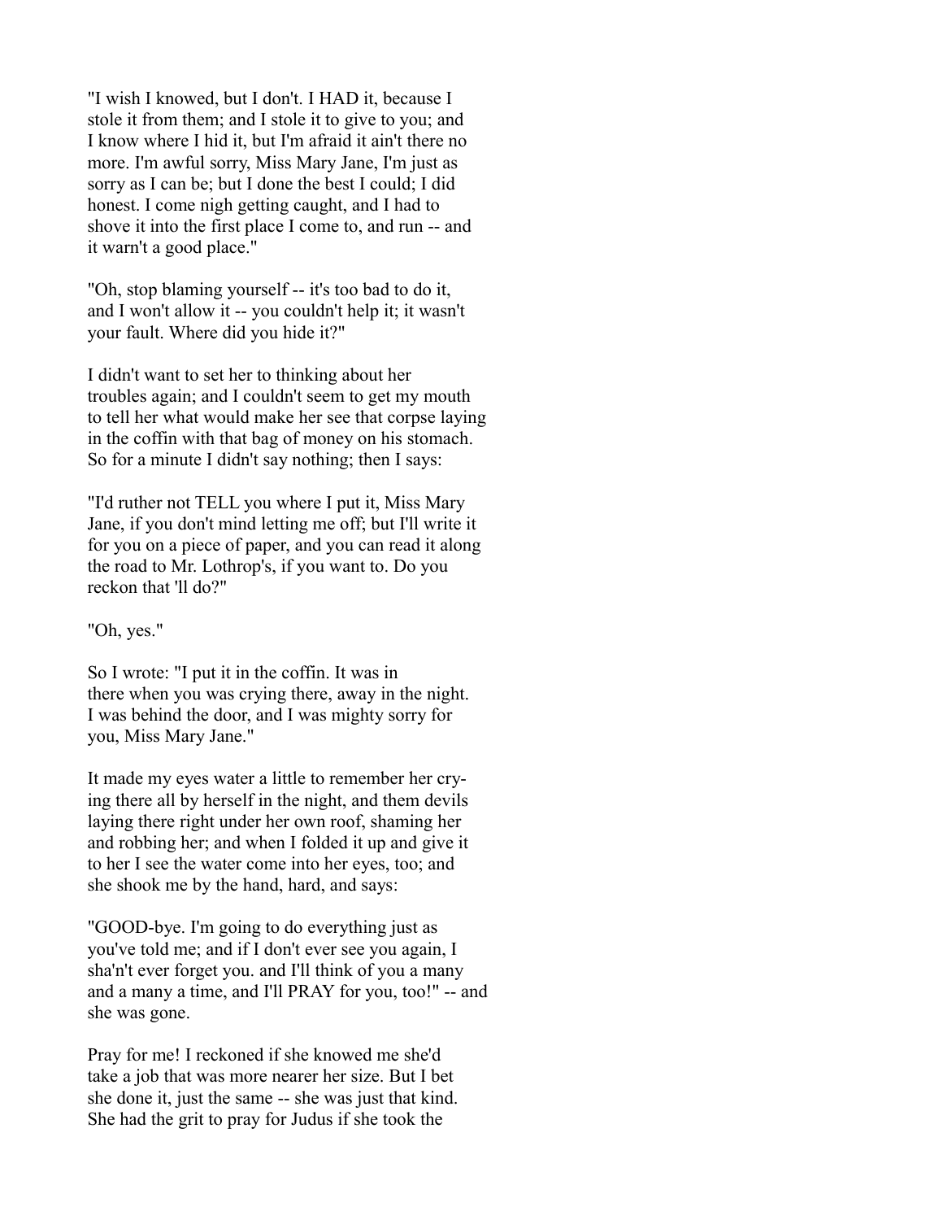"I wish I knowed, but I don't. I HAD it, because I stole it from them; and I stole it to give to you; and I know where I hid it, but I'm afraid it ain't there no more. I'm awful sorry, Miss Mary Jane, I'm just as sorry as I can be; but I done the best I could; I did honest. I come nigh getting caught, and I had to shove it into the first place I come to, and run -- and it warn't a good place."

"Oh, stop blaming yourself -- it's too bad to do it, and I won't allow it -- you couldn't help it; it wasn't your fault. Where did you hide it?"

I didn't want to set her to thinking about her troubles again; and I couldn't seem to get my mouth to tell her what would make her see that corpse laying in the coffin with that bag of money on his stomach. So for a minute I didn't say nothing; then I says:

"I'd ruther not TELL you where I put it, Miss Mary Jane, if you don't mind letting me off; but I'll write it for you on a piece of paper, and you can read it along the road to Mr. Lothrop's, if you want to. Do you reckon that 'll do?"

"Oh, yes."

So I wrote: "I put it in the coffin. It was in there when you was crying there, away in the night. I was behind the door, and I was mighty sorry for you, Miss Mary Jane."

It made my eyes water a little to remember her crying there all by herself in the night, and them devils laying there right under her own roof, shaming her and robbing her; and when I folded it up and give it to her I see the water come into her eyes, too; and she shook me by the hand, hard, and says:

"GOOD-bye. I'm going to do everything just as you've told me; and if I don't ever see you again, I sha'n't ever forget you. and I'll think of you a many and a many a time, and I'll PRAY for you, too!" -- and she was gone.

Pray for me! I reckoned if she knowed me she'd take a job that was more nearer her size. But I bet she done it, just the same -- she was just that kind. She had the grit to pray for Judus if she took the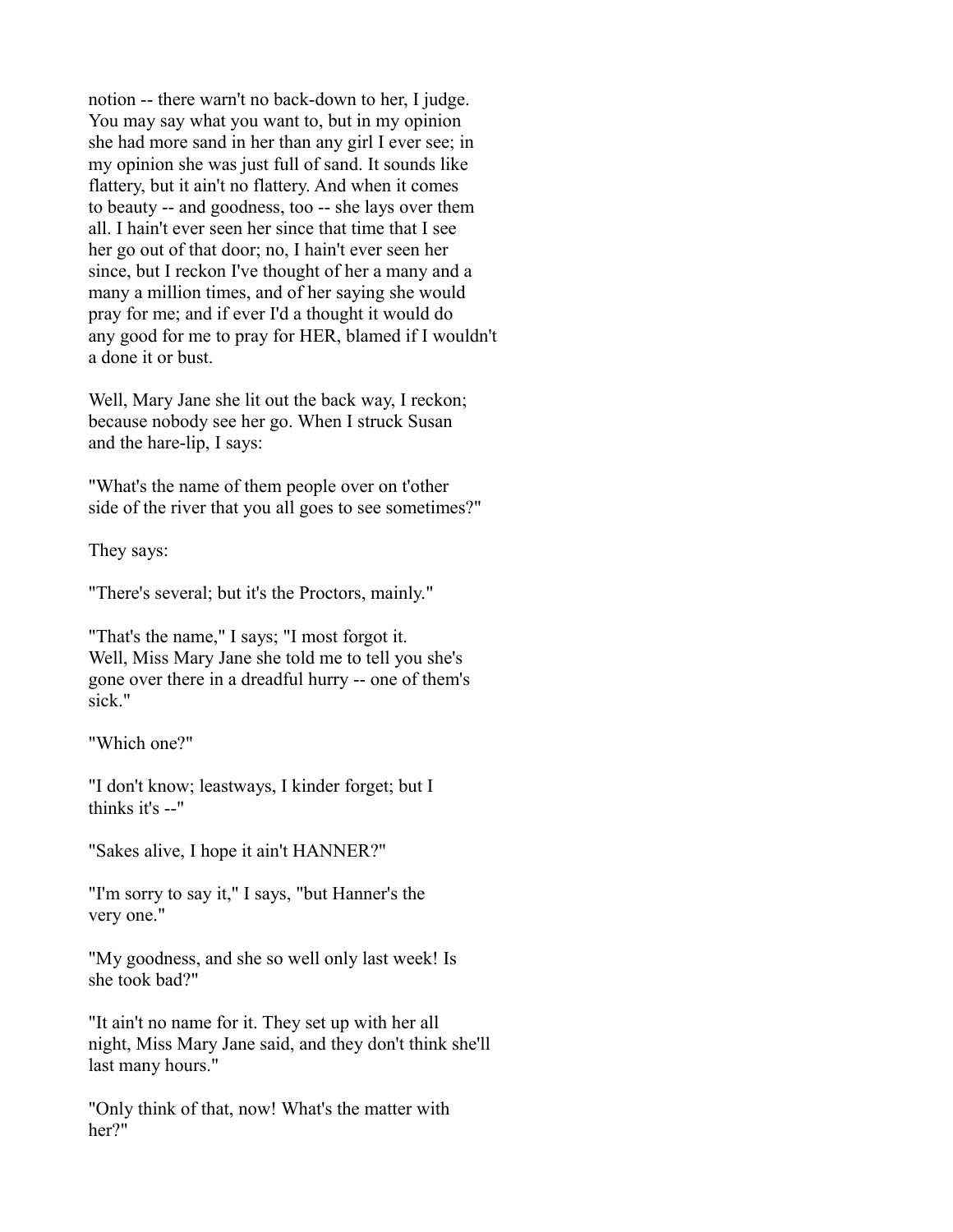notion -- there warn't no back-down to her, I judge. You may say what you want to, but in my opinion she had more sand in her than any girl I ever see; in my opinion she was just full of sand. It sounds like flattery, but it ain't no flattery. And when it comes to beauty -- and goodness, too -- she lays over them all. I hain't ever seen her since that time that I see her go out of that door; no, I hain't ever seen her since, but I reckon I've thought of her a many and a many a million times, and of her saying she would pray for me; and if ever I'd a thought it would do any good for me to pray for HER, blamed if I wouldn't a done it or bust.

Well, Mary Jane she lit out the back way, I reckon; because nobody see her go. When I struck Susan and the hare-lip, I says:

"What's the name of them people over on t'other side of the river that you all goes to see sometimes?"

They says:

"There's several; but it's the Proctors, mainly."

"That's the name," I says; "I most forgot it. Well, Miss Mary Jane she told me to tell you she's gone over there in a dreadful hurry -- one of them's sick."

"Which one?"

"I don't know; leastways, I kinder forget; but I thinks it's --"

"Sakes alive, I hope it ain't HANNER?"

"I'm sorry to say it," I says, "but Hanner's the very one."

"My goodness, and she so well only last week! Is she took bad?"

"It ain't no name for it. They set up with her all night, Miss Mary Jane said, and they don't think she'll last many hours."

"Only think of that, now! What's the matter with her?"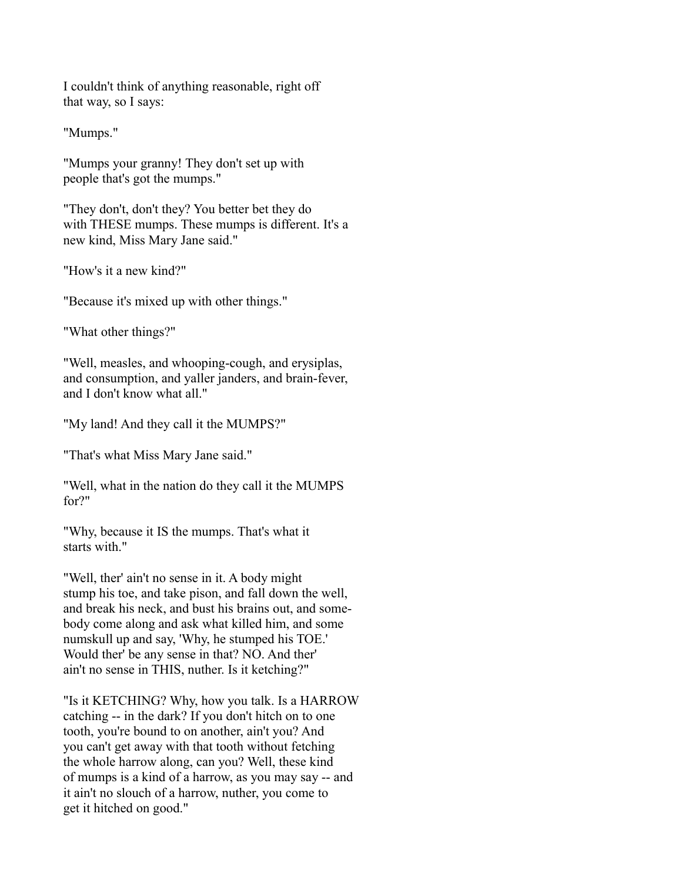I couldn't think of anything reasonable, right off that way, so I says:

"Mumps."

"Mumps your granny! They don't set up with people that's got the mumps."

"They don't, don't they? You better bet they do with THESE mumps. These mumps is different. It's a new kind, Miss Mary Jane said."

"How's it a new kind?"

"Because it's mixed up with other things."

"What other things?"

"Well, measles, and whooping-cough, and erysiplas, and consumption, and yaller janders, and brain-fever, and I don't know what all."

"My land! And they call it the MUMPS?"

"That's what Miss Mary Jane said."

"Well, what in the nation do they call it the MUMPS for?"

"Why, because it IS the mumps. That's what it starts with."

"Well, ther' ain't no sense in it. A body might stump his toe, and take pison, and fall down the well, and break his neck, and bust his brains out, and some-body come along and ask what killed him, and some numskull up and say, 'Why, he stumped his TOE.' Would ther' be any sense in that? NO. And ther' ain't no sense in THIS, nuther. Is it ketching?"

"Is it KETCHING? Why, how you talk. Is a HARROW catching -- in the dark? If you don't hitch on to one tooth, you're bound to on another, ain't you? And you can't get away with that tooth without fetching the whole harrow along, can you? Well, these kind of mumps is a kind of a harrow, as you may say -- and it ain't no slouch of a harrow, nuther, you come to get it hitched on good."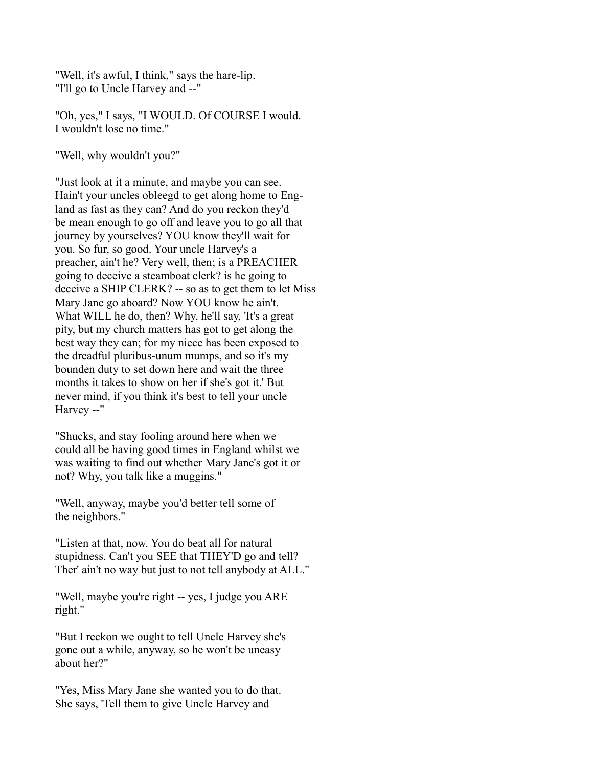"Well, it's awful, I think," says the hare-lip. "I'll go to Uncle Harvey and --"

"Oh, yes," I says, "I WOULD. Of COURSE I would. I wouldn't lose no time."

"Well, why wouldn't you?"

"Just look at it a minute, and maybe you can see. Hain't your uncles obleegd to get along home to England as fast as they can? And do you reckon they'd be mean enough to go off and leave you to go all that journey by yourselves? YOU know they'll wait for you. So fur, so good. Your uncle Harvey's a preacher, ain't he? Very well, then; is a PREACHER going to deceive a steamboat clerk? is he going to deceive a SHIP CLERK? -- so as to get them to let Miss Mary Jane go aboard? Now YOU know he ain't. What WILL he do, then? Why, he'll say, 'It's a great pity, but my church matters has got to get along the best way they can; for my niece has been exposed to the dreadful pluribus-unum mumps, and so it's my bounden duty to set down here and wait the three months it takes to show on her if she's got it.' But never mind, if you think it's best to tell your uncle Harvey --"

"Shucks, and stay fooling around here when we could all be having good times in England whilst we was waiting to find out whether Mary Jane's got it or not? Why, you talk like a muggins."

"Well, anyway, maybe you'd better tell some of the neighbors."

"Listen at that, now. You do beat all for natural stupidness. Can't you SEE that THEY'D go and tell? Ther' ain't no way but just to not tell anybody at ALL."

"Well, maybe you're right -- yes, I judge you ARE right."

"But I reckon we ought to tell Uncle Harvey she's gone out a while, anyway, so he won't be uneasy about her?"

"Yes, Miss Mary Jane she wanted you to do that. She says, 'Tell them to give Uncle Harvey and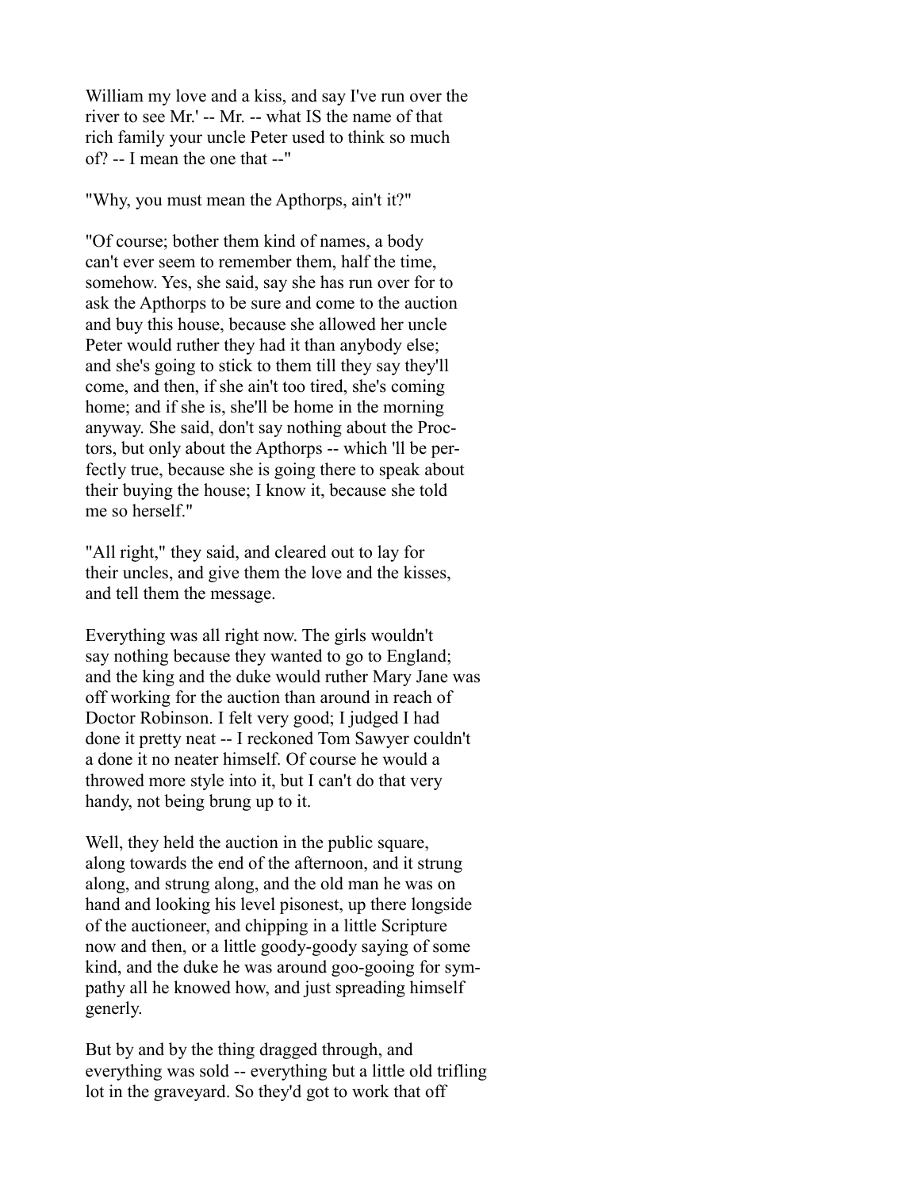William my love and a kiss, and say I've run over the river to see Mr.' -- Mr. -- what IS the name of that rich family your uncle Peter used to think so much of? -- I mean the one that --"

"Why, you must mean the Apthorps, ain't it?"

"Of course; bother them kind of names, a body can't ever seem to remember them, half the time, somehow. Yes, she said, say she has run over for to ask the Apthorps to be sure and come to the auction and buy this house, because she allowed her uncle Peter would ruther they had it than anybody else; and she's going to stick to them till they say they'll come, and then, if she ain't too tired, she's coming home; and if she is, she'll be home in the morning anyway. She said, don't say nothing about the Proctors, but only about the Apthorps -- which 'll be perfectly true, because she is going there to speak about their buying the house; I know it, because she told me so herself."

"All right," they said, and cleared out to lay for their uncles, and give them the love and the kisses, and tell them the message.

Everything was all right now. The girls wouldn't say nothing because they wanted to go to England; and the king and the duke would ruther Mary Jane was off working for the auction than around in reach of Doctor Robinson. I felt very good; I judged I had done it pretty neat -- I reckoned Tom Sawyer couldn't a done it no neater himself. Of course he would a throwed more style into it, but I can't do that very handy, not being brung up to it.

Well, they held the auction in the public square, along towards the end of the afternoon, and it strung along, and strung along, and the old man he was on hand and looking his level pisonest, up there longside of the auctioneer, and chipping in a little Scripture now and then, or a little goody-goody saying of some kind, and the duke he was around goo-gooing for sympathy all he knowed how, and just spreading himself generly.

But by and by the thing dragged through, and everything was sold -- everything but a little old trifling lot in the graveyard. So they'd got to work that off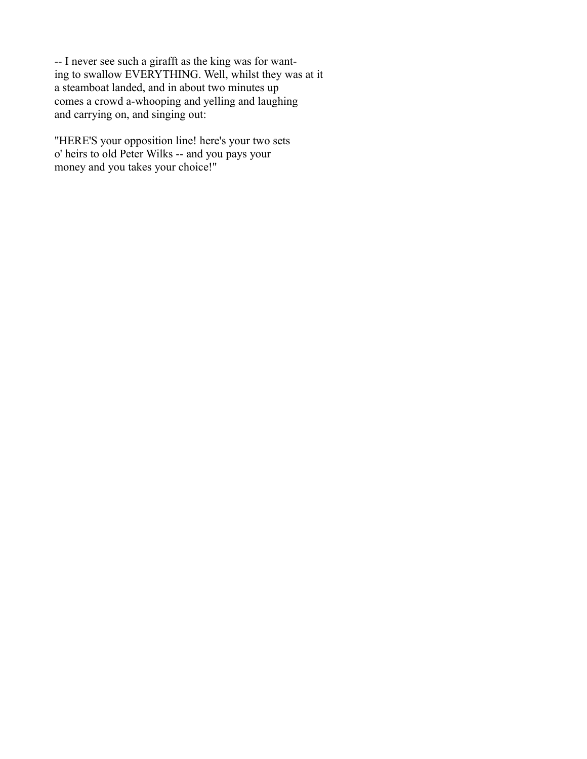-- I never see such a girafft as the king was for wanting to swallow EVERYTHING. Well, whilst they was at it a steamboat landed, and in about two minutes up comes a crowd a-whooping and yelling and laughing and carrying on, and singing out:

"HERE'S your opposition line! here's your two sets o' heirs to old Peter Wilks -- and you pays your money and you takes your choice!"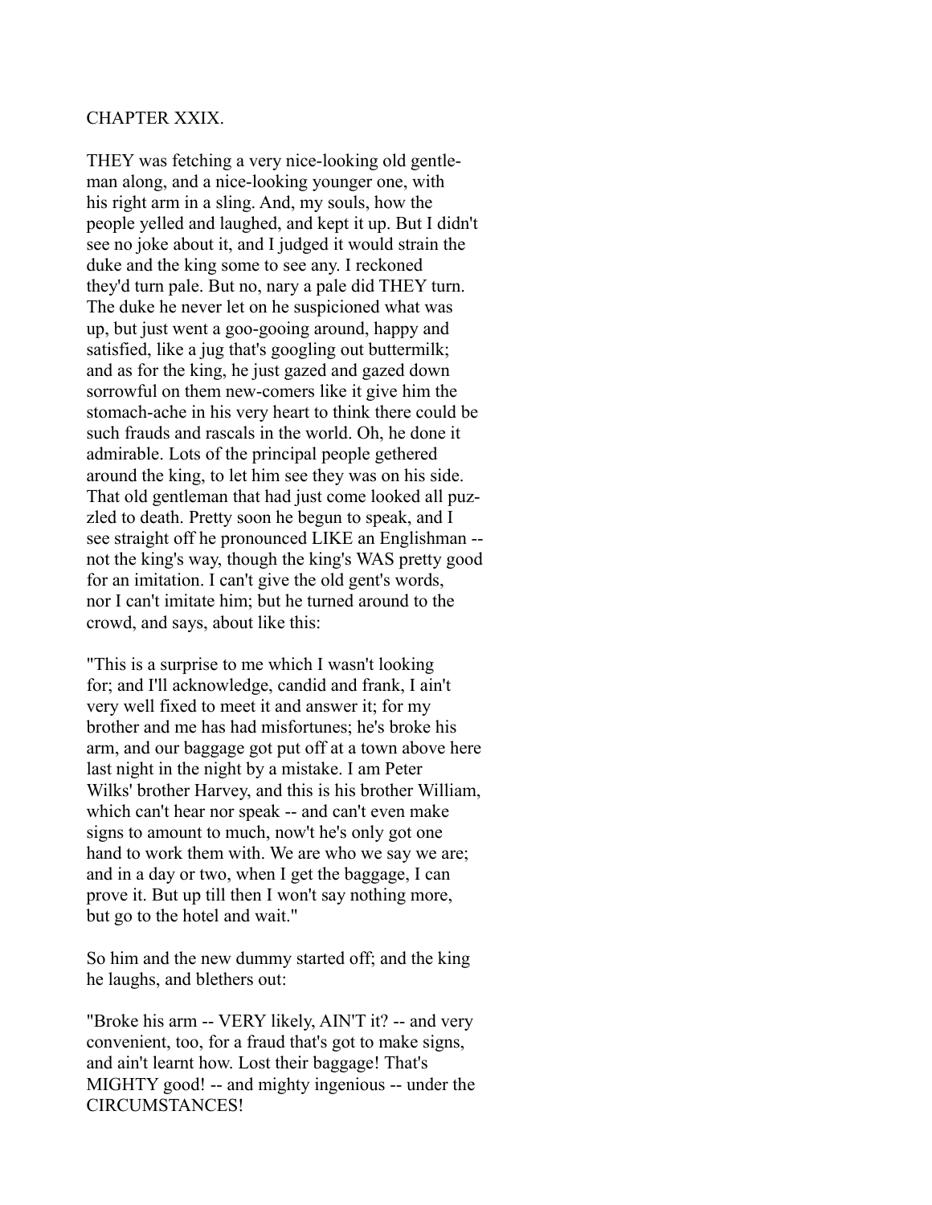## CHAPTER XXIX.

THEY was fetching a very nice-looking old gentleman along, and a nice-looking younger one, with his right arm in a sling. And, my souls, how the people yelled and laughed, and kept it up. But I didn't see no joke about it, and I judged it would strain the duke and the king some to see any. I reckoned they'd turn pale. But no, nary a pale did THEY turn. The duke he never let on he suspicioned what was up, but just went a goo-gooing around, happy and satisfied, like a jug that's googling out buttermilk; and as for the king, he just gazed and gazed down sorrowful on them new-comers like it give him the stomach-ache in his very heart to think there could be such frauds and rascals in the world. Oh, he done it admirable. Lots of the principal people gethered around the king, to let him see they was on his side. That old gentleman that had just come looked all puzzled to death. Pretty soon he begun to speak, and I see straight off he pronounced LIKE an Englishman -- not the king's way, though the king's WAS pretty good for an imitation. I can't give the old gent's words, nor I can't imitate him; but he turned around to the crowd, and says, about like this:

"This is a surprise to me which I wasn't looking for; and I'll acknowledge, candid and frank, I ain't very well fixed to meet it and answer it; for my brother and me has had misfortunes; he's broke his arm, and our baggage got put off at a town above here last night in the night by a mistake. I am Peter Wilks' brother Harvey, and this is his brother William, which can't hear nor speak -- and can't even make signs to amount to much, now't he's only got one hand to work them with. We are who we say we are; and in a day or two, when I get the baggage, I can prove it. But up till then I won't say nothing more, but go to the hotel and wait."

So him and the new dummy started off; and the king he laughs, and blethers out:

"Broke his arm -- VERY likely, AIN'T it? -- and very convenient, too, for a fraud that's got to make signs, and ain't learnt how. Lost their baggage! That's MIGHTY good! -- and mighty ingenious -- under the CIRCUMSTANCES!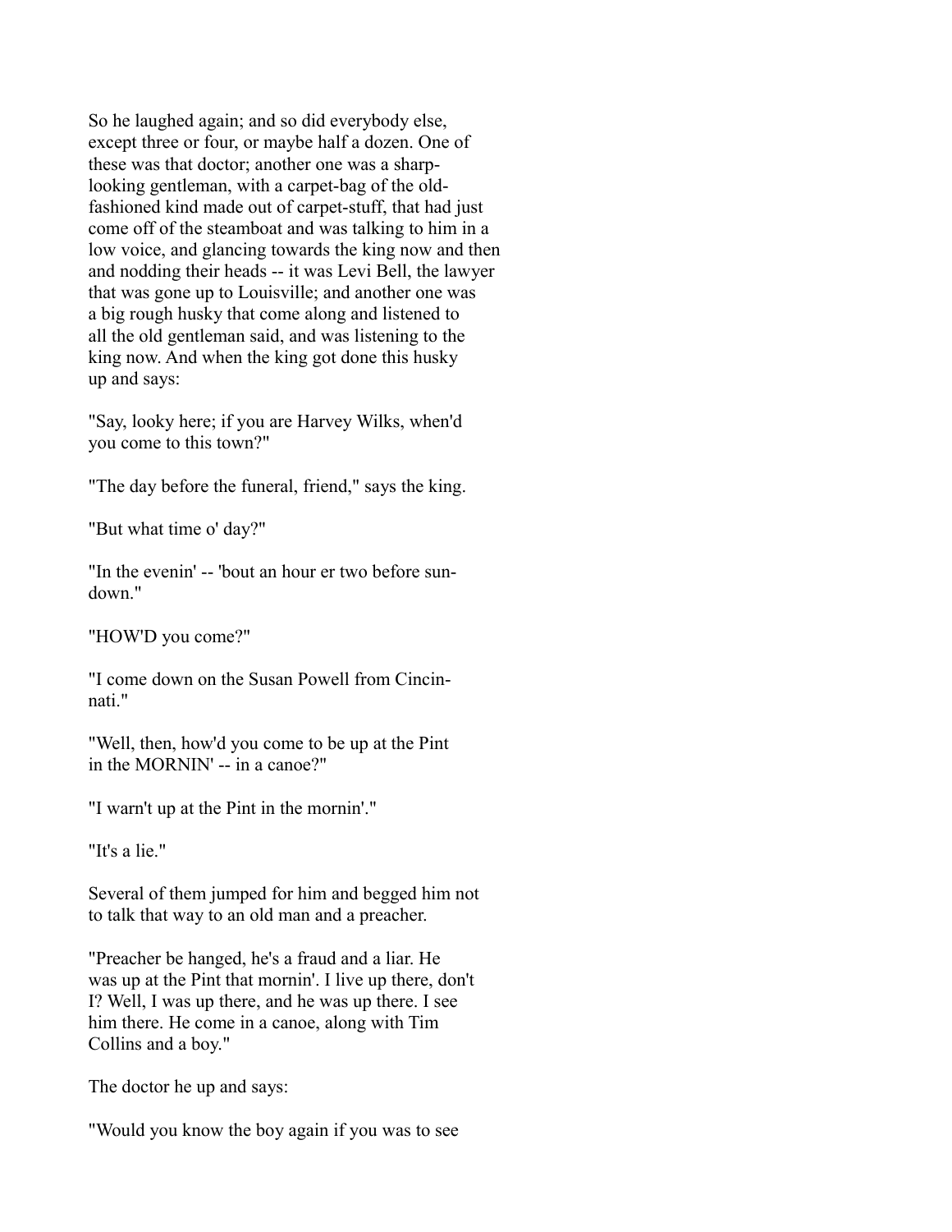So he laughed again; and so did everybody else, except three or four, or maybe half a dozen. One of these was that doctor; another one was a sharp-looking gentleman, with a carpet-bag of the old-fashioned kind made out of carpet-stuff, that had just come off of the steamboat and was talking to him in a low voice, and glancing towards the king now and then and nodding their heads -- it was Levi Bell, the lawyer that was gone up to Louisville; and another one was a big rough husky that come along and listened to all the old gentleman said, and was listening to the king now. And when the king got done this husky up and says:

"Say, looky here; if you are Harvey Wilks, when'd you come to this town?"

"The day before the funeral, friend," says the king.

"But what time o' day?"

"In the evenin' -- 'bout an hour er two before sundown."

"HOW'D you come?"

"I come down on the Susan Powell from Cincinnati."

"Well, then, how'd you come to be up at the Pint in the MORNIN' -- in a canoe?"

"I warn't up at the Pint in the mornin'."

"It's a lie."

Several of them jumped for him and begged him not to talk that way to an old man and a preacher.

"Preacher be hanged, he's a fraud and a liar. He was up at the Pint that mornin'. I live up there, don't I? Well, I was up there, and he was up there. I see him there. He come in a canoe, along with Tim Collins and a boy."

The doctor he up and says:

"Would you know the boy again if you was to see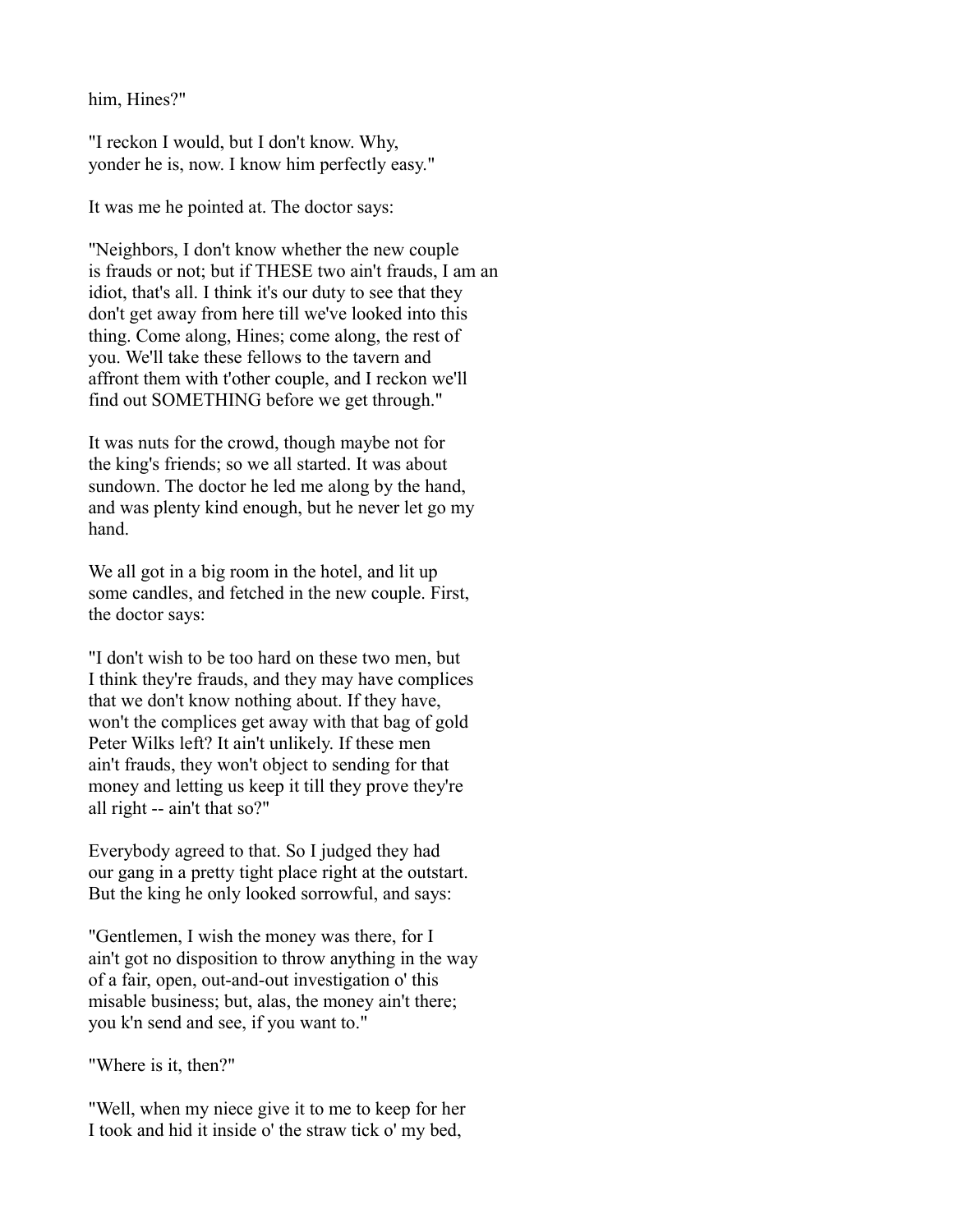him, Hines?"

"I reckon I would, but I don't know. Why, yonder he is, now. I know him perfectly easy."

It was me he pointed at. The doctor says:

"Neighbors, I don't know whether the new couple is frauds or not; but if THESE two ain't frauds, I am an idiot, that's all. I think it's our duty to see that they don't get away from here till we've looked into this thing. Come along, Hines; come along, the rest of you. We'll take these fellows to the tavern and affront them with t'other couple, and I reckon we'll find out SOMETHING before we get through."

It was nuts for the crowd, though maybe not for the king's friends; so we all started. It was about sundown. The doctor he led me along by the hand, and was plenty kind enough, but he never let go my hand.

We all got in a big room in the hotel, and lit up some candles, and fetched in the new couple. First, the doctor says:

"I don't wish to be too hard on these two men, but I think they're frauds, and they may have complices that we don't know nothing about. If they have, won't the complices get away with that bag of gold Peter Wilks left? It ain't unlikely. If these men ain't frauds, they won't object to sending for that money and letting us keep it till they prove they're all right -- ain't that so?"

Everybody agreed to that. So I judged they had our gang in a pretty tight place right at the outstart. But the king he only looked sorrowful, and says:

"Gentlemen, I wish the money was there, for I ain't got no disposition to throw anything in the way of a fair, open, out-and-out investigation o' this misable business; but, alas, the money ain't there; you k'n send and see, if you want to."

"Where is it, then?"

"Well, when my niece give it to me to keep for her I took and hid it inside o' the straw tick o' my bed,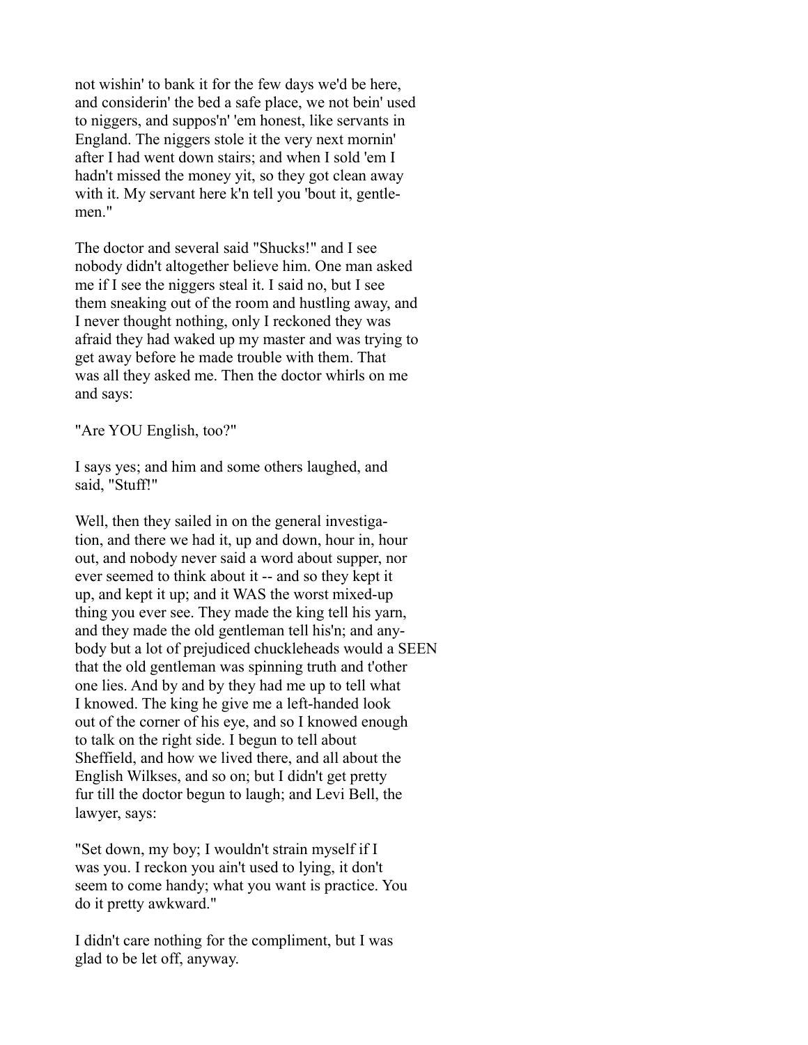not wishin' to bank it for the few days we'd be here, and considerin' the bed a safe place, we not bein' used to niggers, and suppos'n' 'em honest, like servants in England. The niggers stole it the very next mornin' after I had went down stairs; and when I sold 'em I hadn't missed the money yit, so they got clean away with it. My servant here k'n tell you 'bout it, gentlemen."

The doctor and several said "Shucks!" and I see nobody didn't altogether believe him. One man asked me if I see the niggers steal it. I said no, but I see them sneaking out of the room and hustling away, and I never thought nothing, only I reckoned they was afraid they had waked up my master and was trying to get away before he made trouble with them. That was all they asked me. Then the doctor whirls on me and says:

"Are YOU English, too?"

I says yes; and him and some others laughed, and said, "Stuff!"

Well, then they sailed in on the general investigation, and there we had it, up and down, hour in, hour out, and nobody never said a word about supper, nor ever seemed to think about it -- and so they kept it up, and kept it up; and it WAS the worst mixed-up thing you ever see. They made the king tell his yarn, and they made the old gentleman tell his'n; and anybody but a lot of prejudiced chuckleheads would a SEEN that the old gentleman was spinning truth and t'other one lies. And by and by they had me up to tell what I knowed. The king he give me a left-handed look out of the corner of his eye, and so I knowed enough to talk on the right side. I begun to tell about Sheffield, and how we lived there, and all about the English Wilkses, and so on; but I didn't get pretty fur till the doctor begun to laugh; and Levi Bell, the lawyer, says:

"Set down, my boy; I wouldn't strain myself if I was you. I reckon you ain't used to lying, it don't seem to come handy; what you want is practice. You do it pretty awkward."

I didn't care nothing for the compliment, but I was glad to be let off, anyway.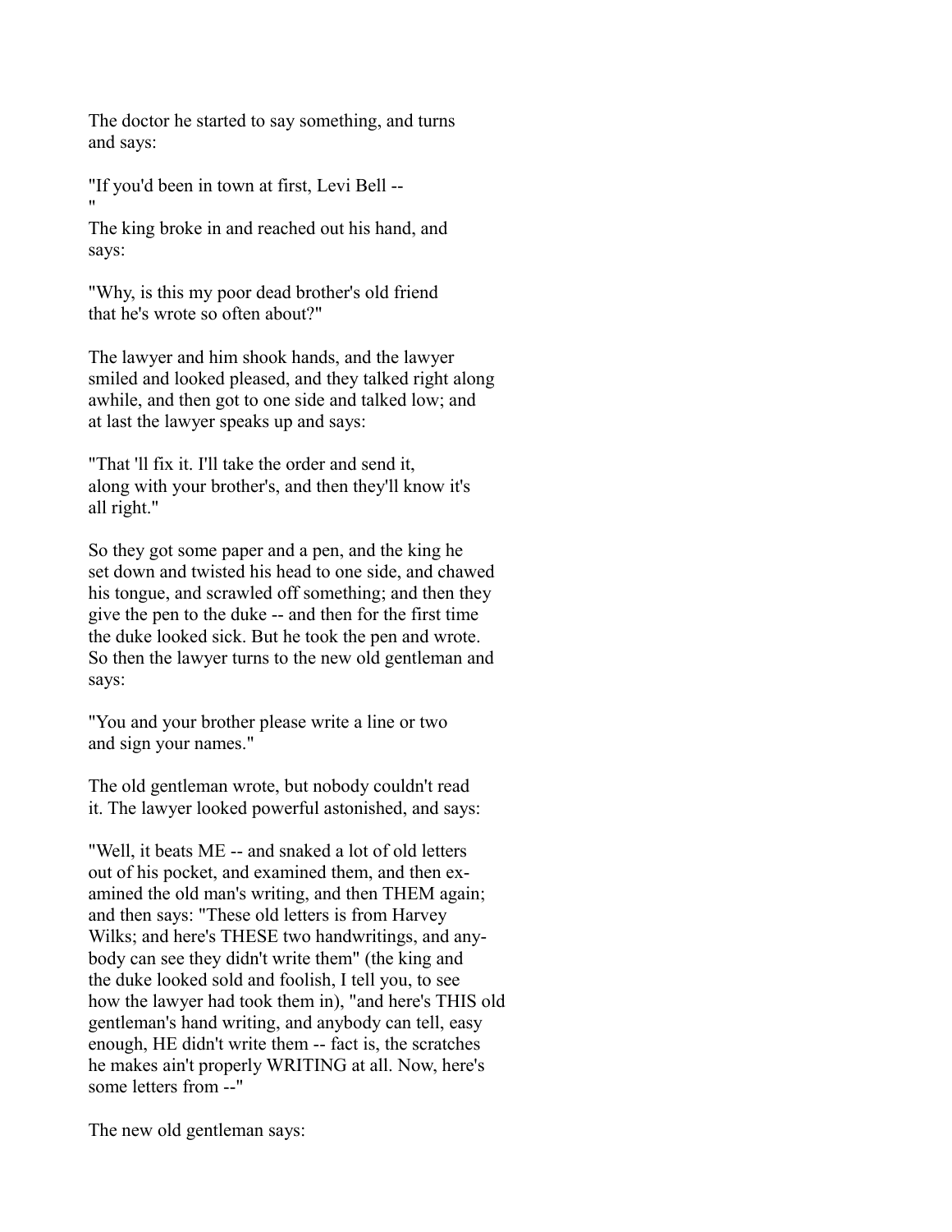The doctor he started to say something, and turns and says:

"If you'd been in town at first, Levi Bell -- "

The king broke in and reached out his hand, and says:

"Why, is this my poor dead brother's old friend that he's wrote so often about?"

The lawyer and him shook hands, and the lawyer smiled and looked pleased, and they talked right along awhile, and then got to one side and talked low; and at last the lawyer speaks up and says:

"That 'll fix it. I'll take the order and send it, along with your brother's, and then they'll know it's all right."

So they got some paper and a pen, and the king he set down and twisted his head to one side, and chawed his tongue, and scrawled off something; and then they give the pen to the duke -- and then for the first time the duke looked sick. But he took the pen and wrote. So then the lawyer turns to the new old gentleman and says:

"You and your brother please write a line or two and sign your names."

The old gentleman wrote, but nobody couldn't read it. The lawyer looked powerful astonished, and says:

"Well, it beats ME -- and snaked a lot of old letters out of his pocket, and examined them, and then examined the old man's writing, and then THEM again; and then says: "These old letters is from Harvey Wilks; and here's THESE two handwritings, and anybody can see they didn't write them" (the king and the duke looked sold and foolish, I tell you, to see how the lawyer had took them in), "and here's THIS old gentleman's hand writing, and anybody can tell, easy enough, HE didn't write them -- fact is, the scratches he makes ain't properly WRITING at all. Now, here's some letters from --"

The new old gentleman says: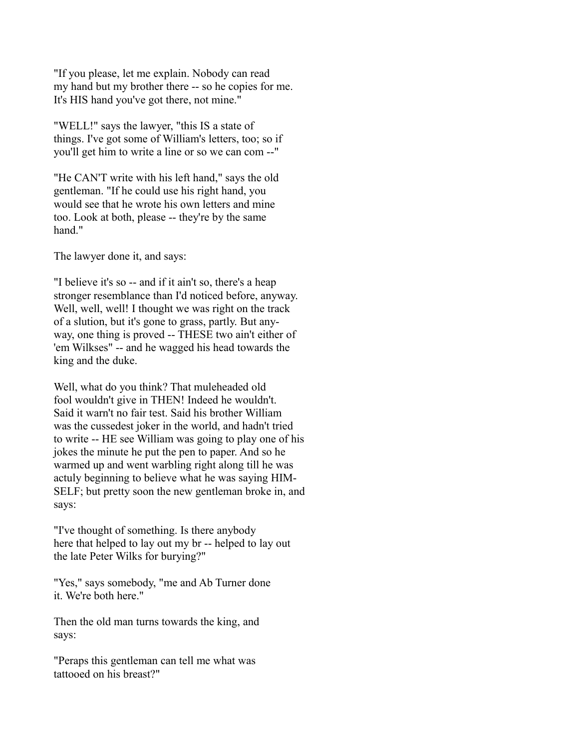"If you please, let me explain. Nobody can read my hand but my brother there -- so he copies for me. It's HIS hand you've got there, not mine."

"WELL!" says the lawyer, "this IS a state of things. I've got some of William's letters, too; so if you'll get him to write a line or so we can com --"

"He CAN'T write with his left hand," says the old gentleman. "If he could use his right hand, you would see that he wrote his own letters and mine too. Look at both, please -- they're by the same hand."

The lawyer done it, and says:

"I believe it's so -- and if it ain't so, there's a heap stronger resemblance than I'd noticed before, anyway. Well, well, well! I thought we was right on the track of a slution, but it's gone to grass, partly. But anyway, one thing is proved -- THESE two ain't either of 'em Wilkses" -- and he wagged his head towards the king and the duke.

Well, what do you think? That muleheaded old fool wouldn't give in THEN! Indeed he wouldn't. Said it warn't no fair test. Said his brother William was the cussedest joker in the world, and hadn't tried to write -- HE see William was going to play one of his jokes the minute he put the pen to paper. And so he warmed up and went warbling right along till he was actuly beginning to believe what he was saying HIMSELF; but pretty soon the new gentleman broke in, and says:

"I've thought of something. Is there anybody here that helped to lay out my br -- helped to lay out the late Peter Wilks for burying?"

"Yes," says somebody, "me and Ab Turner done it. We're both here."

Then the old man turns towards the king, and says:

"Peraps this gentleman can tell me what was tattooed on his breast?"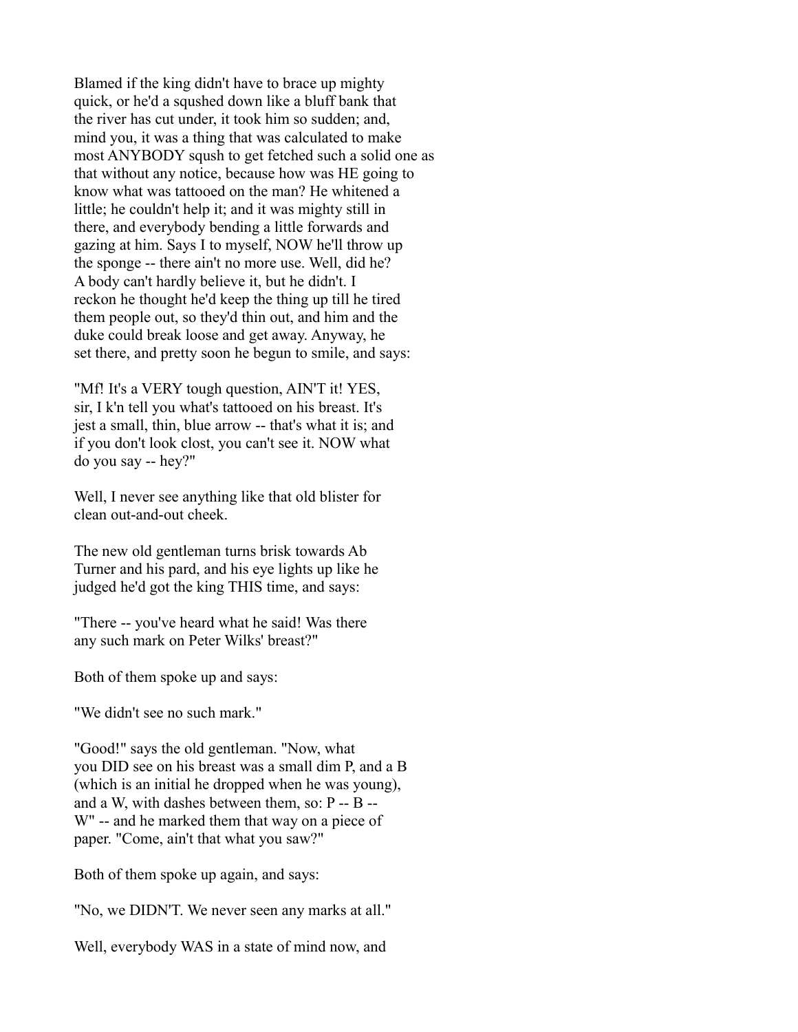Blamed if the king didn't have to brace up mighty quick, or he'd a squshed down like a bluff bank that the river has cut under, it took him so sudden; and, mind you, it was a thing that was calculated to make most ANYBODY sqush to get fetched such a solid one as that without any notice, because how was HE going to know what was tattooed on the man? He whitened a little; he couldn't help it; and it was mighty still in there, and everybody bending a little forwards and gazing at him. Says I to myself, NOW he'll throw up the sponge -- there ain't no more use. Well, did he? A body can't hardly believe it, but he didn't. I reckon he thought he'd keep the thing up till he tired them people out, so they'd thin out, and him and the duke could break loose and get away. Anyway, he set there, and pretty soon he begun to smile, and says:

"Mf! It's a VERY tough question, AIN'T it! YES, sir, I k'n tell you what's tattooed on his breast. It's jest a small, thin, blue arrow -- that's what it is; and if you don't look clost, you can't see it. NOW what do you say -- hey?"

Well, I never see anything like that old blister for clean out-and-out cheek.

The new old gentleman turns brisk towards Ab Turner and his pard, and his eye lights up like he judged he'd got the king THIS time, and says:

"There -- you've heard what he said! Was there any such mark on Peter Wilks' breast?"

Both of them spoke up and says:

"We didn't see no such mark."

"Good!" says the old gentleman. "Now, what you DID see on his breast was a small dim P, and a B (which is an initial he dropped when he was young), and a W, with dashes between them, so: P -- B -- W" -- and he marked them that way on a piece of paper. "Come, ain't that what you saw?"

Both of them spoke up again, and says:

"No, we DIDN'T. We never seen any marks at all."

Well, everybody WAS in a state of mind now, and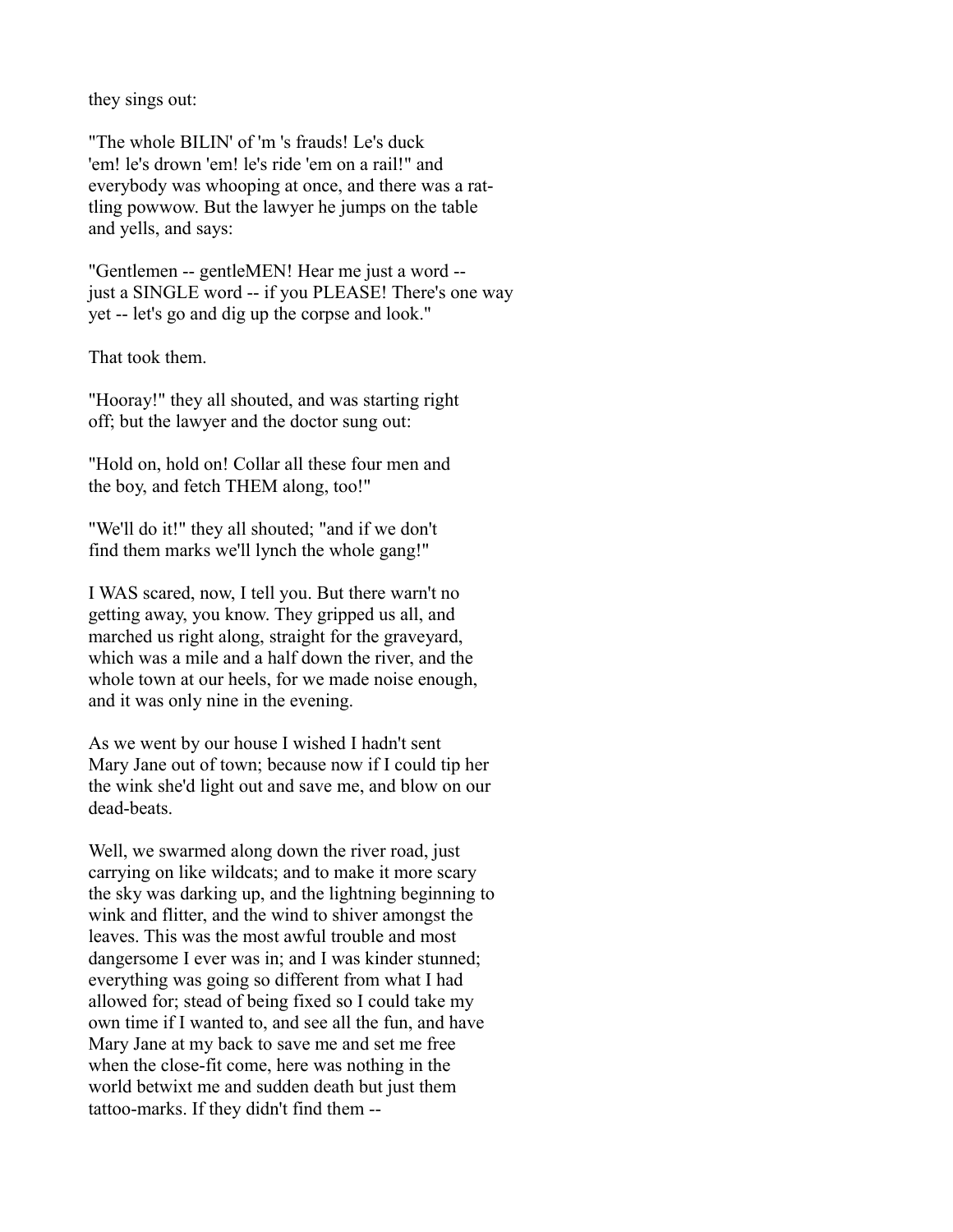they sings out:

"The whole BILIN' of 'm 's frauds! Le's duck 'em! le's drown 'em! le's ride 'em on a rail!" and everybody was whooping at once, and there was a rattling powwow. But the lawyer he jumps on the table and yells, and says:

"Gentlemen -- gentleMEN! Hear me just a word -- just a SINGLE word -- if you PLEASE! There's one way yet -- let's go and dig up the corpse and look."

That took them.

"Hooray!" they all shouted, and was starting right off; but the lawyer and the doctor sung out:

"Hold on, hold on! Collar all these four men and the boy, and fetch THEM along, too!"

"We'll do it!" they all shouted; "and if we don't find them marks we'll lynch the whole gang!"

I WAS scared, now, I tell you. But there warn't no getting away, you know. They gripped us all, and marched us right along, straight for the graveyard, which was a mile and a half down the river, and the whole town at our heels, for we made noise enough, and it was only nine in the evening.

As we went by our house I wished I hadn't sent Mary Jane out of town; because now if I could tip her the wink she'd light out and save me, and blow on our dead-beats.

Well, we swarmed along down the river road, just carrying on like wildcats; and to make it more scary the sky was darking up, and the lightning beginning to wink and flitter, and the wind to shiver amongst the leaves. This was the most awful trouble and most dangersome I ever was in; and I was kinder stunned; everything was going so different from what I had allowed for; stead of being fixed so I could take my own time if I wanted to, and see all the fun, and have Mary Jane at my back to save me and set me free when the close-fit come, here was nothing in the world betwixt me and sudden death but just them tattoo-marks. If they didn't find them --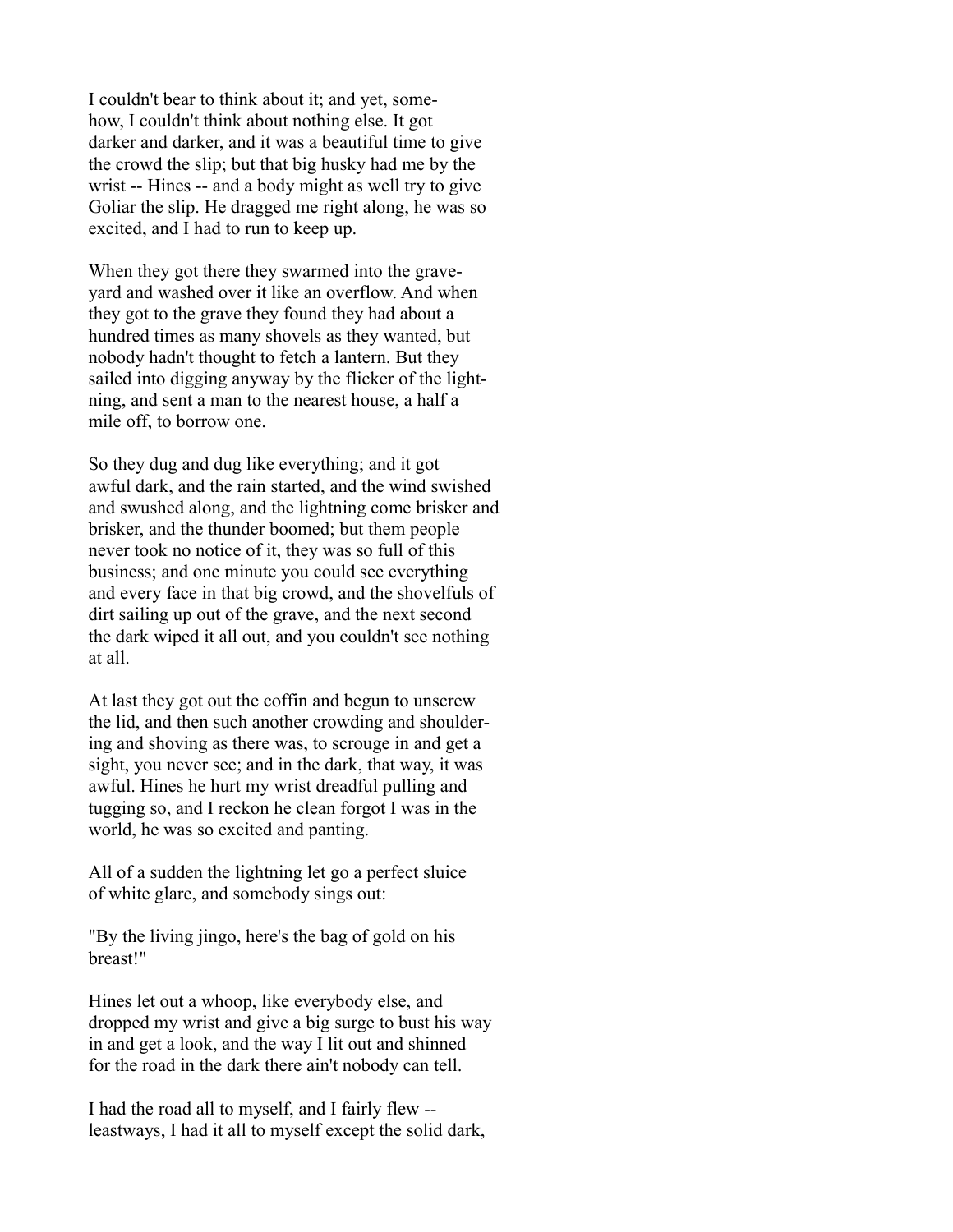I couldn't bear to think about it; and yet, somehow, I couldn't think about nothing else. It got darker and darker, and it was a beautiful time to give the crowd the slip; but that big husky had me by the wrist -- Hines -- and a body might as well try to give Goliar the slip. He dragged me right along, he was so excited, and I had to run to keep up.

When they got there they swarmed into the graveyard and washed over it like an overflow. And when they got to the grave they found they had about a hundred times as many shovels as they wanted, but nobody hadn't thought to fetch a lantern. But they sailed into digging anyway by the flicker of the lightning, and sent a man to the nearest house, a half a mile off, to borrow one.

So they dug and dug like everything; and it got awful dark, and the rain started, and the wind swished and swushed along, and the lightning come brisker and brisker, and the thunder boomed; but them people never took no notice of it, they was so full of this business; and one minute you could see everything and every face in that big crowd, and the shovelfuls of dirt sailing up out of the grave, and the next second the dark wiped it all out, and you couldn't see nothing at all.

At last they got out the coffin and begun to unscrew the lid, and then such another crowding and shouldering and shoving as there was, to scrouge in and get a sight, you never see; and in the dark, that way, it was awful. Hines he hurt my wrist dreadful pulling and tugging so, and I reckon he clean forgot I was in the world, he was so excited and panting.

All of a sudden the lightning let go a perfect sluice of white glare, and somebody sings out:

"By the living jingo, here's the bag of gold on his breast!"

Hines let out a whoop, like everybody else, and dropped my wrist and give a big surge to bust his way in and get a look, and the way I lit out and shinned for the road in the dark there ain't nobody can tell.

I had the road all to myself, and I fairly flew -- leastways, I had it all to myself except the solid dark,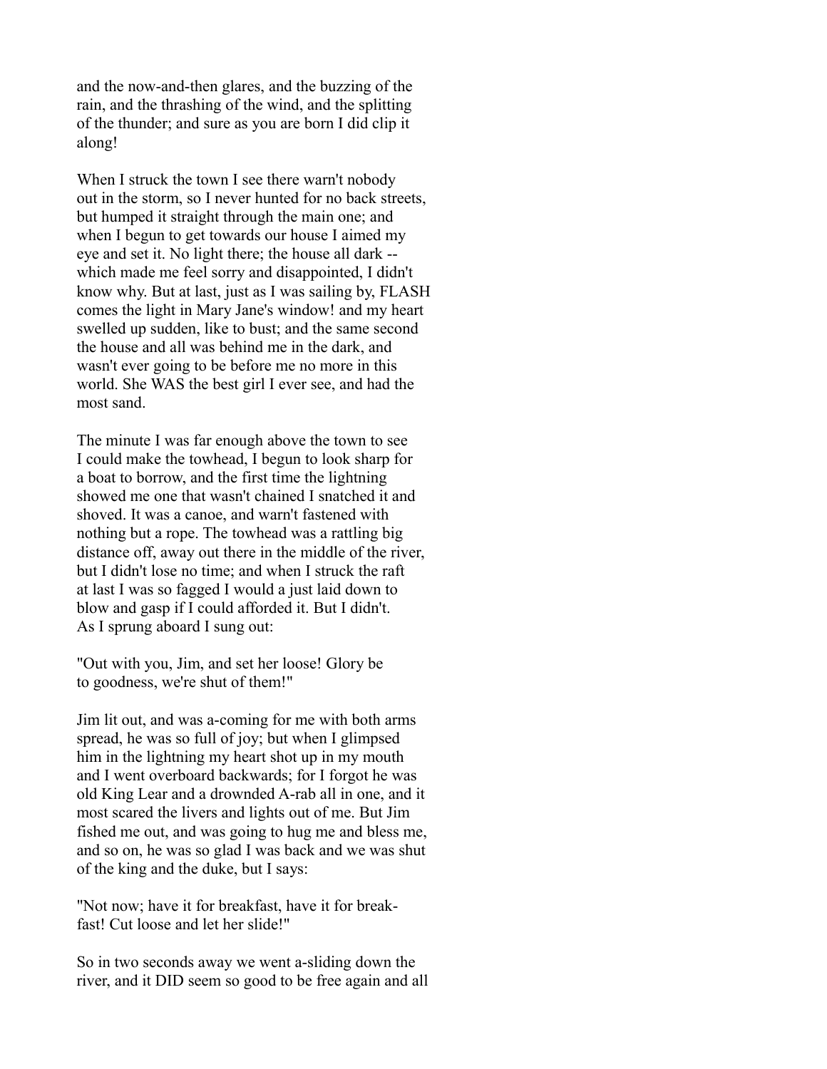and the now-and-then glares, and the buzzing of the rain, and the thrashing of the wind, and the splitting of the thunder; and sure as you are born I did clip it along!

When I struck the town I see there warn't nobody out in the storm, so I never hunted for no back streets, but humped it straight through the main one; and when I begun to get towards our house I aimed my eye and set it. No light there; the house all dark -- which made me feel sorry and disappointed, I didn't know why. But at last, just as I was sailing by, FLASH comes the light in Mary Jane's window! and my heart swelled up sudden, like to bust; and the same second the house and all was behind me in the dark, and wasn't ever going to be before me no more in this world. She WAS the best girl I ever see, and had the most sand.

The minute I was far enough above the town to see I could make the towhead, I begun to look sharp for a boat to borrow, and the first time the lightning showed me one that wasn't chained I snatched it and shoved. It was a canoe, and warn't fastened with nothing but a rope. The towhead was a rattling big distance off, away out there in the middle of the river, but I didn't lose no time; and when I struck the raft at last I was so fagged I would a just laid down to blow and gasp if I could afforded it. But I didn't. As I sprung aboard I sung out:

"Out with you, Jim, and set her loose! Glory be to goodness, we're shut of them!"

Jim lit out, and was a-coming for me with both arms spread, he was so full of joy; but when I glimpsed him in the lightning my heart shot up in my mouth and I went overboard backwards; for I forgot he was old King Lear and a drownded A-rab all in one, and it most scared the livers and lights out of me. But Jim fished me out, and was going to hug me and bless me, and so on, he was so glad I was back and we was shut of the king and the duke, but I says:

"Not now; have it for breakfast, have it for breakfast! Cut loose and let her slide!"

So in two seconds away we went a-sliding down the river, and it DID seem so good to be free again and all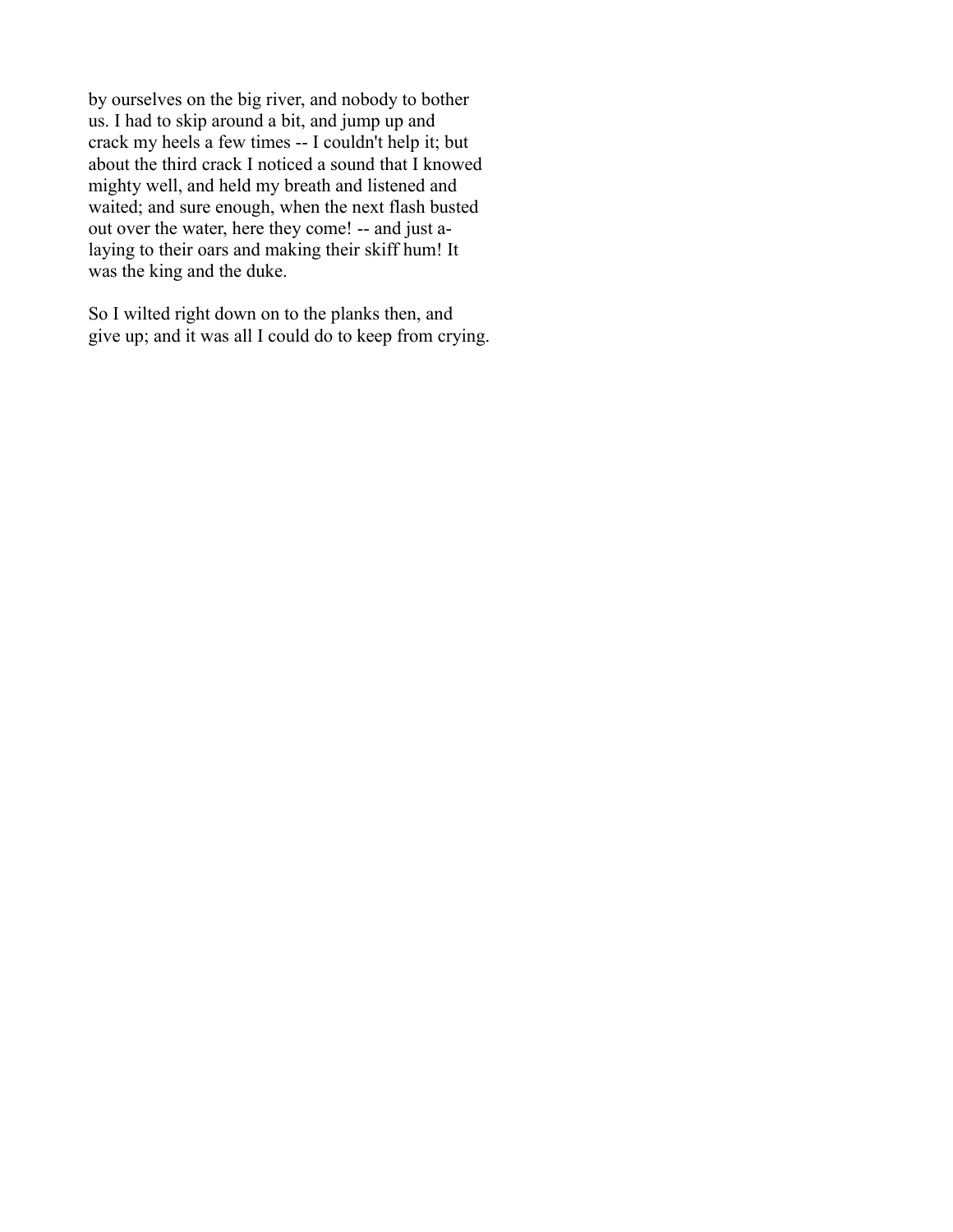by ourselves on the big river, and nobody to bother us. I had to skip around a bit, and jump up and crack my heels a few times -- I couldn't help it; but about the third crack I noticed a sound that I knowed mighty well, and held my breath and listened and waited; and sure enough, when the next flash busted out over the water, here they come! -- and just a-laying to their oars and making their skiff hum! It was the king and the duke.

So I wilted right down on to the planks then, and give up; and it was all I could do to keep from crying.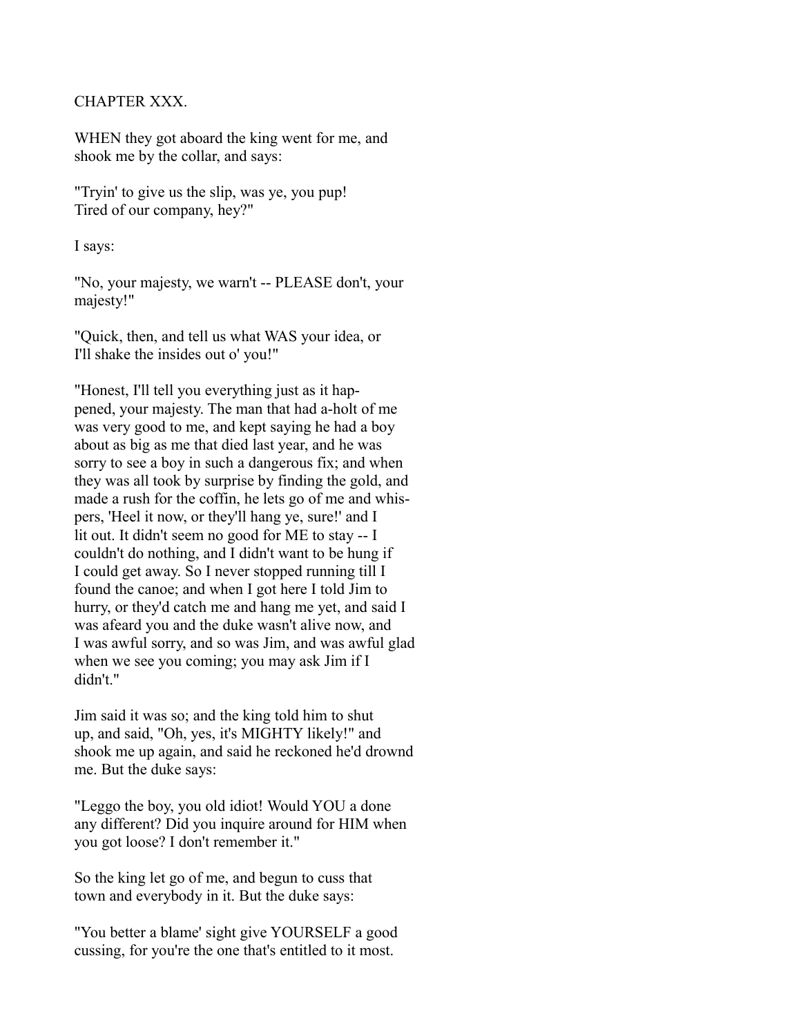## CHAPTER XXX.

WHEN they got aboard the king went for me, and shook me by the collar, and says:

"Tryin' to give us the slip, was ye, you pup! Tired of our company, hey?"

I says:

"No, your majesty, we warn't -- PLEASE don't, your majesty!"

"Quick, then, and tell us what WAS your idea, or I'll shake the insides out o' you!"

"Honest, I'll tell you everything just as it happened, your majesty. The man that had a-holt of me was very good to me, and kept saying he had a boy about as big as me that died last year, and he was sorry to see a boy in such a dangerous fix; and when they was all took by surprise by finding the gold, and made a rush for the coffin, he lets go of me and whispers, 'Heel it now, or they'll hang ye, sure!' and I lit out. It didn't seem no good for ME to stay -- I couldn't do nothing, and I didn't want to be hung if I could get away. So I never stopped running till I found the canoe; and when I got here I told Jim to hurry, or they'd catch me and hang me yet, and said I was afeard you and the duke wasn't alive now, and I was awful sorry, and so was Jim, and was awful glad when we see you coming; you may ask Jim if I didn't."

Jim said it was so; and the king told him to shut up, and said, "Oh, yes, it's MIGHTY likely!" and shook me up again, and said he reckoned he'd drownd me. But the duke says:

"Leggo the boy, you old idiot! Would YOU a done any different? Did you inquire around for HIM when you got loose? I don't remember it."

So the king let go of me, and begun to cuss that town and everybody in it. But the duke says:

"You better a blame' sight give YOURSELF a good cussing, for you're the one that's entitled to it most.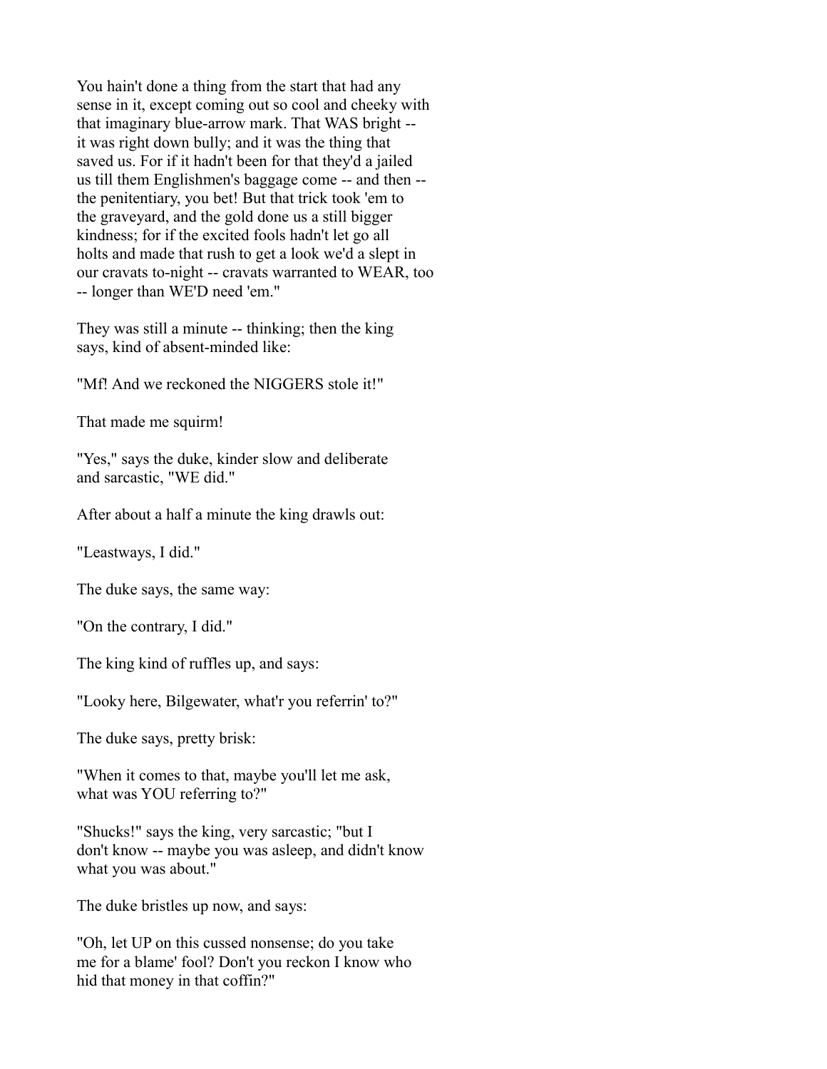You hain't done a thing from the start that had any sense in it, except coming out so cool and cheeky with that imaginary blue-arrow mark. That WAS bright -- it was right down bully; and it was the thing that saved us. For if it hadn't been for that they'd a jailed us till them Englishmen's baggage come -- and then -- the penitentiary, you bet! But that trick took 'em to the graveyard, and the gold done us a still bigger kindness; for if the excited fools hadn't let go all holts and made that rush to get a look we'd a slept in our cravats to-night -- cravats warranted to WEAR, too -- longer than WE'D need 'em."

They was still a minute -- thinking; then the king says, kind of absent-minded like:

"Mf! And we reckoned the NIGGERS stole it!"

That made me squirm!

"Yes," says the duke, kinder slow and deliberate and sarcastic, "WE did."

After about a half a minute the king drawls out:

"Leastways, I did."

The duke says, the same way:

"On the contrary, I did."

The king kind of ruffles up, and says:

"Looky here, Bilgewater, what'r you referrin' to?"

The duke says, pretty brisk:

"When it comes to that, maybe you'll let me ask, what was YOU referring to?"

"Shucks!" says the king, very sarcastic; "but I don't know -- maybe you was asleep, and didn't know what you was about."

The duke bristles up now, and says:

"Oh, let UP on this cussed nonsense; do you take me for a blame' fool? Don't you reckon I know who hid that money in that coffin?"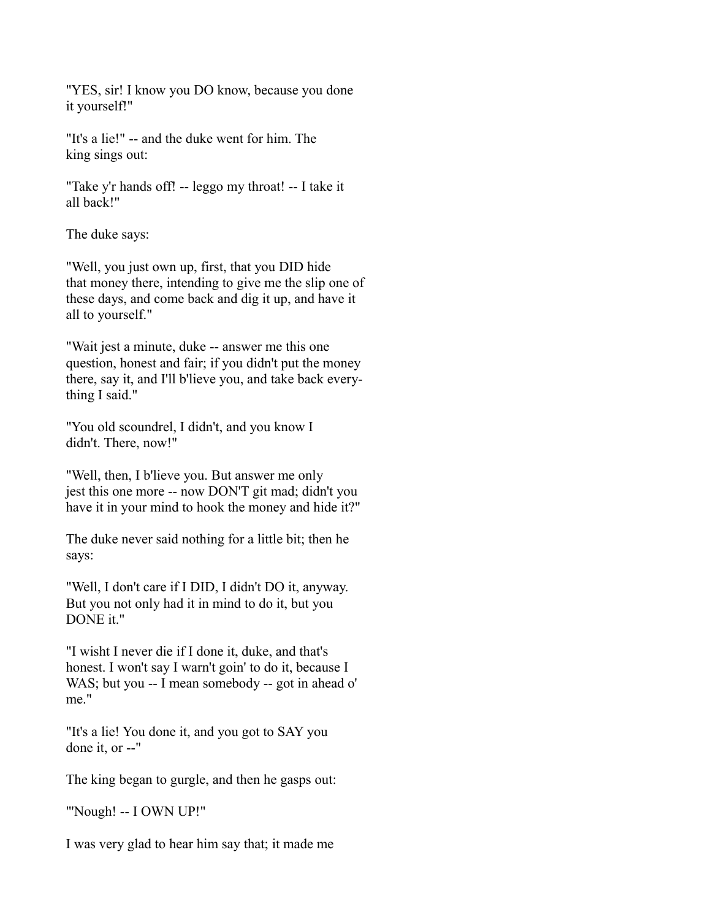"YES, sir! I know you DO know, because you done it yourself!"

"It's a lie!" -- and the duke went for him. The king sings out:

"Take y'r hands off! -- leggo my throat! -- I take it all back!"

The duke says:

"Well, you just own up, first, that you DID hide that money there, intending to give me the slip one of these days, and come back and dig it up, and have it all to yourself."

"Wait jest a minute, duke -- answer me this one question, honest and fair; if you didn't put the money there, say it, and I'll b'lieve you, and take back everything I said."

"You old scoundrel, I didn't, and you know I didn't. There, now!"

"Well, then, I b'lieve you. But answer me only jest this one more -- now DON'T git mad; didn't you have it in your mind to hook the money and hide it?"

The duke never said nothing for a little bit; then he says:

"Well, I don't care if I DID, I didn't DO it, anyway. But you not only had it in mind to do it, but you DONE it."

"I wisht I never die if I done it, duke, and that's honest. I won't say I warn't goin' to do it, because I WAS; but you -- I mean somebody -- got in ahead o' me."

"It's a lie! You done it, and you got to SAY you done it, or --"

The king began to gurgle, and then he gasps out:

"'Nough! -- I OWN UP!"

I was very glad to hear him say that; it made me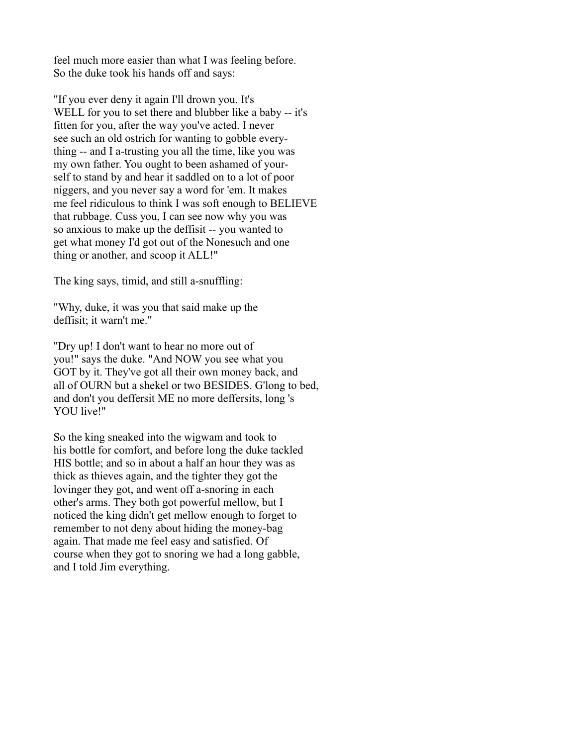feel much more easier than what I was feeling before. So the duke took his hands off and says:

"If you ever deny it again I'll drown you. It's WELL for you to set there and blubber like a baby -- it's fitten for you, after the way you've acted. I never see such an old ostrich for wanting to gobble everything -- and I a-trusting you all the time, like you was my own father. You ought to been ashamed of yourself to stand by and hear it saddled on to a lot of poor niggers, and you never say a word for 'em. It makes me feel ridiculous to think I was soft enough to BELIEVE that rubbage. Cuss you, I can see now why you was so anxious to make up the deffisit -- you wanted to get what money I'd got out of the Nonesuch and one thing or another, and scoop it ALL!"

The king says, timid, and still a-snuffling:

"Why, duke, it was you that said make up the deffisit; it warn't me."

"Dry up! I don't want to hear no more out of you!" says the duke. "And NOW you see what you GOT by it. They've got all their own money back, and all of OURN but a shekel or two BESIDES. G'long to bed, and don't you deffersit ME no more deffersits, long 's YOU live!"

So the king sneaked into the wigwam and took to his bottle for comfort, and before long the duke tackled HIS bottle; and so in about a half an hour they was as thick as thieves again, and the tighter they got the lovinger they got, and went off a-snoring in each other's arms. They both got powerful mellow, but I noticed the king didn't get mellow enough to forget to remember to not deny about hiding the money-bag again. That made me feel easy and satisfied. Of course when they got to snoring we had a long gabble, and I told Jim everything.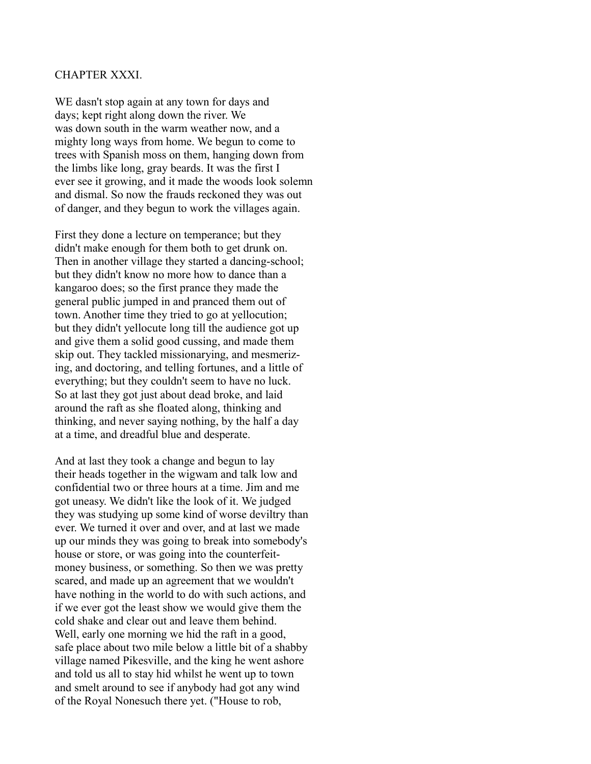## CHAPTER XXXI.

WE dasn't stop again at any town for days and days; kept right along down the river. We was down south in the warm weather now, and a mighty long ways from home. We begun to come to trees with Spanish moss on them, hanging down from the limbs like long, gray beards. It was the first I ever see it growing, and it made the woods look solemn and dismal. So now the frauds reckoned they was out of danger, and they begun to work the villages again.

First they done a lecture on temperance; but they didn't make enough for them both to get drunk on. Then in another village they started a dancing-school; but they didn't know no more how to dance than a kangaroo does; so the first prance they made the general public jumped in and pranced them out of town. Another time they tried to go at yellocution; but they didn't yellocute long till the audience got up and give them a solid good cussing, and made them skip out. They tackled missionarying, and mesmerizing, and doctoring, and telling fortunes, and a little of everything; but they couldn't seem to have no luck. So at last they got just about dead broke, and laid around the raft as she floated along, thinking and thinking, and never saying nothing, by the half a day at a time, and dreadful blue and desperate.

And at last they took a change and begun to lay their heads together in the wigwam and talk low and confidential two or three hours at a time. Jim and me got uneasy. We didn't like the look of it. We judged they was studying up some kind of worse deviltry than ever. We turned it over and over, and at last we made up our minds they was going to break into somebody's house or store, or was going into the counterfeit-money business, or something. So then we was pretty scared, and made up an agreement that we wouldn't have nothing in the world to do with such actions, and if we ever got the least show we would give them the cold shake and clear out and leave them behind. Well, early one morning we hid the raft in a good, safe place about two mile below a little bit of a shabby village named Pikesville, and the king he went ashore and told us all to stay hid whilst he went up to town and smelt around to see if anybody had got any wind of the Royal Nonesuch there yet. ("House to rob,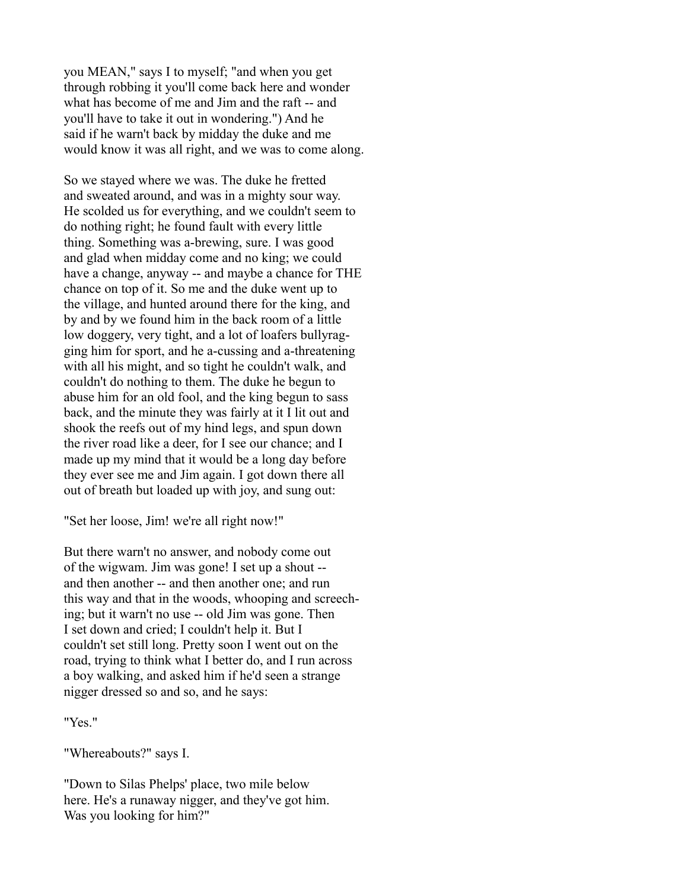you MEAN," says I to myself; "and when you get through robbing it you'll come back here and wonder what has become of me and Jim and the raft -- and you'll have to take it out in wondering.") And he said if he warn't back by midday the duke and me would know it was all right, and we was to come along.

So we stayed where we was. The duke he fretted and sweated around, and was in a mighty sour way. He scolded us for everything, and we couldn't seem to do nothing right; he found fault with every little thing. Something was a-brewing, sure. I was good and glad when midday come and no king; we could have a change, anyway -- and maybe a chance for THE chance on top of it. So me and the duke went up to the village, and hunted around there for the king, and by and by we found him in the back room of a little low doggery, very tight, and a lot of loafers bullyragging him for sport, and he a-cussing and a-threatening with all his might, and so tight he couldn't walk, and couldn't do nothing to them. The duke he begun to abuse him for an old fool, and the king begun to sass back, and the minute they was fairly at it I lit out and shook the reefs out of my hind legs, and spun down the river road like a deer, for I see our chance; and I made up my mind that it would be a long day before they ever see me and Jim again. I got down there all out of breath but loaded up with joy, and sung out:

"Set her loose, Jim! we're all right now!"

But there warn't no answer, and nobody come out of the wigwam. Jim was gone! I set up a shout -- and then another -- and then another one; and run this way and that in the woods, whooping and screeching; but it warn't no use -- old Jim was gone. Then I set down and cried; I couldn't help it. But I couldn't set still long. Pretty soon I went out on the road, trying to think what I better do, and I run across a boy walking, and asked him if he'd seen a strange nigger dressed so and so, and he says:

"Yes."

"Whereabouts?" says I.

"Down to Silas Phelps' place, two mile below here. He's a runaway nigger, and they've got him. Was you looking for him?"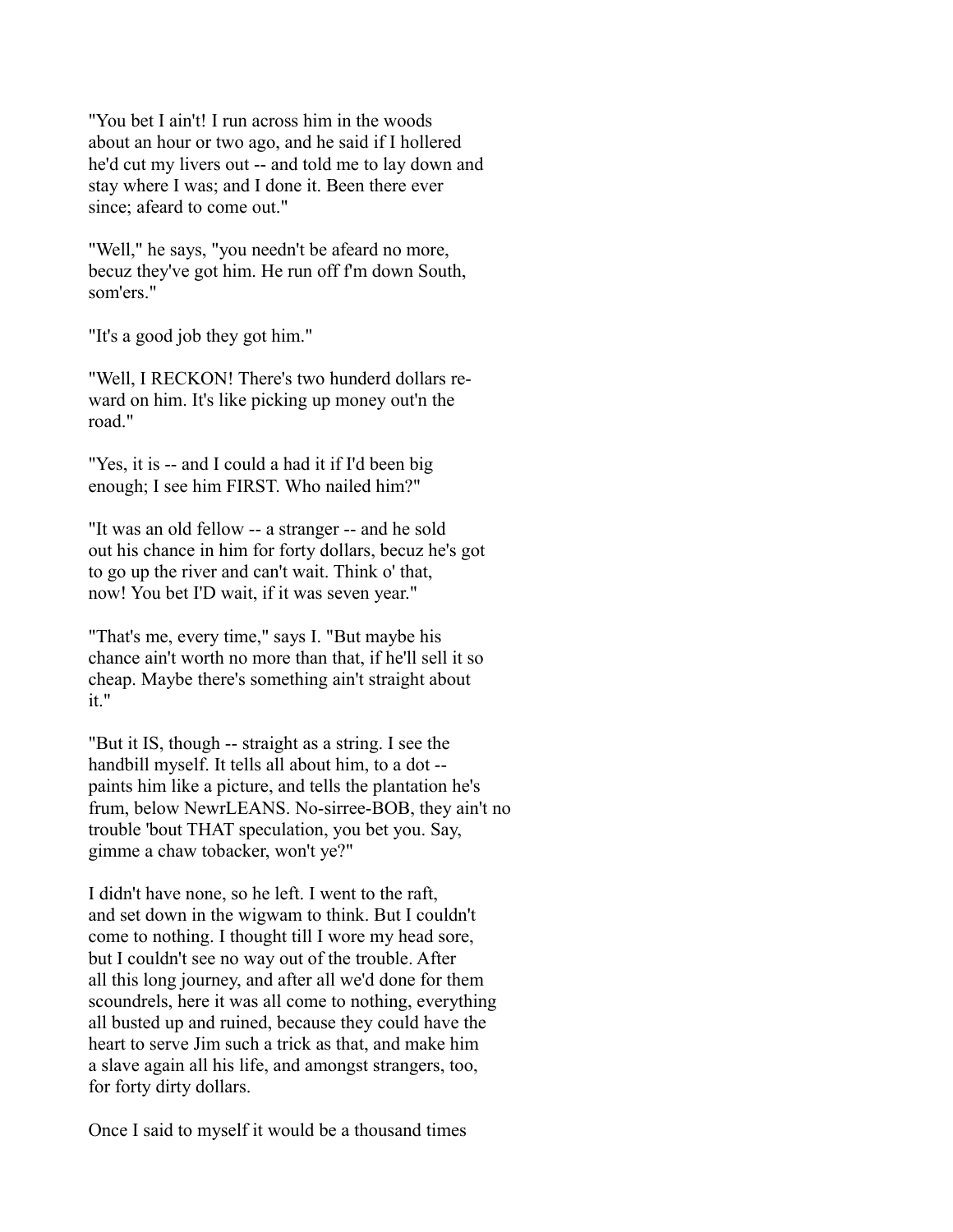"You bet I ain't! I run across him in the woods about an hour or two ago, and he said if I hollered he'd cut my livers out -- and told me to lay down and stay where I was; and I done it. Been there ever since; afeard to come out."

"Well," he says, "you needn't be afeard no more, becuz they've got him. He run off f'm down South, som'ers."

"It's a good job they got him."

"Well, I RECKON! There's two hunderd dollars reward on him. It's like picking up money out'n the road."

"Yes, it is -- and I could a had it if I'd been big enough; I see him FIRST. Who nailed him?"

"It was an old fellow -- a stranger -- and he sold out his chance in him for forty dollars, becuz he's got to go up the river and can't wait. Think o' that, now! You bet I'D wait, if it was seven year."

"That's me, every time," says I. "But maybe his chance ain't worth no more than that, if he'll sell it so cheap. Maybe there's something ain't straight about it."

"But it IS, though -- straight as a string. I see the handbill myself. It tells all about him, to a dot -- paints him like a picture, and tells the plantation he's frum, below NewrLEANS. No-sirree-BOB, they ain't no trouble 'bout THAT speculation, you bet you. Say, gimme a chaw tobacker, won't ye?"

I didn't have none, so he left. I went to the raft, and set down in the wigwam to think. But I couldn't come to nothing. I thought till I wore my head sore, but I couldn't see no way out of the trouble. After all this long journey, and after all we'd done for them scoundrels, here it was all come to nothing, everything all busted up and ruined, because they could have the heart to serve Jim such a trick as that, and make him a slave again all his life, and amongst strangers, too, for forty dirty dollars.

Once I said to myself it would be a thousand times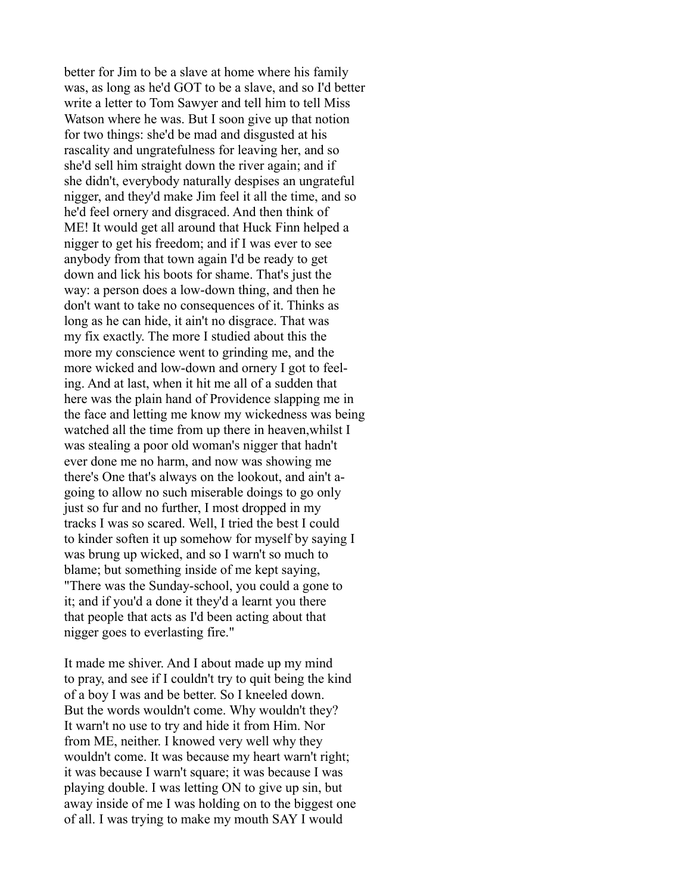better for Jim to be a slave at home where his family was, as long as he'd GOT to be a slave, and so I'd better write a letter to Tom Sawyer and tell him to tell Miss Watson where he was. But I soon give up that notion for two things: she'd be mad and disgusted at his rascality and ungratefulness for leaving her, and so she'd sell him straight down the river again; and if she didn't, everybody naturally despises an ungrateful nigger, and they'd make Jim feel it all the time, and so he'd feel ornery and disgraced. And then think of ME! It would get all around that Huck Finn helped a nigger to get his freedom; and if I was ever to see anybody from that town again I'd be ready to get down and lick his boots for shame. That's just the way: a person does a low-down thing, and then he don't want to take no consequences of it. Thinks as long as he can hide, it ain't no disgrace. That was my fix exactly. The more I studied about this the more my conscience went to grinding me, and the more wicked and low-down and ornery I got to feeling. And at last, when it hit me all of a sudden that here was the plain hand of Providence slapping me in the face and letting me know my wickedness was being watched all the time from up there in heaven,whilst I was stealing a poor old woman's nigger that hadn't ever done me no harm, and now was showing me there's One that's always on the lookout, and ain't a-going to allow no such miserable doings to go only just so fur and no further, I most dropped in my tracks I was so scared. Well, I tried the best I could to kinder soften it up somehow for myself by saying I was brung up wicked, and so I warn't so much to blame; but something inside of me kept saying, "There was the Sunday-school, you could a gone to it; and if you'd a done it they'd a learnt you there that people that acts as I'd been acting about that nigger goes to everlasting fire."

It made me shiver. And I about made up my mind to pray, and see if I couldn't try to quit being the kind of a boy I was and be better. So I kneeled down. But the words wouldn't come. Why wouldn't they? It warn't no use to try and hide it from Him. Nor from ME, neither. I knowed very well why they wouldn't come. It was because my heart warn't right; it was because I warn't square; it was because I was playing double. I was letting ON to give up sin, but away inside of me I was holding on to the biggest one of all. I was trying to make my mouth SAY I would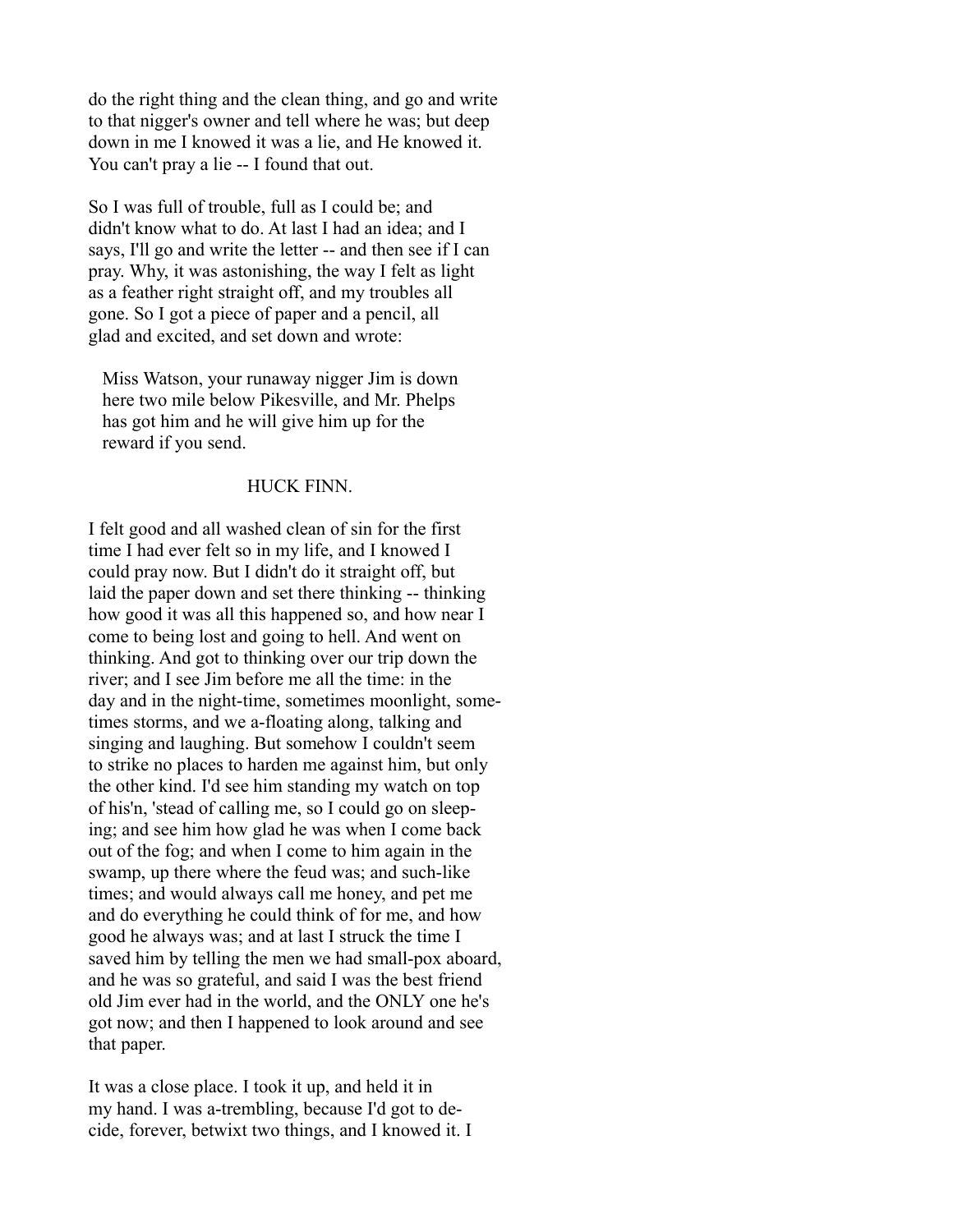do the right thing and the clean thing, and go and write to that nigger's owner and tell where he was; but deep down in me I knowed it was a lie, and He knowed it. You can't pray a lie -- I found that out.

So I was full of trouble, full as I could be; and didn't know what to do. At last I had an idea; and I says, I'll go and write the letter -- and then see if I can pray. Why, it was astonishing, the way I felt as light as a feather right straight off, and my troubles all gone. So I got a piece of paper and a pencil, all glad and excited, and set down and wrote:

> Miss Watson, your runaway nigger Jim is down here two mile below Pikesville, and Mr. Phelps has got him and he will give him up for the reward if you send.
>
> HUCK FINN.

I felt good and all washed clean of sin for the first time I had ever felt so in my life, and I knowed I could pray now. But I didn't do it straight off, but laid the paper down and set there thinking -- thinking how good it was all this happened so, and how near I come to being lost and going to hell. And went on thinking. And got to thinking over our trip down the river; and I see Jim before me all the time: in the day and in the night-time, sometimes moonlight, sometimes storms, and we a-floating along, talking and singing and laughing. But somehow I couldn't seem to strike no places to harden me against him, but only the other kind. I'd see him standing my watch on top of his'n, 'stead of calling me, so I could go on sleeping; and see him how glad he was when I come back out of the fog; and when I come to him again in the swamp, up there where the feud was; and such-like times; and would always call me honey, and pet me and do everything he could think of for me, and how good he always was; and at last I struck the time I saved him by telling the men we had small-pox aboard, and he was so grateful, and said I was the best friend old Jim ever had in the world, and the ONLY one he's got now; and then I happened to look around and see that paper.

It was a close place. I took it up, and held it in my hand. I was a-trembling, because I'd got to decide, forever, betwixt two things, and I knowed it. I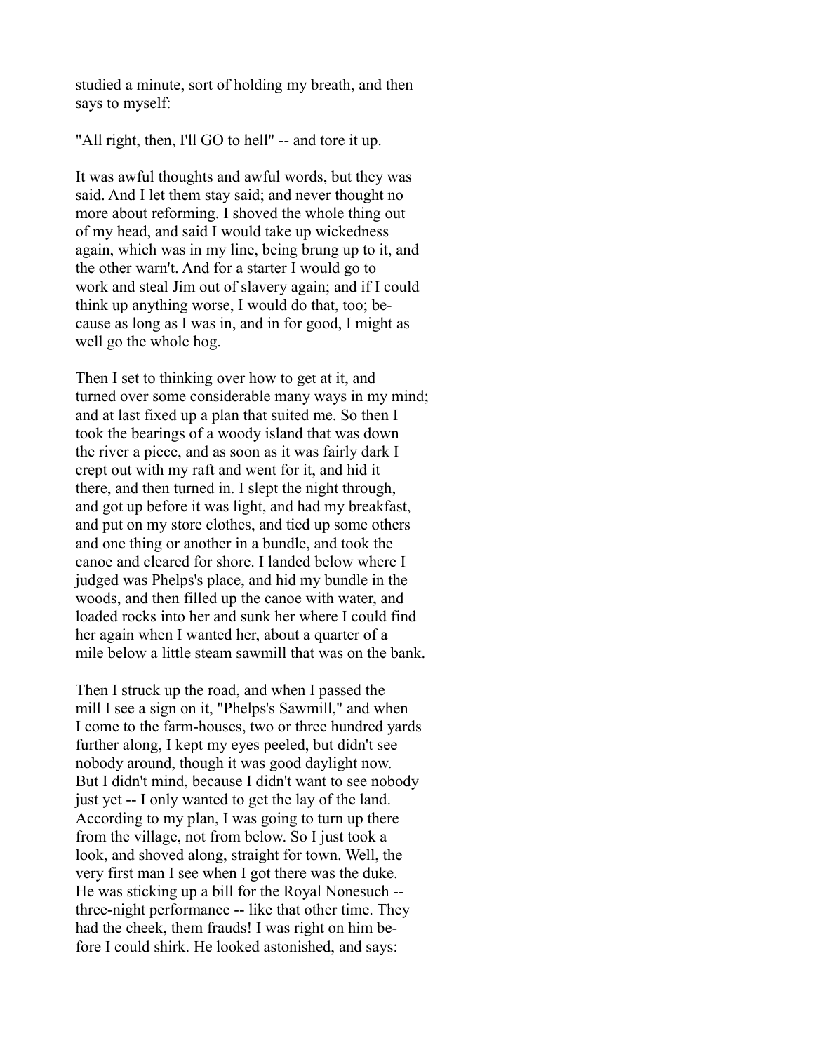studied a minute, sort of holding my breath, and then says to myself:

"All right, then, I'll GO to hell" -- and tore it up.

It was awful thoughts and awful words, but they was said. And I let them stay said; and never thought no more about reforming. I shoved the whole thing out of my head, and said I would take up wickedness again, which was in my line, being brung up to it, and the other warn't. And for a starter I would go to work and steal Jim out of slavery again; and if I could think up anything worse, I would do that, too; because as long as I was in, and in for good, I might as well go the whole hog.

Then I set to thinking over how to get at it, and turned over some considerable many ways in my mind; and at last fixed up a plan that suited me. So then I took the bearings of a woody island that was down the river a piece, and as soon as it was fairly dark I crept out with my raft and went for it, and hid it there, and then turned in. I slept the night through, and got up before it was light, and had my breakfast, and put on my store clothes, and tied up some others and one thing or another in a bundle, and took the canoe and cleared for shore. I landed below where I judged was Phelps's place, and hid my bundle in the woods, and then filled up the canoe with water, and loaded rocks into her and sunk her where I could find her again when I wanted her, about a quarter of a mile below a little steam sawmill that was on the bank.

Then I struck up the road, and when I passed the mill I see a sign on it, "Phelps's Sawmill," and when I come to the farm-houses, two or three hundred yards further along, I kept my eyes peeled, but didn't see nobody around, though it was good daylight now. But I didn't mind, because I didn't want to see nobody just yet -- I only wanted to get the lay of the land. According to my plan, I was going to turn up there from the village, not from below. So I just took a look, and shoved along, straight for town. Well, the very first man I see when I got there was the duke. He was sticking up a bill for the Royal Nonesuch -- three-night performance -- like that other time. They had the cheek, them frauds! I was right on him before I could shirk. He looked astonished, and says: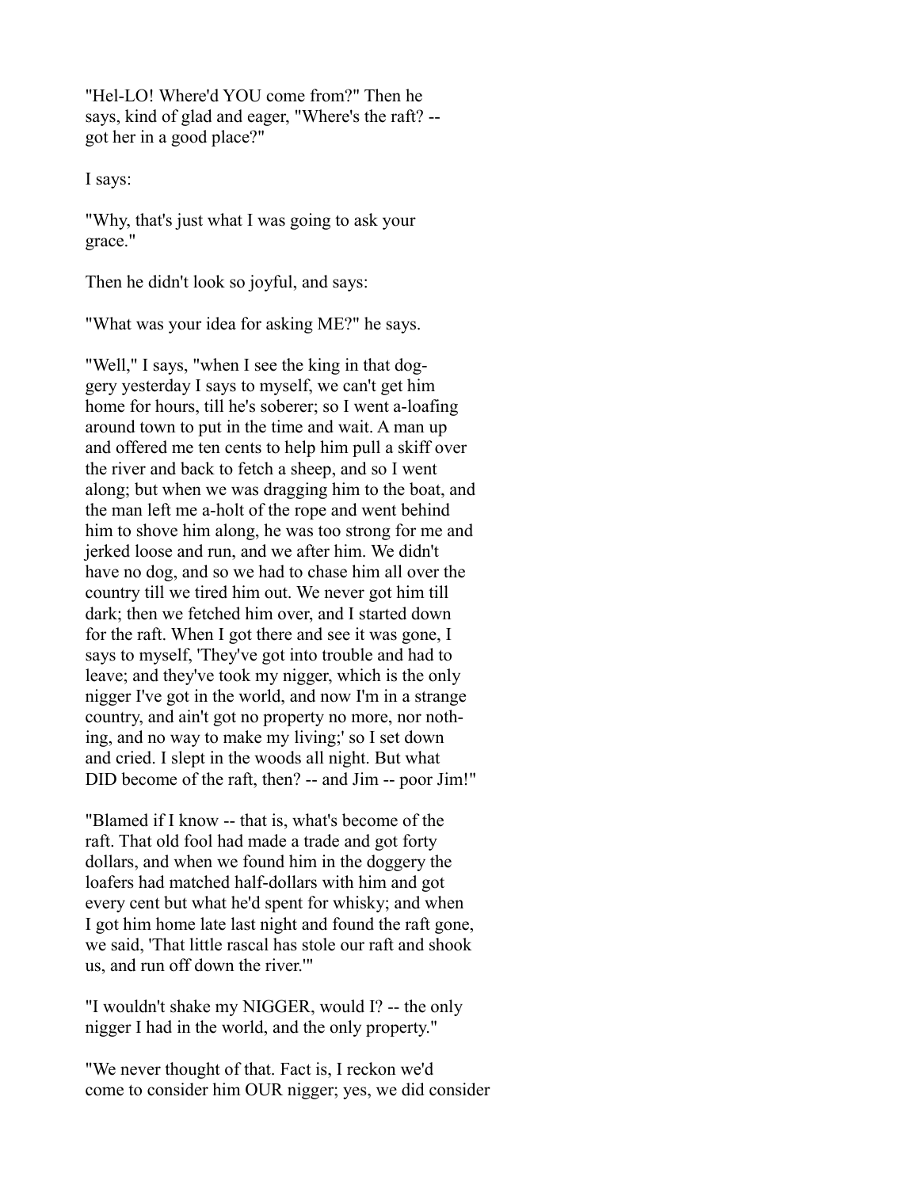"Hel-LO! Where'd YOU come from?" Then he says, kind of glad and eager, "Where's the raft? -- got her in a good place?"

I says:

"Why, that's just what I was going to ask your grace."

Then he didn't look so joyful, and says:

"What was your idea for asking ME?" he says.

"Well," I says, "when I see the king in that doggery yesterday I says to myself, we can't get him home for hours, till he's soberer; so I went a-loafing around town to put in the time and wait. A man up and offered me ten cents to help him pull a skiff over the river and back to fetch a sheep, and so I went along; but when we was dragging him to the boat, and the man left me a-holt of the rope and went behind him to shove him along, he was too strong for me and jerked loose and run, and we after him. We didn't have no dog, and so we had to chase him all over the country till we tired him out. We never got him till dark; then we fetched him over, and I started down for the raft. When I got there and see it was gone, I says to myself, 'They've got into trouble and had to leave; and they've took my nigger, which is the only nigger I've got in the world, and now I'm in a strange country, and ain't got no property no more, nor nothing, and no way to make my living;' so I set down and cried. I slept in the woods all night. But what DID become of the raft, then? -- and Jim -- poor Jim!"

"Blamed if I know -- that is, what's become of the raft. That old fool had made a trade and got forty dollars, and when we found him in the doggery the loafers had matched half-dollars with him and got every cent but what he'd spent for whisky; and when I got him home late last night and found the raft gone, we said, 'That little rascal has stole our raft and shook us, and run off down the river.'"

"I wouldn't shake my NIGGER, would I? -- the only nigger I had in the world, and the only property."

"We never thought of that. Fact is, I reckon we'd come to consider him OUR nigger; yes, we did consider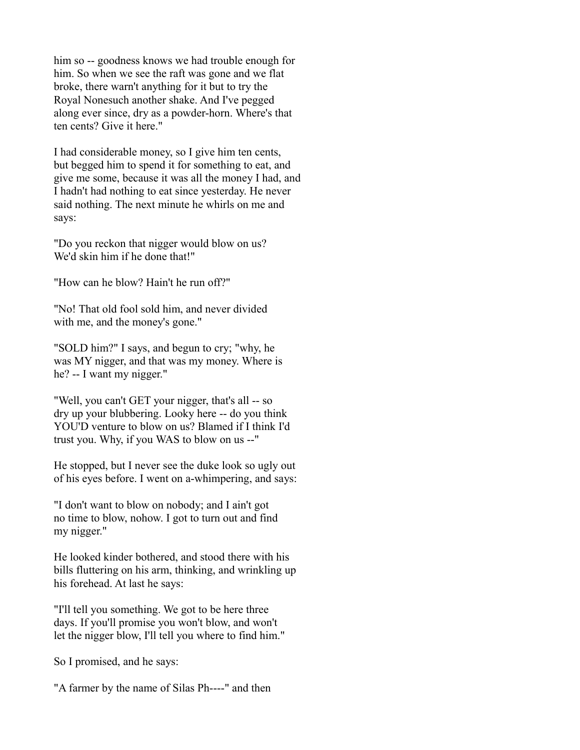him so -- goodness knows we had trouble enough for him. So when we see the raft was gone and we flat broke, there warn't anything for it but to try the Royal Nonesuch another shake. And I've pegged along ever since, dry as a powder-horn. Where's that ten cents? Give it here."

I had considerable money, so I give him ten cents, but begged him to spend it for something to eat, and give me some, because it was all the money I had, and I hadn't had nothing to eat since yesterday. He never said nothing. The next minute he whirls on me and says:

"Do you reckon that nigger would blow on us? We'd skin him if he done that!"

"How can he blow? Hain't he run off?"

"No! That old fool sold him, and never divided with me, and the money's gone."

"SOLD him?" I says, and begun to cry; "why, he was MY nigger, and that was my money. Where is he? -- I want my nigger."

"Well, you can't GET your nigger, that's all -- so dry up your blubbering. Looky here -- do you think YOU'D venture to blow on us? Blamed if I think I'd trust you. Why, if you WAS to blow on us --"

He stopped, but I never see the duke look so ugly out of his eyes before. I went on a-whimpering, and says:

"I don't want to blow on nobody; and I ain't got no time to blow, nohow. I got to turn out and find my nigger."

He looked kinder bothered, and stood there with his bills fluttering on his arm, thinking, and wrinkling up his forehead. At last he says:

"I'll tell you something. We got to be here three days. If you'll promise you won't blow, and won't let the nigger blow, I'll tell you where to find him."

So I promised, and he says:

"A farmer by the name of Silas Ph----" and then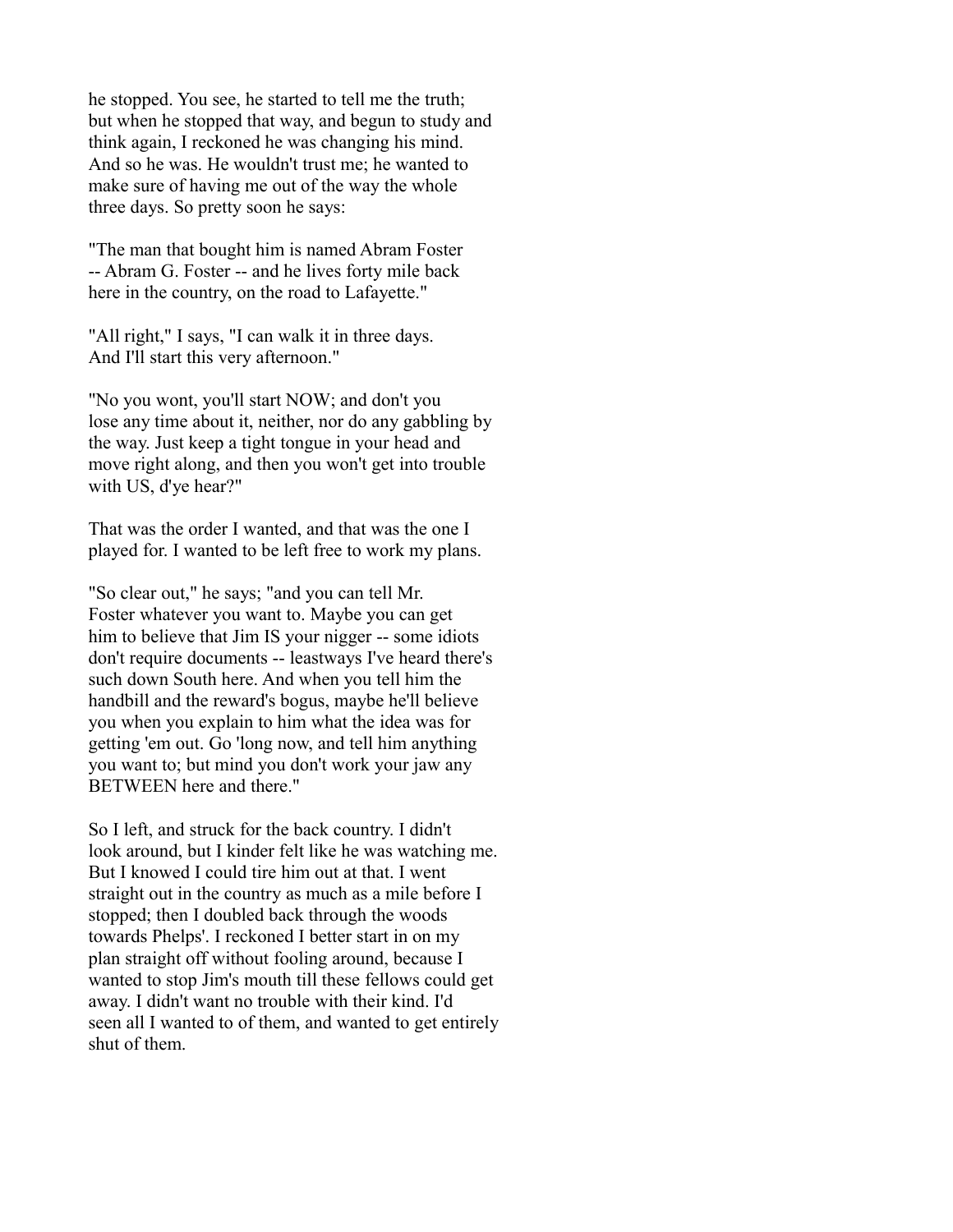he stopped. You see, he started to tell me the truth; but when he stopped that way, and begun to study and think again, I reckoned he was changing his mind. And so he was. He wouldn't trust me; he wanted to make sure of having me out of the way the whole three days. So pretty soon he says:

"The man that bought him is named Abram Foster -- Abram G. Foster -- and he lives forty mile back here in the country, on the road to Lafayette."

"All right," I says, "I can walk it in three days. And I'll start this very afternoon."

"No you wont, you'll start NOW; and don't you lose any time about it, neither, nor do any gabbling by the way. Just keep a tight tongue in your head and move right along, and then you won't get into trouble with US, d'ye hear?"

That was the order I wanted, and that was the one I played for. I wanted to be left free to work my plans.

"So clear out," he says; "and you can tell Mr. Foster whatever you want to. Maybe you can get him to believe that Jim IS your nigger -- some idiots don't require documents -- leastways I've heard there's such down South here. And when you tell him the handbill and the reward's bogus, maybe he'll believe you when you explain to him what the idea was for getting 'em out. Go 'long now, and tell him anything you want to; but mind you don't work your jaw any BETWEEN here and there."

So I left, and struck for the back country. I didn't look around, but I kinder felt like he was watching me. But I knowed I could tire him out at that. I went straight out in the country as much as a mile before I stopped; then I doubled back through the woods towards Phelps'. I reckoned I better start in on my plan straight off without fooling around, because I wanted to stop Jim's mouth till these fellows could get away. I didn't want no trouble with their kind. I'd seen all I wanted to of them, and wanted to get entirely shut of them.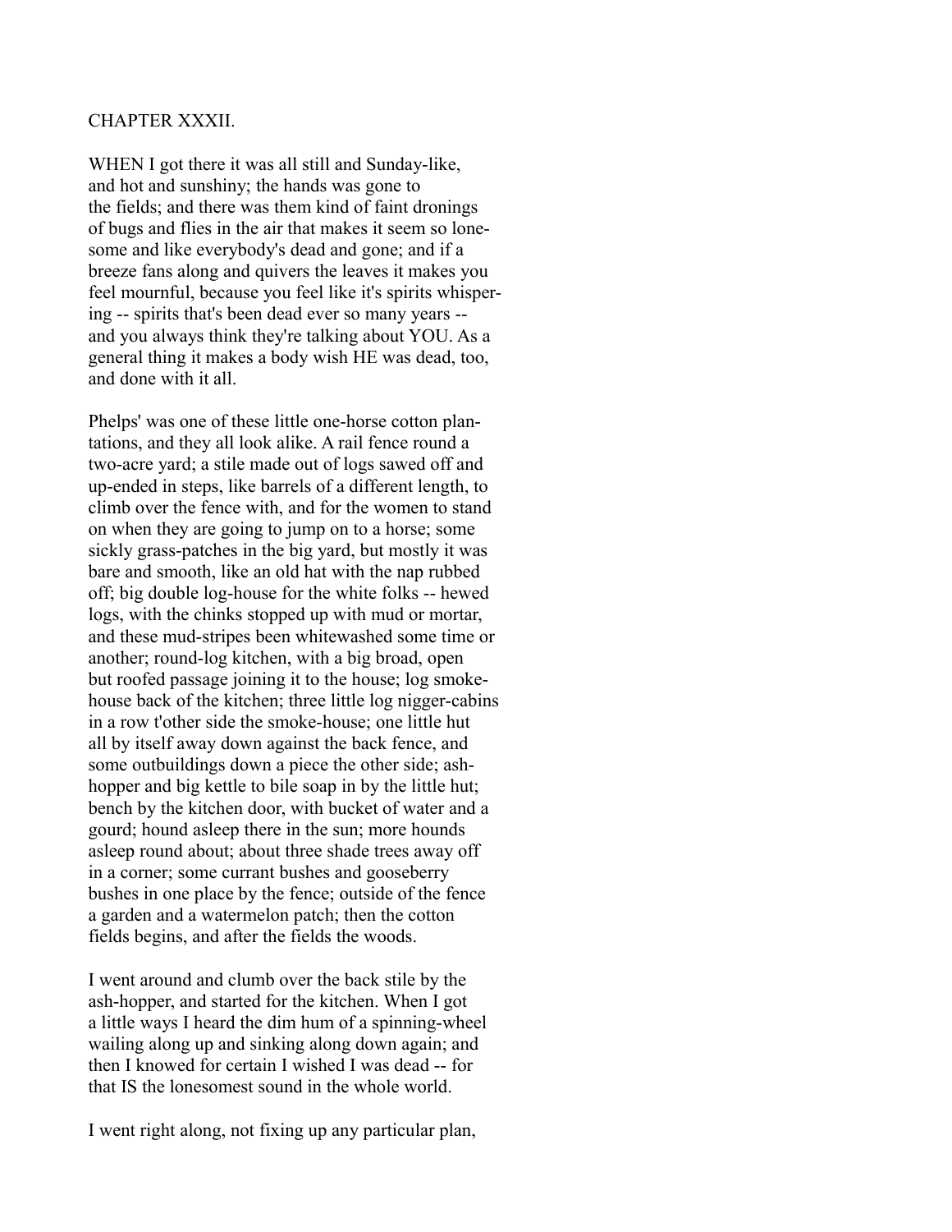## CHAPTER XXXII.

WHEN I got there it was all still and Sunday-like, and hot and sunshiny; the hands was gone to the fields; and there was them kind of faint dronings of bugs and flies in the air that makes it seem so lonesome and like everybody's dead and gone; and if a breeze fans along and quivers the leaves it makes you feel mournful, because you feel like it's spirits whispering -- spirits that's been dead ever so many years -- and you always think they're talking about YOU. As a general thing it makes a body wish HE was dead, too, and done with it all.

Phelps' was one of these little one-horse cotton plantations, and they all look alike. A rail fence round a two-acre yard; a stile made out of logs sawed off and up-ended in steps, like barrels of a different length, to climb over the fence with, and for the women to stand on when they are going to jump on to a horse; some sickly grass-patches in the big yard, but mostly it was bare and smooth, like an old hat with the nap rubbed off; big double log-house for the white folks -- hewed logs, with the chinks stopped up with mud or mortar, and these mud-stripes been whitewashed some time or another; round-log kitchen, with a big broad, open but roofed passage joining it to the house; log smoke-house back of the kitchen; three little log nigger-cabins in a row t'other side the smoke-house; one little hut all by itself away down against the back fence, and some outbuildings down a piece the other side; ash-hopper and big kettle to bile soap in by the little hut; bench by the kitchen door, with bucket of water and a gourd; hound asleep there in the sun; more hounds asleep round about; about three shade trees away off in a corner; some currant bushes and gooseberry bushes in one place by the fence; outside of the fence a garden and a watermelon patch; then the cotton fields begins, and after the fields the woods.

I went around and clumb over the back stile by the ash-hopper, and started for the kitchen. When I got a little ways I heard the dim hum of a spinning-wheel wailing along up and sinking along down again; and then I knowed for certain I wished I was dead -- for that IS the lonesomest sound in the whole world.

I went right along, not fixing up any particular plan,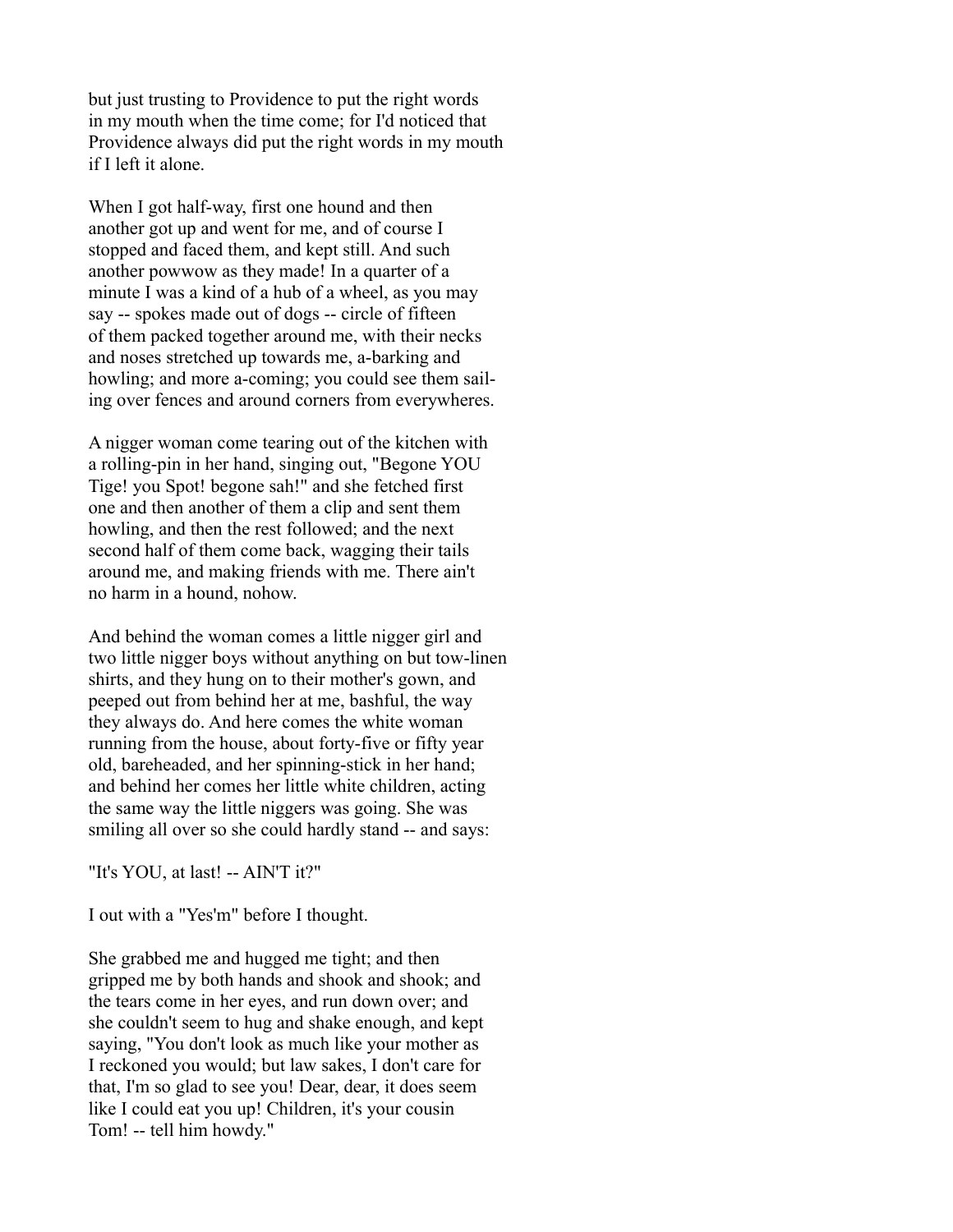but just trusting to Providence to put the right words in my mouth when the time come; for I'd noticed that Providence always did put the right words in my mouth if I left it alone.

When I got half-way, first one hound and then another got up and went for me, and of course I stopped and faced them, and kept still. And such another powwow as they made! In a quarter of a minute I was a kind of a hub of a wheel, as you may say -- spokes made out of dogs -- circle of fifteen of them packed together around me, with their necks and noses stretched up towards me, a-barking and howling; and more a-coming; you could see them sailing over fences and around corners from everywheres.

A nigger woman come tearing out of the kitchen with a rolling-pin in her hand, singing out, "Begone YOU Tige! you Spot! begone sah!" and she fetched first one and then another of them a clip and sent them howling, and then the rest followed; and the next second half of them come back, wagging their tails around me, and making friends with me. There ain't no harm in a hound, nohow.

And behind the woman comes a little nigger girl and two little nigger boys without anything on but tow-linen shirts, and they hung on to their mother's gown, and peeped out from behind her at me, bashful, the way they always do. And here comes the white woman running from the house, about forty-five or fifty year old, bareheaded, and her spinning-stick in her hand; and behind her comes her little white children, acting the same way the little niggers was going. She was smiling all over so she could hardly stand -- and says:

"It's YOU, at last! -- AIN'T it?"

I out with a "Yes'm" before I thought.

She grabbed me and hugged me tight; and then gripped me by both hands and shook and shook; and the tears come in her eyes, and run down over; and she couldn't seem to hug and shake enough, and kept saying, "You don't look as much like your mother as I reckoned you would; but law sakes, I don't care for that, I'm so glad to see you! Dear, dear, it does seem like I could eat you up! Children, it's your cousin Tom! -- tell him howdy."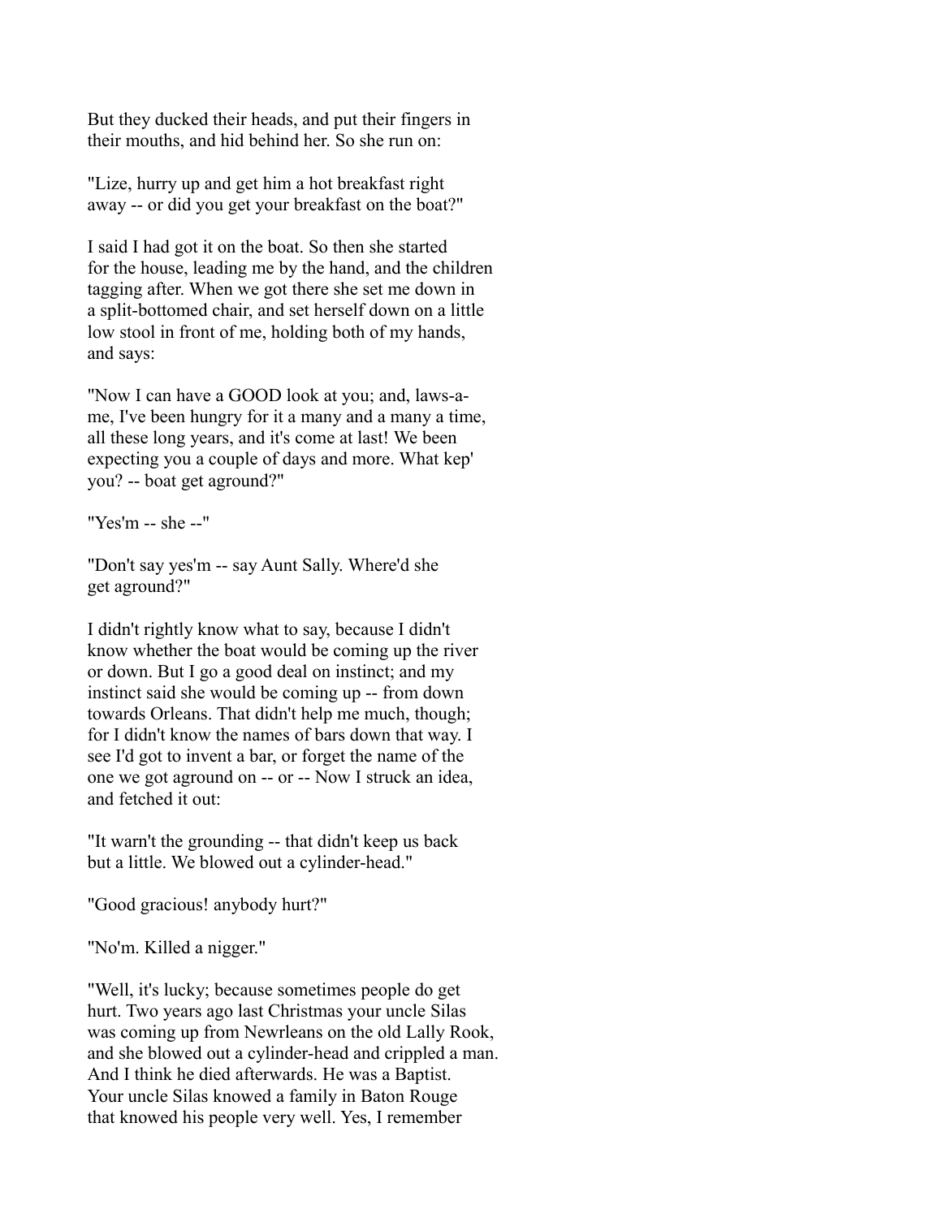But they ducked their heads, and put their fingers in their mouths, and hid behind her. So she run on:

"Lize, hurry up and get him a hot breakfast right away -- or did you get your breakfast on the boat?"

I said I had got it on the boat. So then she started for the house, leading me by the hand, and the children tagging after. When we got there she set me down in a split-bottomed chair, and set herself down on a little low stool in front of me, holding both of my hands, and says:

"Now I can have a GOOD look at you; and, laws-a-me, I've been hungry for it a many and a many a time, all these long years, and it's come at last! We been expecting you a couple of days and more. What kep' you? -- boat get aground?"

"Yes'm -- she --"

"Don't say yes'm -- say Aunt Sally. Where'd she get aground?"

I didn't rightly know what to say, because I didn't know whether the boat would be coming up the river or down. But I go a good deal on instinct; and my instinct said she would be coming up -- from down towards Orleans. That didn't help me much, though; for I didn't know the names of bars down that way. I see I'd got to invent a bar, or forget the name of the one we got aground on -- or -- Now I struck an idea, and fetched it out:

"It warn't the grounding -- that didn't keep us back but a little. We blowed out a cylinder-head."

"Good gracious! anybody hurt?"

"No'm. Killed a nigger."

"Well, it's lucky; because sometimes people do get hurt. Two years ago last Christmas your uncle Silas was coming up from Newrleans on the old Lally Rook, and she blowed out a cylinder-head and crippled a man. And I think he died afterwards. He was a Baptist. Your uncle Silas knowed a family in Baton Rouge that knowed his people very well. Yes, I remember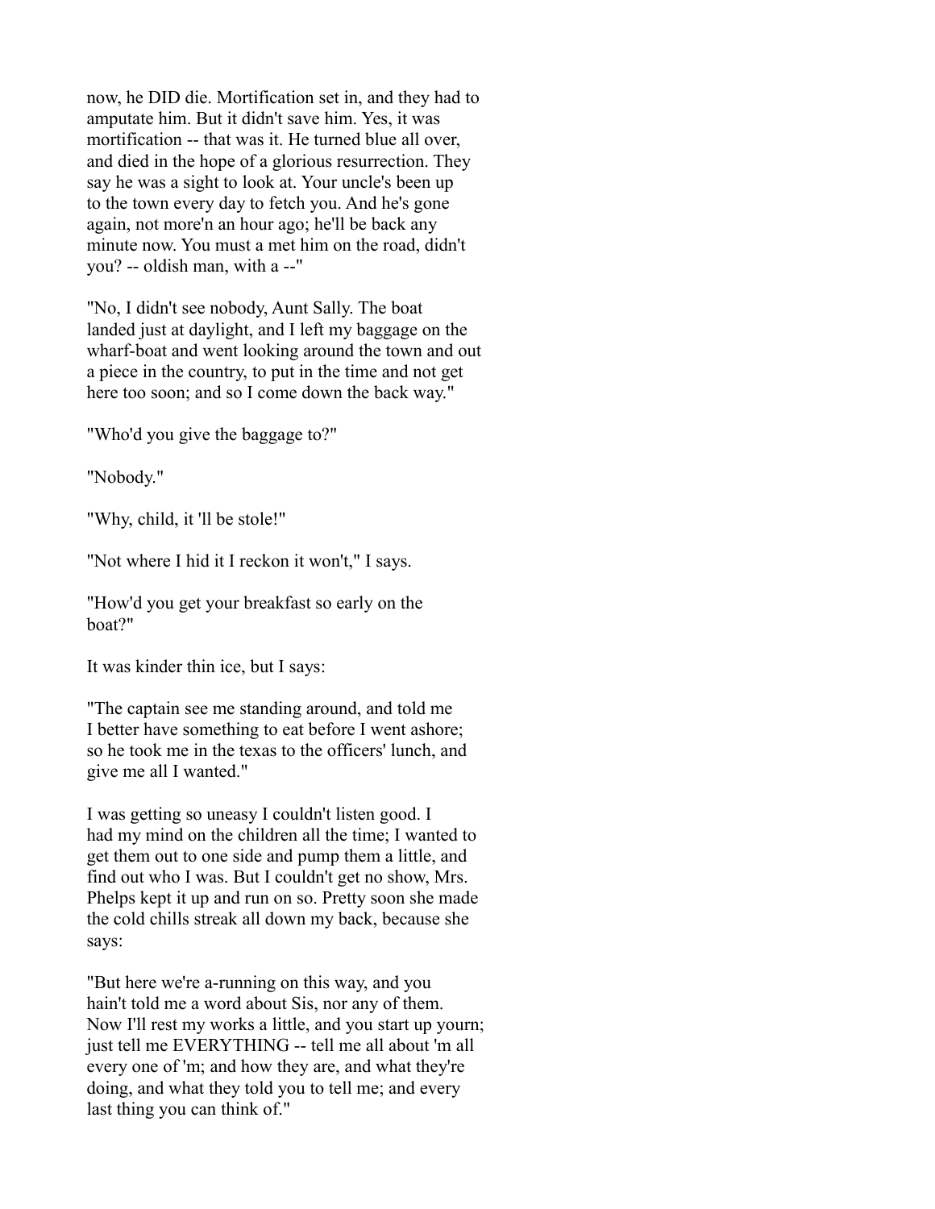now, he DID die. Mortification set in, and they had to amputate him. But it didn't save him. Yes, it was mortification -- that was it. He turned blue all over, and died in the hope of a glorious resurrection. They say he was a sight to look at. Your uncle's been up to the town every day to fetch you. And he's gone again, not more'n an hour ago; he'll be back any minute now. You must a met him on the road, didn't you? -- oldish man, with a --"

"No, I didn't see nobody, Aunt Sally. The boat landed just at daylight, and I left my baggage on the wharf-boat and went looking around the town and out a piece in the country, to put in the time and not get here too soon; and so I come down the back way."

"Who'd you give the baggage to?"

"Nobody."

"Why, child, it 'll be stole!"

"Not where I hid it I reckon it won't," I says.

"How'd you get your breakfast so early on the boat?"

It was kinder thin ice, but I says:

"The captain see me standing around, and told me I better have something to eat before I went ashore; so he took me in the texas to the officers' lunch, and give me all I wanted."

I was getting so uneasy I couldn't listen good. I had my mind on the children all the time; I wanted to get them out to one side and pump them a little, and find out who I was. But I couldn't get no show, Mrs. Phelps kept it up and run on so. Pretty soon she made the cold chills streak all down my back, because she says:

"But here we're a-running on this way, and you hain't told me a word about Sis, nor any of them. Now I'll rest my works a little, and you start up yourn; just tell me EVERYTHING -- tell me all about 'm all every one of 'm; and how they are, and what they're doing, and what they told you to tell me; and every last thing you can think of."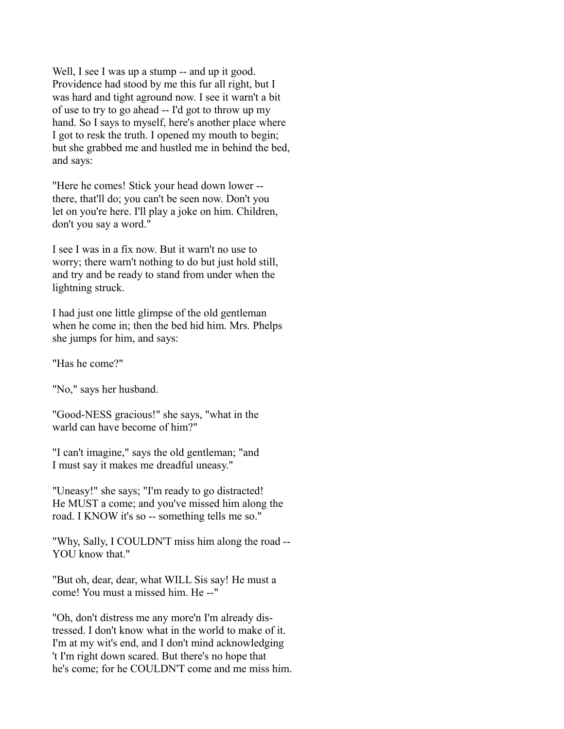Well, I see I was up a stump -- and up it good. Providence had stood by me this fur all right, but I was hard and tight aground now. I see it warn't a bit of use to try to go ahead -- I'd got to throw up my hand. So I says to myself, here's another place where I got to resk the truth. I opened my mouth to begin; but she grabbed me and hustled me in behind the bed, and says:

"Here he comes! Stick your head down lower -- there, that'll do; you can't be seen now. Don't you let on you're here. I'll play a joke on him. Children, don't you say a word."

I see I was in a fix now. But it warn't no use to worry; there warn't nothing to do but just hold still, and try and be ready to stand from under when the lightning struck.

I had just one little glimpse of the old gentleman when he come in; then the bed hid him. Mrs. Phelps she jumps for him, and says:

"Has he come?"

"No," says her husband.

"Good-NESS gracious!" she says, "what in the warld can have become of him?"

"I can't imagine," says the old gentleman; "and I must say it makes me dreadful uneasy."

"Uneasy!" she says; "I'm ready to go distracted! He MUST a come; and you've missed him along the road. I KNOW it's so -- something tells me so."

"Why, Sally, I COULDN'T miss him along the road -- YOU know that."

"But oh, dear, dear, what WILL Sis say! He must a come! You must a missed him. He --"

"Oh, don't distress me any more'n I'm already distressed. I don't know what in the world to make of it. I'm at my wit's end, and I don't mind acknowledging 't I'm right down scared. But there's no hope that he's come; for he COULDN'T come and me miss him.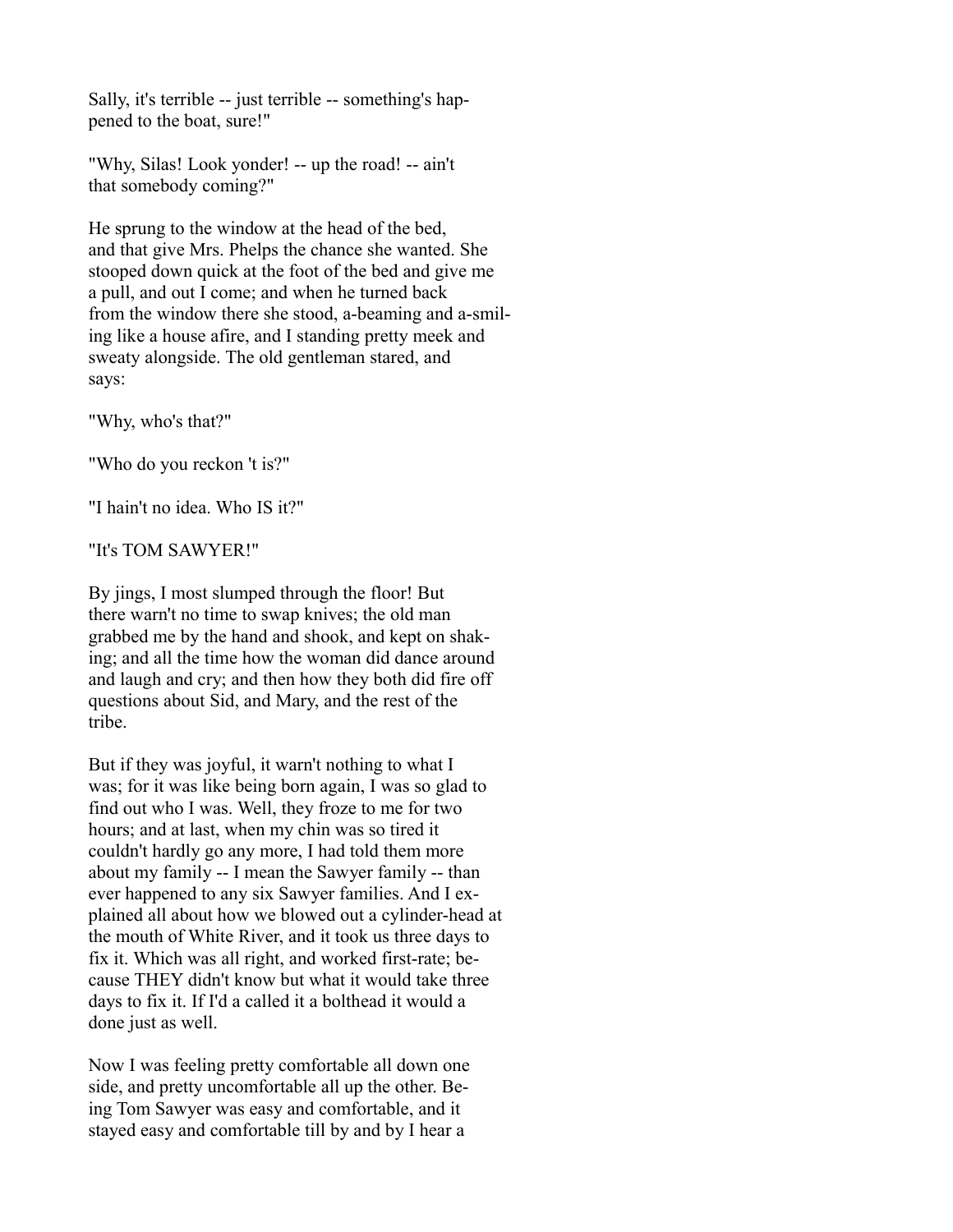Sally, it's terrible -- just terrible -- something's happened to the boat, sure!"

"Why, Silas! Look yonder! -- up the road! -- ain't that somebody coming?"

He sprung to the window at the head of the bed, and that give Mrs. Phelps the chance she wanted. She stooped down quick at the foot of the bed and give me a pull, and out I come; and when he turned back from the window there she stood, a-beaming and a-smiling like a house afire, and I standing pretty meek and sweaty alongside. The old gentleman stared, and says:

"Why, who's that?"

"Who do you reckon 't is?"

"I hain't no idea. Who IS it?"

"It's TOM SAWYER!"

By jings, I most slumped through the floor! But there warn't no time to swap knives; the old man grabbed me by the hand and shook, and kept on shaking; and all the time how the woman did dance around and laugh and cry; and then how they both did fire off questions about Sid, and Mary, and the rest of the tribe.

But if they was joyful, it warn't nothing to what I was; for it was like being born again, I was so glad to find out who I was. Well, they froze to me for two hours; and at last, when my chin was so tired it couldn't hardly go any more, I had told them more about my family -- I mean the Sawyer family -- than ever happened to any six Sawyer families. And I explained all about how we blowed out a cylinder-head at the mouth of White River, and it took us three days to fix it. Which was all right, and worked first-rate; because THEY didn't know but what it would take three days to fix it. If I'd a called it a bolthead it would a done just as well.

Now I was feeling pretty comfortable all down one side, and pretty uncomfortable all up the other. Being Tom Sawyer was easy and comfortable, and it stayed easy and comfortable till by and by I hear a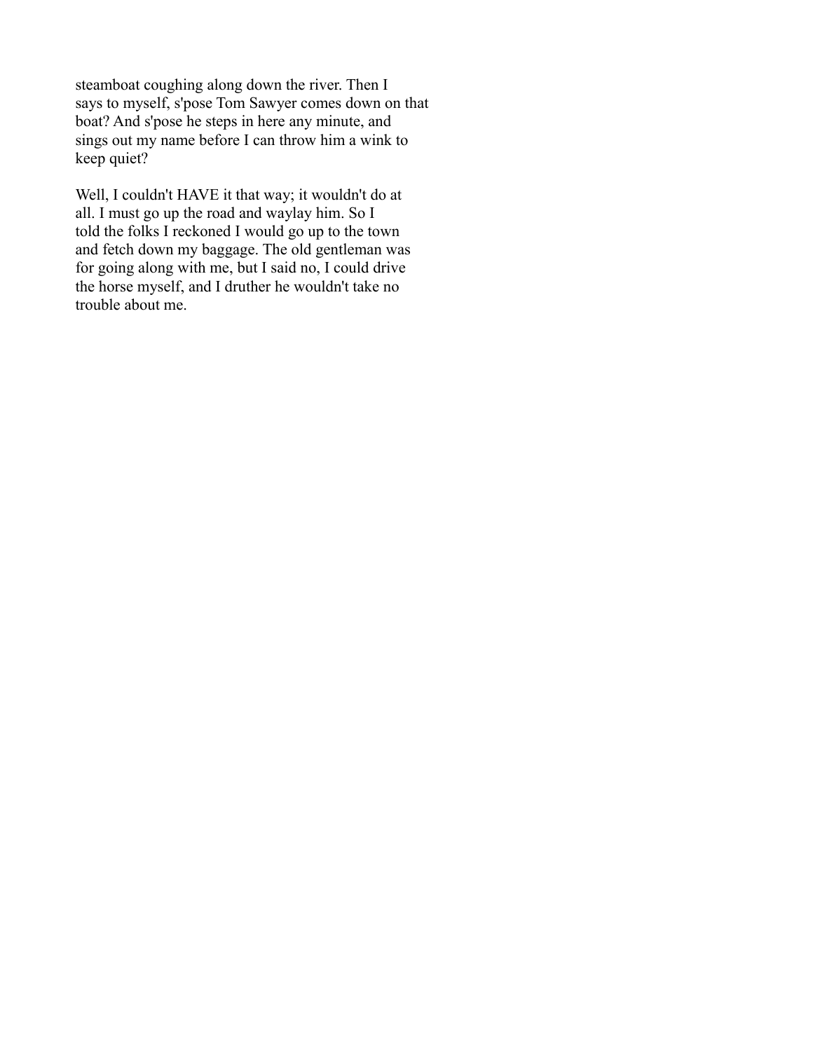steamboat coughing along down the river. Then I says to myself, s'pose Tom Sawyer comes down on that boat? And s'pose he steps in here any minute, and sings out my name before I can throw him a wink to keep quiet?

Well, I couldn't HAVE it that way; it wouldn't do at all. I must go up the road and waylay him. So I told the folks I reckoned I would go up to the town and fetch down my baggage. The old gentleman was for going along with me, but I said no, I could drive the horse myself, and I druther he wouldn't take no trouble about me.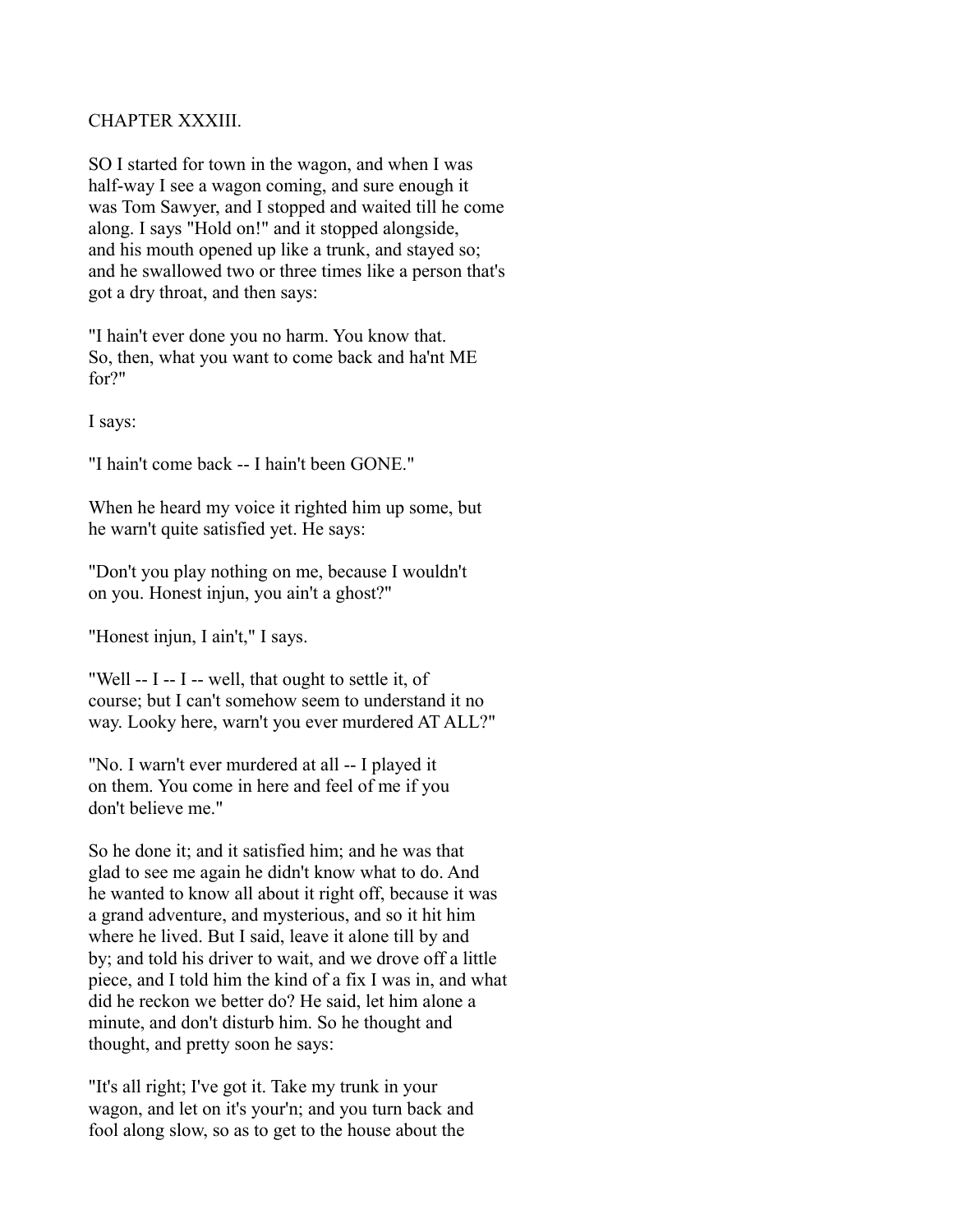## CHAPTER XXXIII.

SO I started for town in the wagon, and when I was half-way I see a wagon coming, and sure enough it was Tom Sawyer, and I stopped and waited till he come along. I says "Hold on!" and it stopped alongside, and his mouth opened up like a trunk, and stayed so; and he swallowed two or three times like a person that's got a dry throat, and then says:

"I hain't ever done you no harm. You know that. So, then, what you want to come back and ha'nt ME for?"

I says:

"I hain't come back -- I hain't been GONE."

When he heard my voice it righted him up some, but he warn't quite satisfied yet. He says:

"Don't you play nothing on me, because I wouldn't on you. Honest injun, you ain't a ghost?"

"Honest injun, I ain't," I says.

"Well -- I -- I -- well, that ought to settle it, of course; but I can't somehow seem to understand it no way. Looky here, warn't you ever murdered AT ALL?"

"No. I warn't ever murdered at all -- I played it on them. You come in here and feel of me if you don't believe me."

So he done it; and it satisfied him; and he was that glad to see me again he didn't know what to do. And he wanted to know all about it right off, because it was a grand adventure, and mysterious, and so it hit him where he lived. But I said, leave it alone till by and by; and told his driver to wait, and we drove off a little piece, and I told him the kind of a fix I was in, and what did he reckon we better do? He said, let him alone a minute, and don't disturb him. So he thought and thought, and pretty soon he says:

"It's all right; I've got it. Take my trunk in your wagon, and let on it's your'n; and you turn back and fool along slow, so as to get to the house about the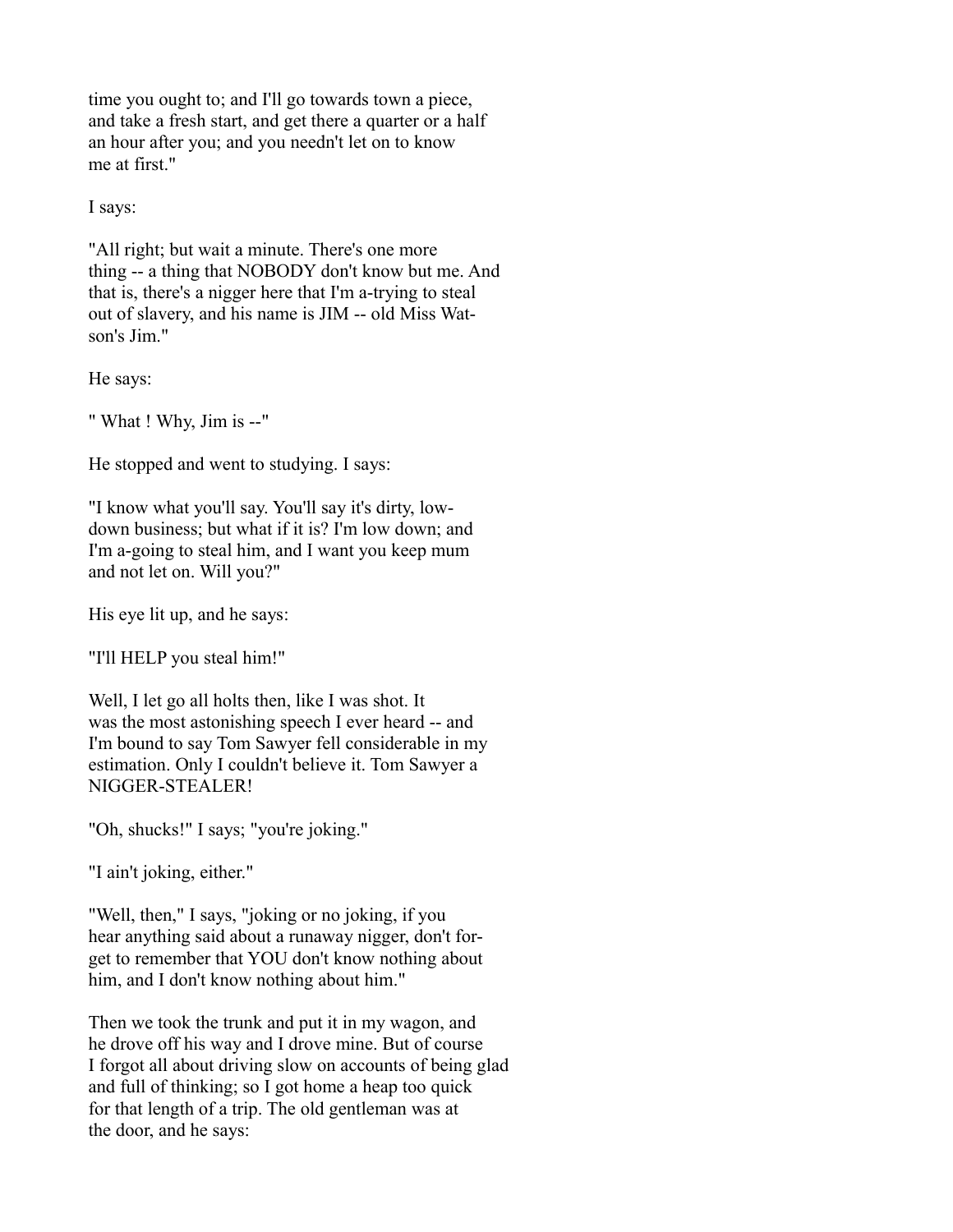time you ought to; and I'll go towards town a piece, and take a fresh start, and get there a quarter or a half an hour after you; and you needn't let on to know me at first."

I says:

"All right; but wait a minute. There's one more thing -- a thing that NOBODY don't know but me. And that is, there's a nigger here that I'm a-trying to steal out of slavery, and his name is JIM -- old Miss Watson's Jim."

He says:

" What ! Why, Jim is --"

He stopped and went to studying. I says:

"I know what you'll say. You'll say it's dirty, low-down business; but what if it is? I'm low down; and I'm a-going to steal him, and I want you keep mum and not let on. Will you?"

His eye lit up, and he says:

"I'll HELP you steal him!"

Well, I let go all holts then, like I was shot. It was the most astonishing speech I ever heard -- and I'm bound to say Tom Sawyer fell considerable in my estimation. Only I couldn't believe it. Tom Sawyer a NIGGER-STEALER!

"Oh, shucks!" I says; "you're joking."

"I ain't joking, either."

"Well, then," I says, "joking or no joking, if you hear anything said about a runaway nigger, don't forget to remember that YOU don't know nothing about him, and I don't know nothing about him."

Then we took the trunk and put it in my wagon, and he drove off his way and I drove mine. But of course I forgot all about driving slow on accounts of being glad and full of thinking; so I got home a heap too quick for that length of a trip. The old gentleman was at the door, and he says: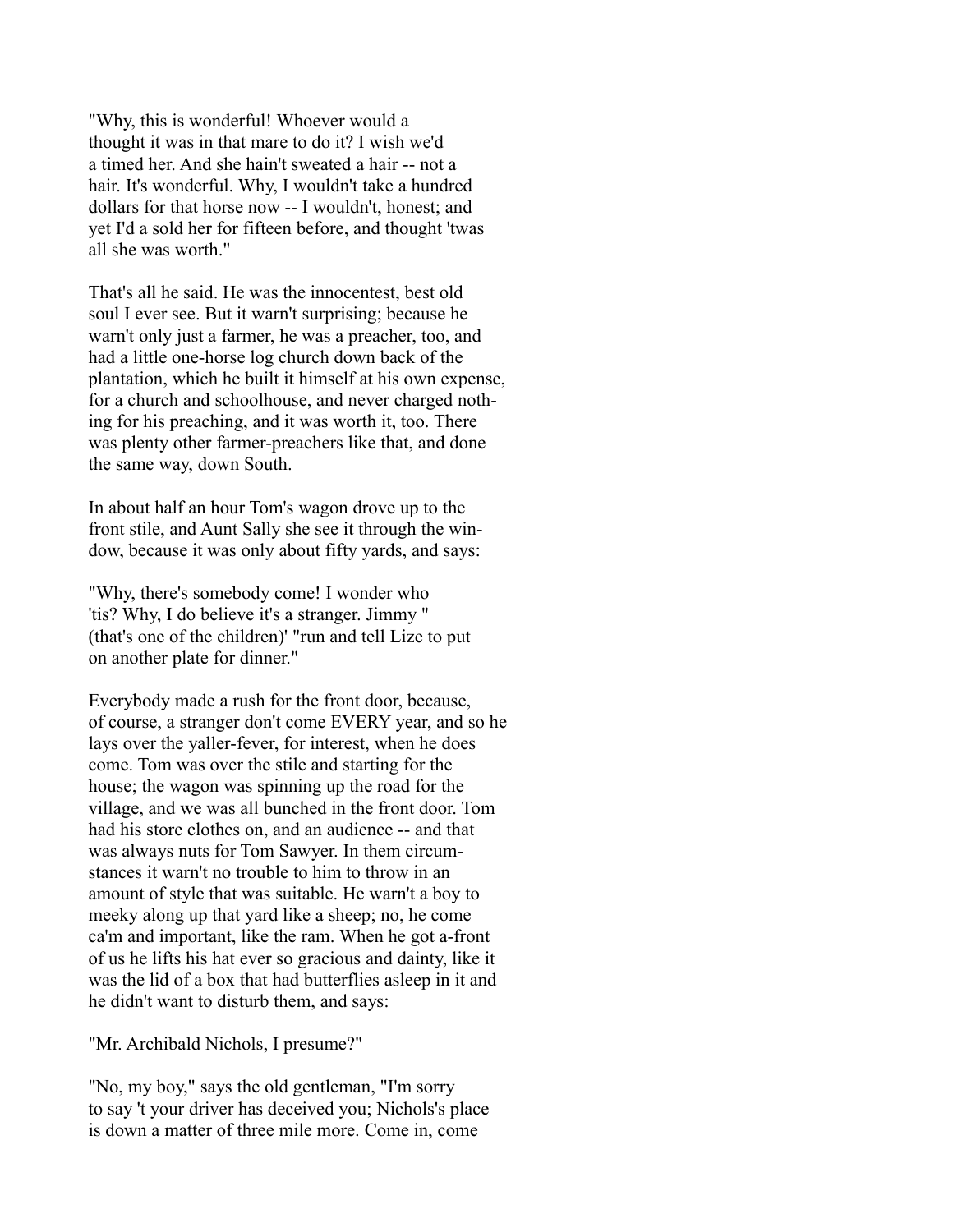"Why, this is wonderful! Whoever would a thought it was in that mare to do it? I wish we'd a timed her. And she hain't sweated a hair -- not a hair. It's wonderful. Why, I wouldn't take a hundred dollars for that horse now -- I wouldn't, honest; and yet I'd a sold her for fifteen before, and thought 'twas all she was worth."

That's all he said. He was the innocentest, best old soul I ever see. But it warn't surprising; because he warn't only just a farmer, he was a preacher, too, and had a little one-horse log church down back of the plantation, which he built it himself at his own expense, for a church and schoolhouse, and never charged nothing for his preaching, and it was worth it, too. There was plenty other farmer-preachers like that, and done the same way, down South.

In about half an hour Tom's wagon drove up to the front stile, and Aunt Sally she see it through the window, because it was only about fifty yards, and says:

"Why, there's somebody come! I wonder who 'tis? Why, I do believe it's a stranger. Jimmy " (that's one of the children)' "run and tell Lize to put on another plate for dinner."

Everybody made a rush for the front door, because, of course, a stranger don't come EVERY year, and so he lays over the yaller-fever, for interest, when he does come. Tom was over the stile and starting for the house; the wagon was spinning up the road for the village, and we was all bunched in the front door. Tom had his store clothes on, and an audience -- and that was always nuts for Tom Sawyer. In them circumstances it warn't no trouble to him to throw in an amount of style that was suitable. He warn't a boy to meeky along up that yard like a sheep; no, he come ca'm and important, like the ram. When he got a-front of us he lifts his hat ever so gracious and dainty, like it was the lid of a box that had butterflies asleep in it and he didn't want to disturb them, and says:

"Mr. Archibald Nichols, I presume?"

"No, my boy," says the old gentleman, "I'm sorry to say 't your driver has deceived you; Nichols's place is down a matter of three mile more. Come in, come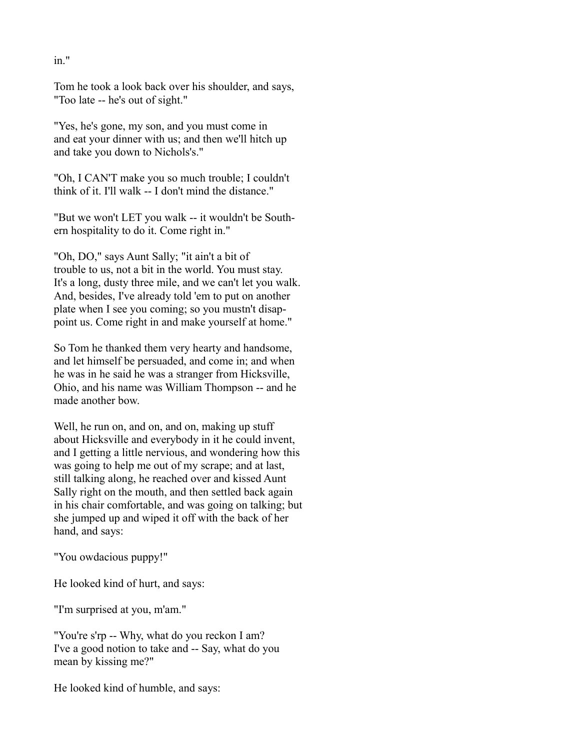in."

Tom he took a look back over his shoulder, and says, "Too late -- he's out of sight."

"Yes, he's gone, my son, and you must come in and eat your dinner with us; and then we'll hitch up and take you down to Nichols's."

"Oh, I CAN'T make you so much trouble; I couldn't think of it. I'll walk -- I don't mind the distance."

"But we won't LET you walk -- it wouldn't be Southern hospitality to do it. Come right in."

"Oh, DO," says Aunt Sally; "it ain't a bit of trouble to us, not a bit in the world. You must stay. It's a long, dusty three mile, and we can't let you walk. And, besides, I've already told 'em to put on another plate when I see you coming; so you mustn't disappoint us. Come right in and make yourself at home."

So Tom he thanked them very hearty and handsome, and let himself be persuaded, and come in; and when he was in he said he was a stranger from Hicksville, Ohio, and his name was William Thompson -- and he made another bow.

Well, he run on, and on, and on, making up stuff about Hicksville and everybody in it he could invent, and I getting a little nervious, and wondering how this was going to help me out of my scrape; and at last, still talking along, he reached over and kissed Aunt Sally right on the mouth, and then settled back again in his chair comfortable, and was going on talking; but she jumped up and wiped it off with the back of her hand, and says:

"You owdacious puppy!"

He looked kind of hurt, and says:

"I'm surprised at you, m'am."

"You're s'rp -- Why, what do you reckon I am? I've a good notion to take and -- Say, what do you mean by kissing me?"

He looked kind of humble, and says: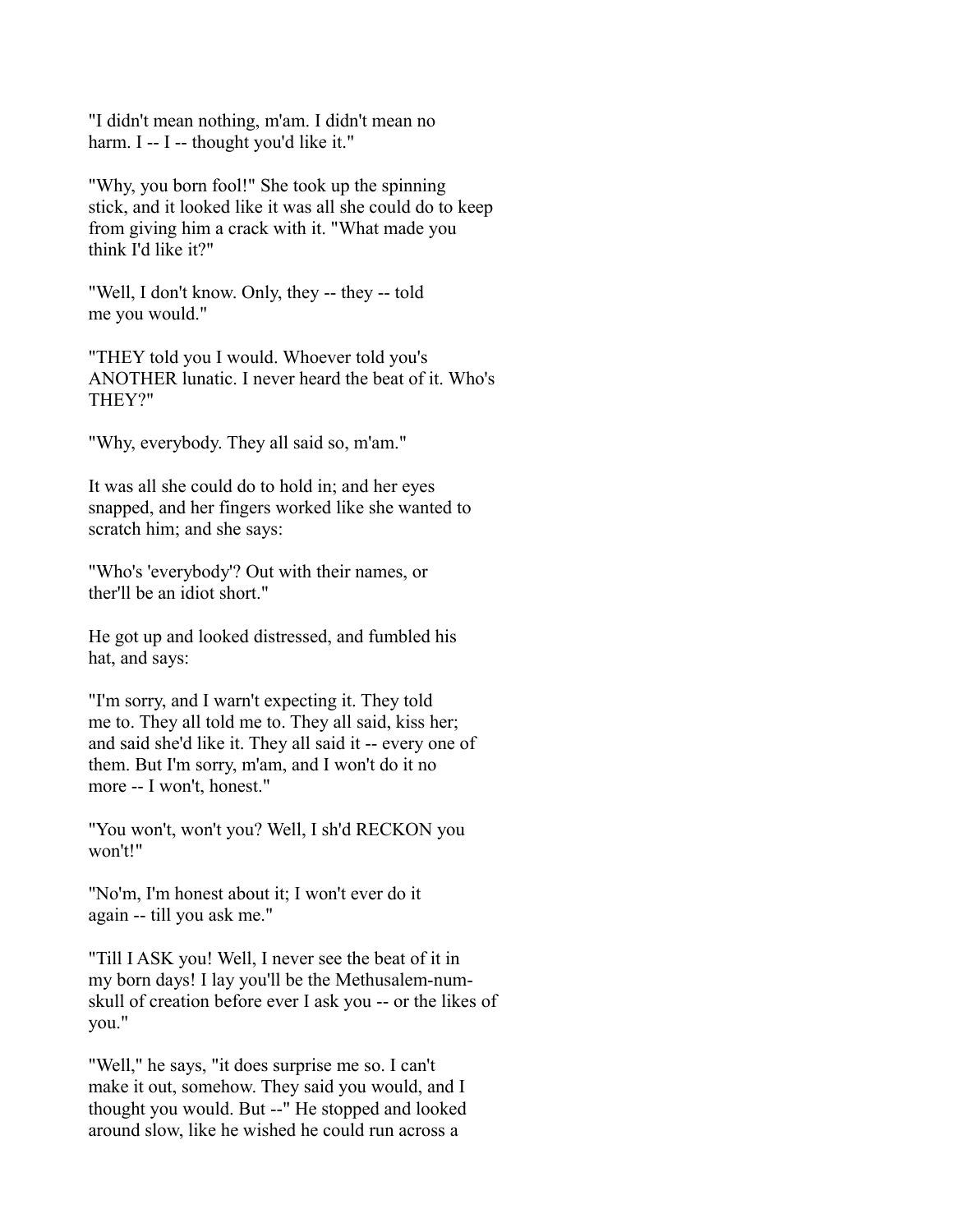"I didn't mean nothing, m'am. I didn't mean no harm. I -- I -- thought you'd like it."

"Why, you born fool!" She took up the spinning stick, and it looked like it was all she could do to keep from giving him a crack with it. "What made you think I'd like it?"

"Well, I don't know. Only, they -- they -- told me you would."

"THEY told you I would. Whoever told you's ANOTHER lunatic. I never heard the beat of it. Who's THEY?"

"Why, everybody. They all said so, m'am."

It was all she could do to hold in; and her eyes snapped, and her fingers worked like she wanted to scratch him; and she says:

"Who's 'everybody'? Out with their names, or ther'll be an idiot short."

He got up and looked distressed, and fumbled his hat, and says:

"I'm sorry, and I warn't expecting it. They told me to. They all told me to. They all said, kiss her; and said she'd like it. They all said it -- every one of them. But I'm sorry, m'am, and I won't do it no more -- I won't, honest."

"You won't, won't you? Well, I sh'd RECKON you won't!"

"No'm, I'm honest about it; I won't ever do it again -- till you ask me."

"Till I ASK you! Well, I never see the beat of it in my born days! I lay you'll be the Methusalem-numskull of creation before ever I ask you -- or the likes of you."

"Well," he says, "it does surprise me so. I can't make it out, somehow. They said you would, and I thought you would. But --" He stopped and looked around slow, like he wished he could run across a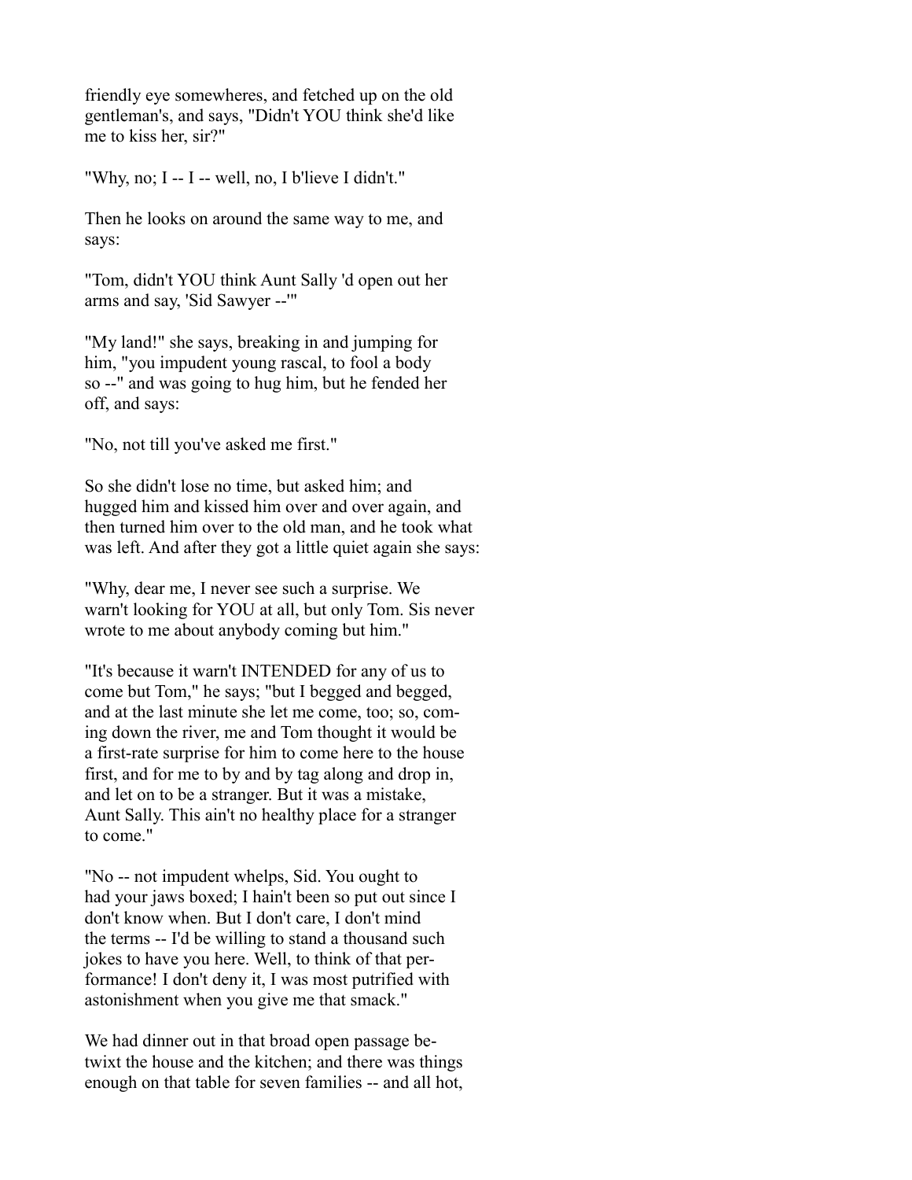friendly eye somewheres, and fetched up on the old gentleman's, and says, "Didn't YOU think she'd like me to kiss her, sir?"

"Why, no; I -- I -- well, no, I b'lieve I didn't."

Then he looks on around the same way to me, and says:

"Tom, didn't YOU think Aunt Sally 'd open out her arms and say, 'Sid Sawyer --'"

"My land!" she says, breaking in and jumping for him, "you impudent young rascal, to fool a body so --" and was going to hug him, but he fended her off, and says:

"No, not till you've asked me first."

So she didn't lose no time, but asked him; and hugged him and kissed him over and over again, and then turned him over to the old man, and he took what was left. And after they got a little quiet again she says:

"Why, dear me, I never see such a surprise. We warn't looking for YOU at all, but only Tom. Sis never wrote to me about anybody coming but him."

"It's because it warn't INTENDED for any of us to come but Tom," he says; "but I begged and begged, and at the last minute she let me come, too; so, coming down the river, me and Tom thought it would be a first-rate surprise for him to come here to the house first, and for me to by and by tag along and drop in, and let on to be a stranger. But it was a mistake, Aunt Sally. This ain't no healthy place for a stranger to come."

"No -- not impudent whelps, Sid. You ought to had your jaws boxed; I hain't been so put out since I don't know when. But I don't care, I don't mind the terms -- I'd be willing to stand a thousand such jokes to have you here. Well, to think of that performance! I don't deny it, I was most putrified with astonishment when you give me that smack."

We had dinner out in that broad open passage betwixt the house and the kitchen; and there was things enough on that table for seven families -- and all hot,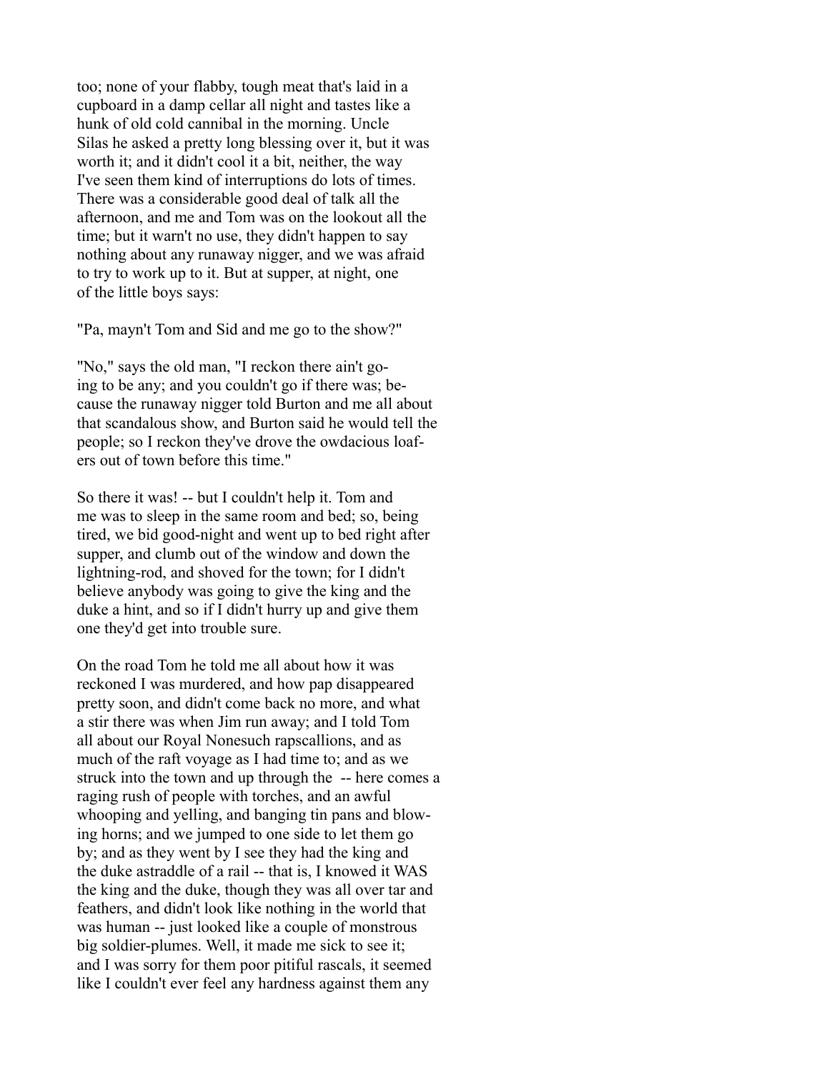too; none of your flabby, tough meat that's laid in a cupboard in a damp cellar all night and tastes like a hunk of old cold cannibal in the morning. Uncle Silas he asked a pretty long blessing over it, but it was worth it; and it didn't cool it a bit, neither, the way I've seen them kind of interruptions do lots of times. There was a considerable good deal of talk all the afternoon, and me and Tom was on the lookout all the time; but it warn't no use, they didn't happen to say nothing about any runaway nigger, and we was afraid to try to work up to it. But at supper, at night, one of the little boys says:

"Pa, mayn't Tom and Sid and me go to the show?"

"No," says the old man, "I reckon there ain't going to be any; and you couldn't go if there was; because the runaway nigger told Burton and me all about that scandalous show, and Burton said he would tell the people; so I reckon they've drove the owdacious loafers out of town before this time."

So there it was! -- but I couldn't help it. Tom and me was to sleep in the same room and bed; so, being tired, we bid good-night and went up to bed right after supper, and clumb out of the window and down the lightning-rod, and shoved for the town; for I didn't believe anybody was going to give the king and the duke a hint, and so if I didn't hurry up and give them one they'd get into trouble sure.

On the road Tom he told me all about how it was reckoned I was murdered, and how pap disappeared pretty soon, and didn't come back no more, and what a stir there was when Jim run away; and I told Tom all about our Royal Nonesuch rapscallions, and as much of the raft voyage as I had time to; and as we struck into the town and up through the -- here comes a raging rush of people with torches, and an awful whooping and yelling, and banging tin pans and blowing horns; and we jumped to one side to let them go by; and as they went by I see they had the king and the duke astraddle of a rail -- that is, I knowed it WAS the king and the duke, though they was all over tar and feathers, and didn't look like nothing in the world that was human -- just looked like a couple of monstrous big soldier-plumes. Well, it made me sick to see it; and I was sorry for them poor pitiful rascals, it seemed like I couldn't ever feel any hardness against them any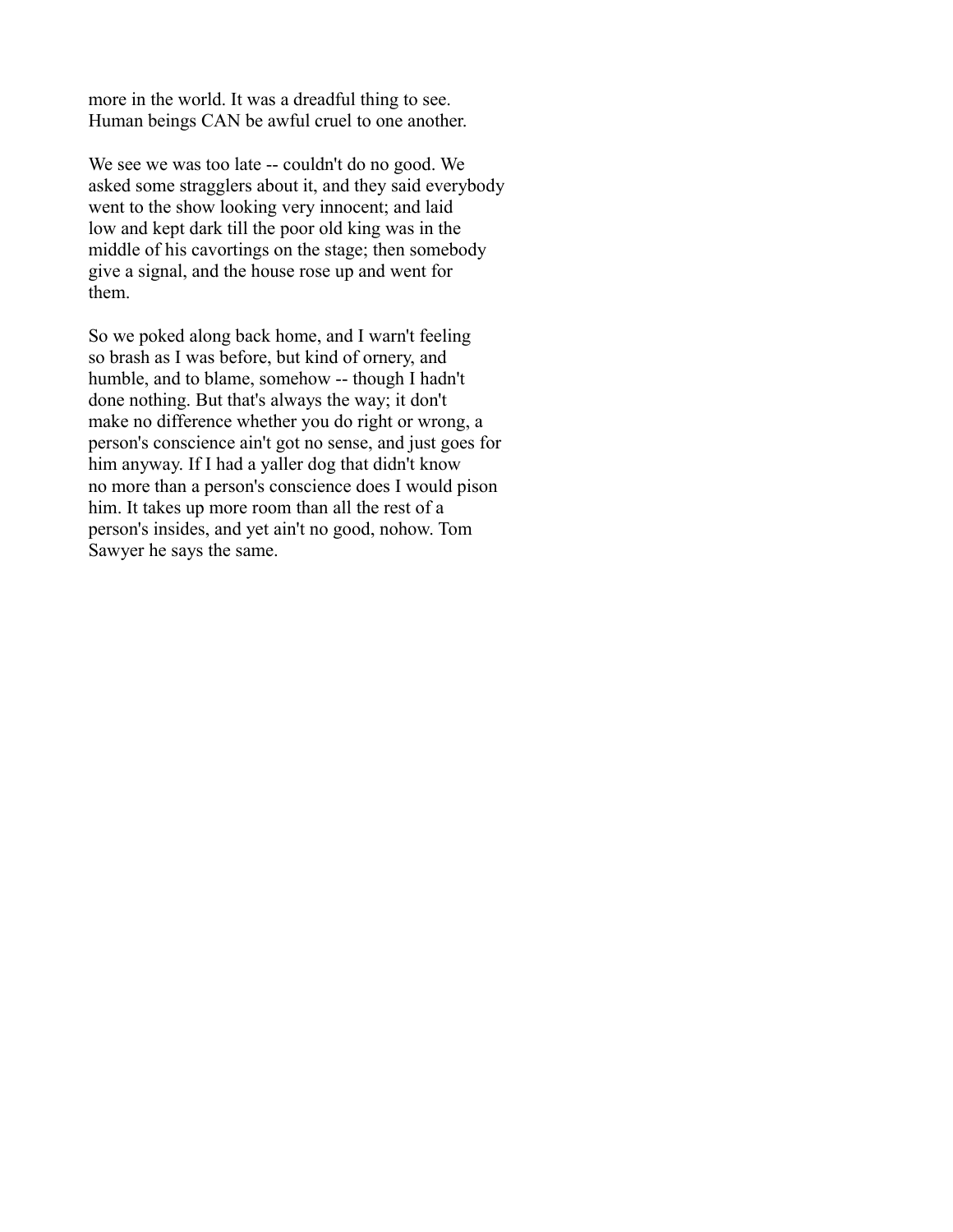more in the world. It was a dreadful thing to see. Human beings CAN be awful cruel to one another.

We see we was too late -- couldn't do no good. We asked some stragglers about it, and they said everybody went to the show looking very innocent; and laid low and kept dark till the poor old king was in the middle of his cavortings on the stage; then somebody give a signal, and the house rose up and went for them.

So we poked along back home, and I warn't feeling so brash as I was before, but kind of ornery, and humble, and to blame, somehow -- though I hadn't done nothing. But that's always the way; it don't make no difference whether you do right or wrong, a person's conscience ain't got no sense, and just goes for him anyway. If I had a yaller dog that didn't know no more than a person's conscience does I would pison him. It takes up more room than all the rest of a person's insides, and yet ain't no good, nohow. Tom Sawyer he says the same.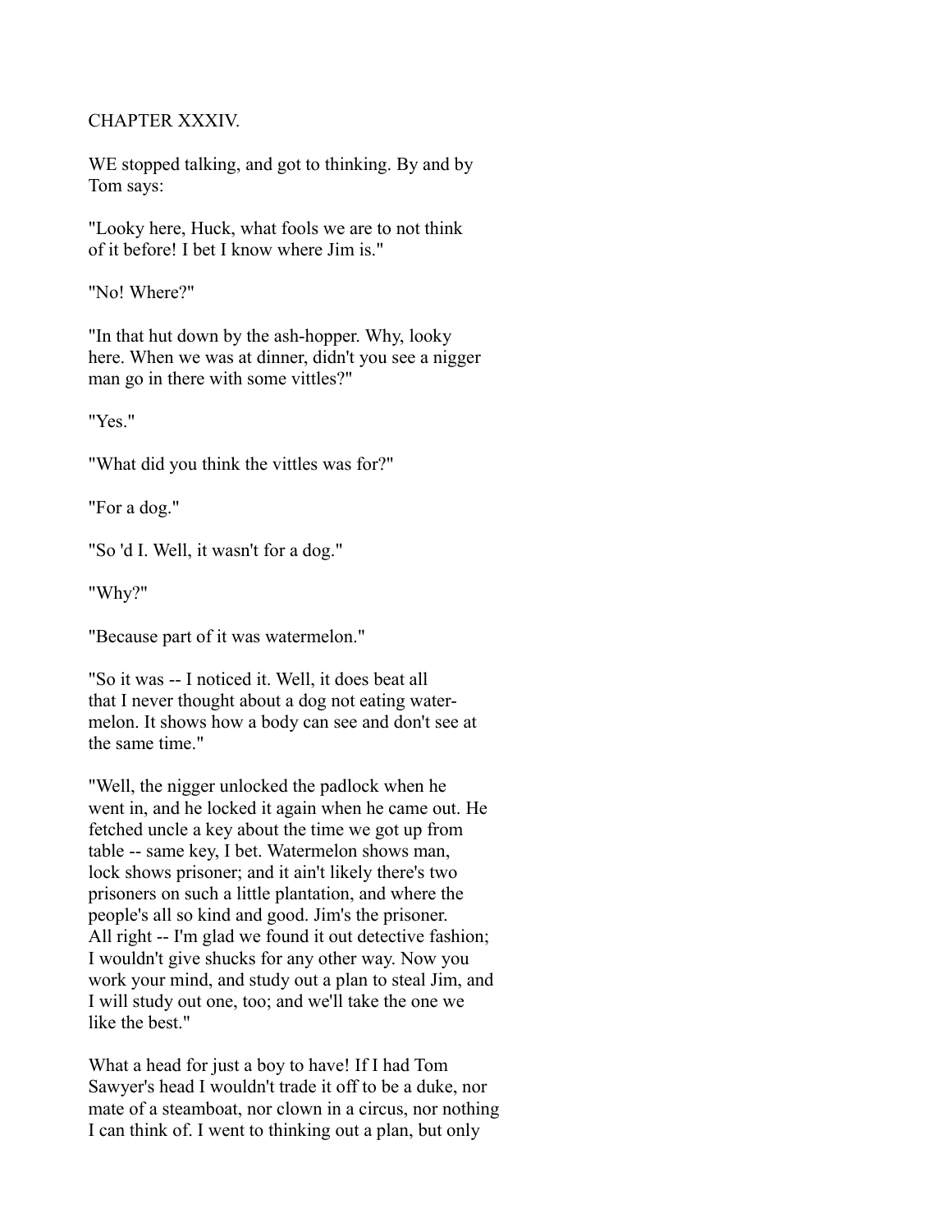# CHAPTER XXXIV.

WE stopped talking, and got to thinking. By and by Tom says:

"Looky here, Huck, what fools we are to not think of it before! I bet I know where Jim is."

"No! Where?"

"In that hut down by the ash-hopper. Why, looky here. When we was at dinner, didn't you see a nigger man go in there with some vittles?"

"Yes."

"What did you think the vittles was for?"

"For a dog."

"So 'd I. Well, it wasn't for a dog."

"Why?"

"Because part of it was watermelon."

"So it was -- I noticed it. Well, it does beat all that I never thought about a dog not eating watermelon. It shows how a body can see and don't see at the same time."

"Well, the nigger unlocked the padlock when he went in, and he locked it again when he came out. He fetched uncle a key about the time we got up from table -- same key, I bet. Watermelon shows man, lock shows prisoner; and it ain't likely there's two prisoners on such a little plantation, and where the people's all so kind and good. Jim's the prisoner. All right -- I'm glad we found it out detective fashion; I wouldn't give shucks for any other way. Now you work your mind, and study out a plan to steal Jim, and I will study out one, too; and we'll take the one we like the best."

What a head for just a boy to have! If I had Tom Sawyer's head I wouldn't trade it off to be a duke, nor mate of a steamboat, nor clown in a circus, nor nothing I can think of. I went to thinking out a plan, but only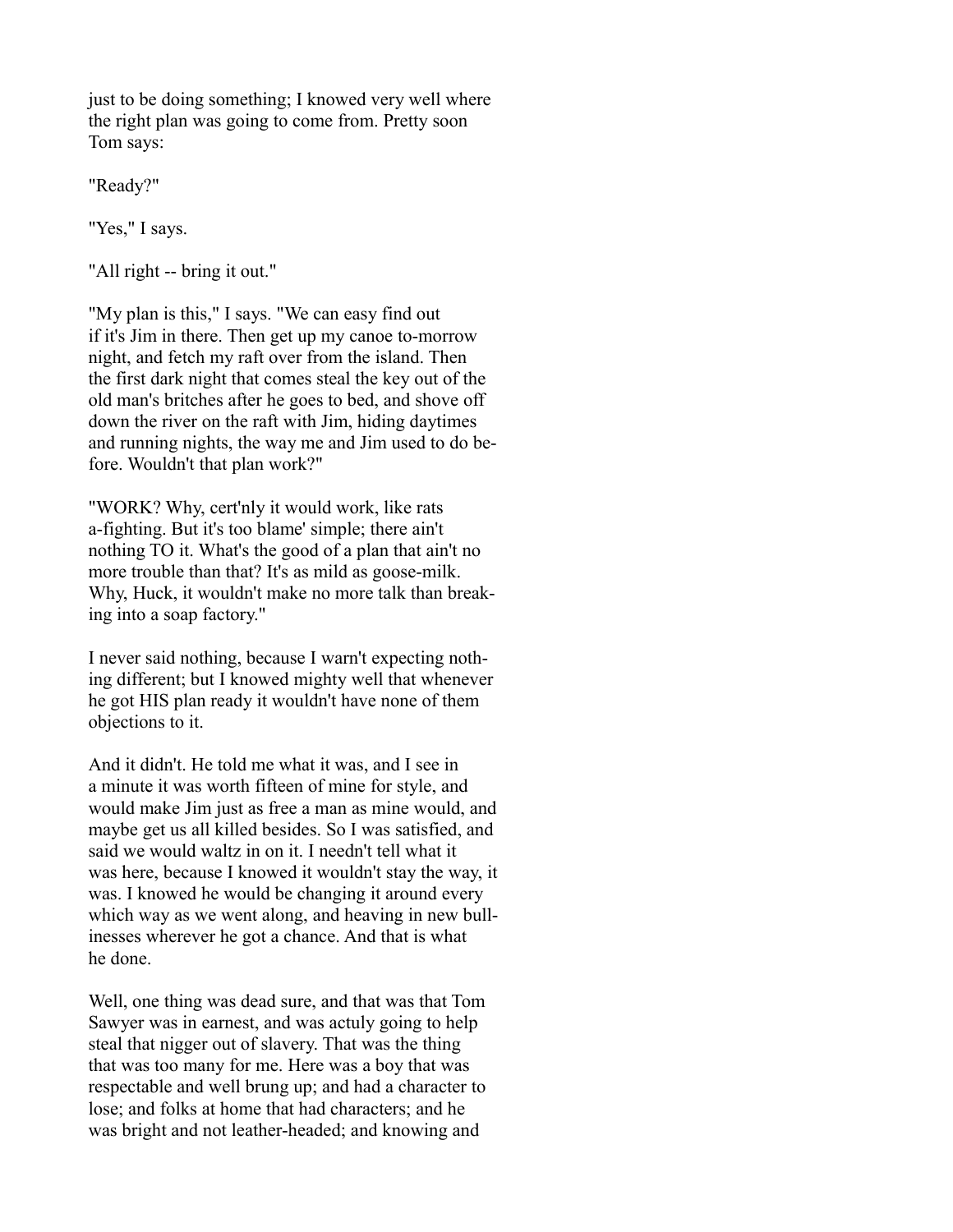just to be doing something; I knowed very well where the right plan was going to come from. Pretty soon Tom says:

"Ready?"

"Yes," I says.

"All right -- bring it out."

"My plan is this," I says. "We can easy find out if it's Jim in there. Then get up my canoe to-morrow night, and fetch my raft over from the island. Then the first dark night that comes steal the key out of the old man's britches after he goes to bed, and shove off down the river on the raft with Jim, hiding daytimes and running nights, the way me and Jim used to do before. Wouldn't that plan work?"

"WORK? Why, cert'nly it would work, like rats a-fighting. But it's too blame' simple; there ain't nothing TO it. What's the good of a plan that ain't no more trouble than that? It's as mild as goose-milk. Why, Huck, it wouldn't make no more talk than breaking into a soap factory."

I never said nothing, because I warn't expecting nothing different; but I knowed mighty well that whenever he got HIS plan ready it wouldn't have none of them objections to it.

And it didn't. He told me what it was, and I see in a minute it was worth fifteen of mine for style, and would make Jim just as free a man as mine would, and maybe get us all killed besides. So I was satisfied, and said we would waltz in on it. I needn't tell what it was here, because I knowed it wouldn't stay the way, it was. I knowed he would be changing it around every which way as we went along, and heaving in new bullinesses wherever he got a chance. And that is what he done.

Well, one thing was dead sure, and that was that Tom Sawyer was in earnest, and was actuly going to help steal that nigger out of slavery. That was the thing that was too many for me. Here was a boy that was respectable and well brung up; and had a character to lose; and folks at home that had characters; and he was bright and not leather-headed; and knowing and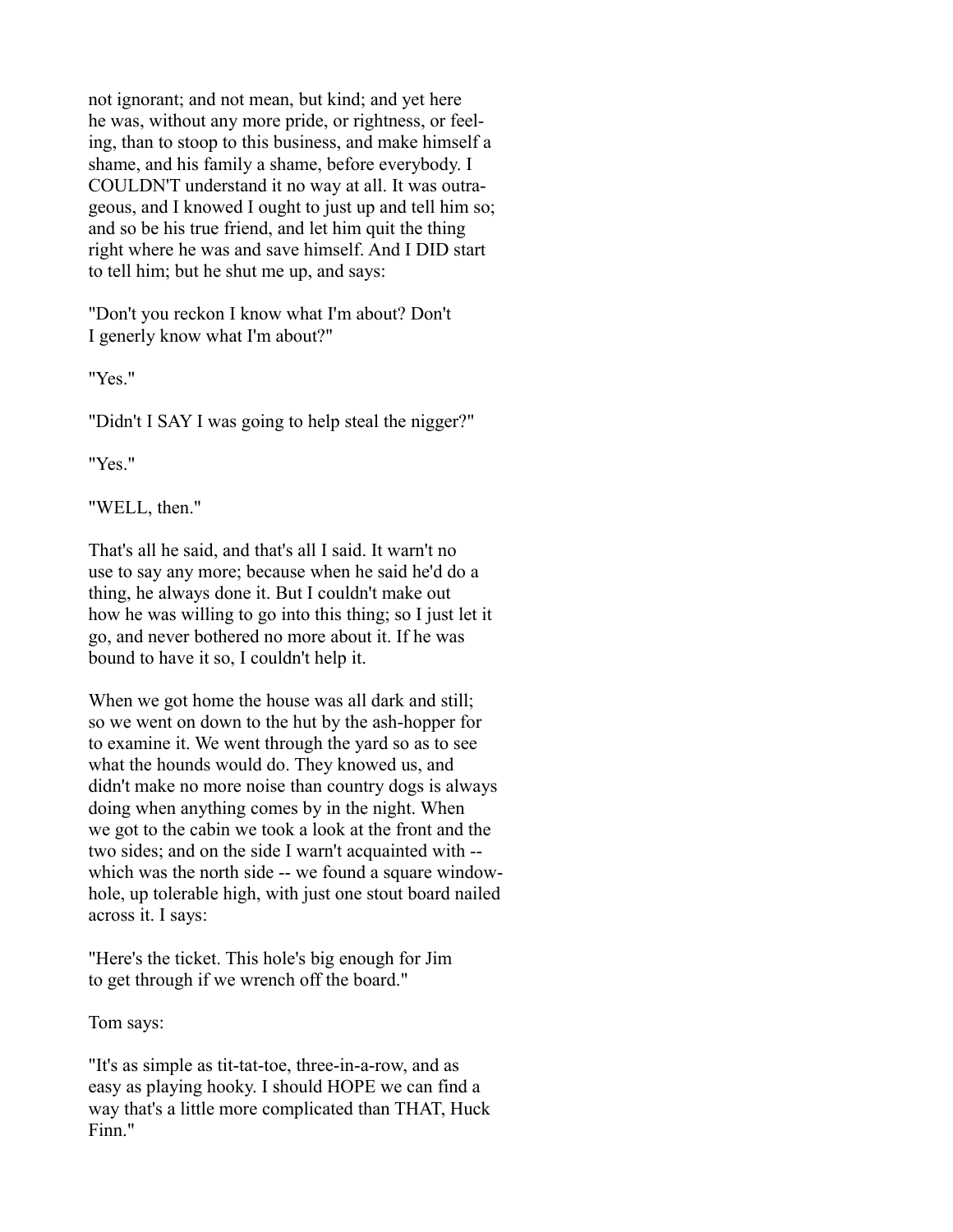not ignorant; and not mean, but kind; and yet here he was, without any more pride, or rightness, or feeling, than to stoop to this business, and make himself a shame, and his family a shame, before everybody. I COULDN'T understand it no way at all. It was outrageous, and I knowed I ought to just up and tell him so; and so be his true friend, and let him quit the thing right where he was and save himself. And I DID start to tell him; but he shut me up, and says:

"Don't you reckon I know what I'm about? Don't I generly know what I'm about?"

"Yes."

"Didn't I SAY I was going to help steal the nigger?"

"Yes."

"WELL, then."

That's all he said, and that's all I said. It warn't no use to say any more; because when he said he'd do a thing, he always done it. But I couldn't make out how he was willing to go into this thing; so I just let it go, and never bothered no more about it. If he was bound to have it so, I couldn't help it.

When we got home the house was all dark and still; so we went on down to the hut by the ash-hopper for to examine it. We went through the yard so as to see what the hounds would do. They knowed us, and didn't make no more noise than country dogs is always doing when anything comes by in the night. When we got to the cabin we took a look at the front and the two sides; and on the side I warn't acquainted with -- which was the north side -- we found a square window-hole, up tolerable high, with just one stout board nailed across it. I says:

"Here's the ticket. This hole's big enough for Jim to get through if we wrench off the board."

Tom says:

"It's as simple as tit-tat-toe, three-in-a-row, and as easy as playing hooky. I should HOPE we can find a way that's a little more complicated than THAT, Huck Finn."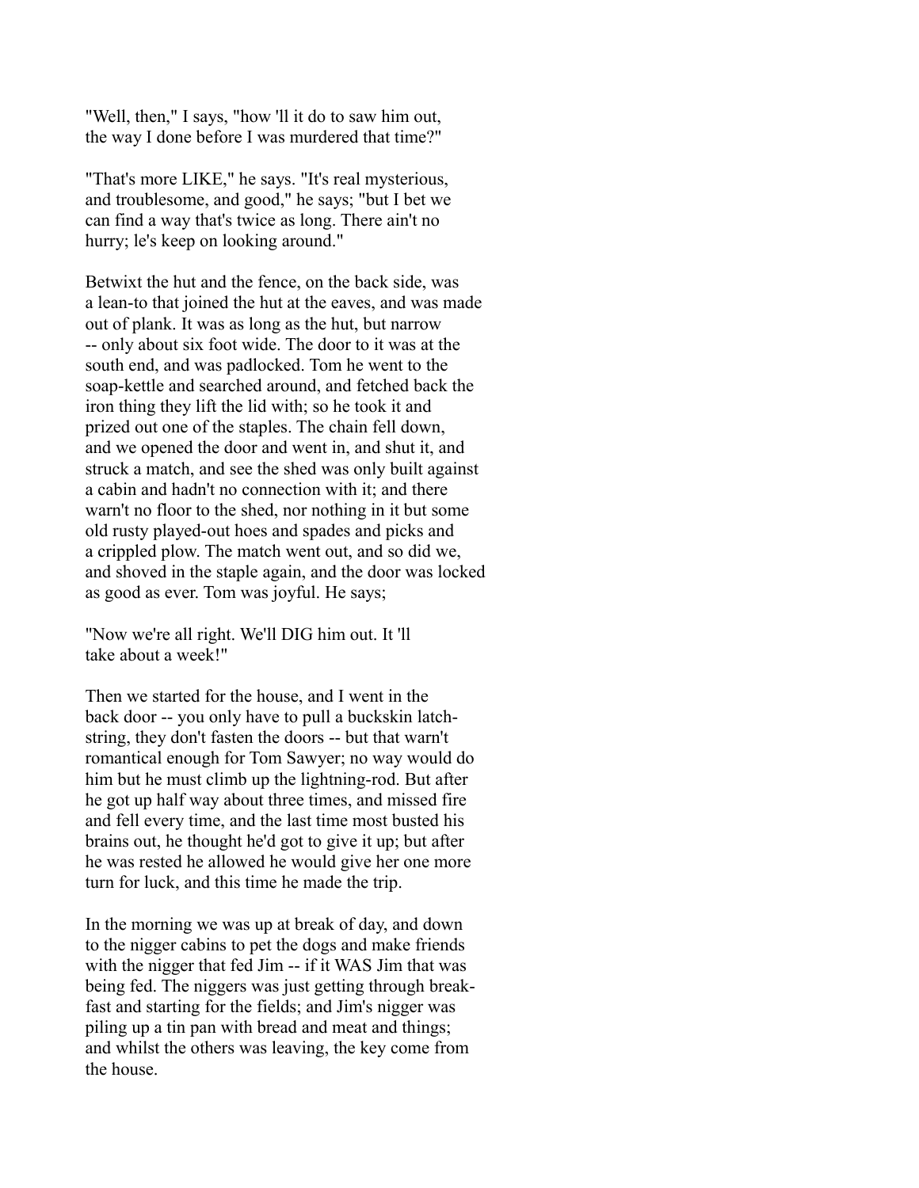"Well, then," I says, "how 'll it do to saw him out, the way I done before I was murdered that time?"

"That's more LIKE," he says. "It's real mysterious, and troublesome, and good," he says; "but I bet we can find a way that's twice as long. There ain't no hurry; le's keep on looking around."

Betwixt the hut and the fence, on the back side, was a lean-to that joined the hut at the eaves, and was made out of plank. It was as long as the hut, but narrow -- only about six foot wide. The door to it was at the south end, and was padlocked. Tom he went to the soap-kettle and searched around, and fetched back the iron thing they lift the lid with; so he took it and prized out one of the staples. The chain fell down, and we opened the door and went in, and shut it, and struck a match, and see the shed was only built against a cabin and hadn't no connection with it; and there warn't no floor to the shed, nor nothing in it but some old rusty played-out hoes and spades and picks and a crippled plow. The match went out, and so did we, and shoved in the staple again, and the door was locked as good as ever. Tom was joyful. He says;

"Now we're all right. We'll DIG him out. It 'll take about a week!"

Then we started for the house, and I went in the back door -- you only have to pull a buckskin latch-string, they don't fasten the doors -- but that warn't romantical enough for Tom Sawyer; no way would do him but he must climb up the lightning-rod. But after he got up half way about three times, and missed fire and fell every time, and the last time most busted his brains out, he thought he'd got to give it up; but after he was rested he allowed he would give her one more turn for luck, and this time he made the trip.

In the morning we was up at break of day, and down to the nigger cabins to pet the dogs and make friends with the nigger that fed Jim -- if it WAS Jim that was being fed. The niggers was just getting through breakfast and starting for the fields; and Jim's nigger was piling up a tin pan with bread and meat and things; and whilst the others was leaving, the key come from the house.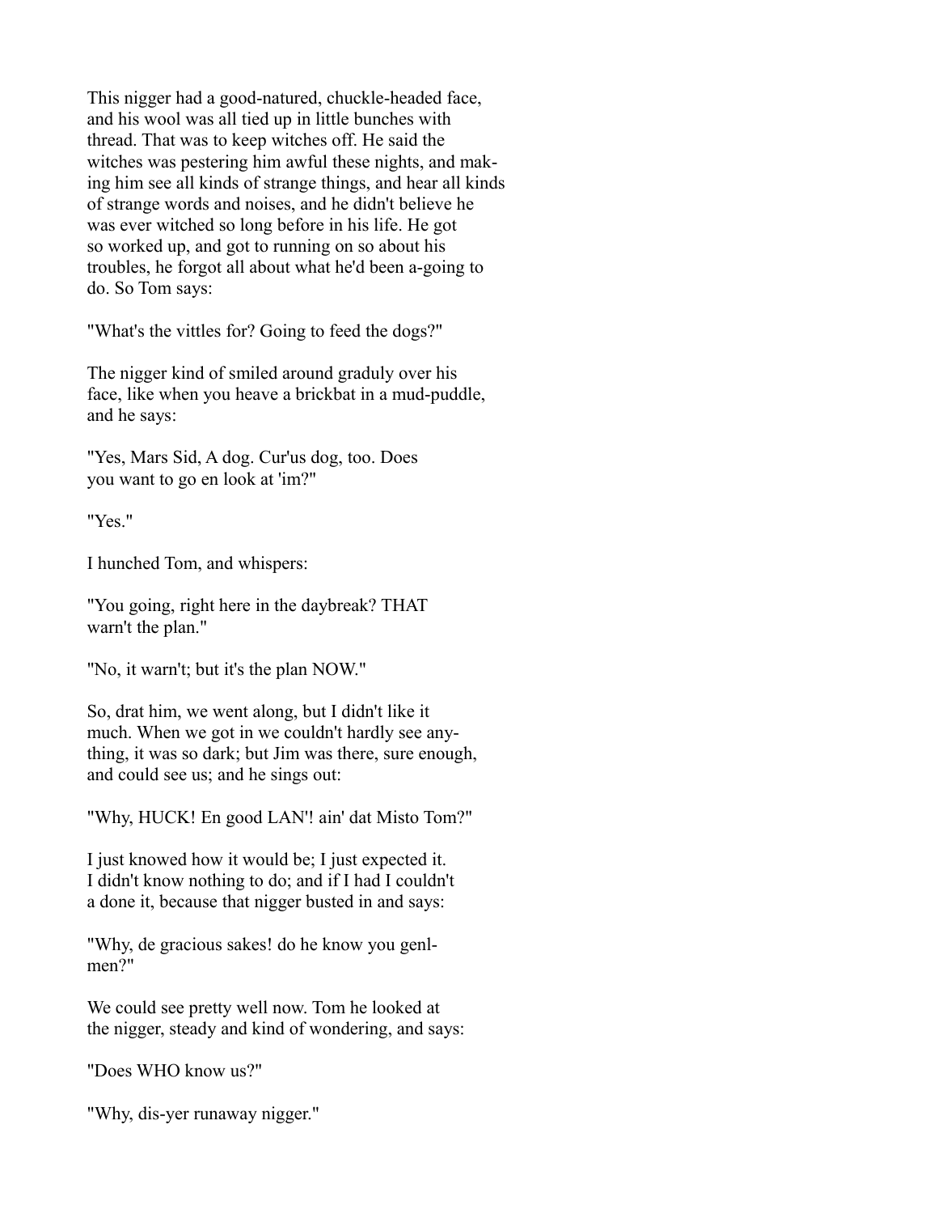This nigger had a good-natured, chuckle-headed face, and his wool was all tied up in little bunches with thread. That was to keep witches off. He said the witches was pestering him awful these nights, and making him see all kinds of strange things, and hear all kinds of strange words and noises, and he didn't believe he was ever witched so long before in his life. He got so worked up, and got to running on so about his troubles, he forgot all about what he'd been a-going to do. So Tom says:

"What's the vittles for? Going to feed the dogs?"

The nigger kind of smiled around graduly over his face, like when you heave a brickbat in a mud-puddle, and he says:

"Yes, Mars Sid, A dog. Cur'us dog, too. Does you want to go en look at 'im?"

"Yes."

I hunched Tom, and whispers:

"You going, right here in the daybreak? THAT warn't the plan."

"No, it warn't; but it's the plan NOW."

So, drat him, we went along, but I didn't like it much. When we got in we couldn't hardly see anything, it was so dark; but Jim was there, sure enough, and could see us; and he sings out:

"Why, HUCK! En good LAN'! ain' dat Misto Tom?"

I just knowed how it would be; I just expected it. I didn't know nothing to do; and if I had I couldn't a done it, because that nigger busted in and says:

"Why, de gracious sakes! do he know you genlmen?"

We could see pretty well now. Tom he looked at the nigger, steady and kind of wondering, and says:

"Does WHO know us?"

"Why, dis-yer runaway nigger."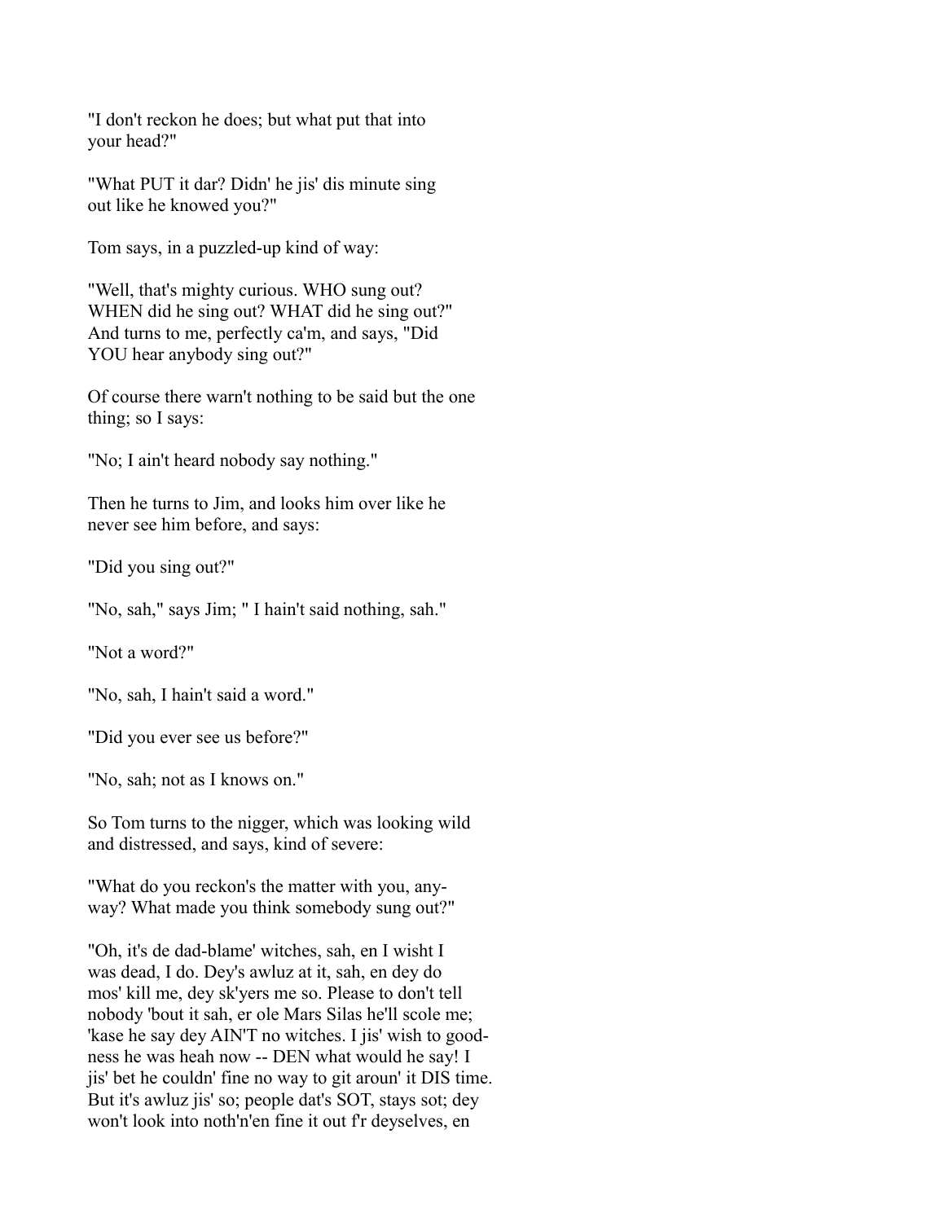"I don't reckon he does; but what put that into your head?"

"What PUT it dar? Didn' he jis' dis minute sing out like he knowed you?"

Tom says, in a puzzled-up kind of way:

"Well, that's mighty curious. WHO sung out? WHEN did he sing out? WHAT did he sing out?" And turns to me, perfectly ca'm, and says, "Did YOU hear anybody sing out?"

Of course there warn't nothing to be said but the one thing; so I says:

"No; I ain't heard nobody say nothing."

Then he turns to Jim, and looks him over like he never see him before, and says:

"Did you sing out?"

"No, sah," says Jim; " I hain't said nothing, sah."

"Not a word?"

"No, sah, I hain't said a word."

"Did you ever see us before?"

"No, sah; not as I knows on."

So Tom turns to the nigger, which was looking wild and distressed, and says, kind of severe:

"What do you reckon's the matter with you, any-way? What made you think somebody sung out?"

"Oh, it's de dad-blame' witches, sah, en I wisht I was dead, I do. Dey's awluz at it, sah, en dey do mos' kill me, dey sk'yers me so. Please to don't tell nobody 'bout it sah, er ole Mars Silas he'll scole me; 'kase he say dey AIN'T no witches. I jis' wish to good-ness he was heah now -- DEN what would he say! I jis' bet he couldn' fine no way to git aroun' it DIS time. But it's awluz jis' so; people dat's SOT, stays sot; dey won't look into noth'n'en fine it out f'r deyselves, en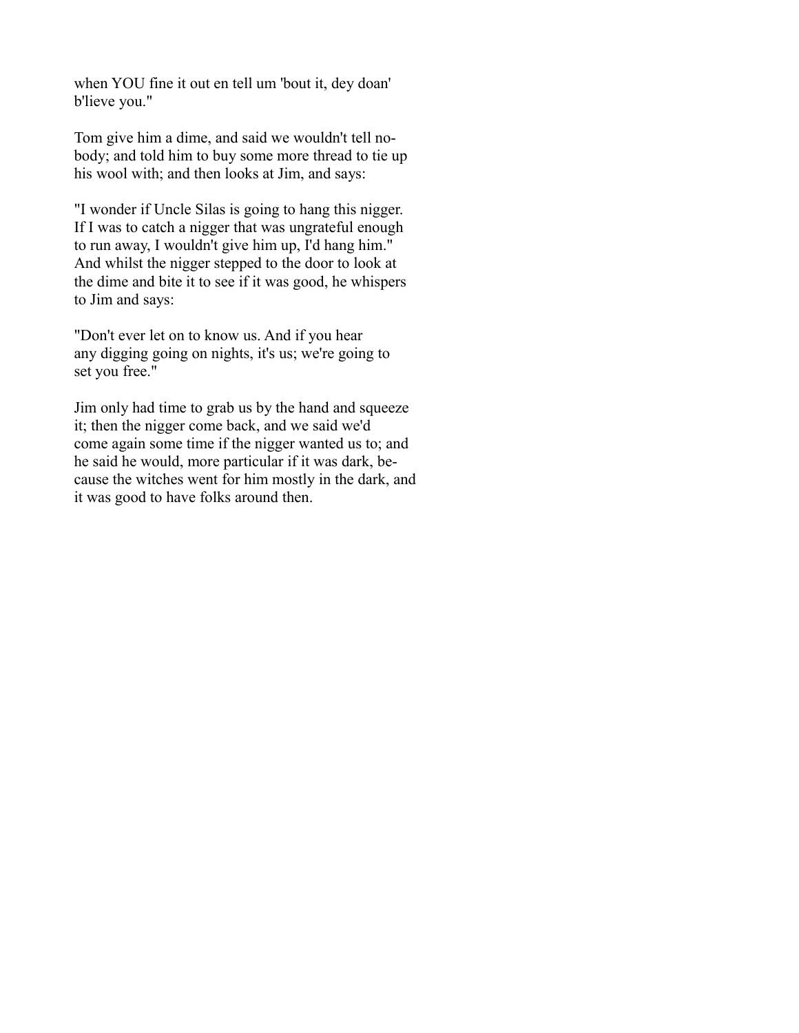when YOU fine it out en tell um 'bout it, dey doan' b'lieve you."

Tom give him a dime, and said we wouldn't tell nobody; and told him to buy some more thread to tie up his wool with; and then looks at Jim, and says:

"I wonder if Uncle Silas is going to hang this nigger. If I was to catch a nigger that was ungrateful enough to run away, I wouldn't give him up, I'd hang him." And whilst the nigger stepped to the door to look at the dime and bite it to see if it was good, he whispers to Jim and says:

"Don't ever let on to know us. And if you hear any digging going on nights, it's us; we're going to set you free."

Jim only had time to grab us by the hand and squeeze it; then the nigger come back, and we said we'd come again some time if the nigger wanted us to; and he said he would, more particular if it was dark, because the witches went for him mostly in the dark, and it was good to have folks around then.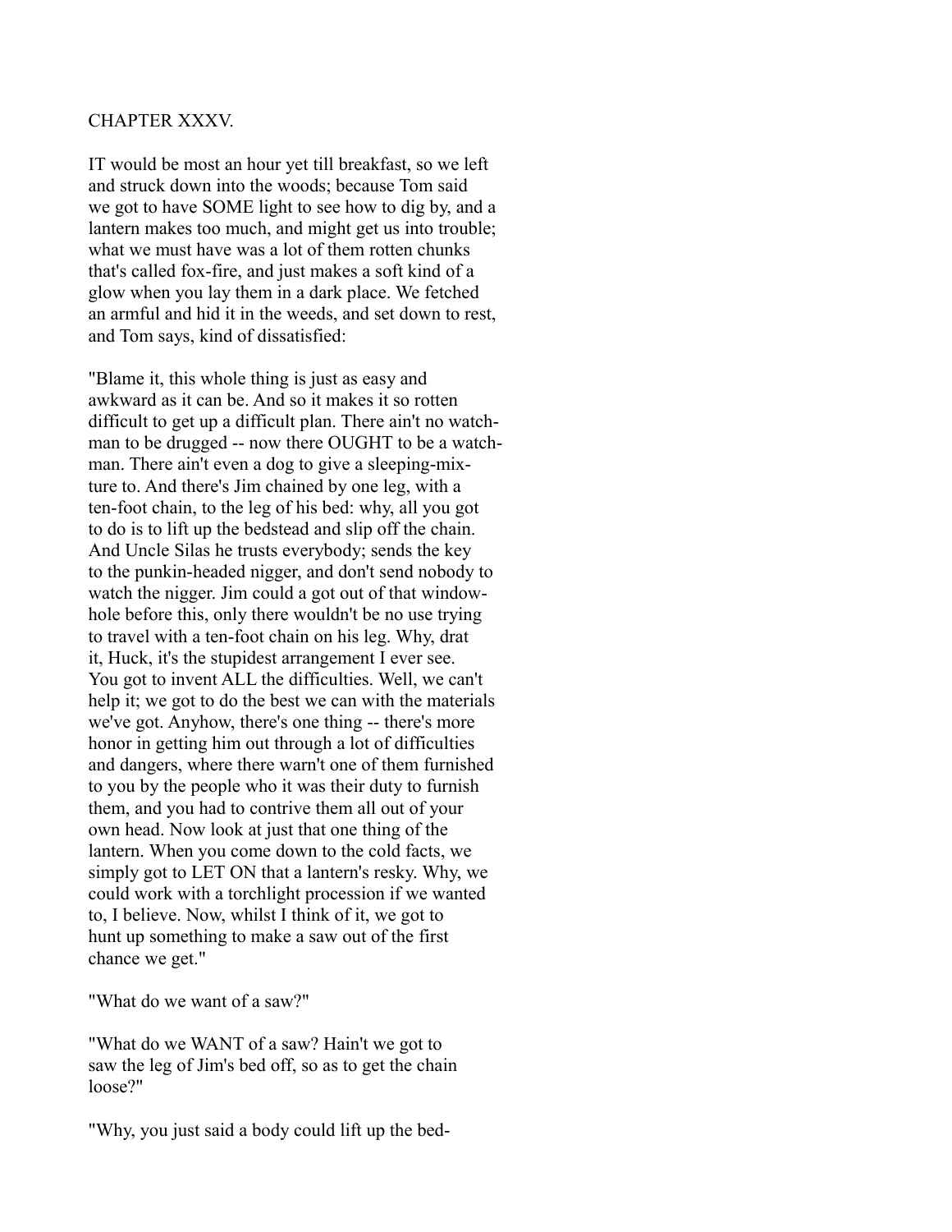# CHAPTER XXXV.

IT would be most an hour yet till breakfast, so we left and struck down into the woods; because Tom said we got to have SOME light to see how to dig by, and a lantern makes too much, and might get us into trouble; what we must have was a lot of them rotten chunks that's called fox-fire, and just makes a soft kind of a glow when you lay them in a dark place. We fetched an armful and hid it in the weeds, and set down to rest, and Tom says, kind of dissatisfied:

"Blame it, this whole thing is just as easy and awkward as it can be. And so it makes it so rotten difficult to get up a difficult plan. There ain't no watchman to be drugged -- now there OUGHT to be a watchman. There ain't even a dog to give a sleeping-mixture to. And there's Jim chained by one leg, with a ten-foot chain, to the leg of his bed: why, all you got to do is to lift up the bedstead and slip off the chain. And Uncle Silas he trusts everybody; sends the key to the punkin-headed nigger, and don't send nobody to watch the nigger. Jim could a got out of that window-hole before this, only there wouldn't be no use trying to travel with a ten-foot chain on his leg. Why, drat it, Huck, it's the stupidest arrangement I ever see. You got to invent ALL the difficulties. Well, we can't help it; we got to do the best we can with the materials we've got. Anyhow, there's one thing -- there's more honor in getting him out through a lot of difficulties and dangers, where there warn't one of them furnished to you by the people who it was their duty to furnish them, and you had to contrive them all out of your own head. Now look at just that one thing of the lantern. When you come down to the cold facts, we simply got to LET ON that a lantern's resky. Why, we could work with a torchlight procession if we wanted to, I believe. Now, whilst I think of it, we got to hunt up something to make a saw out of the first chance we get."

"What do we want of a saw?"

"What do we WANT of a saw? Hain't we got to saw the leg of Jim's bed off, so as to get the chain loose?"

"Why, you just said a body could lift up the bed-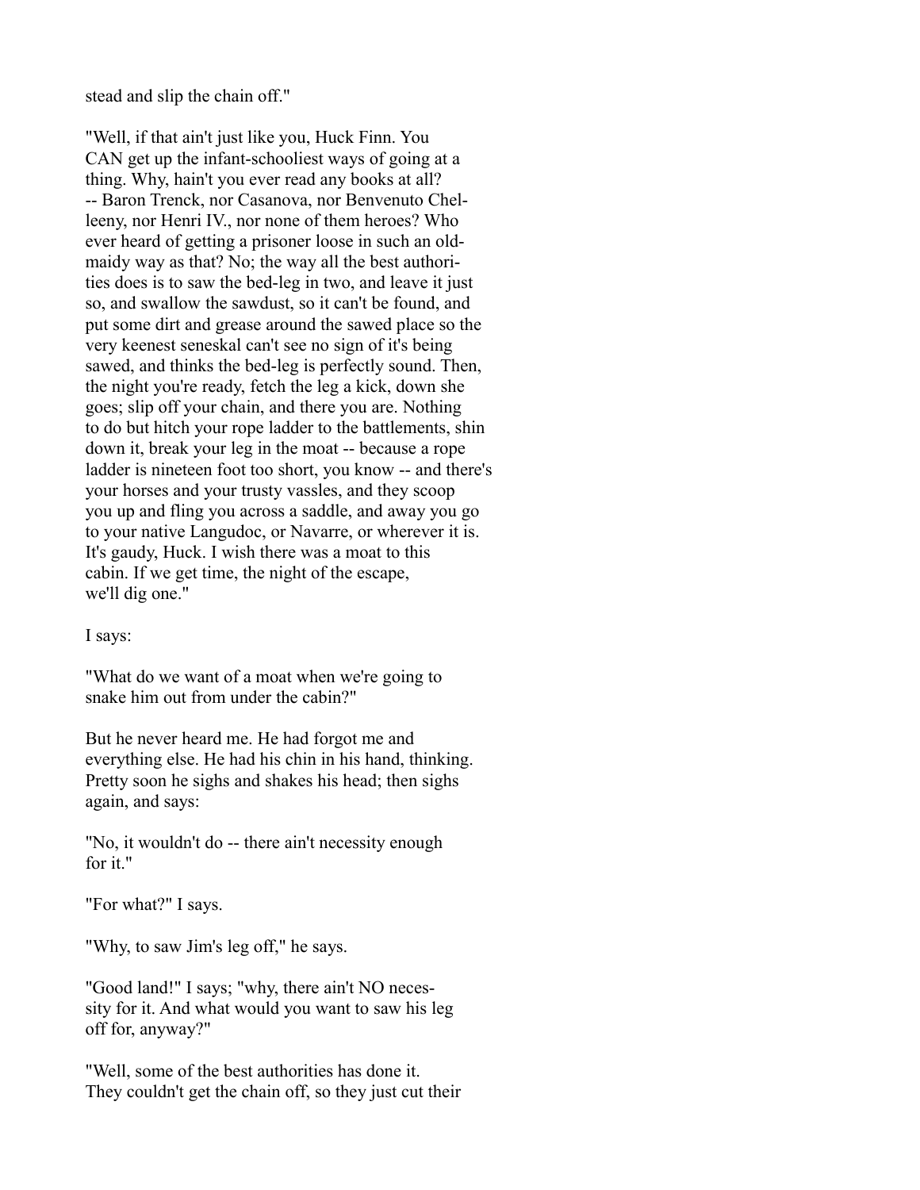stead and slip the chain off."

"Well, if that ain't just like you, Huck Finn. You CAN get up the infant-schooliest ways of going at a thing. Why, hain't you ever read any books at all? -- Baron Trenck, nor Casanova, nor Benvenuto Chelleeny, nor Henri IV., nor none of them heroes? Who ever heard of getting a prisoner loose in such an old-maidy way as that? No; the way all the best authorities does is to saw the bed-leg in two, and leave it just so, and swallow the sawdust, so it can't be found, and put some dirt and grease around the sawed place so the very keenest seneskal can't see no sign of it's being sawed, and thinks the bed-leg is perfectly sound. Then, the night you're ready, fetch the leg a kick, down she goes; slip off your chain, and there you are. Nothing to do but hitch your rope ladder to the battlements, shin down it, break your leg in the moat -- because a rope ladder is nineteen foot too short, you know -- and there's your horses and your trusty vassles, and they scoop you up and fling you across a saddle, and away you go to your native Langudoc, or Navarre, or wherever it is. It's gaudy, Huck. I wish there was a moat to this cabin. If we get time, the night of the escape, we'll dig one."

I says:

"What do we want of a moat when we're going to snake him out from under the cabin?"

But he never heard me. He had forgot me and everything else. He had his chin in his hand, thinking. Pretty soon he sighs and shakes his head; then sighs again, and says:

"No, it wouldn't do -- there ain't necessity enough for it."

"For what?" I says.

"Why, to saw Jim's leg off," he says.

"Good land!" I says; "why, there ain't NO necessity for it. And what would you want to saw his leg off for, anyway?"

"Well, some of the best authorities has done it. They couldn't get the chain off, so they just cut their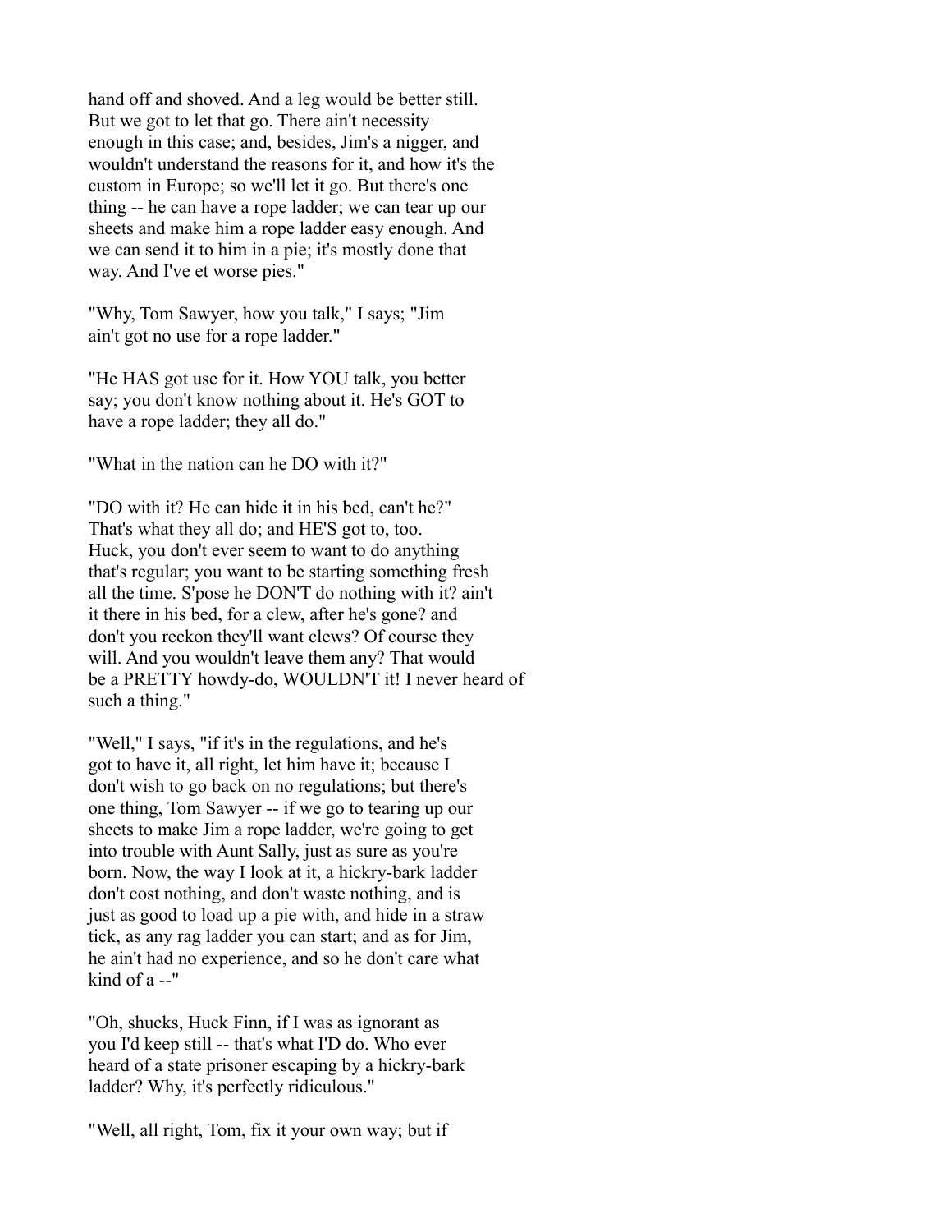hand off and shoved. And a leg would be better still. But we got to let that go. There ain't necessity enough in this case; and, besides, Jim's a nigger, and wouldn't understand the reasons for it, and how it's the custom in Europe; so we'll let it go. But there's one thing -- he can have a rope ladder; we can tear up our sheets and make him a rope ladder easy enough. And we can send it to him in a pie; it's mostly done that way. And I've et worse pies."

"Why, Tom Sawyer, how you talk," I says; "Jim ain't got no use for a rope ladder."

"He HAS got use for it. How YOU talk, you better say; you don't know nothing about it. He's GOT to have a rope ladder; they all do."

"What in the nation can he DO with it?"

"DO with it? He can hide it in his bed, can't he?" That's what they all do; and HE'S got to, too. Huck, you don't ever seem to want to do anything that's regular; you want to be starting something fresh all the time. S'pose he DON'T do nothing with it? ain't it there in his bed, for a clew, after he's gone? and don't you reckon they'll want clews? Of course they will. And you wouldn't leave them any? That would be a PRETTY howdy-do, WOULDN'T it! I never heard of such a thing."

"Well," I says, "if it's in the regulations, and he's got to have it, all right, let him have it; because I don't wish to go back on no regulations; but there's one thing, Tom Sawyer -- if we go to tearing up our sheets to make Jim a rope ladder, we're going to get into trouble with Aunt Sally, just as sure as you're born. Now, the way I look at it, a hickry-bark ladder don't cost nothing, and don't waste nothing, and is just as good to load up a pie with, and hide in a straw tick, as any rag ladder you can start; and as for Jim, he ain't had no experience, and so he don't care what kind of a --"

"Oh, shucks, Huck Finn, if I was as ignorant as you I'd keep still -- that's what I'D do. Who ever heard of a state prisoner escaping by a hickry-bark ladder? Why, it's perfectly ridiculous."

"Well, all right, Tom, fix it your own way; but if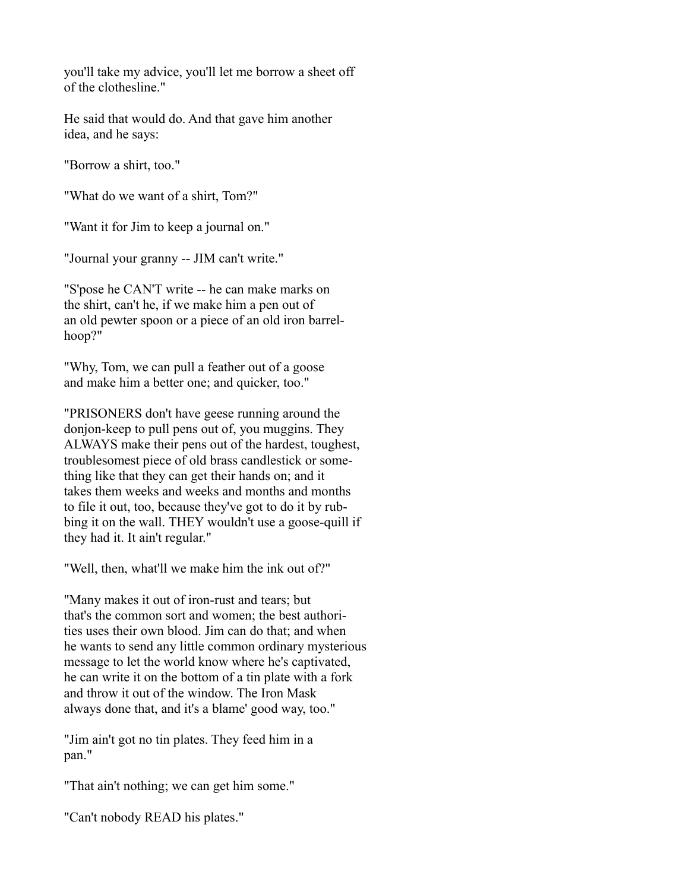you'll take my advice, you'll let me borrow a sheet off of the clothesline."

He said that would do. And that gave him another idea, and he says:

"Borrow a shirt, too."

"What do we want of a shirt, Tom?"

"Want it for Jim to keep a journal on."

"Journal your granny -- JIM can't write."

"S'pose he CAN'T write -- he can make marks on the shirt, can't he, if we make him a pen out of an old pewter spoon or a piece of an old iron barrel-hoop?"

"Why, Tom, we can pull a feather out of a goose and make him a better one; and quicker, too."

"PRISONERS don't have geese running around the donjon-keep to pull pens out of, you muggins. They ALWAYS make their pens out of the hardest, toughest, troublesomest piece of old brass candlestick or something like that they can get their hands on; and it takes them weeks and weeks and months and months to file it out, too, because they've got to do it by rubbing it on the wall. THEY wouldn't use a goose-quill if they had it. It ain't regular."

"Well, then, what'll we make him the ink out of?"

"Many makes it out of iron-rust and tears; but that's the common sort and women; the best authorities uses their own blood. Jim can do that; and when he wants to send any little common ordinary mysterious message to let the world know where he's captivated, he can write it on the bottom of a tin plate with a fork and throw it out of the window. The Iron Mask always done that, and it's a blame' good way, too."

"Jim ain't got no tin plates. They feed him in a pan."

"That ain't nothing; we can get him some."

"Can't nobody READ his plates."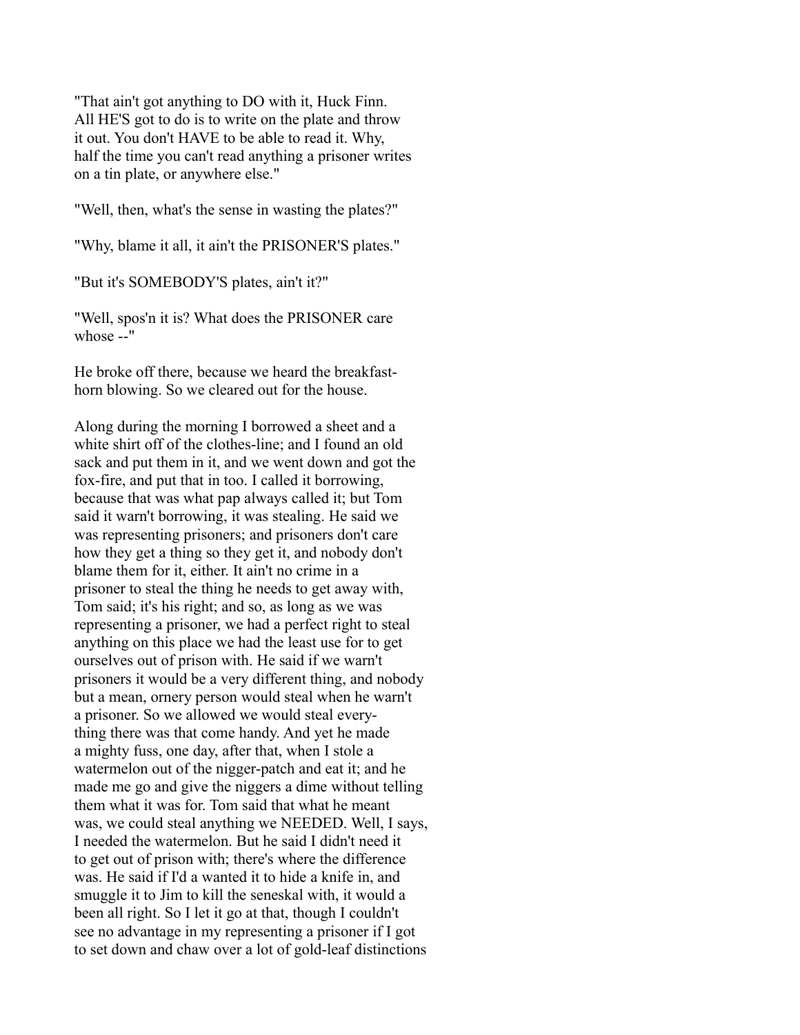"That ain't got anything to DO with it, Huck Finn. All HE'S got to do is to write on the plate and throw it out. You don't HAVE to be able to read it. Why, half the time you can't read anything a prisoner writes on a tin plate, or anywhere else."

"Well, then, what's the sense in wasting the plates?"

"Why, blame it all, it ain't the PRISONER'S plates."

"But it's SOMEBODY'S plates, ain't it?"

"Well, spos'n it is? What does the PRISONER care whose --"

He broke off there, because we heard the breakfast-horn blowing. So we cleared out for the house.

Along during the morning I borrowed a sheet and a white shirt off of the clothes-line; and I found an old sack and put them in it, and we went down and got the fox-fire, and put that in too. I called it borrowing, because that was what pap always called it; but Tom said it warn't borrowing, it was stealing. He said we was representing prisoners; and prisoners don't care how they get a thing so they get it, and nobody don't blame them for it, either. It ain't no crime in a prisoner to steal the thing he needs to get away with, Tom said; it's his right; and so, as long as we was representing a prisoner, we had a perfect right to steal anything on this place we had the least use for to get ourselves out of prison with. He said if we warn't prisoners it would be a very different thing, and nobody but a mean, ornery person would steal when he warn't a prisoner. So we allowed we would steal everything there was that come handy. And yet he made a mighty fuss, one day, after that, when I stole a watermelon out of the nigger-patch and eat it; and he made me go and give the niggers a dime without telling them what it was for. Tom said that what he meant was, we could steal anything we NEEDED. Well, I says, I needed the watermelon. But he said I didn't need it to get out of prison with; there's where the difference was. He said if I'd a wanted it to hide a knife in, and smuggle it to Jim to kill the seneskal with, it would a been all right. So I let it go at that, though I couldn't see no advantage in my representing a prisoner if I got to set down and chaw over a lot of gold-leaf distinctions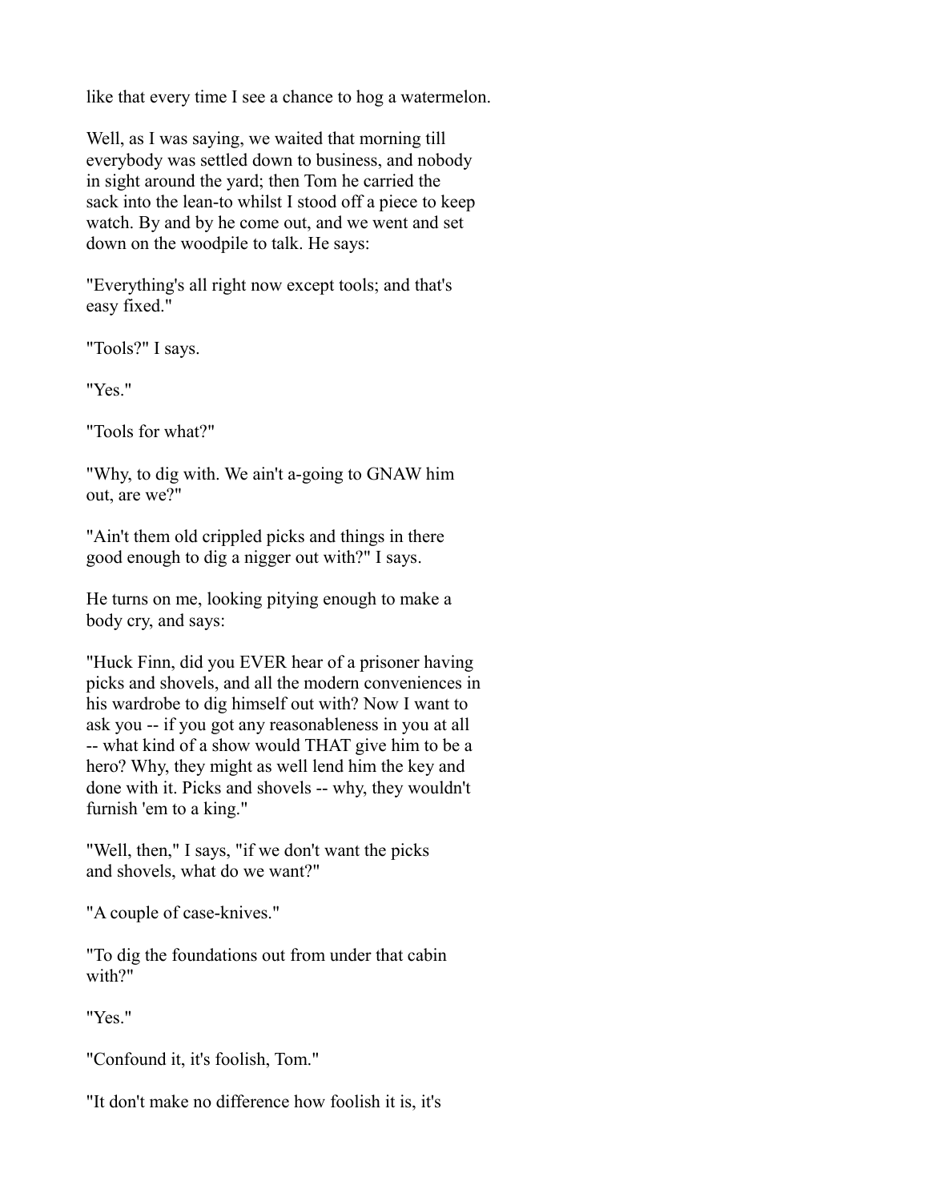like that every time I see a chance to hog a watermelon.

Well, as I was saying, we waited that morning till everybody was settled down to business, and nobody in sight around the yard; then Tom he carried the sack into the lean-to whilst I stood off a piece to keep watch. By and by he come out, and we went and set down on the woodpile to talk. He says:

"Everything's all right now except tools; and that's easy fixed."

"Tools?" I says.

"Yes."

"Tools for what?"

"Why, to dig with. We ain't a-going to GNAW him out, are we?"

"Ain't them old crippled picks and things in there good enough to dig a nigger out with?" I says.

He turns on me, looking pitying enough to make a body cry, and says:

"Huck Finn, did you EVER hear of a prisoner having picks and shovels, and all the modern conveniences in his wardrobe to dig himself out with? Now I want to ask you -- if you got any reasonableness in you at all -- what kind of a show would THAT give him to be a hero? Why, they might as well lend him the key and done with it. Picks and shovels -- why, they wouldn't furnish 'em to a king."

"Well, then," I says, "if we don't want the picks and shovels, what do we want?"

"A couple of case-knives."

"To dig the foundations out from under that cabin with?"

"Yes."

"Confound it, it's foolish, Tom."

"It don't make no difference how foolish it is, it's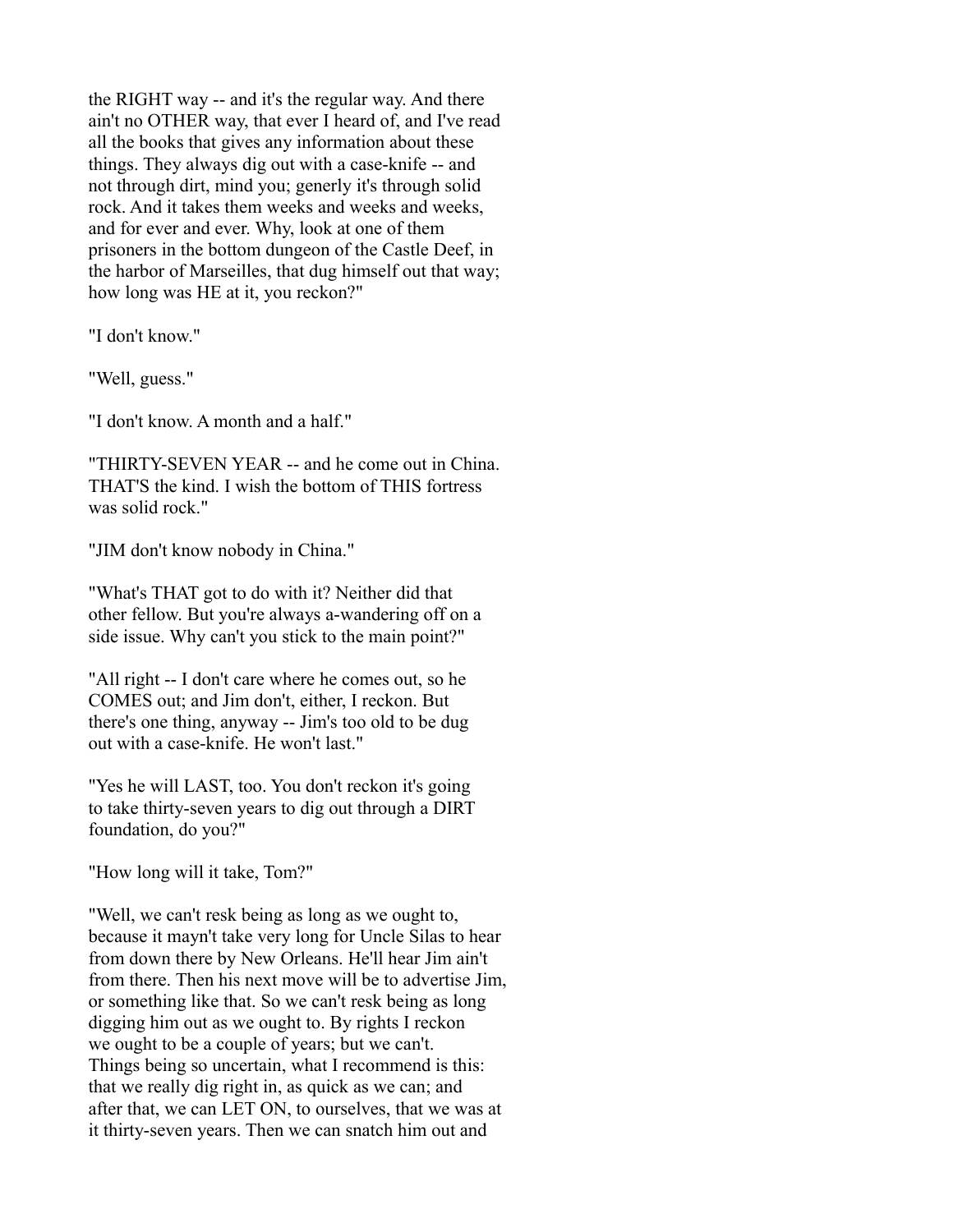the RIGHT way -- and it's the regular way. And there ain't no OTHER way, that ever I heard of, and I've read all the books that gives any information about these things. They always dig out with a case-knife -- and not through dirt, mind you; generly it's through solid rock. And it takes them weeks and weeks and weeks, and for ever and ever. Why, look at one of them prisoners in the bottom dungeon of the Castle Deef, in the harbor of Marseilles, that dug himself out that way; how long was HE at it, you reckon?"

"I don't know."

"Well, guess."

"I don't know. A month and a half."

"THIRTY-SEVEN YEAR -- and he come out in China. THAT'S the kind. I wish the bottom of THIS fortress was solid rock."

"JIM don't know nobody in China."

"What's THAT got to do with it? Neither did that other fellow. But you're always a-wandering off on a side issue. Why can't you stick to the main point?"

"All right -- I don't care where he comes out, so he COMES out; and Jim don't, either, I reckon. But there's one thing, anyway -- Jim's too old to be dug out with a case-knife. He won't last."

"Yes he will LAST, too. You don't reckon it's going to take thirty-seven years to dig out through a DIRT foundation, do you?"

"How long will it take, Tom?"

"Well, we can't resk being as long as we ought to, because it mayn't take very long for Uncle Silas to hear from down there by New Orleans. He'll hear Jim ain't from there. Then his next move will be to advertise Jim, or something like that. So we can't resk being as long digging him out as we ought to. By rights I reckon we ought to be a couple of years; but we can't. Things being so uncertain, what I recommend is this: that we really dig right in, as quick as we can; and after that, we can LET ON, to ourselves, that we was at it thirty-seven years. Then we can snatch him out and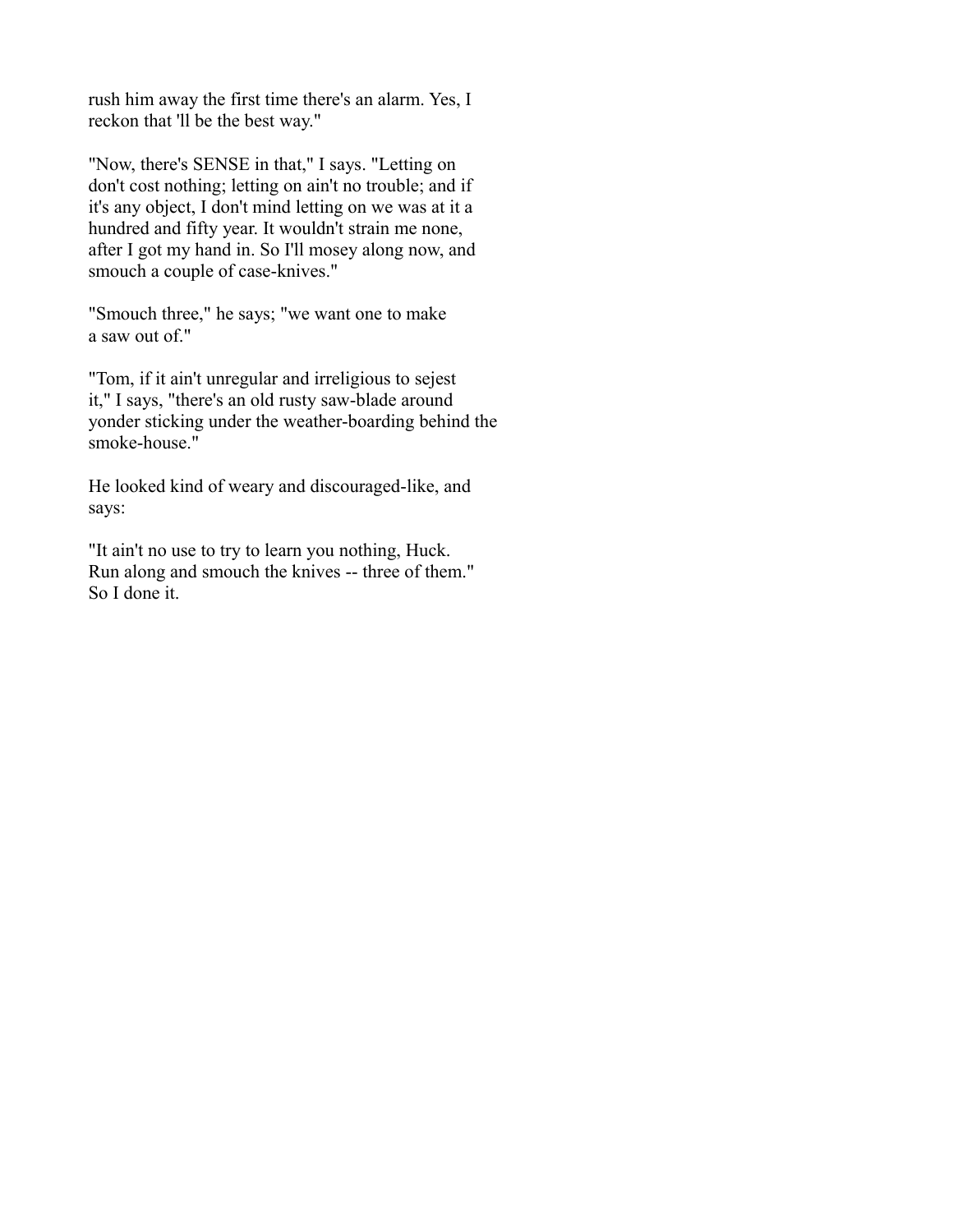rush him away the first time there's an alarm. Yes, I reckon that 'll be the best way."

"Now, there's SENSE in that," I says. "Letting on don't cost nothing; letting on ain't no trouble; and if it's any object, I don't mind letting on we was at it a hundred and fifty year. It wouldn't strain me none, after I got my hand in. So I'll mosey along now, and smouch a couple of case-knives."

"Smouch three," he says; "we want one to make a saw out of."

"Tom, if it ain't unregular and irreligious to sejest it," I says, "there's an old rusty saw-blade around yonder sticking under the weather-boarding behind the smoke-house."

He looked kind of weary and discouraged-like, and says:

"It ain't no use to try to learn you nothing, Huck. Run along and smouch the knives -- three of them." So I done it.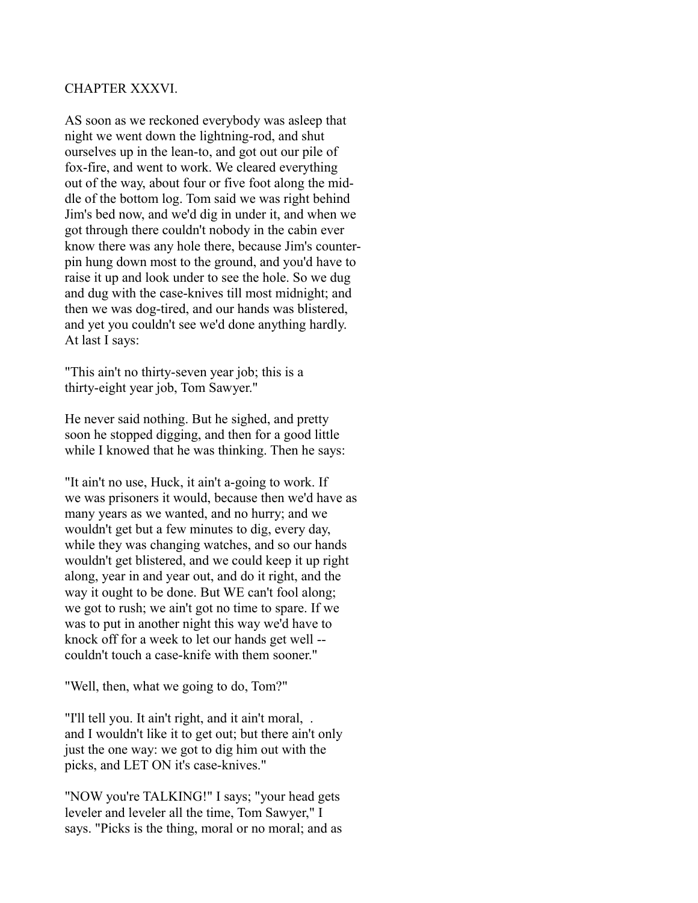## CHAPTER XXXVI.

AS soon as we reckoned everybody was asleep that night we went down the lightning-rod, and shut ourselves up in the lean-to, and got out our pile of fox-fire, and went to work. We cleared everything out of the way, about four or five foot along the middle of the bottom log. Tom said we was right behind Jim's bed now, and we'd dig in under it, and when we got through there couldn't nobody in the cabin ever know there was any hole there, because Jim's counterpin hung down most to the ground, and you'd have to raise it up and look under to see the hole. So we dug and dug with the case-knives till most midnight; and then we was dog-tired, and our hands was blistered, and yet you couldn't see we'd done anything hardly. At last I says:

"This ain't no thirty-seven year job; this is a thirty-eight year job, Tom Sawyer."

He never said nothing. But he sighed, and pretty soon he stopped digging, and then for a good little while I knowed that he was thinking. Then he says:

"It ain't no use, Huck, it ain't a-going to work. If we was prisoners it would, because then we'd have as many years as we wanted, and no hurry; and we wouldn't get but a few minutes to dig, every day, while they was changing watches, and so our hands wouldn't get blistered, and we could keep it up right along, year in and year out, and do it right, and the way it ought to be done. But WE can't fool along; we got to rush; we ain't got no time to spare. If we was to put in another night this way we'd have to knock off for a week to let our hands get well -- couldn't touch a case-knife with them sooner."

"Well, then, what we going to do, Tom?"

"I'll tell you. It ain't right, and it ain't moral, . and I wouldn't like it to get out; but there ain't only just the one way: we got to dig him out with the picks, and LET ON it's case-knives."

"NOW you're TALKING!" I says; "your head gets leveler and leveler all the time, Tom Sawyer," I says. "Picks is the thing, moral or no moral; and as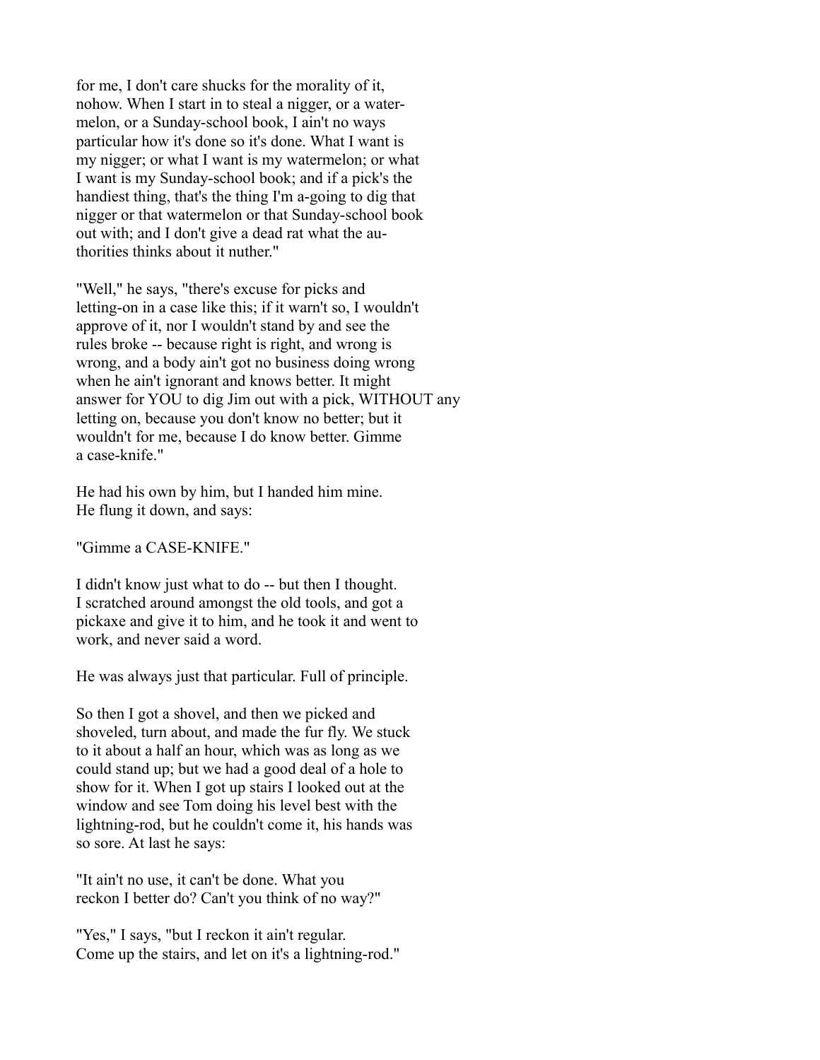for me, I don't care shucks for the morality of it, nohow. When I start in to steal a nigger, or a watermelon, or a Sunday-school book, I ain't no ways particular how it's done so it's done. What I want is my nigger; or what I want is my watermelon; or what I want is my Sunday-school book; and if a pick's the handiest thing, that's the thing I'm a-going to dig that nigger or that watermelon or that Sunday-school book out with; and I don't give a dead rat what the authorities thinks about it nuther."

"Well," he says, "there's excuse for picks and letting-on in a case like this; if it warn't so, I wouldn't approve of it, nor I wouldn't stand by and see the rules broke -- because right is right, and wrong is wrong, and a body ain't got no business doing wrong when he ain't ignorant and knows better. It might answer for YOU to dig Jim out with a pick, WITHOUT any letting on, because you don't know no better; but it wouldn't for me, because I do know better. Gimme a case-knife."

He had his own by him, but I handed him mine. He flung it down, and says:

"Gimme a CASE-KNIFE."

I didn't know just what to do -- but then I thought. I scratched around amongst the old tools, and got a pickaxe and give it to him, and he took it and went to work, and never said a word.

He was always just that particular. Full of principle.

So then I got a shovel, and then we picked and shoveled, turn about, and made the fur fly. We stuck to it about a half an hour, which was as long as we could stand up; but we had a good deal of a hole to show for it. When I got up stairs I looked out at the window and see Tom doing his level best with the lightning-rod, but he couldn't come it, his hands was so sore. At last he says:

"It ain't no use, it can't be done. What you reckon I better do? Can't you think of no way?"

"Yes," I says, "but I reckon it ain't regular. Come up the stairs, and let on it's a lightning-rod."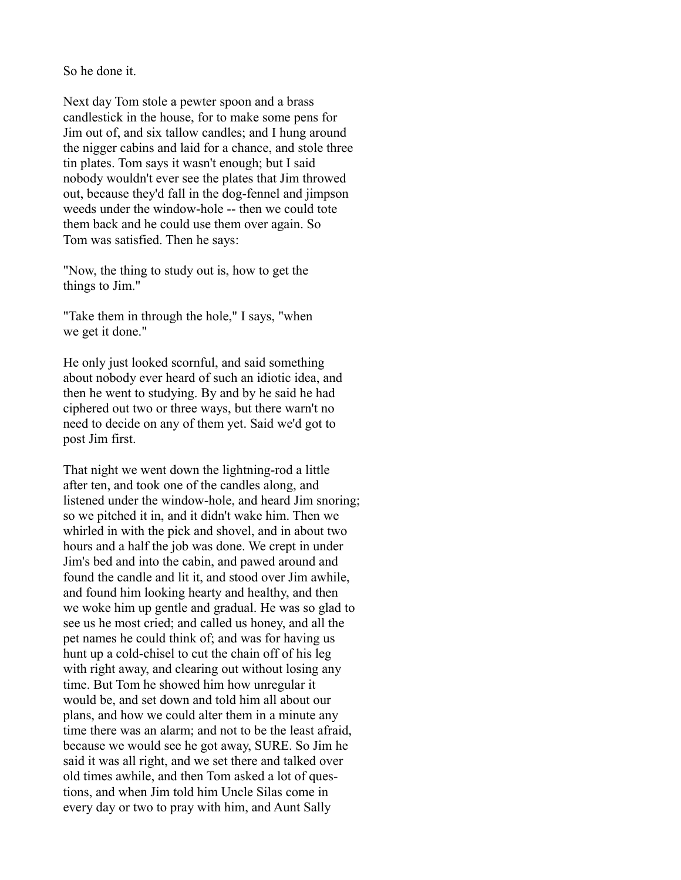So he done it.

Next day Tom stole a pewter spoon and a brass candlestick in the house, for to make some pens for Jim out of, and six tallow candles; and I hung around the nigger cabins and laid for a chance, and stole three tin plates. Tom says it wasn't enough; but I said nobody wouldn't ever see the plates that Jim throwed out, because they'd fall in the dog-fennel and jimpson weeds under the window-hole -- then we could tote them back and he could use them over again. So Tom was satisfied. Then he says:

"Now, the thing to study out is, how to get the things to Jim."

"Take them in through the hole," I says, "when we get it done."

He only just looked scornful, and said something about nobody ever heard of such an idiotic idea, and then he went to studying. By and by he said he had ciphered out two or three ways, but there warn't no need to decide on any of them yet. Said we'd got to post Jim first.

That night we went down the lightning-rod a little after ten, and took one of the candles along, and listened under the window-hole, and heard Jim snoring; so we pitched it in, and it didn't wake him. Then we whirled in with the pick and shovel, and in about two hours and a half the job was done. We crept in under Jim's bed and into the cabin, and pawed around and found the candle and lit it, and stood over Jim awhile, and found him looking hearty and healthy, and then we woke him up gentle and gradual. He was so glad to see us he most cried; and called us honey, and all the pet names he could think of; and was for having us hunt up a cold-chisel to cut the chain off of his leg with right away, and clearing out without losing any time. But Tom he showed him how unregular it would be, and set down and told him all about our plans, and how we could alter them in a minute any time there was an alarm; and not to be the least afraid, because we would see he got away, SURE. So Jim he said it was all right, and we set there and talked over old times awhile, and then Tom asked a lot of questions, and when Jim told him Uncle Silas come in every day or two to pray with him, and Aunt Sally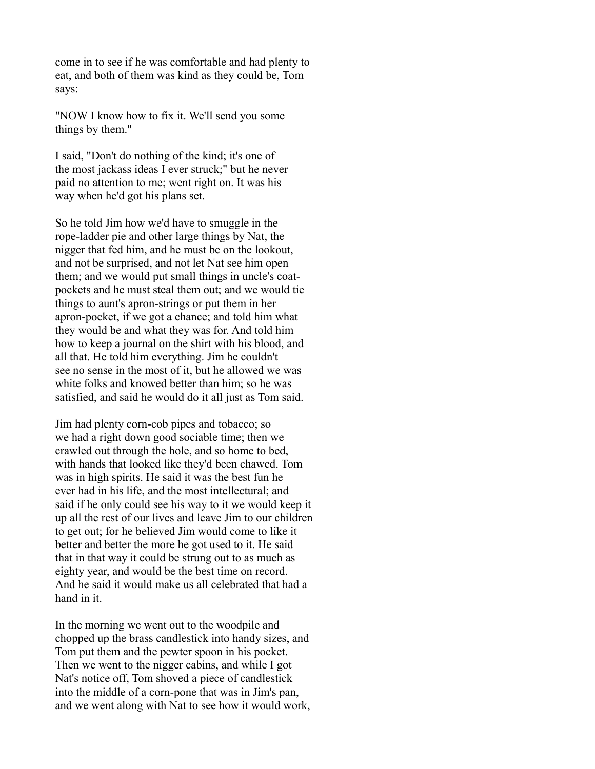come in to see if he was comfortable and had plenty to eat, and both of them was kind as they could be, Tom says:

"NOW I know how to fix it. We'll send you some things by them."

I said, "Don't do nothing of the kind; it's one of the most jackass ideas I ever struck;" but he never paid no attention to me; went right on. It was his way when he'd got his plans set.

So he told Jim how we'd have to smuggle in the rope-ladder pie and other large things by Nat, the nigger that fed him, and he must be on the lookout, and not be surprised, and not let Nat see him open them; and we would put small things in uncle's coat-pockets and he must steal them out; and we would tie things to aunt's apron-strings or put them in her apron-pocket, if we got a chance; and told him what they would be and what they was for. And told him how to keep a journal on the shirt with his blood, and all that. He told him everything. Jim he couldn't see no sense in the most of it, but he allowed we was white folks and knowed better than him; so he was satisfied, and said he would do it all just as Tom said.

Jim had plenty corn-cob pipes and tobacco; so we had a right down good sociable time; then we crawled out through the hole, and so home to bed, with hands that looked like they'd been chawed. Tom was in high spirits. He said it was the best fun he ever had in his life, and the most intellectural; and said if he only could see his way to it we would keep it up all the rest of our lives and leave Jim to our children to get out; for he believed Jim would come to like it better and better the more he got used to it. He said that in that way it could be strung out to as much as eighty year, and would be the best time on record. And he said it would make us all celebrated that had a hand in it.

In the morning we went out to the woodpile and chopped up the brass candlestick into handy sizes, and Tom put them and the pewter spoon in his pocket. Then we went to the nigger cabins, and while I got Nat's notice off, Tom shoved a piece of candlestick into the middle of a corn-pone that was in Jim's pan, and we went along with Nat to see how it would work,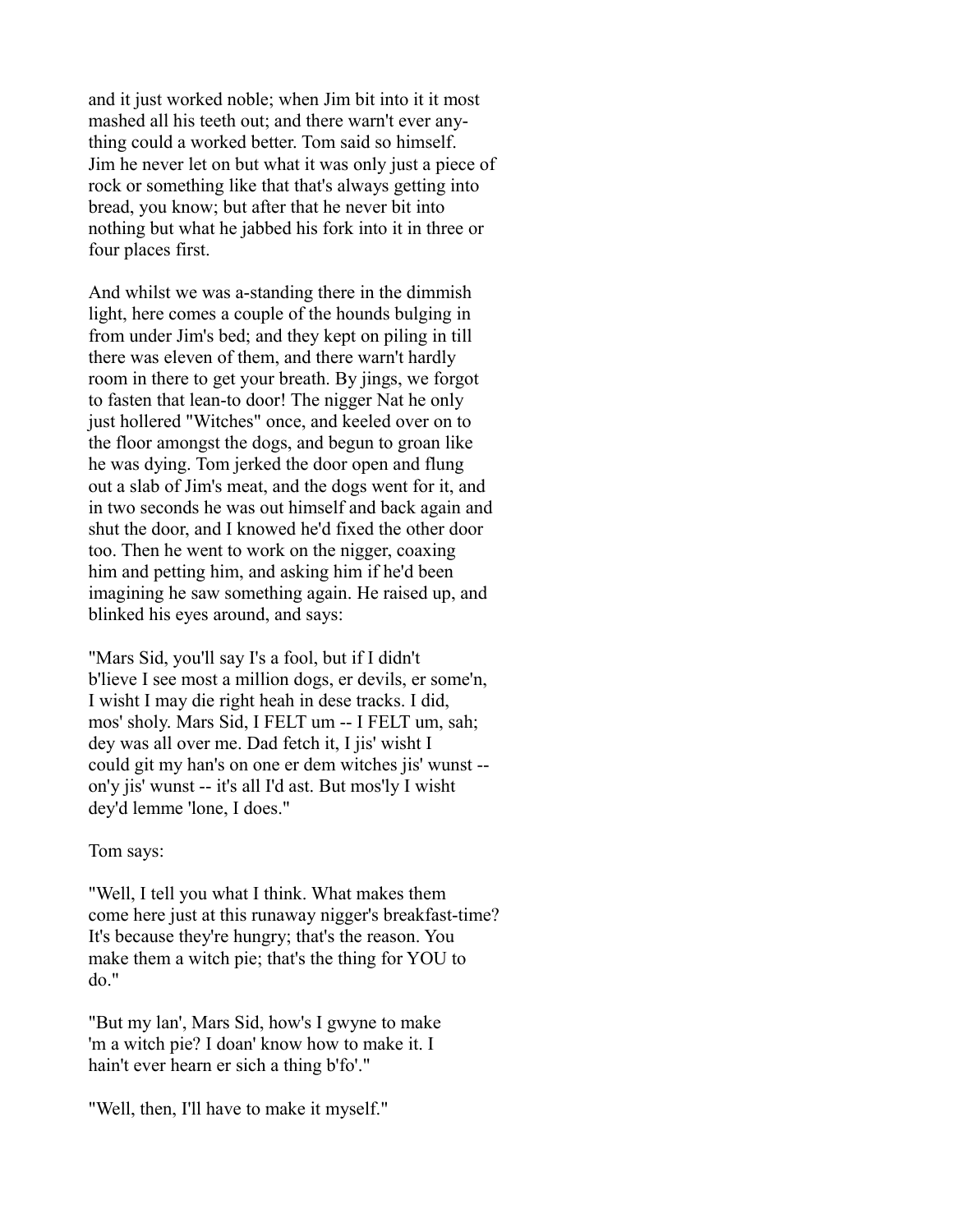and it just worked noble; when Jim bit into it it most mashed all his teeth out; and there warn't ever anything could a worked better. Tom said so himself. Jim he never let on but what it was only just a piece of rock or something like that that's always getting into bread, you know; but after that he never bit into nothing but what he jabbed his fork into it in three or four places first.

And whilst we was a-standing there in the dimmish light, here comes a couple of the hounds bulging in from under Jim's bed; and they kept on piling in till there was eleven of them, and there warn't hardly room in there to get your breath. By jings, we forgot to fasten that lean-to door! The nigger Nat he only just hollered "Witches" once, and keeled over on to the floor amongst the dogs, and begun to groan like he was dying. Tom jerked the door open and flung out a slab of Jim's meat, and the dogs went for it, and in two seconds he was out himself and back again and shut the door, and I knowed he'd fixed the other door too. Then he went to work on the nigger, coaxing him and petting him, and asking him if he'd been imagining he saw something again. He raised up, and blinked his eyes around, and says:

"Mars Sid, you'll say I's a fool, but if I didn't b'lieve I see most a million dogs, er devils, er some'n, I wisht I may die right heah in dese tracks. I did, mos' sholy. Mars Sid, I FELT um -- I FELT um, sah; dey was all over me. Dad fetch it, I jis' wisht I could git my han's on one er dem witches jis' wunst -- on'y jis' wunst -- it's all I'd ast. But mos'ly I wisht dey'd lemme 'lone, I does."

Tom says:

"Well, I tell you what I think. What makes them come here just at this runaway nigger's breakfast-time? It's because they're hungry; that's the reason. You make them a witch pie; that's the thing for YOU to do."

"But my lan', Mars Sid, how's I gwyne to make 'm a witch pie? I doan' know how to make it. I hain't ever hearn er sich a thing b'fo'."

"Well, then, I'll have to make it myself."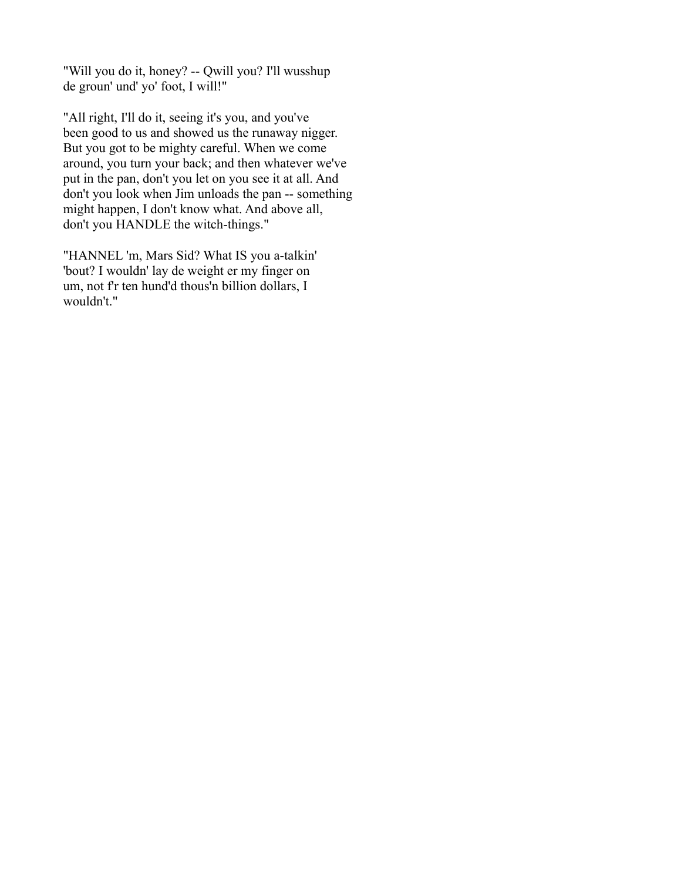"Will you do it, honey? -- Qwill you? I'll wusshup de groun' und' yo' foot, I will!"

"All right, I'll do it, seeing it's you, and you've been good to us and showed us the runaway nigger. But you got to be mighty careful. When we come around, you turn your back; and then whatever we've put in the pan, don't you let on you see it at all. And don't you look when Jim unloads the pan -- something might happen, I don't know what. And above all, don't you HANDLE the witch-things."

"HANNEL 'm, Mars Sid? What IS you a-talkin' 'bout? I wouldn' lay de weight er my finger on um, not f'r ten hund'd thous'n billion dollars, I wouldn't."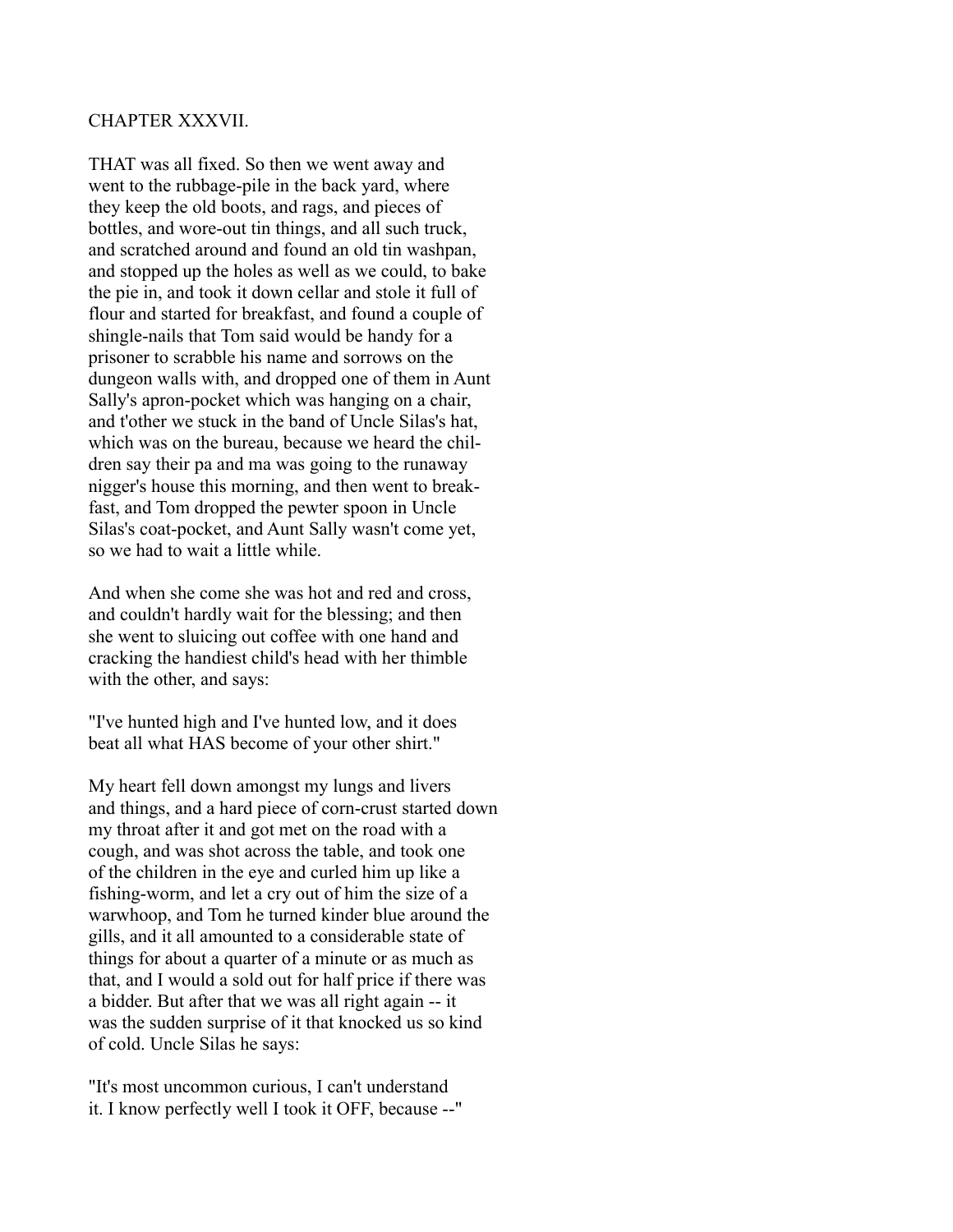## CHAPTER XXXVII.

THAT was all fixed. So then we went away and went to the rubbage-pile in the back yard, where they keep the old boots, and rags, and pieces of bottles, and wore-out tin things, and all such truck, and scratched around and found an old tin washpan, and stopped up the holes as well as we could, to bake the pie in, and took it down cellar and stole it full of flour and started for breakfast, and found a couple of shingle-nails that Tom said would be handy for a prisoner to scrabble his name and sorrows on the dungeon walls with, and dropped one of them in Aunt Sally's apron-pocket which was hanging on a chair, and t'other we stuck in the band of Uncle Silas's hat, which was on the bureau, because we heard the children say their pa and ma was going to the runaway nigger's house this morning, and then went to breakfast, and Tom dropped the pewter spoon in Uncle Silas's coat-pocket, and Aunt Sally wasn't come yet, so we had to wait a little while.

And when she come she was hot and red and cross, and couldn't hardly wait for the blessing; and then she went to sluicing out coffee with one hand and cracking the handiest child's head with her thimble with the other, and says:

"I've hunted high and I've hunted low, and it does beat all what HAS become of your other shirt."

My heart fell down amongst my lungs and livers and things, and a hard piece of corn-crust started down my throat after it and got met on the road with a cough, and was shot across the table, and took one of the children in the eye and curled him up like a fishing-worm, and let a cry out of him the size of a warwhoop, and Tom he turned kinder blue around the gills, and it all amounted to a considerable state of things for about a quarter of a minute or as much as that, and I would a sold out for half price if there was a bidder. But after that we was all right again -- it was the sudden surprise of it that knocked us so kind of cold. Uncle Silas he says:

"It's most uncommon curious, I can't understand it. I know perfectly well I took it OFF, because --"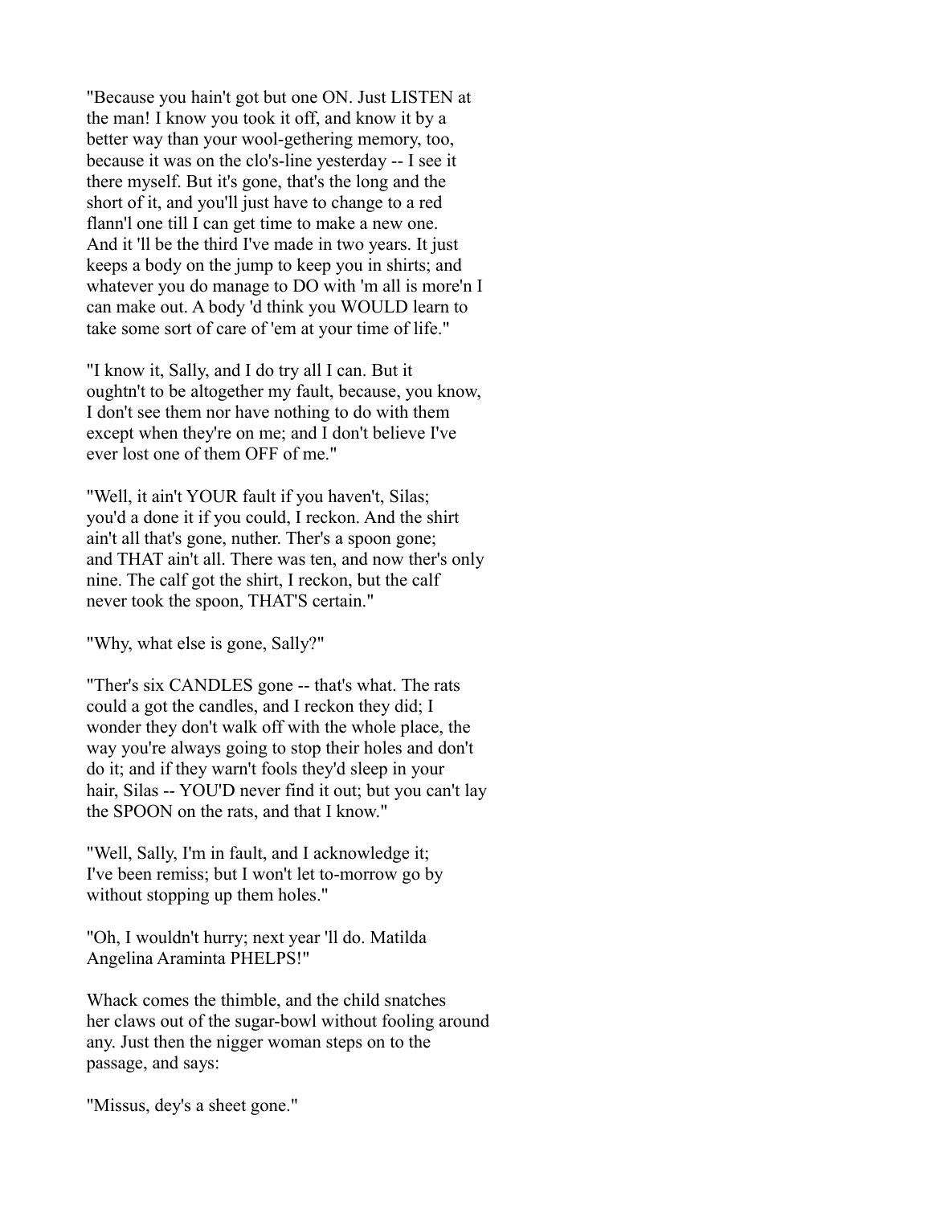"Because you hain't got but one ON. Just LISTEN at the man! I know you took it off, and know it by a better way than your wool-gethering memory, too, because it was on the clo's-line yesterday -- I see it there myself. But it's gone, that's the long and the short of it, and you'll just have to change to a red flann'l one till I can get time to make a new one. And it 'll be the third I've made in two years. It just keeps a body on the jump to keep you in shirts; and whatever you do manage to DO with 'm all is more'n I can make out. A body 'd think you WOULD learn to take some sort of care of 'em at your time of life."

"I know it, Sally, and I do try all I can. But it oughtn't to be altogether my fault, because, you know, I don't see them nor have nothing to do with them except when they're on me; and I don't believe I've ever lost one of them OFF of me."

"Well, it ain't YOUR fault if you haven't, Silas; you'd a done it if you could, I reckon. And the shirt ain't all that's gone, nuther. Ther's a spoon gone; and THAT ain't all. There was ten, and now ther's only nine. The calf got the shirt, I reckon, but the calf never took the spoon, THAT'S certain."

"Why, what else is gone, Sally?"

"Ther's six CANDLES gone -- that's what. The rats could a got the candles, and I reckon they did; I wonder they don't walk off with the whole place, the way you're always going to stop their holes and don't do it; and if they warn't fools they'd sleep in your hair, Silas -- YOU'D never find it out; but you can't lay the SPOON on the rats, and that I know."

"Well, Sally, I'm in fault, and I acknowledge it; I've been remiss; but I won't let to-morrow go by without stopping up them holes."

"Oh, I wouldn't hurry; next year 'll do. Matilda Angelina Araminta PHELPS!"

Whack comes the thimble, and the child snatches her claws out of the sugar-bowl without fooling around any. Just then the nigger woman steps on to the passage, and says:

"Missus, dey's a sheet gone."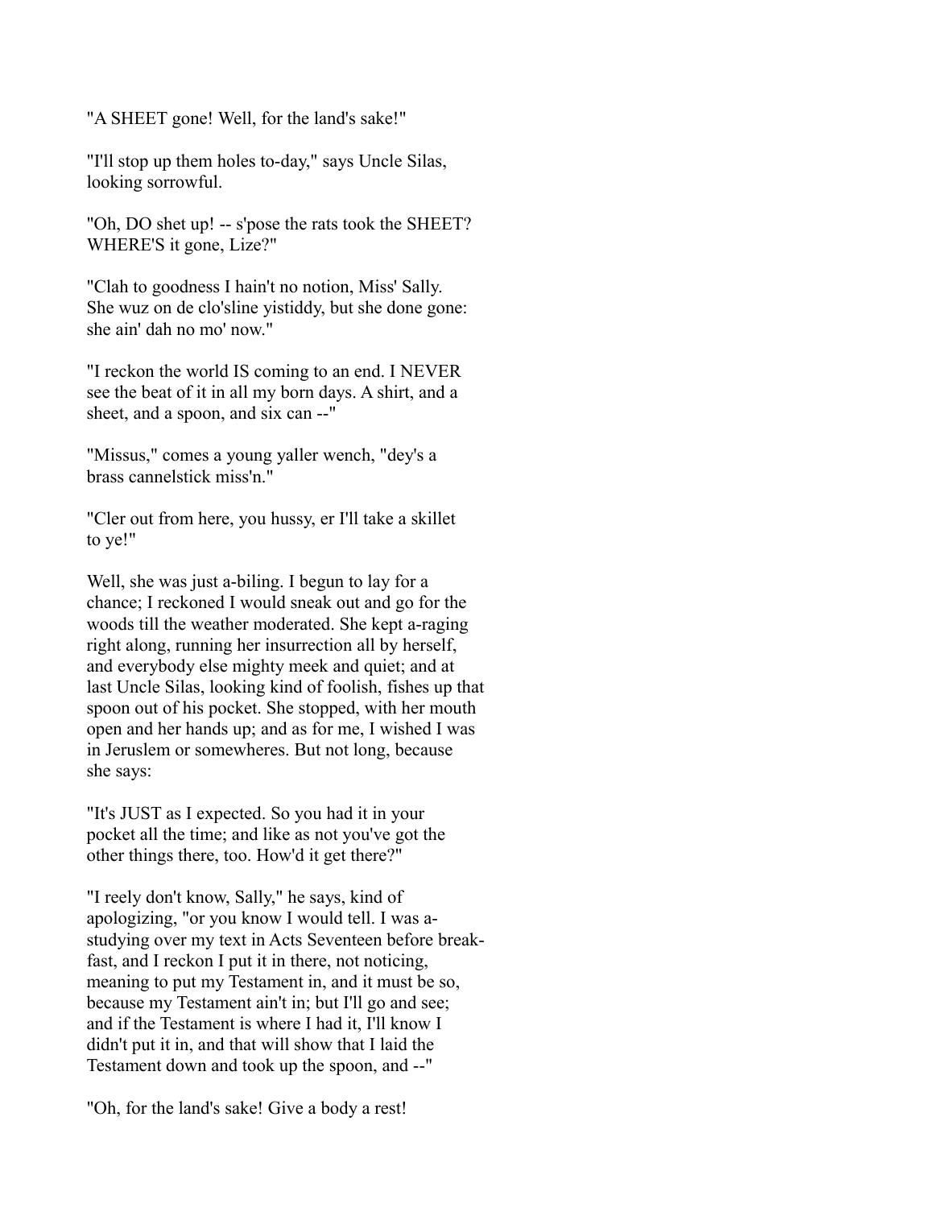"A SHEET gone! Well, for the land's sake!"

"I'll stop up them holes to-day," says Uncle Silas, looking sorrowful.

"Oh, DO shet up! -- s'pose the rats took the SHEET? WHERE'S it gone, Lize?"

"Clah to goodness I hain't no notion, Miss' Sally. She wuz on de clo'sline yistiddy, but she done gone: she ain' dah no mo' now."

"I reckon the world IS coming to an end. I NEVER see the beat of it in all my born days. A shirt, and a sheet, and a spoon, and six can --"

"Missus," comes a young yaller wench, "dey's a brass cannelstick miss'n."

"Cler out from here, you hussy, er I'll take a skillet to ye!"

Well, she was just a-biling. I begun to lay for a chance; I reckoned I would sneak out and go for the woods till the weather moderated. She kept a-raging right along, running her insurrection all by herself, and everybody else mighty meek and quiet; and at last Uncle Silas, looking kind of foolish, fishes up that spoon out of his pocket. She stopped, with her mouth open and her hands up; and as for me, I wished I was in Jeruslem or somewheres. But not long, because she says:

"It's JUST as I expected. So you had it in your pocket all the time; and like as not you've got the other things there, too. How'd it get there?"

"I reely don't know, Sally," he says, kind of apologizing, "or you know I would tell. I was a-studying over my text in Acts Seventeen before breakfast, and I reckon I put it in there, not noticing, meaning to put my Testament in, and it must be so, because my Testament ain't in; but I'll go and see; and if the Testament is where I had it, I'll know I didn't put it in, and that will show that I laid the Testament down and took up the spoon, and --"

"Oh, for the land's sake! Give a body a rest!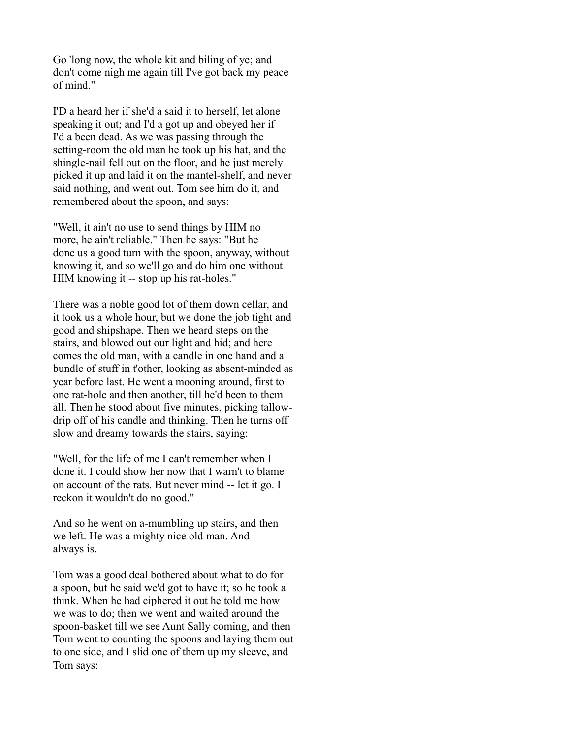Go 'long now, the whole kit and biling of ye; and don't come nigh me again till I've got back my peace of mind."

I'D a heard her if she'd a said it to herself, let alone speaking it out; and I'd a got up and obeyed her if I'd a been dead. As we was passing through the setting-room the old man he took up his hat, and the shingle-nail fell out on the floor, and he just merely picked it up and laid it on the mantel-shelf, and never said nothing, and went out. Tom see him do it, and remembered about the spoon, and says:

"Well, it ain't no use to send things by HIM no more, he ain't reliable." Then he says: "But he done us a good turn with the spoon, anyway, without knowing it, and so we'll go and do him one without HIM knowing it -- stop up his rat-holes."

There was a noble good lot of them down cellar, and it took us a whole hour, but we done the job tight and good and shipshape. Then we heard steps on the stairs, and blowed out our light and hid; and here comes the old man, with a candle in one hand and a bundle of stuff in t'other, looking as absent-minded as year before last. He went a mooning around, first to one rat-hole and then another, till he'd been to them all. Then he stood about five minutes, picking tallow-drip off of his candle and thinking. Then he turns off slow and dreamy towards the stairs, saying:

"Well, for the life of me I can't remember when I done it. I could show her now that I warn't to blame on account of the rats. But never mind -- let it go. I reckon it wouldn't do no good."

And so he went on a-mumbling up stairs, and then we left. He was a mighty nice old man. And always is.

Tom was a good deal bothered about what to do for a spoon, but he said we'd got to have it; so he took a think. When he had ciphered it out he told me how we was to do; then we went and waited around the spoon-basket till we see Aunt Sally coming, and then Tom went to counting the spoons and laying them out to one side, and I slid one of them up my sleeve, and Tom says: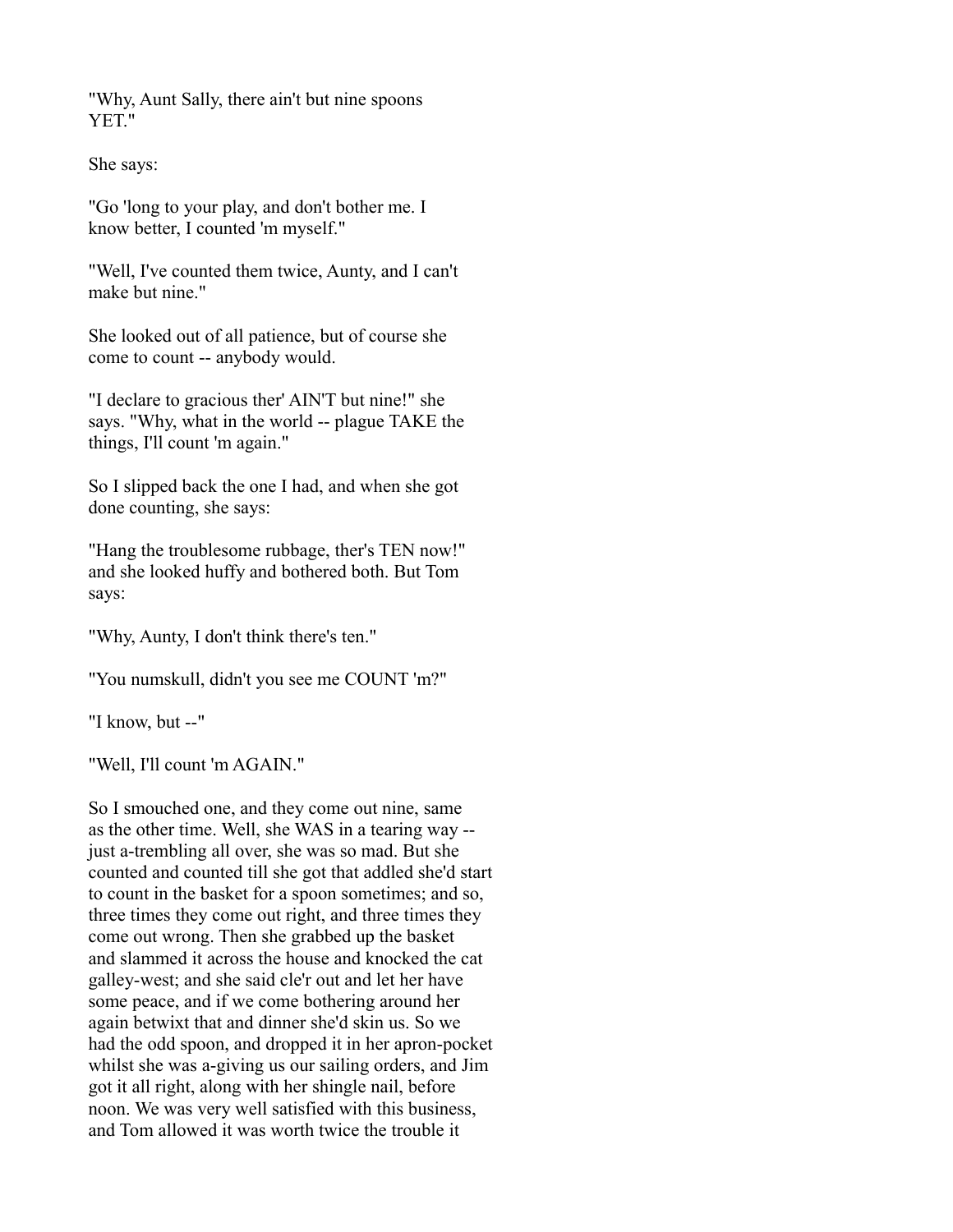"Why, Aunt Sally, there ain't but nine spoons YET."

She says:

"Go 'long to your play, and don't bother me. I know better, I counted 'm myself."

"Well, I've counted them twice, Aunty, and I can't make but nine."

She looked out of all patience, but of course she come to count -- anybody would.

"I declare to gracious ther' AIN'T but nine!" she says. "Why, what in the world -- plague TAKE the things, I'll count 'm again."

So I slipped back the one I had, and when she got done counting, she says:

"Hang the troublesome rubbage, ther's TEN now!" and she looked huffy and bothered both. But Tom says:

"Why, Aunty, I don't think there's ten."

"You numskull, didn't you see me COUNT 'm?"

"I know, but --"

"Well, I'll count 'm AGAIN."

So I smouched one, and they come out nine, same as the other time. Well, she WAS in a tearing way -- just a-trembling all over, she was so mad. But she counted and counted till she got that addled she'd start to count in the basket for a spoon sometimes; and so, three times they come out right, and three times they come out wrong. Then she grabbed up the basket and slammed it across the house and knocked the cat galley-west; and she said cle'r out and let her have some peace, and if we come bothering around her again betwixt that and dinner she'd skin us. So we had the odd spoon, and dropped it in her apron-pocket whilst she was a-giving us our sailing orders, and Jim got it all right, along with her shingle nail, before noon. We was very well satisfied with this business, and Tom allowed it was worth twice the trouble it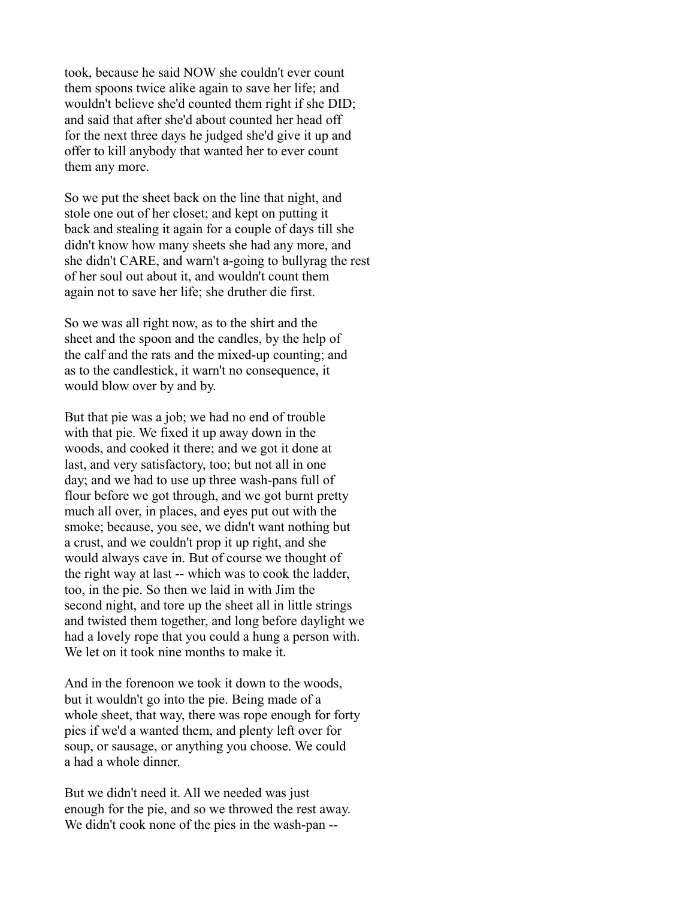took, because he said NOW she couldn't ever count them spoons twice alike again to save her life; and wouldn't believe she'd counted them right if she DID; and said that after she'd about counted her head off for the next three days he judged she'd give it up and offer to kill anybody that wanted her to ever count them any more.

So we put the sheet back on the line that night, and stole one out of her closet; and kept on putting it back and stealing it again for a couple of days till she didn't know how many sheets she had any more, and she didn't CARE, and warn't a-going to bullyrag the rest of her soul out about it, and wouldn't count them again not to save her life; she druther die first.

So we was all right now, as to the shirt and the sheet and the spoon and the candles, by the help of the calf and the rats and the mixed-up counting; and as to the candlestick, it warn't no consequence, it would blow over by and by.

But that pie was a job; we had no end of trouble with that pie. We fixed it up away down in the woods, and cooked it there; and we got it done at last, and very satisfactory, too; but not all in one day; and we had to use up three wash-pans full of flour before we got through, and we got burnt pretty much all over, in places, and eyes put out with the smoke; because, you see, we didn't want nothing but a crust, and we couldn't prop it up right, and she would always cave in. But of course we thought of the right way at last -- which was to cook the ladder, too, in the pie. So then we laid in with Jim the second night, and tore up the sheet all in little strings and twisted them together, and long before daylight we had a lovely rope that you could a hung a person with. We let on it took nine months to make it.

And in the forenoon we took it down to the woods, but it wouldn't go into the pie. Being made of a whole sheet, that way, there was rope enough for forty pies if we'd a wanted them, and plenty left over for soup, or sausage, or anything you choose. We could a had a whole dinner.

But we didn't need it. All we needed was just enough for the pie, and so we throwed the rest away. We didn't cook none of the pies in the wash-pan --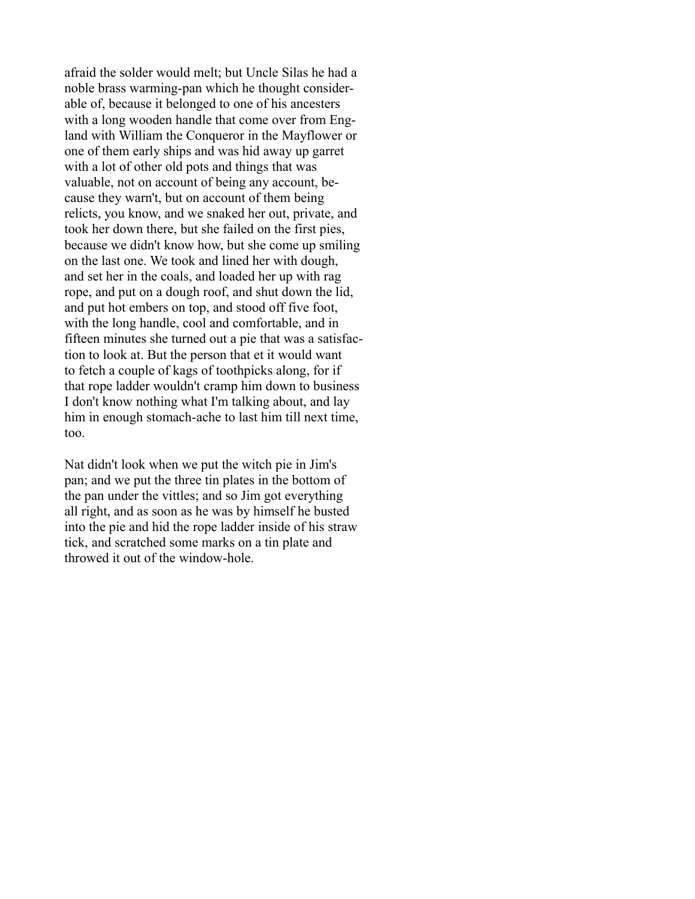afraid the solder would melt; but Uncle Silas he had a noble brass warming-pan which he thought considerable of, because it belonged to one of his ancesters with a long wooden handle that come over from England with William the Conqueror in the Mayflower or one of them early ships and was hid away up garret with a lot of other old pots and things that was valuable, not on account of being any account, because they warn't, but on account of them being relicts, you know, and we snaked her out, private, and took her down there, but she failed on the first pies, because we didn't know how, but she come up smiling on the last one. We took and lined her with dough, and set her in the coals, and loaded her up with rag rope, and put on a dough roof, and shut down the lid, and put hot embers on top, and stood off five foot, with the long handle, cool and comfortable, and in fifteen minutes she turned out a pie that was a satisfaction to look at. But the person that et it would want to fetch a couple of kags of toothpicks along, for if that rope ladder wouldn't cramp him down to business I don't know nothing what I'm talking about, and lay him in enough stomach-ache to last him till next time, too.

Nat didn't look when we put the witch pie in Jim's pan; and we put the three tin plates in the bottom of the pan under the vittles; and so Jim got everything all right, and as soon as he was by himself he busted into the pie and hid the rope ladder inside of his straw tick, and scratched some marks on a tin plate and throwed it out of the window-hole.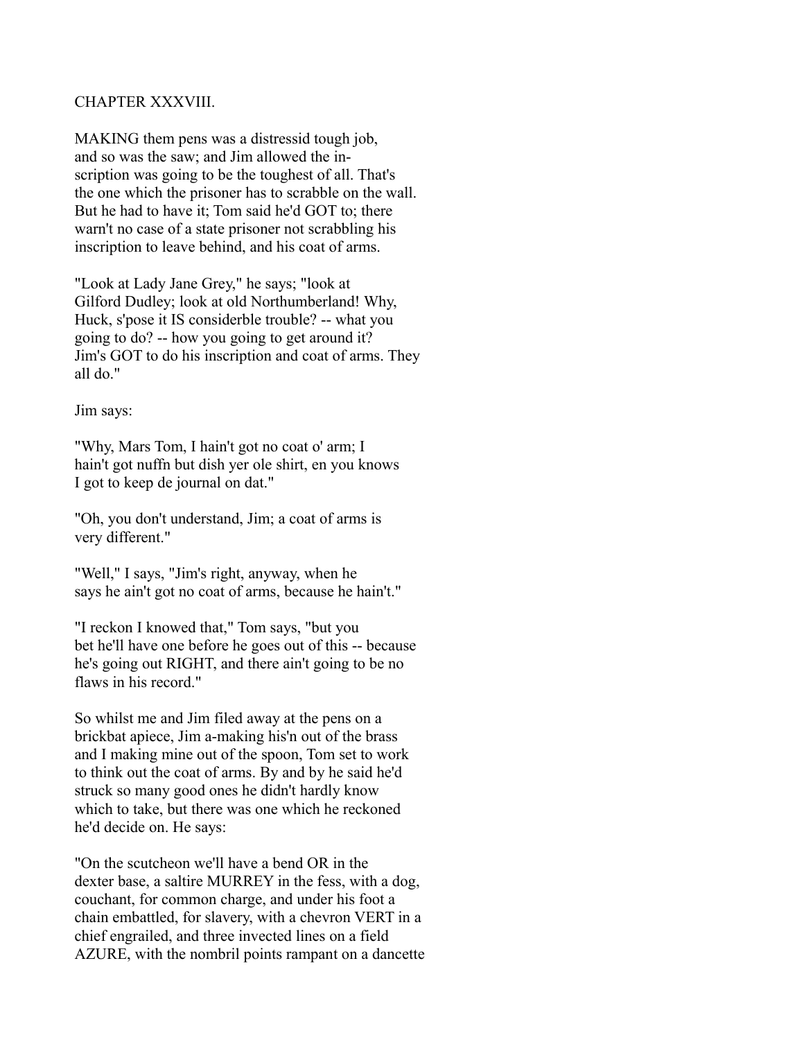## CHAPTER XXXVIII.

MAKING them pens was a distressid tough job, and so was the saw; and Jim allowed the inscription was going to be the toughest of all. That's the one which the prisoner has to scrabble on the wall. But he had to have it; Tom said he'd GOT to; there warn't no case of a state prisoner not scrabbling his inscription to leave behind, and his coat of arms.

"Look at Lady Jane Grey," he says; "look at Gilford Dudley; look at old Northumberland! Why, Huck, s'pose it IS considerble trouble? -- what you going to do? -- how you going to get around it? Jim's GOT to do his inscription and coat of arms. They all do."

Jim says:

"Why, Mars Tom, I hain't got no coat o' arm; I hain't got nuffn but dish yer ole shirt, en you knows I got to keep de journal on dat."

"Oh, you don't understand, Jim; a coat of arms is very different."

"Well," I says, "Jim's right, anyway, when he says he ain't got no coat of arms, because he hain't."

"I reckon I knowed that," Tom says, "but you bet he'll have one before he goes out of this -- because he's going out RIGHT, and there ain't going to be no flaws in his record."

So whilst me and Jim filed away at the pens on a brickbat apiece, Jim a-making his'n out of the brass and I making mine out of the spoon, Tom set to work to think out the coat of arms. By and by he said he'd struck so many good ones he didn't hardly know which to take, but there was one which he reckoned he'd decide on. He says:

"On the scutcheon we'll have a bend OR in the dexter base, a saltire MURREY in the fess, with a dog, couchant, for common charge, and under his foot a chain embattled, for slavery, with a chevron VERT in a chief engrailed, and three invected lines on a field AZURE, with the nombril points rampant on a dancette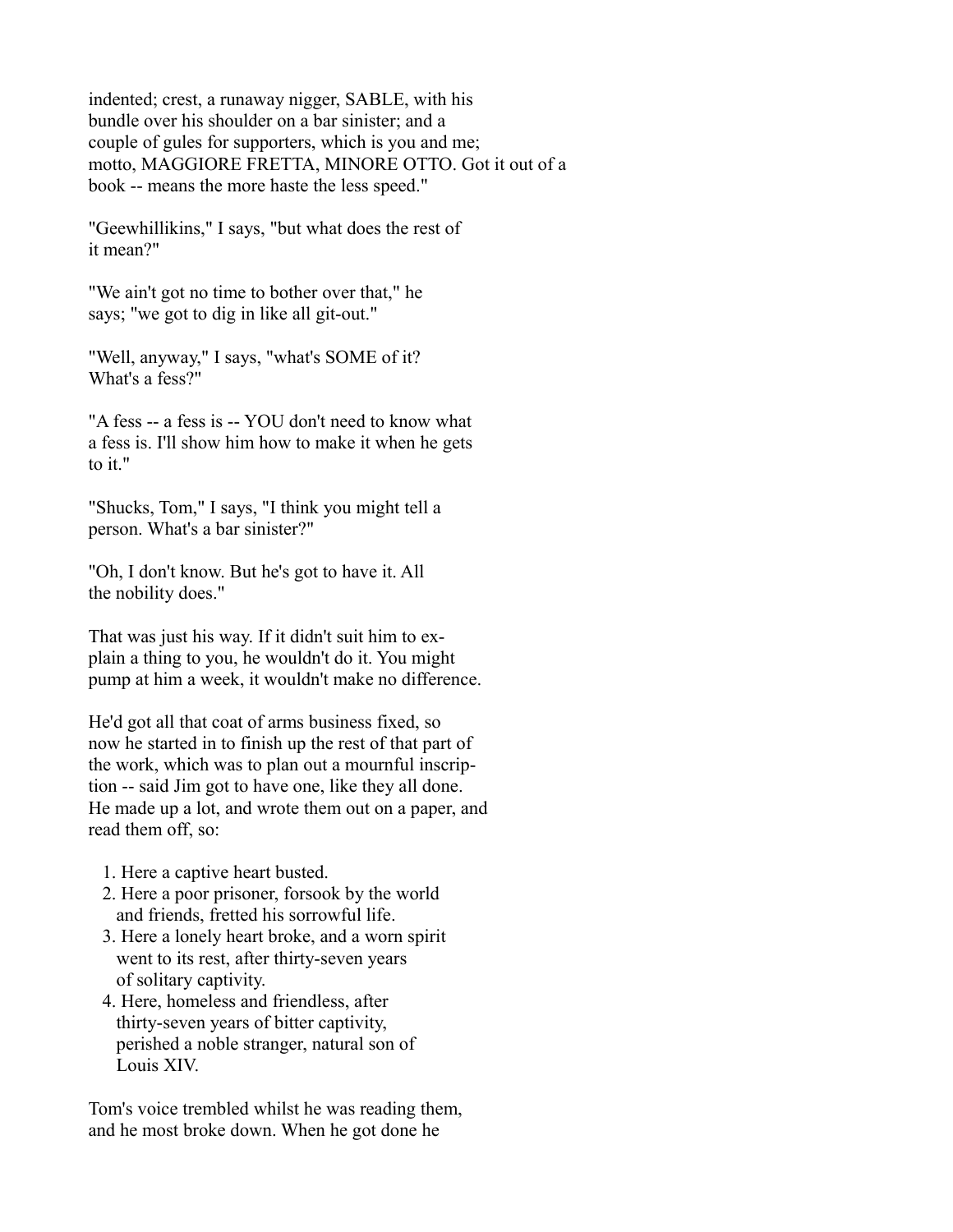indented; crest, a runaway nigger, SABLE, with his bundle over his shoulder on a bar sinister; and a couple of gules for supporters, which is you and me; motto, MAGGIORE FRETTA, MINORE OTTO. Got it out of a book -- means the more haste the less speed."

"Geewhillikins," I says, "but what does the rest of it mean?"

"We ain't got no time to bother over that," he says; "we got to dig in like all git-out."

"Well, anyway," I says, "what's SOME of it? What's a fess?"

"A fess -- a fess is -- YOU don't need to know what a fess is. I'll show him how to make it when he gets to it."

"Shucks, Tom," I says, "I think you might tell a person. What's a bar sinister?"

"Oh, I don't know. But he's got to have it. All the nobility does."

That was just his way. If it didn't suit him to explain a thing to you, he wouldn't do it. You might pump at him a week, it wouldn't make no difference.

He'd got all that coat of arms business fixed, so now he started in to finish up the rest of that part of the work, which was to plan out a mournful inscription -- said Jim got to have one, like they all done. He made up a lot, and wrote them out on a paper, and read them off, so:

1. Here a captive heart busted.
2. Here a poor prisoner, forsook by the world and friends, fretted his sorrowful life.
3. Here a lonely heart broke, and a worn spirit went to its rest, after thirty-seven years of solitary captivity.
4. Here, homeless and friendless, after thirty-seven years of bitter captivity, perished a noble stranger, natural son of Louis XIV.

Tom's voice trembled whilst he was reading them, and he most broke down. When he got done he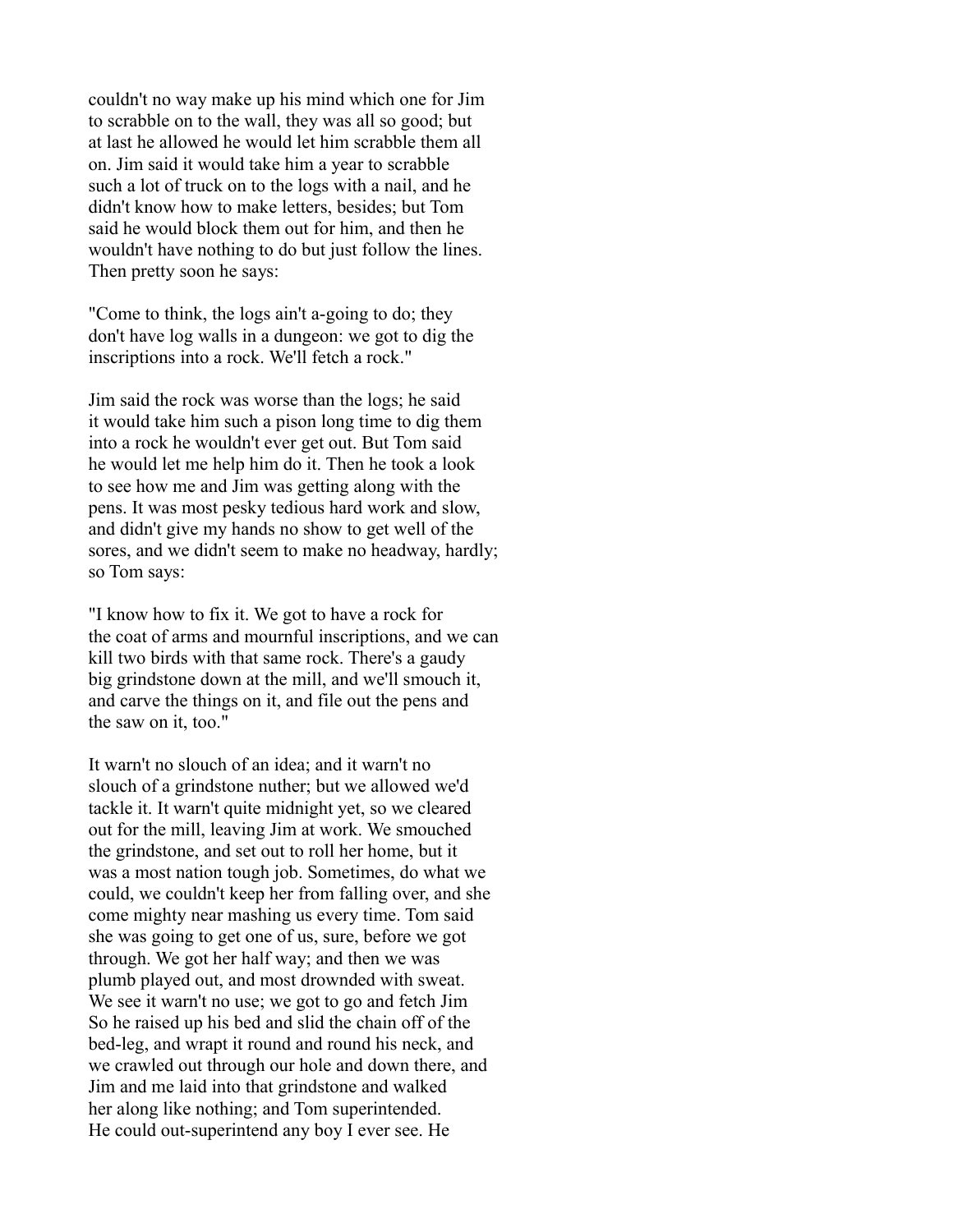couldn't no way make up his mind which one for Jim to scrabble on to the wall, they was all so good; but at last he allowed he would let him scrabble them all on. Jim said it would take him a year to scrabble such a lot of truck on to the logs with a nail, and he didn't know how to make letters, besides; but Tom said he would block them out for him, and then he wouldn't have nothing to do but just follow the lines. Then pretty soon he says:

"Come to think, the logs ain't a-going to do; they don't have log walls in a dungeon: we got to dig the inscriptions into a rock. We'll fetch a rock."

Jim said the rock was worse than the logs; he said it would take him such a pison long time to dig them into a rock he wouldn't ever get out. But Tom said he would let me help him do it. Then he took a look to see how me and Jim was getting along with the pens. It was most pesky tedious hard work and slow, and didn't give my hands no show to get well of the sores, and we didn't seem to make no headway, hardly; so Tom says:

"I know how to fix it. We got to have a rock for the coat of arms and mournful inscriptions, and we can kill two birds with that same rock. There's a gaudy big grindstone down at the mill, and we'll smouch it, and carve the things on it, and file out the pens and the saw on it, too."

It warn't no slouch of an idea; and it warn't no slouch of a grindstone nuther; but we allowed we'd tackle it. It warn't quite midnight yet, so we cleared out for the mill, leaving Jim at work. We smouched the grindstone, and set out to roll her home, but it was a most nation tough job. Sometimes, do what we could, we couldn't keep her from falling over, and she come mighty near mashing us every time. Tom said she was going to get one of us, sure, before we got through. We got her half way; and then we was plumb played out, and most drownded with sweat. We see it warn't no use; we got to go and fetch Jim So he raised up his bed and slid the chain off of the bed-leg, and wrapt it round and round his neck, and we crawled out through our hole and down there, and Jim and me laid into that grindstone and walked her along like nothing; and Tom superintended. He could out-superintend any boy I ever see. He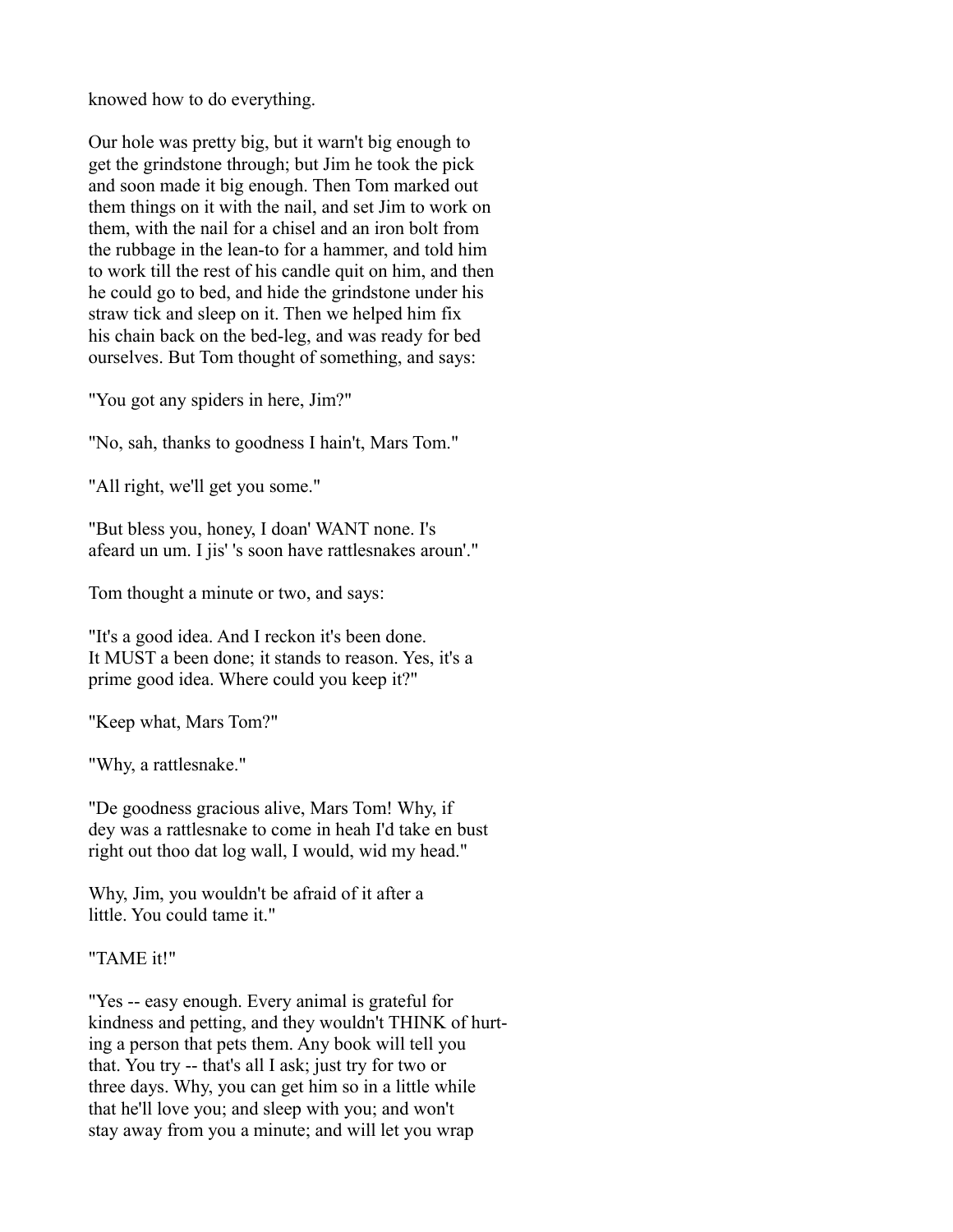knowed how to do everything.

Our hole was pretty big, but it warn't big enough to get the grindstone through; but Jim he took the pick and soon made it big enough. Then Tom marked out them things on it with the nail, and set Jim to work on them, with the nail for a chisel and an iron bolt from the rubbage in the lean-to for a hammer, and told him to work till the rest of his candle quit on him, and then he could go to bed, and hide the grindstone under his straw tick and sleep on it. Then we helped him fix his chain back on the bed-leg, and was ready for bed ourselves. But Tom thought of something, and says:

"You got any spiders in here, Jim?"

"No, sah, thanks to goodness I hain't, Mars Tom."

"All right, we'll get you some."

"But bless you, honey, I doan' WANT none. I's afeard un um. I jis' 's soon have rattlesnakes aroun'."

Tom thought a minute or two, and says:

"It's a good idea. And I reckon it's been done. It MUST a been done; it stands to reason. Yes, it's a prime good idea. Where could you keep it?"

"Keep what, Mars Tom?"

"Why, a rattlesnake."

"De goodness gracious alive, Mars Tom! Why, if dey was a rattlesnake to come in heah I'd take en bust right out thoo dat log wall, I would, wid my head."

Why, Jim, you wouldn't be afraid of it after a little. You could tame it."

"TAME it!"

"Yes -- easy enough. Every animal is grateful for kindness and petting, and they wouldn't THINK of hurting a person that pets them. Any book will tell you that. You try -- that's all I ask; just try for two or three days. Why, you can get him so in a little while that he'll love you; and sleep with you; and won't stay away from you a minute; and will let you wrap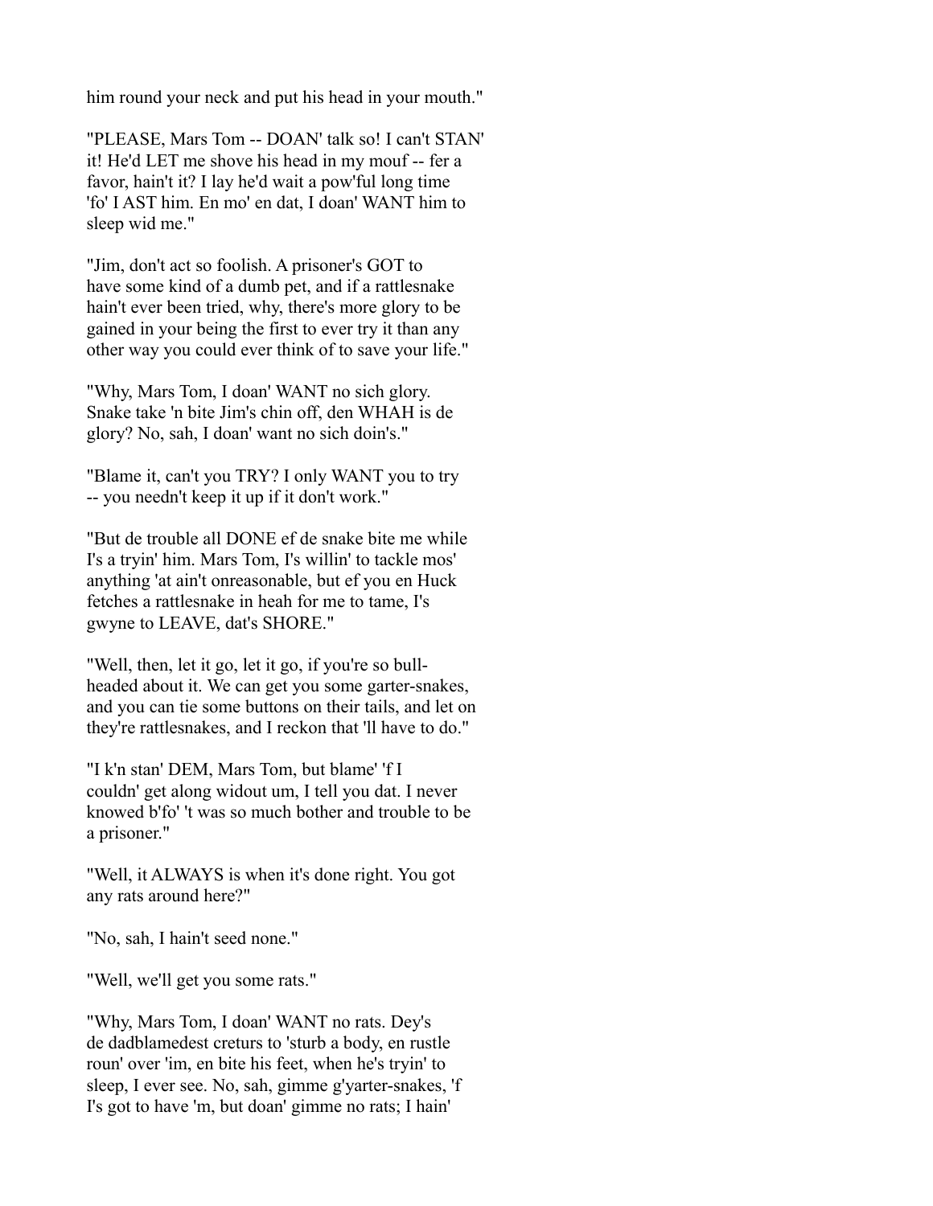him round your neck and put his head in your mouth."

"PLEASE, Mars Tom -- DOAN' talk so! I can't STAN' it! He'd LET me shove his head in my mouf -- fer a favor, hain't it? I lay he'd wait a pow'ful long time 'fo' I AST him. En mo' en dat, I doan' WANT him to sleep wid me."

"Jim, don't act so foolish. A prisoner's GOT to have some kind of a dumb pet, and if a rattlesnake hain't ever been tried, why, there's more glory to be gained in your being the first to ever try it than any other way you could ever think of to save your life."

"Why, Mars Tom, I doan' WANT no sich glory. Snake take 'n bite Jim's chin off, den WHAH is de glory? No, sah, I doan' want no sich doin's."

"Blame it, can't you TRY? I only WANT you to try -- you needn't keep it up if it don't work."

"But de trouble all DONE ef de snake bite me while I's a tryin' him. Mars Tom, I's willin' to tackle mos' anything 'at ain't onreasonable, but ef you en Huck fetches a rattlesnake in heah for me to tame, I's gwyne to LEAVE, dat's SHORE."

"Well, then, let it go, let it go, if you're so bull-headed about it. We can get you some garter-snakes, and you can tie some buttons on their tails, and let on they're rattlesnakes, and I reckon that 'll have to do."

"I k'n stan' DEM, Mars Tom, but blame' 'f I couldn' get along widout um, I tell you dat. I never knowed b'fo' 't was so much bother and trouble to be a prisoner."

"Well, it ALWAYS is when it's done right. You got any rats around here?"

"No, sah, I hain't seed none."

"Well, we'll get you some rats."

"Why, Mars Tom, I doan' WANT no rats. Dey's de dadblamedest creturs to 'sturb a body, en rustle roun' over 'im, en bite his feet, when he's tryin' to sleep, I ever see. No, sah, gimme g'yarter-snakes, 'f I's got to have 'm, but doan' gimme no rats; I hain'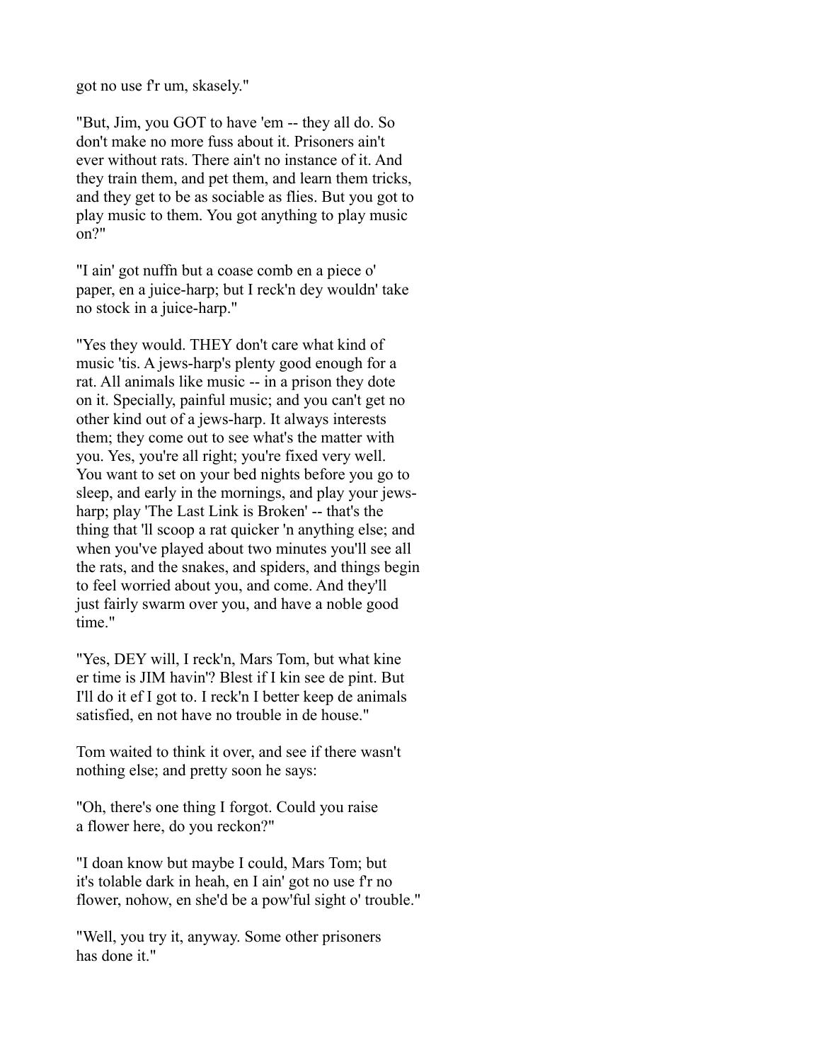got no use f'r um, skasely."

"But, Jim, you GOT to have 'em -- they all do. So don't make no more fuss about it. Prisoners ain't ever without rats. There ain't no instance of it. And they train them, and pet them, and learn them tricks, and they get to be as sociable as flies. But you got to play music to them. You got anything to play music on?"

"I ain' got nuffn but a coase comb en a piece o' paper, en a juice-harp; but I reck'n dey wouldn' take no stock in a juice-harp."

"Yes they would. THEY don't care what kind of music 'tis. A jews-harp's plenty good enough for a rat. All animals like music -- in a prison they dote on it. Specially, painful music; and you can't get no other kind out of a jews-harp. It always interests them; they come out to see what's the matter with you. Yes, you're all right; you're fixed very well. You want to set on your bed nights before you go to sleep, and early in the mornings, and play your jews-harp; play 'The Last Link is Broken' -- that's the thing that 'll scoop a rat quicker 'n anything else; and when you've played about two minutes you'll see all the rats, and the snakes, and spiders, and things begin to feel worried about you, and come. And they'll just fairly swarm over you, and have a noble good time."

"Yes, DEY will, I reck'n, Mars Tom, but what kine er time is JIM havin'? Blest if I kin see de pint. But I'll do it ef I got to. I reck'n I better keep de animals satisfied, en not have no trouble in de house."

Tom waited to think it over, and see if there wasn't nothing else; and pretty soon he says:

"Oh, there's one thing I forgot. Could you raise a flower here, do you reckon?"

"I doan know but maybe I could, Mars Tom; but it's tolable dark in heah, en I ain' got no use f'r no flower, nohow, en she'd be a pow'ful sight o' trouble."

"Well, you try it, anyway. Some other prisoners has done it."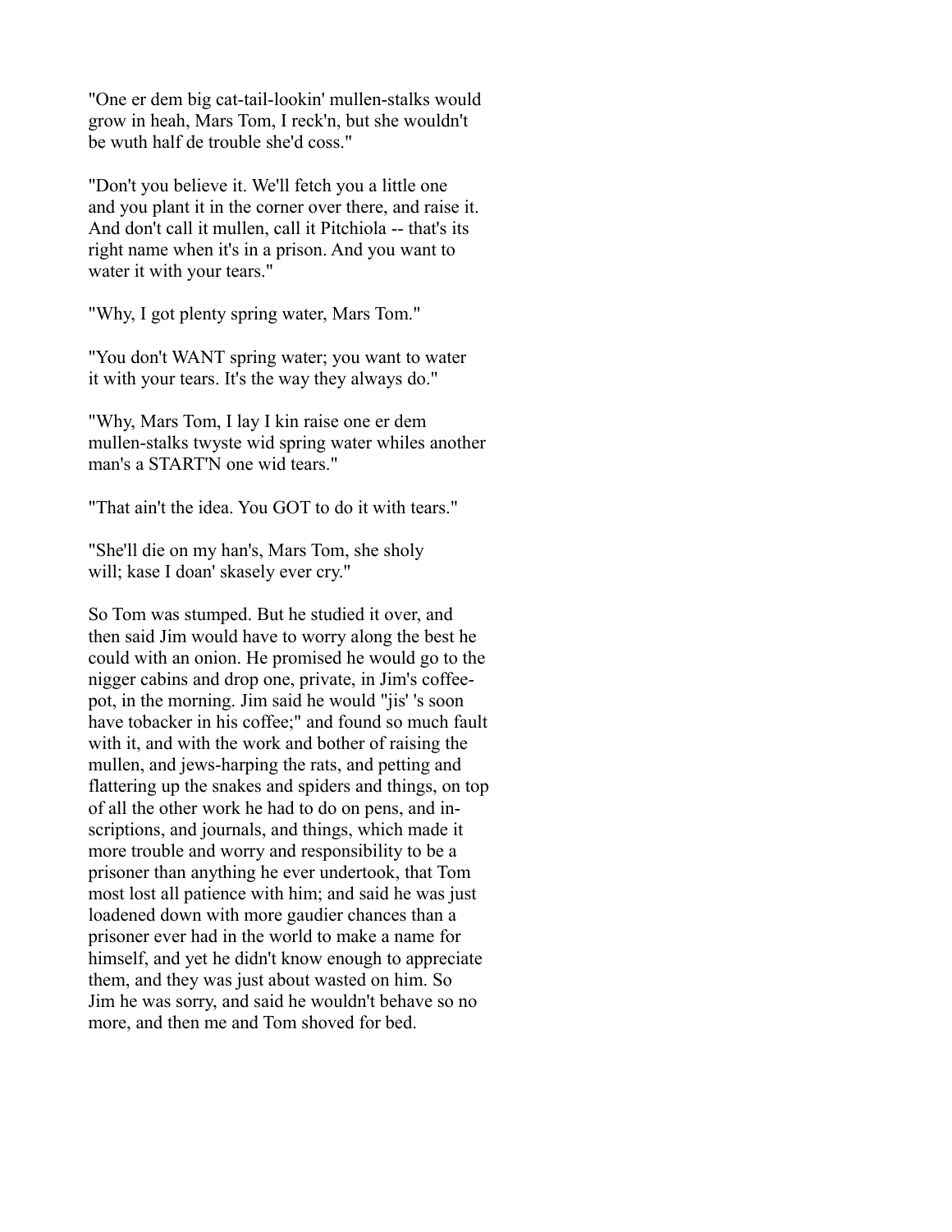"One er dem big cat-tail-lookin' mullen-stalks would grow in heah, Mars Tom, I reck'n, but she wouldn't be wuth half de trouble she'd coss."

"Don't you believe it. We'll fetch you a little one and you plant it in the corner over there, and raise it. And don't call it mullen, call it Pitchiola -- that's its right name when it's in a prison. And you want to water it with your tears."

"Why, I got plenty spring water, Mars Tom."

"You don't WANT spring water; you want to water it with your tears. It's the way they always do."

"Why, Mars Tom, I lay I kin raise one er dem mullen-stalks twyste wid spring water whiles another man's a START'N one wid tears."

"That ain't the idea. You GOT to do it with tears."

"She'll die on my han's, Mars Tom, she sholy will; kase I doan' skasely ever cry."

So Tom was stumped. But he studied it over, and then said Jim would have to worry along the best he could with an onion. He promised he would go to the nigger cabins and drop one, private, in Jim's coffee-pot, in the morning. Jim said he would "jis' 's soon have tobacker in his coffee;" and found so much fault with it, and with the work and bother of raising the mullen, and jews-harping the rats, and petting and flattering up the snakes and spiders and things, on top of all the other work he had to do on pens, and inscriptions, and journals, and things, which made it more trouble and worry and responsibility to be a prisoner than anything he ever undertook, that Tom most lost all patience with him; and said he was just loadened down with more gaudier chances than a prisoner ever had in the world to make a name for himself, and yet he didn't know enough to appreciate them, and they was just about wasted on him. So Jim he was sorry, and said he wouldn't behave so no more, and then me and Tom shoved for bed.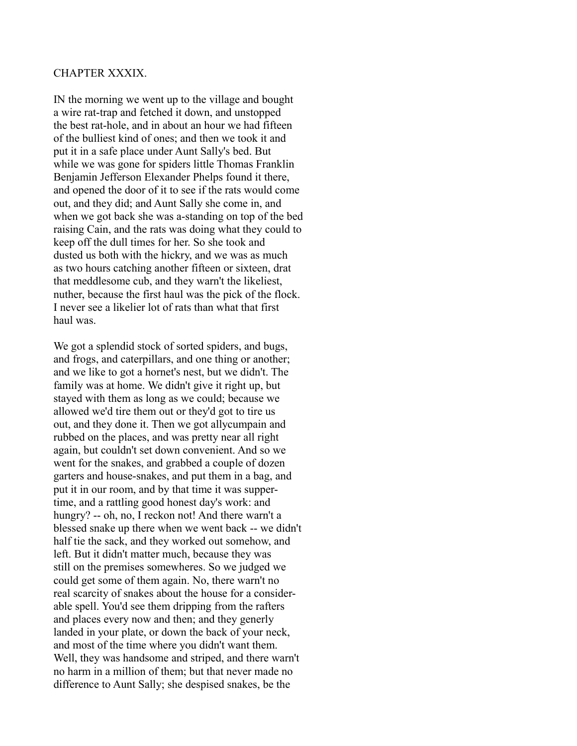# CHAPTER XXXIX.

IN the morning we went up to the village and bought a wire rat-trap and fetched it down, and unstopped the best rat-hole, and in about an hour we had fifteen of the bulliest kind of ones; and then we took it and put it in a safe place under Aunt Sally's bed. But while we was gone for spiders little Thomas Franklin Benjamin Jefferson Elexander Phelps found it there, and opened the door of it to see if the rats would come out, and they did; and Aunt Sally she come in, and when we got back she was a-standing on top of the bed raising Cain, and the rats was doing what they could to keep off the dull times for her. So she took and dusted us both with the hickry, and we was as much as two hours catching another fifteen or sixteen, drat that meddlesome cub, and they warn't the likeliest, nuther, because the first haul was the pick of the flock. I never see a likelier lot of rats than what that first haul was.

We got a splendid stock of sorted spiders, and bugs, and frogs, and caterpillars, and one thing or another; and we like to got a hornet's nest, but we didn't. The family was at home. We didn't give it right up, but stayed with them as long as we could; because we allowed we'd tire them out or they'd got to tire us out, and they done it. Then we got allycumpain and rubbed on the places, and was pretty near all right again, but couldn't set down convenient. And so we went for the snakes, and grabbed a couple of dozen garters and house-snakes, and put them in a bag, and put it in our room, and by that time it was supper-time, and a rattling good honest day's work: and hungry? -- oh, no, I reckon not! And there warn't a blessed snake up there when we went back -- we didn't half tie the sack, and they worked out somehow, and left. But it didn't matter much, because they was still on the premises somewheres. So we judged we could get some of them again. No, there warn't no real scarcity of snakes about the house for a considerable spell. You'd see them dripping from the rafters and places every now and then; and they generly landed in your plate, or down the back of your neck, and most of the time where you didn't want them. Well, they was handsome and striped, and there warn't no harm in a million of them; but that never made no difference to Aunt Sally; she despised snakes, be the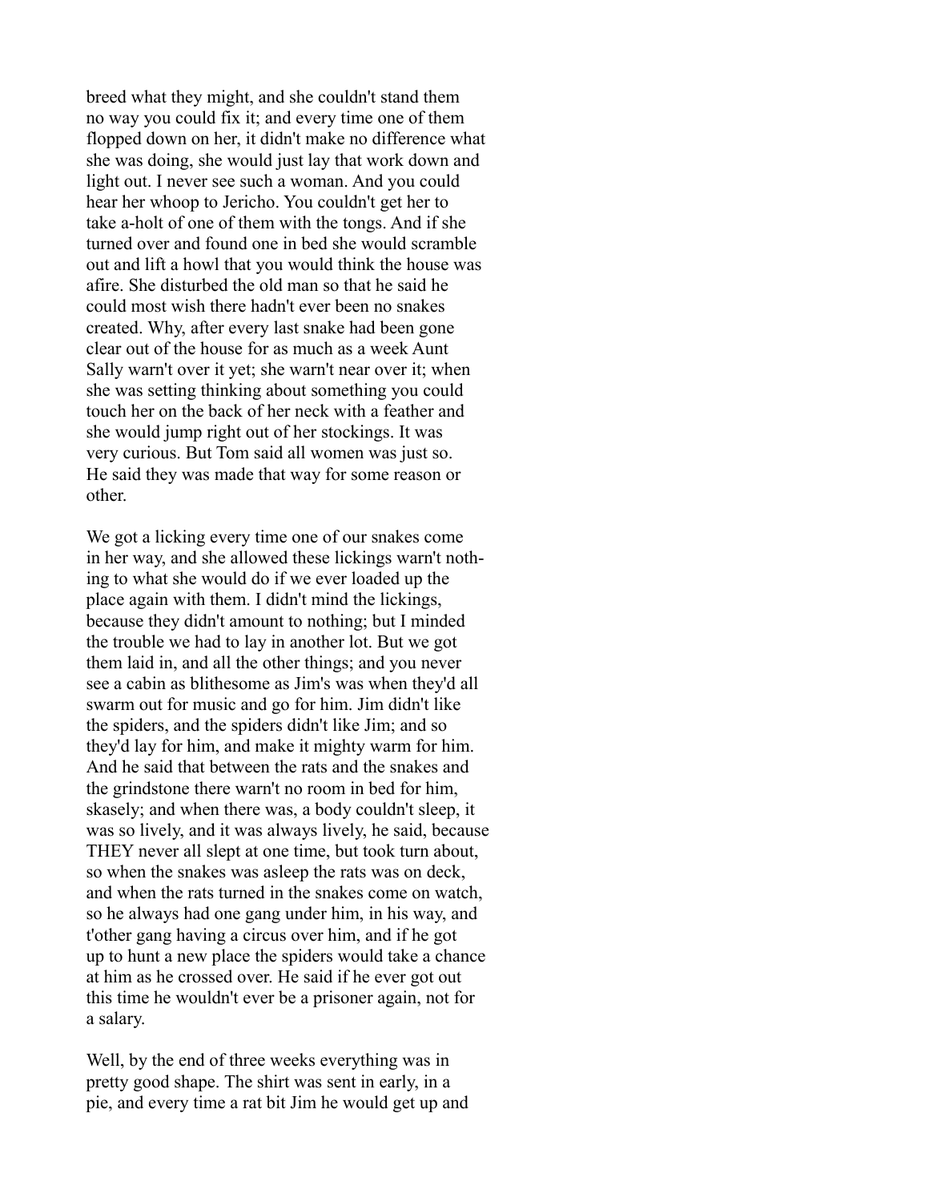breed what they might, and she couldn't stand them no way you could fix it; and every time one of them flopped down on her, it didn't make no difference what she was doing, she would just lay that work down and light out. I never see such a woman. And you could hear her whoop to Jericho. You couldn't get her to take a-holt of one of them with the tongs. And if she turned over and found one in bed she would scramble out and lift a howl that you would think the house was afire. She disturbed the old man so that he said he could most wish there hadn't ever been no snakes created. Why, after every last snake had been gone clear out of the house for as much as a week Aunt Sally warn't over it yet; she warn't near over it; when she was setting thinking about something you could touch her on the back of her neck with a feather and she would jump right out of her stockings. It was very curious. But Tom said all women was just so. He said they was made that way for some reason or other.

We got a licking every time one of our snakes come in her way, and she allowed these lickings warn't nothing to what she would do if we ever loaded up the place again with them. I didn't mind the lickings, because they didn't amount to nothing; but I minded the trouble we had to lay in another lot. But we got them laid in, and all the other things; and you never see a cabin as blithesome as Jim's was when they'd all swarm out for music and go for him. Jim didn't like the spiders, and the spiders didn't like Jim; and so they'd lay for him, and make it mighty warm for him. And he said that between the rats and the snakes and the grindstone there warn't no room in bed for him, skasely; and when there was, a body couldn't sleep, it was so lively, and it was always lively, he said, because THEY never all slept at one time, but took turn about, so when the snakes was asleep the rats was on deck, and when the rats turned in the snakes come on watch, so he always had one gang under him, in his way, and t'other gang having a circus over him, and if he got up to hunt a new place the spiders would take a chance at him as he crossed over. He said if he ever got out this time he wouldn't ever be a prisoner again, not for a salary.

Well, by the end of three weeks everything was in pretty good shape. The shirt was sent in early, in a pie, and every time a rat bit Jim he would get up and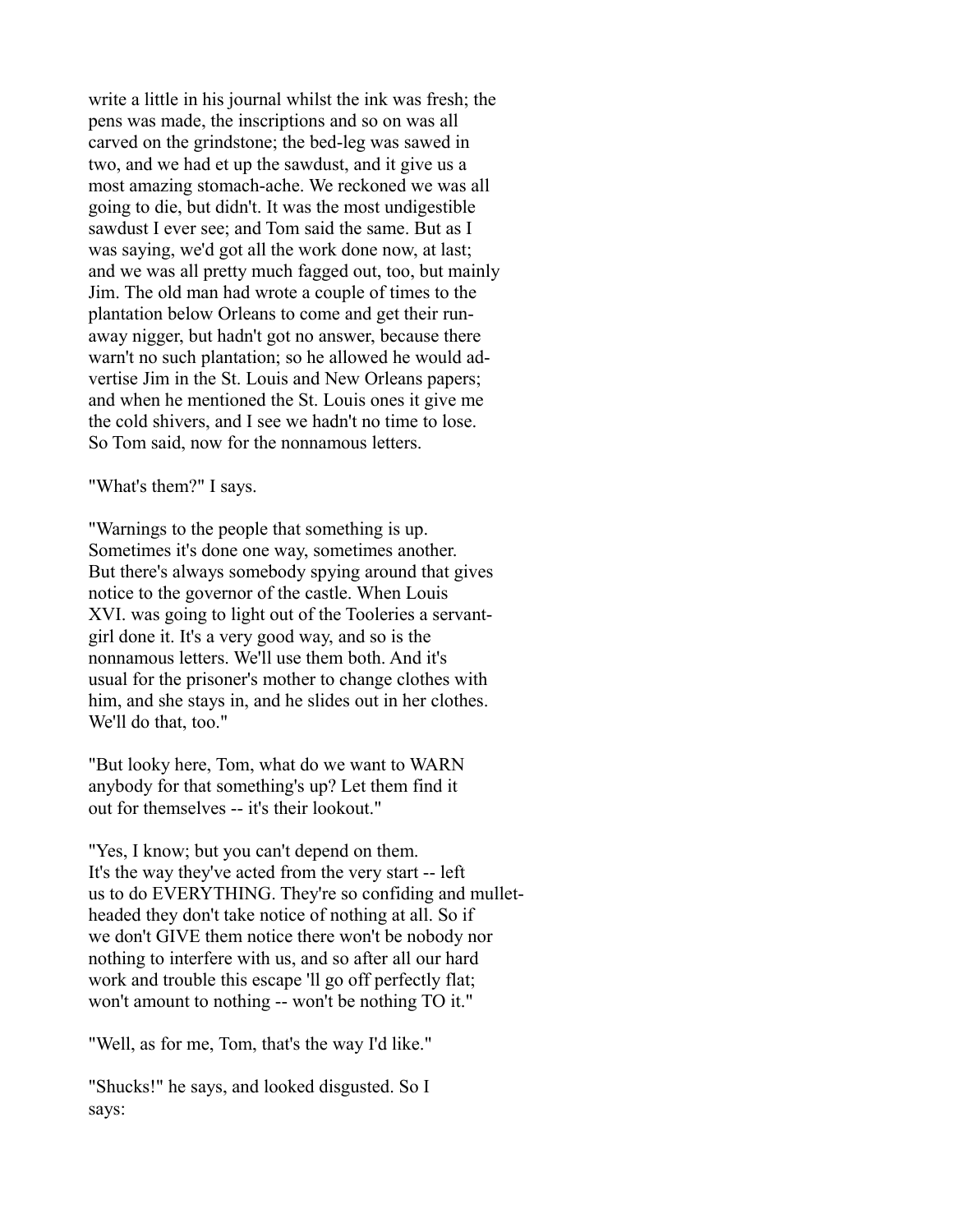write a little in his journal whilst the ink was fresh; the pens was made, the inscriptions and so on was all carved on the grindstone; the bed-leg was sawed in two, and we had et up the sawdust, and it give us a most amazing stomach-ache. We reckoned we was all going to die, but didn't. It was the most undigestible sawdust I ever see; and Tom said the same. But as I was saying, we'd got all the work done now, at last; and we was all pretty much fagged out, too, but mainly Jim. The old man had wrote a couple of times to the plantation below Orleans to come and get their runaway nigger, but hadn't got no answer, because there warn't no such plantation; so he allowed he would advertise Jim in the St. Louis and New Orleans papers; and when he mentioned the St. Louis ones it give me the cold shivers, and I see we hadn't no time to lose. So Tom said, now for the nonnamous letters.

"What's them?" I says.

"Warnings to the people that something is up. Sometimes it's done one way, sometimes another. But there's always somebody spying around that gives notice to the governor of the castle. When Louis XVI. was going to light out of the Tooleries a servant-girl done it. It's a very good way, and so is the nonnamous letters. We'll use them both. And it's usual for the prisoner's mother to change clothes with him, and she stays in, and he slides out in her clothes. We'll do that, too."

"But looky here, Tom, what do we want to WARN anybody for that something's up? Let them find it out for themselves -- it's their lookout."

"Yes, I know; but you can't depend on them. It's the way they've acted from the very start -- left us to do EVERYTHING. They're so confiding and mullet-headed they don't take notice of nothing at all. So if we don't GIVE them notice there won't be nobody nor nothing to interfere with us, and so after all our hard work and trouble this escape 'll go off perfectly flat; won't amount to nothing -- won't be nothing TO it."

"Well, as for me, Tom, that's the way I'd like."

"Shucks!" he says, and looked disgusted. So I says: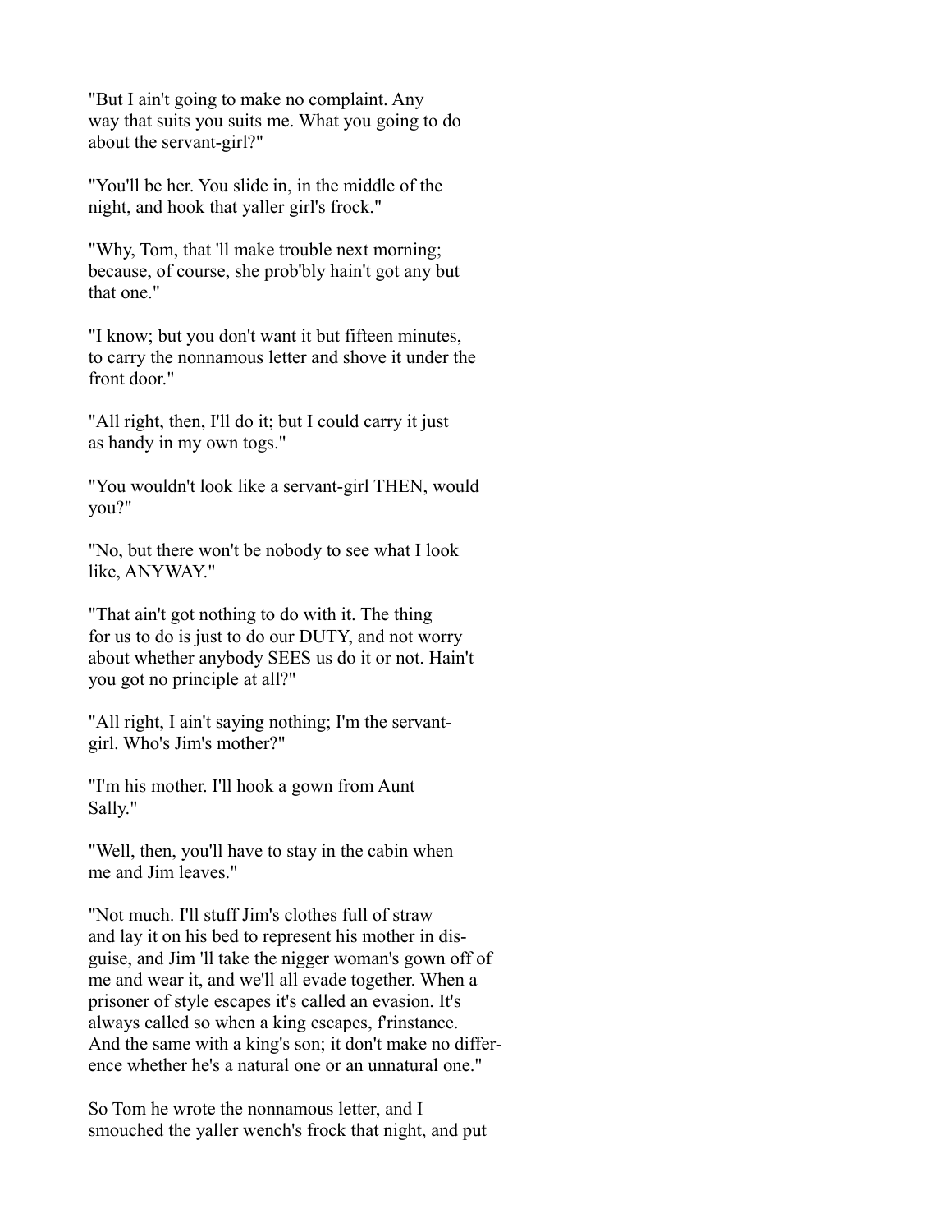"But I ain't going to make no complaint. Any way that suits you suits me. What you going to do about the servant-girl?"

"You'll be her. You slide in, in the middle of the night, and hook that yaller girl's frock."

"Why, Tom, that 'll make trouble next morning; because, of course, she prob'bly hain't got any but that one."

"I know; but you don't want it but fifteen minutes, to carry the nonnamous letter and shove it under the front door."

"All right, then, I'll do it; but I could carry it just as handy in my own togs."

"You wouldn't look like a servant-girl THEN, would you?"

"No, but there won't be nobody to see what I look like, ANYWAY."

"That ain't got nothing to do with it. The thing for us to do is just to do our DUTY, and not worry about whether anybody SEES us do it or not. Hain't you got no principle at all?"

"All right, I ain't saying nothing; I'm the servant-girl. Who's Jim's mother?"

"I'm his mother. I'll hook a gown from Aunt Sally."

"Well, then, you'll have to stay in the cabin when me and Jim leaves."

"Not much. I'll stuff Jim's clothes full of straw and lay it on his bed to represent his mother in disguise, and Jim 'll take the nigger woman's gown off of me and wear it, and we'll all evade together. When a prisoner of style escapes it's called an evasion. It's always called so when a king escapes, f'rinstance. And the same with a king's son; it don't make no difference whether he's a natural one or an unnatural one."

So Tom he wrote the nonnamous letter, and I smouched the yaller wench's frock that night, and put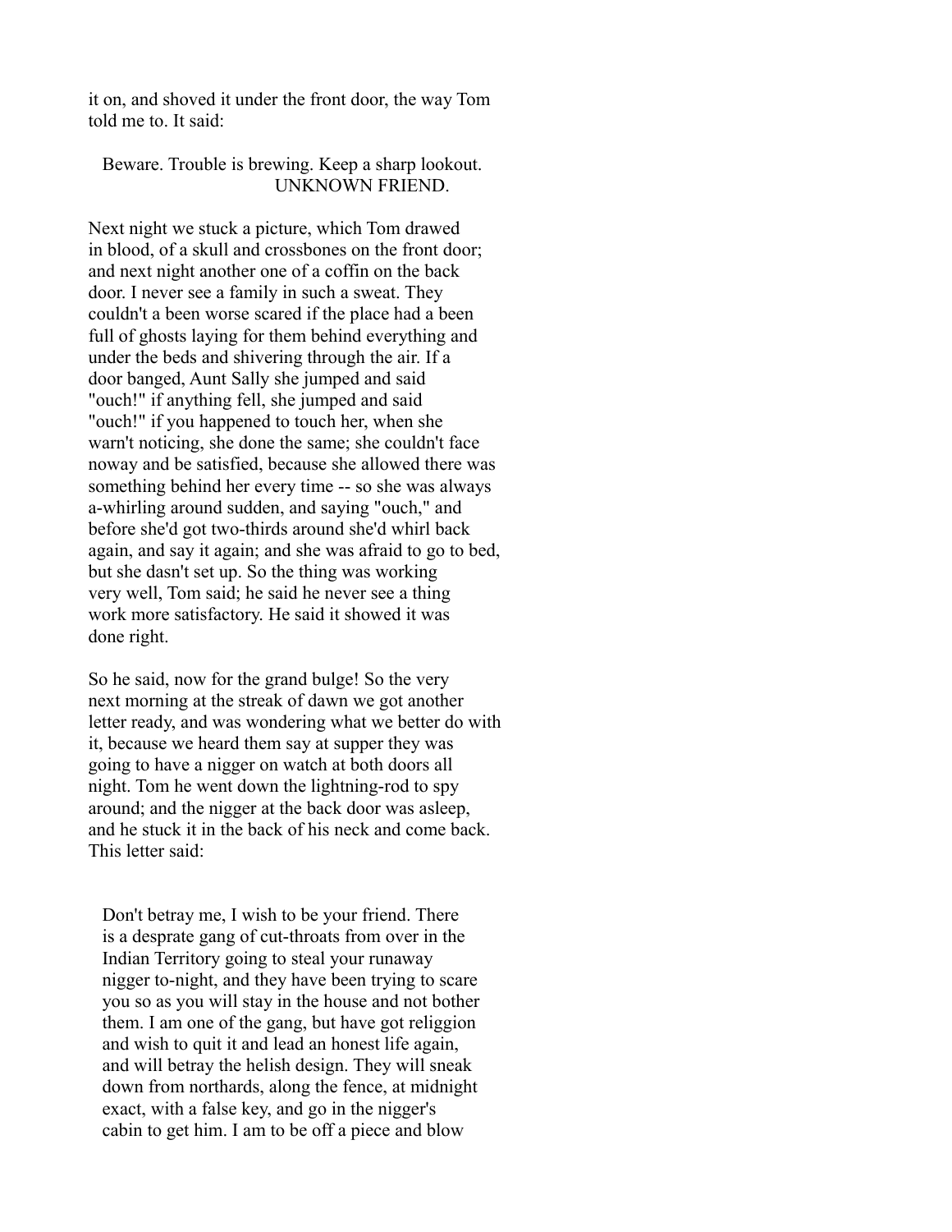it on, and shoved it under the front door, the way Tom told me to. It said:

> Beware. Trouble is brewing. Keep a sharp lookout.
> UNKNOWN FRIEND.

Next night we stuck a picture, which Tom drawed in blood, of a skull and crossbones on the front door; and next night another one of a coffin on the back door. I never see a family in such a sweat. They couldn't a been worse scared if the place had a been full of ghosts laying for them behind everything and under the beds and shivering through the air. If a door banged, Aunt Sally she jumped and said "ouch!" if anything fell, she jumped and said "ouch!" if you happened to touch her, when she warn't noticing, she done the same; she couldn't face noway and be satisfied, because she allowed there was something behind her every time -- so she was always a-whirling around sudden, and saying "ouch," and before she'd got two-thirds around she'd whirl back again, and say it again; and she was afraid to go to bed, but she dasn't set up. So the thing was working very well, Tom said; he said he never see a thing work more satisfactory. He said it showed it was done right.

So he said, now for the grand bulge! So the very next morning at the streak of dawn we got another letter ready, and was wondering what we better do with it, because we heard them say at supper they was going to have a nigger on watch at both doors all night. Tom he went down the lightning-rod to spy around; and the nigger at the back door was asleep, and he stuck it in the back of his neck and come back. This letter said:

> Don't betray me, I wish to be your friend. There is a desprate gang of cut-throats from over in the Indian Territory going to steal your runaway nigger to-night, and they have been trying to scare you so as you will stay in the house and not bother them. I am one of the gang, but have got religgion and wish to quit it and lead an honest life again, and will betray the helish design. They will sneak down from northards, along the fence, at midnight exact, with a false key, and go in the nigger's cabin to get him. I am to be off a piece and blow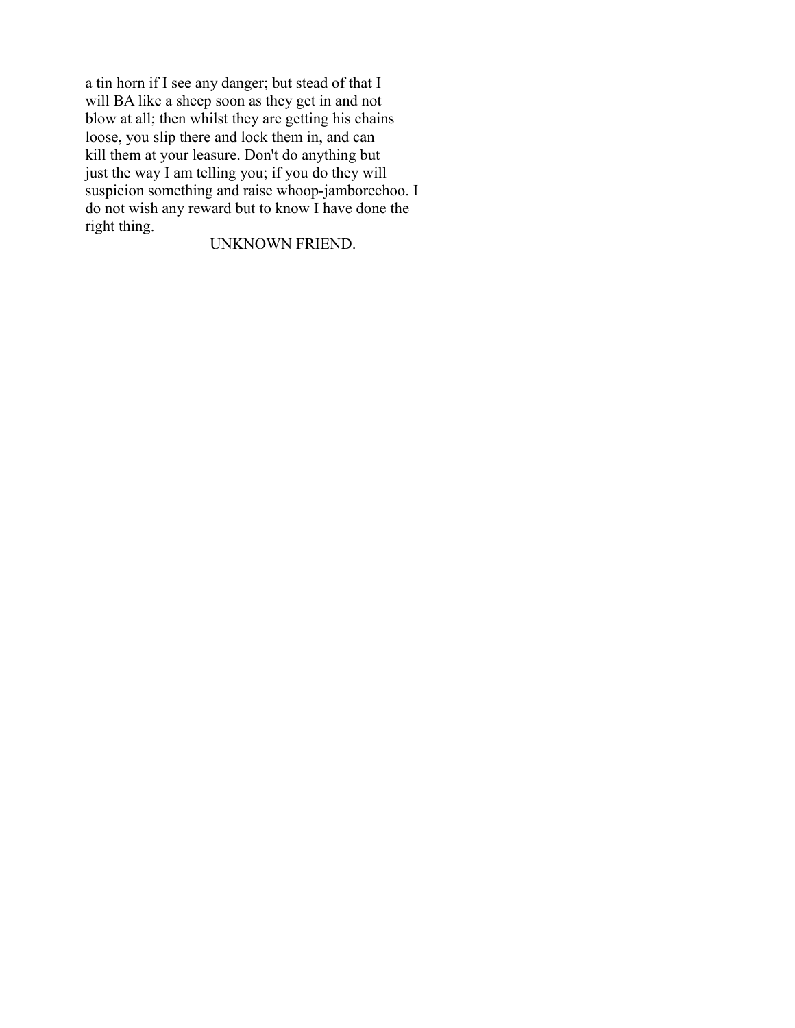a tin horn if I see any danger; but stead of that I will BA like a sheep soon as they get in and not blow at all; then whilst they are getting his chains loose, you slip there and lock them in, and can kill them at your leasure. Don't do anything but just the way I am telling you; if you do they will suspicion something and raise whoop-jamboreehoo. I do not wish any reward but to know I have done the right thing.

UNKNOWN FRIEND.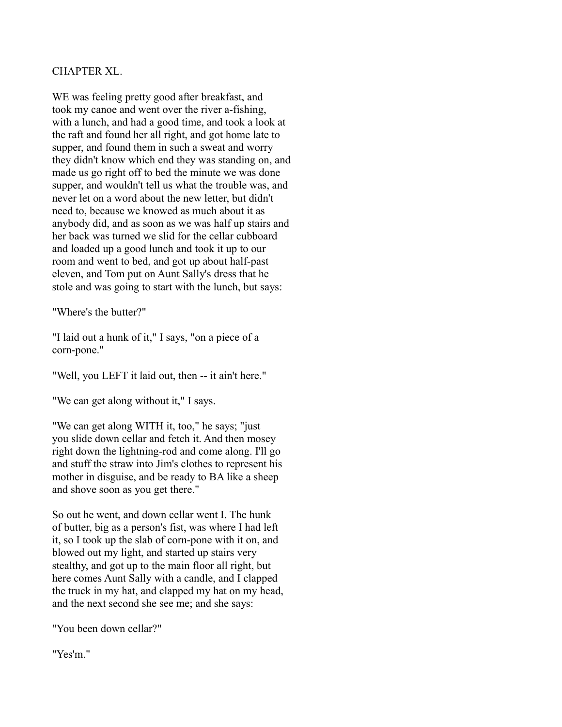## CHAPTER XL.

WE was feeling pretty good after breakfast, and took my canoe and went over the river a-fishing, with a lunch, and had a good time, and took a look at the raft and found her all right, and got home late to supper, and found them in such a sweat and worry they didn't know which end they was standing on, and made us go right off to bed the minute we was done supper, and wouldn't tell us what the trouble was, and never let on a word about the new letter, but didn't need to, because we knowed as much about it as anybody did, and as soon as we was half up stairs and her back was turned we slid for the cellar cubboard and loaded up a good lunch and took it up to our room and went to bed, and got up about half-past eleven, and Tom put on Aunt Sally's dress that he stole and was going to start with the lunch, but says:

"Where's the butter?"

"I laid out a hunk of it," I says, "on a piece of a corn-pone."

"Well, you LEFT it laid out, then -- it ain't here."

"We can get along without it," I says.

"We can get along WITH it, too," he says; "just you slide down cellar and fetch it. And then mosey right down the lightning-rod and come along. I'll go and stuff the straw into Jim's clothes to represent his mother in disguise, and be ready to BA like a sheep and shove soon as you get there."

So out he went, and down cellar went I. The hunk of butter, big as a person's fist, was where I had left it, so I took up the slab of corn-pone with it on, and blowed out my light, and started up stairs very stealthy, and got up to the main floor all right, but here comes Aunt Sally with a candle, and I clapped the truck in my hat, and clapped my hat on my head, and the next second she see me; and she says:

"You been down cellar?"

"Yes'm."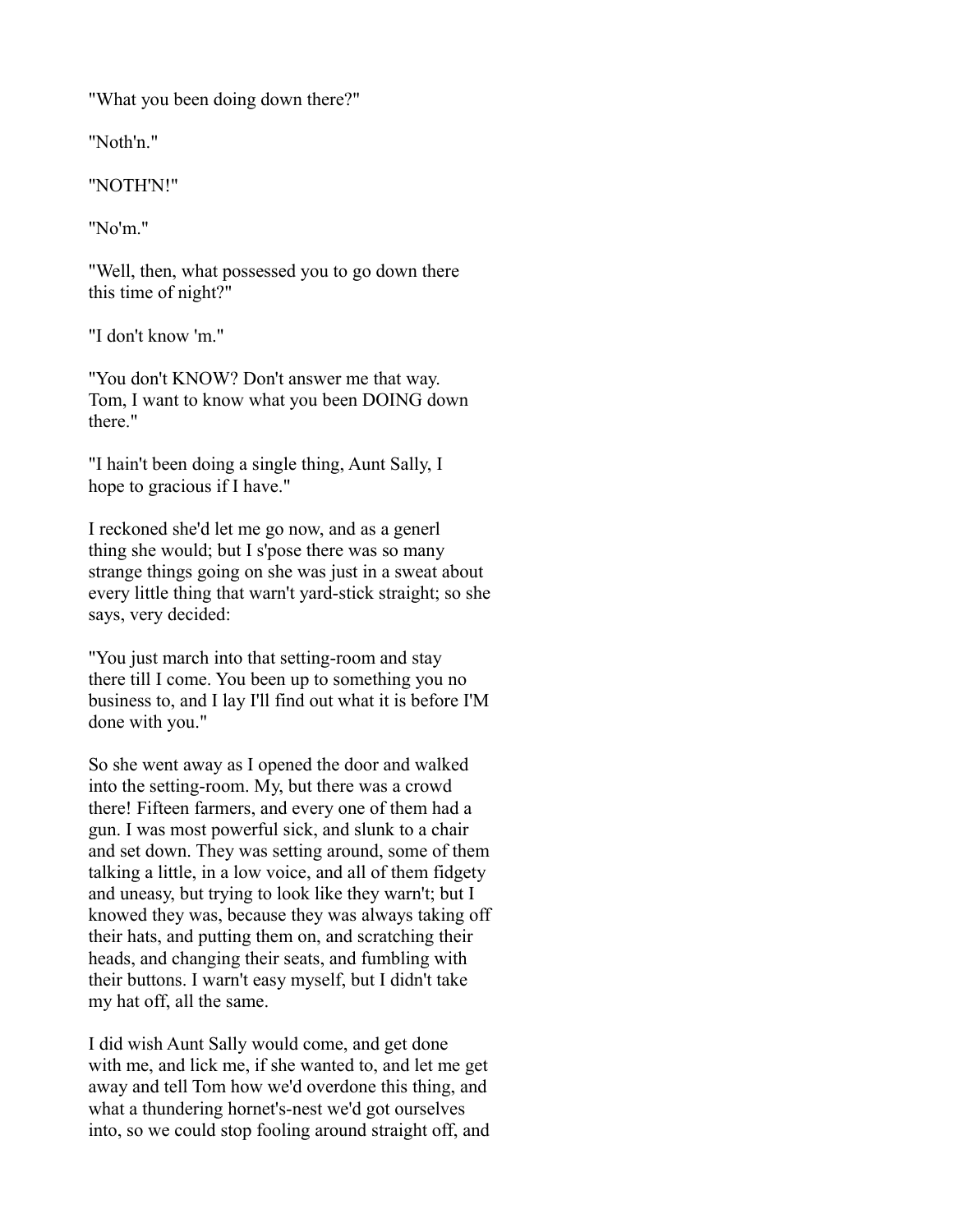"What you been doing down there?"

"Noth'n."

"NOTH'N!"

"No'm."

"Well, then, what possessed you to go down there this time of night?"

"I don't know 'm."

"You don't KNOW? Don't answer me that way. Tom, I want to know what you been DOING down there."

"I hain't been doing a single thing, Aunt Sally, I hope to gracious if I have."

I reckoned she'd let me go now, and as a generl thing she would; but I s'pose there was so many strange things going on she was just in a sweat about every little thing that warn't yard-stick straight; so she says, very decided:

"You just march into that setting-room and stay there till I come. You been up to something you no business to, and I lay I'll find out what it is before I'M done with you."

So she went away as I opened the door and walked into the setting-room. My, but there was a crowd there! Fifteen farmers, and every one of them had a gun. I was most powerful sick, and slunk to a chair and set down. They was setting around, some of them talking a little, in a low voice, and all of them fidgety and uneasy, but trying to look like they warn't; but I knowed they was, because they was always taking off their hats, and putting them on, and scratching their heads, and changing their seats, and fumbling with their buttons. I warn't easy myself, but I didn't take my hat off, all the same.

I did wish Aunt Sally would come, and get done with me, and lick me, if she wanted to, and let me get away and tell Tom how we'd overdone this thing, and what a thundering hornet's-nest we'd got ourselves into, so we could stop fooling around straight off, and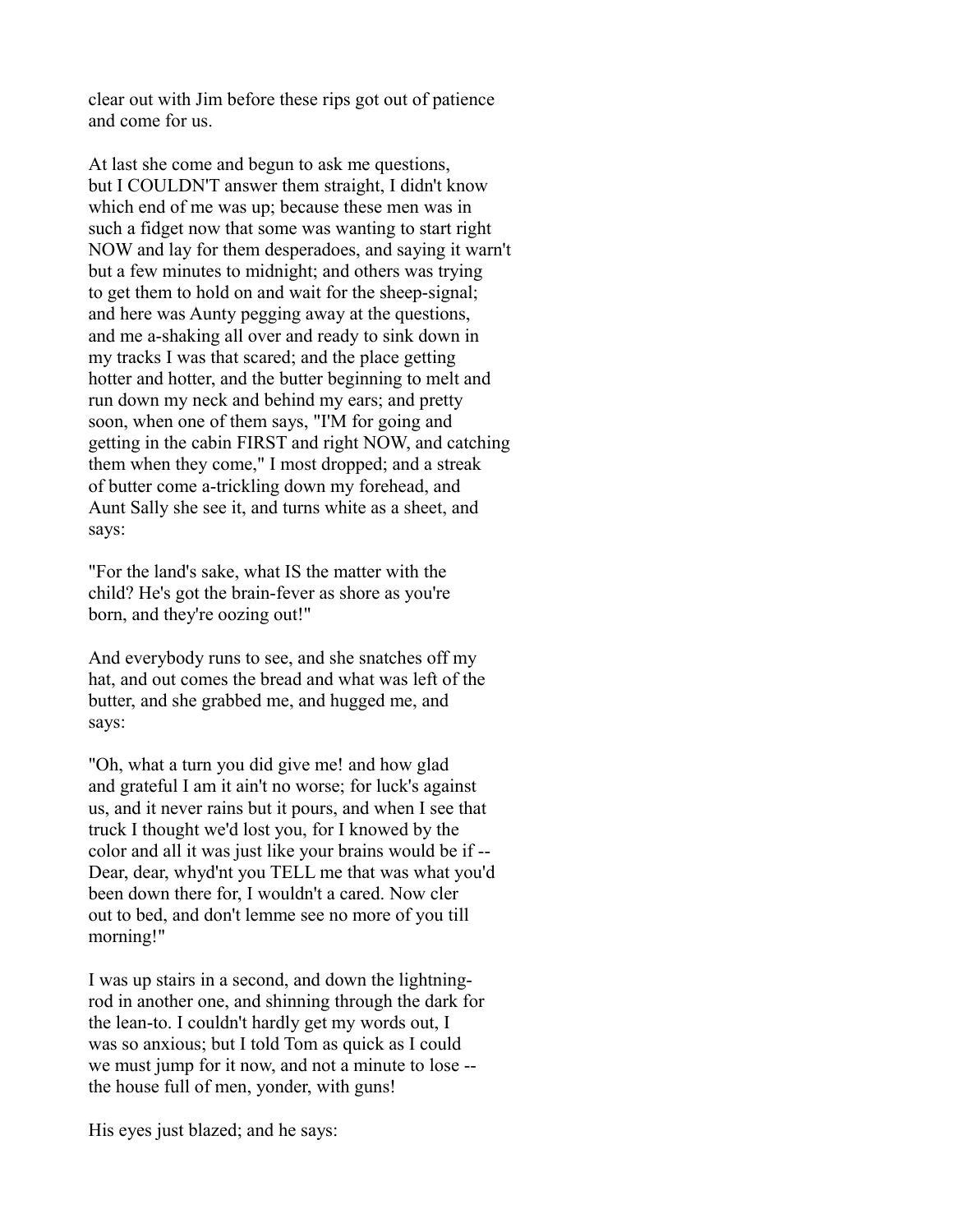clear out with Jim before these rips got out of patience and come for us.

At last she come and begun to ask me questions, but I COULDN'T answer them straight, I didn't know which end of me was up; because these men was in such a fidget now that some was wanting to start right NOW and lay for them desperadoes, and saying it warn't but a few minutes to midnight; and others was trying to get them to hold on and wait for the sheep-signal; and here was Aunty pegging away at the questions, and me a-shaking all over and ready to sink down in my tracks I was that scared; and the place getting hotter and hotter, and the butter beginning to melt and run down my neck and behind my ears; and pretty soon, when one of them says, "I'M for going and getting in the cabin FIRST and right NOW, and catching them when they come," I most dropped; and a streak of butter come a-trickling down my forehead, and Aunt Sally she see it, and turns white as a sheet, and says:

"For the land's sake, what IS the matter with the child? He's got the brain-fever as shore as you're born, and they're oozing out!"

And everybody runs to see, and she snatches off my hat, and out comes the bread and what was left of the butter, and she grabbed me, and hugged me, and says:

"Oh, what a turn you did give me! and how glad and grateful I am it ain't no worse; for luck's against us, and it never rains but it pours, and when I see that truck I thought we'd lost you, for I knowed by the color and all it was just like your brains would be if -- Dear, dear, whyd'nt you TELL me that was what you'd been down there for, I wouldn't a cared. Now cler out to bed, and don't lemme see no more of you till morning!"

I was up stairs in a second, and down the lightning-rod in another one, and shinning through the dark for the lean-to. I couldn't hardly get my words out, I was so anxious; but I told Tom as quick as I could we must jump for it now, and not a minute to lose -- the house full of men, yonder, with guns!

His eyes just blazed; and he says: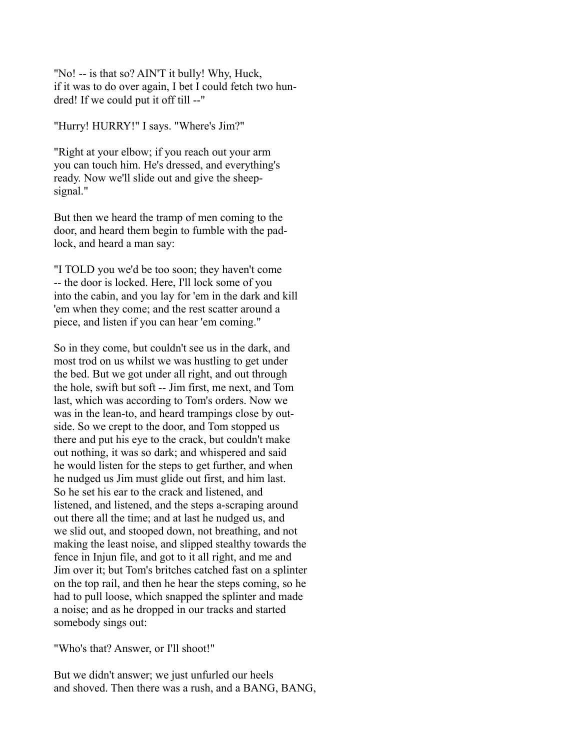"No! -- is that so? AIN'T it bully! Why, Huck, if it was to do over again, I bet I could fetch two hundred! If we could put it off till --"

"Hurry! HURRY!" I says. "Where's Jim?"

"Right at your elbow; if you reach out your arm you can touch him. He's dressed, and everything's ready. Now we'll slide out and give the sheep-signal."

But then we heard the tramp of men coming to the door, and heard them begin to fumble with the padlock, and heard a man say:

"I TOLD you we'd be too soon; they haven't come -- the door is locked. Here, I'll lock some of you into the cabin, and you lay for 'em in the dark and kill 'em when they come; and the rest scatter around a piece, and listen if you can hear 'em coming."

So in they come, but couldn't see us in the dark, and most trod on us whilst we was hustling to get under the bed. But we got under all right, and out through the hole, swift but soft -- Jim first, me next, and Tom last, which was according to Tom's orders. Now we was in the lean-to, and heard trampings close by outside. So we crept to the door, and Tom stopped us there and put his eye to the crack, but couldn't make out nothing, it was so dark; and whispered and said he would listen for the steps to get further, and when he nudged us Jim must glide out first, and him last. So he set his ear to the crack and listened, and listened, and listened, and the steps a-scraping around out there all the time; and at last he nudged us, and we slid out, and stooped down, not breathing, and not making the least noise, and slipped stealthy towards the fence in Injun file, and got to it all right, and me and Jim over it; but Tom's britches catched fast on a splinter on the top rail, and then he hear the steps coming, so he had to pull loose, which snapped the splinter and made a noise; and as he dropped in our tracks and started somebody sings out:

"Who's that? Answer, or I'll shoot!"

But we didn't answer; we just unfurled our heels and shoved. Then there was a rush, and a BANG, BANG,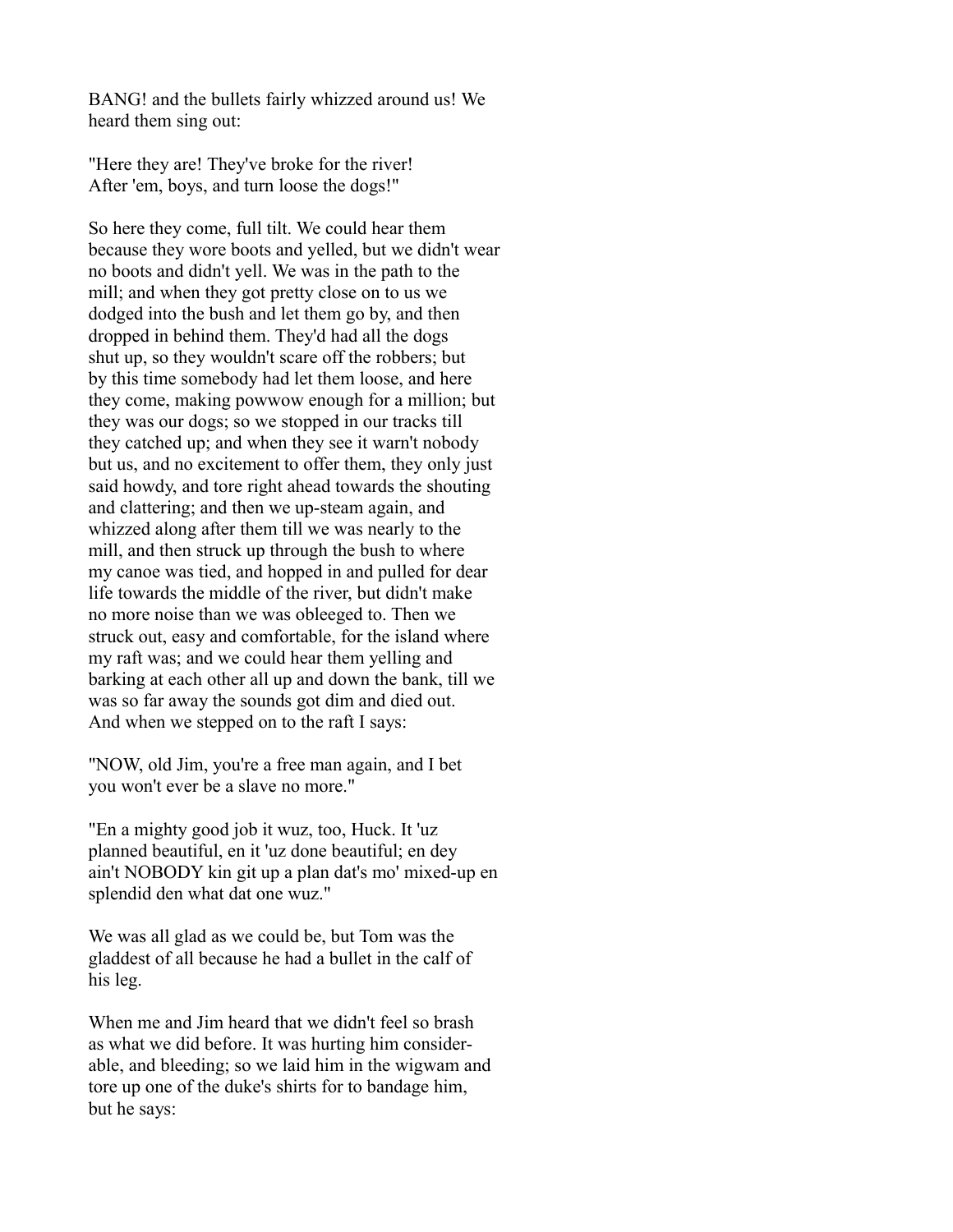BANG! and the bullets fairly whizzed around us! We heard them sing out:

"Here they are! They've broke for the river! After 'em, boys, and turn loose the dogs!"

So here they come, full tilt. We could hear them because they wore boots and yelled, but we didn't wear no boots and didn't yell. We was in the path to the mill; and when they got pretty close on to us we dodged into the bush and let them go by, and then dropped in behind them. They'd had all the dogs shut up, so they wouldn't scare off the robbers; but by this time somebody had let them loose, and here they come, making powwow enough for a million; but they was our dogs; so we stopped in our tracks till they catched up; and when they see it warn't nobody but us, and no excitement to offer them, they only just said howdy, and tore right ahead towards the shouting and clattering; and then we up-steam again, and whizzed along after them till we was nearly to the mill, and then struck up through the bush to where my canoe was tied, and hopped in and pulled for dear life towards the middle of the river, but didn't make no more noise than we was obleeged to. Then we struck out, easy and comfortable, for the island where my raft was; and we could hear them yelling and barking at each other all up and down the bank, till we was so far away the sounds got dim and died out. And when we stepped on to the raft I says:

"NOW, old Jim, you're a free man again, and I bet you won't ever be a slave no more."

"En a mighty good job it wuz, too, Huck. It 'uz planned beautiful, en it 'uz done beautiful; en dey ain't NOBODY kin git up a plan dat's mo' mixed-up en splendid den what dat one wuz."

We was all glad as we could be, but Tom was the gladdest of all because he had a bullet in the calf of his leg.

When me and Jim heard that we didn't feel so brash as what we did before. It was hurting him considerable, and bleeding; so we laid him in the wigwam and tore up one of the duke's shirts for to bandage him, but he says: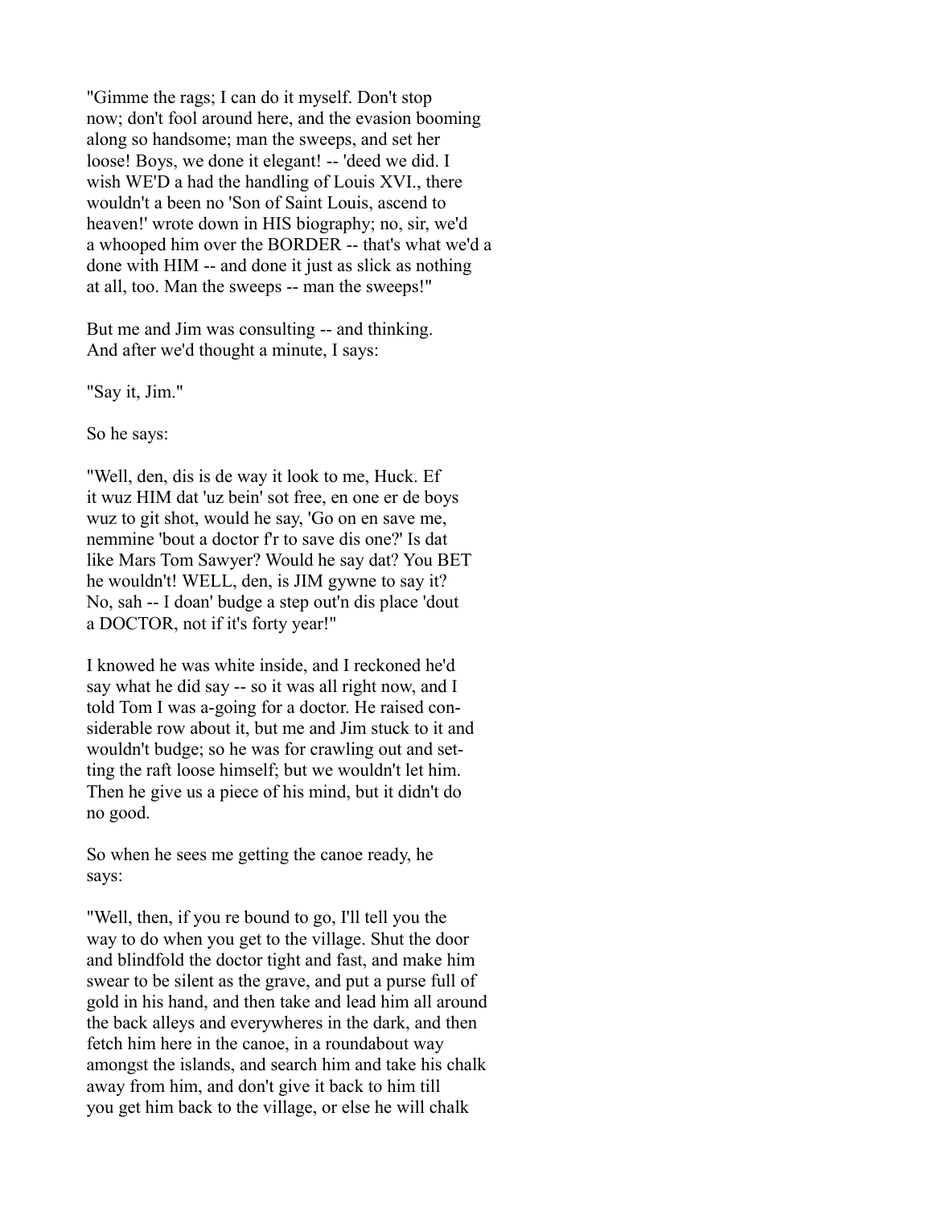"Gimme the rags; I can do it myself. Don't stop now; don't fool around here, and the evasion booming along so handsome; man the sweeps, and set her loose! Boys, we done it elegant! -- 'deed we did. I wish WE'D a had the handling of Louis XVI., there wouldn't a been no 'Son of Saint Louis, ascend to heaven!' wrote down in HIS biography; no, sir, we'd a whooped him over the BORDER -- that's what we'd a done with HIM -- and done it just as slick as nothing at all, too. Man the sweeps -- man the sweeps!"

But me and Jim was consulting -- and thinking. And after we'd thought a minute, I says:

"Say it, Jim."

So he says:

"Well, den, dis is de way it look to me, Huck. Ef it wuz HIM dat 'uz bein' sot free, en one er de boys wuz to git shot, would he say, 'Go on en save me, nemmine 'bout a doctor f'r to save dis one?' Is dat like Mars Tom Sawyer? Would he say dat? You BET he wouldn't! WELL, den, is JIM gywne to say it? No, sah -- I doan' budge a step out'n dis place 'dout a DOCTOR, not if it's forty year!"

I knowed he was white inside, and I reckoned he'd say what he did say -- so it was all right now, and I told Tom I was a-going for a doctor. He raised considerable row about it, but me and Jim stuck to it and wouldn't budge; so he was for crawling out and setting the raft loose himself; but we wouldn't let him. Then he give us a piece of his mind, but it didn't do no good.

So when he sees me getting the canoe ready, he says:

"Well, then, if you re bound to go, I'll tell you the way to do when you get to the village. Shut the door and blindfold the doctor tight and fast, and make him swear to be silent as the grave, and put a purse full of gold in his hand, and then take and lead him all around the back alleys and everywheres in the dark, and then fetch him here in the canoe, in a roundabout way amongst the islands, and search him and take his chalk away from him, and don't give it back to him till you get him back to the village, or else he will chalk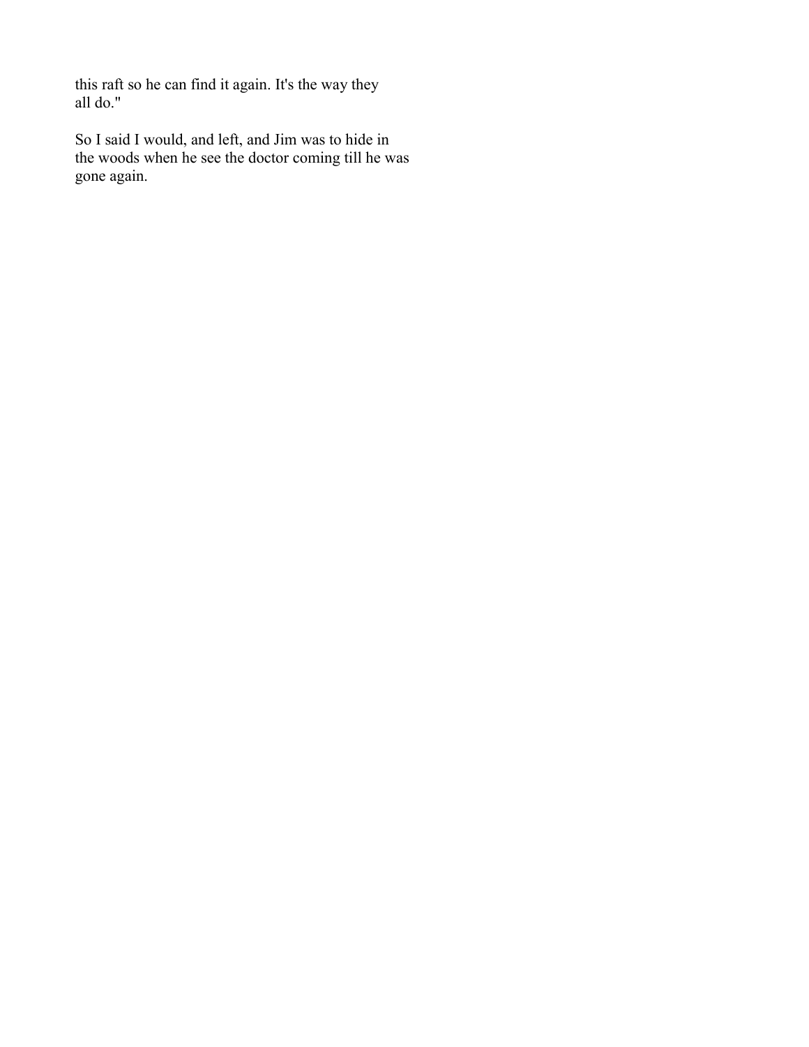this raft so he can find it again. It's the way they all do."

So I said I would, and left, and Jim was to hide in the woods when he see the doctor coming till he was gone again.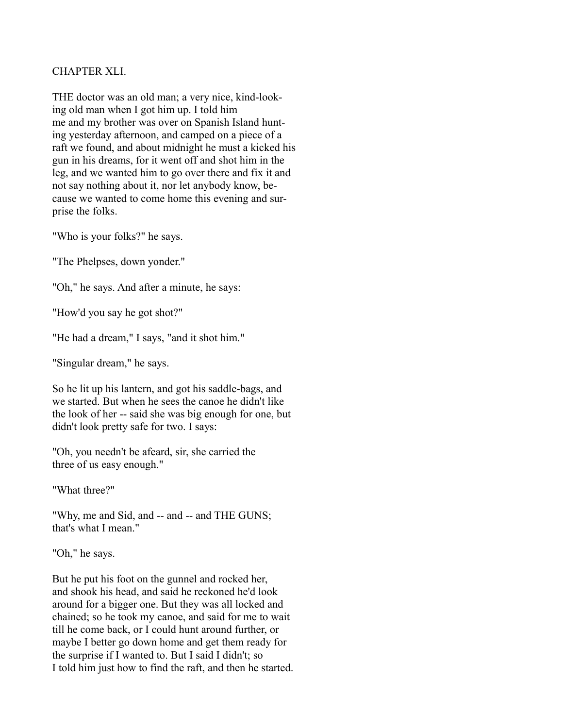## CHAPTER XLI.

THE doctor was an old man; a very nice, kind-looking old man when I got him up. I told him me and my brother was over on Spanish Island hunting yesterday afternoon, and camped on a piece of a raft we found, and about midnight he must a kicked his gun in his dreams, for it went off and shot him in the leg, and we wanted him to go over there and fix it and not say nothing about it, nor let anybody know, because we wanted to come home this evening and surprise the folks.

"Who is your folks?" he says.

"The Phelpses, down yonder."

"Oh," he says. And after a minute, he says:

"How'd you say he got shot?"

"He had a dream," I says, "and it shot him."

"Singular dream," he says.

So he lit up his lantern, and got his saddle-bags, and we started. But when he sees the canoe he didn't like the look of her -- said she was big enough for one, but didn't look pretty safe for two. I says:

"Oh, you needn't be afeard, sir, she carried the three of us easy enough."

"What three?"

"Why, me and Sid, and -- and -- and THE GUNS; that's what I mean."

"Oh," he says.

But he put his foot on the gunnel and rocked her, and shook his head, and said he reckoned he'd look around for a bigger one. But they was all locked and chained; so he took my canoe, and said for me to wait till he come back, or I could hunt around further, or maybe I better go down home and get them ready for the surprise if I wanted to. But I said I didn't; so I told him just how to find the raft, and then he started.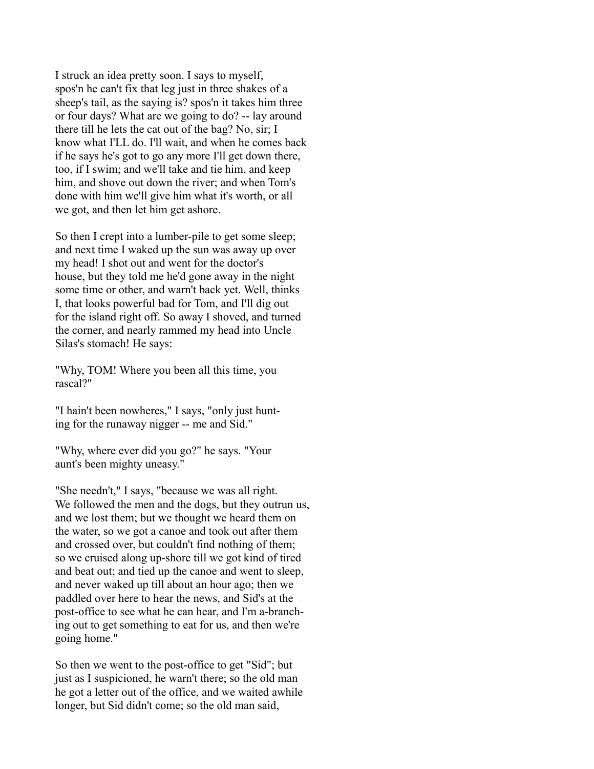I struck an idea pretty soon. I says to myself, spos'n he can't fix that leg just in three shakes of a sheep's tail, as the saying is? spos'n it takes him three or four days? What are we going to do? -- lay around there till he lets the cat out of the bag? No, sir; I know what I'LL do. I'll wait, and when he comes back if he says he's got to go any more I'll get down there, too, if I swim; and we'll take and tie him, and keep him, and shove out down the river; and when Tom's done with him we'll give him what it's worth, or all we got, and then let him get ashore.

So then I crept into a lumber-pile to get some sleep; and next time I waked up the sun was away up over my head! I shot out and went for the doctor's house, but they told me he'd gone away in the night some time or other, and warn't back yet. Well, thinks I, that looks powerful bad for Tom, and I'll dig out for the island right off. So away I shoved, and turned the corner, and nearly rammed my head into Uncle Silas's stomach! He says:

"Why, TOM! Where you been all this time, you rascal?"

"I hain't been nowheres," I says, "only just hunting for the runaway nigger -- me and Sid."

"Why, where ever did you go?" he says. "Your aunt's been mighty uneasy."

"She needn't," I says, "because we was all right. We followed the men and the dogs, but they outrun us, and we lost them; but we thought we heard them on the water, so we got a canoe and took out after them and crossed over, but couldn't find nothing of them; so we cruised along up-shore till we got kind of tired and beat out; and tied up the canoe and went to sleep, and never waked up till about an hour ago; then we paddled over here to hear the news, and Sid's at the post-office to see what he can hear, and I'm a-branching out to get something to eat for us, and then we're going home."

So then we went to the post-office to get "Sid"; but just as I suspicioned, he warn't there; so the old man he got a letter out of the office, and we waited awhile longer, but Sid didn't come; so the old man said,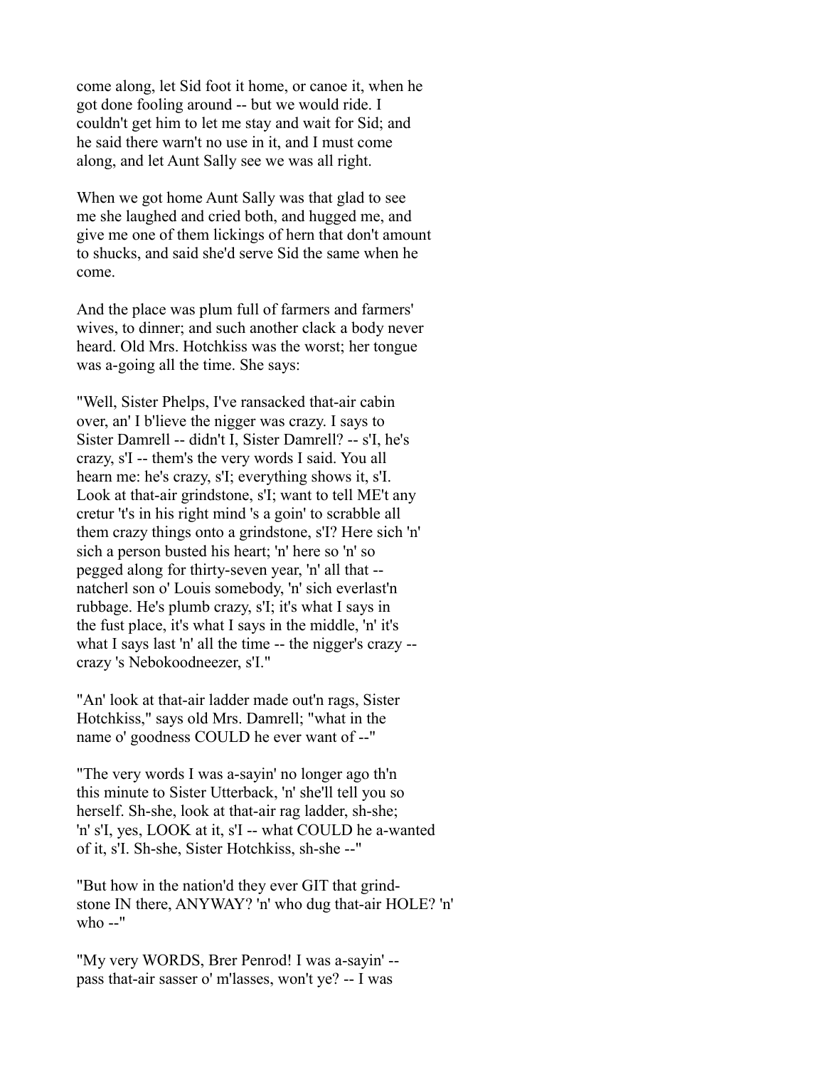come along, let Sid foot it home, or canoe it, when he got done fooling around -- but we would ride. I couldn't get him to let me stay and wait for Sid; and he said there warn't no use in it, and I must come along, and let Aunt Sally see we was all right.

When we got home Aunt Sally was that glad to see me she laughed and cried both, and hugged me, and give me one of them lickings of hern that don't amount to shucks, and said she'd serve Sid the same when he come.

And the place was plum full of farmers and farmers' wives, to dinner; and such another clack a body never heard. Old Mrs. Hotchkiss was the worst; her tongue was a-going all the time. She says:

"Well, Sister Phelps, I've ransacked that-air cabin over, an' I b'lieve the nigger was crazy. I says to Sister Damrell -- didn't I, Sister Damrell? -- s'I, he's crazy, s'I -- them's the very words I said. You all hearn me: he's crazy, s'I; everything shows it, s'I. Look at that-air grindstone, s'I; want to tell ME't any cretur 't's in his right mind 's a goin' to scrabble all them crazy things onto a grindstone, s'I? Here sich 'n' sich a person busted his heart; 'n' here so 'n' so pegged along for thirty-seven year, 'n' all that -- natcherl son o' Louis somebody, 'n' sich everlast'n rubbage. He's plumb crazy, s'I; it's what I says in the fust place, it's what I says in the middle, 'n' it's what I says last 'n' all the time -- the nigger's crazy -- crazy 's Nebokoodneezer, s'I."

"An' look at that-air ladder made out'n rags, Sister Hotchkiss," says old Mrs. Damrell; "what in the name o' goodness COULD he ever want of --"

"The very words I was a-sayin' no longer ago th'n this minute to Sister Utterback, 'n' she'll tell you so herself. Sh-she, look at that-air rag ladder, sh-she; 'n' s'I, yes, LOOK at it, s'I -- what COULD he a-wanted of it, s'I. Sh-she, Sister Hotchkiss, sh-she --"

"But how in the nation'd they ever GIT that grind-stone IN there, ANYWAY? 'n' who dug that-air HOLE? 'n' who --"

"My very WORDS, Brer Penrod! I was a-sayin' -- pass that-air sasser o' m'lasses, won't ye? -- I was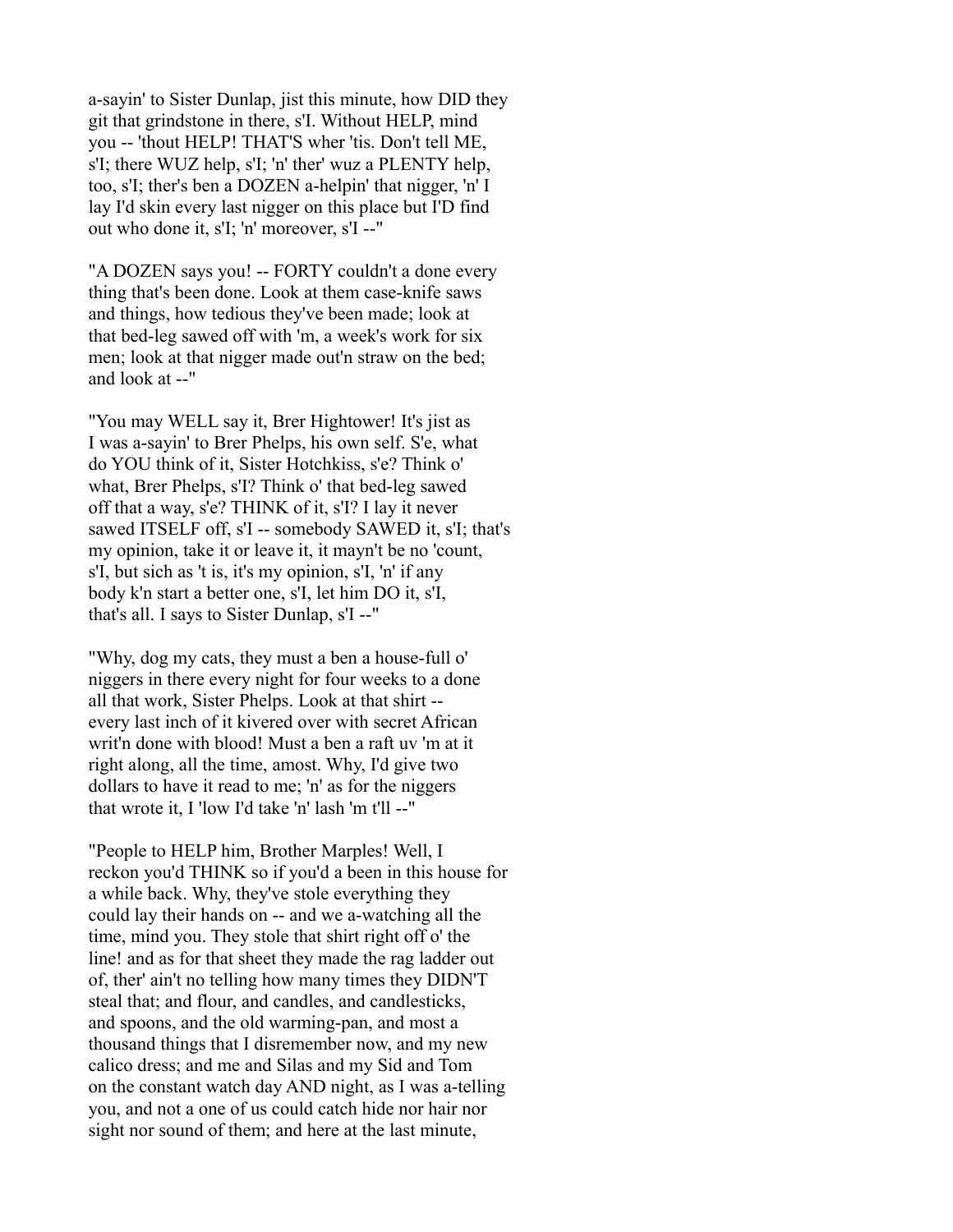a-sayin' to Sister Dunlap, jist this minute, how DID they git that grindstone in there, s'I. Without HELP, mind you -- 'thout HELP! THAT'S wher 'tis. Don't tell ME, s'I; there WUZ help, s'I; 'n' ther' wuz a PLENTY help, too, s'I; ther's ben a DOZEN a-helpin' that nigger, 'n' I lay I'd skin every last nigger on this place but I'D find out who done it, s'I; 'n' moreover, s'I --"

"A DOZEN says you! -- FORTY couldn't a done every thing that's been done. Look at them case-knife saws and things, how tedious they've been made; look at that bed-leg sawed off with 'm, a week's work for six men; look at that nigger made out'n straw on the bed; and look at --"

"You may WELL say it, Brer Hightower! It's jist as I was a-sayin' to Brer Phelps, his own self. S'e, what do YOU think of it, Sister Hotchkiss, s'e? Think o' what, Brer Phelps, s'I? Think o' that bed-leg sawed off that a way, s'e? THINK of it, s'I? I lay it never sawed ITSELF off, s'I -- somebody SAWED it, s'I; that's my opinion, take it or leave it, it mayn't be no 'count, s'I, but sich as 't is, it's my opinion, s'I, 'n' if any body k'n start a better one, s'I, let him DO it, s'I, that's all. I says to Sister Dunlap, s'I --"

"Why, dog my cats, they must a ben a house-full o' niggers in there every night for four weeks to a done all that work, Sister Phelps. Look at that shirt -- every last inch of it kivered over with secret African writ'n done with blood! Must a ben a raft uv 'm at it right along, all the time, amost. Why, I'd give two dollars to have it read to me; 'n' as for the niggers that wrote it, I 'low I'd take 'n' lash 'm t'll --"

"People to HELP him, Brother Marples! Well, I reckon you'd THINK so if you'd a been in this house for a while back. Why, they've stole everything they could lay their hands on -- and we a-watching all the time, mind you. They stole that shirt right off o' the line! and as for that sheet they made the rag ladder out of, ther' ain't no telling how many times they DIDN'T steal that; and flour, and candles, and candlesticks, and spoons, and the old warming-pan, and most a thousand things that I disremember now, and my new calico dress; and me and Silas and my Sid and Tom on the constant watch day AND night, as I was a-telling you, and not a one of us could catch hide nor hair nor sight nor sound of them; and here at the last minute,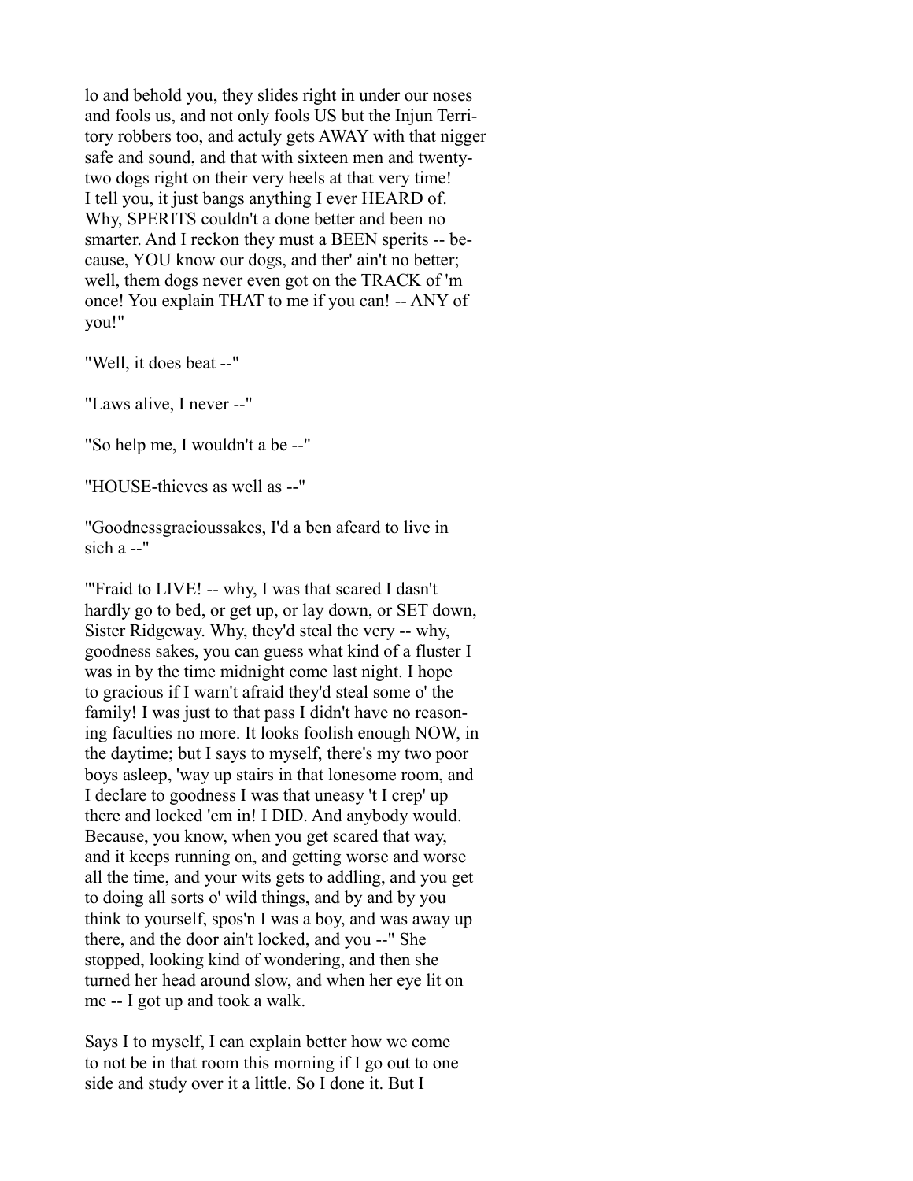lo and behold you, they slides right in under our noses and fools us, and not only fools US but the Injun Territory robbers too, and actuly gets AWAY with that nigger safe and sound, and that with sixteen men and twenty-two dogs right on their very heels at that very time! I tell you, it just bangs anything I ever HEARD of. Why, SPERITS couldn't a done better and been no smarter. And I reckon they must a BEEN sperits -- because, YOU know our dogs, and ther' ain't no better; well, them dogs never even got on the TRACK of 'm once! You explain THAT to me if you can! -- ANY of you!"

"Well, it does beat --"

"Laws alive, I never --"

"So help me, I wouldn't a be --"

"HOUSE-thieves as well as --"

"Goodnessgracioussakes, I'd a ben afeard to live in sich a --"

"'Fraid to LIVE! -- why, I was that scared I dasn't hardly go to bed, or get up, or lay down, or SET down, Sister Ridgeway. Why, they'd steal the very -- why, goodness sakes, you can guess what kind of a fluster I was in by the time midnight come last night. I hope to gracious if I warn't afraid they'd steal some o' the family! I was just to that pass I didn't have no reasoning faculties no more. It looks foolish enough NOW, in the daytime; but I says to myself, there's my two poor boys asleep, 'way up stairs in that lonesome room, and I declare to goodness I was that uneasy 't I crep' up there and locked 'em in! I DID. And anybody would. Because, you know, when you get scared that way, and it keeps running on, and getting worse and worse all the time, and your wits gets to addling, and you get to doing all sorts o' wild things, and by and by you think to yourself, spos'n I was a boy, and was away up there, and the door ain't locked, and you --" She stopped, looking kind of wondering, and then she turned her head around slow, and when her eye lit on me -- I got up and took a walk.

Says I to myself, I can explain better how we come to not be in that room this morning if I go out to one side and study over it a little. So I done it. But I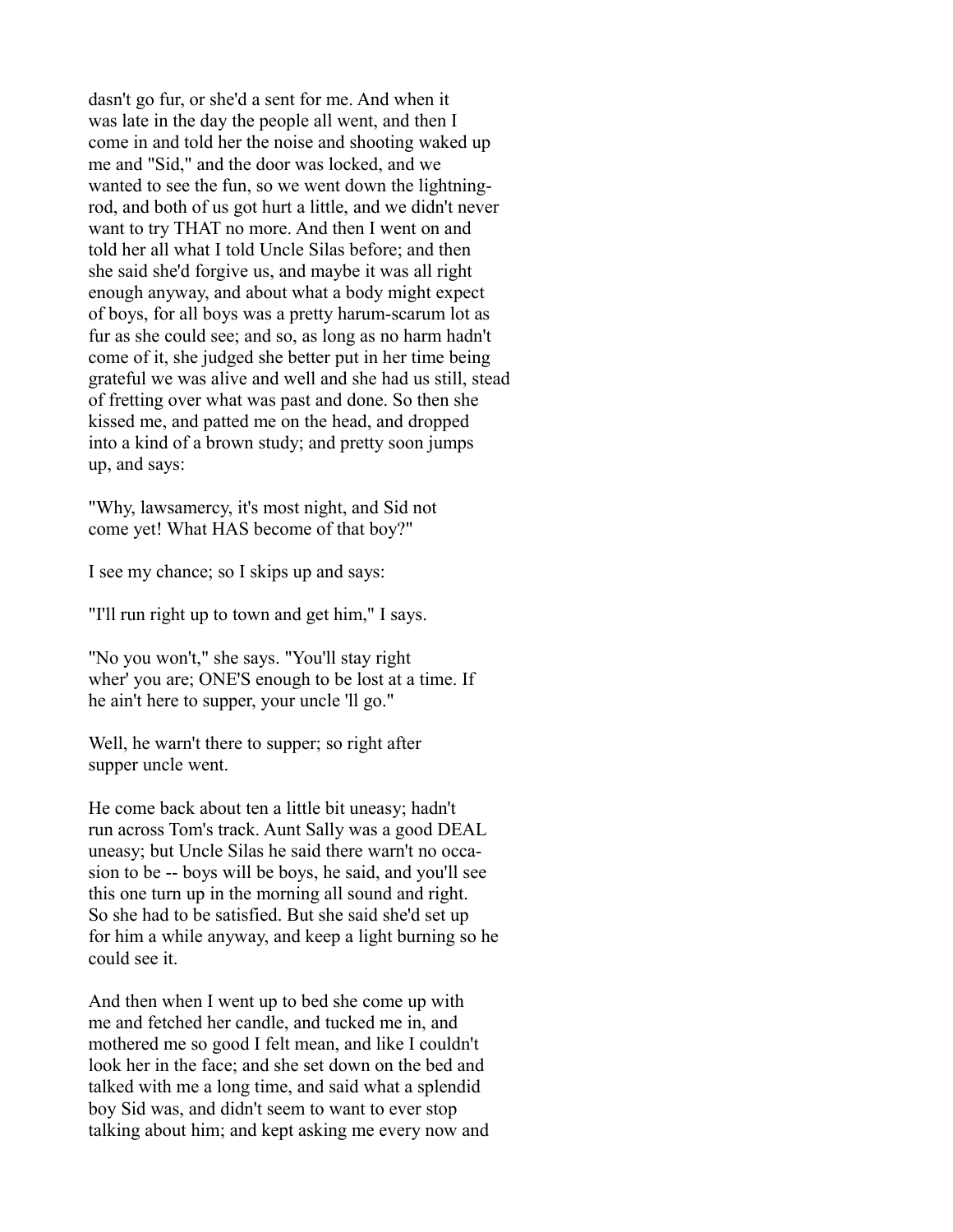dasn't go fur, or she'd a sent for me. And when it was late in the day the people all went, and then I come in and told her the noise and shooting waked up me and "Sid," and the door was locked, and we wanted to see the fun, so we went down the lightning-rod, and both of us got hurt a little, and we didn't never want to try THAT no more. And then I went on and told her all what I told Uncle Silas before; and then she said she'd forgive us, and maybe it was all right enough anyway, and about what a body might expect of boys, for all boys was a pretty harum-scarum lot as fur as she could see; and so, as long as no harm hadn't come of it, she judged she better put in her time being grateful we was alive and well and she had us still, stead of fretting over what was past and done. So then she kissed me, and patted me on the head, and dropped into a kind of a brown study; and pretty soon jumps up, and says:

"Why, lawsamercy, it's most night, and Sid not come yet! What HAS become of that boy?"

I see my chance; so I skips up and says:

"I'll run right up to town and get him," I says.

"No you won't," she says. "You'll stay right wher' you are; ONE'S enough to be lost at a time. If he ain't here to supper, your uncle 'll go."

Well, he warn't there to supper; so right after supper uncle went.

He come back about ten a little bit uneasy; hadn't run across Tom's track. Aunt Sally was a good DEAL uneasy; but Uncle Silas he said there warn't no occasion to be -- boys will be boys, he said, and you'll see this one turn up in the morning all sound and right. So she had to be satisfied. But she said she'd set up for him a while anyway, and keep a light burning so he could see it.

And then when I went up to bed she come up with me and fetched her candle, and tucked me in, and mothered me so good I felt mean, and like I couldn't look her in the face; and she set down on the bed and talked with me a long time, and said what a splendid boy Sid was, and didn't seem to want to ever stop talking about him; and kept asking me every now and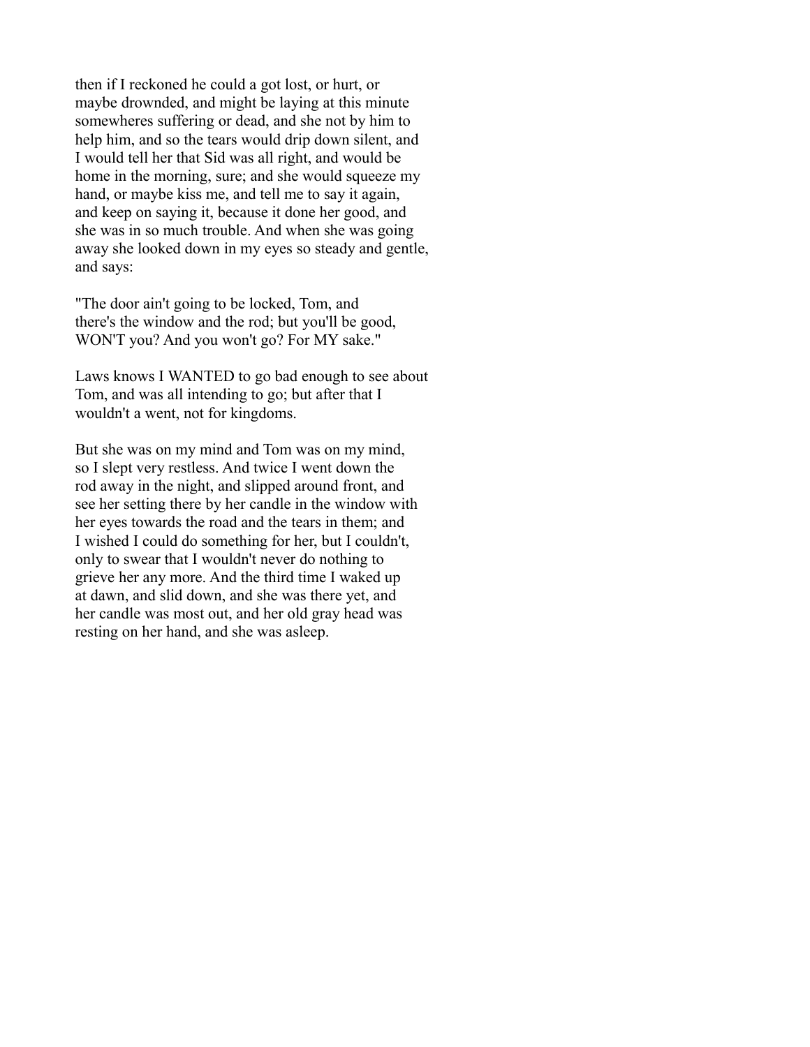then if I reckoned he could a got lost, or hurt, or maybe drownded, and might be laying at this minute somewheres suffering or dead, and she not by him to help him, and so the tears would drip down silent, and I would tell her that Sid was all right, and would be home in the morning, sure; and she would squeeze my hand, or maybe kiss me, and tell me to say it again, and keep on saying it, because it done her good, and she was in so much trouble. And when she was going away she looked down in my eyes so steady and gentle, and says:

"The door ain't going to be locked, Tom, and there's the window and the rod; but you'll be good, WON'T you? And you won't go? For MY sake."

Laws knows I WANTED to go bad enough to see about Tom, and was all intending to go; but after that I wouldn't a went, not for kingdoms.

But she was on my mind and Tom was on my mind, so I slept very restless. And twice I went down the rod away in the night, and slipped around front, and see her setting there by her candle in the window with her eyes towards the road and the tears in them; and I wished I could do something for her, but I couldn't, only to swear that I wouldn't never do nothing to grieve her any more. And the third time I waked up at dawn, and slid down, and she was there yet, and her candle was most out, and her old gray head was resting on her hand, and she was asleep.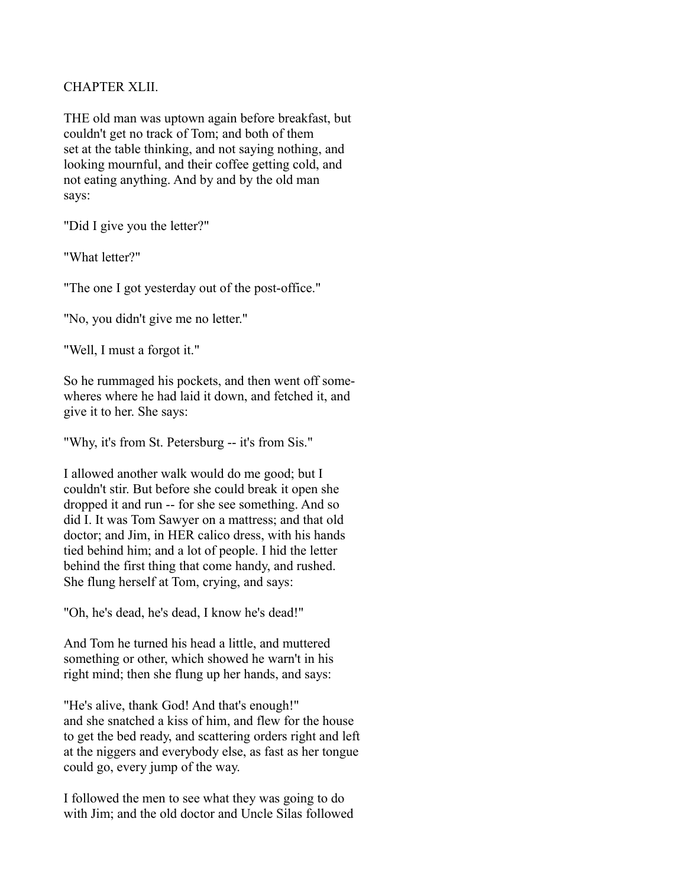## CHAPTER XLII.

THE old man was uptown again before breakfast, but couldn't get no track of Tom; and both of them set at the table thinking, and not saying nothing, and looking mournful, and their coffee getting cold, and not eating anything. And by and by the old man says:

"Did I give you the letter?"

"What letter?"

"The one I got yesterday out of the post-office."

"No, you didn't give me no letter."

"Well, I must a forgot it."

So he rummaged his pockets, and then went off somewheres where he had laid it down, and fetched it, and give it to her. She says:

"Why, it's from St. Petersburg -- it's from Sis."

I allowed another walk would do me good; but I couldn't stir. But before she could break it open she dropped it and run -- for she see something. And so did I. It was Tom Sawyer on a mattress; and that old doctor; and Jim, in HER calico dress, with his hands tied behind him; and a lot of people. I hid the letter behind the first thing that come handy, and rushed. She flung herself at Tom, crying, and says:

"Oh, he's dead, he's dead, I know he's dead!"

And Tom he turned his head a little, and muttered something or other, which showed he warn't in his right mind; then she flung up her hands, and says:

"He's alive, thank God! And that's enough!" and she snatched a kiss of him, and flew for the house to get the bed ready, and scattering orders right and left at the niggers and everybody else, as fast as her tongue could go, every jump of the way.

I followed the men to see what they was going to do with Jim; and the old doctor and Uncle Silas followed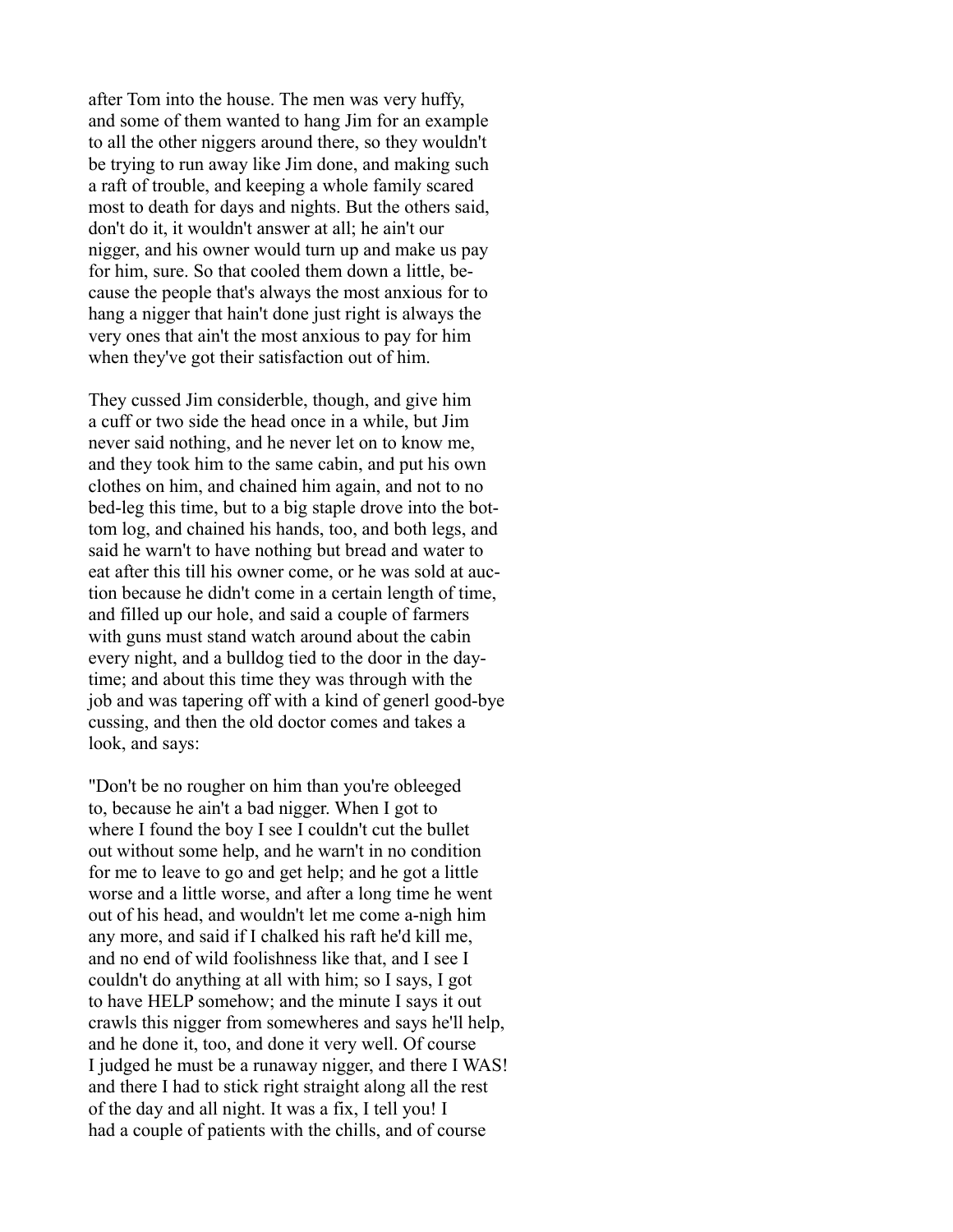after Tom into the house. The men was very huffy, and some of them wanted to hang Jim for an example to all the other niggers around there, so they wouldn't be trying to run away like Jim done, and making such a raft of trouble, and keeping a whole family scared most to death for days and nights. But the others said, don't do it, it wouldn't answer at all; he ain't our nigger, and his owner would turn up and make us pay for him, sure. So that cooled them down a little, because the people that's always the most anxious for to hang a nigger that hain't done just right is always the very ones that ain't the most anxious to pay for him when they've got their satisfaction out of him.

They cussed Jim considerble, though, and give him a cuff or two side the head once in a while, but Jim never said nothing, and he never let on to know me, and they took him to the same cabin, and put his own clothes on him, and chained him again, and not to no bed-leg this time, but to a big staple drove into the bottom log, and chained his hands, too, and both legs, and said he warn't to have nothing but bread and water to eat after this till his owner come, or he was sold at auction because he didn't come in a certain length of time, and filled up our hole, and said a couple of farmers with guns must stand watch around about the cabin every night, and a bulldog tied to the door in the daytime; and about this time they was through with the job and was tapering off with a kind of generl good-bye cussing, and then the old doctor comes and takes a look, and says:

"Don't be no rougher on him than you're obleeged to, because he ain't a bad nigger. When I got to where I found the boy I see I couldn't cut the bullet out without some help, and he warn't in no condition for me to leave to go and get help; and he got a little worse and a little worse, and after a long time he went out of his head, and wouldn't let me come a-nigh him any more, and said if I chalked his raft he'd kill me, and no end of wild foolishness like that, and I see I couldn't do anything at all with him; so I says, I got to have HELP somehow; and the minute I says it out crawls this nigger from somewheres and says he'll help, and he done it, too, and done it very well. Of course I judged he must be a runaway nigger, and there I WAS! and there I had to stick right straight along all the rest of the day and all night. It was a fix, I tell you! I had a couple of patients with the chills, and of course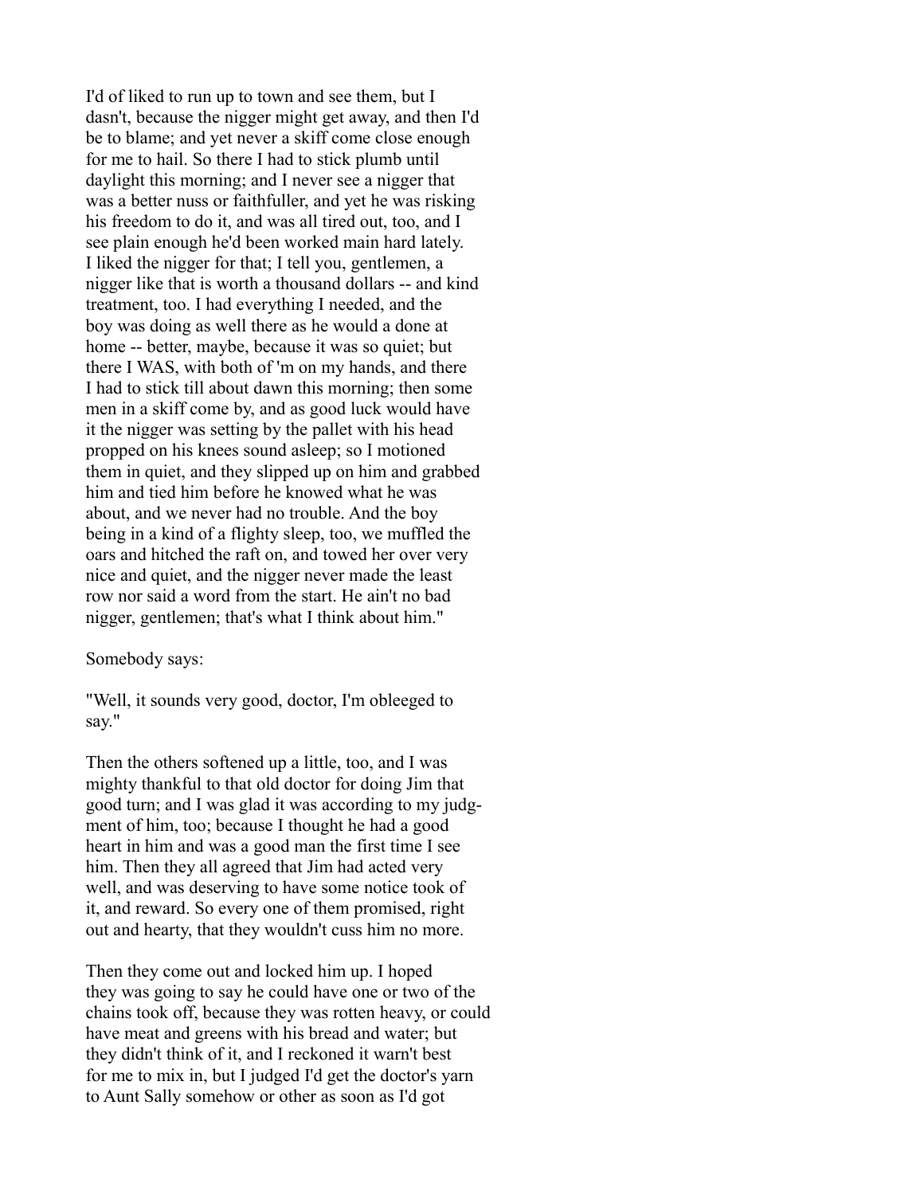I'd of liked to run up to town and see them, but I dasn't, because the nigger might get away, and then I'd be to blame; and yet never a skiff come close enough for me to hail. So there I had to stick plumb until daylight this morning; and I never see a nigger that was a better nuss or faithfuller, and yet he was risking his freedom to do it, and was all tired out, too, and I see plain enough he'd been worked main hard lately. I liked the nigger for that; I tell you, gentlemen, a nigger like that is worth a thousand dollars -- and kind treatment, too. I had everything I needed, and the boy was doing as well there as he would a done at home -- better, maybe, because it was so quiet; but there I WAS, with both of 'm on my hands, and there I had to stick till about dawn this morning; then some men in a skiff come by, and as good luck would have it the nigger was setting by the pallet with his head propped on his knees sound asleep; so I motioned them in quiet, and they slipped up on him and grabbed him and tied him before he knowed what he was about, and we never had no trouble. And the boy being in a kind of a flighty sleep, too, we muffled the oars and hitched the raft on, and towed her over very nice and quiet, and the nigger never made the least row nor said a word from the start. He ain't no bad nigger, gentlemen; that's what I think about him."

Somebody says:

"Well, it sounds very good, doctor, I'm obleeged to say."

Then the others softened up a little, too, and I was mighty thankful to that old doctor for doing Jim that good turn; and I was glad it was according to my judgment of him, too; because I thought he had a good heart in him and was a good man the first time I see him. Then they all agreed that Jim had acted very well, and was deserving to have some notice took of it, and reward. So every one of them promised, right out and hearty, that they wouldn't cuss him no more.

Then they come out and locked him up. I hoped they was going to say he could have one or two of the chains took off, because they was rotten heavy, or could have meat and greens with his bread and water; but they didn't think of it, and I reckoned it warn't best for me to mix in, but I judged I'd get the doctor's yarn to Aunt Sally somehow or other as soon as I'd got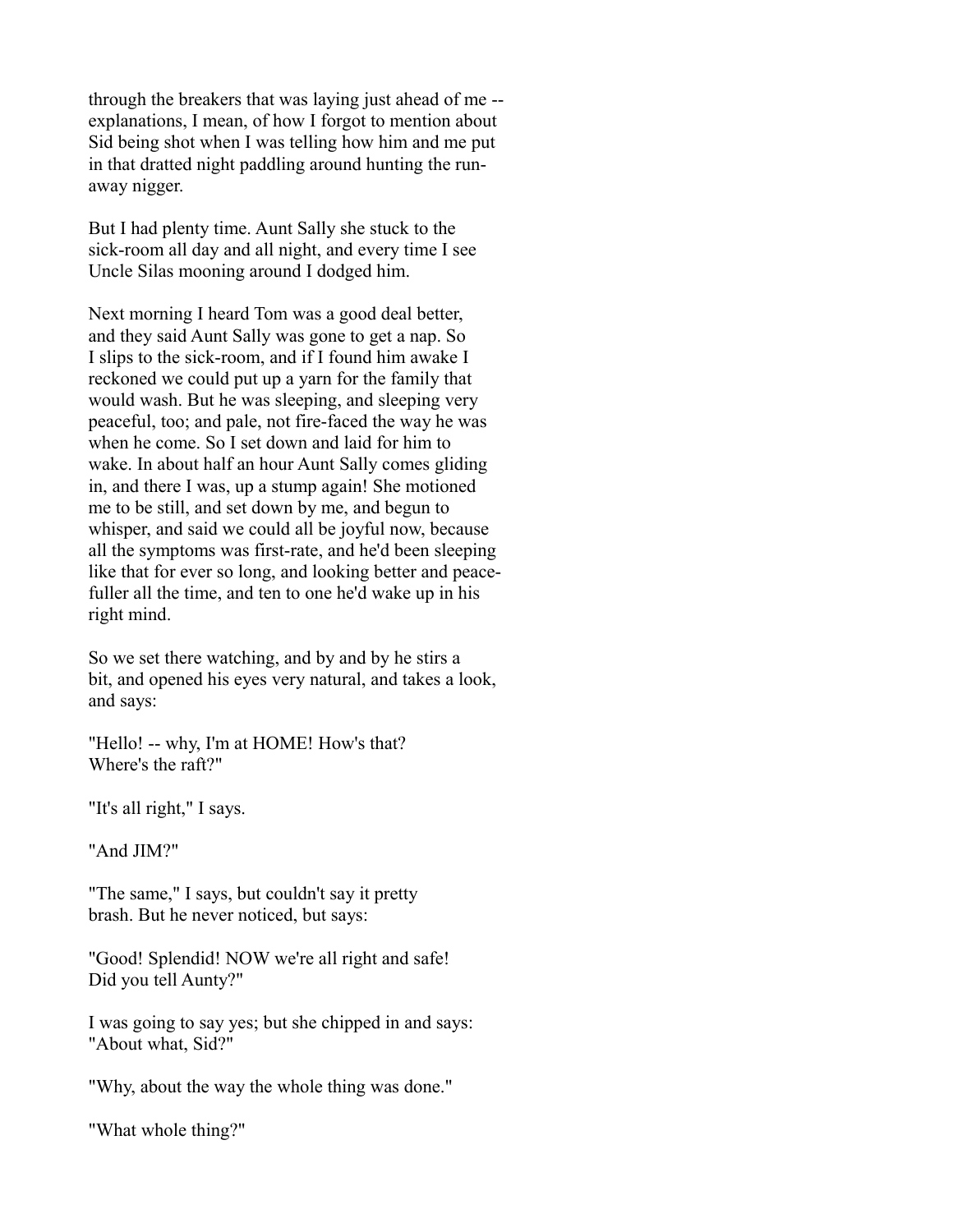through the breakers that was laying just ahead of me -- explanations, I mean, of how I forgot to mention about Sid being shot when I was telling how him and me put in that dratted night paddling around hunting the run-away nigger.

But I had plenty time. Aunt Sally she stuck to the sick-room all day and all night, and every time I see Uncle Silas mooning around I dodged him.

Next morning I heard Tom was a good deal better, and they said Aunt Sally was gone to get a nap. So I slips to the sick-room, and if I found him awake I reckoned we could put up a yarn for the family that would wash. But he was sleeping, and sleeping very peaceful, too; and pale, not fire-faced the way he was when he come. So I set down and laid for him to wake. In about half an hour Aunt Sally comes gliding in, and there I was, up a stump again! She motioned me to be still, and set down by me, and begun to whisper, and said we could all be joyful now, because all the symptoms was first-rate, and he'd been sleeping like that for ever so long, and looking better and peacefuller all the time, and ten to one he'd wake up in his right mind.

So we set there watching, and by and by he stirs a bit, and opened his eyes very natural, and takes a look, and says:

"Hello! -- why, I'm at HOME! How's that? Where's the raft?"

"It's all right," I says.

"And JIM?"

"The same," I says, but couldn't say it pretty brash. But he never noticed, but says:

"Good! Splendid! NOW we're all right and safe! Did you tell Aunty?"

I was going to say yes; but she chipped in and says: "About what, Sid?"

"Why, about the way the whole thing was done."

"What whole thing?"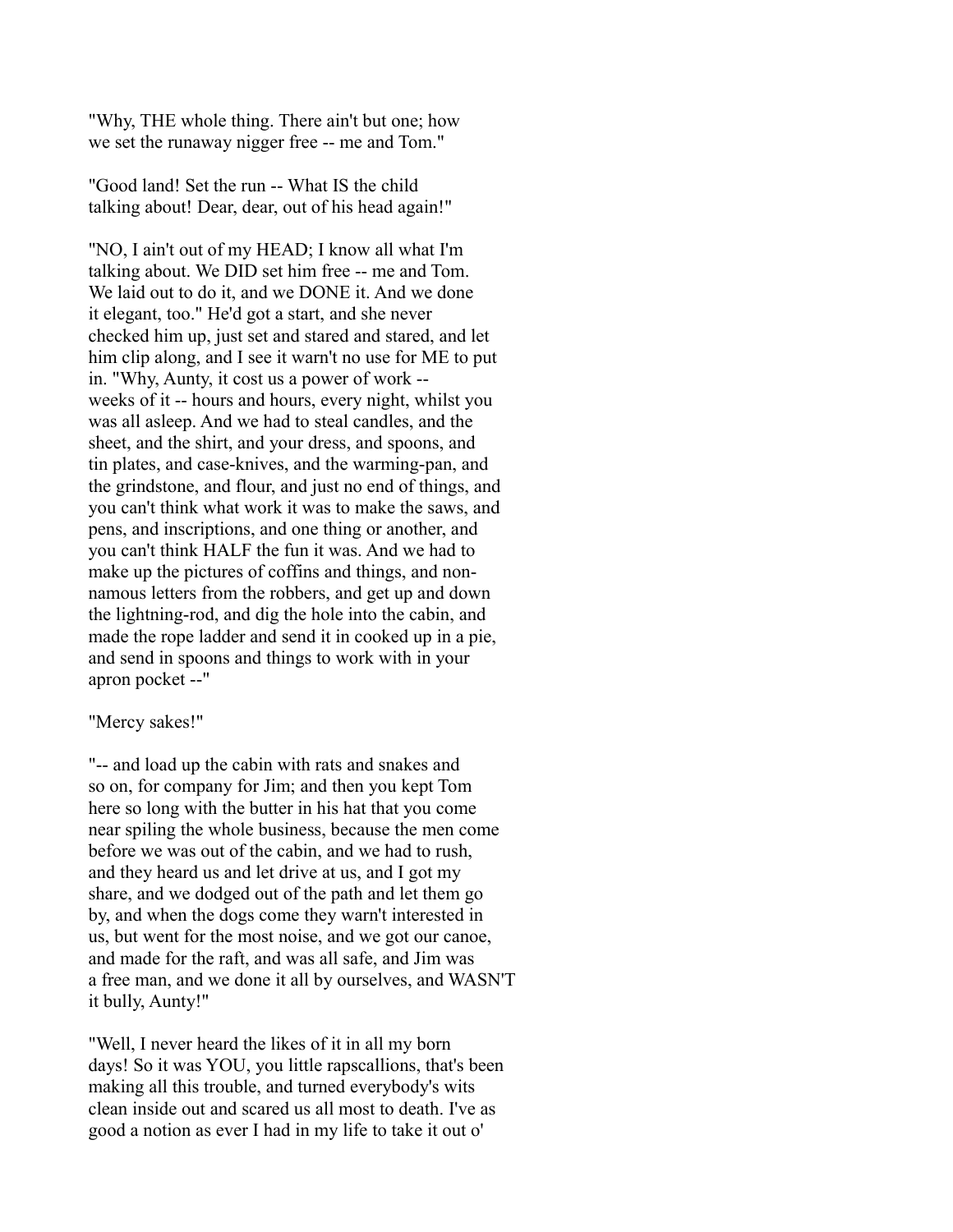"Why, THE whole thing. There ain't but one; how we set the runaway nigger free -- me and Tom."

"Good land! Set the run -- What IS the child talking about! Dear, dear, out of his head again!"

"NO, I ain't out of my HEAD; I know all what I'm talking about. We DID set him free -- me and Tom. We laid out to do it, and we DONE it. And we done it elegant, too." He'd got a start, and she never checked him up, just set and stared and stared, and let him clip along, and I see it warn't no use for ME to put in. "Why, Aunty, it cost us a power of work -- weeks of it -- hours and hours, every night, whilst you was all asleep. And we had to steal candles, and the sheet, and the shirt, and your dress, and spoons, and tin plates, and case-knives, and the warming-pan, and the grindstone, and flour, and just no end of things, and you can't think what work it was to make the saws, and pens, and inscriptions, and one thing or another, and you can't think HALF the fun it was. And we had to make up the pictures of coffins and things, and non-namous letters from the robbers, and get up and down the lightning-rod, and dig the hole into the cabin, and made the rope ladder and send it in cooked up in a pie, and send in spoons and things to work with in your apron pocket --"

"Mercy sakes!"

"-- and load up the cabin with rats and snakes and so on, for company for Jim; and then you kept Tom here so long with the butter in his hat that you come near spiling the whole business, because the men come before we was out of the cabin, and we had to rush, and they heard us and let drive at us, and I got my share, and we dodged out of the path and let them go by, and when the dogs come they warn't interested in us, but went for the most noise, and we got our canoe, and made for the raft, and was all safe, and Jim was a free man, and we done it all by ourselves, and WASN'T it bully, Aunty!"

"Well, I never heard the likes of it in all my born days! So it was YOU, you little rapscallions, that's been making all this trouble, and turned everybody's wits clean inside out and scared us all most to death. I've as good a notion as ever I had in my life to take it out o'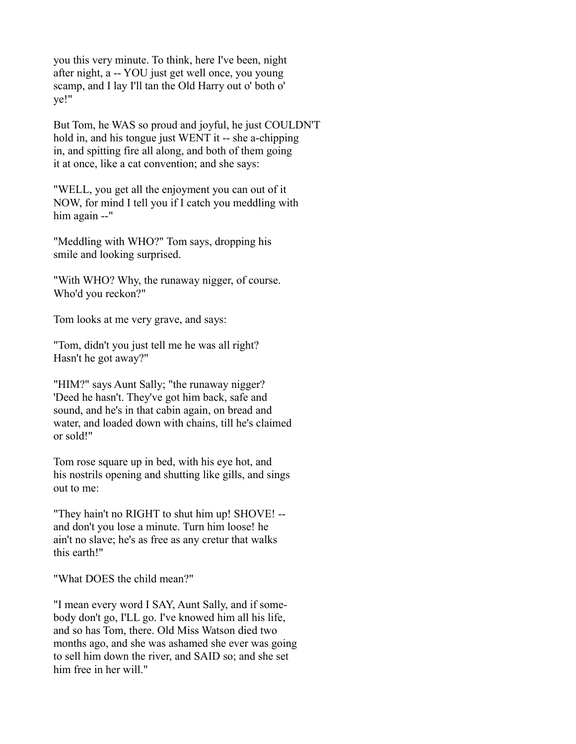you this very minute. To think, here I've been, night after night, a -- YOU just get well once, you young scamp, and I lay I'll tan the Old Harry out o' both o' ye!"

But Tom, he WAS so proud and joyful, he just COULDN'T hold in, and his tongue just WENT it -- she a-chipping in, and spitting fire all along, and both of them going it at once, like a cat convention; and she says:

"WELL, you get all the enjoyment you can out of it NOW, for mind I tell you if I catch you meddling with him again --"

"Meddling with WHO?" Tom says, dropping his smile and looking surprised.

"With WHO? Why, the runaway nigger, of course. Who'd you reckon?"

Tom looks at me very grave, and says:

"Tom, didn't you just tell me he was all right? Hasn't he got away?"

"HIM?" says Aunt Sally; "the runaway nigger? 'Deed he hasn't. They've got him back, safe and sound, and he's in that cabin again, on bread and water, and loaded down with chains, till he's claimed or sold!"

Tom rose square up in bed, with his eye hot, and his nostrils opening and shutting like gills, and sings out to me:

"They hain't no RIGHT to shut him up! SHOVE! -- and don't you lose a minute. Turn him loose! he ain't no slave; he's as free as any cretur that walks this earth!"

"What DOES the child mean?"

"I mean every word I SAY, Aunt Sally, and if some-body don't go, I'LL go. I've knowed him all his life, and so has Tom, there. Old Miss Watson died two months ago, and she was ashamed she ever was going to sell him down the river, and SAID so; and she set him free in her will."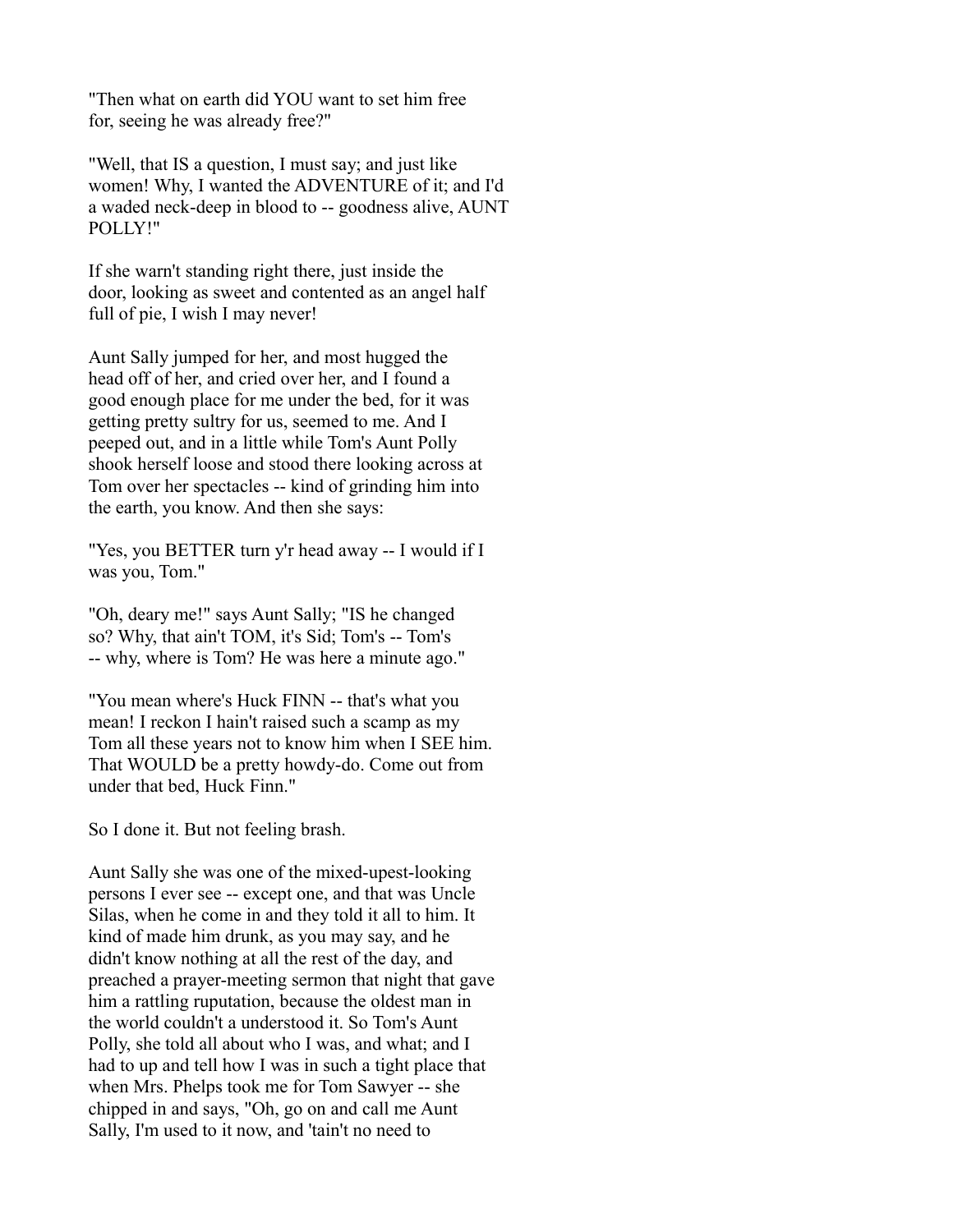"Then what on earth did YOU want to set him free for, seeing he was already free?"

"Well, that IS a question, I must say; and just like women! Why, I wanted the ADVENTURE of it; and I'd a waded neck-deep in blood to -- goodness alive, AUNT POLLY!"

If she warn't standing right there, just inside the door, looking as sweet and contented as an angel half full of pie, I wish I may never!

Aunt Sally jumped for her, and most hugged the head off of her, and cried over her, and I found a good enough place for me under the bed, for it was getting pretty sultry for us, seemed to me. And I peeped out, and in a little while Tom's Aunt Polly shook herself loose and stood there looking across at Tom over her spectacles -- kind of grinding him into the earth, you know. And then she says:

"Yes, you BETTER turn y'r head away -- I would if I was you, Tom."

"Oh, deary me!" says Aunt Sally; "IS he changed so? Why, that ain't TOM, it's Sid; Tom's -- Tom's -- why, where is Tom? He was here a minute ago."

"You mean where's Huck FINN -- that's what you mean! I reckon I hain't raised such a scamp as my Tom all these years not to know him when I SEE him. That WOULD be a pretty howdy-do. Come out from under that bed, Huck Finn."

So I done it. But not feeling brash.

Aunt Sally she was one of the mixed-upest-looking persons I ever see -- except one, and that was Uncle Silas, when he come in and they told it all to him. It kind of made him drunk, as you may say, and he didn't know nothing at all the rest of the day, and preached a prayer-meeting sermon that night that gave him a rattling ruputation, because the oldest man in the world couldn't a understood it. So Tom's Aunt Polly, she told all about who I was, and what; and I had to up and tell how I was in such a tight place that when Mrs. Phelps took me for Tom Sawyer -- she chipped in and says, "Oh, go on and call me Aunt Sally, I'm used to it now, and 'tain't no need to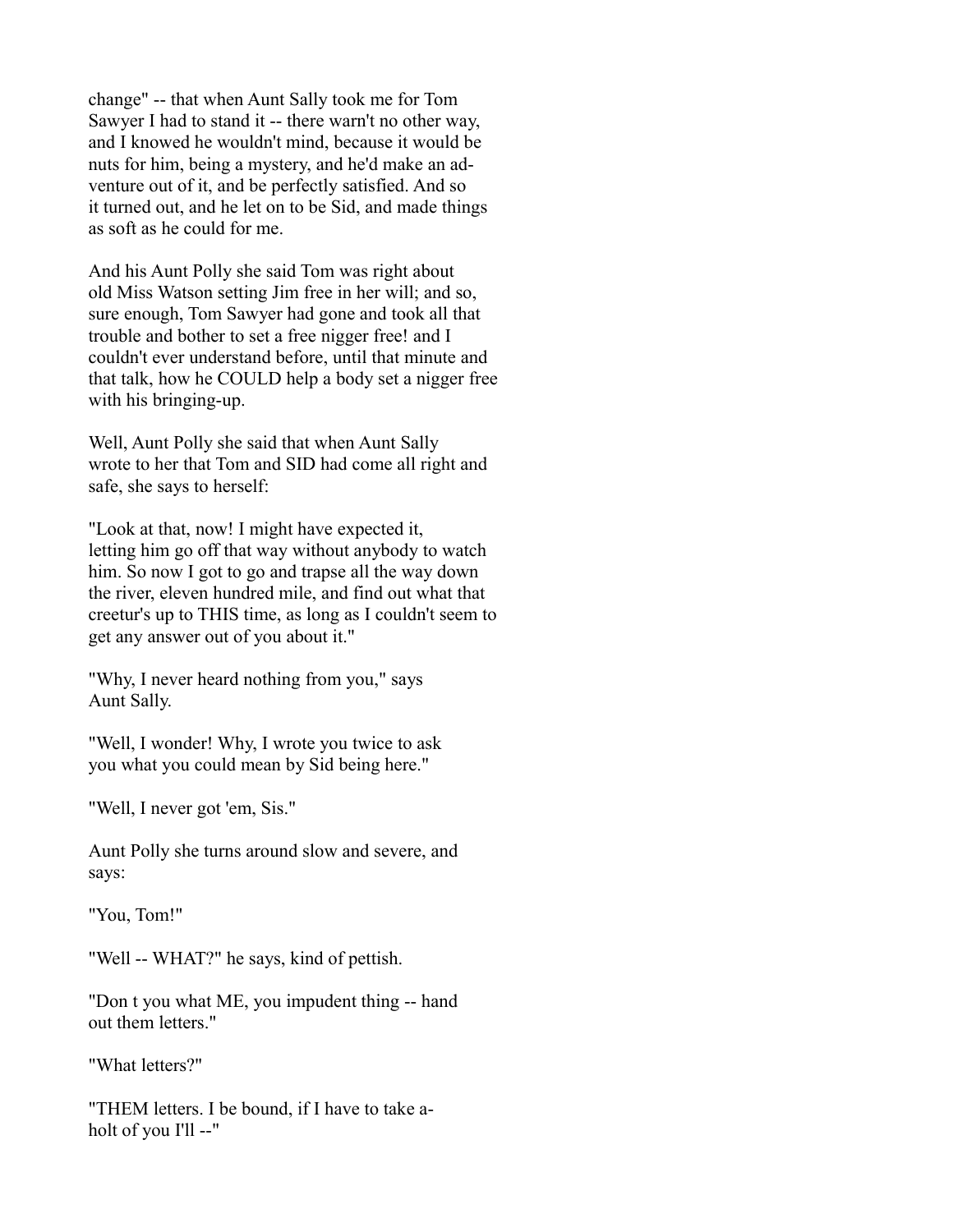change" -- that when Aunt Sally took me for Tom Sawyer I had to stand it -- there warn't no other way, and I knowed he wouldn't mind, because it would be nuts for him, being a mystery, and he'd make an adventure out of it, and be perfectly satisfied. And so it turned out, and he let on to be Sid, and made things as soft as he could for me.

And his Aunt Polly she said Tom was right about old Miss Watson setting Jim free in her will; and so, sure enough, Tom Sawyer had gone and took all that trouble and bother to set a free nigger free! and I couldn't ever understand before, until that minute and that talk, how he COULD help a body set a nigger free with his bringing-up.

Well, Aunt Polly she said that when Aunt Sally wrote to her that Tom and SID had come all right and safe, she says to herself:

"Look at that, now! I might have expected it, letting him go off that way without anybody to watch him. So now I got to go and trapse all the way down the river, eleven hundred mile, and find out what that creetur's up to THIS time, as long as I couldn't seem to get any answer out of you about it."

"Why, I never heard nothing from you," says Aunt Sally.

"Well, I wonder! Why, I wrote you twice to ask you what you could mean by Sid being here."

"Well, I never got 'em, Sis."

Aunt Polly she turns around slow and severe, and says:

"You, Tom!"

"Well -- WHAT?" he says, kind of pettish.

"Don t you what ME, you impudent thing -- hand out them letters."

"What letters?"

"THEM letters. I be bound, if I have to take a-holt of you I'll --"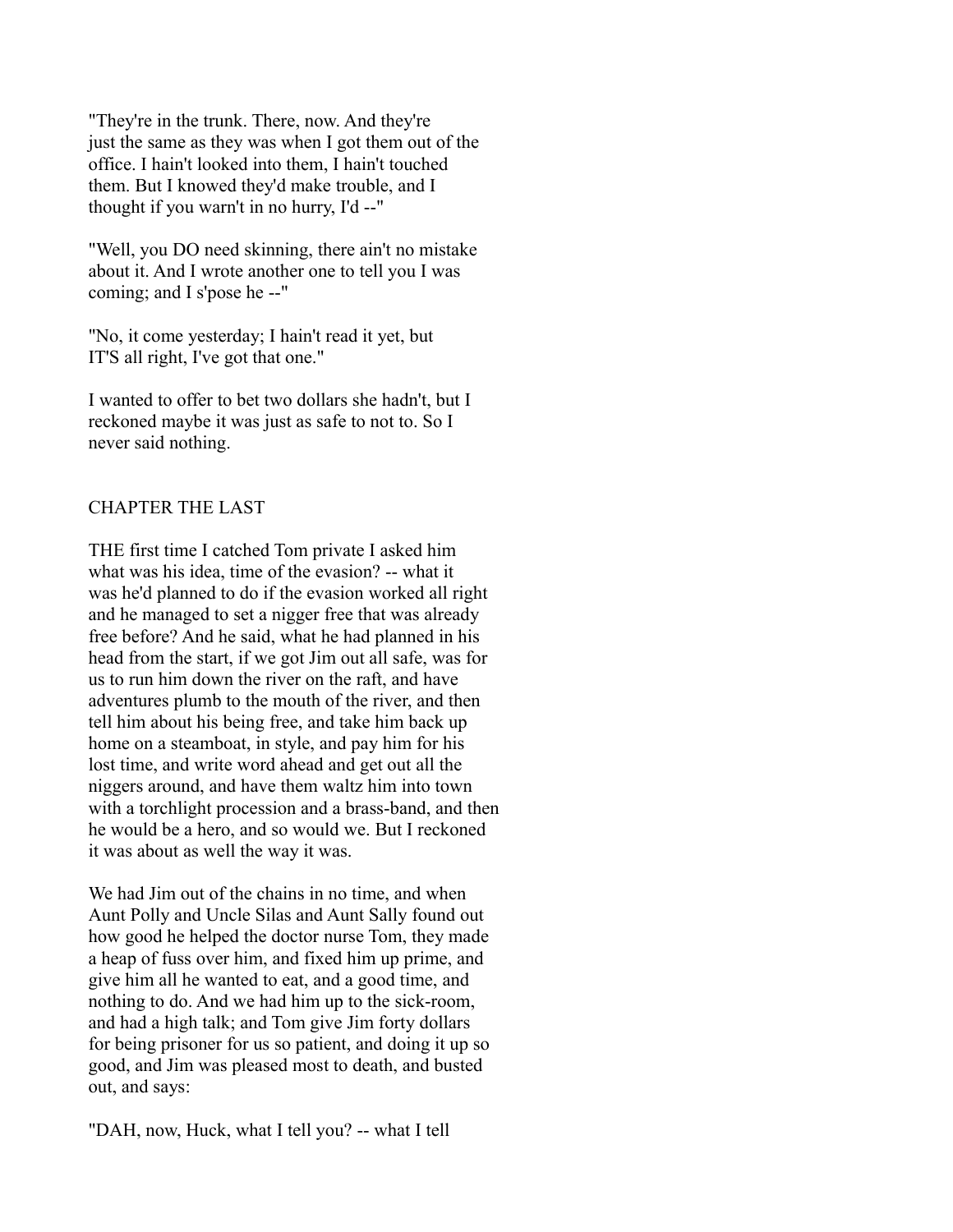"They're in the trunk. There, now. And they're just the same as they was when I got them out of the office. I hain't looked into them, I hain't touched them. But I knowed they'd make trouble, and I thought if you warn't in no hurry, I'd --"

"Well, you DO need skinning, there ain't no mistake about it. And I wrote another one to tell you I was coming; and I s'pose he --"

"No, it come yesterday; I hain't read it yet, but IT'S all right, I've got that one."

I wanted to offer to bet two dollars she hadn't, but I reckoned maybe it was just as safe to not to. So I never said nothing.

## CHAPTER THE LAST

THE first time I catched Tom private I asked him what was his idea, time of the evasion? -- what it was he'd planned to do if the evasion worked all right and he managed to set a nigger free that was already free before? And he said, what he had planned in his head from the start, if we got Jim out all safe, was for us to run him down the river on the raft, and have adventures plumb to the mouth of the river, and then tell him about his being free, and take him back up home on a steamboat, in style, and pay him for his lost time, and write word ahead and get out all the niggers around, and have them waltz him into town with a torchlight procession and a brass-band, and then he would be a hero, and so would we. But I reckoned it was about as well the way it was.

We had Jim out of the chains in no time, and when Aunt Polly and Uncle Silas and Aunt Sally found out how good he helped the doctor nurse Tom, they made a heap of fuss over him, and fixed him up prime, and give him all he wanted to eat, and a good time, and nothing to do. And we had him up to the sick-room, and had a high talk; and Tom give Jim forty dollars for being prisoner for us so patient, and doing it up so good, and Jim was pleased most to death, and busted out, and says:

"DAH, now, Huck, what I tell you? -- what I tell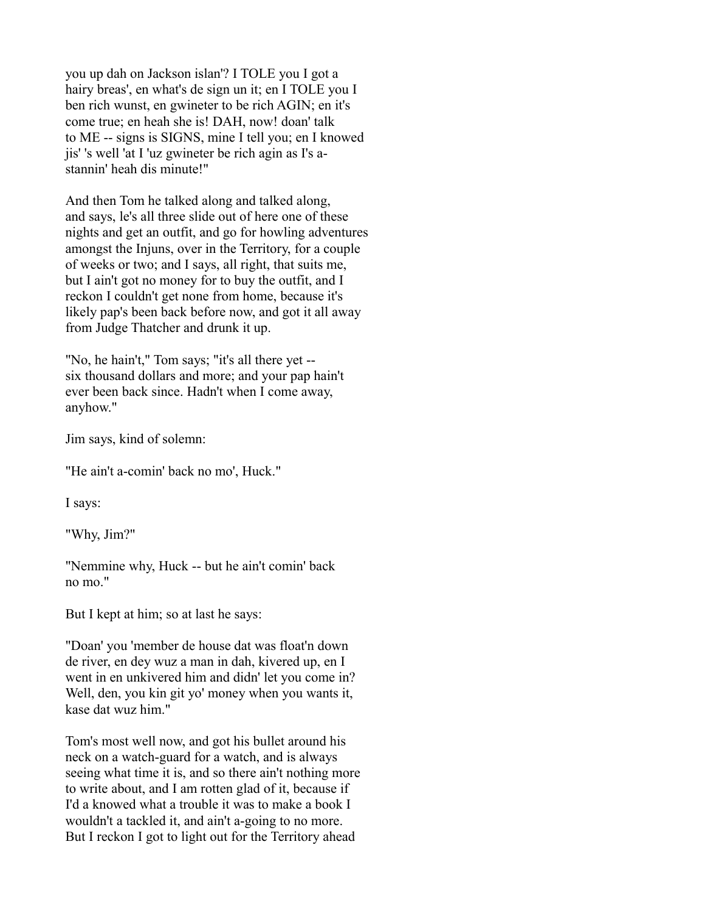you up dah on Jackson islan'? I TOLE you I got a hairy breas', en what's de sign un it; en I TOLE you I ben rich wunst, en gwineter to be rich AGIN; en it's come true; en heah she is! DAH, now! doan' talk to ME -- signs is SIGNS, mine I tell you; en I knowed jis' 's well 'at I 'uz gwineter be rich agin as I's a-stannin' heah dis minute!"

And then Tom he talked along and talked along, and says, le's all three slide out of here one of these nights and get an outfit, and go for howling adventures amongst the Injuns, over in the Territory, for a couple of weeks or two; and I says, all right, that suits me, but I ain't got no money for to buy the outfit, and I reckon I couldn't get none from home, because it's likely pap's been back before now, and got it all away from Judge Thatcher and drunk it up.

"No, he hain't," Tom says; "it's all there yet -- six thousand dollars and more; and your pap hain't ever been back since. Hadn't when I come away, anyhow."

Jim says, kind of solemn:

"He ain't a-comin' back no mo', Huck."

I says:

"Why, Jim?"

"Nemmine why, Huck -- but he ain't comin' back no mo."

But I kept at him; so at last he says:

"Doan' you 'member de house dat was float'n down de river, en dey wuz a man in dah, kivered up, en I went in en unkivered him and didn' let you come in? Well, den, you kin git yo' money when you wants it, kase dat wuz him."

Tom's most well now, and got his bullet around his neck on a watch-guard for a watch, and is always seeing what time it is, and so there ain't nothing more to write about, and I am rotten glad of it, because if I'd a knowed what a trouble it was to make a book I wouldn't a tackled it, and ain't a-going to no more. But I reckon I got to light out for the Territory ahead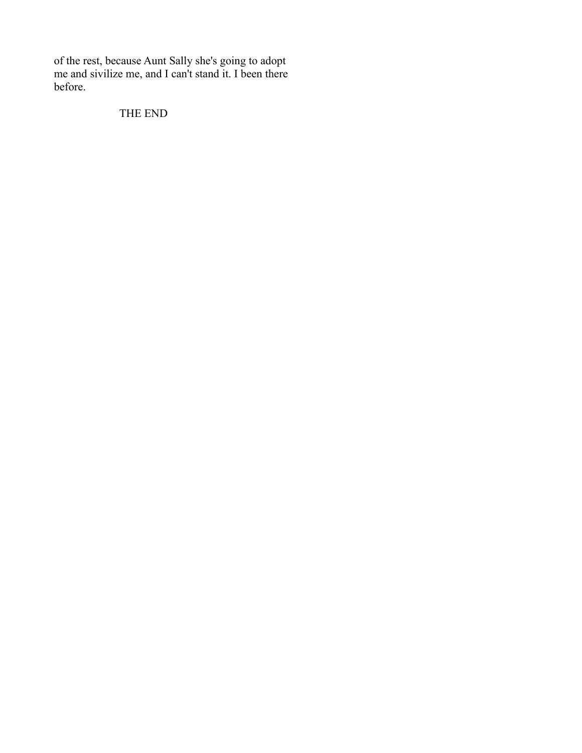of the rest, because Aunt Sally she's going to adopt me and sivilize me, and I can't stand it. I been there before.

THE END